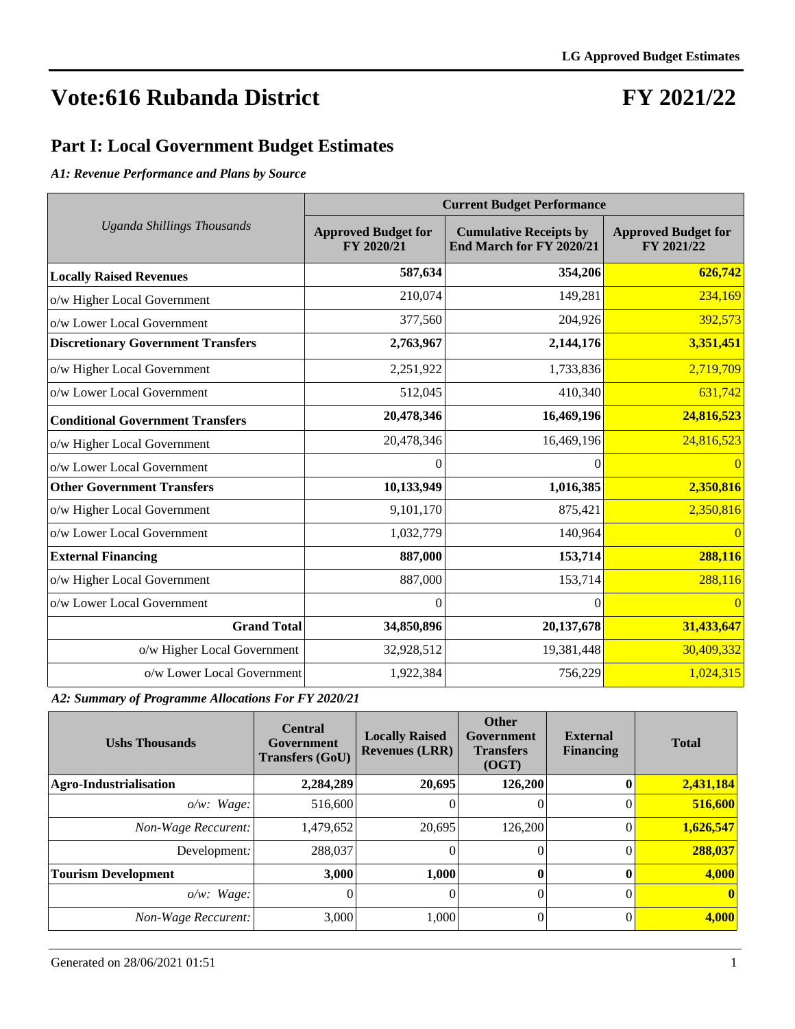# Vote:616 Rubanda District

# FY 2021/22

## Part I: Local Government Budget Estimates

***A1: Revenue Performance and Plans by Source***

| *Uganda Shillings Thousands* | Current Budget Performance | | |
|---|---|---|---|
| | **Approved Budget for FY 2020/21** | **Cumulative Receipts by End March for FY 2020/21** | **Approved Budget for FY 2021/22** |
| **Locally Raised Revenues** | **587,634** | **354,206** | **626,742** |
| o/w Higher Local Government | 210,074 | 149,281 | 234,169 |
| o/w Lower Local Government | 377,560 | 204,926 | 392,573 |
| **Discretionary Government Transfers** | **2,763,967** | **2,144,176** | **3,351,451** |
| o/w Higher Local Government | 2,251,922 | 1,733,836 | 2,719,709 |
| o/w Lower Local Government | 512,045 | 410,340 | 631,742 |
| **Conditional Government Transfers** | **20,478,346** | **16,469,196** | **24,816,523** |
| o/w Higher Local Government | 20,478,346 | 16,469,196 | 24,816,523 |
| o/w Lower Local Government | 0 | 0 | 0 |
| **Other Government Transfers** | **10,133,949** | **1,016,385** | **2,350,816** |
| o/w Higher Local Government | 9,101,170 | 875,421 | 2,350,816 |
| o/w Lower Local Government | 1,032,779 | 140,964 | 0 |
| **External Financing** | **887,000** | **153,714** | **288,116** |
| o/w Higher Local Government | 887,000 | 153,714 | 288,116 |
| o/w Lower Local Government | 0 | 0 | 0 |
| **Grand Total** | **34,850,896** | **20,137,678** | **31,433,647** |
| o/w Higher Local Government | 32,928,512 | 19,381,448 | 30,409,332 |
| o/w Lower Local Government | 1,922,384 | 756,229 | 1,024,315 |

***A2: Summary of Programme Allocations For FY 2020/21***

| Ushs Thousands | Central Government Transfers (GoU) | Locally Raised Revenues (LRR) | Other Government Transfers (OGT) | External Financing | Total |
|---|---|---|---|---|---|
| **Agro-Industrialisation** | **2,284,289** | **20,695** | **126,200** | **0** | **2,431,184** |
| *o/w: Wage:* | 516,600 | 0 | 0 | 0 | **516,600** |
| *Non-Wage Reccurent:* | 1,479,652 | 20,695 | 126,200 | 0 | **1,626,547** |
| Development: | 288,037 | 0 | 0 | 0 | **288,037** |
| **Tourism Development** | **3,000** | **1,000** | **0** | **0** | **4,000** |
| *o/w: Wage:* | 0 | 0 | 0 | 0 | **0** |
| *Non-Wage Reccurent:* | 3,000 | 1,000 | 0 | 0 | **4,000** |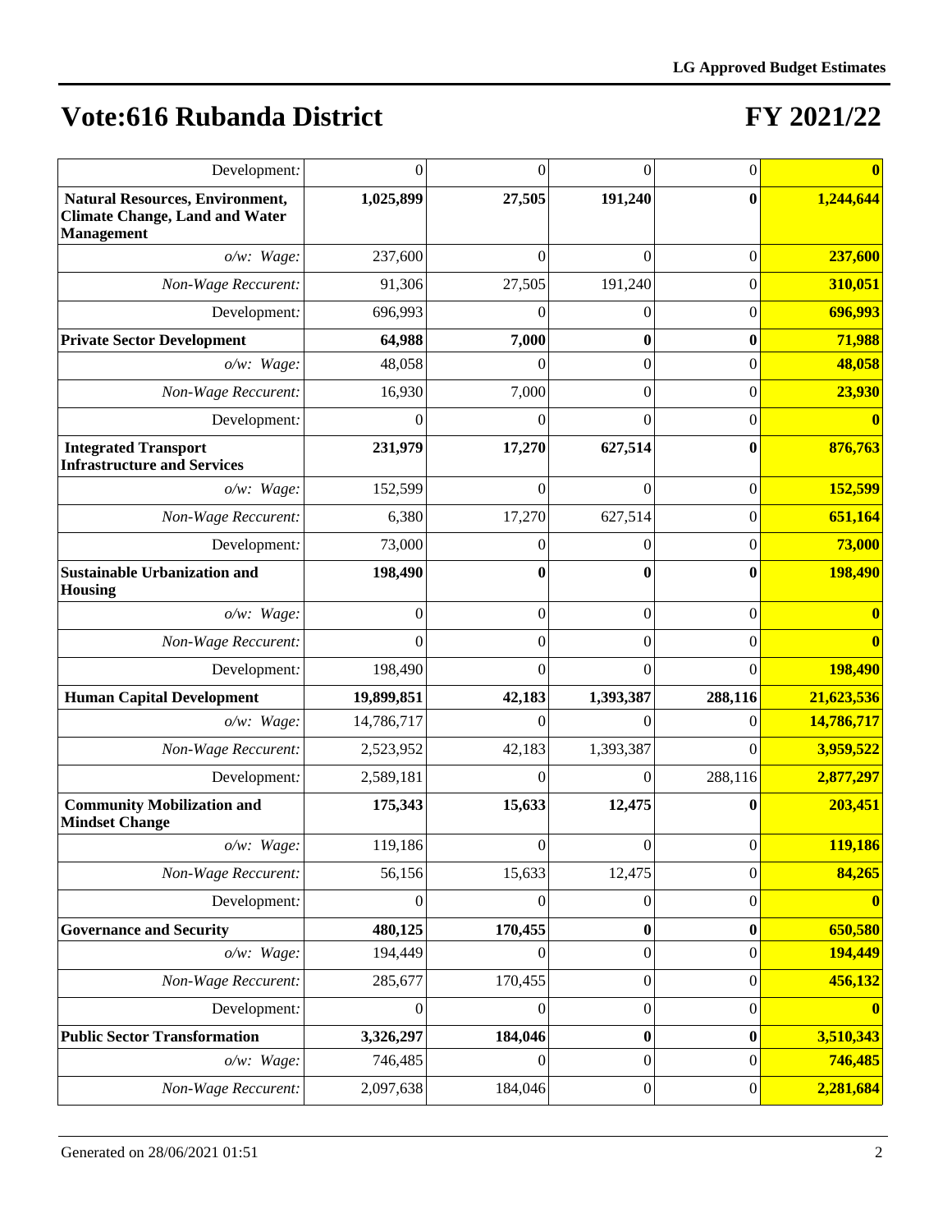# Vote:616 Rubanda District

# FY 2021/22

| | | | | | |
|---|---|---|---|---|---|
| Development: | 0 | 0 | 0 | 0 | **0** |
| **Natural Resources, Environment, Climate Change, Land and Water Management** | **1,025,899** | **27,505** | **191,240** | **0** | **1,244,644** |
| *o/w: Wage:* | 237,600 | 0 | 0 | 0 | **237,600** |
| *Non-Wage Reccurent:* | 91,306 | 27,505 | 191,240 | 0 | **310,051** |
| Development: | 696,993 | 0 | 0 | 0 | **696,993** |
| **Private Sector Development** | **64,988** | **7,000** | **0** | **0** | **71,988** |
| *o/w: Wage:* | 48,058 | 0 | 0 | 0 | **48,058** |
| *Non-Wage Reccurent:* | 16,930 | 7,000 | 0 | 0 | **23,930** |
| Development: | 0 | 0 | 0 | 0 | **0** |
| **Integrated Transport Infrastructure and Services** | **231,979** | **17,270** | **627,514** | **0** | **876,763** |
| *o/w: Wage:* | 152,599 | 0 | 0 | 0 | **152,599** |
| *Non-Wage Reccurent:* | 6,380 | 17,270 | 627,514 | 0 | **651,164** |
| Development: | 73,000 | 0 | 0 | 0 | **73,000** |
| **Sustainable Urbanization and Housing** | **198,490** | **0** | **0** | **0** | **198,490** |
| *o/w: Wage:* | 0 | 0 | 0 | 0 | **0** |
| *Non-Wage Reccurent:* | 0 | 0 | 0 | 0 | **0** |
| Development: | 198,490 | 0 | 0 | 0 | **198,490** |
| **Human Capital Development** | **19,899,851** | **42,183** | **1,393,387** | **288,116** | **21,623,536** |
| *o/w: Wage:* | 14,786,717 | 0 | 0 | 0 | **14,786,717** |
| *Non-Wage Reccurent:* | 2,523,952 | 42,183 | 1,393,387 | 0 | **3,959,522** |
| Development: | 2,589,181 | 0 | 0 | 288,116 | **2,877,297** |
| **Community Mobilization and Mindset Change** | **175,343** | **15,633** | **12,475** | **0** | **203,451** |
| *o/w: Wage:* | 119,186 | 0 | 0 | 0 | **119,186** |
| *Non-Wage Reccurent:* | 56,156 | 15,633 | 12,475 | 0 | **84,265** |
| Development: | 0 | 0 | 0 | 0 | **0** |
| **Governance and Security** | **480,125** | **170,455** | **0** | **0** | **650,580** |
| *o/w: Wage:* | 194,449 | 0 | 0 | 0 | **194,449** |
| *Non-Wage Reccurent:* | 285,677 | 170,455 | 0 | 0 | **456,132** |
| Development: | 0 | 0 | 0 | 0 | **0** |
| **Public Sector Transformation** | **3,326,297** | **184,046** | **0** | **0** | **3,510,343** |
| *o/w: Wage:* | 746,485 | 0 | 0 | 0 | **746,485** |
| *Non-Wage Reccurent:* | 2,097,638 | 184,046 | 0 | 0 | **2,281,684** |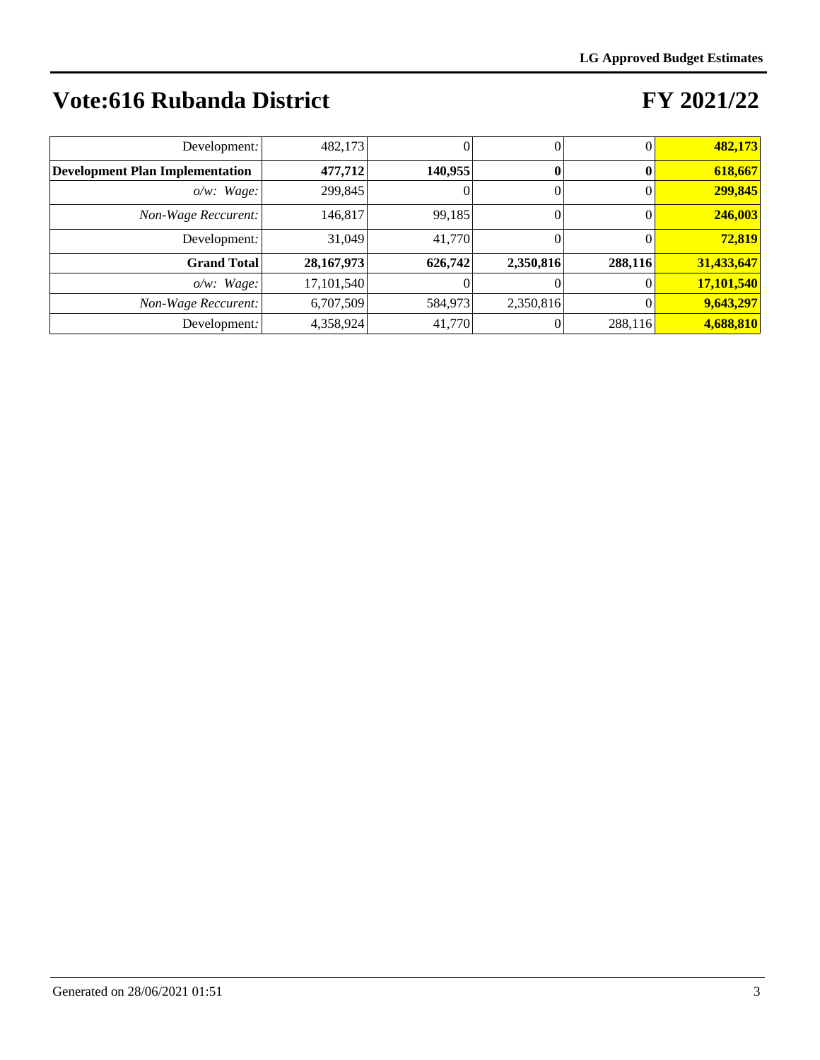# Vote:616 Rubanda District

# FY 2021/22

| | | | | | |
|---|---|---|---|---|---|
| Development: | 482,173 | 0 | 0 | 0 | **482,173** |
| **Development Plan Implementation** | **477,712** | **140,955** | **0** | **0** | **618,667** |
| *o/w: Wage:* | 299,845 | 0 | 0 | 0 | **299,845** |
| *Non-Wage Reccurent:* | 146,817 | 99,185 | 0 | 0 | **246,003** |
| Development: | 31,049 | 41,770 | 0 | 0 | **72,819** |
| **Grand Total** | **28,167,973** | **626,742** | **2,350,816** | **288,116** | **31,433,647** |
| *o/w: Wage:* | 17,101,540 | 0 | 0 | 0 | **17,101,540** |
| *Non-Wage Reccurent:* | 6,707,509 | 584,973 | 2,350,816 | 0 | **9,643,297** |
| Development: | 4,358,924 | 41,770 | 0 | 288,116 | **4,688,810** |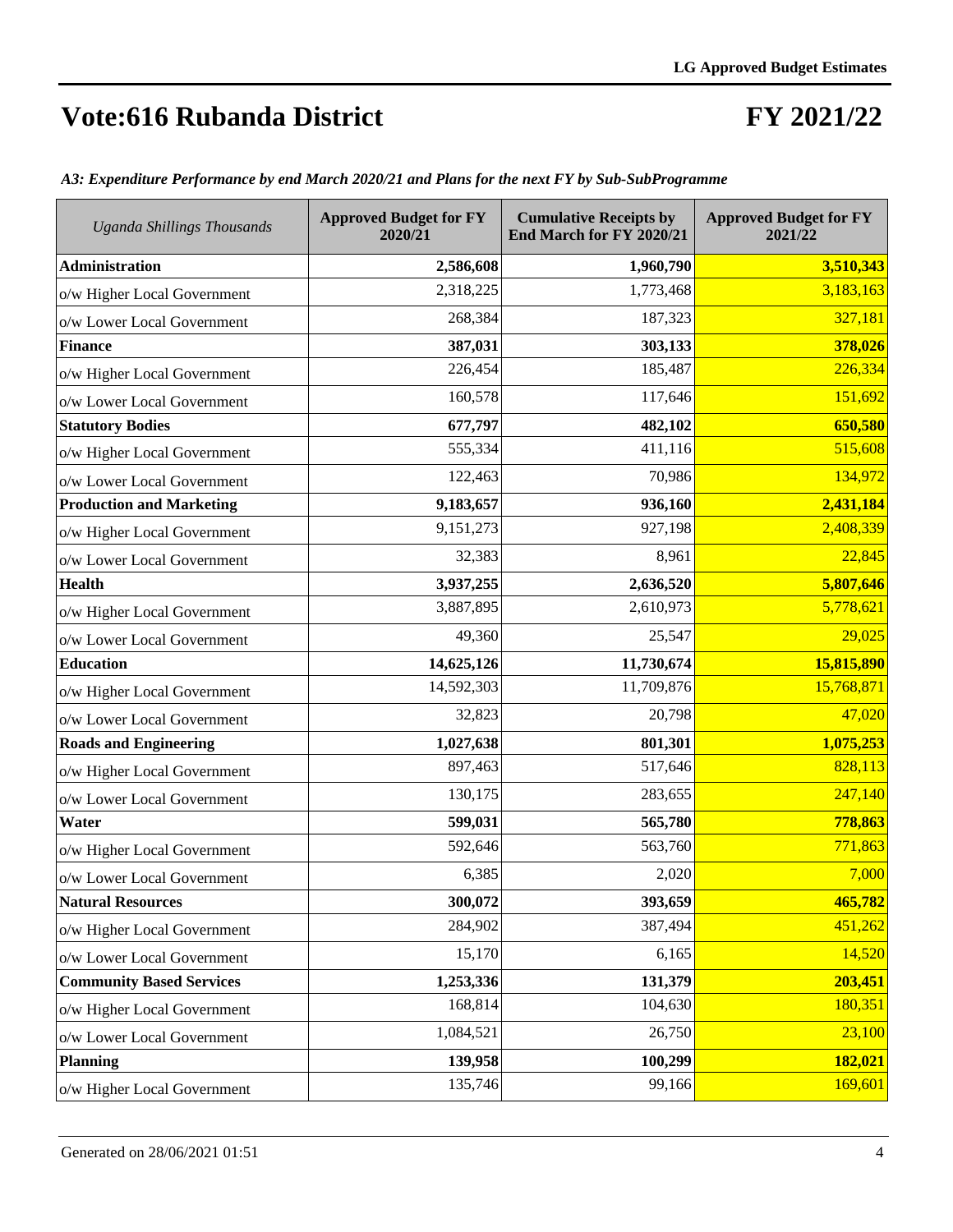# Vote:616 Rubanda District

# FY 2021/22

*A3: Expenditure Performance by end March 2020/21 and Plans for the next FY by Sub-SubProgramme*

| *Uganda Shillings Thousands* | Approved Budget for FY 2020/21 | Cumulative Receipts by End March for FY 2020/21 | Approved Budget for FY 2021/22 |
|---|---|---|---|
| **Administration** | **2,586,608** | **1,960,790** | **3,510,343** |
| o/w Higher Local Government | 2,318,225 | 1,773,468 | 3,183,163 |
| o/w Lower Local Government | 268,384 | 187,323 | 327,181 |
| **Finance** | **387,031** | **303,133** | **378,026** |
| o/w Higher Local Government | 226,454 | 185,487 | 226,334 |
| o/w Lower Local Government | 160,578 | 117,646 | 151,692 |
| **Statutory Bodies** | **677,797** | **482,102** | **650,580** |
| o/w Higher Local Government | 555,334 | 411,116 | 515,608 |
| o/w Lower Local Government | 122,463 | 70,986 | 134,972 |
| **Production and Marketing** | **9,183,657** | **936,160** | **2,431,184** |
| o/w Higher Local Government | 9,151,273 | 927,198 | 2,408,339 |
| o/w Lower Local Government | 32,383 | 8,961 | 22,845 |
| **Health** | **3,937,255** | **2,636,520** | **5,807,646** |
| o/w Higher Local Government | 3,887,895 | 2,610,973 | 5,778,621 |
| o/w Lower Local Government | 49,360 | 25,547 | 29,025 |
| **Education** | **14,625,126** | **11,730,674** | **15,815,890** |
| o/w Higher Local Government | 14,592,303 | 11,709,876 | 15,768,871 |
| o/w Lower Local Government | 32,823 | 20,798 | 47,020 |
| **Roads and Engineering** | **1,027,638** | **801,301** | **1,075,253** |
| o/w Higher Local Government | 897,463 | 517,646 | 828,113 |
| o/w Lower Local Government | 130,175 | 283,655 | 247,140 |
| **Water** | **599,031** | **565,780** | **778,863** |
| o/w Higher Local Government | 592,646 | 563,760 | 771,863 |
| o/w Lower Local Government | 6,385 | 2,020 | 7,000 |
| **Natural Resources** | **300,072** | **393,659** | **465,782** |
| o/w Higher Local Government | 284,902 | 387,494 | 451,262 |
| o/w Lower Local Government | 15,170 | 6,165 | 14,520 |
| **Community Based Services** | **1,253,336** | **131,379** | **203,451** |
| o/w Higher Local Government | 168,814 | 104,630 | 180,351 |
| o/w Lower Local Government | 1,084,521 | 26,750 | 23,100 |
| **Planning** | **139,958** | **100,299** | **182,021** |
| o/w Higher Local Government | 135,746 | 99,166 | 169,601 |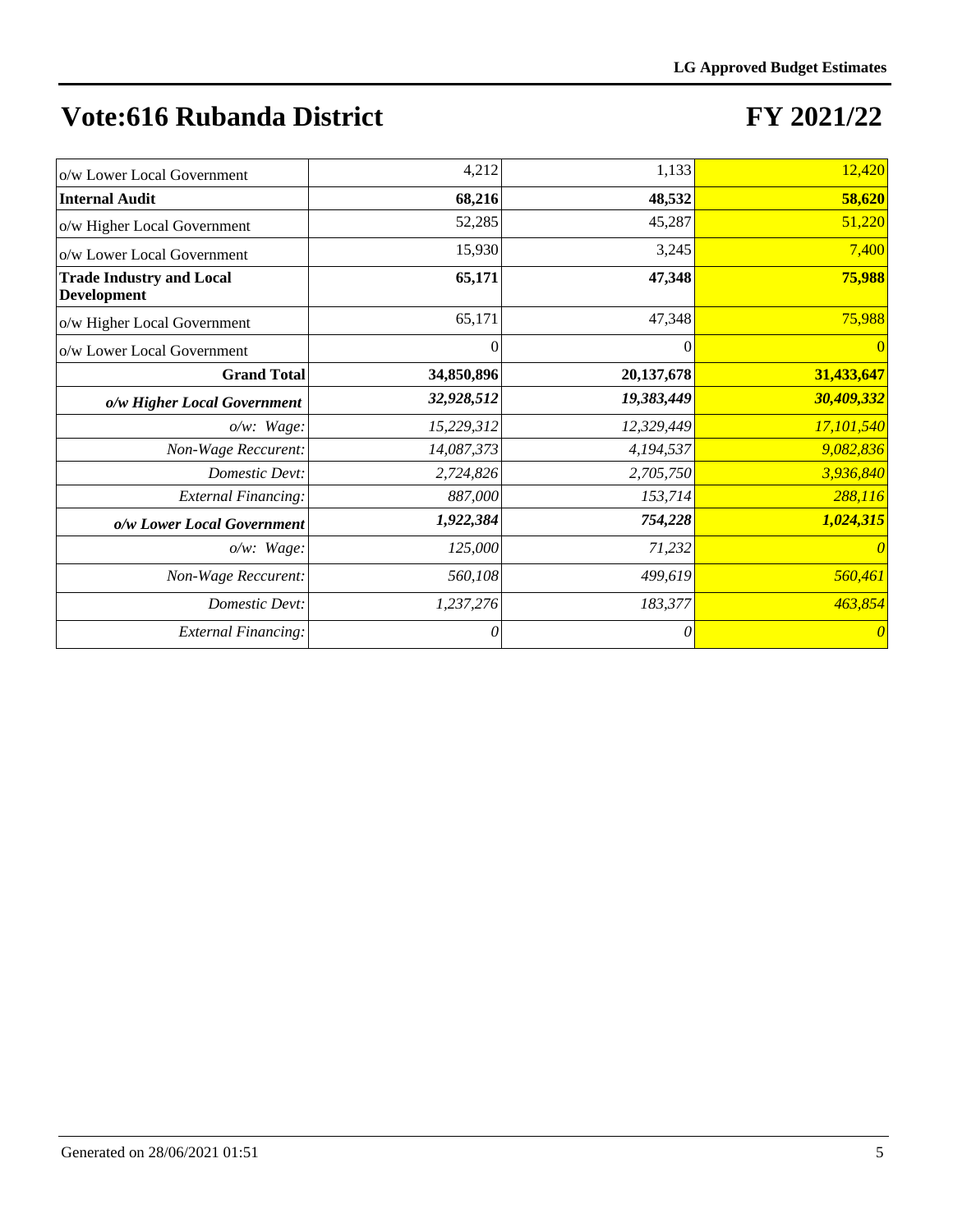# Vote:616 Rubanda District

# FY 2021/22

| | | | |
|---|---|---|---|
| o/w Lower Local Government | 4,212 | 1,133 | 12,420 |
| **Internal Audit** | **68,216** | **48,532** | **58,620** |
| o/w Higher Local Government | 52,285 | 45,287 | 51,220 |
| o/w Lower Local Government | 15,930 | 3,245 | 7,400 |
| **Trade Industry and Local Development** | **65,171** | **47,348** | **75,988** |
| o/w Higher Local Government | 65,171 | 47,348 | 75,988 |
| o/w Lower Local Government | 0 | 0 | 0 |
| **Grand Total** | **34,850,896** | **20,137,678** | **31,433,647** |
| ***o/w Higher Local Government*** | ***32,928,512*** | ***19,383,449*** | ***30,409,332*** |
| *o/w: Wage:* | *15,229,312* | *12,329,449* | *17,101,540* |
| *Non-Wage Reccurent:* | *14,087,373* | *4,194,537* | *9,082,836* |
| *Domestic Devt:* | *2,724,826* | *2,705,750* | *3,936,840* |
| *External Financing:* | *887,000* | *153,714* | *288,116* |
| ***o/w Lower Local Government*** | ***1,922,384*** | ***754,228*** | ***1,024,315*** |
| *o/w: Wage:* | *125,000* | *71,232* | *0* |
| *Non-Wage Reccurent:* | *560,108* | *499,619* | *560,461* |
| *Domestic Devt:* | *1,237,276* | *183,377* | *463,854* |
| *External Financing:* | *0* | *0* | *0* |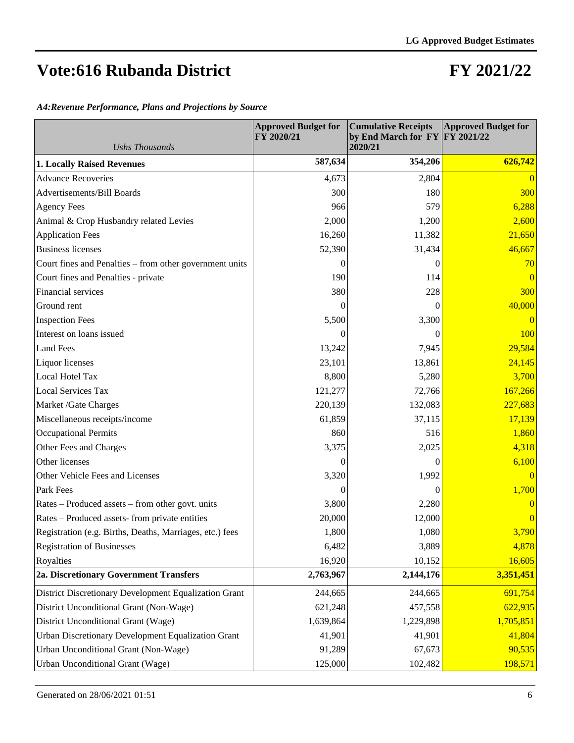# Vote:616 Rubanda District

# FY 2021/22

*A4:Revenue Performance, Plans and Projections by Source*

| *Ushs Thousands* | Approved Budget for FY 2020/21 | Cumulative Receipts by End March for FY 2020/21 | Approved Budget for FY 2021/22 |
|---|---|---|---|
| **1. Locally Raised Revenues** | **587,634** | **354,206** | **626,742** |
| Advance Recoveries | 4,673 | 2,804 | 0 |
| Advertisements/Bill Boards | 300 | 180 | 300 |
| Agency Fees | 966 | 579 | 6,288 |
| Animal & Crop Husbandry related Levies | 2,000 | 1,200 | 2,600 |
| Application Fees | 16,260 | 11,382 | 21,650 |
| Business licenses | 52,390 | 31,434 | 46,667 |
| Court fines and Penalties – from other government units | 0 | 0 | 70 |
| Court fines and Penalties - private | 190 | 114 | 0 |
| Financial services | 380 | 228 | 300 |
| Ground rent | 0 | 0 | 40,000 |
| Inspection Fees | 5,500 | 3,300 | 0 |
| Interest on loans issued | 0 | 0 | 100 |
| Land Fees | 13,242 | 7,945 | 29,584 |
| Liquor licenses | 23,101 | 13,861 | 24,145 |
| Local Hotel Tax | 8,800 | 5,280 | 3,700 |
| Local Services Tax | 121,277 | 72,766 | 167,266 |
| Market /Gate Charges | 220,139 | 132,083 | 227,683 |
| Miscellaneous receipts/income | 61,859 | 37,115 | 17,139 |
| Occupational Permits | 860 | 516 | 1,860 |
| Other Fees and Charges | 3,375 | 2,025 | 4,318 |
| Other licenses | 0 | 0 | 6,100 |
| Other Vehicle Fees and Licenses | 3,320 | 1,992 | 0 |
| Park Fees | 0 | 0 | 1,700 |
| Rates – Produced assets – from other govt. units | 3,800 | 2,280 | 0 |
| Rates – Produced assets- from private entities | 20,000 | 12,000 | 0 |
| Registration (e.g. Births, Deaths, Marriages, etc.) fees | 1,800 | 1,080 | 3,790 |
| Registration of Businesses | 6,482 | 3,889 | 4,878 |
| Royalties | 16,920 | 10,152 | 16,605 |
| **2a. Discretionary Government Transfers** | **2,763,967** | **2,144,176** | **3,351,451** |
| District Discretionary Development Equalization Grant | 244,665 | 244,665 | 691,754 |
| District Unconditional Grant (Non-Wage) | 621,248 | 457,558 | 622,935 |
| District Unconditional Grant (Wage) | 1,639,864 | 1,229,898 | 1,705,851 |
| Urban Discretionary Development Equalization Grant | 41,901 | 41,901 | 41,804 |
| Urban Unconditional Grant (Non-Wage) | 91,289 | 67,673 | 90,535 |
| Urban Unconditional Grant (Wage) | 125,000 | 102,482 | 198,571 |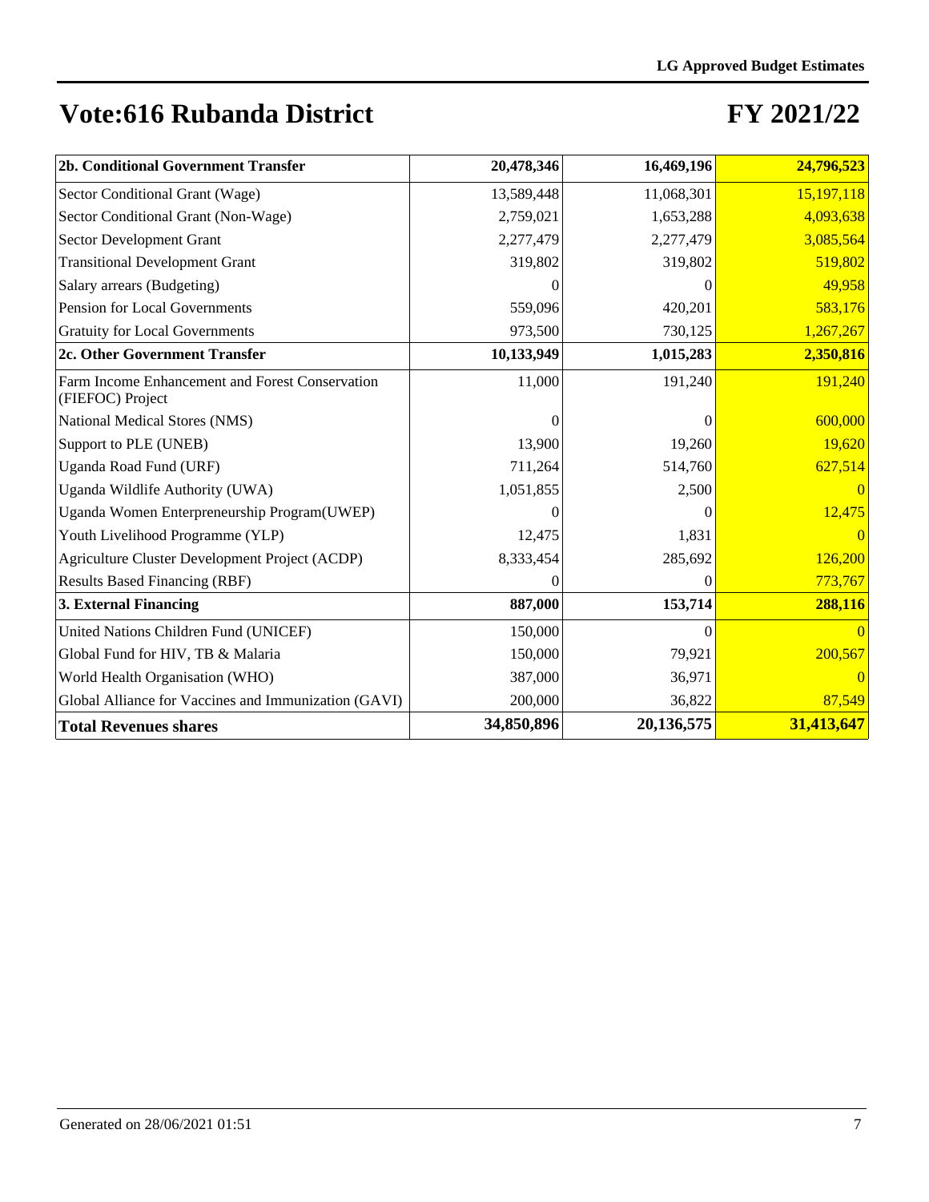# Vote:616 Rubanda District

# FY 2021/22

| 2b. Conditional Government Transfer | 20,478,346 | 16,469,196 | 24,796,523 |
|---|---|---|---|
| Sector Conditional Grant (Wage) | 13,589,448 | 11,068,301 | 15,197,118 |
| Sector Conditional Grant (Non-Wage) | 2,759,021 | 1,653,288 | 4,093,638 |
| Sector Development Grant | 2,277,479 | 2,277,479 | 3,085,564 |
| Transitional Development Grant | 319,802 | 319,802 | 519,802 |
| Salary arrears (Budgeting) | 0 | 0 | 49,958 |
| Pension for Local Governments | 559,096 | 420,201 | 583,176 |
| Gratuity for Local Governments | 973,500 | 730,125 | 1,267,267 |
| **2c. Other Government Transfer** | **10,133,949** | **1,015,283** | **2,350,816** |
| Farm Income Enhancement and Forest Conservation (FIEFOC) Project | 11,000 | 191,240 | 191,240 |
| National Medical Stores (NMS) | 0 | 0 | 600,000 |
| Support to PLE (UNEB) | 13,900 | 19,260 | 19,620 |
| Uganda Road Fund (URF) | 711,264 | 514,760 | 627,514 |
| Uganda Wildlife Authority (UWA) | 1,051,855 | 2,500 | 0 |
| Uganda Women Enterpreneurship Program(UWEP) | 0 | 0 | 12,475 |
| Youth Livelihood Programme (YLP) | 12,475 | 1,831 | 0 |
| Agriculture Cluster Development Project (ACDP) | 8,333,454 | 285,692 | 126,200 |
| Results Based Financing (RBF) | 0 | 0 | 773,767 |
| **3. External Financing** | **887,000** | **153,714** | **288,116** |
| United Nations Children Fund (UNICEF) | 150,000 | 0 | 0 |
| Global Fund for HIV, TB & Malaria | 150,000 | 79,921 | 200,567 |
| World Health Organisation (WHO) | 387,000 | 36,971 | 0 |
| Global Alliance for Vaccines and Immunization (GAVI) | 200,000 | 36,822 | 87,549 |
| **Total Revenues shares** | **34,850,896** | **20,136,575** | **31,413,647** |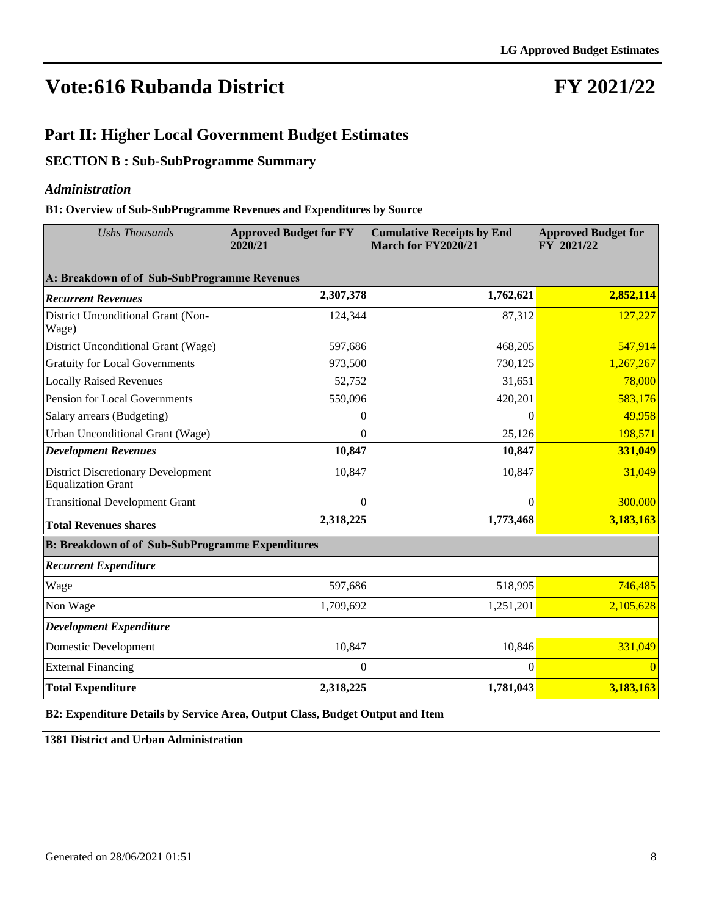# Vote:616 Rubanda District

# FY 2021/22

## Part II: Higher Local Government Budget Estimates

### SECTION B : Sub-SubProgramme Summary

### *Administration*

**B1: Overview of Sub-SubProgramme Revenues and Expenditures by Source**

| *Ushs Thousands* | **Approved Budget for FY 2020/21** | **Cumulative Receipts by End March for FY2020/21** | **Approved Budget for FY 2021/22** |
|---|---|---|---|
| **A: Breakdown of of Sub-SubProgramme Revenues** | | | |
| ***Recurrent Revenues*** | **2,307,378** | **1,762,621** | **2,852,114** |
| District Unconditional Grant (Non-Wage) | 124,344 | 87,312 | 127,227 |
| District Unconditional Grant (Wage) | 597,686 | 468,205 | 547,914 |
| Gratuity for Local Governments | 973,500 | 730,125 | 1,267,267 |
| Locally Raised Revenues | 52,752 | 31,651 | 78,000 |
| Pension for Local Governments | 559,096 | 420,201 | 583,176 |
| Salary arrears (Budgeting) | 0 | 0 | 49,958 |
| Urban Unconditional Grant (Wage) | 0 | 25,126 | 198,571 |
| ***Development Revenues*** | **10,847** | **10,847** | **331,049** |
| District Discretionary Development Equalization Grant | 10,847 | 10,847 | 31,049 |
| Transitional Development Grant | 0 | 0 | 300,000 |
| **Total Revenues shares** | **2,318,225** | **1,773,468** | **3,183,163** |
| **B: Breakdown of of Sub-SubProgramme Expenditures** | | | |
| ***Recurrent Expenditure*** | | | |
| Wage | 597,686 | 518,995 | 746,485 |
| Non Wage | 1,709,692 | 1,251,201 | 2,105,628 |
| ***Development Expenditure*** | | | |
| Domestic Development | 10,847 | 10,846 | 331,049 |
| External Financing | 0 | 0 | 0 |
| **Total Expenditure** | **2,318,225** | **1,781,043** | **3,183,163** |

**B2: Expenditure Details by Service Area, Output Class, Budget Output and Item**

**1381 District and Urban Administration**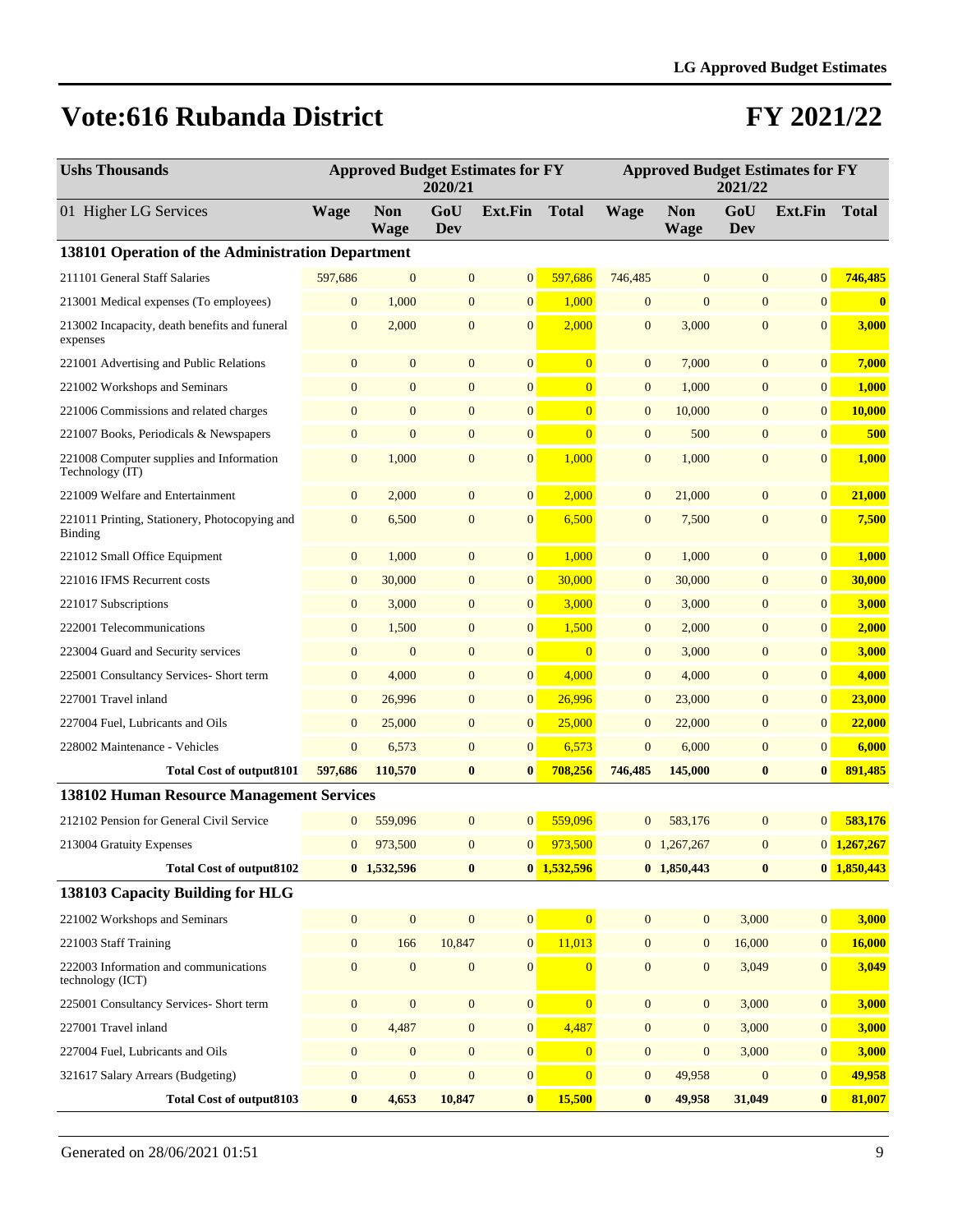# Vote:616 Rubanda District

# FY 2021/22

| Ushs Thousands | Approved Budget Estimates for FY 2020/21 | | | | | Approved Budget Estimates for FY 2021/22 | | | | |
|---|---|---|---|---|---|---|---|---|---|---|
| 01 Higher LG Services | Wage | Non Wage | GoU Dev | Ext.Fin | Total | Wage | Non Wage | GoU Dev | Ext.Fin | Total |
| **138101 Operation of the Administration Department** | | | | | | | | | | |
| 211101 General Staff Salaries | 597,686 | 0 | 0 | 0 | 597,686 | 746,485 | 0 | 0 | 0 | **746,485** |
| 213001 Medical expenses (To employees) | 0 | 1,000 | 0 | 0 | 1,000 | 0 | 0 | 0 | 0 | **0** |
| 213002 Incapacity, death benefits and funeral expenses | 0 | 2,000 | 0 | 0 | 2,000 | 0 | 3,000 | 0 | 0 | **3,000** |
| 221001 Advertising and Public Relations | 0 | 0 | 0 | 0 | 0 | 0 | 7,000 | 0 | 0 | **7,000** |
| 221002 Workshops and Seminars | 0 | 0 | 0 | 0 | 0 | 0 | 1,000 | 0 | 0 | **1,000** |
| 221006 Commissions and related charges | 0 | 0 | 0 | 0 | 0 | 0 | 10,000 | 0 | 0 | **10,000** |
| 221007 Books, Periodicals & Newspapers | 0 | 0 | 0 | 0 | 0 | 0 | 500 | 0 | 0 | **500** |
| 221008 Computer supplies and Information Technology (IT) | 0 | 1,000 | 0 | 0 | 1,000 | 0 | 1,000 | 0 | 0 | **1,000** |
| 221009 Welfare and Entertainment | 0 | 2,000 | 0 | 0 | 2,000 | 0 | 21,000 | 0 | 0 | **21,000** |
| 221011 Printing, Stationery, Photocopying and Binding | 0 | 6,500 | 0 | 0 | 6,500 | 0 | 7,500 | 0 | 0 | **7,500** |
| 221012 Small Office Equipment | 0 | 1,000 | 0 | 0 | 1,000 | 0 | 1,000 | 0 | 0 | **1,000** |
| 221016 IFMS Recurrent costs | 0 | 30,000 | 0 | 0 | 30,000 | 0 | 30,000 | 0 | 0 | **30,000** |
| 221017 Subscriptions | 0 | 3,000 | 0 | 0 | 3,000 | 0 | 3,000 | 0 | 0 | **3,000** |
| 222001 Telecommunications | 0 | 1,500 | 0 | 0 | 1,500 | 0 | 2,000 | 0 | 0 | **2,000** |
| 223004 Guard and Security services | 0 | 0 | 0 | 0 | 0 | 0 | 3,000 | 0 | 0 | **3,000** |
| 225001 Consultancy Services- Short term | 0 | 4,000 | 0 | 0 | 4,000 | 0 | 4,000 | 0 | 0 | **4,000** |
| 227001 Travel inland | 0 | 26,996 | 0 | 0 | 26,996 | 0 | 23,000 | 0 | 0 | **23,000** |
| 227004 Fuel, Lubricants and Oils | 0 | 25,000 | 0 | 0 | 25,000 | 0 | 22,000 | 0 | 0 | **22,000** |
| 228002 Maintenance - Vehicles | 0 | 6,573 | 0 | 0 | 6,573 | 0 | 6,000 | 0 | 0 | **6,000** |
| **Total Cost of output8101** | **597,686** | **110,570** | **0** | **0** | **708,256** | **746,485** | **145,000** | **0** | **0** | **891,485** |
| **138102 Human Resource Management Services** | | | | | | | | | | |
| 212102 Pension for General Civil Service | 0 | 559,096 | 0 | 0 | 559,096 | 0 | 583,176 | 0 | 0 | **583,176** |
| 213004 Gratuity Expenses | 0 | 973,500 | 0 | 0 | 973,500 | 0 | 1,267,267 | 0 | 0 | **1,267,267** |
| **Total Cost of output8102** | **0** | **1,532,596** | **0** | **0** | **1,532,596** | **0** | **1,850,443** | **0** | **0** | **1,850,443** |
| **138103 Capacity Building for HLG** | | | | | | | | | | |
| 221002 Workshops and Seminars | 0 | 0 | 0 | 0 | 0 | 0 | 0 | 3,000 | 0 | **3,000** |
| 221003 Staff Training | 0 | 166 | 10,847 | 0 | 11,013 | 0 | 0 | 16,000 | 0 | **16,000** |
| 222003 Information and communications technology (ICT) | 0 | 0 | 0 | 0 | 0 | 0 | 0 | 3,049 | 0 | **3,049** |
| 225001 Consultancy Services- Short term | 0 | 0 | 0 | 0 | 0 | 0 | 0 | 3,000 | 0 | **3,000** |
| 227001 Travel inland | 0 | 4,487 | 0 | 0 | 4,487 | 0 | 0 | 3,000 | 0 | **3,000** |
| 227004 Fuel, Lubricants and Oils | 0 | 0 | 0 | 0 | 0 | 0 | 0 | 3,000 | 0 | **3,000** |
| 321617 Salary Arrears (Budgeting) | 0 | 0 | 0 | 0 | 0 | 0 | 49,958 | 0 | 0 | **49,958** |
| **Total Cost of output8103** | **0** | **4,653** | **10,847** | **0** | **15,500** | **0** | **49,958** | **31,049** | **0** | **81,007** |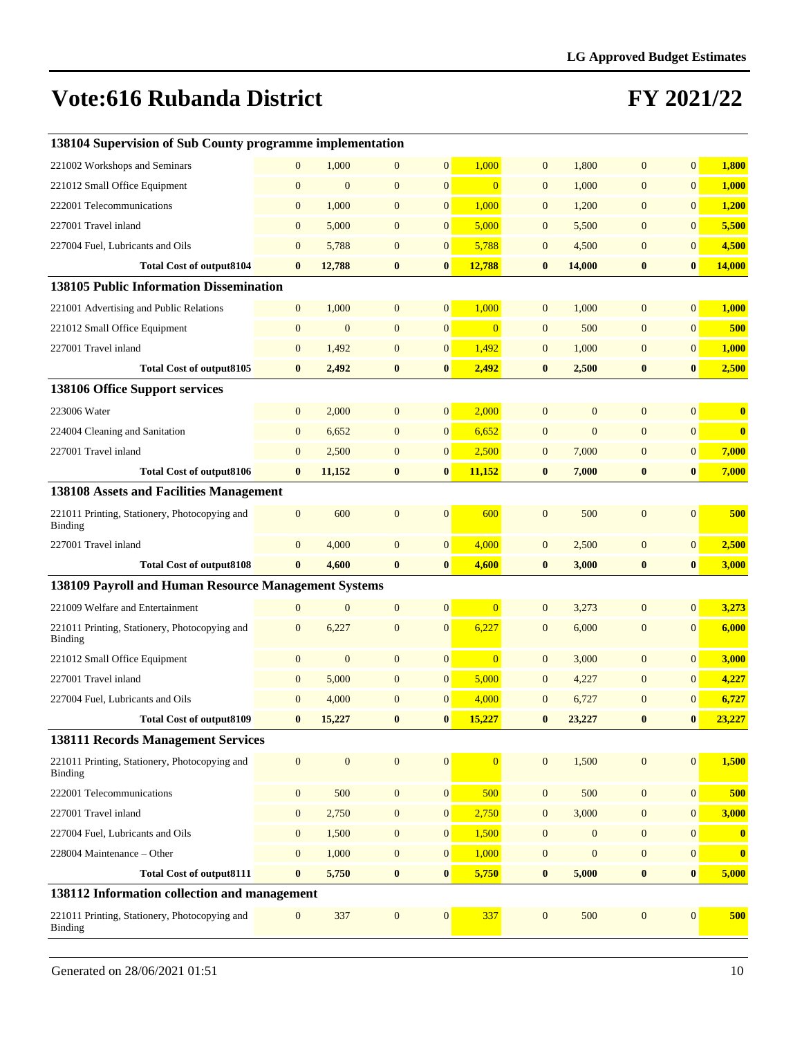# Vote:616 Rubanda District

# FY 2021/22

| | | | | | | | | | |
|---|---|---|---|---|---|---|---|---|---|
| **138104 Supervision of Sub County programme implementation** | | | | | | | | | |
| 221002 Workshops and Seminars | 0 | 1,000 | 0 | 0 | 1,000 | 0 | 1,800 | 0 | 0 | **1,800** |
| 221012 Small Office Equipment | 0 | 0 | 0 | 0 | 0 | 0 | 1,000 | 0 | 0 | **1,000** |
| 222001 Telecommunications | 0 | 1,000 | 0 | 0 | 1,000 | 0 | 1,200 | 0 | 0 | **1,200** |
| 227001 Travel inland | 0 | 5,000 | 0 | 0 | 5,000 | 0 | 5,500 | 0 | 0 | **5,500** |
| 227004 Fuel, Lubricants and Oils | 0 | 5,788 | 0 | 0 | 5,788 | 0 | 4,500 | 0 | 0 | **4,500** |
| **Total Cost of output8104** | **0** | **12,788** | **0** | **0** | **12,788** | **0** | **14,000** | **0** | **0** | **14,000** |
| **138105 Public Information Dissemination** | | | | | | | | | |
| 221001 Advertising and Public Relations | 0 | 1,000 | 0 | 0 | 1,000 | 0 | 1,000 | 0 | 0 | **1,000** |
| 221012 Small Office Equipment | 0 | 0 | 0 | 0 | 0 | 0 | 500 | 0 | 0 | **500** |
| 227001 Travel inland | 0 | 1,492 | 0 | 0 | 1,492 | 0 | 1,000 | 0 | 0 | **1,000** |
| **Total Cost of output8105** | **0** | **2,492** | **0** | **0** | **2,492** | **0** | **2,500** | **0** | **0** | **2,500** |
| **138106 Office Support services** | | | | | | | | | |
| 223006 Water | 0 | 2,000 | 0 | 0 | 2,000 | 0 | 0 | 0 | 0 | **0** |
| 224004 Cleaning and Sanitation | 0 | 6,652 | 0 | 0 | 6,652 | 0 | 0 | 0 | 0 | **0** |
| 227001 Travel inland | 0 | 2,500 | 0 | 0 | 2,500 | 0 | 7,000 | 0 | 0 | **7,000** |
| **Total Cost of output8106** | **0** | **11,152** | **0** | **0** | **11,152** | **0** | **7,000** | **0** | **0** | **7,000** |
| **138108 Assets and Facilities Management** | | | | | | | | | |
| 221011 Printing, Stationery, Photocopying and Binding | 0 | 600 | 0 | 0 | 600 | 0 | 500 | 0 | 0 | **500** |
| 227001 Travel inland | 0 | 4,000 | 0 | 0 | 4,000 | 0 | 2,500 | 0 | 0 | **2,500** |
| **Total Cost of output8108** | **0** | **4,600** | **0** | **0** | **4,600** | **0** | **3,000** | **0** | **0** | **3,000** |
| **138109 Payroll and Human Resource Management Systems** | | | | | | | | | |
| 221009 Welfare and Entertainment | 0 | 0 | 0 | 0 | 0 | 0 | 3,273 | 0 | 0 | **3,273** |
| 221011 Printing, Stationery, Photocopying and Binding | 0 | 6,227 | 0 | 0 | 6,227 | 0 | 6,000 | 0 | 0 | **6,000** |
| 221012 Small Office Equipment | 0 | 0 | 0 | 0 | 0 | 0 | 3,000 | 0 | 0 | **3,000** |
| 227001 Travel inland | 0 | 5,000 | 0 | 0 | 5,000 | 0 | 4,227 | 0 | 0 | **4,227** |
| 227004 Fuel, Lubricants and Oils | 0 | 4,000 | 0 | 0 | 4,000 | 0 | 6,727 | 0 | 0 | **6,727** |
| **Total Cost of output8109** | **0** | **15,227** | **0** | **0** | **15,227** | **0** | **23,227** | **0** | **0** | **23,227** |
| **138111 Records Management Services** | | | | | | | | | |
| 221011 Printing, Stationery, Photocopying and Binding | 0 | 0 | 0 | 0 | 0 | 0 | 1,500 | 0 | 0 | **1,500** |
| 222001 Telecommunications | 0 | 500 | 0 | 0 | 500 | 0 | 500 | 0 | 0 | **500** |
| 227001 Travel inland | 0 | 2,750 | 0 | 0 | 2,750 | 0 | 3,000 | 0 | 0 | **3,000** |
| 227004 Fuel, Lubricants and Oils | 0 | 1,500 | 0 | 0 | 1,500 | 0 | 0 | 0 | 0 | **0** |
| 228004 Maintenance – Other | 0 | 1,000 | 0 | 0 | 1,000 | 0 | 0 | 0 | 0 | **0** |
| **Total Cost of output8111** | **0** | **5,750** | **0** | **0** | **5,750** | **0** | **5,000** | **0** | **0** | **5,000** |
| **138112 Information collection and management** | | | | | | | | | |
| 221011 Printing, Stationery, Photocopying and Binding | 0 | 337 | 0 | 0 | 337 | 0 | 500 | 0 | 0 | **500** |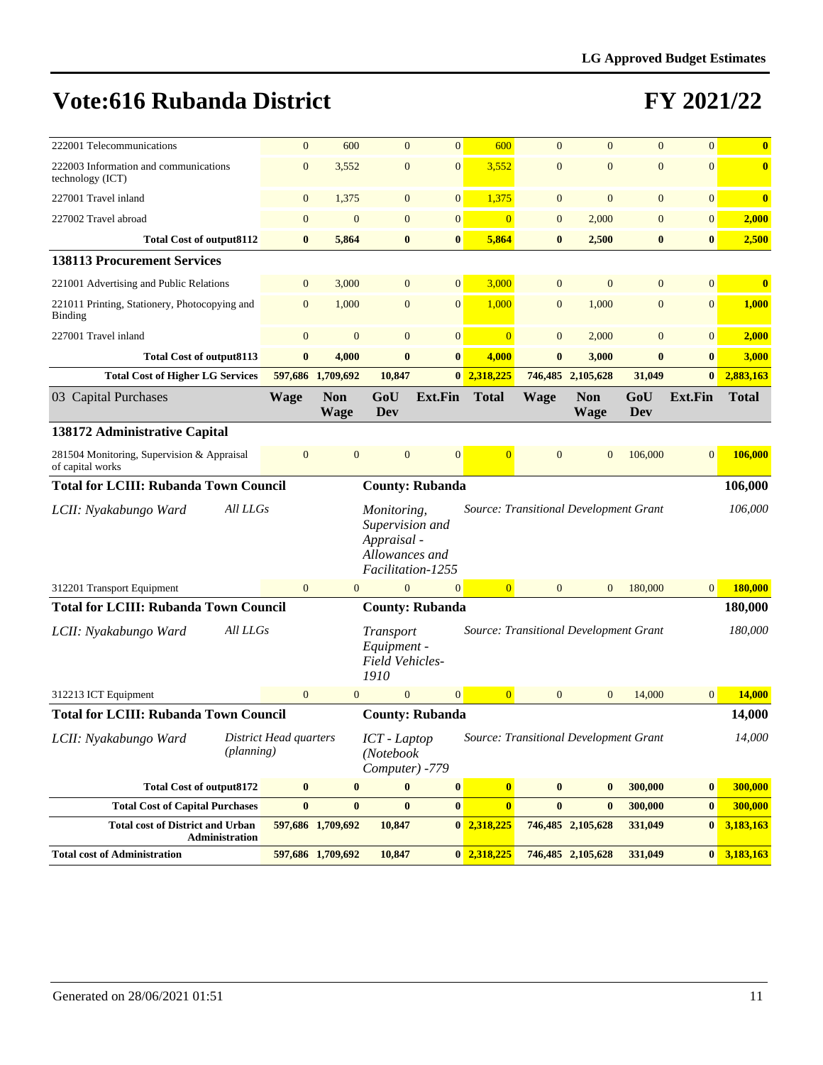# Vote:616 Rubanda District

# FY 2021/22

| | Wage | Non Wage | GoU Dev | Ext.Fin | Total | Wage | Non Wage | GoU Dev | Ext.Fin | Total |
|---|---|---|---|---|---|---|---|---|---|---|
| 222001 Telecommunications | 0 | 600 | 0 | 0 | 600 | 0 | 0 | 0 | 0 | **0** |
| 222003 Information and communications technology (ICT) | 0 | 3,552 | 0 | 0 | 3,552 | 0 | 0 | 0 | 0 | **0** |
| 227001 Travel inland | 0 | 1,375 | 0 | 0 | 1,375 | 0 | 0 | 0 | 0 | **0** |
| 227002 Travel abroad | 0 | 0 | 0 | 0 | 0 | 0 | 2,000 | 0 | 0 | **2,000** |
| **Total Cost of output8112** | **0** | **5,864** | **0** | **0** | **5,864** | **0** | **2,500** | **0** | **0** | **2,500** |
| **138113 Procurement Services** | | | | | | | | | | |
| 221001 Advertising and Public Relations | 0 | 3,000 | 0 | 0 | 3,000 | 0 | 0 | 0 | 0 | **0** |
| 221011 Printing, Stationery, Photocopying and Binding | 0 | 1,000 | 0 | 0 | 1,000 | 0 | 1,000 | 0 | 0 | **1,000** |
| 227001 Travel inland | 0 | 0 | 0 | 0 | 0 | 0 | 2,000 | 0 | 0 | **2,000** |
| **Total Cost of output8113** | **0** | **4,000** | **0** | **0** | **4,000** | **0** | **3,000** | **0** | **0** | **3,000** |
| **Total Cost of Higher LG Services** | **597,686** | **1,709,692** | **10,847** | **0** | **2,318,225** | **746,485** | **2,105,628** | **31,049** | **0** | **2,883,163** |
| 03 Capital Purchases | **Wage** | **Non Wage** | **GoU Dev** | **Ext.Fin** | **Total** | **Wage** | **Non Wage** | **GoU Dev** | **Ext.Fin** | **Total** |
| **138172 Administrative Capital** | | | | | | | | | | |
| 281504 Monitoring, Supervision & Appraisal of capital works | 0 | 0 | 0 | 0 | 0 | 0 | 0 | 106,000 | 0 | **106,000** |
| **Total for LCIII: Rubanda Town Council** | | | **County: Rubanda** | | | | | | | **106,000** |
| *LCII: Nyakabungo Ward* | *All LLGs* | | *Monitoring, Supervision and Appraisal - Allowances and Facilitation-1255* | | *Source: Transitional Development Grant* | | | | | *106,000* |
| 312201 Transport Equipment | 0 | 0 | 0 | 0 | 0 | 0 | 0 | 180,000 | 0 | **180,000** |
| **Total for LCIII: Rubanda Town Council** | | | **County: Rubanda** | | | | | | | **180,000** |
| *LCII: Nyakabungo Ward* | *All LLGs* | | *Transport Equipment - Field Vehicles-1910* | | *Source: Transitional Development Grant* | | | | | *180,000* |
| 312213 ICT Equipment | 0 | 0 | 0 | 0 | 0 | 0 | 0 | 14,000 | 0 | **14,000** |
| **Total for LCIII: Rubanda Town Council** | | | **County: Rubanda** | | | | | | | **14,000** |
| *LCII: Nyakabungo Ward* | *District Head quarters (planning)* | | *ICT - Laptop (Notebook Computer) -779* | | *Source: Transitional Development Grant* | | | | | *14,000* |
| **Total Cost of output8172** | **0** | **0** | **0** | **0** | **0** | **0** | **0** | **300,000** | **0** | **300,000** |
| **Total Cost of Capital Purchases** | **0** | **0** | **0** | **0** | **0** | **0** | **0** | **300,000** | **0** | **300,000** |
| **Total cost of District and Urban Administration** | **597,686** | **1,709,692** | **10,847** | **0** | **2,318,225** | **746,485** | **2,105,628** | **331,049** | **0** | **3,183,163** |
| **Total cost of Administration** | **597,686** | **1,709,692** | **10,847** | **0** | **2,318,225** | **746,485** | **2,105,628** | **331,049** | **0** | **3,183,163** |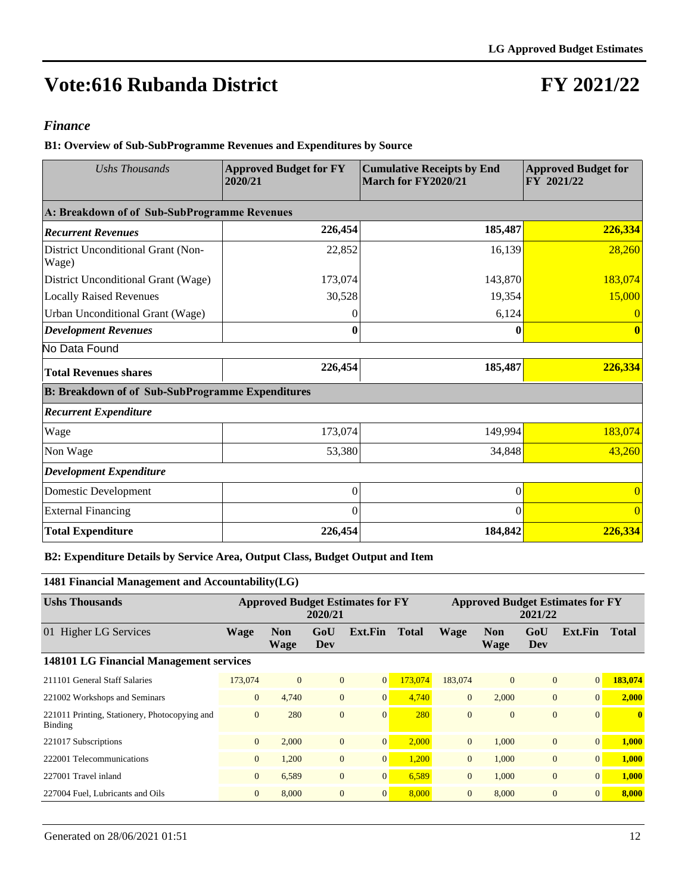# Vote:616 Rubanda District

# FY 2021/22

## *Finance*

### B1: Overview of Sub-SubProgramme Revenues and Expenditures by Source

| *Ushs Thousands* | Approved Budget for FY 2020/21 | Cumulative Receipts by End March for FY2020/21 | Approved Budget for FY 2021/22 |
|---|---|---|---|
| **A: Breakdown of of Sub-SubProgramme Revenues** | | | |
| ***Recurrent Revenues*** | **226,454** | **185,487** | **226,334** |
| District Unconditional Grant (Non-Wage) | 22,852 | 16,139 | 28,260 |
| District Unconditional Grant (Wage) | 173,074 | 143,870 | 183,074 |
| Locally Raised Revenues | 30,528 | 19,354 | 15,000 |
| Urban Unconditional Grant (Wage) | 0 | 6,124 | 0 |
| ***Development Revenues*** | **0** | **0** | **0** |
| No Data Found | | | |
| **Total Revenues shares** | **226,454** | **185,487** | **226,334** |
| **B: Breakdown of of Sub-SubProgramme Expenditures** | | | |
| ***Recurrent Expenditure*** | | | |
| Wage | 173,074 | 149,994 | 183,074 |
| Non Wage | 53,380 | 34,848 | 43,260 |
| ***Development Expenditure*** | | | |
| Domestic Development | 0 | 0 | 0 |
| External Financing | 0 | 0 | 0 |
| **Total Expenditure** | **226,454** | **184,842** | **226,334** |

### B2: Expenditure Details by Service Area, Output Class, Budget Output and Item

**1481 Financial Management and Accountability(LG)**

| Ushs Thousands | Approved Budget Estimates for FY 2020/21 | | | | | Approved Budget Estimates for FY 2021/22 | | | | |
|---|---|---|---|---|---|---|---|---|---|---|
| 01 Higher LG Services | Wage | Non Wage | GoU Dev | Ext.Fin | Total | Wage | Non Wage | GoU Dev | Ext.Fin | Total |
| **148101 LG Financial Management services** | | | | | | | | | | |
| 211101 General Staff Salaries | 173,074 | 0 | 0 | 0 | 173,074 | 183,074 | 0 | 0 | 0 | **183,074** |
| 221002 Workshops and Seminars | 0 | 4,740 | 0 | 0 | 4,740 | 0 | 2,000 | 0 | 0 | **2,000** |
| 221011 Printing, Stationery, Photocopying and Binding | 0 | 280 | 0 | 0 | 280 | 0 | 0 | 0 | 0 | **0** |
| 221017 Subscriptions | 0 | 2,000 | 0 | 0 | 2,000 | 0 | 1,000 | 0 | 0 | **1,000** |
| 222001 Telecommunications | 0 | 1,200 | 0 | 0 | 1,200 | 0 | 1,000 | 0 | 0 | **1,000** |
| 227001 Travel inland | 0 | 6,589 | 0 | 0 | 6,589 | 0 | 1,000 | 0 | 0 | **1,000** |
| 227004 Fuel, Lubricants and Oils | 0 | 8,000 | 0 | 0 | 8,000 | 0 | 8,000 | 0 | 0 | **8,000** |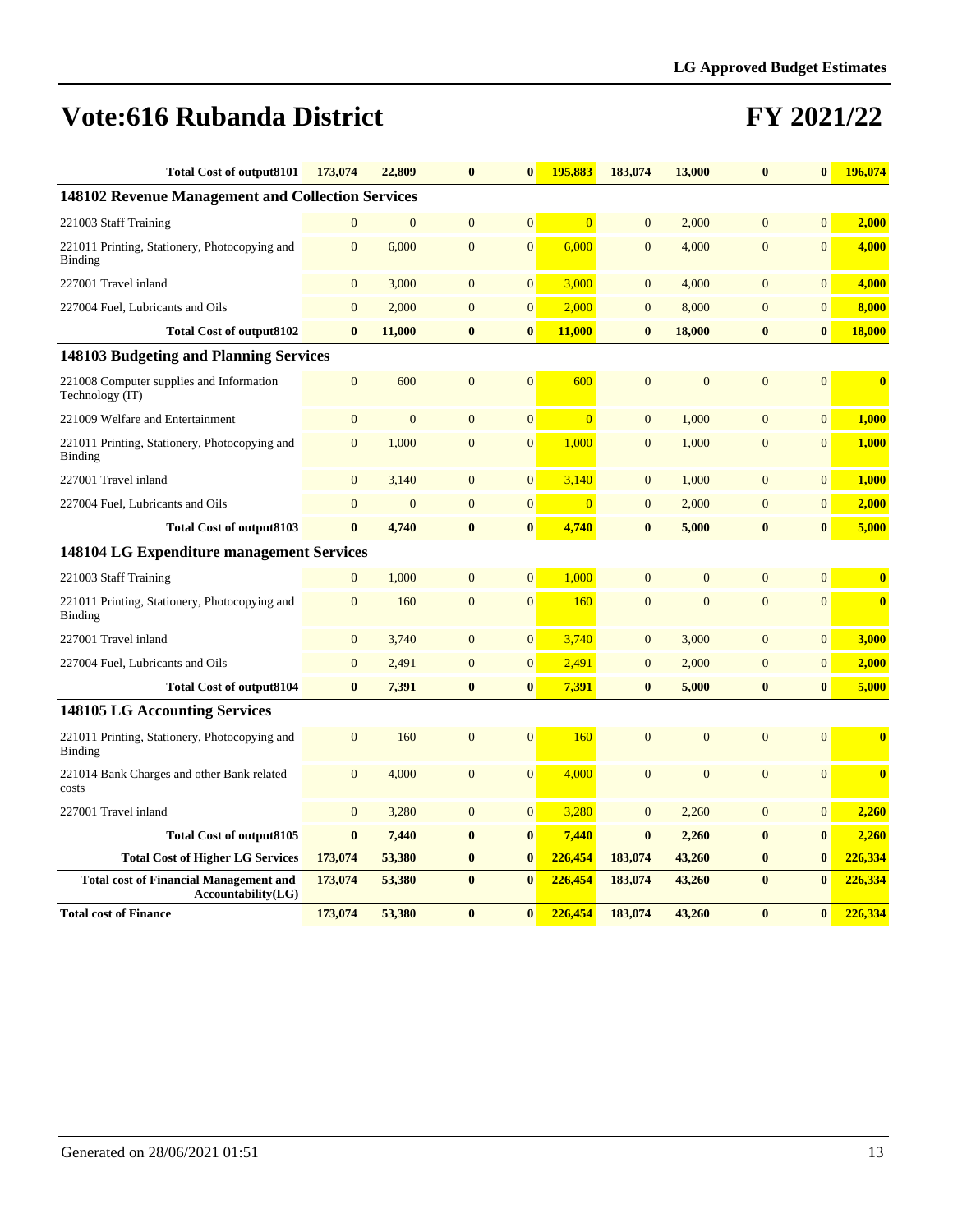# Vote:616 Rubanda District

# FY 2021/22

| | | | | | | | | | |
|---|---|---|---|---|---|---|---|---|---|
| **Total Cost of output8101** | **173,074** | **22,809** | **0** | **0** | **195,883** | **183,074** | **13,000** | **0** | **0** | **196,074** |
| **148102 Revenue Management and Collection Services** | | | | | | | | | | |
| 221003 Staff Training | 0 | 0 | 0 | 0 | 0 | 0 | 2,000 | 0 | 0 | **2,000** |
| 221011 Printing, Stationery, Photocopying and Binding | 0 | 6,000 | 0 | 0 | 6,000 | 0 | 4,000 | 0 | 0 | **4,000** |
| 227001 Travel inland | 0 | 3,000 | 0 | 0 | 3,000 | 0 | 4,000 | 0 | 0 | **4,000** |
| 227004 Fuel, Lubricants and Oils | 0 | 2,000 | 0 | 0 | 2,000 | 0 | 8,000 | 0 | 0 | **8,000** |
| **Total Cost of output8102** | **0** | **11,000** | **0** | **0** | **11,000** | **0** | **18,000** | **0** | **0** | **18,000** |
| **148103 Budgeting and Planning Services** | | | | | | | | | | |
| 221008 Computer supplies and Information Technology (IT) | 0 | 600 | 0 | 0 | 600 | 0 | 0 | 0 | 0 | **0** |
| 221009 Welfare and Entertainment | 0 | 0 | 0 | 0 | 0 | 0 | 1,000 | 0 | 0 | **1,000** |
| 221011 Printing, Stationery, Photocopying and Binding | 0 | 1,000 | 0 | 0 | 1,000 | 0 | 1,000 | 0 | 0 | **1,000** |
| 227001 Travel inland | 0 | 3,140 | 0 | 0 | 3,140 | 0 | 1,000 | 0 | 0 | **1,000** |
| 227004 Fuel, Lubricants and Oils | 0 | 0 | 0 | 0 | 0 | 0 | 2,000 | 0 | 0 | **2,000** |
| **Total Cost of output8103** | **0** | **4,740** | **0** | **0** | **4,740** | **0** | **5,000** | **0** | **0** | **5,000** |
| **148104 LG Expenditure management Services** | | | | | | | | | | |
| 221003 Staff Training | 0 | 1,000 | 0 | 0 | 1,000 | 0 | 0 | 0 | 0 | **0** |
| 221011 Printing, Stationery, Photocopying and Binding | 0 | 160 | 0 | 0 | 160 | 0 | 0 | 0 | 0 | **0** |
| 227001 Travel inland | 0 | 3,740 | 0 | 0 | 3,740 | 0 | 3,000 | 0 | 0 | **3,000** |
| 227004 Fuel, Lubricants and Oils | 0 | 2,491 | 0 | 0 | 2,491 | 0 | 2,000 | 0 | 0 | **2,000** |
| **Total Cost of output8104** | **0** | **7,391** | **0** | **0** | **7,391** | **0** | **5,000** | **0** | **0** | **5,000** |
| **148105 LG Accounting Services** | | | | | | | | | | |
| 221011 Printing, Stationery, Photocopying and Binding | 0 | 160 | 0 | 0 | 160 | 0 | 0 | 0 | 0 | **0** |
| 221014 Bank Charges and other Bank related costs | 0 | 4,000 | 0 | 0 | 4,000 | 0 | 0 | 0 | 0 | **0** |
| 227001 Travel inland | 0 | 3,280 | 0 | 0 | 3,280 | 0 | 2,260 | 0 | 0 | **2,260** |
| **Total Cost of output8105** | **0** | **7,440** | **0** | **0** | **7,440** | **0** | **2,260** | **0** | **0** | **2,260** |
| **Total Cost of Higher LG Services** | **173,074** | **53,380** | **0** | **0** | **226,454** | **183,074** | **43,260** | **0** | **0** | **226,334** |
| **Total cost of Financial Management and Accountability(LG)** | **173,074** | **53,380** | **0** | **0** | **226,454** | **183,074** | **43,260** | **0** | **0** | **226,334** |
| **Total cost of Finance** | **173,074** | **53,380** | **0** | **0** | **226,454** | **183,074** | **43,260** | **0** | **0** | **226,334** |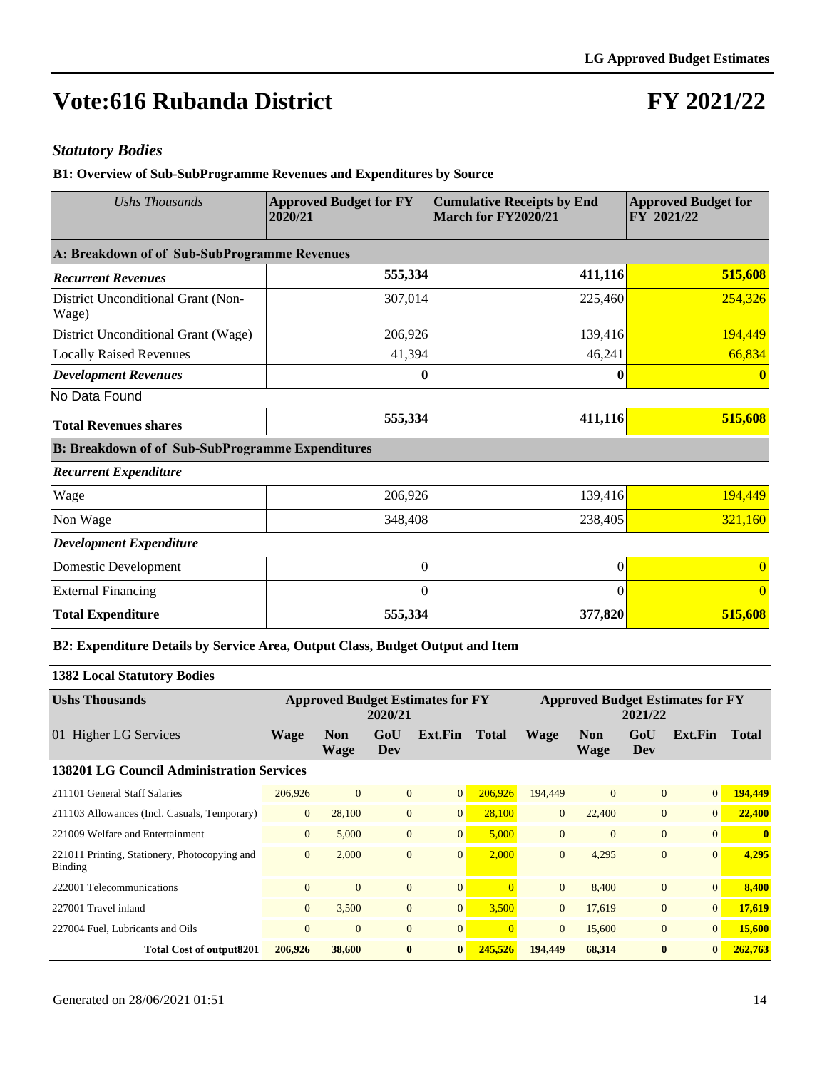# Vote:616 Rubanda District

# FY 2021/22

### *Statutory Bodies*

**B1: Overview of Sub-SubProgramme Revenues and Expenditures by Source**

| *Ushs Thousands* | Approved Budget for FY 2020/21 | Cumulative Receipts by End March for FY2020/21 | Approved Budget for FY 2021/22 |
|---|---|---|---|
| **A: Breakdown of of Sub-SubProgramme Revenues** | | | |
| ***Recurrent Revenues*** | **555,334** | **411,116** | **515,608** |
| District Unconditional Grant (Non-Wage) | 307,014 | 225,460 | 254,326 |
| District Unconditional Grant (Wage) | 206,926 | 139,416 | 194,449 |
| Locally Raised Revenues | 41,394 | 46,241 | 66,834 |
| ***Development Revenues*** | **0** | **0** | **0** |
| No Data Found | | | |
| **Total Revenues shares** | **555,334** | **411,116** | **515,608** |
| **B: Breakdown of of Sub-SubProgramme Expenditures** | | | |
| ***Recurrent Expenditure*** | | | |
| Wage | 206,926 | 139,416 | 194,449 |
| Non Wage | 348,408 | 238,405 | 321,160 |
| ***Development Expenditure*** | | | |
| Domestic Development | 0 | 0 | 0 |
| External Financing | 0 | 0 | 0 |
| **Total Expenditure** | **555,334** | **377,820** | **515,608** |

**B2: Expenditure Details by Service Area, Output Class, Budget Output and Item**

**1382 Local Statutory Bodies**

| **Ushs Thousands** | **Approved Budget Estimates for FY 2020/21** | | | | | **Approved Budget Estimates for FY 2021/22** | | | | |
|---|---|---|---|---|---|---|---|---|---|---|
| 01 Higher LG Services | **Wage** | **Non Wage** | **GoU Dev** | **Ext.Fin** | **Total** | **Wage** | **Non Wage** | **GoU Dev** | **Ext.Fin** | **Total** |
| **138201 LG Council Administration Services** | | | | | | | | | | |
| 211101 General Staff Salaries | 206,926 | 0 | 0 | 0 | 206,926 | 194,449 | 0 | 0 | 0 | **194,449** |
| 211103 Allowances (Incl. Casuals, Temporary) | 0 | 28,100 | 0 | 0 | 28,100 | 0 | 22,400 | 0 | 0 | **22,400** |
| 221009 Welfare and Entertainment | 0 | 5,000 | 0 | 0 | 5,000 | 0 | 0 | 0 | 0 | **0** |
| 221011 Printing, Stationery, Photocopying and Binding | 0 | 2,000 | 0 | 0 | 2,000 | 0 | 4,295 | 0 | 0 | **4,295** |
| 222001 Telecommunications | 0 | 0 | 0 | 0 | 0 | 0 | 8,400 | 0 | 0 | **8,400** |
| 227001 Travel inland | 0 | 3,500 | 0 | 0 | 3,500 | 0 | 17,619 | 0 | 0 | **17,619** |
| 227004 Fuel, Lubricants and Oils | 0 | 0 | 0 | 0 | 0 | 0 | 15,600 | 0 | 0 | **15,600** |
| **Total Cost of output8201** | **206,926** | **38,600** | **0** | **0** | **245,526** | **194,449** | **68,314** | **0** | **0** | **262,763** |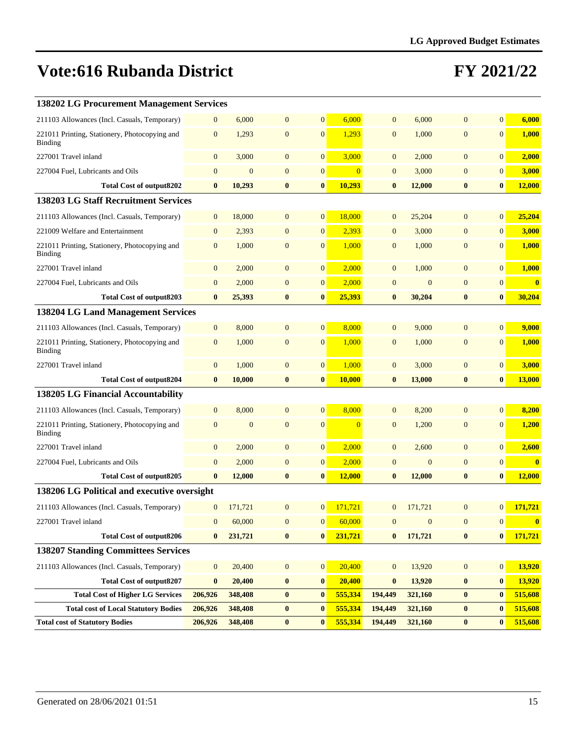# Vote:616 Rubanda District

# FY 2021/22

| | | | | | | | | | |
|---|---|---|---|---|---|---|---|---|---|
| **138202 LG Procurement Management Services** | | | | | | | | | |
| 211103 Allowances (Incl. Casuals, Temporary) | 0 | 6,000 | 0 | 0 | 6,000 | 0 | 6,000 | 0 | 0 | **6,000** |
| 221011 Printing, Stationery, Photocopying and Binding | 0 | 1,293 | 0 | 0 | 1,293 | 0 | 1,000 | 0 | 0 | **1,000** |
| 227001 Travel inland | 0 | 3,000 | 0 | 0 | 3,000 | 0 | 2,000 | 0 | 0 | **2,000** |
| 227004 Fuel, Lubricants and Oils | 0 | 0 | 0 | 0 | 0 | 0 | 3,000 | 0 | 0 | **3,000** |
| **Total Cost of output8202** | **0** | **10,293** | **0** | **0** | **10,293** | **0** | **12,000** | **0** | **0** | **12,000** |
| **138203 LG Staff Recruitment Services** | | | | | | | | | |
| 211103 Allowances (Incl. Casuals, Temporary) | 0 | 18,000 | 0 | 0 | 18,000 | 0 | 25,204 | 0 | 0 | **25,204** |
| 221009 Welfare and Entertainment | 0 | 2,393 | 0 | 0 | 2,393 | 0 | 3,000 | 0 | 0 | **3,000** |
| 221011 Printing, Stationery, Photocopying and Binding | 0 | 1,000 | 0 | 0 | 1,000 | 0 | 1,000 | 0 | 0 | **1,000** |
| 227001 Travel inland | 0 | 2,000 | 0 | 0 | 2,000 | 0 | 1,000 | 0 | 0 | **1,000** |
| 227004 Fuel, Lubricants and Oils | 0 | 2,000 | 0 | 0 | 2,000 | 0 | 0 | 0 | 0 | **0** |
| **Total Cost of output8203** | **0** | **25,393** | **0** | **0** | **25,393** | **0** | **30,204** | **0** | **0** | **30,204** |
| **138204 LG Land Management Services** | | | | | | | | | |
| 211103 Allowances (Incl. Casuals, Temporary) | 0 | 8,000 | 0 | 0 | 8,000 | 0 | 9,000 | 0 | 0 | **9,000** |
| 221011 Printing, Stationery, Photocopying and Binding | 0 | 1,000 | 0 | 0 | 1,000 | 0 | 1,000 | 0 | 0 | **1,000** |
| 227001 Travel inland | 0 | 1,000 | 0 | 0 | 1,000 | 0 | 3,000 | 0 | 0 | **3,000** |
| **Total Cost of output8204** | **0** | **10,000** | **0** | **0** | **10,000** | **0** | **13,000** | **0** | **0** | **13,000** |
| **138205 LG Financial Accountability** | | | | | | | | | |
| 211103 Allowances (Incl. Casuals, Temporary) | 0 | 8,000 | 0 | 0 | 8,000 | 0 | 8,200 | 0 | 0 | **8,200** |
| 221011 Printing, Stationery, Photocopying and Binding | 0 | 0 | 0 | 0 | 0 | 0 | 1,200 | 0 | 0 | **1,200** |
| 227001 Travel inland | 0 | 2,000 | 0 | 0 | 2,000 | 0 | 2,600 | 0 | 0 | **2,600** |
| 227004 Fuel, Lubricants and Oils | 0 | 2,000 | 0 | 0 | 2,000 | 0 | 0 | 0 | 0 | **0** |
| **Total Cost of output8205** | **0** | **12,000** | **0** | **0** | **12,000** | **0** | **12,000** | **0** | **0** | **12,000** |
| **138206 LG Political and executive oversight** | | | | | | | | | |
| 211103 Allowances (Incl. Casuals, Temporary) | 0 | 171,721 | 0 | 0 | 171,721 | 0 | 171,721 | 0 | 0 | **171,721** |
| 227001 Travel inland | 0 | 60,000 | 0 | 0 | 60,000 | 0 | 0 | 0 | 0 | **0** |
| **Total Cost of output8206** | **0** | **231,721** | **0** | **0** | **231,721** | **0** | **171,721** | **0** | **0** | **171,721** |
| **138207 Standing Committees Services** | | | | | | | | | |
| 211103 Allowances (Incl. Casuals, Temporary) | 0 | 20,400 | 0 | 0 | 20,400 | 0 | 13,920 | 0 | 0 | **13,920** |
| **Total Cost of output8207** | **0** | **20,400** | **0** | **0** | **20,400** | **0** | **13,920** | **0** | **0** | **13,920** |
| **Total Cost of Higher LG Services** | **206,926** | **348,408** | **0** | **0** | **555,334** | **194,449** | **321,160** | **0** | **0** | **515,608** |
| **Total cost of Local Statutory Bodies** | **206,926** | **348,408** | **0** | **0** | **555,334** | **194,449** | **321,160** | **0** | **0** | **515,608** |
| **Total cost of Statutory Bodies** | **206,926** | **348,408** | **0** | **0** | **555,334** | **194,449** | **321,160** | **0** | **0** | **515,608** |

Generated on 28/06/2021 01:51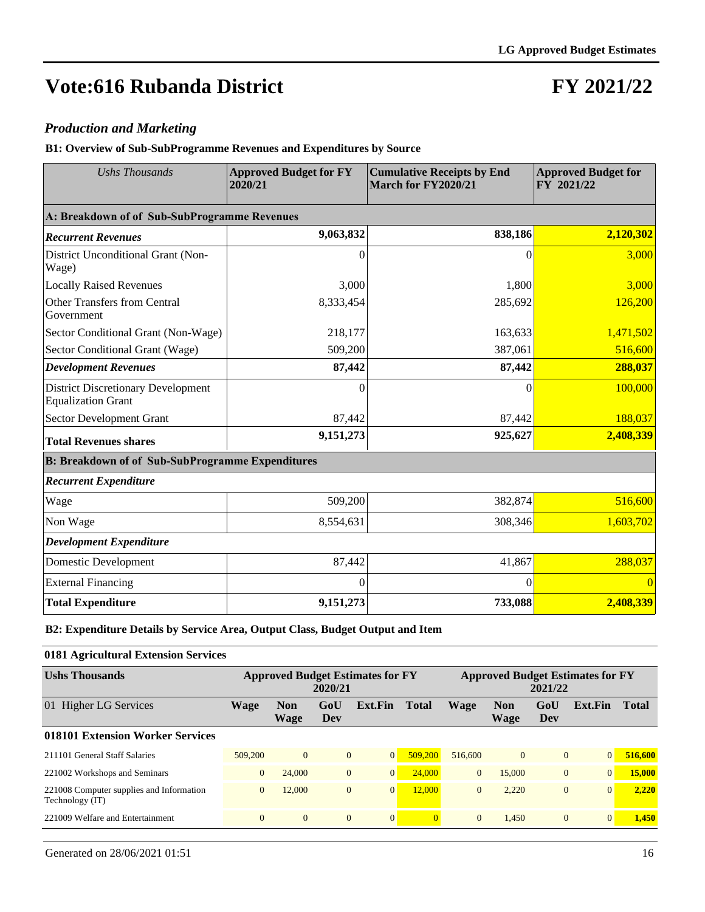# Vote:616 Rubanda District

# FY 2021/22

## *Production and Marketing*

### B1: Overview of Sub-SubProgramme Revenues and Expenditures by Source

| *Ushs Thousands* | **Approved Budget for FY 2020/21** | **Cumulative Receipts by End March for FY2020/21** | **Approved Budget for FY 2021/22** |
|---|---|---|---|
| **A: Breakdown of of Sub-SubProgramme Revenues** | | | |
| ***Recurrent Revenues*** | **9,063,832** | **838,186** | **2,120,302** |
| District Unconditional Grant (Non-Wage) | 0 | 0 | 3,000 |
| Locally Raised Revenues | 3,000 | 1,800 | 3,000 |
| Other Transfers from Central Government | 8,333,454 | 285,692 | 126,200 |
| Sector Conditional Grant (Non-Wage) | 218,177 | 163,633 | 1,471,502 |
| Sector Conditional Grant (Wage) | 509,200 | 387,061 | 516,600 |
| ***Development Revenues*** | **87,442** | **87,442** | **288,037** |
| District Discretionary Development Equalization Grant | 0 | 0 | 100,000 |
| Sector Development Grant | 87,442 | 87,442 | 188,037 |
| **Total Revenues shares** | **9,151,273** | **925,627** | **2,408,339** |
| **B: Breakdown of of Sub-SubProgramme Expenditures** | | | |
| ***Recurrent Expenditure*** | | | |
| Wage | 509,200 | 382,874 | 516,600 |
| Non Wage | 8,554,631 | 308,346 | 1,603,702 |
| ***Development Expenditure*** | | | |
| Domestic Development | 87,442 | 41,867 | 288,037 |
| External Financing | 0 | 0 | 0 |
| **Total Expenditure** | **9,151,273** | **733,088** | **2,408,339** |

### B2: Expenditure Details by Service Area, Output Class, Budget Output and Item

**0181 Agricultural Extension Services**

| **Ushs Thousands** | **Approved Budget Estimates for FY 2020/21** | | | | | **Approved Budget Estimates for FY 2021/22** | | | | |
|---|---|---|---|---|---|---|---|---|---|---|
| 01 Higher LG Services | **Wage** | **Non Wage** | **GoU Dev** | **Ext.Fin** | **Total** | **Wage** | **Non Wage** | **GoU Dev** | **Ext.Fin** | **Total** |
| **018101 Extension Worker Services** | | | | | | | | | | |
| 211101 General Staff Salaries | 509,200 | 0 | 0 | 0 | 509,200 | 516,600 | 0 | 0 | 0 | **516,600** |
| 221002 Workshops and Seminars | 0 | 24,000 | 0 | 0 | 24,000 | 0 | 15,000 | 0 | 0 | **15,000** |
| 221008 Computer supplies and Information Technology (IT) | 0 | 12,000 | 0 | 0 | 12,000 | 0 | 2,220 | 0 | 0 | **2,220** |
| 221009 Welfare and Entertainment | 0 | 0 | 0 | 0 | 0 | 0 | 1,450 | 0 | 0 | **1,450** |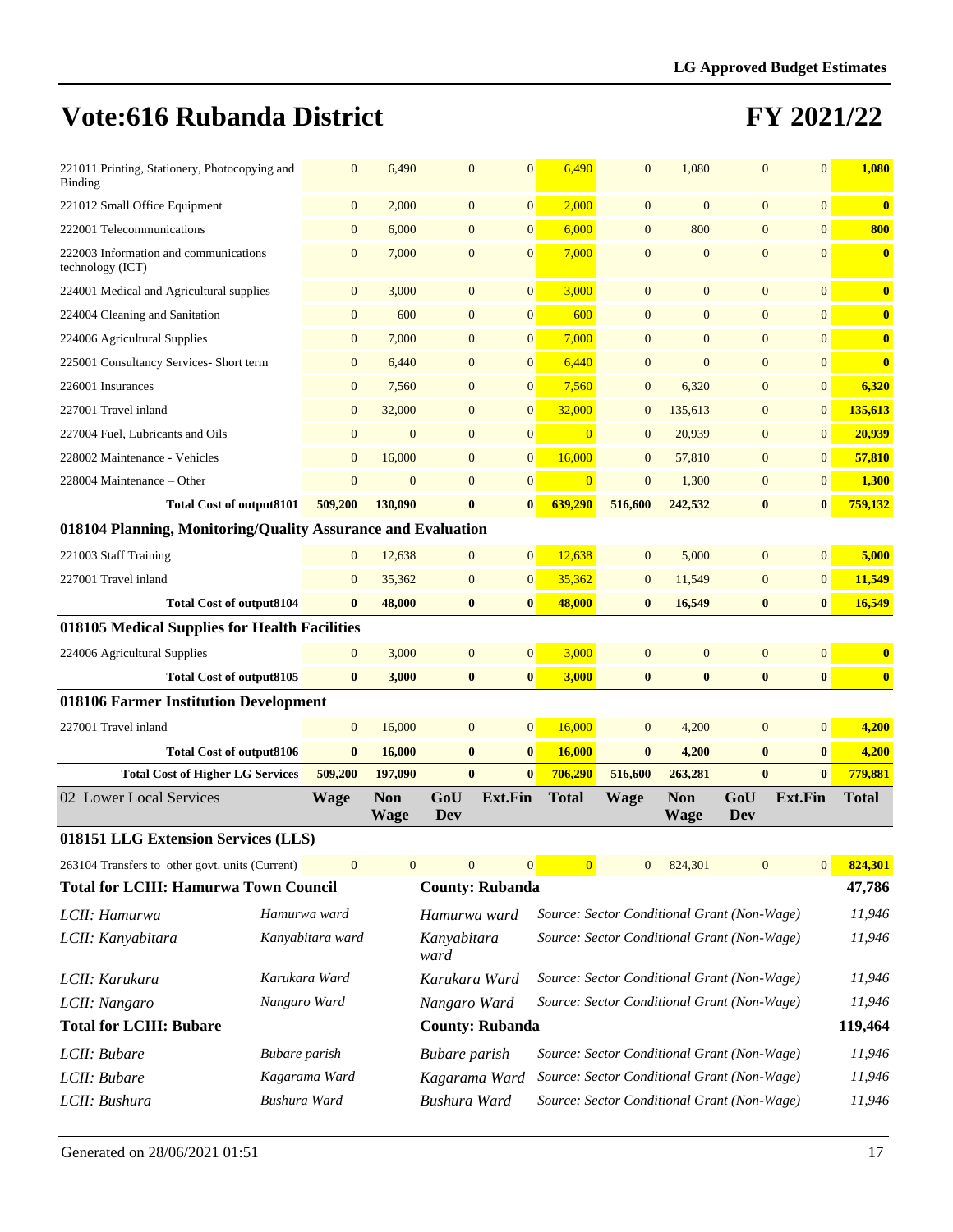# Vote:616 Rubanda District

# FY 2021/22

| | Wage | Non Wage | GoU Dev | Ext.Fin | Total | Wage | Non Wage | GoU Dev | Ext.Fin | Total |
|---|---|---|---|---|---|---|---|---|---|---|
| 221011 Printing, Stationery, Photocopying and Binding | 0 | 6,490 | 0 | 0 | 6,490 | 0 | 1,080 | 0 | 0 | 1,080 |
| 221012 Small Office Equipment | 0 | 2,000 | 0 | 0 | 2,000 | 0 | 0 | 0 | 0 | 0 |
| 222001 Telecommunications | 0 | 6,000 | 0 | 0 | 6,000 | 0 | 800 | 0 | 0 | 800 |
| 222003 Information and communications technology (ICT) | 0 | 7,000 | 0 | 0 | 7,000 | 0 | 0 | 0 | 0 | 0 |
| 224001 Medical and Agricultural supplies | 0 | 3,000 | 0 | 0 | 3,000 | 0 | 0 | 0 | 0 | 0 |
| 224004 Cleaning and Sanitation | 0 | 600 | 0 | 0 | 600 | 0 | 0 | 0 | 0 | 0 |
| 224006 Agricultural Supplies | 0 | 7,000 | 0 | 0 | 7,000 | 0 | 0 | 0 | 0 | 0 |
| 225001 Consultancy Services- Short term | 0 | 6,440 | 0 | 0 | 6,440 | 0 | 0 | 0 | 0 | 0 |
| 226001 Insurances | 0 | 7,560 | 0 | 0 | 7,560 | 0 | 6,320 | 0 | 0 | 6,320 |
| 227001 Travel inland | 0 | 32,000 | 0 | 0 | 32,000 | 0 | 135,613 | 0 | 0 | 135,613 |
| 227004 Fuel, Lubricants and Oils | 0 | 0 | 0 | 0 | 0 | 0 | 20,939 | 0 | 0 | 20,939 |
| 228002 Maintenance - Vehicles | 0 | 16,000 | 0 | 0 | 16,000 | 0 | 57,810 | 0 | 0 | 57,810 |
| 228004 Maintenance – Other | 0 | 0 | 0 | 0 | 0 | 0 | 1,300 | 0 | 0 | 1,300 |
| **Total Cost of output8101** | **509,200** | **130,090** | **0** | **0** | **639,290** | **516,600** | **242,532** | **0** | **0** | **759,132** |
| **018104 Planning, Monitoring/Quality Assurance and Evaluation** | | | | | | | | | | |
| 221003 Staff Training | 0 | 12,638 | 0 | 0 | 12,638 | 0 | 5,000 | 0 | 0 | 5,000 |
| 227001 Travel inland | 0 | 35,362 | 0 | 0 | 35,362 | 0 | 11,549 | 0 | 0 | 11,549 |
| **Total Cost of output8104** | **0** | **48,000** | **0** | **0** | **48,000** | **0** | **16,549** | **0** | **0** | **16,549** |
| **018105 Medical Supplies for Health Facilities** | | | | | | | | | | |
| 224006 Agricultural Supplies | 0 | 3,000 | 0 | 0 | 3,000 | 0 | 0 | 0 | 0 | 0 |
| **Total Cost of output8105** | **0** | **3,000** | **0** | **0** | **3,000** | **0** | **0** | **0** | **0** | **0** |
| **018106 Farmer Institution Development** | | | | | | | | | | |
| 227001 Travel inland | 0 | 16,000 | 0 | 0 | 16,000 | 0 | 4,200 | 0 | 0 | 4,200 |
| **Total Cost of output8106** | **0** | **16,000** | **0** | **0** | **16,000** | **0** | **4,200** | **0** | **0** | **4,200** |
| **Total Cost of Higher LG Services** | **509,200** | **197,090** | **0** | **0** | **706,290** | **516,600** | **263,281** | **0** | **0** | **779,881** |
| **02 Lower Local Services** | **Wage** | **Non Wage** | **GoU Dev** | **Ext.Fin** | **Total** | **Wage** | **Non Wage** | **GoU Dev** | **Ext.Fin** | **Total** |
| **018151 LLG Extension Services (LLS)** | | | | | | | | | | |
| 263104 Transfers to other govt. units (Current) | 0 | 0 | 0 | 0 | 0 | 0 | 824,301 | 0 | 0 | 824,301 |

| | | | | |
|---|---|---|---|---|
| **Total for LCIII: Hamurwa Town Council** | | **County: Rubanda** | | **47,786** |
| *LCII: Hamurwa* | *Hamurwa ward* | *Hamurwa ward* | *Source: Sector Conditional Grant (Non-Wage)* | *11,946* |
| *LCII: Kanyabitara* | *Kanyabitara ward* | *Kanyabitara ward* | *Source: Sector Conditional Grant (Non-Wage)* | *11,946* |
| *LCII: Karukara* | *Karukara Ward* | *Karukara Ward* | *Source: Sector Conditional Grant (Non-Wage)* | *11,946* |
| *LCII: Nangaro* | *Nangaro Ward* | *Nangaro Ward* | *Source: Sector Conditional Grant (Non-Wage)* | *11,946* |
| **Total for LCIII: Bubare** | | **County: Rubanda** | | **119,464** |
| *LCII: Bubare* | *Bubare parish* | *Bubare parish* | *Source: Sector Conditional Grant (Non-Wage)* | *11,946* |
| *LCII: Bubare* | *Kagarama Ward* | *Kagarama Ward* | *Source: Sector Conditional Grant (Non-Wage)* | *11,946* |
| *LCII: Bushura* | *Bushura Ward* | *Bushura Ward* | *Source: Sector Conditional Grant (Non-Wage)* | *11,946* |

Generated on 28/06/2021 01:51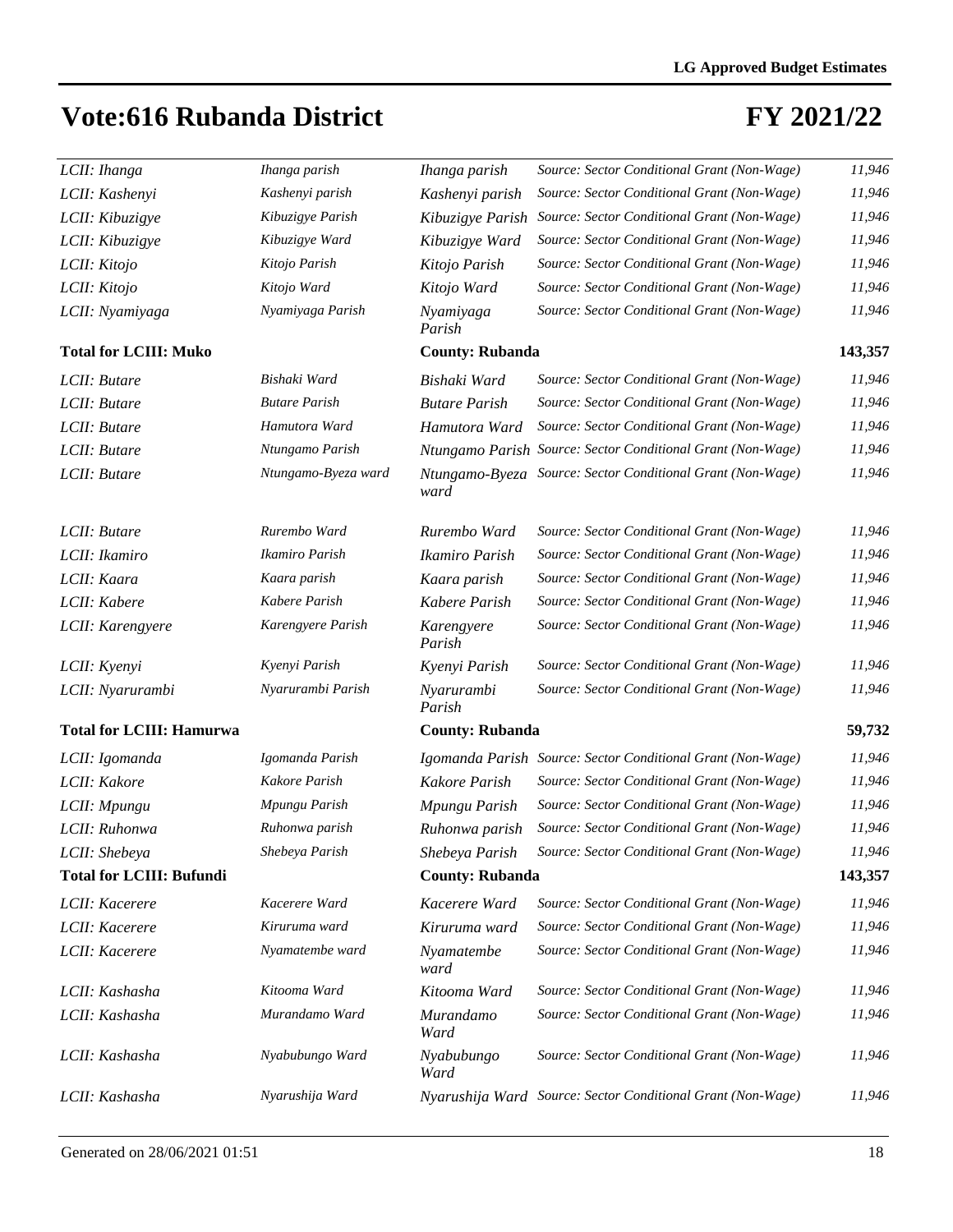# Vote:616 Rubanda District

# FY 2021/22

| | | | | |
|---|---|---|---|---|
| *LCII: Ihanga* | *Ihanga parish* | *Ihanga parish* | *Source: Sector Conditional Grant (Non-Wage)* | *11,946* |
| *LCII: Kashenyi* | *Kashenyi parish* | *Kashenyi parish* | *Source: Sector Conditional Grant (Non-Wage)* | *11,946* |
| *LCII: Kibuzigye* | *Kibuzigye Parish* | *Kibuzigye Parish* | *Source: Sector Conditional Grant (Non-Wage)* | *11,946* |
| *LCII: Kibuzigye* | *Kibuzigye Ward* | *Kibuzigye Ward* | *Source: Sector Conditional Grant (Non-Wage)* | *11,946* |
| *LCII: Kitojo* | *Kitojo Parish* | *Kitojo Parish* | *Source: Sector Conditional Grant (Non-Wage)* | *11,946* |
| *LCII: Kitojo* | *Kitojo Ward* | *Kitojo Ward* | *Source: Sector Conditional Grant (Non-Wage)* | *11,946* |
| *LCII: Nyamiyaga* | *Nyamiyaga Parish* | *Nyamiyaga Parish* | *Source: Sector Conditional Grant (Non-Wage)* | *11,946* |
| **Total for LCIII: Muko** | | **County: Rubanda** | | **143,357** |
| *LCII: Butare* | *Bishaki Ward* | *Bishaki Ward* | *Source: Sector Conditional Grant (Non-Wage)* | *11,946* |
| *LCII: Butare* | *Butare Parish* | *Butare Parish* | *Source: Sector Conditional Grant (Non-Wage)* | *11,946* |
| *LCII: Butare* | *Hamutora Ward* | *Hamutora Ward* | *Source: Sector Conditional Grant (Non-Wage)* | *11,946* |
| *LCII: Butare* | *Ntungamo Parish* | *Ntungamo Parish* | *Source: Sector Conditional Grant (Non-Wage)* | *11,946* |
| *LCII: Butare* | *Ntungamo-Byeza ward* | *Ntungamo-Byeza ward* | *Source: Sector Conditional Grant (Non-Wage)* | *11,946* |
| *LCII: Butare* | *Rurembo Ward* | *Rurembo Ward* | *Source: Sector Conditional Grant (Non-Wage)* | *11,946* |
| *LCII: Ikamiro* | *Ikamiro Parish* | *Ikamiro Parish* | *Source: Sector Conditional Grant (Non-Wage)* | *11,946* |
| *LCII: Kaara* | *Kaara parish* | *Kaara parish* | *Source: Sector Conditional Grant (Non-Wage)* | *11,946* |
| *LCII: Kabere* | *Kabere Parish* | *Kabere Parish* | *Source: Sector Conditional Grant (Non-Wage)* | *11,946* |
| *LCII: Karengyere* | *Karengyere Parish* | *Karengyere Parish* | *Source: Sector Conditional Grant (Non-Wage)* | *11,946* |
| *LCII: Kyenyi* | *Kyenyi Parish* | *Kyenyi Parish* | *Source: Sector Conditional Grant (Non-Wage)* | *11,946* |
| *LCII: Nyarurambi* | *Nyarurambi Parish* | *Nyarurambi Parish* | *Source: Sector Conditional Grant (Non-Wage)* | *11,946* |
| **Total for LCIII: Hamurwa** | | **County: Rubanda** | | **59,732** |
| *LCII: Igomanda* | *Igomanda Parish* | *Igomanda Parish* | *Source: Sector Conditional Grant (Non-Wage)* | *11,946* |
| *LCII: Kakore* | *Kakore Parish* | *Kakore Parish* | *Source: Sector Conditional Grant (Non-Wage)* | *11,946* |
| *LCII: Mpungu* | *Mpungu Parish* | *Mpungu Parish* | *Source: Sector Conditional Grant (Non-Wage)* | *11,946* |
| *LCII: Ruhonwa* | *Ruhonwa parish* | *Ruhonwa parish* | *Source: Sector Conditional Grant (Non-Wage)* | *11,946* |
| *LCII: Shebeya* | *Shebeya Parish* | *Shebeya Parish* | *Source: Sector Conditional Grant (Non-Wage)* | *11,946* |
| **Total for LCIII: Bufundi** | | **County: Rubanda** | | **143,357** |
| *LCII: Kacerere* | *Kacerere Ward* | *Kacerere Ward* | *Source: Sector Conditional Grant (Non-Wage)* | *11,946* |
| *LCII: Kacerere* | *Kiruruma ward* | *Kiruruma ward* | *Source: Sector Conditional Grant (Non-Wage)* | *11,946* |
| *LCII: Kacerere* | *Nyamatembe ward* | *Nyamatembe ward* | *Source: Sector Conditional Grant (Non-Wage)* | *11,946* |
| *LCII: Kashasha* | *Kitooma Ward* | *Kitooma Ward* | *Source: Sector Conditional Grant (Non-Wage)* | *11,946* |
| *LCII: Kashasha* | *Murandamo Ward* | *Murandamo Ward* | *Source: Sector Conditional Grant (Non-Wage)* | *11,946* |
| *LCII: Kashasha* | *Nyabubungo Ward* | *Nyabubungo Ward* | *Source: Sector Conditional Grant (Non-Wage)* | *11,946* |
| *LCII: Kashasha* | *Nyarushija Ward* | *Nyarushija Ward* | *Source: Sector Conditional Grant (Non-Wage)* | *11,946* |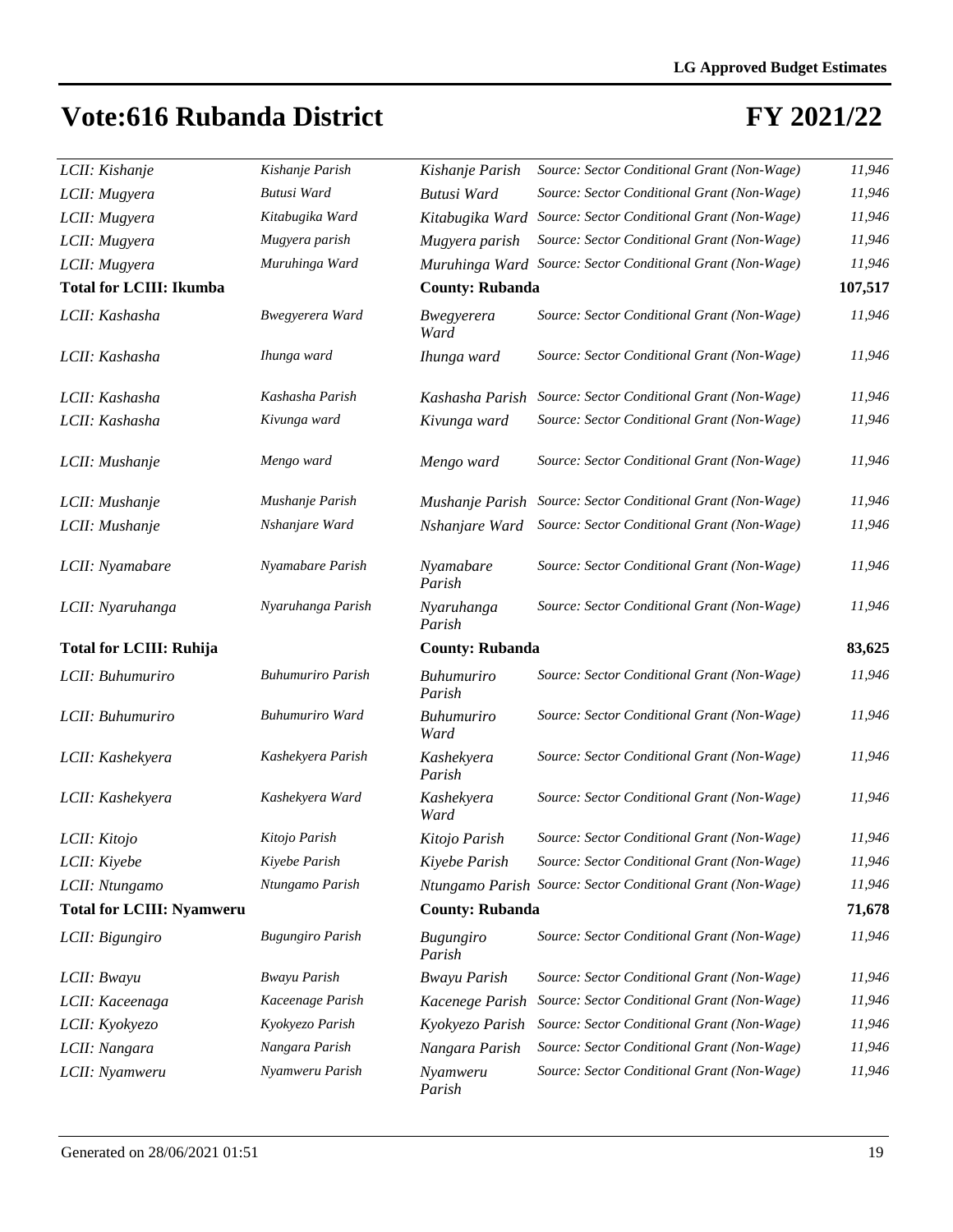# Vote:616 Rubanda District

# FY 2021/22

| | | | | |
|---|---|---|---|---|
| *LCII: Kishanje* | *Kishanje Parish* | *Kishanje Parish* | *Source: Sector Conditional Grant (Non-Wage)* | *11,946* |
| *LCII: Mugyera* | *Butusi Ward* | *Butusi Ward* | *Source: Sector Conditional Grant (Non-Wage)* | *11,946* |
| *LCII: Mugyera* | *Kitabugika Ward* | *Kitabugika Ward* | *Source: Sector Conditional Grant (Non-Wage)* | *11,946* |
| *LCII: Mugyera* | *Mugyera parish* | *Mugyera parish* | *Source: Sector Conditional Grant (Non-Wage)* | *11,946* |
| *LCII: Mugyera* | *Muruhinga Ward* | *Muruhinga Ward* | *Source: Sector Conditional Grant (Non-Wage)* | *11,946* |
| **Total for LCIII: Ikumba** | | **County: Rubanda** | | **107,517** |
| *LCII: Kashasha* | *Bwegyerera Ward* | *Bwegyerera Ward* | *Source: Sector Conditional Grant (Non-Wage)* | *11,946* |
| *LCII: Kashasha* | *Ihunga ward* | *Ihunga ward* | *Source: Sector Conditional Grant (Non-Wage)* | *11,946* |
| *LCII: Kashasha* | *Kashasha Parish* | *Kashasha Parish* | *Source: Sector Conditional Grant (Non-Wage)* | *11,946* |
| *LCII: Kashasha* | *Kivunga ward* | *Kivunga ward* | *Source: Sector Conditional Grant (Non-Wage)* | *11,946* |
| *LCII: Mushanje* | *Mengo ward* | *Mengo ward* | *Source: Sector Conditional Grant (Non-Wage)* | *11,946* |
| *LCII: Mushanje* | *Mushanje Parish* | *Mushanje Parish* | *Source: Sector Conditional Grant (Non-Wage)* | *11,946* |
| *LCII: Mushanje* | *Nshanjare Ward* | *Nshanjare Ward* | *Source: Sector Conditional Grant (Non-Wage)* | *11,946* |
| *LCII: Nyamabare* | *Nyamabare Parish* | *Nyamabare Parish* | *Source: Sector Conditional Grant (Non-Wage)* | *11,946* |
| *LCII: Nyaruhanga* | *Nyaruhanga Parish* | *Nyaruhanga Parish* | *Source: Sector Conditional Grant (Non-Wage)* | *11,946* |
| **Total for LCIII: Ruhija** | | **County: Rubanda** | | **83,625** |
| *LCII: Buhumuriro* | *Buhumuriro Parish* | *Buhumuriro Parish* | *Source: Sector Conditional Grant (Non-Wage)* | *11,946* |
| *LCII: Buhumuriro* | *Buhumuriro Ward* | *Buhumuriro Ward* | *Source: Sector Conditional Grant (Non-Wage)* | *11,946* |
| *LCII: Kashekyera* | *Kashekyera Parish* | *Kashekyera Parish* | *Source: Sector Conditional Grant (Non-Wage)* | *11,946* |
| *LCII: Kashekyera* | *Kashekyera Ward* | *Kashekyera Ward* | *Source: Sector Conditional Grant (Non-Wage)* | *11,946* |
| *LCII: Kitojo* | *Kitojo Parish* | *Kitojo Parish* | *Source: Sector Conditional Grant (Non-Wage)* | *11,946* |
| *LCII: Kiyebe* | *Kiyebe Parish* | *Kiyebe Parish* | *Source: Sector Conditional Grant (Non-Wage)* | *11,946* |
| *LCII: Ntungamo* | *Ntungamo Parish* | *Ntungamo Parish* | *Source: Sector Conditional Grant (Non-Wage)* | *11,946* |
| **Total for LCIII: Nyamweru** | | **County: Rubanda** | | **71,678** |
| *LCII: Bigungiro* | *Bugungiro Parish* | *Bugungiro Parish* | *Source: Sector Conditional Grant (Non-Wage)* | *11,946* |
| *LCII: Bwayu* | *Bwayu Parish* | *Bwayu Parish* | *Source: Sector Conditional Grant (Non-Wage)* | *11,946* |
| *LCII: Kaceenaga* | *Kaceenage Parish* | *Kacenege Parish* | *Source: Sector Conditional Grant (Non-Wage)* | *11,946* |
| *LCII: Kyokyezo* | *Kyokyezo Parish* | *Kyokyezo Parish* | *Source: Sector Conditional Grant (Non-Wage)* | *11,946* |
| *LCII: Nangara* | *Nangara Parish* | *Nangara Parish* | *Source: Sector Conditional Grant (Non-Wage)* | *11,946* |
| *LCII: Nyamweru* | *Nyamweru Parish* | *Nyamweru Parish* | *Source: Sector Conditional Grant (Non-Wage)* | *11,946* |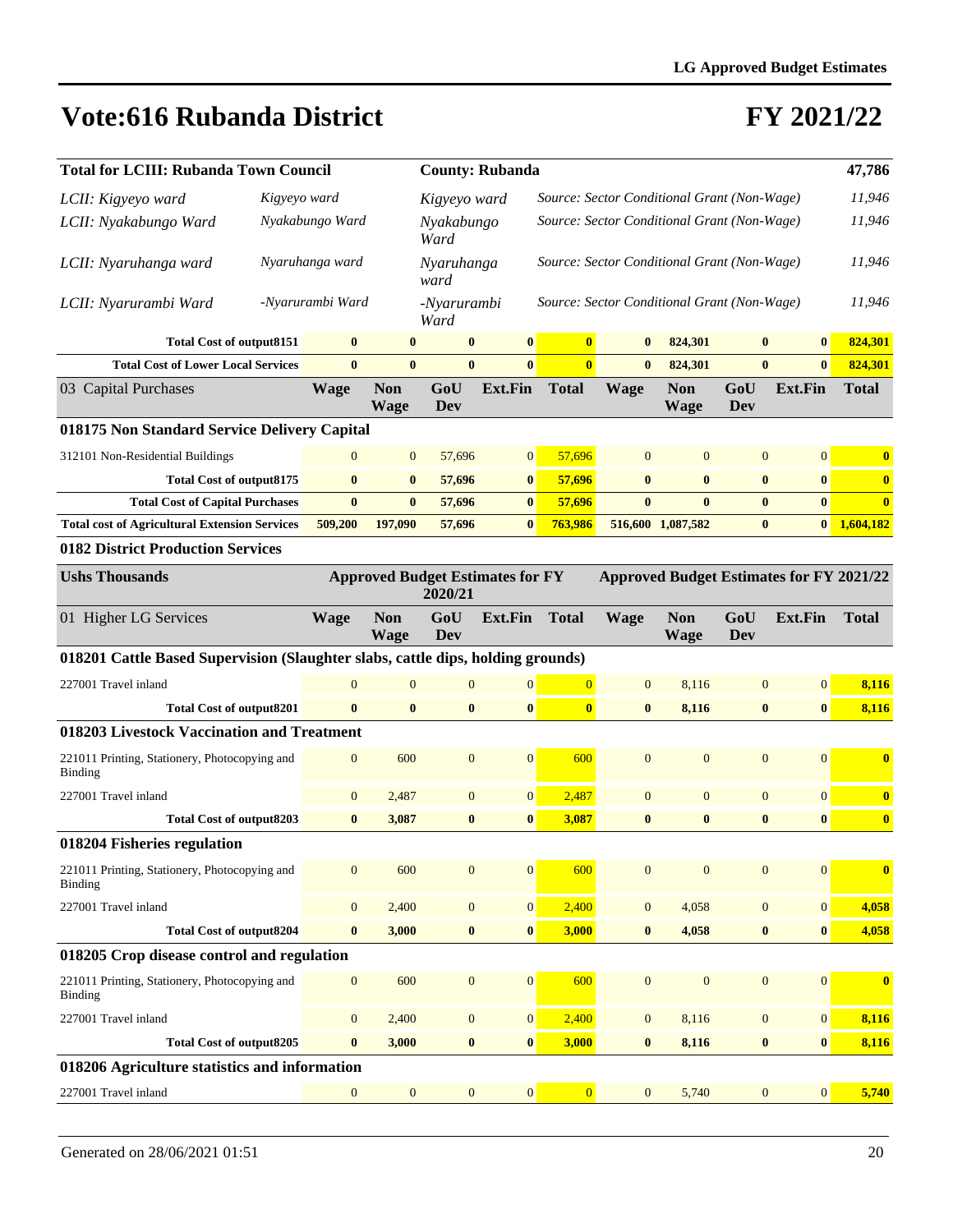# Vote:616 Rubanda District

# FY 2021/22

| Total for LCIII: Rubanda Town Council | | County: Rubanda | | | | | | | | 47,786 |
|---|---|---|---|---|---|---|---|---|---|---|
| *LCII: Kigyeyo ward* | *Kigyeyo ward* | *Kigyeyo ward* | *Source: Sector Conditional Grant (Non-Wage)* | | | | | | | *11,946* |
| *LCII: Nyakabungo Ward* | *Nyakabungo Ward* | *Nyakabungo Ward* | *Source: Sector Conditional Grant (Non-Wage)* | | | | | | | *11,946* |
| *LCII: Nyaruhanga ward* | *Nyaruhanga ward* | *Nyaruhanga ward* | *Source: Sector Conditional Grant (Non-Wage)* | | | | | | | *11,946* |
| *LCII: Nyarurambi Ward* | *-Nyarurambi Ward* | *-Nyarurambi Ward* | *Source: Sector Conditional Grant (Non-Wage)* | | | | | | | *11,946* |

| | | | | | | | | | | |
|---|---|---|---|---|---|---|---|---|---|---|
| **Total Cost of output8151** | **0** | **0** | **0** | **0** | **0** | **0** | **824,301** | **0** | **0** | **824,301** |
| **Total Cost of Lower Local Services** | **0** | **0** | **0** | **0** | **0** | **0** | **824,301** | **0** | **0** | **824,301** |
| 03 Capital Purchases | **Wage** | **Non Wage** | **GoU Dev** | **Ext.Fin** | **Total** | **Wage** | **Non Wage** | **GoU Dev** | **Ext.Fin** | **Total** |
| **018175 Non Standard Service Delivery Capital** | | | | | | | | | | |
| 312101 Non-Residential Buildings | 0 | 0 | 57,696 | 0 | 57,696 | 0 | 0 | 0 | 0 | **0** |
| **Total Cost of output8175** | **0** | **0** | **57,696** | **0** | **57,696** | **0** | **0** | **0** | **0** | **0** |
| **Total Cost of Capital Purchases** | **0** | **0** | **57,696** | **0** | **57,696** | **0** | **0** | **0** | **0** | **0** |
| **Total cost of Agricultural Extension Services** | **509,200** | **197,090** | **57,696** | **0** | **763,986** | **516,600** | **1,087,582** | **0** | **0** | **1,604,182** |

**0182 District Production Services**

| Ushs Thousands | Approved Budget Estimates for FY 2020/21 | | | | | Approved Budget Estimates for FY 2021/22 | | | | |
|---|---|---|---|---|---|---|---|---|---|---|
| 01 Higher LG Services | **Wage** | **Non Wage** | **GoU Dev** | **Ext.Fin** | **Total** | **Wage** | **Non Wage** | **GoU Dev** | **Ext.Fin** | **Total** |
| **018201 Cattle Based Supervision (Slaughter slabs, cattle dips, holding grounds)** | | | | | | | | | | |
| 227001 Travel inland | 0 | 0 | 0 | 0 | 0 | 0 | 8,116 | 0 | 0 | **8,116** |
| **Total Cost of output8201** | **0** | **0** | **0** | **0** | **0** | **0** | **8,116** | **0** | **0** | **8,116** |
| **018203 Livestock Vaccination and Treatment** | | | | | | | | | | |
| 221011 Printing, Stationery, Photocopying and Binding | 0 | 600 | 0 | 0 | 600 | 0 | 0 | 0 | 0 | **0** |
| 227001 Travel inland | 0 | 2,487 | 0 | 0 | 2,487 | 0 | 0 | 0 | 0 | **0** |
| **Total Cost of output8203** | **0** | **3,087** | **0** | **0** | **3,087** | **0** | **0** | **0** | **0** | **0** |
| **018204 Fisheries regulation** | | | | | | | | | | |
| 221011 Printing, Stationery, Photocopying and Binding | 0 | 600 | 0 | 0 | 600 | 0 | 0 | 0 | 0 | **0** |
| 227001 Travel inland | 0 | 2,400 | 0 | 0 | 2,400 | 0 | 4,058 | 0 | 0 | **4,058** |
| **Total Cost of output8204** | **0** | **3,000** | **0** | **0** | **3,000** | **0** | **4,058** | **0** | **0** | **4,058** |
| **018205 Crop disease control and regulation** | | | | | | | | | | |
| 221011 Printing, Stationery, Photocopying and Binding | 0 | 600 | 0 | 0 | 600 | 0 | 0 | 0 | 0 | **0** |
| 227001 Travel inland | 0 | 2,400 | 0 | 0 | 2,400 | 0 | 8,116 | 0 | 0 | **8,116** |
| **Total Cost of output8205** | **0** | **3,000** | **0** | **0** | **3,000** | **0** | **8,116** | **0** | **0** | **8,116** |
| **018206 Agriculture statistics and information** | | | | | | | | | | |
| 227001 Travel inland | 0 | 0 | 0 | 0 | 0 | 0 | 5,740 | 0 | 0 | **5,740** |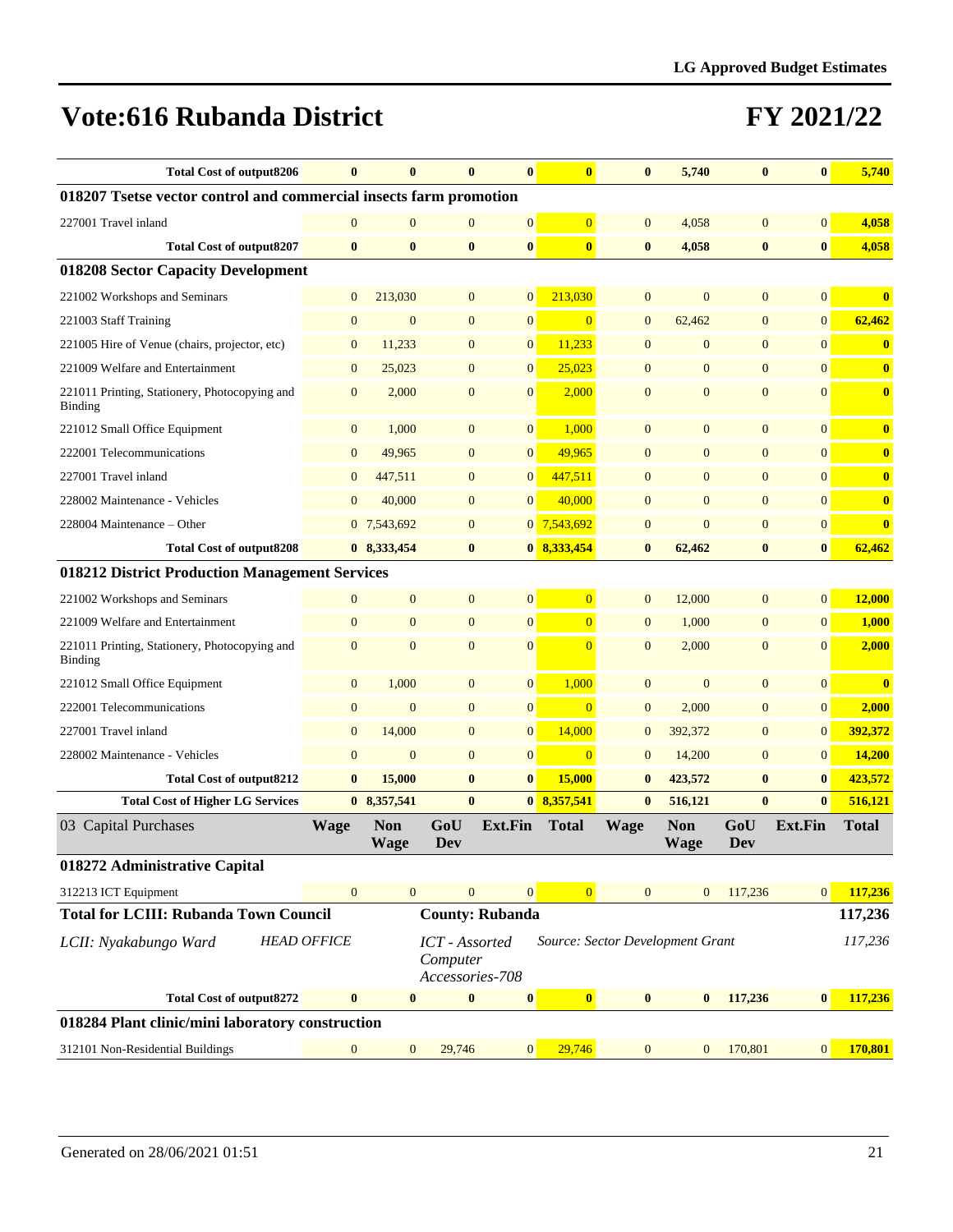# Vote:616 Rubanda District

# FY 2021/22

| | | | | | | | | | | |
|---|---|---|---|---|---|---|---|---|---|---|
| **Total Cost of output8206** | **0** | **0** | **0** | **0** | **0** | **0** | **5,740** | **0** | **0** | **5,740** |
| **018207 Tsetse vector control and commercial insects farm promotion** | | | | | | | | | | |
| 227001 Travel inland | 0 | 0 | 0 | 0 | 0 | 0 | 4,058 | 0 | 0 | **4,058** |
| **Total Cost of output8207** | **0** | **0** | **0** | **0** | **0** | **0** | **4,058** | **0** | **0** | **4,058** |
| **018208 Sector Capacity Development** | | | | | | | | | | |
| 221002 Workshops and Seminars | 0 | 213,030 | 0 | 0 | 213,030 | 0 | 0 | 0 | 0 | **0** |
| 221003 Staff Training | 0 | 0 | 0 | 0 | 0 | 0 | 62,462 | 0 | 0 | **62,462** |
| 221005 Hire of Venue (chairs, projector, etc) | 0 | 11,233 | 0 | 0 | 11,233 | 0 | 0 | 0 | 0 | **0** |
| 221009 Welfare and Entertainment | 0 | 25,023 | 0 | 0 | 25,023 | 0 | 0 | 0 | 0 | **0** |
| 221011 Printing, Stationery, Photocopying and Binding | 0 | 2,000 | 0 | 0 | 2,000 | 0 | 0 | 0 | 0 | **0** |
| 221012 Small Office Equipment | 0 | 1,000 | 0 | 0 | 1,000 | 0 | 0 | 0 | 0 | **0** |
| 222001 Telecommunications | 0 | 49,965 | 0 | 0 | 49,965 | 0 | 0 | 0 | 0 | **0** |
| 227001 Travel inland | 0 | 447,511 | 0 | 0 | 447,511 | 0 | 0 | 0 | 0 | **0** |
| 228002 Maintenance - Vehicles | 0 | 40,000 | 0 | 0 | 40,000 | 0 | 0 | 0 | 0 | **0** |
| 228004 Maintenance – Other | 0 | 7,543,692 | 0 | 0 | 7,543,692 | 0 | 0 | 0 | 0 | **0** |
| **Total Cost of output8208** | **0** | **8,333,454** | **0** | **0** | **8,333,454** | **0** | **62,462** | **0** | **0** | **62,462** |
| **018212 District Production Management Services** | | | | | | | | | | |
| 221002 Workshops and Seminars | 0 | 0 | 0 | 0 | 0 | 0 | 12,000 | 0 | 0 | **12,000** |
| 221009 Welfare and Entertainment | 0 | 0 | 0 | 0 | 0 | 0 | 1,000 | 0 | 0 | **1,000** |
| 221011 Printing, Stationery, Photocopying and Binding | 0 | 0 | 0 | 0 | 0 | 0 | 2,000 | 0 | 0 | **2,000** |
| 221012 Small Office Equipment | 0 | 1,000 | 0 | 0 | 1,000 | 0 | 0 | 0 | 0 | **0** |
| 222001 Telecommunications | 0 | 0 | 0 | 0 | 0 | 0 | 2,000 | 0 | 0 | **2,000** |
| 227001 Travel inland | 0 | 14,000 | 0 | 0 | 14,000 | 0 | 392,372 | 0 | 0 | **392,372** |
| 228002 Maintenance - Vehicles | 0 | 0 | 0 | 0 | 0 | 0 | 14,200 | 0 | 0 | **14,200** |
| **Total Cost of output8212** | **0** | **15,000** | **0** | **0** | **15,000** | **0** | **423,572** | **0** | **0** | **423,572** |
| **Total Cost of Higher LG Services** | **0** | **8,357,541** | **0** | **0** | **8,357,541** | **0** | **516,121** | **0** | **0** | **516,121** |
| 03 Capital Purchases | **Wage** | **Non Wage** | **GoU Dev** | **Ext.Fin** | **Total** | **Wage** | **Non Wage** | **GoU Dev** | **Ext.Fin** | **Total** |
| **018272 Administrative Capital** | | | | | | | | | | |
| 312213 ICT Equipment | 0 | 0 | 0 | 0 | 0 | 0 | 0 | 117,236 | 0 | **117,236** |
| **Total for LCIII: Rubanda Town Council** | | | **County: Rubanda** | | | | | | | **117,236** |
| *LCII: Nyakabungo Ward* | *HEAD OFFICE* | | *ICT - Assorted Computer Accessories-708* | | *Source: Sector Development Grant* | | | | | *117,236* |
| **Total Cost of output8272** | **0** | **0** | **0** | **0** | **0** | **0** | **0** | **117,236** | **0** | **117,236** |
| **018284 Plant clinic/mini laboratory construction** | | | | | | | | | | |
| 312101 Non-Residential Buildings | 0 | 0 | 29,746 | 0 | 29,746 | 0 | 0 | 170,801 | 0 | **170,801** |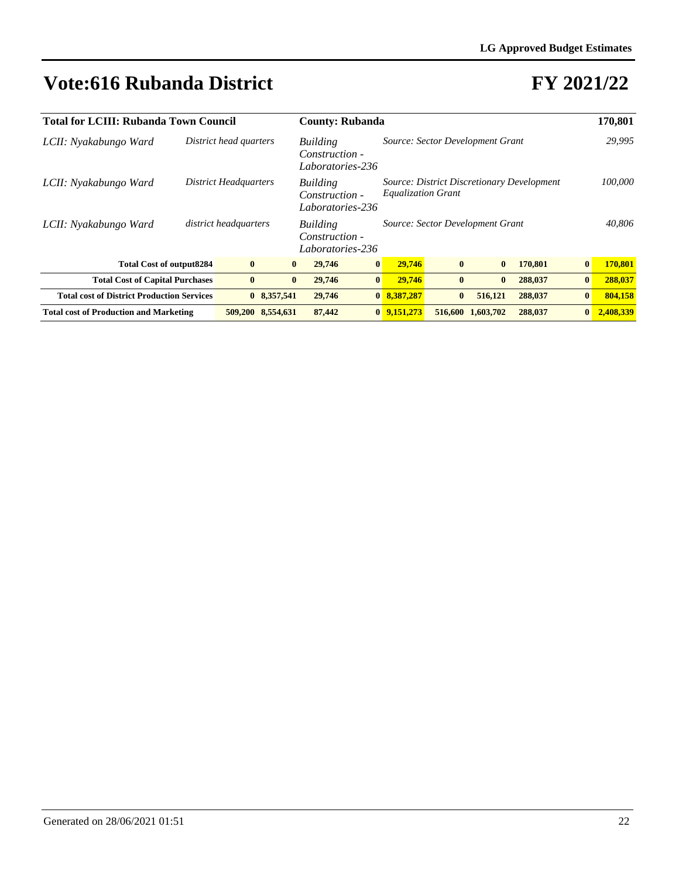# Vote:616 Rubanda District

# FY 2021/22

| Total for LCIII: Rubanda Town Council | | County: Rubanda | | 170,801 |
|---|---|---|---|---|
| *LCII: Nyakabungo Ward* | *District head quarters* | *Building Construction - Laboratories-236* | *Source: Sector Development Grant* | *29,995* |
| *LCII: Nyakabungo Ward* | *District Headquarters* | *Building Construction - Laboratories-236* | *Source: District Discretionary Development Equalization Grant* | *100,000* |
| *LCII: Nyakabungo Ward* | *district headquarters* | *Building Construction - Laboratories-236* | *Source: Sector Development Grant* | *40,806* |

| | | | | | | | | | | |
|---|---|---|---|---|---|---|---|---|---|---|
| **Total Cost of output8284** | **0** | **0** | **29,746** | **0** | **29,746** | **0** | **0** | **170,801** | **0** | **170,801** |
| **Total Cost of Capital Purchases** | **0** | **0** | **29,746** | **0** | **29,746** | **0** | **0** | **288,037** | **0** | **288,037** |
| **Total cost of District Production Services** | **0** | **8,357,541** | **29,746** | **0** | **8,387,287** | **0** | **516,121** | **288,037** | **0** | **804,158** |
| **Total cost of Production and Marketing** | **509,200** | **8,554,631** | **87,442** | **0** | **9,151,273** | **516,600** | **1,603,702** | **288,037** | **0** | **2,408,339** |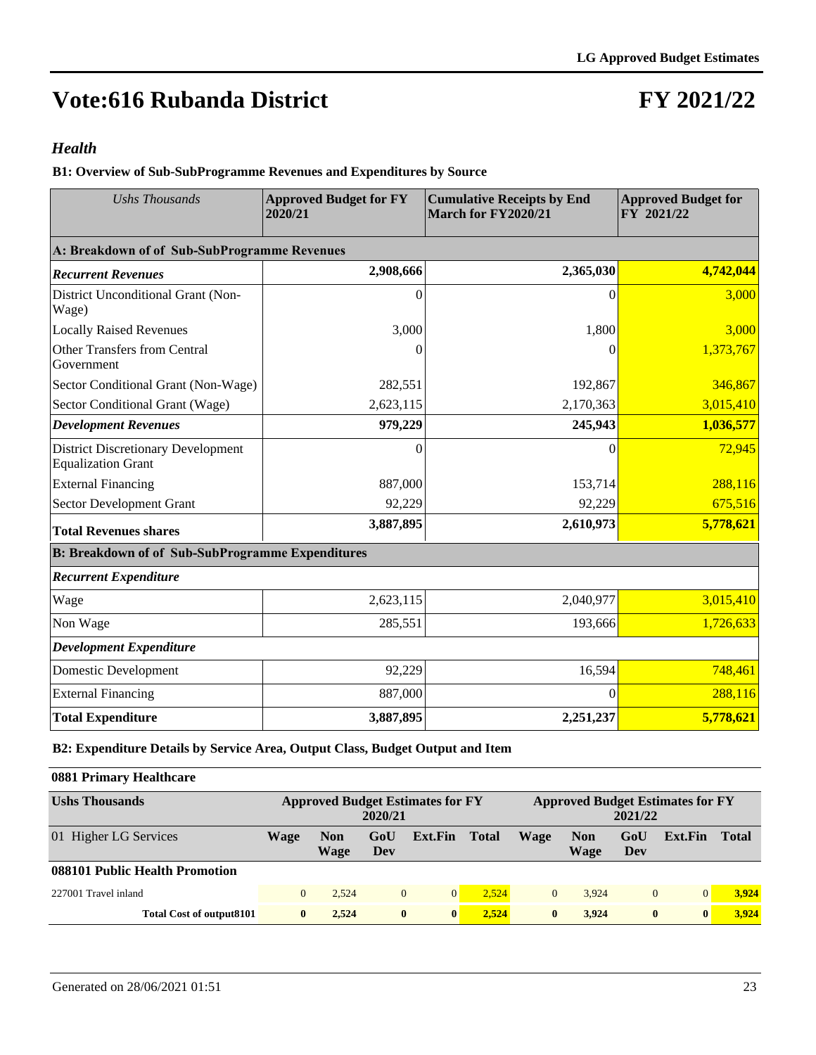# Vote:616 Rubanda District

# FY 2021/22

## *Health*

### B1: Overview of Sub-SubProgramme Revenues and Expenditures by Source

| *Ushs Thousands* | Approved Budget for FY 2020/21 | Cumulative Receipts by End March for FY2020/21 | Approved Budget for FY 2021/22 |
|---|---|---|---|
| **A: Breakdown of of Sub-SubProgramme Revenues** | | | |
| ***Recurrent Revenues*** | **2,908,666** | **2,365,030** | **4,742,044** |
| District Unconditional Grant (Non-Wage) | 0 | 0 | 3,000 |
| Locally Raised Revenues | 3,000 | 1,800 | 3,000 |
| Other Transfers from Central Government | 0 | 0 | 1,373,767 |
| Sector Conditional Grant (Non-Wage) | 282,551 | 192,867 | 346,867 |
| Sector Conditional Grant (Wage) | 2,623,115 | 2,170,363 | 3,015,410 |
| ***Development Revenues*** | **979,229** | **245,943** | **1,036,577** |
| District Discretionary Development Equalization Grant | 0 | 0 | 72,945 |
| External Financing | 887,000 | 153,714 | 288,116 |
| Sector Development Grant | 92,229 | 92,229 | 675,516 |
| **Total Revenues shares** | **3,887,895** | **2,610,973** | **5,778,621** |
| **B: Breakdown of of Sub-SubProgramme Expenditures** | | | |
| ***Recurrent Expenditure*** | | | |
| Wage | 2,623,115 | 2,040,977 | 3,015,410 |
| Non Wage | 285,551 | 193,666 | 1,726,633 |
| ***Development Expenditure*** | | | |
| Domestic Development | 92,229 | 16,594 | 748,461 |
| External Financing | 887,000 | 0 | 288,116 |
| **Total Expenditure** | **3,887,895** | **2,251,237** | **5,778,621** |

### B2: Expenditure Details by Service Area, Output Class, Budget Output and Item

**0881 Primary Healthcare**

| **Ushs Thousands** | **Approved Budget Estimates for FY 2020/21** | | | | | **Approved Budget Estimates for FY 2021/22** | | | | |
|---|---|---|---|---|---|---|---|---|---|---|
| 01 Higher LG Services | **Wage** | **Non Wage** | **GoU Dev** | **Ext.Fin** | **Total** | **Wage** | **Non Wage** | **GoU Dev** | **Ext.Fin** | **Total** |
| **088101 Public Health Promotion** | | | | | | | | | | |
| 227001 Travel inland | 0 | 2,524 | 0 | 0 | 2,524 | 0 | 3,924 | 0 | 0 | **3,924** |
| **Total Cost of output8101** | **0** | **2,524** | **0** | **0** | **2,524** | **0** | **3,924** | **0** | **0** | **3,924** |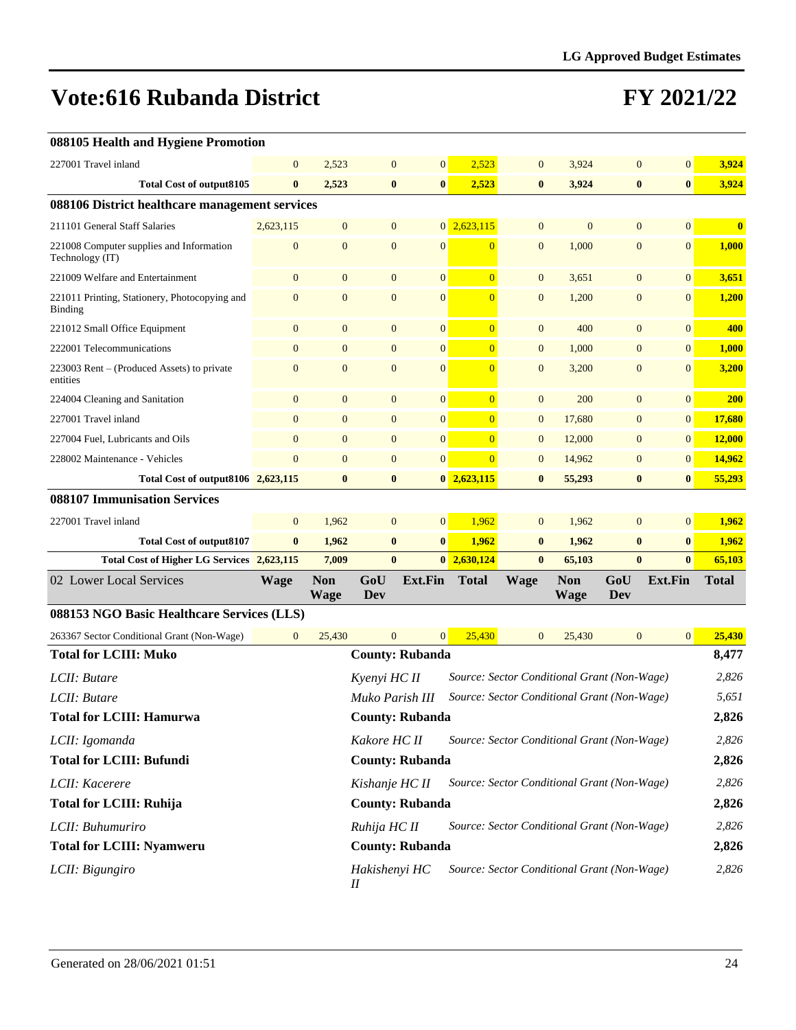# Vote:616 Rubanda District

# FY 2021/22

| | | | | | | | | | | |
|---|---|---|---|---|---|---|---|---|---|---|
| **088105 Health and Hygiene Promotion** | | | | | | | | | | |
| 227001 Travel inland | 0 | 2,523 | 0 | 0 | 2,523 | 0 | 3,924 | 0 | 0 | 3,924 |
| **Total Cost of output8105** | **0** | **2,523** | **0** | **0** | **2,523** | **0** | **3,924** | **0** | **0** | **3,924** |
| **088106 District healthcare management services** | | | | | | | | | | |
| 211101 General Staff Salaries | 2,623,115 | 0 | 0 | 0 | 2,623,115 | 0 | 0 | 0 | 0 | 0 |
| 221008 Computer supplies and Information Technology (IT) | 0 | 0 | 0 | 0 | 0 | 0 | 1,000 | 0 | 0 | 1,000 |
| 221009 Welfare and Entertainment | 0 | 0 | 0 | 0 | 0 | 0 | 3,651 | 0 | 0 | 3,651 |
| 221011 Printing, Stationery, Photocopying and Binding | 0 | 0 | 0 | 0 | 0 | 0 | 1,200 | 0 | 0 | 1,200 |
| 221012 Small Office Equipment | 0 | 0 | 0 | 0 | 0 | 0 | 400 | 0 | 0 | 400 |
| 222001 Telecommunications | 0 | 0 | 0 | 0 | 0 | 0 | 1,000 | 0 | 0 | 1,000 |
| 223003 Rent – (Produced Assets) to private entities | 0 | 0 | 0 | 0 | 0 | 0 | 3,200 | 0 | 0 | 3,200 |
| 224004 Cleaning and Sanitation | 0 | 0 | 0 | 0 | 0 | 0 | 200 | 0 | 0 | 200 |
| 227001 Travel inland | 0 | 0 | 0 | 0 | 0 | 0 | 17,680 | 0 | 0 | 17,680 |
| 227004 Fuel, Lubricants and Oils | 0 | 0 | 0 | 0 | 0 | 0 | 12,000 | 0 | 0 | 12,000 |
| 228002 Maintenance - Vehicles | 0 | 0 | 0 | 0 | 0 | 0 | 14,962 | 0 | 0 | 14,962 |
| **Total Cost of output8106** | **2,623,115** | **0** | **0** | **0** | **2,623,115** | **0** | **55,293** | **0** | **0** | **55,293** |
| **088107 Immunisation Services** | | | | | | | | | | |
| 227001 Travel inland | 0 | 1,962 | 0 | 0 | 1,962 | 0 | 1,962 | 0 | 0 | 1,962 |
| **Total Cost of output8107** | **0** | **1,962** | **0** | **0** | **1,962** | **0** | **1,962** | **0** | **0** | **1,962** |
| **Total Cost of Higher LG Services** | **2,623,115** | **7,009** | **0** | **0** | **2,630,124** | **0** | **65,103** | **0** | **0** | **65,103** |

| 02 Lower Local Services | Wage | Non Wage | GoU Dev | Ext.Fin | Total | Wage | Non Wage | GoU Dev | Ext.Fin | Total |
|---|---|---|---|---|---|---|---|---|---|---|
| **088153 NGO Basic Healthcare Services (LLS)** | | | | | | | | | | |
| 263367 Sector Conditional Grant (Non-Wage) | 0 | 25,430 | 0 | 0 | 25,430 | 0 | 25,430 | 0 | 0 | 25,430 |

| | | | |
|---|---|---|---|
| **Total for LCIII: Muko** | **County: Rubanda** | | **8,477** |
| *LCII: Butare* | *Kyenyi HC II* | *Source: Sector Conditional Grant (Non-Wage)* | *2,826* |
| *LCII: Butare* | *Muko Parish III* | *Source: Sector Conditional Grant (Non-Wage)* | *5,651* |
| **Total for LCIII: Hamurwa** | **County: Rubanda** | | **2,826** |
| *LCII: Igomanda* | *Kakore HC II* | *Source: Sector Conditional Grant (Non-Wage)* | *2,826* |
| **Total for LCIII: Bufundi** | **County: Rubanda** | | **2,826** |
| *LCII: Kacerere* | *Kishanje HC II* | *Source: Sector Conditional Grant (Non-Wage)* | *2,826* |
| **Total for LCIII: Ruhija** | **County: Rubanda** | | **2,826** |
| *LCII: Buhumuriro* | *Ruhija HC II* | *Source: Sector Conditional Grant (Non-Wage)* | *2,826* |
| **Total for LCIII: Nyamweru** | **County: Rubanda** | | **2,826** |
| *LCII: Bigungiro* | *Hakishenyi HC II* | *Source: Sector Conditional Grant (Non-Wage)* | *2,826* |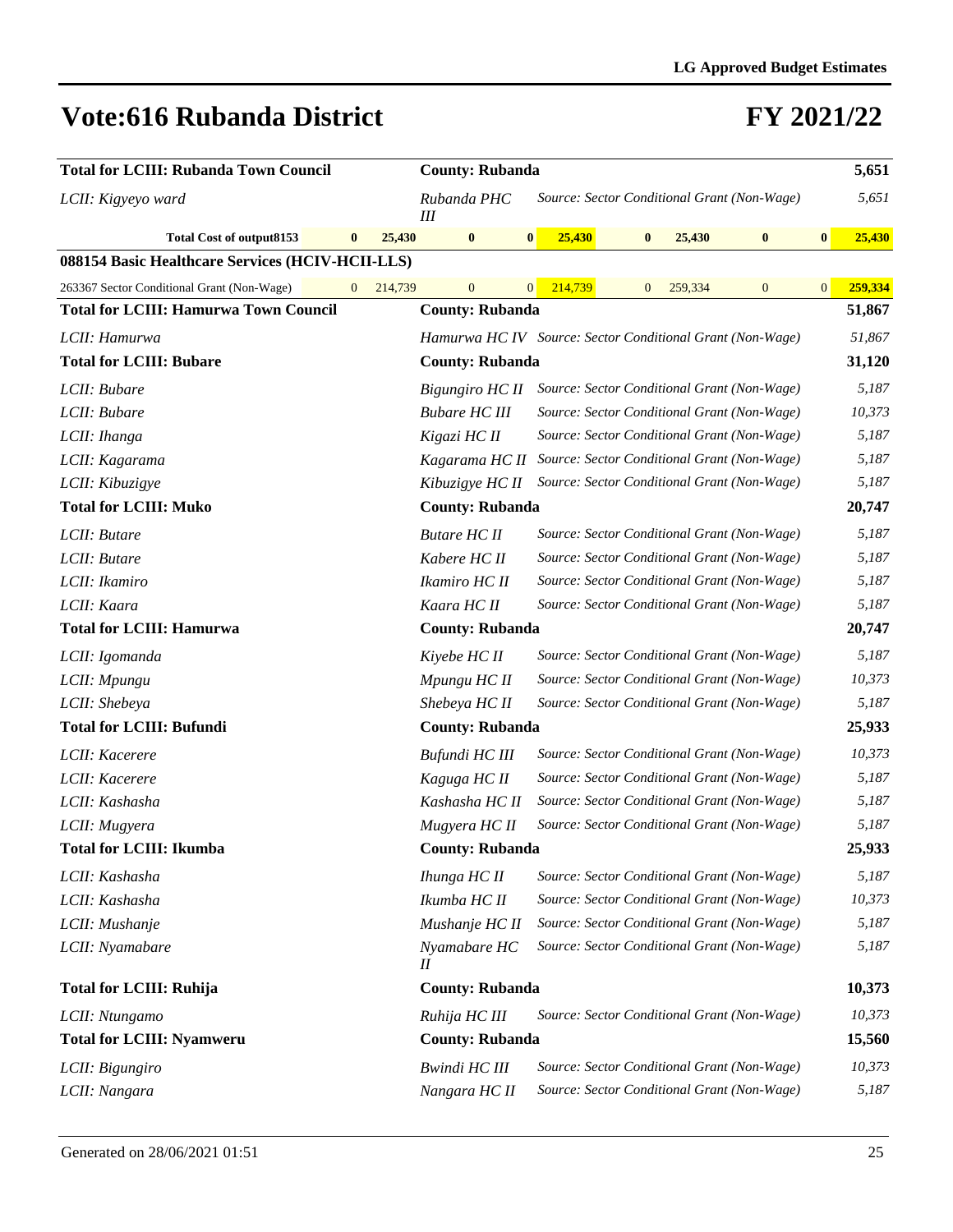# Vote:616 Rubanda District

# FY 2021/22

| | | | |
|---|---|---|---|
| **Total for LCIII: Rubanda Town Council** | **County: Rubanda** | | **5,651** |
| *LCII: Kigyeyo ward* | *Rubanda PHC III* | *Source: Sector Conditional Grant (Non-Wage)* | *5,651* |

| | | | | | | | | | | |
|---|---|---|---|---|---|---|---|---|---|---|
| **Total Cost of output8153** | **0** | **25,430** | **0** | **0** | **25,430** | **0** | **25,430** | **0** | **0** | **25,430** |

**088154 Basic Healthcare Services (HCIV-HCII-LLS)**

| | | | | | | | | | | |
|---|---|---|---|---|---|---|---|---|---|---|
| 263367 Sector Conditional Grant (Non-Wage) | 0 | 214,739 | 0 | 0 | 214,739 | 0 | 259,334 | 0 | 0 | 259,334 |

| | | | |
|---|---|---|---|
| **Total for LCIII: Hamurwa Town Council** | **County: Rubanda** | | **51,867** |
| *LCII: Hamurwa* | *Hamurwa HC IV* | *Source: Sector Conditional Grant (Non-Wage)* | *51,867* |
| **Total for LCIII: Bubare** | **County: Rubanda** | | **31,120** |
| *LCII: Bubare* | *Bigungiro HC II* | *Source: Sector Conditional Grant (Non-Wage)* | *5,187* |
| *LCII: Bubare* | *Bubare HC III* | *Source: Sector Conditional Grant (Non-Wage)* | *10,373* |
| *LCII: Ihanga* | *Kigazi HC II* | *Source: Sector Conditional Grant (Non-Wage)* | *5,187* |
| *LCII: Kagarama* | *Kagarama HC II* | *Source: Sector Conditional Grant (Non-Wage)* | *5,187* |
| *LCII: Kibuzigye* | *Kibuzigye HC II* | *Source: Sector Conditional Grant (Non-Wage)* | *5,187* |
| **Total for LCIII: Muko** | **County: Rubanda** | | **20,747** |
| *LCII: Butare* | *Butare HC II* | *Source: Sector Conditional Grant (Non-Wage)* | *5,187* |
| *LCII: Butare* | *Kabere HC II* | *Source: Sector Conditional Grant (Non-Wage)* | *5,187* |
| *LCII: Ikamiro* | *Ikamiro HC II* | *Source: Sector Conditional Grant (Non-Wage)* | *5,187* |
| *LCII: Kaara* | *Kaara HC II* | *Source: Sector Conditional Grant (Non-Wage)* | *5,187* |
| **Total for LCIII: Hamurwa** | **County: Rubanda** | | **20,747** |
| *LCII: Igomanda* | *Kiyebe HC II* | *Source: Sector Conditional Grant (Non-Wage)* | *5,187* |
| *LCII: Mpungu* | *Mpungu HC II* | *Source: Sector Conditional Grant (Non-Wage)* | *10,373* |
| *LCII: Shebeya* | *Shebeya HC II* | *Source: Sector Conditional Grant (Non-Wage)* | *5,187* |
| **Total for LCIII: Bufundi** | **County: Rubanda** | | **25,933** |
| *LCII: Kacerere* | *Bufundi HC III* | *Source: Sector Conditional Grant (Non-Wage)* | *10,373* |
| *LCII: Kacerere* | *Kaguga HC II* | *Source: Sector Conditional Grant (Non-Wage)* | *5,187* |
| *LCII: Kashasha* | *Kashasha HC II* | *Source: Sector Conditional Grant (Non-Wage)* | *5,187* |
| *LCII: Mugyera* | *Mugyera HC II* | *Source: Sector Conditional Grant (Non-Wage)* | *5,187* |
| **Total for LCIII: Ikumba** | **County: Rubanda** | | **25,933** |
| *LCII: Kashasha* | *Ihunga HC II* | *Source: Sector Conditional Grant (Non-Wage)* | *5,187* |
| *LCII: Kashasha* | *Ikumba HC II* | *Source: Sector Conditional Grant (Non-Wage)* | *10,373* |
| *LCII: Mushanje* | *Mushanje HC II* | *Source: Sector Conditional Grant (Non-Wage)* | *5,187* |
| *LCII: Nyamabare* | *Nyamabare HC II* | *Source: Sector Conditional Grant (Non-Wage)* | *5,187* |
| **Total for LCIII: Ruhija** | **County: Rubanda** | | **10,373** |
| *LCII: Ntungamo* | *Ruhija HC III* | *Source: Sector Conditional Grant (Non-Wage)* | *10,373* |
| **Total for LCIII: Nyamweru** | **County: Rubanda** | | **15,560** |
| *LCII: Bigungiro* | *Bwindi HC III* | *Source: Sector Conditional Grant (Non-Wage)* | *10,373* |
| *LCII: Nangara* | *Nangara HC II* | *Source: Sector Conditional Grant (Non-Wage)* | *5,187* |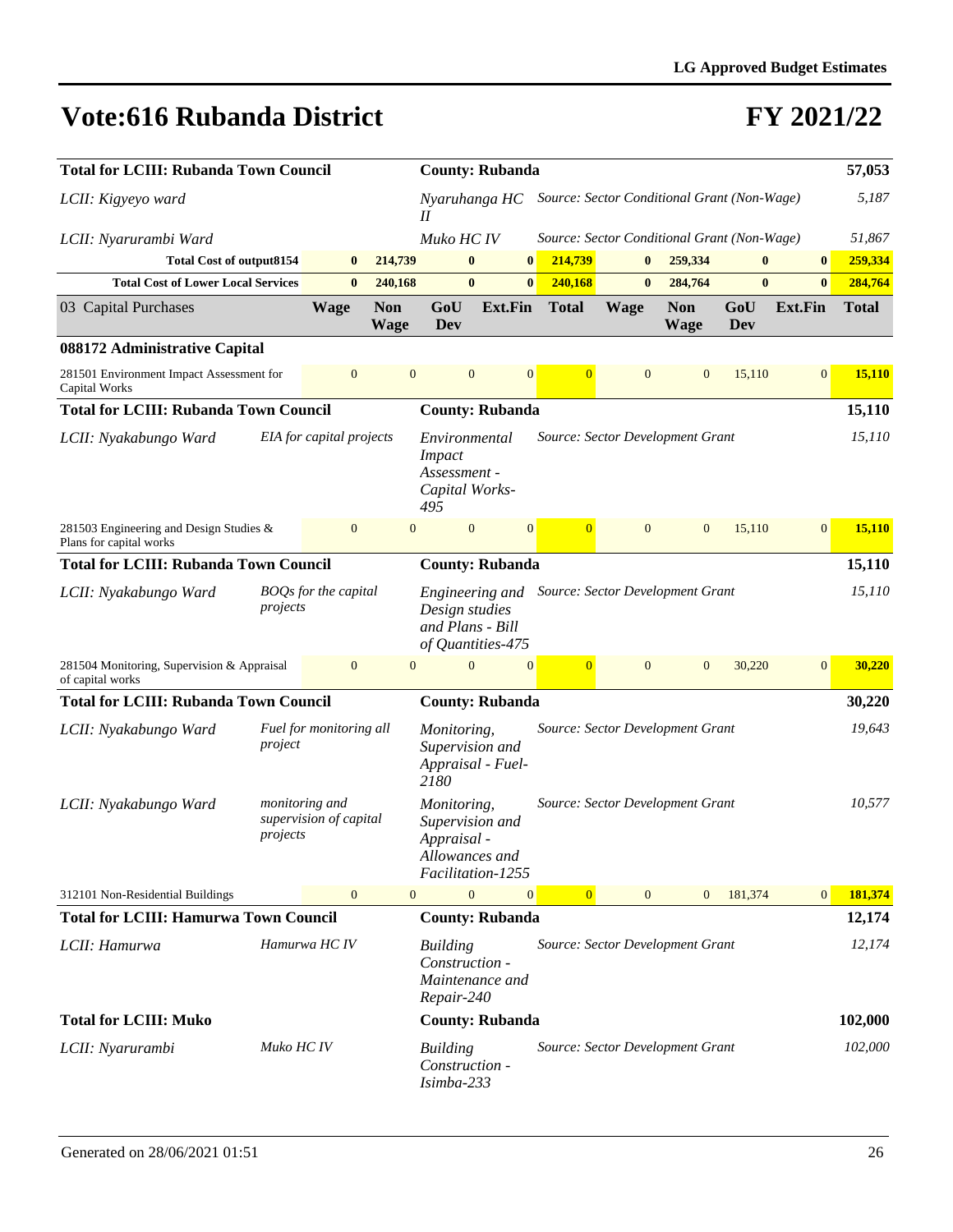# Vote:616 Rubanda District

# FY 2021/22

| | | | | | | | | | | |
|---|---|---|---|---|---|---|---|---|---|---|
| **Total for LCIII: Rubanda Town Council** | | | **County: Rubanda** | | | | | | | **57,053** |
| *LCII: Kigyeyo ward* | | | *Nyaruhanga HC II* | | *Source: Sector Conditional Grant (Non-Wage)* | | | | | *5,187* |
| *LCII: Nyarurambi Ward* | | | *Muko HC IV* | | *Source: Sector Conditional Grant (Non-Wage)* | | | | | *51,867* |
| **Total Cost of output8154** | **0** | **214,739** | **0** | **0** | **214,739** | **0** | **259,334** | **0** | **0** | **259,334** |
| **Total Cost of Lower Local Services** | **0** | **240,168** | **0** | **0** | **240,168** | **0** | **284,764** | **0** | **0** | **284,764** |
| 03 Capital Purchases | **Wage** | **Non Wage** | **GoU Dev** | **Ext.Fin** | **Total** | **Wage** | **Non Wage** | **GoU Dev** | **Ext.Fin** | **Total** |
| **088172 Administrative Capital** | | | | | | | | | | |
| 281501 Environment Impact Assessment for Capital Works | 0 | 0 | 0 | 0 | 0 | 0 | 0 | 15,110 | 0 | **15,110** |
| **Total for LCIII: Rubanda Town Council** | | | **County: Rubanda** | | | | | | | **15,110** |
| *LCII: Nyakabungo Ward* | *EIA for capital projects* | | *Environmental Impact Assessment - Capital Works-495* | | *Source: Sector Development Grant* | | | | | *15,110* |
| 281503 Engineering and Design Studies & Plans for capital works | 0 | 0 | 0 | 0 | 0 | 0 | 0 | 15,110 | 0 | **15,110** |
| **Total for LCIII: Rubanda Town Council** | | | **County: Rubanda** | | | | | | | **15,110** |
| *LCII: Nyakabungo Ward* | *BOQs for the capital projects* | | *Engineering and Design studies and Plans - Bill of Quantities-475* | | *Source: Sector Development Grant* | | | | | *15,110* |
| 281504 Monitoring, Supervision & Appraisal of capital works | 0 | 0 | 0 | 0 | 0 | 0 | 0 | 30,220 | 0 | **30,220** |
| **Total for LCIII: Rubanda Town Council** | | | **County: Rubanda** | | | | | | | **30,220** |
| *LCII: Nyakabungo Ward* | *Fuel for monitoring all project* | | *Monitoring, Supervision and Appraisal - Fuel-2180* | | *Source: Sector Development Grant* | | | | | *19,643* |
| *LCII: Nyakabungo Ward* | *monitoring and supervision of capital projects* | | *Monitoring, Supervision and Appraisal - Allowances and Facilitation-1255* | | *Source: Sector Development Grant* | | | | | *10,577* |
| 312101 Non-Residential Buildings | 0 | 0 | 0 | 0 | 0 | 0 | 0 | 181,374 | 0 | **181,374** |
| **Total for LCIII: Hamurwa Town Council** | | | **County: Rubanda** | | | | | | | **12,174** |
| *LCII: Hamurwa* | *Hamurwa HC IV* | | *Building Construction - Maintenance and Repair-240* | | *Source: Sector Development Grant* | | | | | *12,174* |
| **Total for LCIII: Muko** | | | **County: Rubanda** | | | | | | | **102,000** |
| *LCII: Nyarurambi* | *Muko HC IV* | | *Building Construction - Isimba-233* | | *Source: Sector Development Grant* | | | | | *102,000* |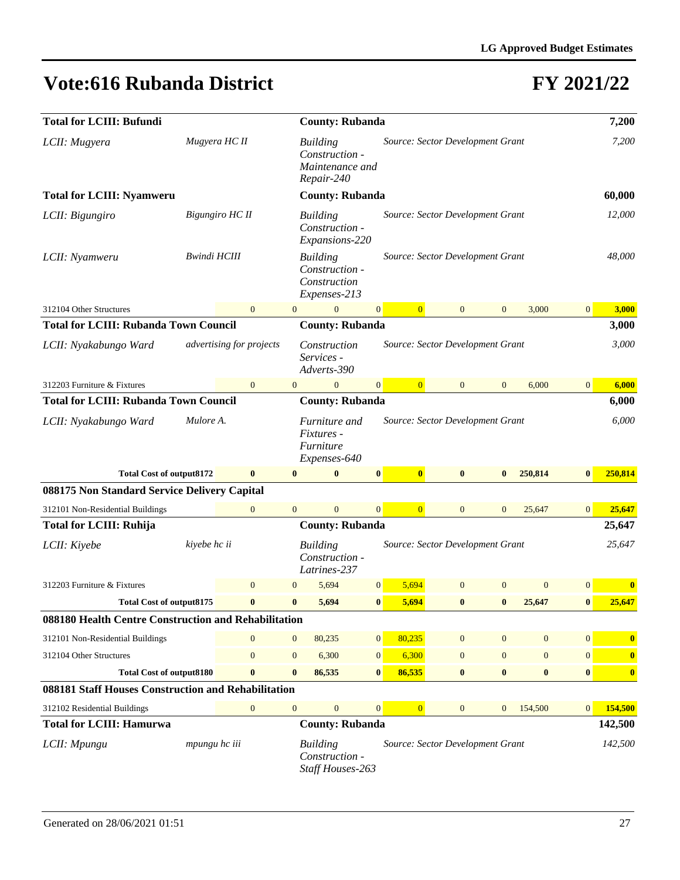# Vote:616 Rubanda District

# FY 2021/22

| | | | | | | | | | | |
|---|---|---|---|---|---|---|---|---|---|---|
| **Total for LCIII: Bufundi** | | | **County: Rubanda** | | | | | | | **7,200** |
| *LCII: Mugyera* | *Mugyera HC II* | | *Building Construction - Maintenance and Repair-240* | | *Source: Sector Development Grant* | | | | | *7,200* |
| **Total for LCIII: Nyamweru** | | | **County: Rubanda** | | | | | | | **60,000** |
| *LCII: Bigungiro* | *Bigungiro HC II* | | *Building Construction - Expansions-220* | | *Source: Sector Development Grant* | | | | | *12,000* |
| *LCII: Nyamweru* | *Bwindi HCIII* | | *Building Construction - Construction Expenses-213* | | *Source: Sector Development Grant* | | | | | *48,000* |
| 312104 Other Structures | 0 | 0 | 0 | 0 | 0 | 0 | 0 | 3,000 | 0 | 3,000 |
| **Total for LCIII: Rubanda Town Council** | | | **County: Rubanda** | | | | | | | **3,000** |
| *LCII: Nyakabungo Ward* | *advertising for projects* | | *Construction Services - Adverts-390* | | *Source: Sector Development Grant* | | | | | *3,000* |
| 312203 Furniture & Fixtures | 0 | 0 | 0 | 0 | 0 | 0 | 0 | 6,000 | 0 | 6,000 |
| **Total for LCIII: Rubanda Town Council** | | | **County: Rubanda** | | | | | | | **6,000** |
| *LCII: Nyakabungo Ward* | *Mulore A.* | | *Furniture and Fixtures - Furniture Expenses-640* | | *Source: Sector Development Grant* | | | | | *6,000* |
| **Total Cost of output8172** | **0** | **0** | **0** | **0** | **0** | **0** | **0** | **250,814** | **0** | **250,814** |
| **088175 Non Standard Service Delivery Capital** | | | | | | | | | | |
| 312101 Non-Residential Buildings | 0 | 0 | 0 | 0 | 0 | 0 | 0 | 25,647 | 0 | 25,647 |
| **Total for LCIII: Ruhija** | | | **County: Rubanda** | | | | | | | **25,647** |
| *LCII: Kiyebe* | *kiyebe hc ii* | | *Building Construction - Latrines-237* | | *Source: Sector Development Grant* | | | | | *25,647* |
| 312203 Furniture & Fixtures | 0 | 0 | 5,694 | 0 | 5,694 | 0 | 0 | 0 | 0 | 0 |
| **Total Cost of output8175** | **0** | **0** | **5,694** | **0** | **5,694** | **0** | **0** | **25,647** | **0** | **25,647** |
| **088180 Health Centre Construction and Rehabilitation** | | | | | | | | | | |
| 312101 Non-Residential Buildings | 0 | 0 | 80,235 | 0 | 80,235 | 0 | 0 | 0 | 0 | 0 |
| 312104 Other Structures | 0 | 0 | 6,300 | 0 | 6,300 | 0 | 0 | 0 | 0 | 0 |
| **Total Cost of output8180** | **0** | **0** | **86,535** | **0** | **86,535** | **0** | **0** | **0** | **0** | **0** |
| **088181 Staff Houses Construction and Rehabilitation** | | | | | | | | | | |
| 312102 Residential Buildings | 0 | 0 | 0 | 0 | 0 | 0 | 0 | 154,500 | 0 | 154,500 |
| **Total for LCIII: Hamurwa** | | | **County: Rubanda** | | | | | | | **142,500** |
| *LCII: Mpungu* | *mpungu hc iii* | | *Building Construction - Staff Houses-263* | | *Source: Sector Development Grant* | | | | | *142,500* |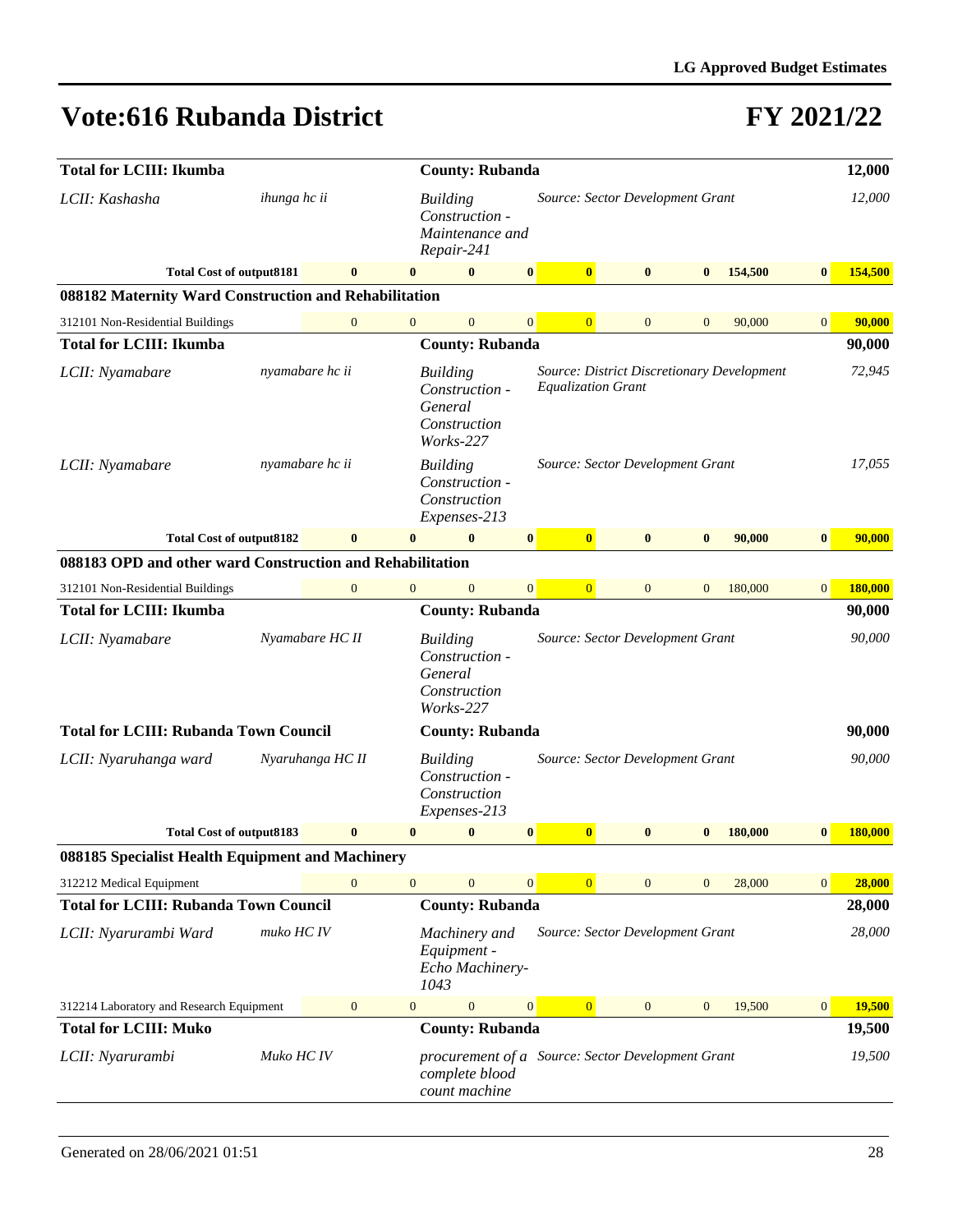# Vote:616 Rubanda District

# FY 2021/22

| | | | | | | | | | | |
|---|---|---|---|---|---|---|---|---|---|---|
| **Total for LCIII: Ikumba** | | | **County: Rubanda** | | | | | | | **12,000** |
| *LCII: Kashasha* | *ihunga hc ii* | | *Building Construction - Maintenance and Repair-241* | | *Source: Sector Development Grant* | | | | | *12,000* |
| **Total Cost of output8181** | **0** | **0** | **0** | **0** | **0** | **0** | **0** | **154,500** | **0** | **154,500** |
| **088182 Maternity Ward Construction and Rehabilitation** | | | | | | | | | | |
| 312101 Non-Residential Buildings | 0 | 0 | 0 | 0 | 0 | 0 | 0 | 90,000 | 0 | **90,000** |
| **Total for LCIII: Ikumba** | | | **County: Rubanda** | | | | | | | **90,000** |
| *LCII: Nyamabare* | *nyamabare hc ii* | | *Building Construction - General Construction Works-227* | | *Source: District Discretionary Development Equalization Grant* | | | | | *72,945* |
| *LCII: Nyamabare* | *nyamabare hc ii* | | *Building Construction - Construction Expenses-213* | | *Source: Sector Development Grant* | | | | | *17,055* |
| **Total Cost of output8182** | **0** | **0** | **0** | **0** | **0** | **0** | **0** | **90,000** | **0** | **90,000** |
| **088183 OPD and other ward Construction and Rehabilitation** | | | | | | | | | | |
| 312101 Non-Residential Buildings | 0 | 0 | 0 | 0 | 0 | 0 | 0 | 180,000 | 0 | **180,000** |
| **Total for LCIII: Ikumba** | | | **County: Rubanda** | | | | | | | **90,000** |
| *LCII: Nyamabare* | *Nyamabare HC II* | | *Building Construction - General Construction Works-227* | | *Source: Sector Development Grant* | | | | | *90,000* |
| **Total for LCIII: Rubanda Town Council** | | | **County: Rubanda** | | | | | | | **90,000** |
| *LCII: Nyaruhanga ward* | *Nyaruhanga HC II* | | *Building Construction - Construction Expenses-213* | | *Source: Sector Development Grant* | | | | | *90,000* |
| **Total Cost of output8183** | **0** | **0** | **0** | **0** | **0** | **0** | **0** | **180,000** | **0** | **180,000** |
| **088185 Specialist Health Equipment and Machinery** | | | | | | | | | | |
| 312212 Medical Equipment | 0 | 0 | 0 | 0 | 0 | 0 | 0 | 28,000 | 0 | **28,000** |
| **Total for LCIII: Rubanda Town Council** | | | **County: Rubanda** | | | | | | | **28,000** |
| *LCII: Nyarurambi Ward* | *muko HC IV* | | *Machinery and Equipment - Echo Machinery-1043* | | *Source: Sector Development Grant* | | | | | *28,000* |
| 312214 Laboratory and Research Equipment | 0 | 0 | 0 | 0 | 0 | 0 | 0 | 19,500 | 0 | **19,500** |
| **Total for LCIII: Muko** | | | **County: Rubanda** | | | | | | | **19,500** |
| *LCII: Nyarurambi* | *Muko HC IV* | | *procurement of a complete blood count machine* | | *Source: Sector Development Grant* | | | | | *19,500* |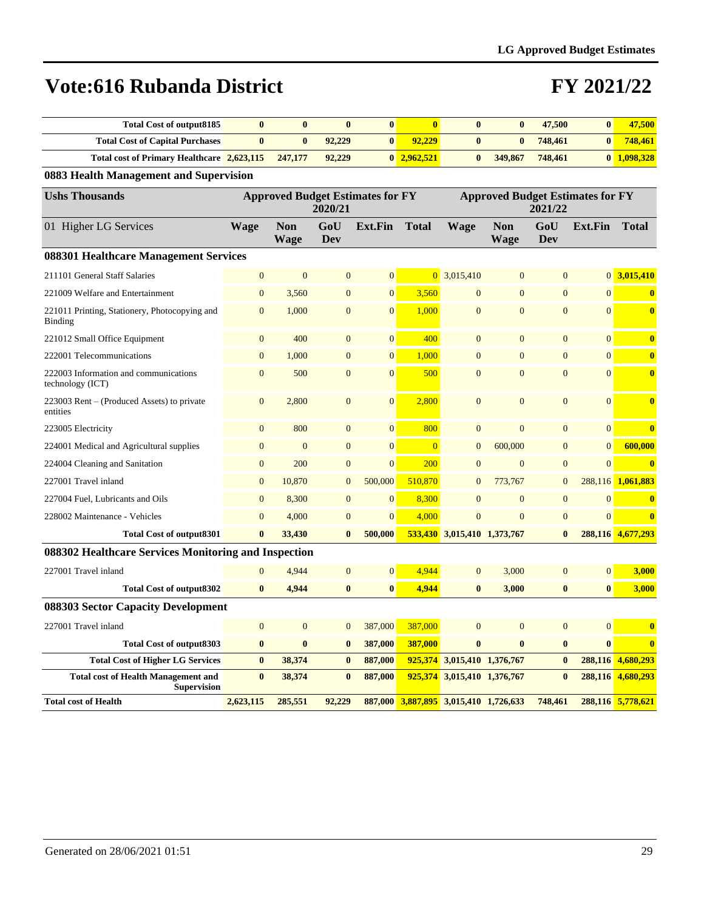# Vote:616 Rubanda District

# FY 2021/22

| | | | | | | | | | | |
|---|---|---|---|---|---|---|---|---|---|---|
| **Total Cost of output8185** | **0** | **0** | **0** | **0** | **0** | **0** | **0** | **47,500** | **0** | **47,500** |
| **Total Cost of Capital Purchases** | **0** | **0** | **92,229** | **0** | **92,229** | **0** | **0** | **748,461** | **0** | **748,461** |
| **Total cost of Primary Healthcare** | **2,623,115** | **247,177** | **92,229** | **0** | **2,962,521** | **0** | **349,867** | **748,461** | **0** | **1,098,328** |

### 0883 Health Management and Supervision

| Ushs Thousands | Approved Budget Estimates for FY 2020/21 | | | | | Approved Budget Estimates for FY 2021/22 | | | | |
|---|---|---|---|---|---|---|---|---|---|---|
| 01 Higher LG Services | Wage | Non Wage | GoU Dev | Ext.Fin | Total | Wage | Non Wage | GoU Dev | Ext.Fin | Total |
| **088301 Healthcare Management Services** | | | | | | | | | | |
| 211101 General Staff Salaries | 0 | 0 | 0 | 0 | 0 | 3,015,410 | 0 | 0 | 0 | **3,015,410** |
| 221009 Welfare and Entertainment | 0 | 3,560 | 0 | 0 | 3,560 | 0 | 0 | 0 | 0 | **0** |
| 221011 Printing, Stationery, Photocopying and Binding | 0 | 1,000 | 0 | 0 | 1,000 | 0 | 0 | 0 | 0 | **0** |
| 221012 Small Office Equipment | 0 | 400 | 0 | 0 | 400 | 0 | 0 | 0 | 0 | **0** |
| 222001 Telecommunications | 0 | 1,000 | 0 | 0 | 1,000 | 0 | 0 | 0 | 0 | **0** |
| 222003 Information and communications technology (ICT) | 0 | 500 | 0 | 0 | 500 | 0 | 0 | 0 | 0 | **0** |
| 223003 Rent – (Produced Assets) to private entities | 0 | 2,800 | 0 | 0 | 2,800 | 0 | 0 | 0 | 0 | **0** |
| 223005 Electricity | 0 | 800 | 0 | 0 | 800 | 0 | 0 | 0 | 0 | **0** |
| 224001 Medical and Agricultural supplies | 0 | 0 | 0 | 0 | 0 | 0 | 600,000 | 0 | 0 | **600,000** |
| 224004 Cleaning and Sanitation | 0 | 200 | 0 | 0 | 200 | 0 | 0 | 0 | 0 | **0** |
| 227001 Travel inland | 0 | 10,870 | 0 | 500,000 | 510,870 | 0 | 773,767 | 0 | 288,116 | **1,061,883** |
| 227004 Fuel, Lubricants and Oils | 0 | 8,300 | 0 | 0 | 8,300 | 0 | 0 | 0 | 0 | **0** |
| 228002 Maintenance - Vehicles | 0 | 4,000 | 0 | 0 | 4,000 | 0 | 0 | 0 | 0 | **0** |
| **Total Cost of output8301** | **0** | **33,430** | **0** | **500,000** | **533,430** | **3,015,410** | **1,373,767** | **0** | **288,116** | **4,677,293** |
| **088302 Healthcare Services Monitoring and Inspection** | | | | | | | | | | |
| 227001 Travel inland | 0 | 4,944 | 0 | 0 | 4,944 | 0 | 3,000 | 0 | 0 | **3,000** |
| **Total Cost of output8302** | **0** | **4,944** | **0** | **0** | **4,944** | **0** | **3,000** | **0** | **0** | **3,000** |
| **088303 Sector Capacity Development** | | | | | | | | | | |
| 227001 Travel inland | 0 | 0 | 0 | 387,000 | 387,000 | 0 | 0 | 0 | 0 | **0** |
| **Total Cost of output8303** | **0** | **0** | **0** | **387,000** | **387,000** | **0** | **0** | **0** | **0** | **0** |
| **Total Cost of Higher LG Services** | **0** | **38,374** | **0** | **887,000** | **925,374** | **3,015,410** | **1,376,767** | **0** | **288,116** | **4,680,293** |
| **Total cost of Health Management and Supervision** | **0** | **38,374** | **0** | **887,000** | **925,374** | **3,015,410** | **1,376,767** | **0** | **288,116** | **4,680,293** |
| **Total cost of Health** | **2,623,115** | **285,551** | **92,229** | **887,000** | **3,887,895** | **3,015,410** | **1,726,633** | **748,461** | **288,116** | **5,778,621** |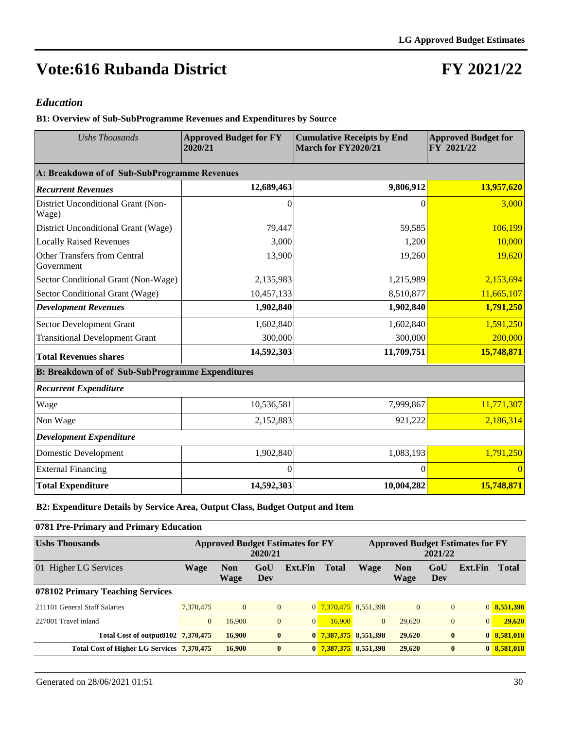# Vote:616 Rubanda District

# FY 2021/22

## *Education*

### B1: Overview of Sub-SubProgramme Revenues and Expenditures by Source

| *Ushs Thousands* | Approved Budget for FY 2020/21 | Cumulative Receipts by End March for FY2020/21 | Approved Budget for FY 2021/22 |
|---|---|---|---|
| **A: Breakdown of of Sub-SubProgramme Revenues** | | | |
| ***Recurrent Revenues*** | **12,689,463** | **9,806,912** | **13,957,620** |
| District Unconditional Grant (Non-Wage) | 0 | 0 | 3,000 |
| District Unconditional Grant (Wage) | 79,447 | 59,585 | 106,199 |
| Locally Raised Revenues | 3,000 | 1,200 | 10,000 |
| Other Transfers from Central Government | 13,900 | 19,260 | 19,620 |
| Sector Conditional Grant (Non-Wage) | 2,135,983 | 1,215,989 | 2,153,694 |
| Sector Conditional Grant (Wage) | 10,457,133 | 8,510,877 | 11,665,107 |
| ***Development Revenues*** | **1,902,840** | **1,902,840** | **1,791,250** |
| Sector Development Grant | 1,602,840 | 1,602,840 | 1,591,250 |
| Transitional Development Grant | 300,000 | 300,000 | 200,000 |
| **Total Revenues shares** | **14,592,303** | **11,709,751** | **15,748,871** |
| **B: Breakdown of of Sub-SubProgramme Expenditures** | | | |
| ***Recurrent Expenditure*** | | | |
| Wage | 10,536,581 | 7,999,867 | 11,771,307 |
| Non Wage | 2,152,883 | 921,222 | 2,186,314 |
| ***Development Expenditure*** | | | |
| Domestic Development | 1,902,840 | 1,083,193 | 1,791,250 |
| External Financing | 0 | 0 | 0 |
| **Total Expenditure** | **14,592,303** | **10,004,282** | **15,748,871** |

### B2: Expenditure Details by Service Area, Output Class, Budget Output and Item

#### 0781 Pre-Primary and Primary Education

| Ushs Thousands | Approved Budget Estimates for FY 2020/21 | | | | | Approved Budget Estimates for FY 2021/22 | | | | |
|---|---|---|---|---|---|---|---|---|---|---|
| 01 Higher LG Services | Wage | Non Wage | GoU Dev | Ext.Fin | Total | Wage | Non Wage | GoU Dev | Ext.Fin | Total |
| **078102 Primary Teaching Services** | | | | | | | | | | |
| 211101 General Staff Salaries | 7,370,475 | 0 | 0 | 0 | 7,370,475 | 8,551,398 | 0 | 0 | 0 | 8,551,398 |
| 227001 Travel inland | 0 | 16,900 | 0 | 0 | 16,900 | 0 | 29,620 | 0 | 0 | 29,620 |
| **Total Cost of output8102** | **7,370,475** | **16,900** | **0** | **0** | **7,387,375** | **8,551,398** | **29,620** | **0** | **0** | **8,581,018** |
| **Total Cost of Higher LG Services** | **7,370,475** | **16,900** | **0** | **0** | **7,387,375** | **8,551,398** | **29,620** | **0** | **0** | **8,581,018** |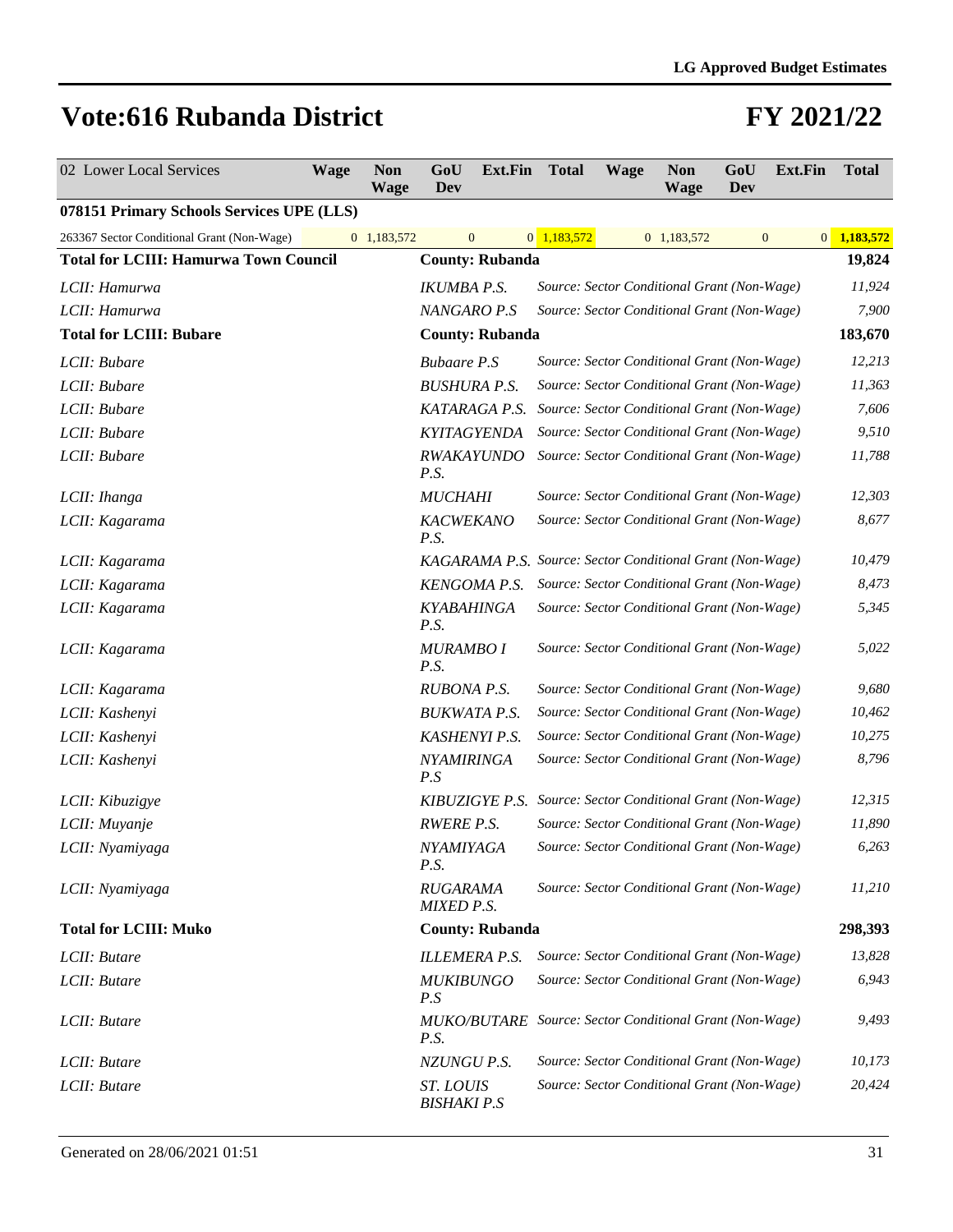# Vote:616 Rubanda District

# FY 2021/22

| 02 Lower Local Services | Wage | Non Wage | GoU Dev | Ext.Fin | Total | Wage | Non Wage | GoU Dev | Ext.Fin | Total |
|---|---|---|---|---|---|---|---|---|---|---|
| **078151 Primary Schools Services UPE (LLS)** | | | | | | | | | | |
| 263367 Sector Conditional Grant (Non-Wage) | 0 | 1,183,572 | 0 | 0 | 1,183,572 | 0 | 1,183,572 | 0 | 0 | 1,183,572 |

| | | | |
|---|---|---|---|
| **Total for LCIII: Hamurwa Town Council** | **County: Rubanda** | | **19,824** |
| *LCII: Hamurwa* | *IKUMBA P.S.* | *Source: Sector Conditional Grant (Non-Wage)* | *11,924* |
| *LCII: Hamurwa* | *NANGARO P.S* | *Source: Sector Conditional Grant (Non-Wage)* | *7,900* |
| **Total for LCIII: Bubare** | **County: Rubanda** | | **183,670** |
| *LCII: Bubare* | *Bubaare P.S* | *Source: Sector Conditional Grant (Non-Wage)* | *12,213* |
| *LCII: Bubare* | *BUSHURA P.S.* | *Source: Sector Conditional Grant (Non-Wage)* | *11,363* |
| *LCII: Bubare* | *KATARAGA P.S.* | *Source: Sector Conditional Grant (Non-Wage)* | *7,606* |
| *LCII: Bubare* | *KYITAGYENDA* | *Source: Sector Conditional Grant (Non-Wage)* | *9,510* |
| *LCII: Bubare* | *RWAKAYUNDO P.S.* | *Source: Sector Conditional Grant (Non-Wage)* | *11,788* |
| *LCII: Ihanga* | *MUCHAHI* | *Source: Sector Conditional Grant (Non-Wage)* | *12,303* |
| *LCII: Kagarama* | *KACWEKANO P.S.* | *Source: Sector Conditional Grant (Non-Wage)* | *8,677* |
| *LCII: Kagarama* | *KAGARAMA P.S.* | *Source: Sector Conditional Grant (Non-Wage)* | *10,479* |
| *LCII: Kagarama* | *KENGOMA P.S.* | *Source: Sector Conditional Grant (Non-Wage)* | *8,473* |
| *LCII: Kagarama* | *KYABAHINGA P.S.* | *Source: Sector Conditional Grant (Non-Wage)* | *5,345* |
| *LCII: Kagarama* | *MURAMBO I P.S.* | *Source: Sector Conditional Grant (Non-Wage)* | *5,022* |
| *LCII: Kagarama* | *RUBONA P.S.* | *Source: Sector Conditional Grant (Non-Wage)* | *9,680* |
| *LCII: Kashenyi* | *BUKWATA P.S.* | *Source: Sector Conditional Grant (Non-Wage)* | *10,462* |
| *LCII: Kashenyi* | *KASHENYI P.S.* | *Source: Sector Conditional Grant (Non-Wage)* | *10,275* |
| *LCII: Kashenyi* | *NYAMIRINGA P.S* | *Source: Sector Conditional Grant (Non-Wage)* | *8,796* |
| *LCII: Kibuzigye* | *KIBUZIGYE P.S.* | *Source: Sector Conditional Grant (Non-Wage)* | *12,315* |
| *LCII: Muyanje* | *RWERE P.S.* | *Source: Sector Conditional Grant (Non-Wage)* | *11,890* |
| *LCII: Nyamiyaga* | *NYAMIYAGA P.S.* | *Source: Sector Conditional Grant (Non-Wage)* | *6,263* |
| *LCII: Nyamiyaga* | *RUGARAMA MIXED P.S.* | *Source: Sector Conditional Grant (Non-Wage)* | *11,210* |
| **Total for LCIII: Muko** | **County: Rubanda** | | **298,393** |
| *LCII: Butare* | *ILLEMERA P.S.* | *Source: Sector Conditional Grant (Non-Wage)* | *13,828* |
| *LCII: Butare* | *MUKIBUNGO P.S* | *Source: Sector Conditional Grant (Non-Wage)* | *6,943* |
| *LCII: Butare* | *MUKO/BUTARE P.S.* | *Source: Sector Conditional Grant (Non-Wage)* | *9,493* |
| *LCII: Butare* | *NZUNGU P.S.* | *Source: Sector Conditional Grant (Non-Wage)* | *10,173* |
| *LCII: Butare* | *ST. LOUIS BISHAKI P.S* | *Source: Sector Conditional Grant (Non-Wage)* | *20,424* |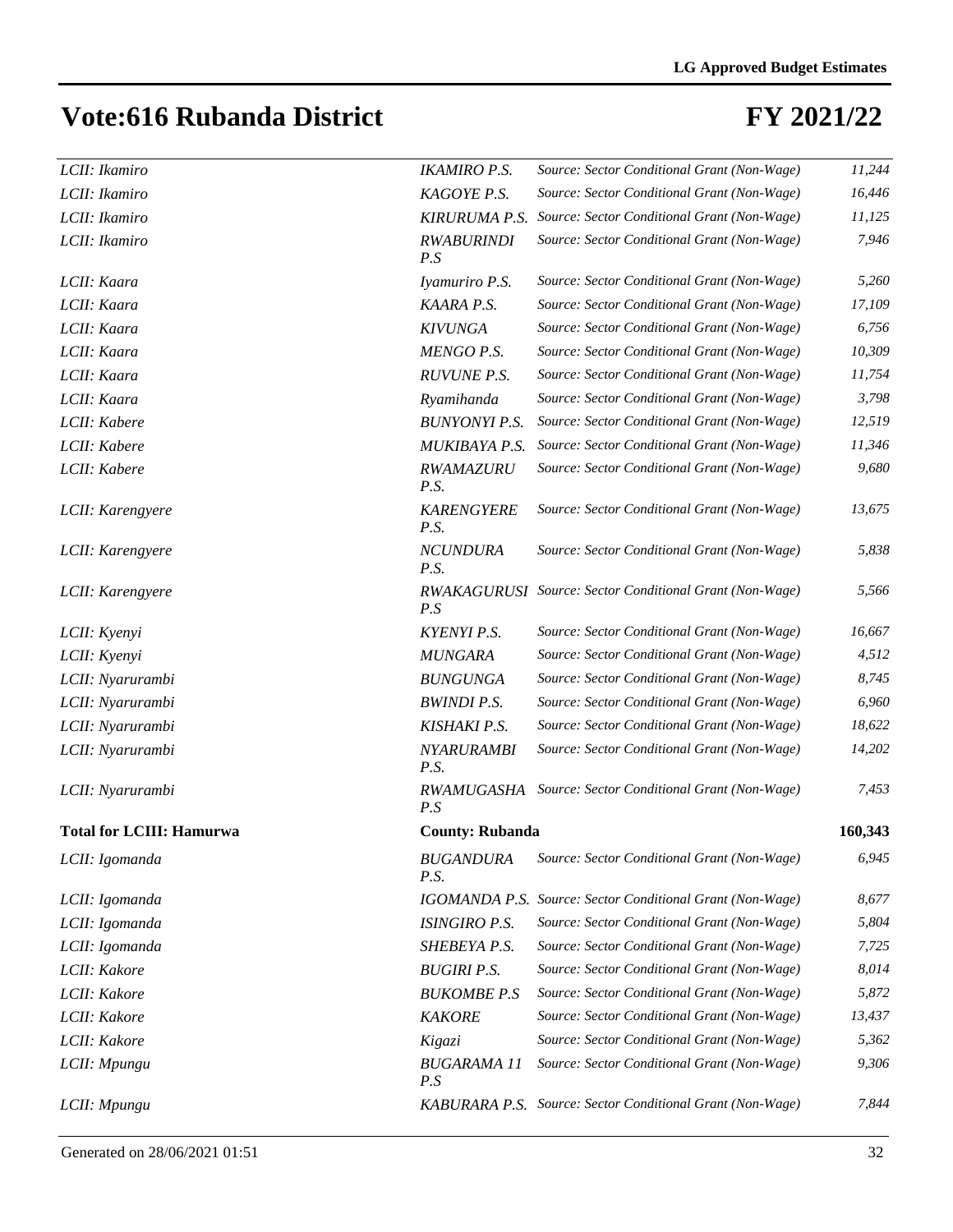# Vote:616 Rubanda District

# FY 2021/22

| | | | |
|---|---|---|---|
| *LCII: Ikamiro* | *IKAMIRO P.S.* | *Source: Sector Conditional Grant (Non-Wage)* | *11,244* |
| *LCII: Ikamiro* | *KAGOYE P.S.* | *Source: Sector Conditional Grant (Non-Wage)* | *16,446* |
| *LCII: Ikamiro* | *KIRURUMA P.S.* | *Source: Sector Conditional Grant (Non-Wage)* | *11,125* |
| *LCII: Ikamiro* | *RWABURINDI P.S* | *Source: Sector Conditional Grant (Non-Wage)* | *7,946* |
| *LCII: Kaara* | *Iyamuriro P.S.* | *Source: Sector Conditional Grant (Non-Wage)* | *5,260* |
| *LCII: Kaara* | *KAARA P.S.* | *Source: Sector Conditional Grant (Non-Wage)* | *17,109* |
| *LCII: Kaara* | *KIVUNGA* | *Source: Sector Conditional Grant (Non-Wage)* | *6,756* |
| *LCII: Kaara* | *MENGO P.S.* | *Source: Sector Conditional Grant (Non-Wage)* | *10,309* |
| *LCII: Kaara* | *RUVUNE P.S.* | *Source: Sector Conditional Grant (Non-Wage)* | *11,754* |
| *LCII: Kaara* | *Ryamihanda* | *Source: Sector Conditional Grant (Non-Wage)* | *3,798* |
| *LCII: Kabere* | *BUNYONYI P.S.* | *Source: Sector Conditional Grant (Non-Wage)* | *12,519* |
| *LCII: Kabere* | *MUKIBAYA P.S.* | *Source: Sector Conditional Grant (Non-Wage)* | *11,346* |
| *LCII: Kabere* | *RWAMAZURU P.S.* | *Source: Sector Conditional Grant (Non-Wage)* | *9,680* |
| *LCII: Karengyere* | *KARENGYERE P.S.* | *Source: Sector Conditional Grant (Non-Wage)* | *13,675* |
| *LCII: Karengyere* | *NCUNDURA P.S.* | *Source: Sector Conditional Grant (Non-Wage)* | *5,838* |
| *LCII: Karengyere* | *RWAKAGURUSI P.S* | *Source: Sector Conditional Grant (Non-Wage)* | *5,566* |
| *LCII: Kyenyi* | *KYENYI P.S.* | *Source: Sector Conditional Grant (Non-Wage)* | *16,667* |
| *LCII: Kyenyi* | *MUNGARA* | *Source: Sector Conditional Grant (Non-Wage)* | *4,512* |
| *LCII: Nyarurambi* | *BUNGUNGA* | *Source: Sector Conditional Grant (Non-Wage)* | *8,745* |
| *LCII: Nyarurambi* | *BWINDI P.S.* | *Source: Sector Conditional Grant (Non-Wage)* | *6,960* |
| *LCII: Nyarurambi* | *KISHAKI P.S.* | *Source: Sector Conditional Grant (Non-Wage)* | *18,622* |
| *LCII: Nyarurambi* | *NYARURAMBI P.S.* | *Source: Sector Conditional Grant (Non-Wage)* | *14,202* |
| *LCII: Nyarurambi* | *RWAMUGASHA P.S* | *Source: Sector Conditional Grant (Non-Wage)* | *7,453* |
| **Total for LCIII: Hamurwa** | **County: Rubanda** | | **160,343** |
| *LCII: Igomanda* | *BUGANDURA P.S.* | *Source: Sector Conditional Grant (Non-Wage)* | *6,945* |
| *LCII: Igomanda* | *IGOMANDA P.S.* | *Source: Sector Conditional Grant (Non-Wage)* | *8,677* |
| *LCII: Igomanda* | *ISINGIRO P.S.* | *Source: Sector Conditional Grant (Non-Wage)* | *5,804* |
| *LCII: Igomanda* | *SHEBEYA P.S.* | *Source: Sector Conditional Grant (Non-Wage)* | *7,725* |
| *LCII: Kakore* | *BUGIRI P.S.* | *Source: Sector Conditional Grant (Non-Wage)* | *8,014* |
| *LCII: Kakore* | *BUKOMBE P.S* | *Source: Sector Conditional Grant (Non-Wage)* | *5,872* |
| *LCII: Kakore* | *KAKORE* | *Source: Sector Conditional Grant (Non-Wage)* | *13,437* |
| *LCII: Kakore* | *Kigazi* | *Source: Sector Conditional Grant (Non-Wage)* | *5,362* |
| *LCII: Mpungu* | *BUGARAMA 11 P.S* | *Source: Sector Conditional Grant (Non-Wage)* | *9,306* |
| *LCII: Mpungu* | *KABURARA P.S.* | *Source: Sector Conditional Grant (Non-Wage)* | *7,844* |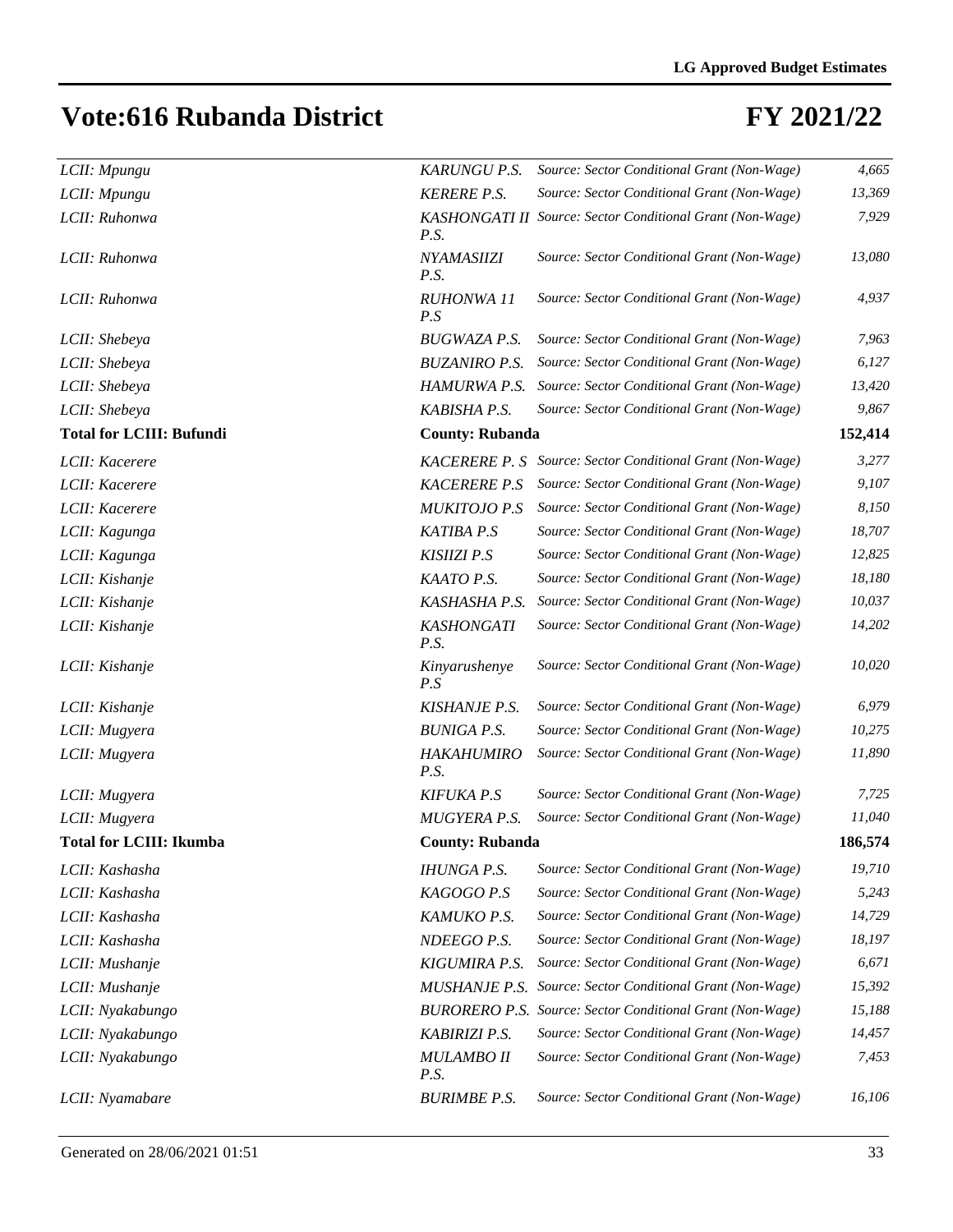# Vote:616 Rubanda District

# FY 2021/22

| | | | |
|---|---|---|---|
| *LCII: Mpungu* | *KARUNGU P.S.* | *Source: Sector Conditional Grant (Non-Wage)* | *4,665* |
| *LCII: Mpungu* | *KERERE P.S.* | *Source: Sector Conditional Grant (Non-Wage)* | *13,369* |
| *LCII: Ruhonwa* | *KASHONGATI II P.S.* | *Source: Sector Conditional Grant (Non-Wage)* | *7,929* |
| *LCII: Ruhonwa* | *NYAMASIIZI P.S.* | *Source: Sector Conditional Grant (Non-Wage)* | *13,080* |
| *LCII: Ruhonwa* | *RUHONWA 11 P.S* | *Source: Sector Conditional Grant (Non-Wage)* | *4,937* |
| *LCII: Shebeya* | *BUGWAZA P.S.* | *Source: Sector Conditional Grant (Non-Wage)* | *7,963* |
| *LCII: Shebeya* | *BUZANIRO P.S.* | *Source: Sector Conditional Grant (Non-Wage)* | *6,127* |
| *LCII: Shebeya* | *HAMURWA P.S.* | *Source: Sector Conditional Grant (Non-Wage)* | *13,420* |
| *LCII: Shebeya* | *KABISHA P.S.* | *Source: Sector Conditional Grant (Non-Wage)* | *9,867* |
| **Total for LCIII: Bufundi** | **County: Rubanda** | | **152,414** |
| *LCII: Kacerere* | *KACERERE P. S* | *Source: Sector Conditional Grant (Non-Wage)* | *3,277* |
| *LCII: Kacerere* | *KACERERE P.S* | *Source: Sector Conditional Grant (Non-Wage)* | *9,107* |
| *LCII: Kacerere* | *MUKITOJO P.S* | *Source: Sector Conditional Grant (Non-Wage)* | *8,150* |
| *LCII: Kagunga* | *KATIBA P.S* | *Source: Sector Conditional Grant (Non-Wage)* | *18,707* |
| *LCII: Kagunga* | *KISIIZI P.S* | *Source: Sector Conditional Grant (Non-Wage)* | *12,825* |
| *LCII: Kishanje* | *KAATO P.S.* | *Source: Sector Conditional Grant (Non-Wage)* | *18,180* |
| *LCII: Kishanje* | *KASHASHA P.S.* | *Source: Sector Conditional Grant (Non-Wage)* | *10,037* |
| *LCII: Kishanje* | *KASHONGATI P.S.* | *Source: Sector Conditional Grant (Non-Wage)* | *14,202* |
| *LCII: Kishanje* | *Kinyarushenye P.S* | *Source: Sector Conditional Grant (Non-Wage)* | *10,020* |
| *LCII: Kishanje* | *KISHANJE P.S.* | *Source: Sector Conditional Grant (Non-Wage)* | *6,979* |
| *LCII: Mugyera* | *BUNIGA P.S.* | *Source: Sector Conditional Grant (Non-Wage)* | *10,275* |
| *LCII: Mugyera* | *HAKAHUMIRO P.S.* | *Source: Sector Conditional Grant (Non-Wage)* | *11,890* |
| *LCII: Mugyera* | *KIFUKA P.S* | *Source: Sector Conditional Grant (Non-Wage)* | *7,725* |
| *LCII: Mugyera* | *MUGYERA P.S.* | *Source: Sector Conditional Grant (Non-Wage)* | *11,040* |
| **Total for LCIII: Ikumba** | **County: Rubanda** | | **186,574** |
| *LCII: Kashasha* | *IHUNGA P.S.* | *Source: Sector Conditional Grant (Non-Wage)* | *19,710* |
| *LCII: Kashasha* | *KAGOGO P.S* | *Source: Sector Conditional Grant (Non-Wage)* | *5,243* |
| *LCII: Kashasha* | *KAMUKO P.S.* | *Source: Sector Conditional Grant (Non-Wage)* | *14,729* |
| *LCII: Kashasha* | *NDEEGO P.S.* | *Source: Sector Conditional Grant (Non-Wage)* | *18,197* |
| *LCII: Mushanje* | *KIGUMIRA P.S.* | *Source: Sector Conditional Grant (Non-Wage)* | *6,671* |
| *LCII: Mushanje* | *MUSHANJE P.S.* | *Source: Sector Conditional Grant (Non-Wage)* | *15,392* |
| *LCII: Nyakabungo* | *BURORERO P.S.* | *Source: Sector Conditional Grant (Non-Wage)* | *15,188* |
| *LCII: Nyakabungo* | *KABIRIZI P.S.* | *Source: Sector Conditional Grant (Non-Wage)* | *14,457* |
| *LCII: Nyakabungo* | *MULAMBO II P.S.* | *Source: Sector Conditional Grant (Non-Wage)* | *7,453* |
| *LCII: Nyamabare* | *BURIMBE P.S.* | *Source: Sector Conditional Grant (Non-Wage)* | *16,106* |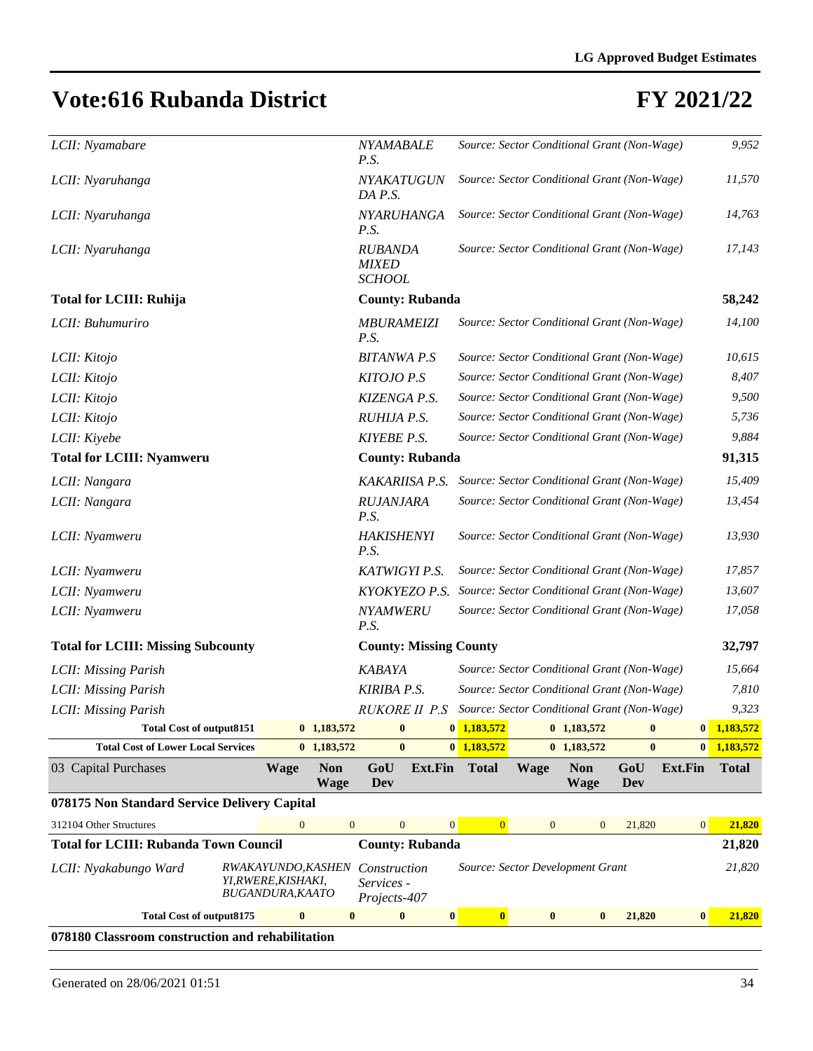# Vote:616 Rubanda District

# FY 2021/22

| | | | | | | | | | | |
|---|---|---|---|---|---|---|---|---|---|---|
| *LCII: Nyamabare* | | | *NYAMABALE P.S.* | | *Source: Sector Conditional Grant (Non-Wage)* | | | | | *9,952* |
| *LCII: Nyaruhanga* | | | *NYAKATUGUNDA P.S.* | | *Source: Sector Conditional Grant (Non-Wage)* | | | | | *11,570* |
| *LCII: Nyaruhanga* | | | *NYARUHANGA P.S.* | | *Source: Sector Conditional Grant (Non-Wage)* | | | | | *14,763* |
| *LCII: Nyaruhanga* | | | *RUBANDA MIXED SCHOOL* | | *Source: Sector Conditional Grant (Non-Wage)* | | | | | *17,143* |
| **Total for LCIII: Ruhija** | | | **County: Rubanda** | | | | | | | **58,242** |
| *LCII: Buhumuriro* | | | *MBURAMEIZI P.S.* | | *Source: Sector Conditional Grant (Non-Wage)* | | | | | *14,100* |
| *LCII: Kitojo* | | | *BITANWA P.S* | | *Source: Sector Conditional Grant (Non-Wage)* | | | | | *10,615* |
| *LCII: Kitojo* | | | *KITOJO P.S* | | *Source: Sector Conditional Grant (Non-Wage)* | | | | | *8,407* |
| *LCII: Kitojo* | | | *KIZENGA P.S.* | | *Source: Sector Conditional Grant (Non-Wage)* | | | | | *9,500* |
| *LCII: Kitojo* | | | *RUHIJA P.S.* | | *Source: Sector Conditional Grant (Non-Wage)* | | | | | *5,736* |
| *LCII: Kiyebe* | | | *KIYEBE P.S.* | | *Source: Sector Conditional Grant (Non-Wage)* | | | | | *9,884* |
| **Total for LCIII: Nyamweru** | | | **County: Rubanda** | | | | | | | **91,315** |
| *LCII: Nangara* | | | *KAKARIISA P.S.* | | *Source: Sector Conditional Grant (Non-Wage)* | | | | | *15,409* |
| *LCII: Nangara* | | | *RUJANJARA P.S.* | | *Source: Sector Conditional Grant (Non-Wage)* | | | | | *13,454* |
| *LCII: Nyamweru* | | | *HAKISHENYI P.S.* | | *Source: Sector Conditional Grant (Non-Wage)* | | | | | *13,930* |
| *LCII: Nyamweru* | | | *KATWIGYI P.S.* | | *Source: Sector Conditional Grant (Non-Wage)* | | | | | *17,857* |
| *LCII: Nyamweru* | | | *KYOKYEZO P.S.* | | *Source: Sector Conditional Grant (Non-Wage)* | | | | | *13,607* |
| *LCII: Nyamweru* | | | *NYAMWERU P.S.* | | *Source: Sector Conditional Grant (Non-Wage)* | | | | | *17,058* |
| **Total for LCIII: Missing Subcounty** | | | **County: Missing County** | | | | | | | **32,797** |
| *LCII: Missing Parish* | | | *KABAYA* | | *Source: Sector Conditional Grant (Non-Wage)* | | | | | *15,664* |
| *LCII: Missing Parish* | | | *KIRIBA P.S.* | | *Source: Sector Conditional Grant (Non-Wage)* | | | | | *7,810* |
| *LCII: Missing Parish* | | | *RUKORE II P.S* | | *Source: Sector Conditional Grant (Non-Wage)* | | | | | *9,323* |
| **Total Cost of output8151** | **0** | **1,183,572** | **0** | **0** | **1,183,572** | **0** | **1,183,572** | **0** | **0** | **1,183,572** |
| **Total Cost of Lower Local Services** | **0** | **1,183,572** | **0** | **0** | **1,183,572** | **0** | **1,183,572** | **0** | **0** | **1,183,572** |

| 03 Capital Purchases | Wage | Non Wage | GoU Dev | Ext.Fin | Total | Wage | Non Wage | GoU Dev | Ext.Fin | Total |
|---|---|---|---|---|---|---|---|---|---|---|
| **078175 Non Standard Service Delivery Capital** | | | | | | | | | | |
| 312104 Other Structures | 0 | 0 | 0 | 0 | 0 | 0 | 0 | 21,820 | 0 | 21,820 |
| **Total for LCIII: Rubanda Town Council** | | | **County: Rubanda** | | | | | | | **21,820** |
| *LCII: Nyakabungo Ward* | *RWAKAYUNDO,KASHENYI,RWERE,KISHAKI, BUGANDURA,KAATO* | | *Construction Services - Projects-407* | | *Source: Sector Development Grant* | | | | | *21,820* |
| **Total Cost of output8175** | **0** | **0** | **0** | **0** | **0** | **0** | **0** | **21,820** | **0** | **21,820** |
| **078180 Classroom construction and rehabilitation** | | | | | | | | | | |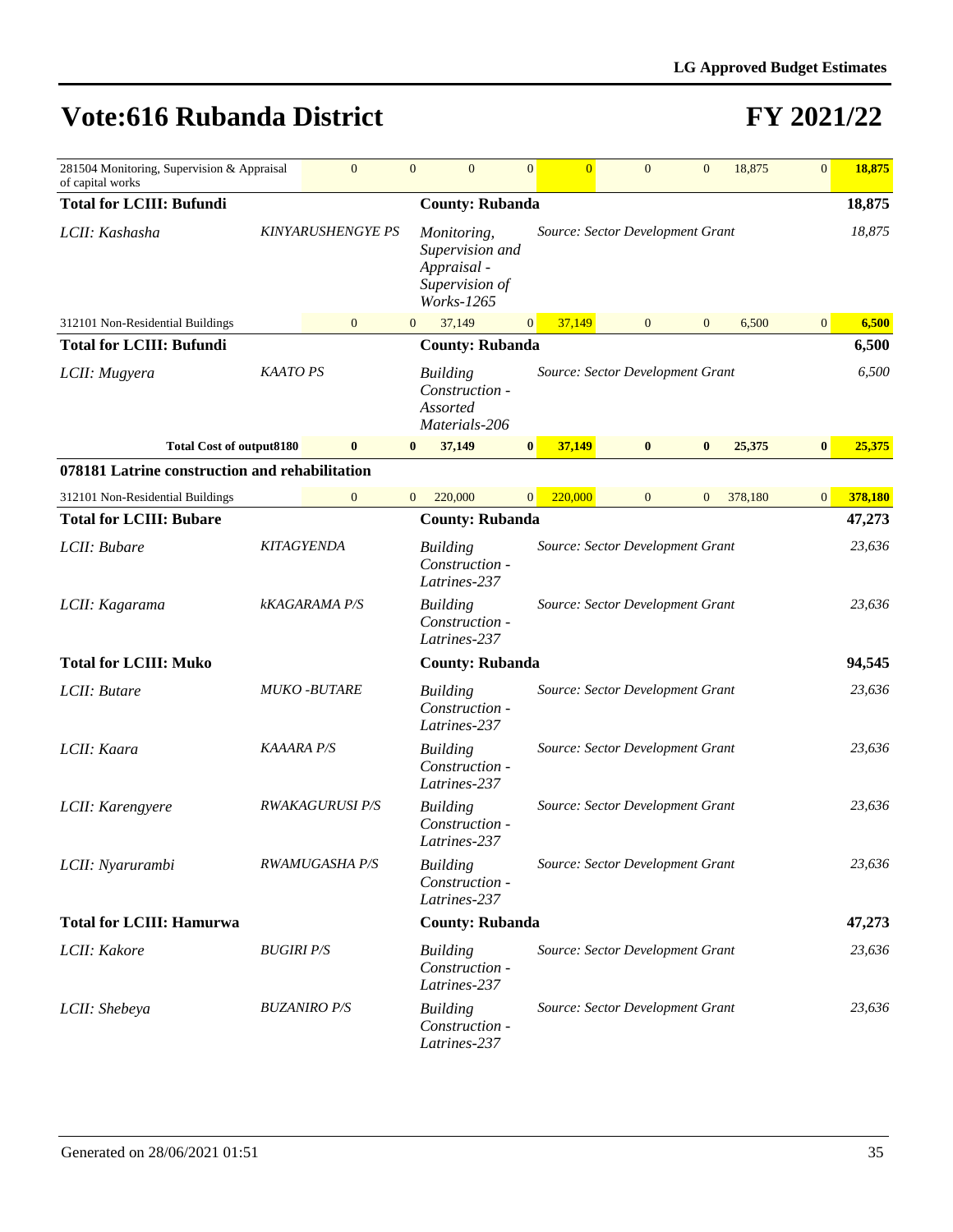# Vote:616 Rubanda District

# FY 2021/22

| | | | | | | | | | | |
|---|---|---|---|---|---|---|---|---|---|---|
| 281504 Monitoring, Supervision & Appraisal of capital works | 0 | 0 | 0 | 0 | 0 | 0 | 0 | 18,875 | 0 | **18,875** |
| **Total for LCIII: Bufundi** | | | **County: Rubanda** | | | | | | | **18,875** |
| *LCII: Kashasha* | *KINYARUSHENGYE PS* | | *Monitoring, Supervision and Appraisal - Supervision of Works-1265* | | *Source: Sector Development Grant* | | | | | *18,875* |
| 312101 Non-Residential Buildings | 0 | 0 | 37,149 | 0 | 37,149 | 0 | 0 | 6,500 | 0 | **6,500** |
| **Total for LCIII: Bufundi** | | | **County: Rubanda** | | | | | | | **6,500** |
| *LCII: Mugyera* | *KAATO PS* | | *Building Construction - Assorted Materials-206* | | *Source: Sector Development Grant* | | | | | *6,500* |
| **Total Cost of output8180** | **0** | **0** | **37,149** | **0** | **37,149** | **0** | **0** | **25,375** | **0** | **25,375** |
| **078181 Latrine construction and rehabilitation** | | | | | | | | | | |
| 312101 Non-Residential Buildings | 0 | 0 | 220,000 | 0 | 220,000 | 0 | 0 | 378,180 | 0 | **378,180** |
| **Total for LCIII: Bubare** | | | **County: Rubanda** | | | | | | | **47,273** |
| *LCII: Bubare* | *KITAGYENDA* | | *Building Construction - Latrines-237* | | *Source: Sector Development Grant* | | | | | *23,636* |
| *LCII: Kagarama* | *kKAGARAMA P/S* | | *Building Construction - Latrines-237* | | *Source: Sector Development Grant* | | | | | *23,636* |
| **Total for LCIII: Muko** | | | **County: Rubanda** | | | | | | | **94,545** |
| *LCII: Butare* | *MUKO -BUTARE* | | *Building Construction - Latrines-237* | | *Source: Sector Development Grant* | | | | | *23,636* |
| *LCII: Kaara* | *KAAARA P/S* | | *Building Construction - Latrines-237* | | *Source: Sector Development Grant* | | | | | *23,636* |
| *LCII: Karengyere* | *RWAKAGURUSI P/S* | | *Building Construction - Latrines-237* | | *Source: Sector Development Grant* | | | | | *23,636* |
| *LCII: Nyarurambi* | *RWAMUGASHA P/S* | | *Building Construction - Latrines-237* | | *Source: Sector Development Grant* | | | | | *23,636* |
| **Total for LCIII: Hamurwa** | | | **County: Rubanda** | | | | | | | **47,273** |
| *LCII: Kakore* | *BUGIRI P/S* | | *Building Construction - Latrines-237* | | *Source: Sector Development Grant* | | | | | *23,636* |
| *LCII: Shebeya* | *BUZANIRO P/S* | | *Building Construction - Latrines-237* | | *Source: Sector Development Grant* | | | | | *23,636* |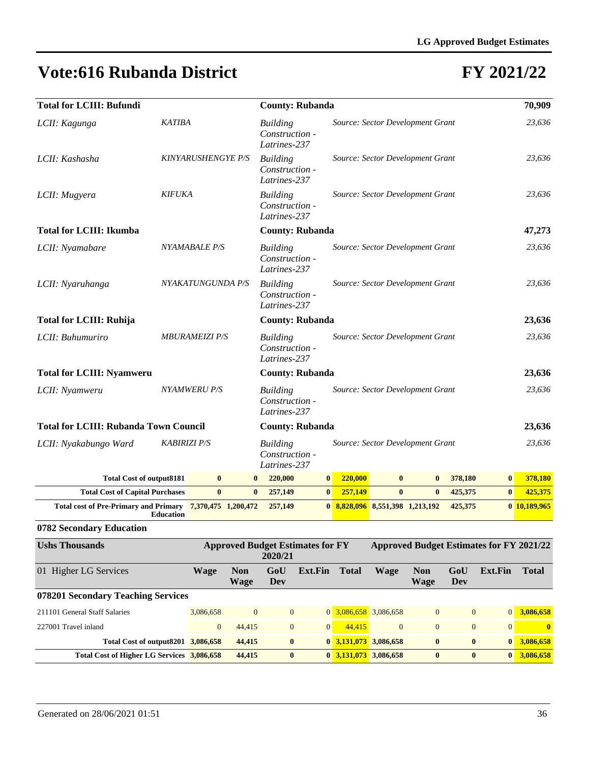# Vote:616 Rubanda District

## FY 2021/22

| Total for LCIII: Bufundi | | County: Rubanda | | 70,909 |
|---|---|---|---|---|
| *LCII: Kagunga* | *KATIBA* | *Building Construction - Latrines-237* | *Source: Sector Development Grant* | *23,636* |
| *LCII: Kashasha* | *KINYARUSHENGYE P/S* | *Building Construction - Latrines-237* | *Source: Sector Development Grant* | *23,636* |
| *LCII: Mugyera* | *KIFUKA* | *Building Construction - Latrines-237* | *Source: Sector Development Grant* | *23,636* |
| **Total for LCIII: Ikumba** | | **County: Rubanda** | | **47,273** |
| *LCII: Nyamabare* | *NYAMABALE P/S* | *Building Construction - Latrines-237* | *Source: Sector Development Grant* | *23,636* |
| *LCII: Nyaruhanga* | *NYAKATUNGUNDA P/S* | *Building Construction - Latrines-237* | *Source: Sector Development Grant* | *23,636* |
| **Total for LCIII: Ruhija** | | **County: Rubanda** | | **23,636** |
| *LCII: Buhumuriro* | *MBURAMEIZI P/S* | *Building Construction - Latrines-237* | *Source: Sector Development Grant* | *23,636* |
| **Total for LCIII: Nyamweru** | | **County: Rubanda** | | **23,636** |
| *LCII: Nyamweru* | *NYAMWERU P/S* | *Building Construction - Latrines-237* | *Source: Sector Development Grant* | *23,636* |
| **Total for LCIII: Rubanda Town Council** | | **County: Rubanda** | | **23,636** |
| *LCII: Nyakabungo Ward* | *KABIRIZI P/S* | *Building Construction - Latrines-237* | *Source: Sector Development Grant* | *23,636* |

| | Wage | Non Wage | GoU Dev | Ext.Fin | Total | Wage | Non Wage | GoU Dev | Ext.Fin | Total |
|---|---|---|---|---|---|---|---|---|---|---|
| **Total Cost of output8181** | **0** | **0** | **220,000** | **0** | **220,000** | **0** | **0** | **378,180** | **0** | **378,180** |
| **Total Cost of Capital Purchases** | **0** | **0** | **257,149** | **0** | **257,149** | **0** | **0** | **425,375** | **0** | **425,375** |
| **Total cost of Pre-Primary and Primary Education** | **7,370,475** | **1,200,472** | **257,149** | **0** | **8,828,096** | **8,551,398** | **1,213,192** | **425,375** | **0** | **10,189,965** |

### 0782 Secondary Education

| Ushs Thousands | Approved Budget Estimates for FY 2020/21 | | | | | Approved Budget Estimates for FY 2021/22 | | | | |
|---|---|---|---|---|---|---|---|---|---|---|
| 01 Higher LG Services | Wage | Non Wage | GoU Dev | Ext.Fin | Total | Wage | Non Wage | GoU Dev | Ext.Fin | Total |
| **078201 Secondary Teaching Services** | | | | | | | | | | |
| 211101 General Staff Salaries | 3,086,658 | 0 | 0 | 0 | 3,086,658 | 3,086,658 | 0 | 0 | 0 | 3,086,658 |
| 227001 Travel inland | 0 | 44,415 | 0 | 0 | 44,415 | 0 | 0 | 0 | 0 | 0 |
| **Total Cost of output8201** | **3,086,658** | **44,415** | **0** | **0** | **3,131,073** | **3,086,658** | **0** | **0** | **0** | **3,086,658** |
| **Total Cost of Higher LG Services** | **3,086,658** | **44,415** | **0** | **0** | **3,131,073** | **3,086,658** | **0** | **0** | **0** | **3,086,658** |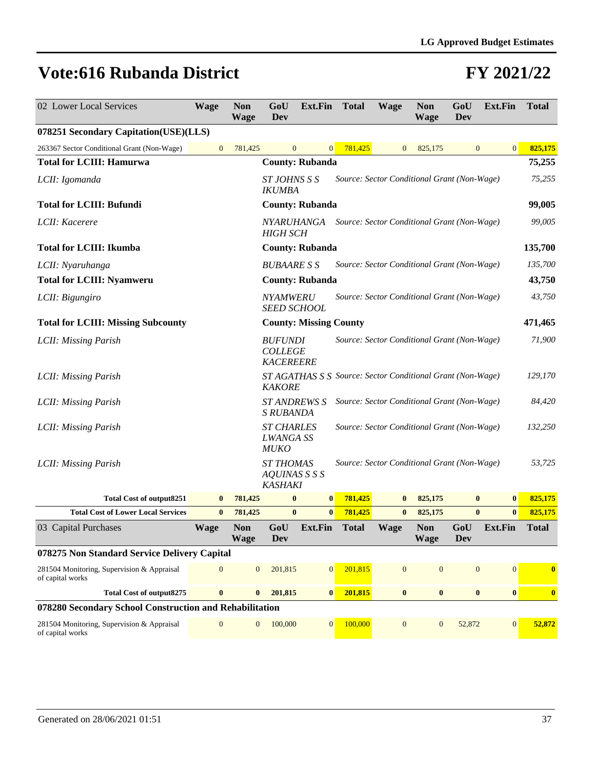# Vote:616 Rubanda District

# FY 2021/22

| 02 Lower Local Services | Wage | Non Wage | GoU Dev | Ext.Fin | Total | Wage | Non Wage | GoU Dev | Ext.Fin | Total |
|---|---|---|---|---|---|---|---|---|---|---|
| **078251 Secondary Capitation(USE)(LLS)** | | | | | | | | | | |
| 263367 Sector Conditional Grant (Non-Wage) | 0 | 781,425 | 0 | 0 | 781,425 | 0 | 825,175 | 0 | 0 | **825,175** |
| **Total for LCIII: Hamurwa** | | | **County: Rubanda** | | | | | | | **75,255** |
| *LCII: Igomanda* | | | *ST JOHNS S S IKUMBA* | | *Source: Sector Conditional Grant (Non-Wage)* | | | | | *75,255* |
| **Total for LCIII: Bufundi** | | | **County: Rubanda** | | | | | | | **99,005** |
| *LCII: Kacerere* | | | *NYARUHANGA HIGH SCH* | | *Source: Sector Conditional Grant (Non-Wage)* | | | | | *99,005* |
| **Total for LCIII: Ikumba** | | | **County: Rubanda** | | | | | | | **135,700** |
| *LCII: Nyaruhanga* | | | *BUBAARE S S* | | *Source: Sector Conditional Grant (Non-Wage)* | | | | | *135,700* |
| **Total for LCIII: Nyamweru** | | | **County: Rubanda** | | | | | | | **43,750** |
| *LCII: Bigungiro* | | | *NYAMWERU SEED SCHOOL* | | *Source: Sector Conditional Grant (Non-Wage)* | | | | | *43,750* |
| **Total for LCIII: Missing Subcounty** | | | **County: Missing County** | | | | | | | **471,465** |
| *LCII: Missing Parish* | | | *BUFUNDI COLLEGE KACEREERE* | | *Source: Sector Conditional Grant (Non-Wage)* | | | | | *71,900* |
| *LCII: Missing Parish* | | | *ST AGATHAS S S KAKORE* | | *Source: Sector Conditional Grant (Non-Wage)* | | | | | *129,170* |
| *LCII: Missing Parish* | | | *ST ANDREWS S S RUBANDA* | | *Source: Sector Conditional Grant (Non-Wage)* | | | | | *84,420* |
| *LCII: Missing Parish* | | | *ST CHARLES LWANGA SS MUKO* | | *Source: Sector Conditional Grant (Non-Wage)* | | | | | *132,250* |
| *LCII: Missing Parish* | | | *ST THOMAS AQUINAS S S S KASHAKI* | | *Source: Sector Conditional Grant (Non-Wage)* | | | | | *53,725* |
| **Total Cost of output8251** | **0** | **781,425** | **0** | **0** | **781,425** | **0** | **825,175** | **0** | **0** | **825,175** |
| **Total Cost of Lower Local Services** | **0** | **781,425** | **0** | **0** | **781,425** | **0** | **825,175** | **0** | **0** | **825,175** |

| 03 Capital Purchases | Wage | Non Wage | GoU Dev | Ext.Fin | Total | Wage | Non Wage | GoU Dev | Ext.Fin | Total |
|---|---|---|---|---|---|---|---|---|---|---|
| **078275 Non Standard Service Delivery Capital** | | | | | | | | | | |
| 281504 Monitoring, Supervision & Appraisal of capital works | 0 | 0 | 201,815 | 0 | 201,815 | 0 | 0 | 0 | 0 | **0** |
| **Total Cost of output8275** | **0** | **0** | **201,815** | **0** | **201,815** | **0** | **0** | **0** | **0** | **0** |
| **078280 Secondary School Construction and Rehabilitation** | | | | | | | | | | |
| 281504 Monitoring, Supervision & Appraisal of capital works | 0 | 0 | 100,000 | 0 | 100,000 | 0 | 0 | 52,872 | 0 | **52,872** |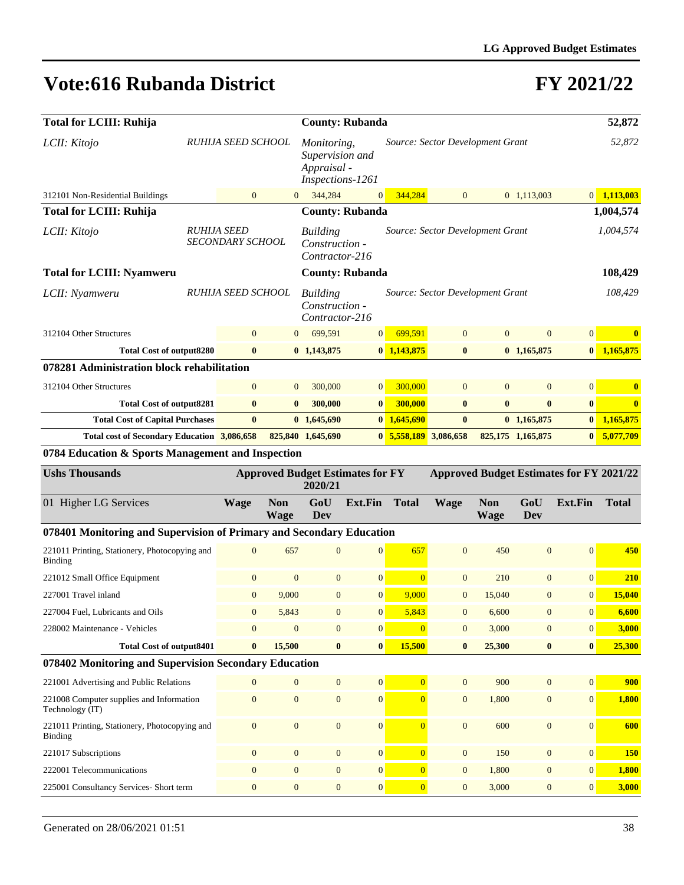# Vote:616 Rubanda District

## FY 2021/22

| | | | | | | | | | | |
|---|---|---|---|---|---|---|---|---|---|---|
| **Total for LCIII: Ruhija** | | | **County: Rubanda** | | | | | | | **52,872** |
| *LCII: Kitojo* | *RUHIJA SEED SCHOOL* | | *Monitoring, Supervision and Appraisal - Inspections-1261* | | *Source: Sector Development Grant* | | | | | *52,872* |
| 312101 Non-Residential Buildings | 0 | 0 | 344,284 | 0 | 344,284 | 0 | 0 | 1,113,003 | 0 | **1,113,003** |
| **Total for LCIII: Ruhija** | | | **County: Rubanda** | | | | | | | **1,004,574** |
| *LCII: Kitojo* | *RUHIJA SEED SECONDARY SCHOOL* | | *Building Construction - Contractor-216* | | *Source: Sector Development Grant* | | | | | *1,004,574* |
| **Total for LCIII: Nyamweru** | | | **County: Rubanda** | | | | | | | **108,429** |
| *LCII: Nyamweru* | *RUHIJA SEED SCHOOL* | | *Building Construction - Contractor-216* | | *Source: Sector Development Grant* | | | | | *108,429* |
| 312104 Other Structures | 0 | 0 | 699,591 | 0 | 699,591 | 0 | 0 | 0 | 0 | **0** |
| **Total Cost of output8280** | **0** | **0** | **1,143,875** | **0** | **1,143,875** | **0** | **0** | **1,165,875** | **0** | **1,165,875** |
| **078281 Administration block rehabilitation** | | | | | | | | | | |
| 312104 Other Structures | 0 | 0 | 300,000 | 0 | 300,000 | 0 | 0 | 0 | 0 | **0** |
| **Total Cost of output8281** | **0** | **0** | **300,000** | **0** | **300,000** | **0** | **0** | **0** | **0** | **0** |
| **Total Cost of Capital Purchases** | **0** | **0** | **1,645,690** | **0** | **1,645,690** | **0** | **0** | **1,165,875** | **0** | **1,165,875** |
| **Total cost of Secondary Education** | **3,086,658** | **825,840** | **1,645,690** | **0** | **5,558,189** | **3,086,658** | **825,175** | **1,165,875** | **0** | **5,077,709** |

### 0784 Education & Sports Management and Inspection

| Ushs Thousands | Approved Budget Estimates for FY 2020/21 | | | | | Approved Budget Estimates for FY 2021/22 | | | | |
|---|---|---|---|---|---|---|---|---|---|---|
| 01 Higher LG Services | Wage | Non Wage | GoU Dev | Ext.Fin | Total | Wage | Non Wage | GoU Dev | Ext.Fin | Total |
| **078401 Monitoring and Supervision of Primary and Secondary Education** | | | | | | | | | | |
| 221011 Printing, Stationery, Photocopying and Binding | 0 | 657 | 0 | 0 | 657 | 0 | 450 | 0 | 0 | **450** |
| 221012 Small Office Equipment | 0 | 0 | 0 | 0 | 0 | 0 | 210 | 0 | 0 | **210** |
| 227001 Travel inland | 0 | 9,000 | 0 | 0 | 9,000 | 0 | 15,040 | 0 | 0 | **15,040** |
| 227004 Fuel, Lubricants and Oils | 0 | 5,843 | 0 | 0 | 5,843 | 0 | 6,600 | 0 | 0 | **6,600** |
| 228002 Maintenance - Vehicles | 0 | 0 | 0 | 0 | 0 | 0 | 3,000 | 0 | 0 | **3,000** |
| **Total Cost of output8401** | **0** | **15,500** | **0** | **0** | **15,500** | **0** | **25,300** | **0** | **0** | **25,300** |
| **078402 Monitoring and Supervision Secondary Education** | | | | | | | | | | |
| 221001 Advertising and Public Relations | 0 | 0 | 0 | 0 | 0 | 0 | 900 | 0 | 0 | **900** |
| 221008 Computer supplies and Information Technology (IT) | 0 | 0 | 0 | 0 | 0 | 0 | 1,800 | 0 | 0 | **1,800** |
| 221011 Printing, Stationery, Photocopying and Binding | 0 | 0 | 0 | 0 | 0 | 0 | 600 | 0 | 0 | **600** |
| 221017 Subscriptions | 0 | 0 | 0 | 0 | 0 | 0 | 150 | 0 | 0 | **150** |
| 222001 Telecommunications | 0 | 0 | 0 | 0 | 0 | 0 | 1,800 | 0 | 0 | **1,800** |
| 225001 Consultancy Services- Short term | 0 | 0 | 0 | 0 | 0 | 0 | 3,000 | 0 | 0 | **3,000** |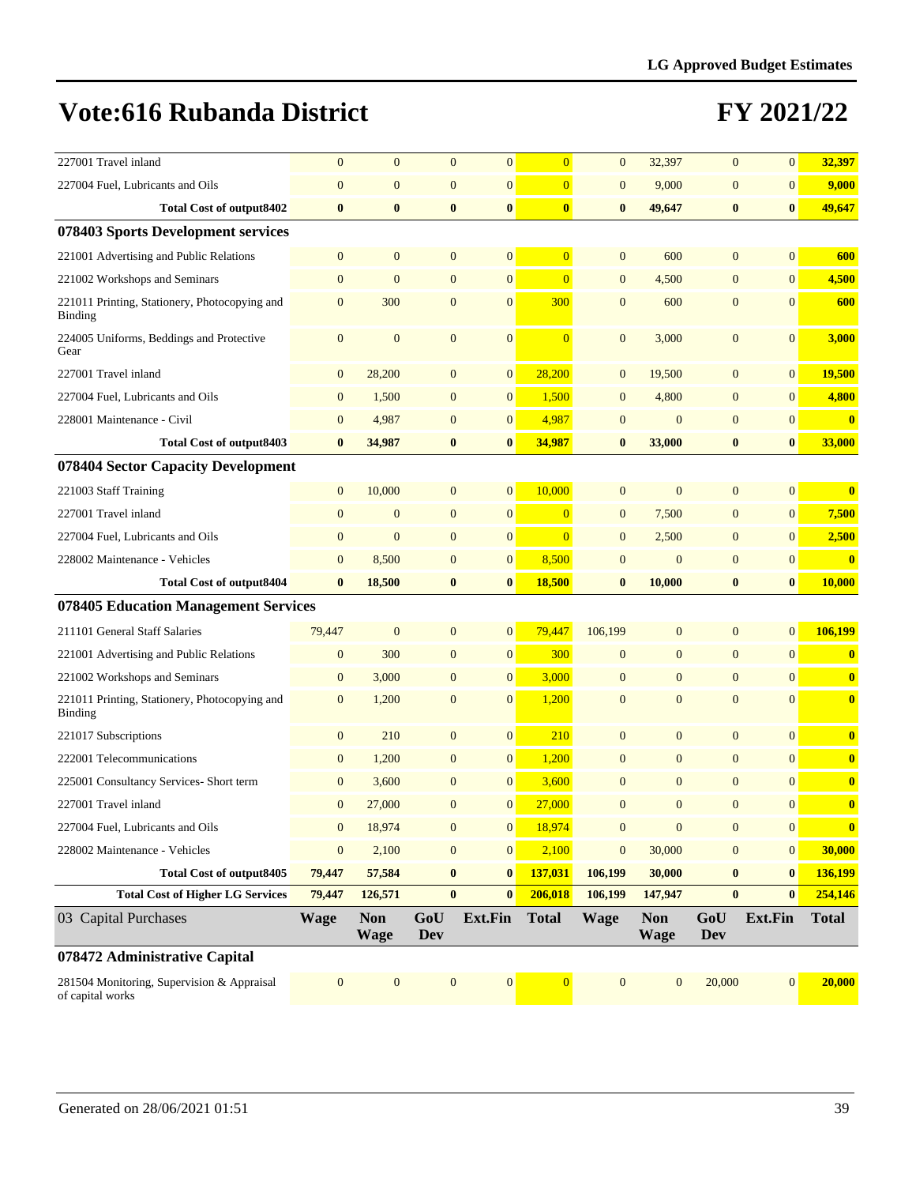# Vote:616 Rubanda District

# FY 2021/22

| | | | | | | | | | | |
|---|---|---|---|---|---|---|---|---|---|---|
| 227001 Travel inland | 0 | 0 | 0 | 0 | 0 | 0 | 32,397 | 0 | 0 | 32,397 |
| 227004 Fuel, Lubricants and Oils | 0 | 0 | 0 | 0 | 0 | 0 | 9,000 | 0 | 0 | 9,000 |
| **Total Cost of output8402** | **0** | **0** | **0** | **0** | **0** | **0** | **49,647** | **0** | **0** | **49,647** |
| **078403 Sports Development services** | | | | | | | | | | |
| 221001 Advertising and Public Relations | 0 | 0 | 0 | 0 | 0 | 0 | 600 | 0 | 0 | 600 |
| 221002 Workshops and Seminars | 0 | 0 | 0 | 0 | 0 | 0 | 4,500 | 0 | 0 | 4,500 |
| 221011 Printing, Stationery, Photocopying and Binding | 0 | 300 | 0 | 0 | 300 | 0 | 600 | 0 | 0 | 600 |
| 224005 Uniforms, Beddings and Protective Gear | 0 | 0 | 0 | 0 | 0 | 0 | 3,000 | 0 | 0 | 3,000 |
| 227001 Travel inland | 0 | 28,200 | 0 | 0 | 28,200 | 0 | 19,500 | 0 | 0 | 19,500 |
| 227004 Fuel, Lubricants and Oils | 0 | 1,500 | 0 | 0 | 1,500 | 0 | 4,800 | 0 | 0 | 4,800 |
| 228001 Maintenance - Civil | 0 | 4,987 | 0 | 0 | 4,987 | 0 | 0 | 0 | 0 | 0 |
| **Total Cost of output8403** | **0** | **34,987** | **0** | **0** | **34,987** | **0** | **33,000** | **0** | **0** | **33,000** |
| **078404 Sector Capacity Development** | | | | | | | | | | |
| 221003 Staff Training | 0 | 10,000 | 0 | 0 | 10,000 | 0 | 0 | 0 | 0 | 0 |
| 227001 Travel inland | 0 | 0 | 0 | 0 | 0 | 0 | 7,500 | 0 | 0 | 7,500 |
| 227004 Fuel, Lubricants and Oils | 0 | 0 | 0 | 0 | 0 | 0 | 2,500 | 0 | 0 | 2,500 |
| 228002 Maintenance - Vehicles | 0 | 8,500 | 0 | 0 | 8,500 | 0 | 0 | 0 | 0 | 0 |
| **Total Cost of output8404** | **0** | **18,500** | **0** | **0** | **18,500** | **0** | **10,000** | **0** | **0** | **10,000** |
| **078405 Education Management Services** | | | | | | | | | | |
| 211101 General Staff Salaries | 79,447 | 0 | 0 | 0 | 79,447 | 106,199 | 0 | 0 | 0 | 106,199 |
| 221001 Advertising and Public Relations | 0 | 300 | 0 | 0 | 300 | 0 | 0 | 0 | 0 | 0 |
| 221002 Workshops and Seminars | 0 | 3,000 | 0 | 0 | 3,000 | 0 | 0 | 0 | 0 | 0 |
| 221011 Printing, Stationery, Photocopying and Binding | 0 | 1,200 | 0 | 0 | 1,200 | 0 | 0 | 0 | 0 | 0 |
| 221017 Subscriptions | 0 | 210 | 0 | 0 | 210 | 0 | 0 | 0 | 0 | 0 |
| 222001 Telecommunications | 0 | 1,200 | 0 | 0 | 1,200 | 0 | 0 | 0 | 0 | 0 |
| 225001 Consultancy Services- Short term | 0 | 3,600 | 0 | 0 | 3,600 | 0 | 0 | 0 | 0 | 0 |
| 227001 Travel inland | 0 | 27,000 | 0 | 0 | 27,000 | 0 | 0 | 0 | 0 | 0 |
| 227004 Fuel, Lubricants and Oils | 0 | 18,974 | 0 | 0 | 18,974 | 0 | 0 | 0 | 0 | 0 |
| 228002 Maintenance - Vehicles | 0 | 2,100 | 0 | 0 | 2,100 | 0 | 30,000 | 0 | 0 | 30,000 |
| **Total Cost of output8405** | **79,447** | **57,584** | **0** | **0** | **137,031** | **106,199** | **30,000** | **0** | **0** | **136,199** |
| **Total Cost of Higher LG Services** | **79,447** | **126,571** | **0** | **0** | **206,018** | **106,199** | **147,947** | **0** | **0** | **254,146** |
| 03 Capital Purchases | **Wage** | **Non Wage** | **GoU Dev** | **Ext.Fin** | **Total** | **Wage** | **Non Wage** | **GoU Dev** | **Ext.Fin** | **Total** |
| **078472 Administrative Capital** | | | | | | | | | | |
| 281504 Monitoring, Supervision & Appraisal of capital works | 0 | 0 | 0 | 0 | 0 | 0 | 0 | 20,000 | 0 | 20,000 |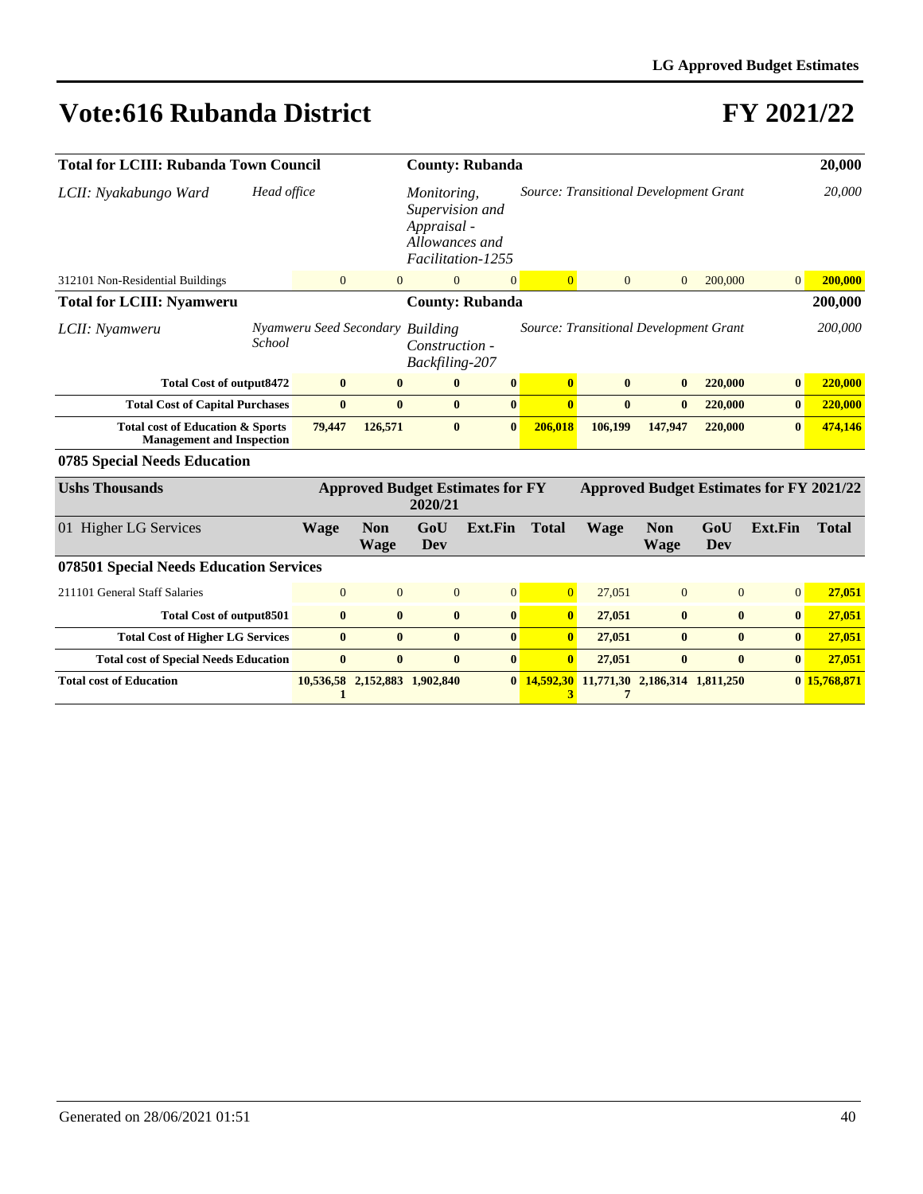# Vote:616 Rubanda District

# FY 2021/22

| | | | | | | | | | | |
|---|---|---|---|---|---|---|---|---|---|---|
| **Total for LCIII: Rubanda Town Council** | | | **County: Rubanda** | | | | | | | **20,000** |
| *LCII: Nyakabungo Ward* | *Head office* | | *Monitoring, Supervision and Appraisal - Allowances and Facilitation-1255* | | *Source: Transitional Development Grant* | | | | | *20,000* |
| 312101 Non-Residential Buildings | 0 | 0 | 0 | 0 | 0 | 0 | 0 | 200,000 | 0 | **200,000** |
| **Total for LCIII: Nyamweru** | | | **County: Rubanda** | | | | | | | **200,000** |
| *LCII: Nyamweru* | *Nyamweru Seed Secondary School* | | *Building Construction - Backfiling-207* | | *Source: Transitional Development Grant* | | | | | *200,000* |
| **Total Cost of output8472** | **0** | **0** | **0** | **0** | **0** | **0** | **0** | **220,000** | **0** | **220,000** |
| **Total Cost of Capital Purchases** | **0** | **0** | **0** | **0** | **0** | **0** | **0** | **220,000** | **0** | **220,000** |
| **Total cost of Education & Sports Management and Inspection** | **79,447** | **126,571** | **0** | **0** | **206,018** | **106,199** | **147,947** | **220,000** | **0** | **474,146** |

### 0785 Special Needs Education

| Ushs Thousands | Approved Budget Estimates for FY 2020/21 | | | | | Approved Budget Estimates for FY 2021/22 | | | | |
|---|---|---|---|---|---|---|---|---|---|---|
| 01 Higher LG Services | **Wage** | **Non Wage** | **GoU Dev** | **Ext.Fin** | **Total** | **Wage** | **Non Wage** | **GoU Dev** | **Ext.Fin** | **Total** |
| **078501 Special Needs Education Services** | | | | | | | | | | |
| 211101 General Staff Salaries | 0 | 0 | 0 | 0 | 0 | 27,051 | 0 | 0 | 0 | **27,051** |
| **Total Cost of output8501** | **0** | **0** | **0** | **0** | **0** | **27,051** | **0** | **0** | **0** | **27,051** |
| **Total Cost of Higher LG Services** | **0** | **0** | **0** | **0** | **0** | **27,051** | **0** | **0** | **0** | **27,051** |
| **Total cost of Special Needs Education** | **0** | **0** | **0** | **0** | **0** | **27,051** | **0** | **0** | **0** | **27,051** |
| **Total cost of Education** | **10,536,581** | **2,152,883** | **1,902,840** | **0** | **14,592,303** | **11,771,307** | **2,186,314** | **1,811,250** | **0** | **15,768,871** |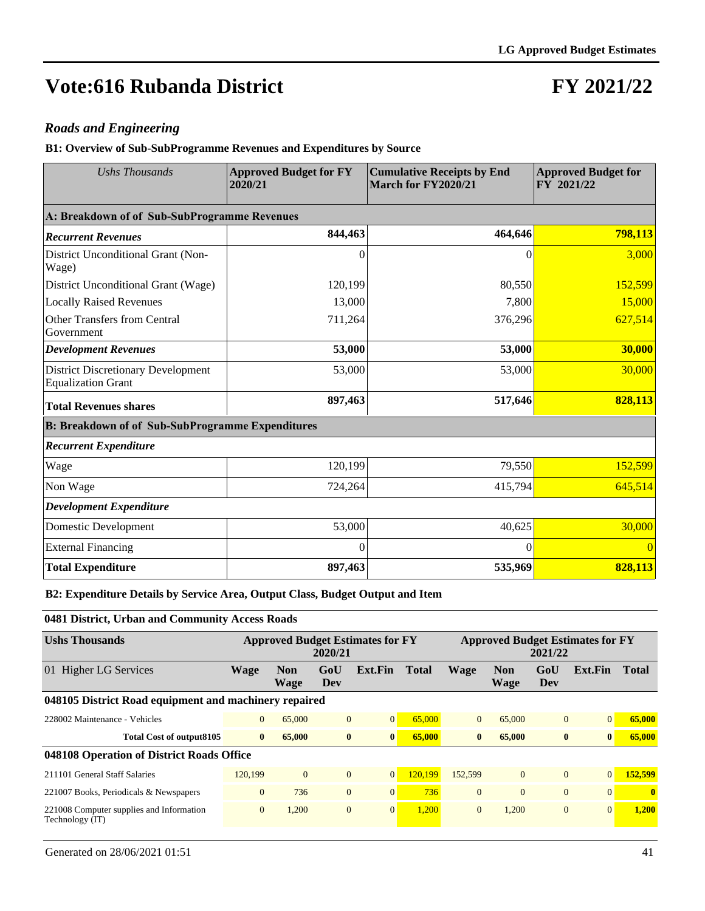# Vote:616 Rubanda District

# FY 2021/22

## *Roads and Engineering*

**B1: Overview of Sub-SubProgramme Revenues and Expenditures by Source**

| *Ushs Thousands* | **Approved Budget for FY 2020/21** | **Cumulative Receipts by End March for FY2020/21** | **Approved Budget for FY 2021/22** |
|---|---|---|---|
| **A: Breakdown of of Sub-SubProgramme Revenues** | | | |
| ***Recurrent Revenues*** | **844,463** | **464,646** | **798,113** |
| District Unconditional Grant (Non-Wage) | 0 | 0 | 3,000 |
| District Unconditional Grant (Wage) | 120,199 | 80,550 | 152,599 |
| Locally Raised Revenues | 13,000 | 7,800 | 15,000 |
| Other Transfers from Central Government | 711,264 | 376,296 | 627,514 |
| ***Development Revenues*** | **53,000** | **53,000** | **30,000** |
| District Discretionary Development Equalization Grant | 53,000 | 53,000 | 30,000 |
| **Total Revenues shares** | **897,463** | **517,646** | **828,113** |
| **B: Breakdown of of Sub-SubProgramme Expenditures** | | | |
| ***Recurrent Expenditure*** | | | |
| Wage | 120,199 | 79,550 | 152,599 |
| Non Wage | 724,264 | 415,794 | 645,514 |
| ***Development Expenditure*** | | | |
| Domestic Development | 53,000 | 40,625 | 30,000 |
| External Financing | 0 | 0 | 0 |
| **Total Expenditure** | **897,463** | **535,969** | **828,113** |

**B2: Expenditure Details by Service Area, Output Class, Budget Output and Item**

**0481 District, Urban and Community Access Roads**

| **Ushs Thousands** | **Approved Budget Estimates for FY 2020/21** | | | | | **Approved Budget Estimates for FY 2021/22** | | | | |
|---|---|---|---|---|---|---|---|---|---|---|
| 01 Higher LG Services | **Wage** | **Non Wage** | **GoU Dev** | **Ext.Fin** | **Total** | **Wage** | **Non Wage** | **GoU Dev** | **Ext.Fin** | **Total** |
| **048105 District Road equipment and machinery repaired** | | | | | | | | | | |
| 228002 Maintenance - Vehicles | 0 | 65,000 | 0 | 0 | 65,000 | 0 | 65,000 | 0 | 0 | **65,000** |
| **Total Cost of output8105** | **0** | **65,000** | **0** | **0** | **65,000** | **0** | **65,000** | **0** | **0** | **65,000** |
| **048108 Operation of District Roads Office** | | | | | | | | | | |
| 211101 General Staff Salaries | 120,199 | 0 | 0 | 0 | 120,199 | 152,599 | 0 | 0 | 0 | **152,599** |
| 221007 Books, Periodicals & Newspapers | 0 | 736 | 0 | 0 | 736 | 0 | 0 | 0 | 0 | **0** |
| 221008 Computer supplies and Information Technology (IT) | 0 | 1,200 | 0 | 0 | 1,200 | 0 | 1,200 | 0 | 0 | **1,200** |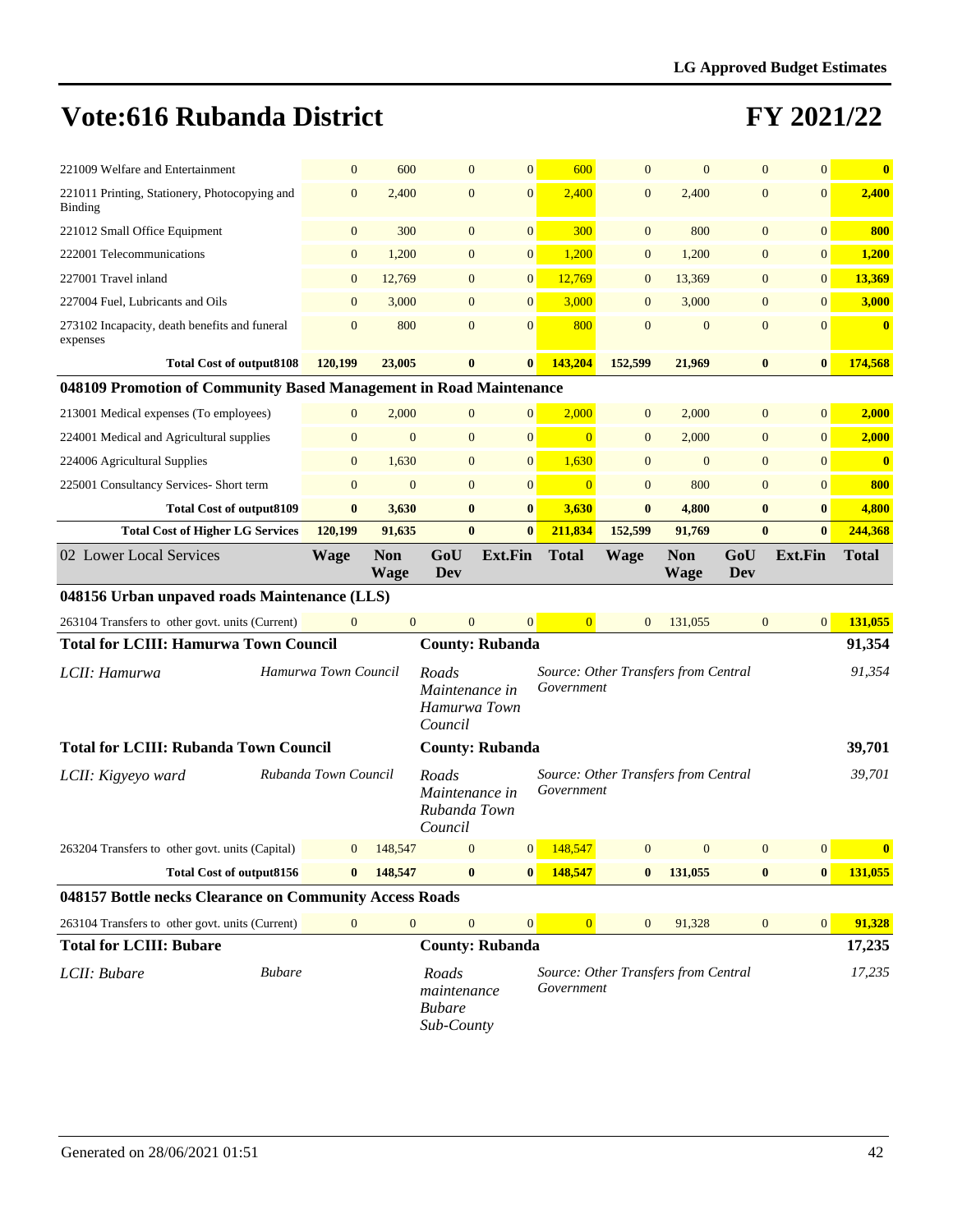# Vote:616 Rubanda District

# FY 2021/22

| | Wage | Non Wage | GoU Dev | Ext.Fin | Total | Wage | Non Wage | GoU Dev | Ext.Fin | Total |
|---|---|---|---|---|---|---|---|---|---|---|
| 221009 Welfare and Entertainment | 0 | 600 | 0 | 0 | 600 | 0 | 0 | 0 | 0 | **0** |
| 221011 Printing, Stationery, Photocopying and Binding | 0 | 2,400 | 0 | 0 | 2,400 | 0 | 2,400 | 0 | 0 | **2,400** |
| 221012 Small Office Equipment | 0 | 300 | 0 | 0 | 300 | 0 | 800 | 0 | 0 | **800** |
| 222001 Telecommunications | 0 | 1,200 | 0 | 0 | 1,200 | 0 | 1,200 | 0 | 0 | **1,200** |
| 227001 Travel inland | 0 | 12,769 | 0 | 0 | 12,769 | 0 | 13,369 | 0 | 0 | **13,369** |
| 227004 Fuel, Lubricants and Oils | 0 | 3,000 | 0 | 0 | 3,000 | 0 | 3,000 | 0 | 0 | **3,000** |
| 273102 Incapacity, death benefits and funeral expenses | 0 | 800 | 0 | 0 | 800 | 0 | 0 | 0 | 0 | **0** |
| **Total Cost of output8108** | **120,199** | **23,005** | **0** | **0** | **143,204** | **152,599** | **21,969** | **0** | **0** | **174,568** |
| **048109 Promotion of Community Based Management in Road Maintenance** | | | | | | | | | | |
| 213001 Medical expenses (To employees) | 0 | 2,000 | 0 | 0 | 2,000 | 0 | 2,000 | 0 | 0 | **2,000** |
| 224001 Medical and Agricultural supplies | 0 | 0 | 0 | 0 | 0 | 0 | 2,000 | 0 | 0 | **2,000** |
| 224006 Agricultural Supplies | 0 | 1,630 | 0 | 0 | 1,630 | 0 | 0 | 0 | 0 | **0** |
| 225001 Consultancy Services- Short term | 0 | 0 | 0 | 0 | 0 | 0 | 800 | 0 | 0 | **800** |
| **Total Cost of output8109** | **0** | **3,630** | **0** | **0** | **3,630** | **0** | **4,800** | **0** | **0** | **4,800** |
| **Total Cost of Higher LG Services** | **120,199** | **91,635** | **0** | **0** | **211,834** | **152,599** | **91,769** | **0** | **0** | **244,368** |

| 02 Lower Local Services | Wage | Non Wage | GoU Dev | Ext.Fin | Total | Wage | Non Wage | GoU Dev | Ext.Fin | Total |
|---|---|---|---|---|---|---|---|---|---|---|
| **048156 Urban unpaved roads Maintenance (LLS)** | | | | | | | | | | |
| 263104 Transfers to other govt. units (Current) | 0 | 0 | 0 | 0 | 0 | 0 | 131,055 | 0 | 0 | **131,055** |

| **Total for LCIII: Hamurwa Town Council** | | **County: Rubanda** | | **91,354** |
|---|---|---|---|---|
| *LCII: Hamurwa* | *Hamurwa Town Council* | *Roads Maintenance in Hamurwa Town Council* | *Source: Other Transfers from Central Government* | *91,354* |
| **Total for LCIII: Rubanda Town Council** | | **County: Rubanda** | | **39,701** |
| *LCII: Kigyeyo ward* | *Rubanda Town Council* | *Roads Maintenance in Rubanda Town Council* | *Source: Other Transfers from Central Government* | *39,701* |

| | Wage | Non Wage | GoU Dev | Ext.Fin | Total | Wage | Non Wage | GoU Dev | Ext.Fin | Total |
|---|---|---|---|---|---|---|---|---|---|---|
| 263204 Transfers to other govt. units (Capital) | 0 | 148,547 | 0 | 0 | 148,547 | 0 | 0 | 0 | 0 | **0** |
| **Total Cost of output8156** | **0** | **148,547** | **0** | **0** | **148,547** | **0** | **131,055** | **0** | **0** | **131,055** |
| **048157 Bottle necks Clearance on Community Access Roads** | | | | | | | | | | |
| 263104 Transfers to other govt. units (Current) | 0 | 0 | 0 | 0 | 0 | 0 | 91,328 | 0 | 0 | **91,328** |

| **Total for LCIII: Bubare** | | **County: Rubanda** | | **17,235** |
|---|---|---|---|---|
| *LCII: Bubare* | *Bubare* | *Roads maintenance Bubare Sub-County* | *Source: Other Transfers from Central Government* | *17,235* |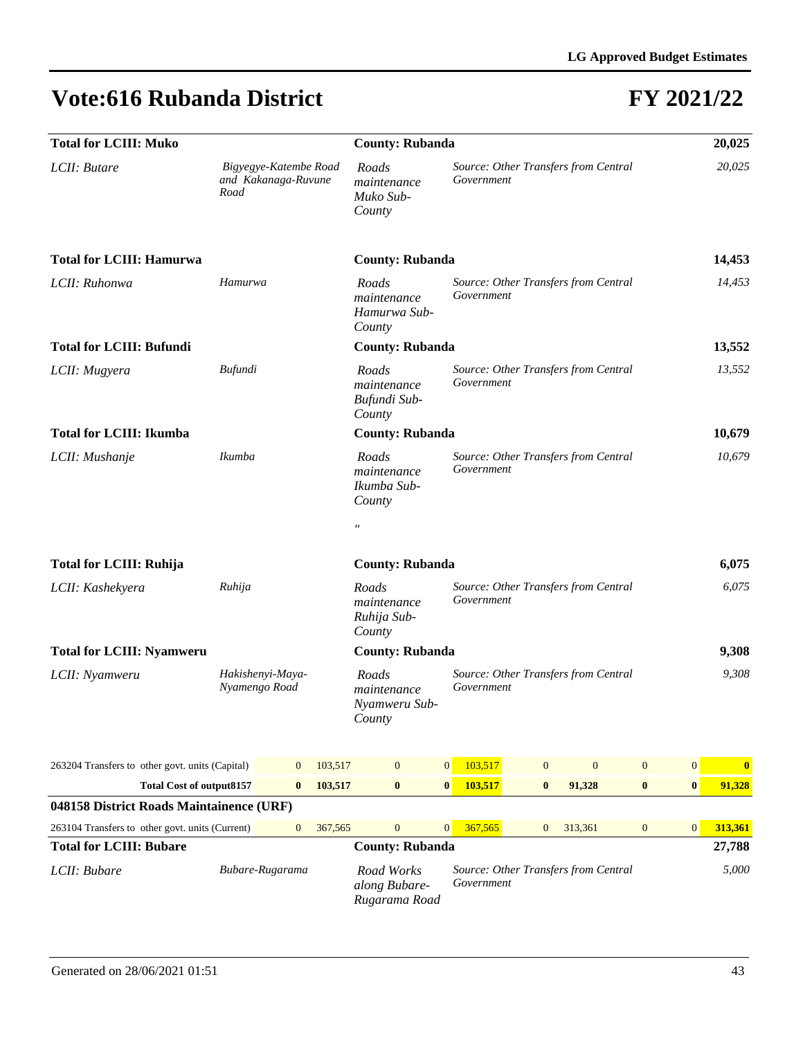# Vote:616 Rubanda District

# FY 2021/22

| | | | | |
|---|---|---|---|---|
| **Total for LCIII: Muko** | | **County: Rubanda** | | **20,025** |
| *LCII: Butare* | *Bigyegye-Katembe Road and Kakanaga-Ruvune Road* | *Roads maintenance Muko Sub-County* | *Source: Other Transfers from Central Government* | *20,025* |
| **Total for LCIII: Hamurwa** | | **County: Rubanda** | | **14,453** |
| *LCII: Ruhonwa* | *Hamurwa* | *Roads maintenance Hamurwa Sub-County* | *Source: Other Transfers from Central Government* | *14,453* |
| **Total for LCIII: Bufundi** | | **County: Rubanda** | | **13,552** |
| *LCII: Mugyera* | *Bufundi* | *Roads maintenance Bufundi Sub-County* | *Source: Other Transfers from Central Government* | *13,552* |
| **Total for LCIII: Ikumba** | | **County: Rubanda** | | **10,679** |
| *LCII: Mushanje* | *Ikumba* | *Roads maintenance Ikumba Sub-County* " | *Source: Other Transfers from Central Government* | *10,679* |
| **Total for LCIII: Ruhija** | | **County: Rubanda** | | **6,075** |
| *LCII: Kashekyera* | *Ruhija* | *Roads maintenance Ruhija Sub-County* | *Source: Other Transfers from Central Government* | *6,075* |
| **Total for LCIII: Nyamweru** | | **County: Rubanda** | | **9,308** |
| *LCII: Nyamweru* | *Hakishenyi-Maya-Nyamengo Road* | *Roads maintenance Nyamweru Sub-County* | *Source: Other Transfers from Central Government* | *9,308* |

| | | | | | | | | | | |
|---|---|---|---|---|---|---|---|---|---|---|
| 263204 Transfers to other govt. units (Capital) | 0 | 103,517 | 0 | 0 | 103,517 | 0 | 0 | 0 | 0 | **0** |
| **Total Cost of output8157** | **0** | **103,517** | **0** | **0** | **103,517** | **0** | **91,328** | **0** | **0** | **91,328** |

**048158 District Roads Maintainence (URF)**

| | | | | | | | | | | |
|---|---|---|---|---|---|---|---|---|---|---|
| 263104 Transfers to other govt. units (Current) | 0 | 367,565 | 0 | 0 | 367,565 | 0 | 313,361 | 0 | 0 | **313,361** |

| | | | | |
|---|---|---|---|---|
| **Total for LCIII: Bubare** | | **County: Rubanda** | | **27,788** |
| *LCII: Bubare* | *Bubare-Rugarama* | *Road Works along Bubare-Rugarama Road* | *Source: Other Transfers from Central Government* | *5,000* |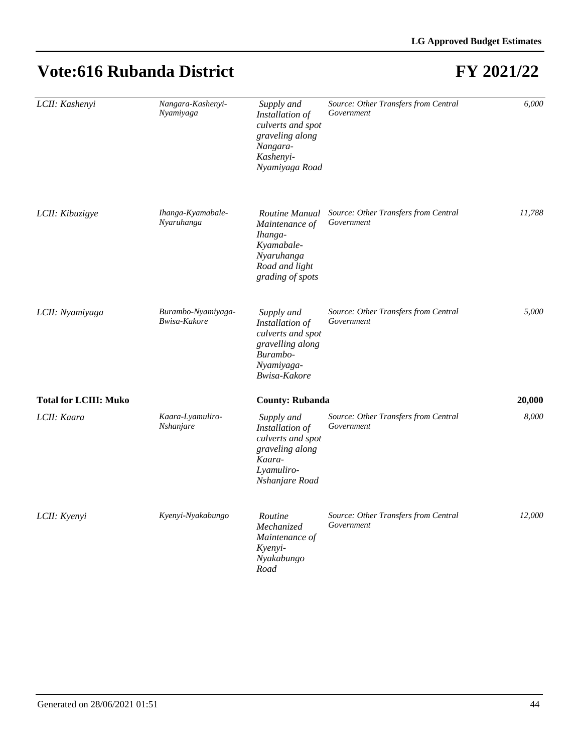# Vote:616 Rubanda District

# FY 2021/22

| | | | | |
|---|---|---|---|---|
| *LCII: Kashenyi* | *Nangara-Kashenyi-Nyamiyaga* | *Supply and Installation of culverts and spot graveling along Nangara-Kashenyi-Nyamiyaga Road* | *Source: Other Transfers from Central Government* | *6,000* |
| *LCII: Kibuzigye* | *Ihanga-Kyamabale-Nyaruhanga* | *Routine Manual Maintenance of Ihanga-Kyamabale-Nyaruhanga Road and light grading of spots* | *Source: Other Transfers from Central Government* | *11,788* |
| *LCII: Nyamiyaga* | *Burambo-Nyamiyaga-Bwisa-Kakore* | *Supply and Installation of culverts and spot gravelling along Burambo-Nyamiyaga-Bwisa-Kakore* | *Source: Other Transfers from Central Government* | *5,000* |
| **Total for LCIII: Muko** | | **County: Rubanda** | | **20,000** |
| *LCII: Kaara* | *Kaara-Lyamuliro-Nshanjare* | *Supply and Installation of culverts and spot graveling along Kaara-Lyamuliro-Nshanjare Road* | *Source: Other Transfers from Central Government* | *8,000* |
| *LCII: Kyenyi* | *Kyenyi-Nyakabungo* | *Routine Mechanized Maintenance of Kyenyi-Nyakabungo Road* | *Source: Other Transfers from Central Government* | *12,000* |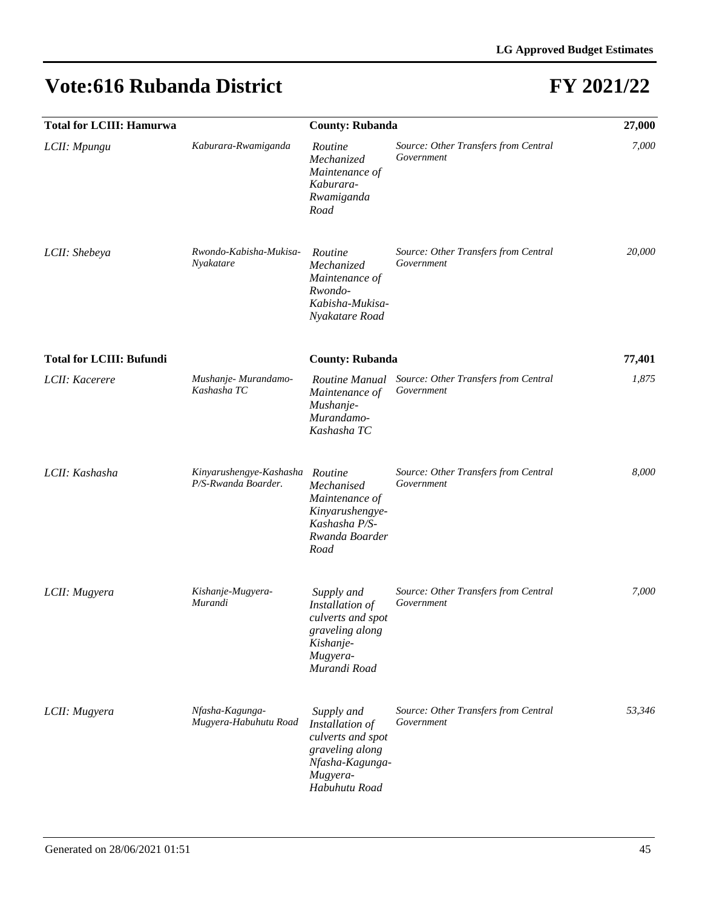# Vote:616 Rubanda District

# FY 2021/22

| **Total for LCIII: Hamurwa** | | **County: Rubanda** | | **27,000** |
|---|---|---|---|---|
| *LCII: Mpungu* | *Kaburara-Rwamiganda* | *Routine Mechanized Maintenance of Kaburara-Rwamiganda Road* | *Source: Other Transfers from Central Government* | *7,000* |
| *LCII: Shebeya* | *Rwondo-Kabisha-Mukisa-Nyakatare* | *Routine Mechanized Maintenance of Rwondo-Kabisha-Mukisa-Nyakatare Road* | *Source: Other Transfers from Central Government* | *20,000* |
| **Total for LCIII: Bufundi** | | **County: Rubanda** | | **77,401** |
| *LCII: Kacerere* | *Mushanje- Murandamo-Kashasha TC* | *Routine Manual Maintenance of Mushanje-Murandamo-Kashasha TC* | *Source: Other Transfers from Central Government* | *1,875* |
| *LCII: Kashasha* | *Kinyarushengye-Kashasha P/S-Rwanda Boarder.* | *Routine Mechanised Maintenance of Kinyarushengye-Kashasha P/S-Rwanda Boarder Road* | *Source: Other Transfers from Central Government* | *8,000* |
| *LCII: Mugyera* | *Kishanje-Mugyera-Murandi* | *Supply and Installation of culverts and spot graveling along Kishanje-Mugyera-Murandi Road* | *Source: Other Transfers from Central Government* | *7,000* |
| *LCII: Mugyera* | *Nfasha-Kagunga-Mugyera-Habuhutu Road* | *Supply and Installation of culverts and spot graveling along Nfasha-Kagunga-Mugyera-Habuhutu Road* | *Source: Other Transfers from Central Government* | *53,346* |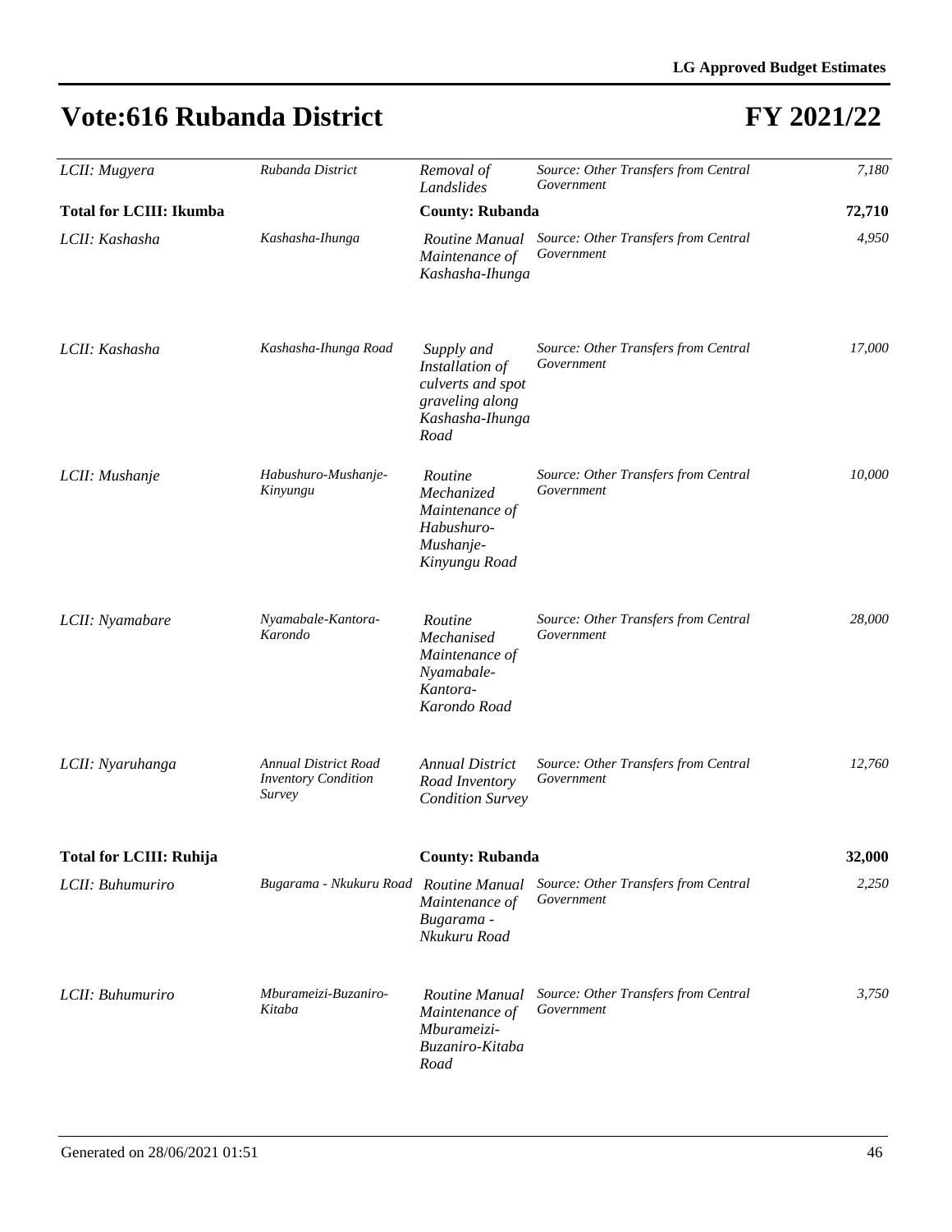# Vote:616 Rubanda District

# FY 2021/22

| | | | | |
|---|---|---|---|---|
| *LCII: Mugyera* | *Rubanda District* | *Removal of Landslides* | *Source: Other Transfers from Central Government* | *7,180* |
| **Total for LCIII: Ikumba** | | **County: Rubanda** | | **72,710** |
| *LCII: Kashasha* | *Kashasha-Ihunga* | *Routine Manual Maintenance of Kashasha-Ihunga* | *Source: Other Transfers from Central Government* | *4,950* |
| *LCII: Kashasha* | *Kashasha-Ihunga Road* | *Supply and Installation of culverts and spot graveling along Kashasha-Ihunga Road* | *Source: Other Transfers from Central Government* | *17,000* |
| *LCII: Mushanje* | *Habushuro-Mushanje-Kinyungu* | *Routine Mechanized Maintenance of Habushuro-Mushanje-Kinyungu Road* | *Source: Other Transfers from Central Government* | *10,000* |
| *LCII: Nyamabare* | *Nyamabale-Kantora-Karondo* | *Routine Mechanised Maintenance of Nyamabale-Kantora-Karondo Road* | *Source: Other Transfers from Central Government* | *28,000* |
| *LCII: Nyaruhanga* | *Annual District Road Inventory Condition Survey* | *Annual District Road Inventory Condition Survey* | *Source: Other Transfers from Central Government* | *12,760* |
| **Total for LCIII: Ruhija** | | **County: Rubanda** | | **32,000** |
| *LCII: Buhumuriro* | *Bugarama - Nkukuru Road* | *Routine Manual Maintenance of Bugarama - Nkukuru Road* | *Source: Other Transfers from Central Government* | *2,250* |
| *LCII: Buhumuriro* | *Mburameizi-Buzaniro-Kitaba* | *Routine Manual Maintenance of Mburameizi-Buzaniro-Kitaba Road* | *Source: Other Transfers from Central Government* | *3,750* |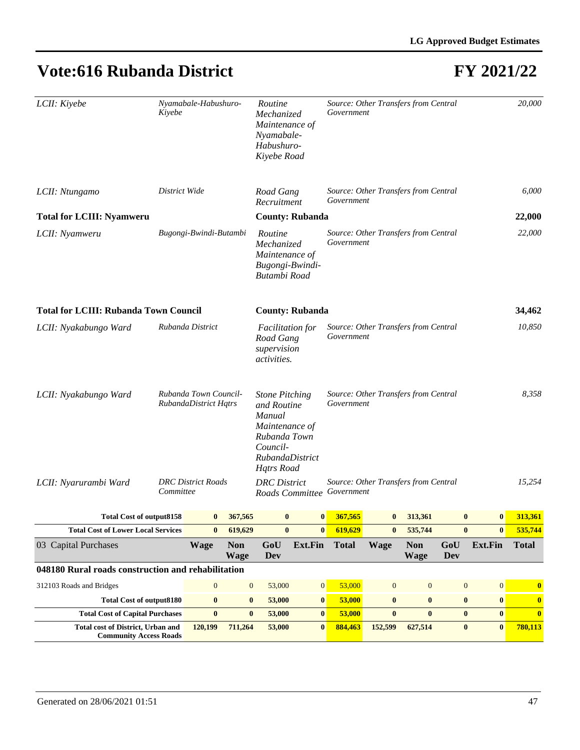# Vote:616 Rubanda District

# FY 2021/22

| | | | | |
|---|---|---|---|---|
| *LCII: Kiyebe* | *Nyamabale-Habushuro-Kiyebe* | *Routine Mechanized Maintenance of Nyamabale-Habushuro-Kiyebe Road* | *Source: Other Transfers from Central Government* | *20,000* |
| *LCII: Ntungamo* | *District Wide* | *Road Gang Recruitment* | *Source: Other Transfers from Central Government* | *6,000* |
| **Total for LCIII: Nyamweru** | | **County: Rubanda** | | **22,000** |
| *LCII: Nyamweru* | *Bugongi-Bwindi-Butambi* | *Routine Mechanized Maintenance of Bugongi-Bwindi-Butambi Road* | *Source: Other Transfers from Central Government* | *22,000* |
| **Total for LCIII: Rubanda Town Council** | | **County: Rubanda** | | **34,462** |
| *LCII: Nyakabungo Ward* | *Rubanda District* | *Facilitation for Road Gang supervision activities.* | *Source: Other Transfers from Central Government* | *10,850* |
| *LCII: Nyakabungo Ward* | *Rubanda Town Council-RubandaDistrict Hqtrs* | *Stone Pitching and Routine Manual Maintenance of Rubanda Town Council-RubandaDistrict Hqtrs Road* | *Source: Other Transfers from Central Government* | *8,358* |
| *LCII: Nyarurambi Ward* | *DRC District Roads Committee* | *DRC District Roads Committee* | *Source: Other Transfers from Central Government* | *15,254* |

| | Wage | Non Wage | GoU Dev | Ext.Fin | Total | Wage | Non Wage | GoU Dev | Ext.Fin | Total |
|---|---|---|---|---|---|---|---|---|---|---|
| **Total Cost of output8158** | **0** | **367,565** | **0** | **0** | **367,565** | **0** | **313,361** | **0** | **0** | **313,361** |
| **Total Cost of Lower Local Services** | **0** | **619,629** | **0** | **0** | **619,629** | **0** | **535,744** | **0** | **0** | **535,744** |
| 03 Capital Purchases | **Wage** | **Non Wage** | **GoU Dev** | **Ext.Fin** | **Total** | **Wage** | **Non Wage** | **GoU Dev** | **Ext.Fin** | **Total** |
| **048180 Rural roads construction and rehabilitation** | | | | | | | | | | |
| 312103 Roads and Bridges | 0 | 0 | 53,000 | 0 | 53,000 | 0 | 0 | 0 | 0 | **0** |
| **Total Cost of output8180** | **0** | **0** | **53,000** | **0** | **53,000** | **0** | **0** | **0** | **0** | **0** |
| **Total Cost of Capital Purchases** | **0** | **0** | **53,000** | **0** | **53,000** | **0** | **0** | **0** | **0** | **0** |
| **Total cost of District, Urban and Community Access Roads** | **120,199** | **711,264** | **53,000** | **0** | **884,463** | **152,599** | **627,514** | **0** | **0** | **780,113** |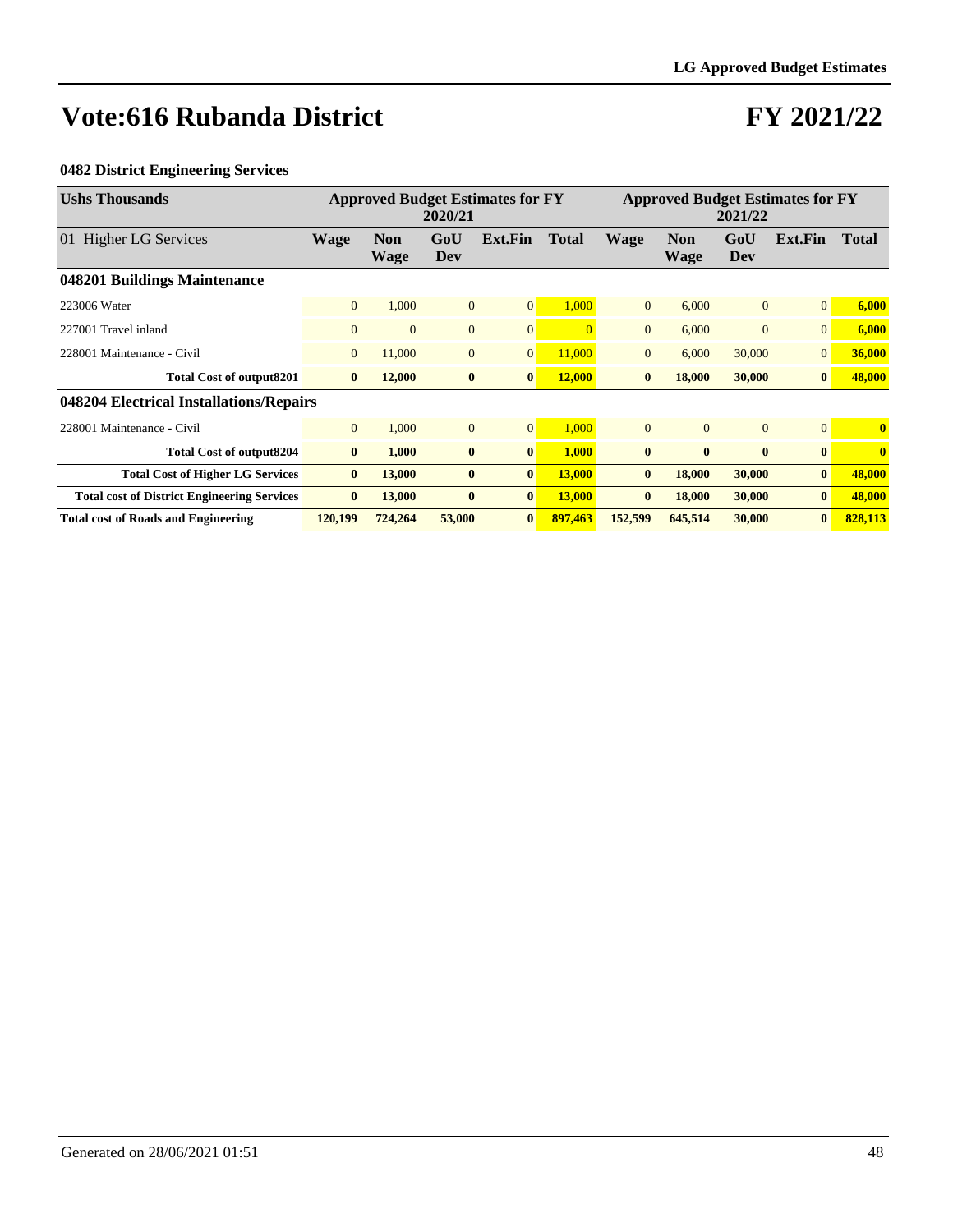# Vote:616 Rubanda District

# FY 2021/22

### 0482 District Engineering Services

| Ushs Thousands | Approved Budget Estimates for FY 2020/21 | | | | | Approved Budget Estimates for FY 2021/22 | | | | |
|---|---|---|---|---|---|---|---|---|---|---|
| 01 Higher LG Services | Wage | Non Wage | GoU Dev | Ext.Fin | Total | Wage | Non Wage | GoU Dev | Ext.Fin | Total |
| **048201 Buildings Maintenance** | | | | | | | | | | |
| 223006 Water | 0 | 1,000 | 0 | 0 | 1,000 | 0 | 6,000 | 0 | 0 | **6,000** |
| 227001 Travel inland | 0 | 0 | 0 | 0 | 0 | 0 | 6,000 | 0 | 0 | **6,000** |
| 228001 Maintenance - Civil | 0 | 11,000 | 0 | 0 | 11,000 | 0 | 6,000 | 30,000 | 0 | **36,000** |
| **Total Cost of output8201** | **0** | **12,000** | **0** | **0** | **12,000** | **0** | **18,000** | **30,000** | **0** | **48,000** |
| **048204 Electrical Installations/Repairs** | | | | | | | | | | |
| 228001 Maintenance - Civil | 0 | 1,000 | 0 | 0 | 1,000 | 0 | 0 | 0 | 0 | **0** |
| **Total Cost of output8204** | **0** | **1,000** | **0** | **0** | **1,000** | **0** | **0** | **0** | **0** | **0** |
| **Total Cost of Higher LG Services** | **0** | **13,000** | **0** | **0** | **13,000** | **0** | **18,000** | **30,000** | **0** | **48,000** |
| **Total cost of District Engineering Services** | **0** | **13,000** | **0** | **0** | **13,000** | **0** | **18,000** | **30,000** | **0** | **48,000** |
| **Total cost of Roads and Engineering** | **120,199** | **724,264** | **53,000** | **0** | **897,463** | **152,599** | **645,514** | **30,000** | **0** | **828,113** |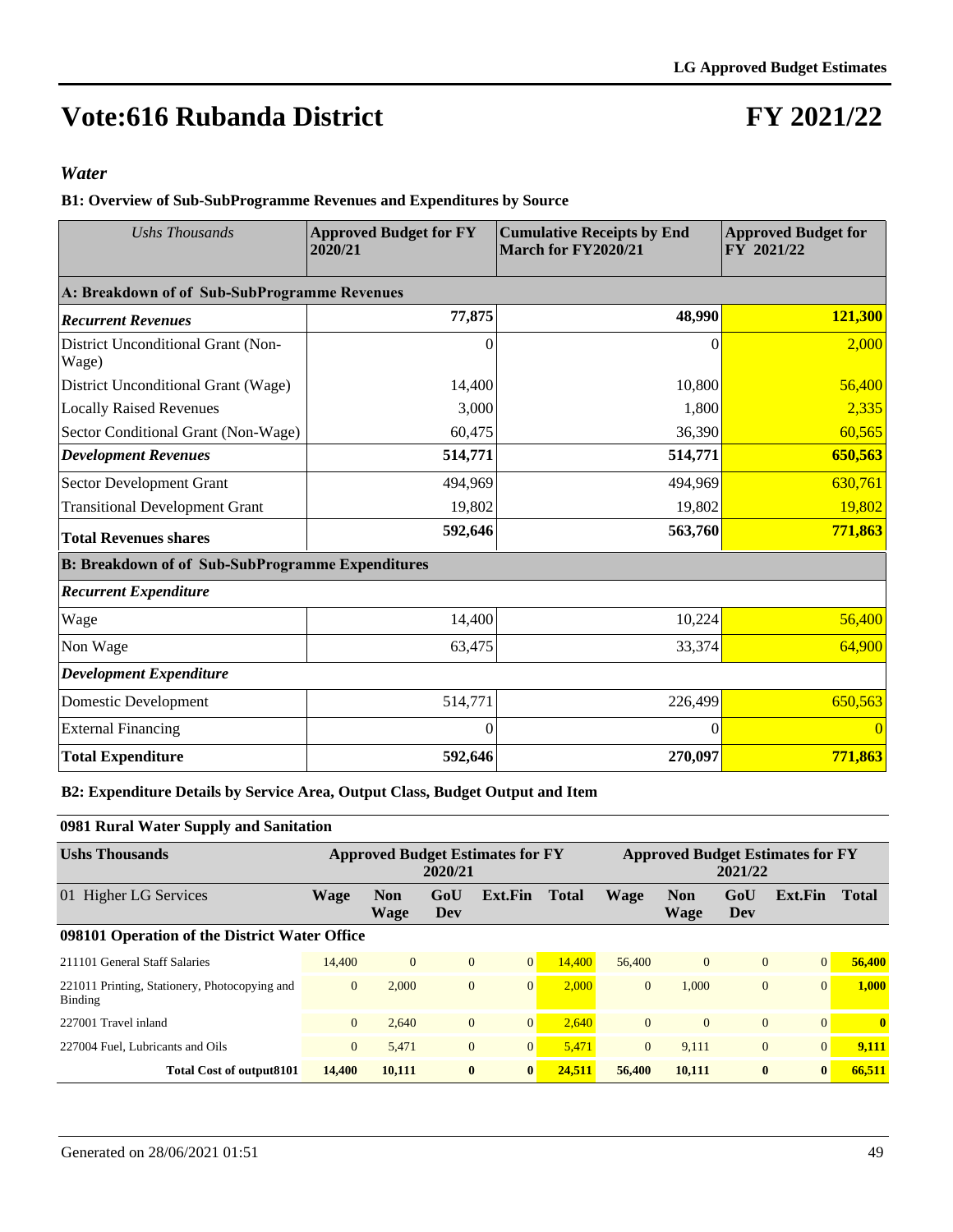# Vote:616 Rubanda District

# FY 2021/22

### *Water*

**B1: Overview of Sub-SubProgramme Revenues and Expenditures by Source**

| *Ushs Thousands* | **Approved Budget for FY 2020/21** | **Cumulative Receipts by End March for FY2020/21** | **Approved Budget for FY 2021/22** |
|---|---|---|---|
| **A: Breakdown of of Sub-SubProgramme Revenues** | | | |
| ***Recurrent Revenues*** | **77,875** | **48,990** | **121,300** |
| District Unconditional Grant (Non-Wage) | 0 | 0 | 2,000 |
| District Unconditional Grant (Wage) | 14,400 | 10,800 | 56,400 |
| Locally Raised Revenues | 3,000 | 1,800 | 2,335 |
| Sector Conditional Grant (Non-Wage) | 60,475 | 36,390 | 60,565 |
| ***Development Revenues*** | **514,771** | **514,771** | **650,563** |
| Sector Development Grant | 494,969 | 494,969 | 630,761 |
| Transitional Development Grant | 19,802 | 19,802 | 19,802 |
| **Total Revenues shares** | **592,646** | **563,760** | **771,863** |
| **B: Breakdown of of Sub-SubProgramme Expenditures** | | | |
| ***Recurrent Expenditure*** | | | |
| Wage | 14,400 | 10,224 | 56,400 |
| Non Wage | 63,475 | 33,374 | 64,900 |
| ***Development Expenditure*** | | | |
| Domestic Development | 514,771 | 226,499 | 650,563 |
| External Financing | 0 | 0 | 0 |
| **Total Expenditure** | **592,646** | **270,097** | **771,863** |

**B2: Expenditure Details by Service Area, Output Class, Budget Output and Item**

**0981 Rural Water Supply and Sanitation**

| **Ushs Thousands** | **Approved Budget Estimates for FY 2020/21** | | | | | **Approved Budget Estimates for FY 2021/22** | | | | |
|---|---|---|---|---|---|---|---|---|---|---|
| 01 Higher LG Services | **Wage** | **Non Wage** | **GoU Dev** | **Ext.Fin** | **Total** | **Wage** | **Non Wage** | **GoU Dev** | **Ext.Fin** | **Total** |
| **098101 Operation of the District Water Office** | | | | | | | | | | |
| 211101 General Staff Salaries | 14,400 | 0 | 0 | 0 | 14,400 | 56,400 | 0 | 0 | 0 | **56,400** |
| 221011 Printing, Stationery, Photocopying and Binding | 0 | 2,000 | 0 | 0 | 2,000 | 0 | 1,000 | 0 | 0 | **1,000** |
| 227001 Travel inland | 0 | 2,640 | 0 | 0 | 2,640 | 0 | 0 | 0 | 0 | **0** |
| 227004 Fuel, Lubricants and Oils | 0 | 5,471 | 0 | 0 | 5,471 | 0 | 9,111 | 0 | 0 | **9,111** |
| **Total Cost of output8101** | **14,400** | **10,111** | **0** | **0** | **24,511** | **56,400** | **10,111** | **0** | **0** | **66,511** |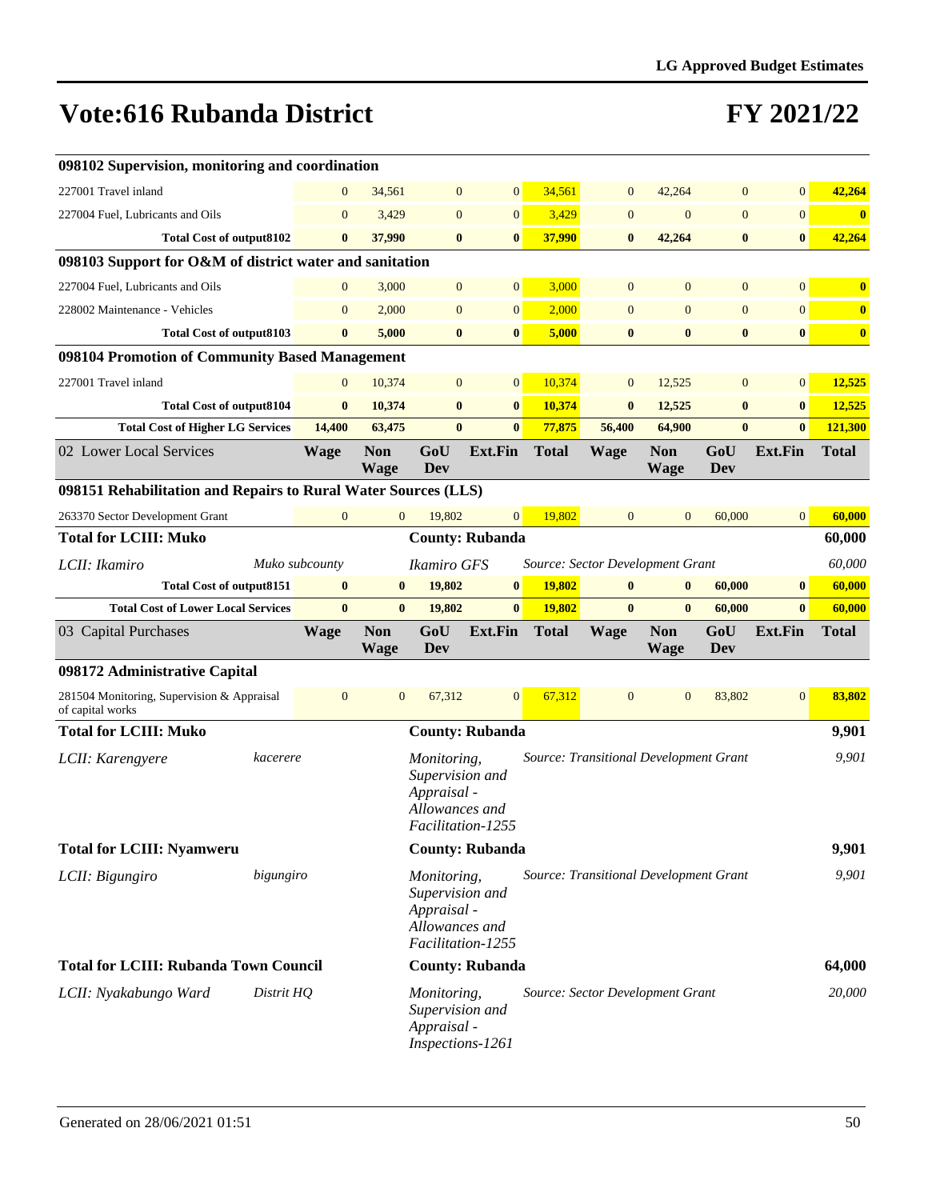# Vote:616 Rubanda District

# FY 2021/22

| | Wage | Non Wage | GoU Dev | Ext.Fin | Total | Wage | Non Wage | GoU Dev | Ext.Fin | Total |
|---|---|---|---|---|---|---|---|---|---|---|
| **098102 Supervision, monitoring and coordination** | | | | | | | | | | |
| 227001 Travel inland | 0 | 34,561 | 0 | 0 | 34,561 | 0 | 42,264 | 0 | 0 | 42,264 |
| 227004 Fuel, Lubricants and Oils | 0 | 3,429 | 0 | 0 | 3,429 | 0 | 0 | 0 | 0 | 0 |
| **Total Cost of output8102** | **0** | **37,990** | **0** | **0** | **37,990** | **0** | **42,264** | **0** | **0** | **42,264** |
| **098103 Support for O&M of district water and sanitation** | | | | | | | | | | |
| 227004 Fuel, Lubricants and Oils | 0 | 3,000 | 0 | 0 | 3,000 | 0 | 0 | 0 | 0 | 0 |
| 228002 Maintenance - Vehicles | 0 | 2,000 | 0 | 0 | 2,000 | 0 | 0 | 0 | 0 | 0 |
| **Total Cost of output8103** | **0** | **5,000** | **0** | **0** | **5,000** | **0** | **0** | **0** | **0** | **0** |
| **098104 Promotion of Community Based Management** | | | | | | | | | | |
| 227001 Travel inland | 0 | 10,374 | 0 | 0 | 10,374 | 0 | 12,525 | 0 | 0 | 12,525 |
| **Total Cost of output8104** | **0** | **10,374** | **0** | **0** | **10,374** | **0** | **12,525** | **0** | **0** | **12,525** |
| **Total Cost of Higher LG Services** | **14,400** | **63,475** | **0** | **0** | **77,875** | **56,400** | **64,900** | **0** | **0** | **121,300** |

| 02 Lower Local Services | Wage | Non Wage | GoU Dev | Ext.Fin | Total | Wage | Non Wage | GoU Dev | Ext.Fin | Total |
|---|---|---|---|---|---|---|---|---|---|---|
| **098151 Rehabilitation and Repairs to Rural Water Sources (LLS)** | | | | | | | | | | |
| 263370 Sector Development Grant | 0 | 0 | 19,802 | 0 | 19,802 | 0 | 0 | 60,000 | 0 | 60,000 |
| **Total for LCIII: Muko** | | | **County: Rubanda** | | | | | | | **60,000** |
| *LCII: Ikamiro* | *Muko subcounty* | | *Ikamiro GFS* | | *Source: Sector Development Grant* | | | | | *60,000* |
| **Total Cost of output8151** | **0** | **0** | **19,802** | **0** | **19,802** | **0** | **0** | **60,000** | **0** | **60,000** |
| **Total Cost of Lower Local Services** | **0** | **0** | **19,802** | **0** | **19,802** | **0** | **0** | **60,000** | **0** | **60,000** |

| 03 Capital Purchases | Wage | Non Wage | GoU Dev | Ext.Fin | Total | Wage | Non Wage | GoU Dev | Ext.Fin | Total |
|---|---|---|---|---|---|---|---|---|---|---|
| **098172 Administrative Capital** | | | | | | | | | | |
| 281504 Monitoring, Supervision & Appraisal of capital works | 0 | 0 | 67,312 | 0 | 67,312 | 0 | 0 | 83,802 | 0 | 83,802 |
| **Total for LCIII: Muko** | | | **County: Rubanda** | | | | | | | **9,901** |
| *LCII: Karengyere* | *kacerere* | | *Monitoring, Supervision and Appraisal - Allowances and Facilitation-1255* | | *Source: Transitional Development Grant* | | | | | *9,901* |
| **Total for LCIII: Nyamweru** | | | **County: Rubanda** | | | | | | | **9,901** |
| *LCII: Bigungiro* | *bigungiro* | | *Monitoring, Supervision and Appraisal - Allowances and Facilitation-1255* | | *Source: Transitional Development Grant* | | | | | *9,901* |
| **Total for LCIII: Rubanda Town Council** | | | **County: Rubanda** | | | | | | | **64,000** |
| *LCII: Nyakabungo Ward* | *Distrit HQ* | | *Monitoring, Supervision and Appraisal - Inspections-1261* | | *Source: Sector Development Grant* | | | | | *20,000* |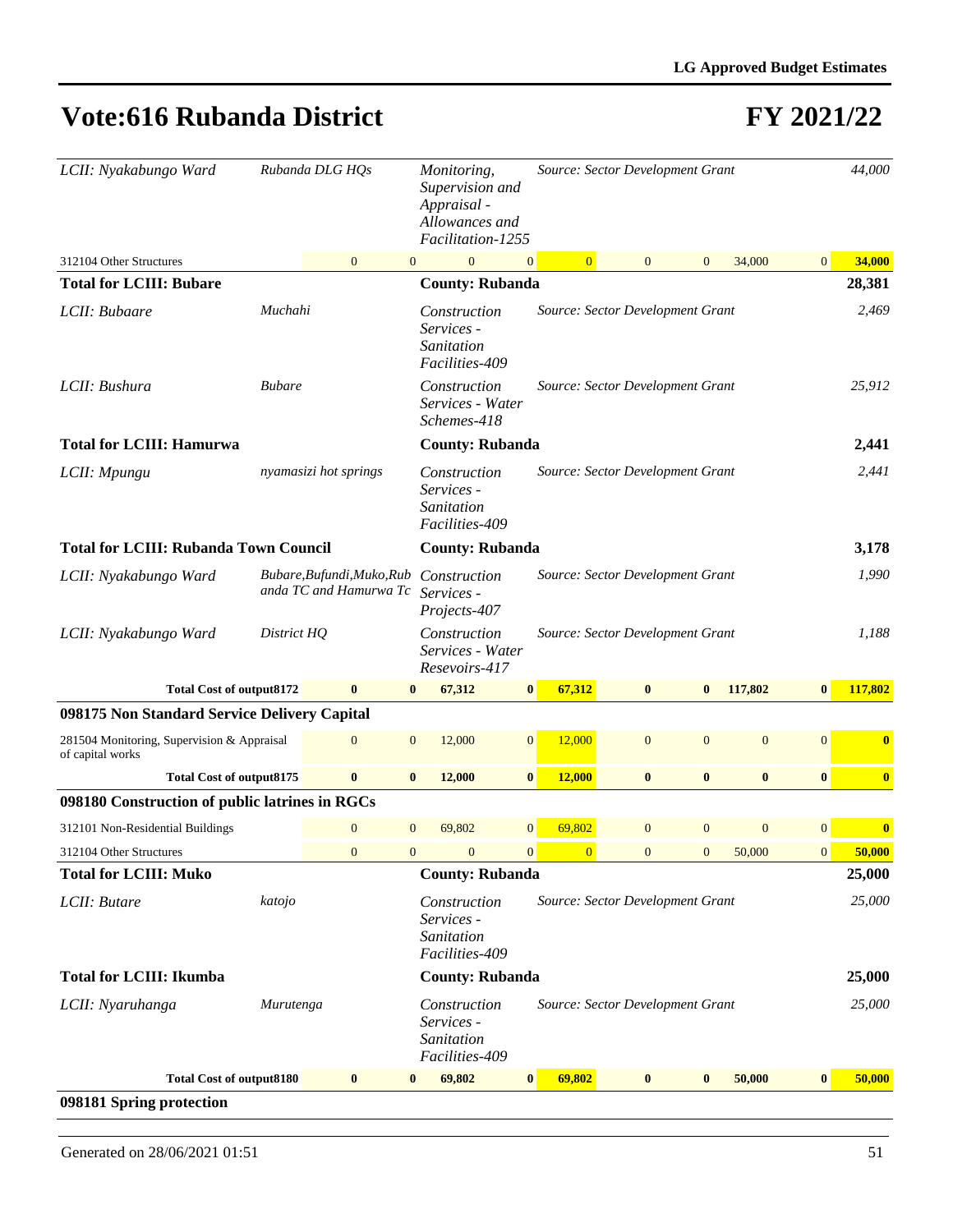# Vote:616 Rubanda District

# FY 2021/22

| | | | | | | | | | | |
|---|---|---|---|---|---|---|---|---|---|---|
| *LCII: Nyakabungo Ward* | *Rubanda DLG HQs* | | *Monitoring, Supervision and Appraisal - Allowances and Facilitation-1255* | | *Source: Sector Development Grant* | | | | | *44,000* |
| 312104 Other Structures | 0 | 0 | 0 | 0 | 0 | 0 | 0 | 34,000 | 0 | **34,000** |
| **Total for LCIII: Bubare** | | | **County: Rubanda** | | | | | | | **28,381** |
| *LCII: Bubaare* | *Muchahi* | | *Construction Services - Sanitation Facilities-409* | | *Source: Sector Development Grant* | | | | | *2,469* |
| *LCII: Bushura* | *Bubare* | | *Construction Services - Water Schemes-418* | | *Source: Sector Development Grant* | | | | | *25,912* |
| **Total for LCIII: Hamurwa** | | | **County: Rubanda** | | | | | | | **2,441** |
| *LCII: Mpungu* | *nyamasizi hot springs* | | *Construction Services - Sanitation Facilities-409* | | *Source: Sector Development Grant* | | | | | *2,441* |
| **Total for LCIII: Rubanda Town Council** | | | **County: Rubanda** | | | | | | | **3,178** |
| *LCII: Nyakabungo Ward* | *Bubare,Bufundi,Muko,Rubanda TC and Hamurwa Tc* | | *Construction Services - Projects-407* | | *Source: Sector Development Grant* | | | | | *1,990* |
| *LCII: Nyakabungo Ward* | *District HQ* | | *Construction Services - Water Resevoirs-417* | | *Source: Sector Development Grant* | | | | | *1,188* |
| **Total Cost of output8172** | **0** | **0** | **67,312** | **0** | **67,312** | **0** | **0** | **117,802** | **0** | **117,802** |
| **098175 Non Standard Service Delivery Capital** | | | | | | | | | | |
| 281504 Monitoring, Supervision & Appraisal of capital works | 0 | 0 | 12,000 | 0 | 12,000 | 0 | 0 | 0 | 0 | **0** |
| **Total Cost of output8175** | **0** | **0** | **12,000** | **0** | **12,000** | **0** | **0** | **0** | **0** | **0** |
| **098180 Construction of public latrines in RGCs** | | | | | | | | | | |
| 312101 Non-Residential Buildings | 0 | 0 | 69,802 | 0 | 69,802 | 0 | 0 | 0 | 0 | **0** |
| 312104 Other Structures | 0 | 0 | 0 | 0 | 0 | 0 | 0 | 50,000 | 0 | **50,000** |
| **Total for LCIII: Muko** | | | **County: Rubanda** | | | | | | | **25,000** |
| *LCII: Butare* | *katojo* | | *Construction Services - Sanitation Facilities-409* | | *Source: Sector Development Grant* | | | | | *25,000* |
| **Total for LCIII: Ikumba** | | | **County: Rubanda** | | | | | | | **25,000** |
| *LCII: Nyaruhanga* | *Murutenga* | | *Construction Services - Sanitation Facilities-409* | | *Source: Sector Development Grant* | | | | | *25,000* |
| **Total Cost of output8180** | **0** | **0** | **69,802** | **0** | **69,802** | **0** | **0** | **50,000** | **0** | **50,000** |
| **098181 Spring protection** | | | | | | | | | | |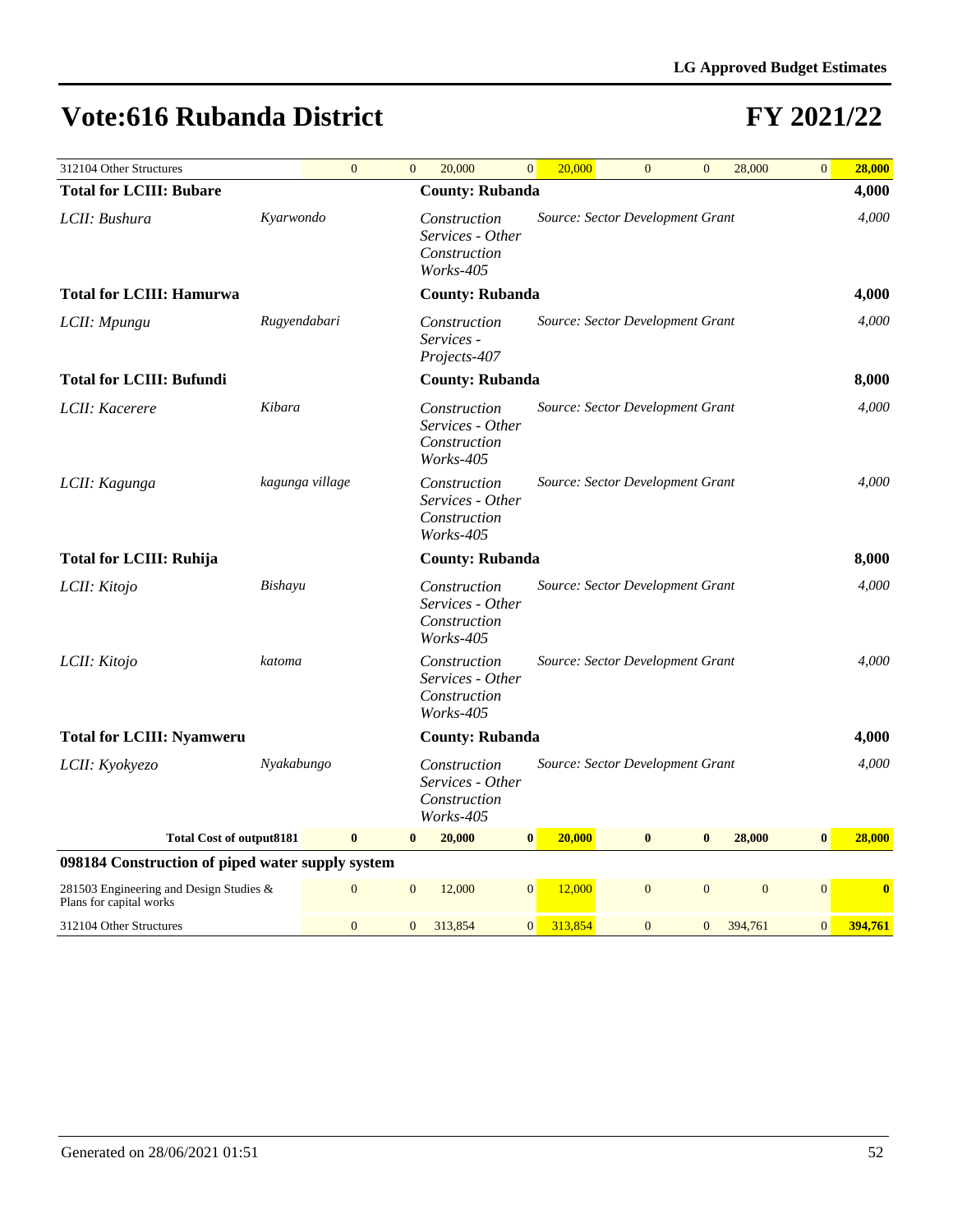# Vote:616 Rubanda District

# FY 2021/22

| 312104 Other Structures | 0 | 0 | 20,000 | 0 | 20,000 | 0 | 0 | 28,000 | 0 | 28,000 |
|---|---|---|---|---|---|---|---|---|---|---|

| | | | | |
|---|---|---|---|---|
| **Total for LCIII: Bubare** | | **County: Rubanda** | | **4,000** |
| *LCII: Bushura* | *Kyarwondo* | *Construction Services - Other Construction Works-405* | *Source: Sector Development Grant* | *4,000* |
| **Total for LCIII: Hamurwa** | | **County: Rubanda** | | **4,000** |
| *LCII: Mpungu* | *Rugyendabari* | *Construction Services - Projects-407* | *Source: Sector Development Grant* | *4,000* |
| **Total for LCIII: Bufundi** | | **County: Rubanda** | | **8,000** |
| *LCII: Kacerere* | *Kibara* | *Construction Services - Other Construction Works-405* | *Source: Sector Development Grant* | *4,000* |
| *LCII: Kagunga* | *kagunga village* | *Construction Services - Other Construction Works-405* | *Source: Sector Development Grant* | *4,000* |
| **Total for LCIII: Ruhija** | | **County: Rubanda** | | **8,000** |
| *LCII: Kitojo* | *Bishayu* | *Construction Services - Other Construction Works-405* | *Source: Sector Development Grant* | *4,000* |
| *LCII: Kitojo* | *katoma* | *Construction Services - Other Construction Works-405* | *Source: Sector Development Grant* | *4,000* |
| **Total for LCIII: Nyamweru** | | **County: Rubanda** | | **4,000** |
| *LCII: Kyokyezo* | *Nyakabungo* | *Construction Services - Other Construction Works-405* | *Source: Sector Development Grant* | *4,000* |

| **Total Cost of output8181** | **0** | **0** | **20,000** | **0** | **20,000** | **0** | **0** | **28,000** | **0** | **28,000** |
|---|---|---|---|---|---|---|---|---|---|---|
| **098184 Construction of piped water supply system** | | | | | | | | | | |
| 281503 Engineering and Design Studies & Plans for capital works | 0 | 0 | 12,000 | 0 | 12,000 | 0 | 0 | 0 | 0 | **0** |
| 312104 Other Structures | 0 | 0 | 313,854 | 0 | 313,854 | 0 | 0 | 394,761 | 0 | **394,761** |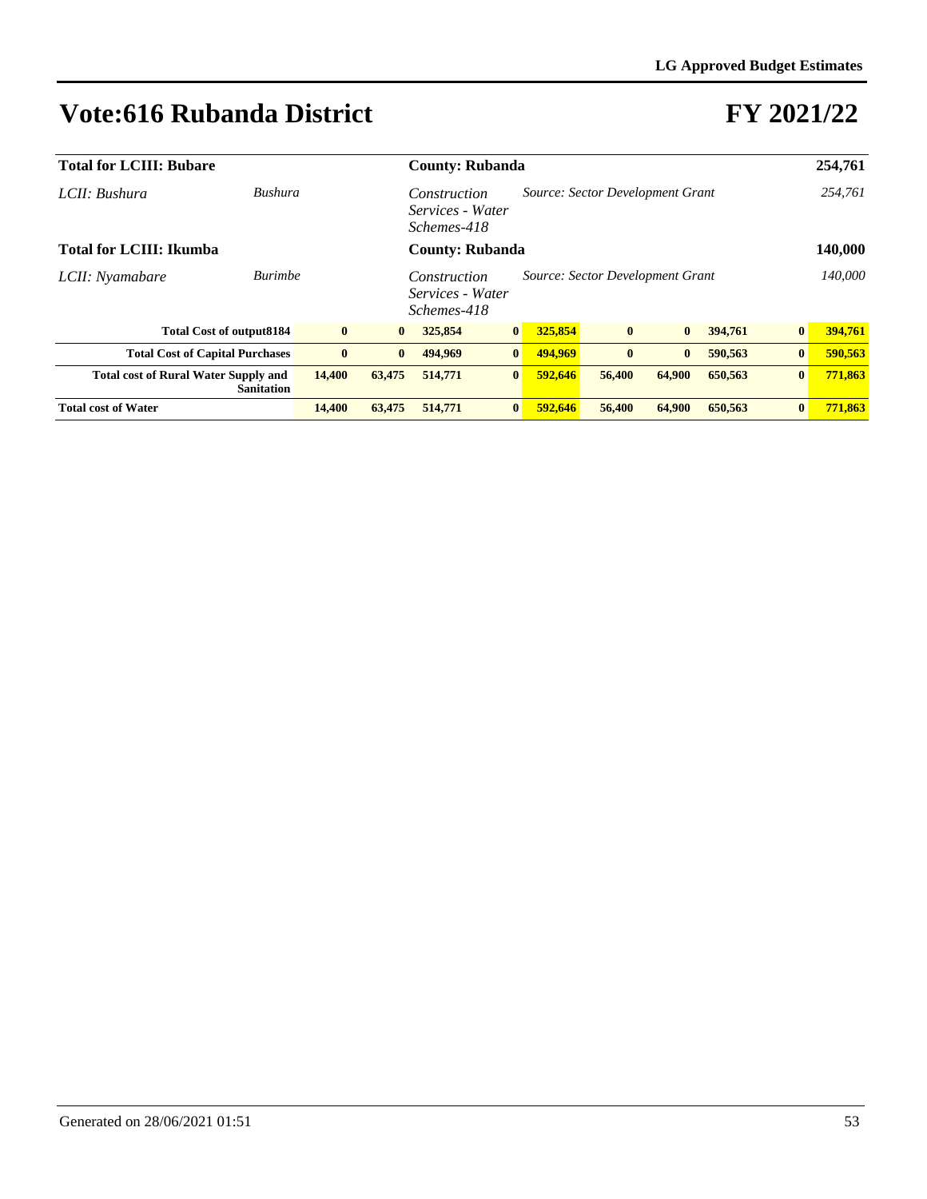# Vote:616 Rubanda District

# FY 2021/22

| | | | | | | | | | | |
|---|---|---|---|---|---|---|---|---|---|---|
| **Total for LCIII: Bubare** | | | **County: Rubanda** | | | | | | | **254,761** |
| *LCII: Bushura* | *Bushura* | | *Construction Services - Water Schemes-418* | | *Source: Sector Development Grant* | | | | | *254,761* |
| **Total for LCIII: Ikumba** | | | **County: Rubanda** | | | | | | | **140,000** |
| *LCII: Nyamabare* | *Burimbe* | | *Construction Services - Water Schemes-418* | | *Source: Sector Development Grant* | | | | | *140,000* |
| **Total Cost of output8184** | **0** | **0** | **325,854** | **0** | **325,854** | **0** | **0** | **394,761** | **0** | **394,761** |
| **Total Cost of Capital Purchases** | **0** | **0** | **494,969** | **0** | **494,969** | **0** | **0** | **590,563** | **0** | **590,563** |
| **Total cost of Rural Water Supply and Sanitation** | **14,400** | **63,475** | **514,771** | **0** | **592,646** | **56,400** | **64,900** | **650,563** | **0** | **771,863** |
| **Total cost of Water** | **14,400** | **63,475** | **514,771** | **0** | **592,646** | **56,400** | **64,900** | **650,563** | **0** | **771,863** |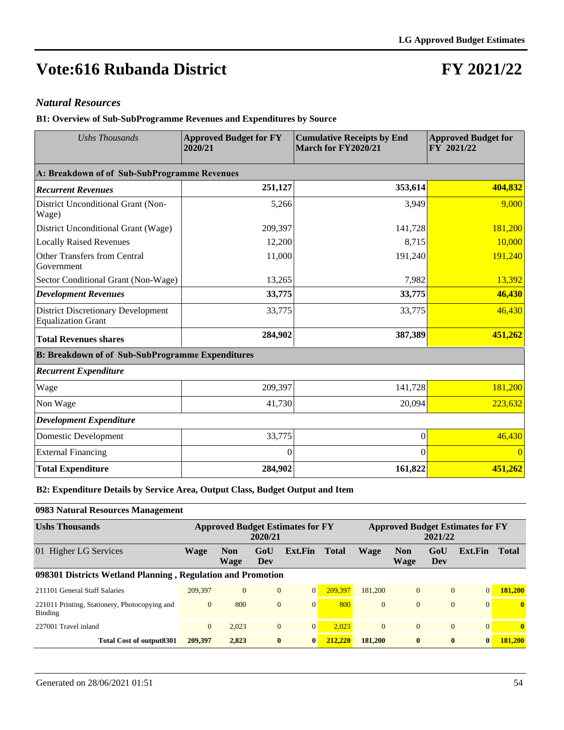# Vote:616 Rubanda District

# FY 2021/22

## *Natural Resources*

### B1: Overview of Sub-SubProgramme Revenues and Expenditures by Source

| *Ushs Thousands* | Approved Budget for FY 2020/21 | Cumulative Receipts by End March for FY2020/21 | Approved Budget for FY 2021/22 |
|---|---|---|---|
| **A: Breakdown of of Sub-SubProgramme Revenues** | | | |
| ***Recurrent Revenues*** | **251,127** | **353,614** | **404,832** |
| District Unconditional Grant (Non-Wage) | 5,266 | 3,949 | 9,000 |
| District Unconditional Grant (Wage) | 209,397 | 141,728 | 181,200 |
| Locally Raised Revenues | 12,200 | 8,715 | 10,000 |
| Other Transfers from Central Government | 11,000 | 191,240 | 191,240 |
| Sector Conditional Grant (Non-Wage) | 13,265 | 7,982 | 13,392 |
| ***Development Revenues*** | **33,775** | **33,775** | **46,430** |
| District Discretionary Development Equalization Grant | 33,775 | 33,775 | 46,430 |
| **Total Revenues shares** | **284,902** | **387,389** | **451,262** |
| **B: Breakdown of of Sub-SubProgramme Expenditures** | | | |
| ***Recurrent Expenditure*** | | | |
| Wage | 209,397 | 141,728 | 181,200 |
| Non Wage | 41,730 | 20,094 | 223,632 |
| ***Development Expenditure*** | | | |
| Domestic Development | 33,775 | 0 | 46,430 |
| External Financing | 0 | 0 | 0 |
| **Total Expenditure** | **284,902** | **161,822** | **451,262** |

### B2: Expenditure Details by Service Area, Output Class, Budget Output and Item

**0983 Natural Resources Management**

| **Ushs Thousands** | **Approved Budget Estimates for FY 2020/21** | | | | | **Approved Budget Estimates for FY 2021/22** | | | | |
|---|---|---|---|---|---|---|---|---|---|---|
| 01 Higher LG Services | **Wage** | **Non Wage** | **GoU Dev** | **Ext.Fin** | **Total** | **Wage** | **Non Wage** | **GoU Dev** | **Ext.Fin** | **Total** |
| **098301 Districts Wetland Planning , Regulation and Promotion** | | | | | | | | | | |
| 211101 General Staff Salaries | 209,397 | 0 | 0 | 0 | 209,397 | 181,200 | 0 | 0 | 0 | **181,200** |
| 221011 Printing, Stationery, Photocopying and Binding | 0 | 800 | 0 | 0 | 800 | 0 | 0 | 0 | 0 | **0** |
| 227001 Travel inland | 0 | 2,023 | 0 | 0 | 2,023 | 0 | 0 | 0 | 0 | **0** |
| **Total Cost of output8301** | **209,397** | **2,823** | **0** | **0** | **212,220** | **181,200** | **0** | **0** | **0** | **181,200** |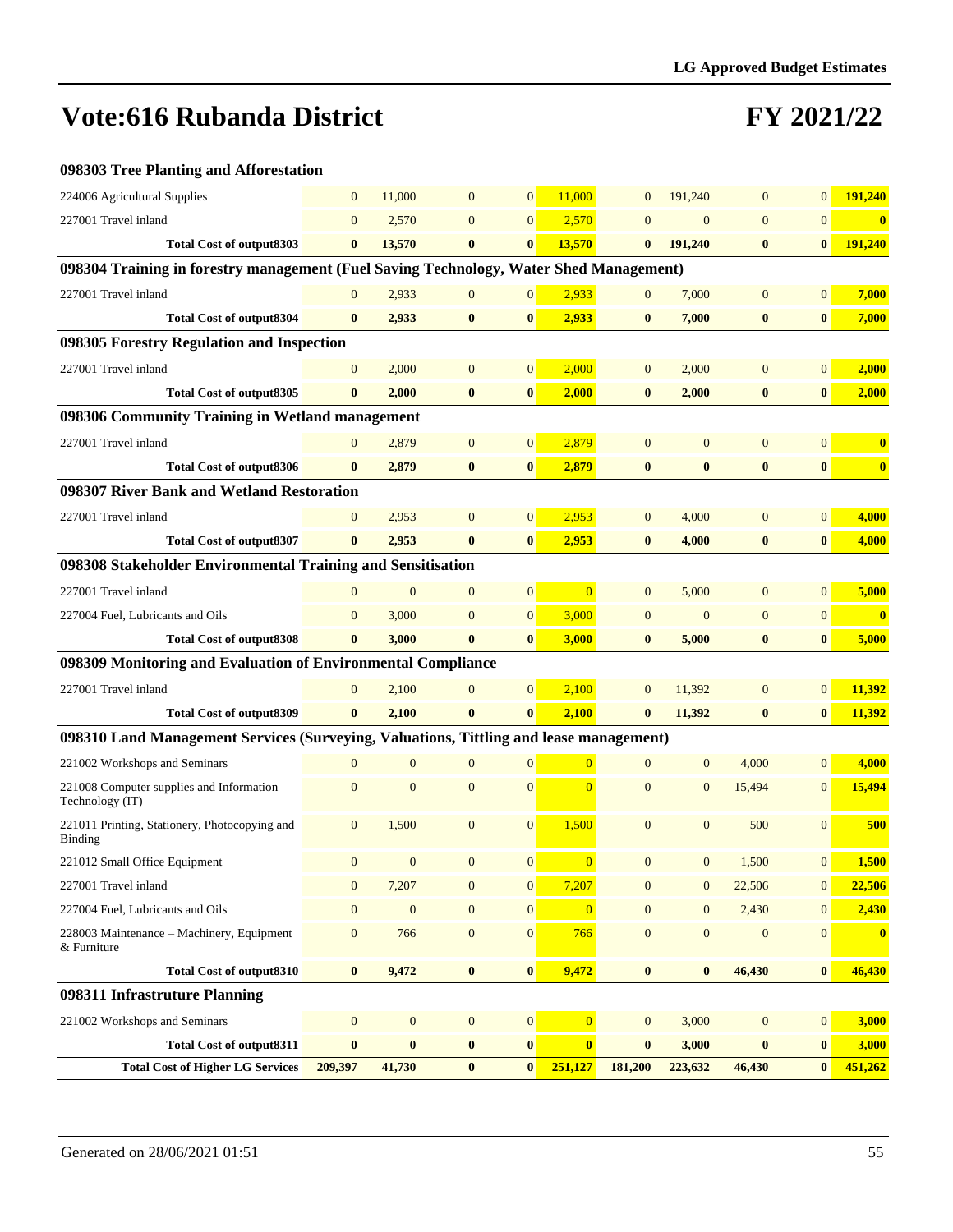# Vote:616 Rubanda District

# FY 2021/22

| | | | | | | | | | | |
|---|---|---|---|---|---|---|---|---|---|---|
| **098303 Tree Planting and Afforestation** | | | | | | | | | | |
| 224006 Agricultural Supplies | 0 | 11,000 | 0 | 0 | 11,000 | 0 | 191,240 | 0 | 0 | **191,240** |
| 227001 Travel inland | 0 | 2,570 | 0 | 0 | 2,570 | 0 | 0 | 0 | 0 | **0** |
| **Total Cost of output8303** | **0** | **13,570** | **0** | **0** | **13,570** | **0** | **191,240** | **0** | **0** | **191,240** |
| **098304 Training in forestry management (Fuel Saving Technology, Water Shed Management)** | | | | | | | | | | |
| 227001 Travel inland | 0 | 2,933 | 0 | 0 | 2,933 | 0 | 7,000 | 0 | 0 | **7,000** |
| **Total Cost of output8304** | **0** | **2,933** | **0** | **0** | **2,933** | **0** | **7,000** | **0** | **0** | **7,000** |
| **098305 Forestry Regulation and Inspection** | | | | | | | | | | |
| 227001 Travel inland | 0 | 2,000 | 0 | 0 | 2,000 | 0 | 2,000 | 0 | 0 | **2,000** |
| **Total Cost of output8305** | **0** | **2,000** | **0** | **0** | **2,000** | **0** | **2,000** | **0** | **0** | **2,000** |
| **098306 Community Training in Wetland management** | | | | | | | | | | |
| 227001 Travel inland | 0 | 2,879 | 0 | 0 | 2,879 | 0 | 0 | 0 | 0 | **0** |
| **Total Cost of output8306** | **0** | **2,879** | **0** | **0** | **2,879** | **0** | **0** | **0** | **0** | **0** |
| **098307 River Bank and Wetland Restoration** | | | | | | | | | | |
| 227001 Travel inland | 0 | 2,953 | 0 | 0 | 2,953 | 0 | 4,000 | 0 | 0 | **4,000** |
| **Total Cost of output8307** | **0** | **2,953** | **0** | **0** | **2,953** | **0** | **4,000** | **0** | **0** | **4,000** |
| **098308 Stakeholder Environmental Training and Sensitisation** | | | | | | | | | | |
| 227001 Travel inland | 0 | 0 | 0 | 0 | 0 | 0 | 5,000 | 0 | 0 | **5,000** |
| 227004 Fuel, Lubricants and Oils | 0 | 3,000 | 0 | 0 | 3,000 | 0 | 0 | 0 | 0 | **0** |
| **Total Cost of output8308** | **0** | **3,000** | **0** | **0** | **3,000** | **0** | **5,000** | **0** | **0** | **5,000** |
| **098309 Monitoring and Evaluation of Environmental Compliance** | | | | | | | | | | |
| 227001 Travel inland | 0 | 2,100 | 0 | 0 | 2,100 | 0 | 11,392 | 0 | 0 | **11,392** |
| **Total Cost of output8309** | **0** | **2,100** | **0** | **0** | **2,100** | **0** | **11,392** | **0** | **0** | **11,392** |
| **098310 Land Management Services (Surveying, Valuations, Tittling and lease management)** | | | | | | | | | | |
| 221002 Workshops and Seminars | 0 | 0 | 0 | 0 | 0 | 0 | 0 | 4,000 | 0 | **4,000** |
| 221008 Computer supplies and Information Technology (IT) | 0 | 0 | 0 | 0 | 0 | 0 | 0 | 15,494 | 0 | **15,494** |
| 221011 Printing, Stationery, Photocopying and Binding | 0 | 1,500 | 0 | 0 | 1,500 | 0 | 0 | 500 | 0 | **500** |
| 221012 Small Office Equipment | 0 | 0 | 0 | 0 | 0 | 0 | 0 | 1,500 | 0 | **1,500** |
| 227001 Travel inland | 0 | 7,207 | 0 | 0 | 7,207 | 0 | 0 | 22,506 | 0 | **22,506** |
| 227004 Fuel, Lubricants and Oils | 0 | 0 | 0 | 0 | 0 | 0 | 0 | 2,430 | 0 | **2,430** |
| 228003 Maintenance – Machinery, Equipment & Furniture | 0 | 766 | 0 | 0 | 766 | 0 | 0 | 0 | 0 | **0** |
| **Total Cost of output8310** | **0** | **9,472** | **0** | **0** | **9,472** | **0** | **0** | **46,430** | **0** | **46,430** |
| **098311 Infrastruture Planning** | | | | | | | | | | |
| 221002 Workshops and Seminars | 0 | 0 | 0 | 0 | 0 | 0 | 3,000 | 0 | 0 | **3,000** |
| **Total Cost of output8311** | **0** | **0** | **0** | **0** | **0** | **0** | **3,000** | **0** | **0** | **3,000** |
| **Total Cost of Higher LG Services** | **209,397** | **41,730** | **0** | **0** | **251,127** | **181,200** | **223,632** | **46,430** | **0** | **451,262** |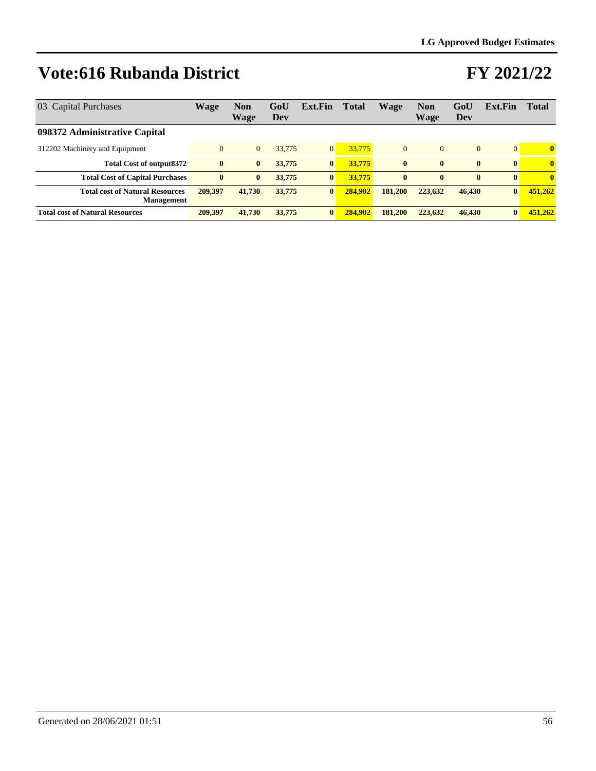# Vote:616 Rubanda District

# FY 2021/22

| 03 Capital Purchases | Wage | Non Wage | GoU Dev | Ext.Fin | Total | Wage | Non Wage | GoU Dev | Ext.Fin | Total |
|---|---|---|---|---|---|---|---|---|---|---|
| **098372 Administrative Capital** | | | | | | | | | | |
| 312202 Machinery and Equipment | 0 | 0 | 33,775 | 0 | 33,775 | 0 | 0 | 0 | 0 | **0** |
| **Total Cost of output8372** | **0** | **0** | **33,775** | **0** | **33,775** | **0** | **0** | **0** | **0** | **0** |
| **Total Cost of Capital Purchases** | **0** | **0** | **33,775** | **0** | **33,775** | **0** | **0** | **0** | **0** | **0** |
| **Total cost of Natural Resources Management** | **209,397** | **41,730** | **33,775** | **0** | **284,902** | **181,200** | **223,632** | **46,430** | **0** | **451,262** |
| **Total cost of Natural Resources** | **209,397** | **41,730** | **33,775** | **0** | **284,902** | **181,200** | **223,632** | **46,430** | **0** | **451,262** |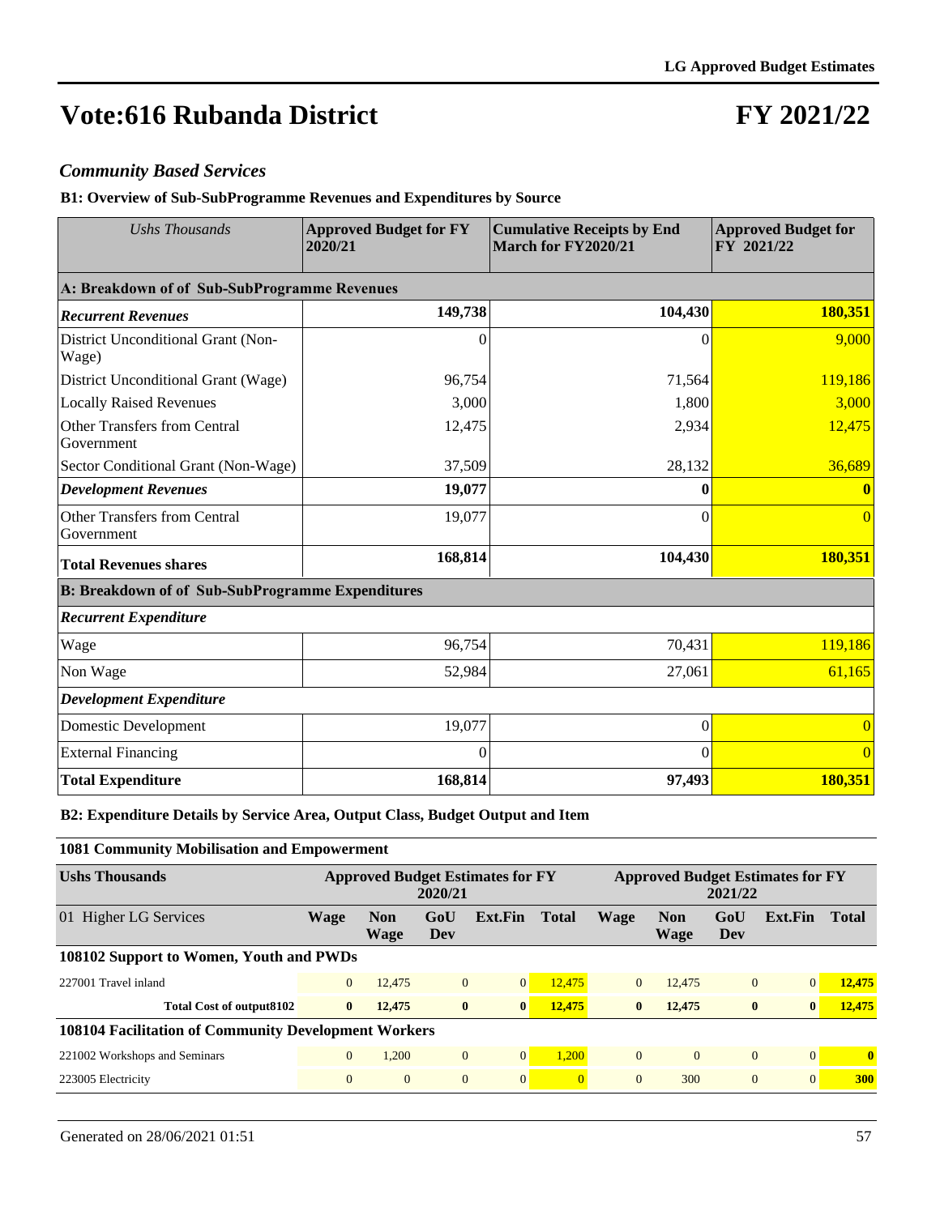# Vote:616 Rubanda District

# FY 2021/22

### *Community Based Services*

**B1: Overview of Sub-SubProgramme Revenues and Expenditures by Source**

| *Ushs Thousands* | **Approved Budget for FY 2020/21** | **Cumulative Receipts by End March for FY2020/21** | **Approved Budget for FY 2021/22** |
|---|---|---|---|
| **A: Breakdown of of Sub-SubProgramme Revenues** | | | |
| ***Recurrent Revenues*** | **149,738** | **104,430** | **180,351** |
| District Unconditional Grant (Non-Wage) | 0 | 0 | 9,000 |
| District Unconditional Grant (Wage) | 96,754 | 71,564 | 119,186 |
| Locally Raised Revenues | 3,000 | 1,800 | 3,000 |
| Other Transfers from Central Government | 12,475 | 2,934 | 12,475 |
| Sector Conditional Grant (Non-Wage) | 37,509 | 28,132 | 36,689 |
| ***Development Revenues*** | **19,077** | **0** | **0** |
| Other Transfers from Central Government | 19,077 | 0 | 0 |
| **Total Revenues shares** | **168,814** | **104,430** | **180,351** |
| **B: Breakdown of of Sub-SubProgramme Expenditures** | | | |
| ***Recurrent Expenditure*** | | | |
| Wage | 96,754 | 70,431 | 119,186 |
| Non Wage | 52,984 | 27,061 | 61,165 |
| ***Development Expenditure*** | | | |
| Domestic Development | 19,077 | 0 | 0 |
| External Financing | 0 | 0 | 0 |
| **Total Expenditure** | **168,814** | **97,493** | **180,351** |

**B2: Expenditure Details by Service Area, Output Class, Budget Output and Item**

**1081 Community Mobilisation and Empowerment**

| **Ushs Thousands** | **Approved Budget Estimates for FY 2020/21** | | | | | **Approved Budget Estimates for FY 2021/22** | | | | |
|---|---|---|---|---|---|---|---|---|---|---|
| 01 Higher LG Services | **Wage** | **Non Wage** | **GoU Dev** | **Ext.Fin** | **Total** | **Wage** | **Non Wage** | **GoU Dev** | **Ext.Fin** | **Total** |
| **108102 Support to Women, Youth and PWDs** | | | | | | | | | | |
| 227001 Travel inland | 0 | 12,475 | 0 | 0 | 12,475 | 0 | 12,475 | 0 | 0 | **12,475** |
| **Total Cost of output8102** | **0** | **12,475** | **0** | **0** | **12,475** | **0** | **12,475** | **0** | **0** | **12,475** |
| **108104 Facilitation of Community Development Workers** | | | | | | | | | | |
| 221002 Workshops and Seminars | 0 | 1,200 | 0 | 0 | 1,200 | 0 | 0 | 0 | 0 | **0** |
| 223005 Electricity | 0 | 0 | 0 | 0 | 0 | 0 | 300 | 0 | 0 | **300** |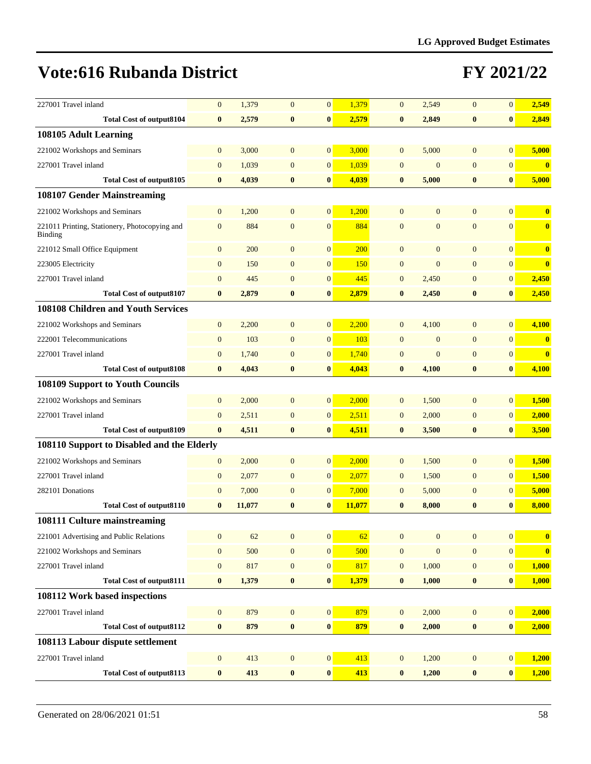# Vote:616 Rubanda District

# FY 2021/22

| | | | | | | | | | | |
|---|---|---|---|---|---|---|---|---|---|---|
| 227001 Travel inland | 0 | 1,379 | 0 | 0 | 1,379 | 0 | 2,549 | 0 | 0 | 2,549 |
| **Total Cost of output8104** | **0** | **2,579** | **0** | **0** | **2,579** | **0** | **2,849** | **0** | **0** | **2,849** |
| **108105 Adult Learning** | | | | | | | | | | |
| 221002 Workshops and Seminars | 0 | 3,000 | 0 | 0 | 3,000 | 0 | 5,000 | 0 | 0 | 5,000 |
| 227001 Travel inland | 0 | 1,039 | 0 | 0 | 1,039 | 0 | 0 | 0 | 0 | 0 |
| **Total Cost of output8105** | **0** | **4,039** | **0** | **0** | **4,039** | **0** | **5,000** | **0** | **0** | **5,000** |
| **108107 Gender Mainstreaming** | | | | | | | | | | |
| 221002 Workshops and Seminars | 0 | 1,200 | 0 | 0 | 1,200 | 0 | 0 | 0 | 0 | 0 |
| 221011 Printing, Stationery, Photocopying and Binding | 0 | 884 | 0 | 0 | 884 | 0 | 0 | 0 | 0 | 0 |
| 221012 Small Office Equipment | 0 | 200 | 0 | 0 | 200 | 0 | 0 | 0 | 0 | 0 |
| 223005 Electricity | 0 | 150 | 0 | 0 | 150 | 0 | 0 | 0 | 0 | 0 |
| 227001 Travel inland | 0 | 445 | 0 | 0 | 445 | 0 | 2,450 | 0 | 0 | 2,450 |
| **Total Cost of output8107** | **0** | **2,879** | **0** | **0** | **2,879** | **0** | **2,450** | **0** | **0** | **2,450** |
| **108108 Children and Youth Services** | | | | | | | | | | |
| 221002 Workshops and Seminars | 0 | 2,200 | 0 | 0 | 2,200 | 0 | 4,100 | 0 | 0 | 4,100 |
| 222001 Telecommunications | 0 | 103 | 0 | 0 | 103 | 0 | 0 | 0 | 0 | 0 |
| 227001 Travel inland | 0 | 1,740 | 0 | 0 | 1,740 | 0 | 0 | 0 | 0 | 0 |
| **Total Cost of output8108** | **0** | **4,043** | **0** | **0** | **4,043** | **0** | **4,100** | **0** | **0** | **4,100** |
| **108109 Support to Youth Councils** | | | | | | | | | | |
| 221002 Workshops and Seminars | 0 | 2,000 | 0 | 0 | 2,000 | 0 | 1,500 | 0 | 0 | 1,500 |
| 227001 Travel inland | 0 | 2,511 | 0 | 0 | 2,511 | 0 | 2,000 | 0 | 0 | 2,000 |
| **Total Cost of output8109** | **0** | **4,511** | **0** | **0** | **4,511** | **0** | **3,500** | **0** | **0** | **3,500** |
| **108110 Support to Disabled and the Elderly** | | | | | | | | | | |
| 221002 Workshops and Seminars | 0 | 2,000 | 0 | 0 | 2,000 | 0 | 1,500 | 0 | 0 | 1,500 |
| 227001 Travel inland | 0 | 2,077 | 0 | 0 | 2,077 | 0 | 1,500 | 0 | 0 | 1,500 |
| 282101 Donations | 0 | 7,000 | 0 | 0 | 7,000 | 0 | 5,000 | 0 | 0 | 5,000 |
| **Total Cost of output8110** | **0** | **11,077** | **0** | **0** | **11,077** | **0** | **8,000** | **0** | **0** | **8,000** |
| **108111 Culture mainstreaming** | | | | | | | | | | |
| 221001 Advertising and Public Relations | 0 | 62 | 0 | 0 | 62 | 0 | 0 | 0 | 0 | 0 |
| 221002 Workshops and Seminars | 0 | 500 | 0 | 0 | 500 | 0 | 0 | 0 | 0 | 0 |
| 227001 Travel inland | 0 | 817 | 0 | 0 | 817 | 0 | 1,000 | 0 | 0 | 1,000 |
| **Total Cost of output8111** | **0** | **1,379** | **0** | **0** | **1,379** | **0** | **1,000** | **0** | **0** | **1,000** |
| **108112 Work based inspections** | | | | | | | | | | |
| 227001 Travel inland | 0 | 879 | 0 | 0 | 879 | 0 | 2,000 | 0 | 0 | 2,000 |
| **Total Cost of output8112** | **0** | **879** | **0** | **0** | **879** | **0** | **2,000** | **0** | **0** | **2,000** |
| **108113 Labour dispute settlement** | | | | | | | | | | |
| 227001 Travel inland | 0 | 413 | 0 | 0 | 413 | 0 | 1,200 | 0 | 0 | 1,200 |
| **Total Cost of output8113** | **0** | **413** | **0** | **0** | **413** | **0** | **1,200** | **0** | **0** | **1,200** |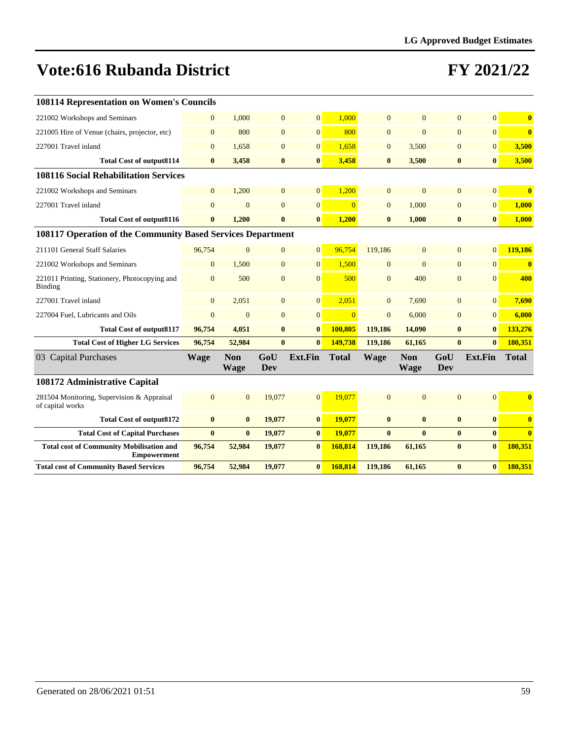# Vote:616 Rubanda District

# FY 2021/22

| | | | | | | | | | | |
|---|---|---|---|---|---|---|---|---|---|---|
| **108114 Representation on Women's Councils** | | | | | | | | | | |
| 221002 Workshops and Seminars | 0 | 1,000 | 0 | 0 | 1,000 | 0 | 0 | 0 | 0 | **0** |
| 221005 Hire of Venue (chairs, projector, etc) | 0 | 800 | 0 | 0 | 800 | 0 | 0 | 0 | 0 | **0** |
| 227001 Travel inland | 0 | 1,658 | 0 | 0 | 1,658 | 0 | 3,500 | 0 | 0 | **3,500** |
| **Total Cost of output8114** | **0** | **3,458** | **0** | **0** | **3,458** | **0** | **3,500** | **0** | **0** | **3,500** |
| **108116 Social Rehabilitation Services** | | | | | | | | | | |
| 221002 Workshops and Seminars | 0 | 1,200 | 0 | 0 | 1,200 | 0 | 0 | 0 | 0 | **0** |
| 227001 Travel inland | 0 | 0 | 0 | 0 | 0 | 0 | 1,000 | 0 | 0 | **1,000** |
| **Total Cost of output8116** | **0** | **1,200** | **0** | **0** | **1,200** | **0** | **1,000** | **0** | **0** | **1,000** |
| **108117 Operation of the Community Based Services Department** | | | | | | | | | | |
| 211101 General Staff Salaries | 96,754 | 0 | 0 | 0 | 96,754 | 119,186 | 0 | 0 | 0 | **119,186** |
| 221002 Workshops and Seminars | 0 | 1,500 | 0 | 0 | 1,500 | 0 | 0 | 0 | 0 | **0** |
| 221011 Printing, Stationery, Photocopying and Binding | 0 | 500 | 0 | 0 | 500 | 0 | 400 | 0 | 0 | **400** |
| 227001 Travel inland | 0 | 2,051 | 0 | 0 | 2,051 | 0 | 7,690 | 0 | 0 | **7,690** |
| 227004 Fuel, Lubricants and Oils | 0 | 0 | 0 | 0 | 0 | 0 | 6,000 | 0 | 0 | **6,000** |
| **Total Cost of output8117** | **96,754** | **4,051** | **0** | **0** | **100,805** | **119,186** | **14,090** | **0** | **0** | **133,276** |
| **Total Cost of Higher LG Services** | **96,754** | **52,984** | **0** | **0** | **149,738** | **119,186** | **61,165** | **0** | **0** | **180,351** |
| 03 Capital Purchases | **Wage** | **Non Wage** | **GoU Dev** | **Ext.Fin** | **Total** | **Wage** | **Non Wage** | **GoU Dev** | **Ext.Fin** | **Total** |
| **108172 Administrative Capital** | | | | | | | | | | |
| 281504 Monitoring, Supervision & Appraisal of capital works | 0 | 0 | 19,077 | 0 | 19,077 | 0 | 0 | 0 | 0 | **0** |
| **Total Cost of output8172** | **0** | **0** | **19,077** | **0** | **19,077** | **0** | **0** | **0** | **0** | **0** |
| **Total Cost of Capital Purchases** | **0** | **0** | **19,077** | **0** | **19,077** | **0** | **0** | **0** | **0** | **0** |
| **Total cost of Community Mobilisation and Empowerment** | **96,754** | **52,984** | **19,077** | **0** | **168,814** | **119,186** | **61,165** | **0** | **0** | **180,351** |
| **Total cost of Community Based Services** | **96,754** | **52,984** | **19,077** | **0** | **168,814** | **119,186** | **61,165** | **0** | **0** | **180,351** |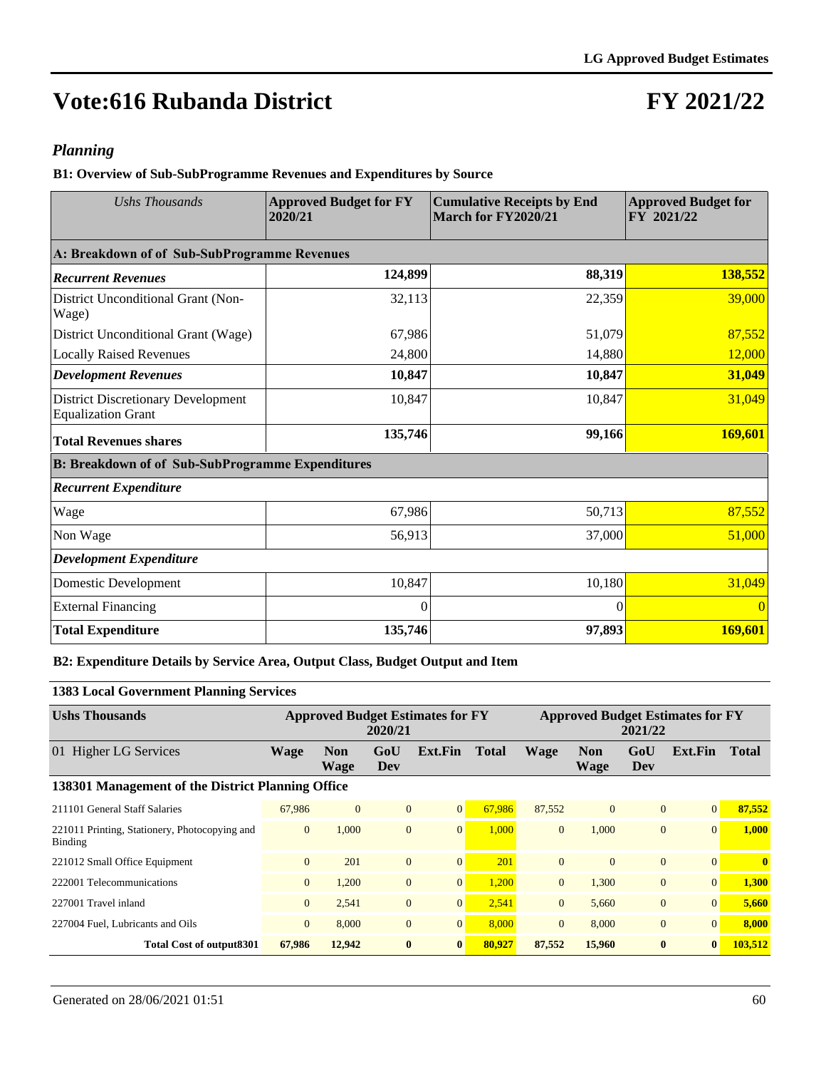# Vote:616 Rubanda District

# FY 2021/22

## *Planning*

### B1: Overview of Sub-SubProgramme Revenues and Expenditures by Source

| *Ushs Thousands* | Approved Budget for FY 2020/21 | Cumulative Receipts by End March for FY2020/21 | Approved Budget for FY 2021/22 |
|---|---|---|---|
| **A: Breakdown of of Sub-SubProgramme Revenues** | | | |
| ***Recurrent Revenues*** | **124,899** | **88,319** | **138,552** |
| District Unconditional Grant (Non-Wage) | 32,113 | 22,359 | 39,000 |
| District Unconditional Grant (Wage) | 67,986 | 51,079 | 87,552 |
| Locally Raised Revenues | 24,800 | 14,880 | 12,000 |
| ***Development Revenues*** | **10,847** | **10,847** | **31,049** |
| District Discretionary Development Equalization Grant | 10,847 | 10,847 | 31,049 |
| **Total Revenues shares** | **135,746** | **99,166** | **169,601** |
| **B: Breakdown of of Sub-SubProgramme Expenditures** | | | |
| ***Recurrent Expenditure*** | | | |
| Wage | 67,986 | 50,713 | 87,552 |
| Non Wage | 56,913 | 37,000 | 51,000 |
| ***Development Expenditure*** | | | |
| Domestic Development | 10,847 | 10,180 | 31,049 |
| External Financing | 0 | 0 | 0 |
| **Total Expenditure** | **135,746** | **97,893** | **169,601** |

### B2: Expenditure Details by Service Area, Output Class, Budget Output and Item

**1383 Local Government Planning Services**

| **Ushs Thousands** | Approved Budget Estimates for FY 2020/21 | | | | | Approved Budget Estimates for FY 2021/22 | | | | |
|---|---|---|---|---|---|---|---|---|---|---|
| 01 Higher LG Services | **Wage** | **Non Wage** | **GoU Dev** | **Ext.Fin** | **Total** | **Wage** | **Non Wage** | **GoU Dev** | **Ext.Fin** | **Total** |
| **138301 Management of the District Planning Office** | | | | | | | | | | |
| 211101 General Staff Salaries | 67,986 | 0 | 0 | 0 | 67,986 | 87,552 | 0 | 0 | 0 | **87,552** |
| 221011 Printing, Stationery, Photocopying and Binding | 0 | 1,000 | 0 | 0 | 1,000 | 0 | 1,000 | 0 | 0 | **1,000** |
| 221012 Small Office Equipment | 0 | 201 | 0 | 0 | 201 | 0 | 0 | 0 | 0 | **0** |
| 222001 Telecommunications | 0 | 1,200 | 0 | 0 | 1,200 | 0 | 1,300 | 0 | 0 | **1,300** |
| 227001 Travel inland | 0 | 2,541 | 0 | 0 | 2,541 | 0 | 5,660 | 0 | 0 | **5,660** |
| 227004 Fuel, Lubricants and Oils | 0 | 8,000 | 0 | 0 | 8,000 | 0 | 8,000 | 0 | 0 | **8,000** |
| **Total Cost of output8301** | **67,986** | **12,942** | **0** | **0** | **80,927** | **87,552** | **15,960** | **0** | **0** | **103,512** |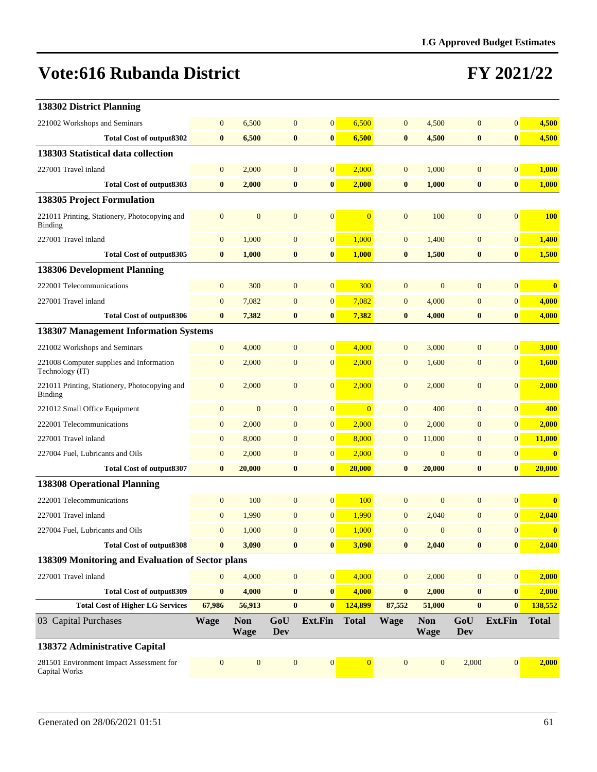# Vote:616 Rubanda District

# FY 2021/22

| | | | | | | | | | | |
|---|---|---|---|---|---|---|---|---|---|---|
| **138302 District Planning** | | | | | | | | | | |
| 221002 Workshops and Seminars | 0 | 6,500 | 0 | 0 | 6,500 | 0 | 4,500 | 0 | 0 | **4,500** |
| **Total Cost of output8302** | **0** | **6,500** | **0** | **0** | **6,500** | **0** | **4,500** | **0** | **0** | **4,500** |
| **138303 Statistical data collection** | | | | | | | | | | |
| 227001 Travel inland | 0 | 2,000 | 0 | 0 | 2,000 | 0 | 1,000 | 0 | 0 | **1,000** |
| **Total Cost of output8303** | **0** | **2,000** | **0** | **0** | **2,000** | **0** | **1,000** | **0** | **0** | **1,000** |
| **138305 Project Formulation** | | | | | | | | | | |
| 221011 Printing, Stationery, Photocopying and Binding | 0 | 0 | 0 | 0 | 0 | 0 | 100 | 0 | 0 | **100** |
| 227001 Travel inland | 0 | 1,000 | 0 | 0 | 1,000 | 0 | 1,400 | 0 | 0 | **1,400** |
| **Total Cost of output8305** | **0** | **1,000** | **0** | **0** | **1,000** | **0** | **1,500** | **0** | **0** | **1,500** |
| **138306 Development Planning** | | | | | | | | | | |
| 222001 Telecommunications | 0 | 300 | 0 | 0 | 300 | 0 | 0 | 0 | 0 | **0** |
| 227001 Travel inland | 0 | 7,082 | 0 | 0 | 7,082 | 0 | 4,000 | 0 | 0 | **4,000** |
| **Total Cost of output8306** | **0** | **7,382** | **0** | **0** | **7,382** | **0** | **4,000** | **0** | **0** | **4,000** |
| **138307 Management Information Systems** | | | | | | | | | | |
| 221002 Workshops and Seminars | 0 | 4,000 | 0 | 0 | 4,000 | 0 | 3,000 | 0 | 0 | **3,000** |
| 221008 Computer supplies and Information Technology (IT) | 0 | 2,000 | 0 | 0 | 2,000 | 0 | 1,600 | 0 | 0 | **1,600** |
| 221011 Printing, Stationery, Photocopying and Binding | 0 | 2,000 | 0 | 0 | 2,000 | 0 | 2,000 | 0 | 0 | **2,000** |
| 221012 Small Office Equipment | 0 | 0 | 0 | 0 | 0 | 0 | 400 | 0 | 0 | **400** |
| 222001 Telecommunications | 0 | 2,000 | 0 | 0 | 2,000 | 0 | 2,000 | 0 | 0 | **2,000** |
| 227001 Travel inland | 0 | 8,000 | 0 | 0 | 8,000 | 0 | 11,000 | 0 | 0 | **11,000** |
| 227004 Fuel, Lubricants and Oils | 0 | 2,000 | 0 | 0 | 2,000 | 0 | 0 | 0 | 0 | **0** |
| **Total Cost of output8307** | **0** | **20,000** | **0** | **0** | **20,000** | **0** | **20,000** | **0** | **0** | **20,000** |
| **138308 Operational Planning** | | | | | | | | | | |
| 222001 Telecommunications | 0 | 100 | 0 | 0 | 100 | 0 | 0 | 0 | 0 | **0** |
| 227001 Travel inland | 0 | 1,990 | 0 | 0 | 1,990 | 0 | 2,040 | 0 | 0 | **2,040** |
| 227004 Fuel, Lubricants and Oils | 0 | 1,000 | 0 | 0 | 1,000 | 0 | 0 | 0 | 0 | **0** |
| **Total Cost of output8308** | **0** | **3,090** | **0** | **0** | **3,090** | **0** | **2,040** | **0** | **0** | **2,040** |
| **138309 Monitoring and Evaluation of Sector plans** | | | | | | | | | | |
| 227001 Travel inland | 0 | 4,000 | 0 | 0 | 4,000 | 0 | 2,000 | 0 | 0 | **2,000** |
| **Total Cost of output8309** | **0** | **4,000** | **0** | **0** | **4,000** | **0** | **2,000** | **0** | **0** | **2,000** |
| **Total Cost of Higher LG Services** | **67,986** | **56,913** | **0** | **0** | **124,899** | **87,552** | **51,000** | **0** | **0** | **138,552** |
| 03 Capital Purchases | **Wage** | **Non Wage** | **GoU Dev** | **Ext.Fin** | **Total** | **Wage** | **Non Wage** | **GoU Dev** | **Ext.Fin** | **Total** |
| **138372 Administrative Capital** | | | | | | | | | | |
| 281501 Environment Impact Assessment for Capital Works | 0 | 0 | 0 | 0 | 0 | 0 | 0 | 2,000 | 0 | **2,000** |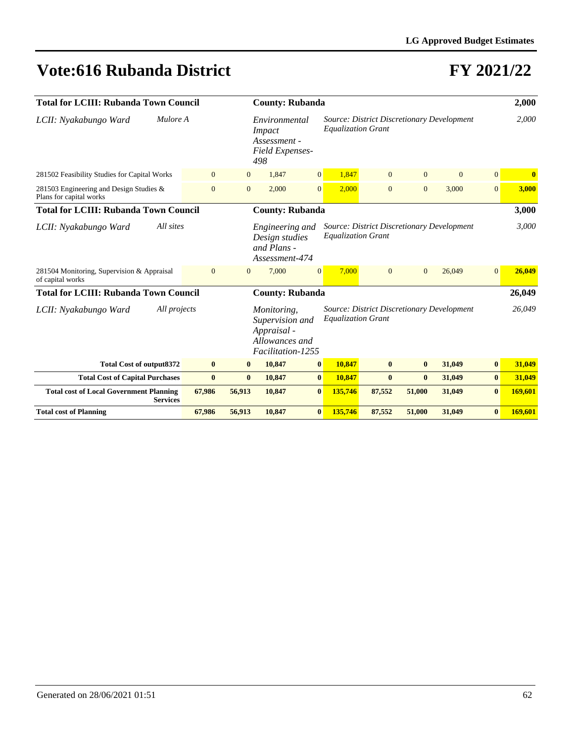# Vote:616 Rubanda District

# FY 2021/22

| | | | | | | | | | |
|---|---|---|---|---|---|---|---|---|---|
| **Total for LCIII: Rubanda Town Council** | | | **County: Rubanda** | | | | | | **2,000** |
| *LCII: Nyakabungo Ward* | *Mulore A* | | *Environmental Impact Assessment - Field Expenses-498* | | *Source: District Discretionary Development Equalization Grant* | | | | *2,000* |
| 281502 Feasibility Studies for Capital Works | 0 | 0 | 1,847 | 0 | 1,847 | 0 | 0 | 0 | 0 | **0** |
| 281503 Engineering and Design Studies & Plans for capital works | 0 | 0 | 2,000 | 0 | 2,000 | 0 | 0 | 3,000 | 0 | **3,000** |
| **Total for LCIII: Rubanda Town Council** | | | **County: Rubanda** | | | | | | **3,000** |
| *LCII: Nyakabungo Ward* | *All sites* | | *Engineering and Design studies and Plans - Assessment-474* | | *Source: District Discretionary Development Equalization Grant* | | | | *3,000* |
| 281504 Monitoring, Supervision & Appraisal of capital works | 0 | 0 | 7,000 | 0 | 7,000 | 0 | 0 | 26,049 | 0 | **26,049** |
| **Total for LCIII: Rubanda Town Council** | | | **County: Rubanda** | | | | | | **26,049** |
| *LCII: Nyakabungo Ward* | *All projects* | | *Monitoring, Supervision and Appraisal - Allowances and Facilitation-1255* | | *Source: District Discretionary Development Equalization Grant* | | | | *26,049* |
| **Total Cost of output8372** | **0** | **0** | **10,847** | **0** | **10,847** | **0** | **0** | **31,049** | **0** | **31,049** |
| **Total Cost of Capital Purchases** | **0** | **0** | **10,847** | **0** | **10,847** | **0** | **0** | **31,049** | **0** | **31,049** |
| **Total cost of Local Government Planning Services** | **67,986** | **56,913** | **10,847** | **0** | **135,746** | **87,552** | **51,000** | **31,049** | **0** | **169,601** |
| **Total cost of Planning** | **67,986** | **56,913** | **10,847** | **0** | **135,746** | **87,552** | **51,000** | **31,049** | **0** | **169,601** |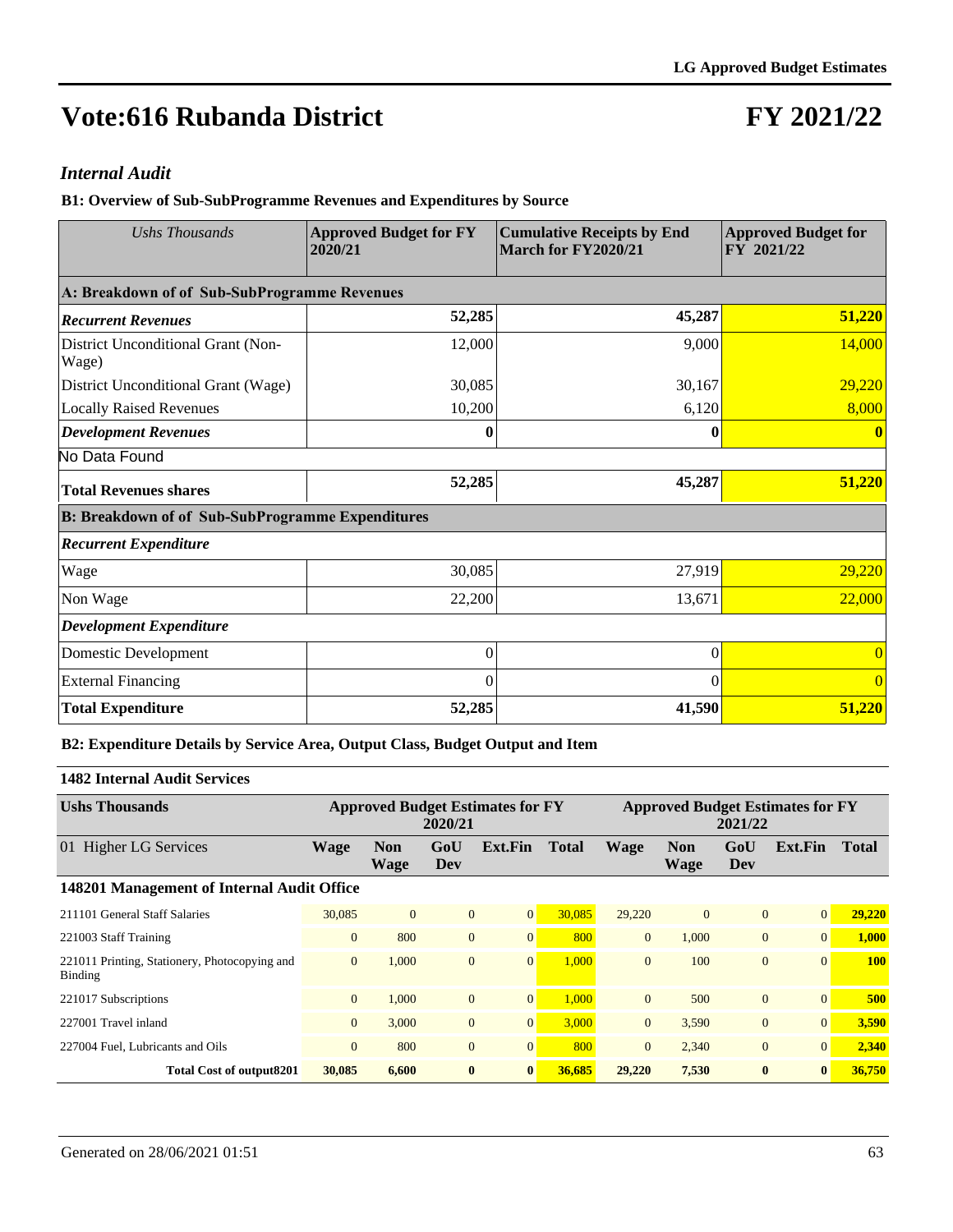# Vote:616 Rubanda District

# FY 2021/22

## *Internal Audit*

### B1: Overview of Sub-SubProgramme Revenues and Expenditures by Source

| *Ushs Thousands* | Approved Budget for FY 2020/21 | Cumulative Receipts by End March for FY2020/21 | Approved Budget for FY 2021/22 |
|---|---|---|---|
| **A: Breakdown of of Sub-SubProgramme Revenues** | | | |
| ***Recurrent Revenues*** | **52,285** | **45,287** | **51,220** |
| District Unconditional Grant (Non-Wage) | 12,000 | 9,000 | 14,000 |
| District Unconditional Grant (Wage) | 30,085 | 30,167 | 29,220 |
| Locally Raised Revenues | 10,200 | 6,120 | 8,000 |
| ***Development Revenues*** | **0** | **0** | **0** |
| No Data Found | | | |
| **Total Revenues shares** | **52,285** | **45,287** | **51,220** |
| **B: Breakdown of of Sub-SubProgramme Expenditures** | | | |
| ***Recurrent Expenditure*** | | | |
| Wage | 30,085 | 27,919 | 29,220 |
| Non Wage | 22,200 | 13,671 | 22,000 |
| ***Development Expenditure*** | | | |
| Domestic Development | 0 | 0 | 0 |
| External Financing | 0 | 0 | 0 |
| **Total Expenditure** | **52,285** | **41,590** | **51,220** |

### B2: Expenditure Details by Service Area, Output Class, Budget Output and Item

**1482 Internal Audit Services**

| Ushs Thousands | Approved Budget Estimates for FY 2020/21 | | | | | Approved Budget Estimates for FY 2021/22 | | | | |
|---|---|---|---|---|---|---|---|---|---|---|
| 01 Higher LG Services | Wage | Non Wage | GoU Dev | Ext.Fin | Total | Wage | Non Wage | GoU Dev | Ext.Fin | Total |
| **148201 Management of Internal Audit Office** | | | | | | | | | | |
| 211101 General Staff Salaries | 30,085 | 0 | 0 | 0 | 30,085 | 29,220 | 0 | 0 | 0 | **29,220** |
| 221003 Staff Training | 0 | 800 | 0 | 0 | 800 | 0 | 1,000 | 0 | 0 | **1,000** |
| 221011 Printing, Stationery, Photocopying and Binding | 0 | 1,000 | 0 | 0 | 1,000 | 0 | 100 | 0 | 0 | **100** |
| 221017 Subscriptions | 0 | 1,000 | 0 | 0 | 1,000 | 0 | 500 | 0 | 0 | **500** |
| 227001 Travel inland | 0 | 3,000 | 0 | 0 | 3,000 | 0 | 3,590 | 0 | 0 | **3,590** |
| 227004 Fuel, Lubricants and Oils | 0 | 800 | 0 | 0 | 800 | 0 | 2,340 | 0 | 0 | **2,340** |
| **Total Cost of output8201** | **30,085** | **6,600** | **0** | **0** | **36,685** | **29,220** | **7,530** | **0** | **0** | **36,750** |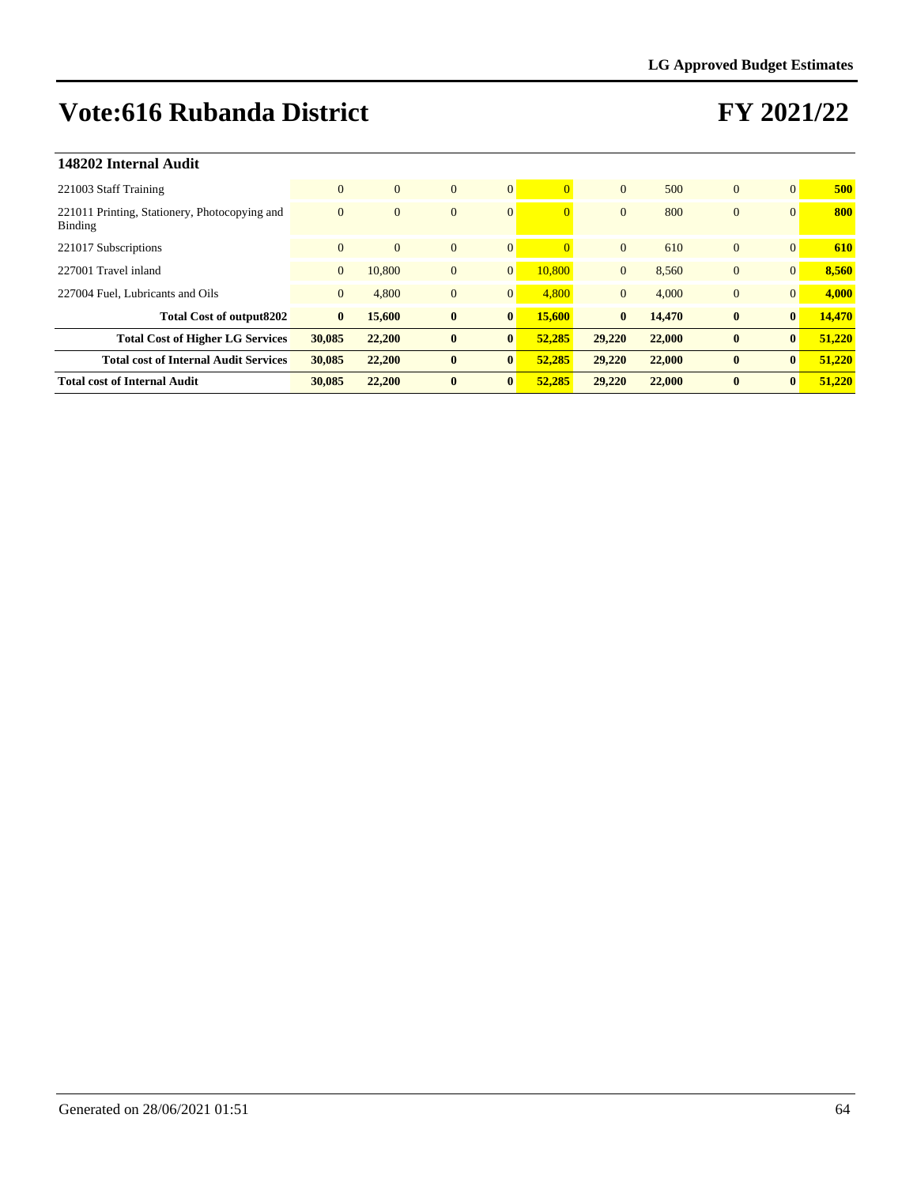# Vote:616 Rubanda District

# FY 2021/22

### 148202 Internal Audit

| | | | | | | | | | | |
|---|---|---|---|---|---|---|---|---|---|---|
| 221003 Staff Training | 0 | 0 | 0 | 0 | 0 | 0 | 500 | 0 | 0 | **500** |
| 221011 Printing, Stationery, Photocopying and Binding | 0 | 0 | 0 | 0 | 0 | 0 | 800 | 0 | 0 | **800** |
| 221017 Subscriptions | 0 | 0 | 0 | 0 | 0 | 0 | 610 | 0 | 0 | **610** |
| 227001 Travel inland | 0 | 10,800 | 0 | 0 | 10,800 | 0 | 8,560 | 0 | 0 | **8,560** |
| 227004 Fuel, Lubricants and Oils | 0 | 4,800 | 0 | 0 | 4,800 | 0 | 4,000 | 0 | 0 | **4,000** |
| **Total Cost of output8202** | **0** | **15,600** | **0** | **0** | **15,600** | **0** | **14,470** | **0** | **0** | **14,470** |
| **Total Cost of Higher LG Services** | **30,085** | **22,200** | **0** | **0** | **52,285** | **29,220** | **22,000** | **0** | **0** | **51,220** |
| **Total cost of Internal Audit Services** | **30,085** | **22,200** | **0** | **0** | **52,285** | **29,220** | **22,000** | **0** | **0** | **51,220** |
| **Total cost of Internal Audit** | **30,085** | **22,200** | **0** | **0** | **52,285** | **29,220** | **22,000** | **0** | **0** | **51,220** |

Generated on 28/06/2021 01:51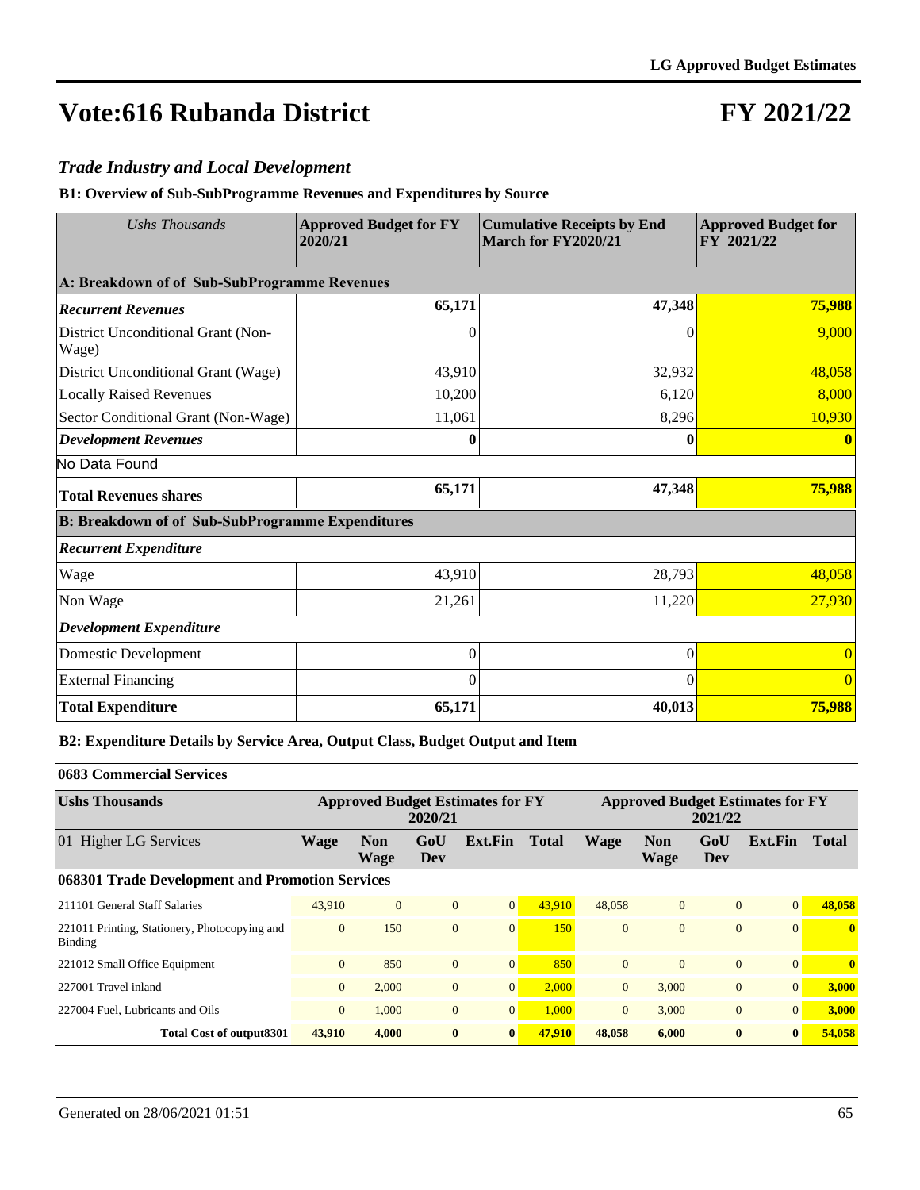# Vote:616 Rubanda District

# FY 2021/22

## *Trade Industry and Local Development*

### B1: Overview of Sub-SubProgramme Revenues and Expenditures by Source

| *Ushs Thousands* | Approved Budget for FY 2020/21 | Cumulative Receipts by End March for FY2020/21 | Approved Budget for FY 2021/22 |
|---|---|---|---|
| **A: Breakdown of of Sub-SubProgramme Revenues** | | | |
| ***Recurrent Revenues*** | **65,171** | **47,348** | **75,988** |
| District Unconditional Grant (Non-Wage) | 0 | 0 | 9,000 |
| District Unconditional Grant (Wage) | 43,910 | 32,932 | 48,058 |
| Locally Raised Revenues | 10,200 | 6,120 | 8,000 |
| Sector Conditional Grant (Non-Wage) | 11,061 | 8,296 | 10,930 |
| ***Development Revenues*** | **0** | **0** | **0** |
| No Data Found | | | |
| **Total Revenues shares** | **65,171** | **47,348** | **75,988** |
| **B: Breakdown of of Sub-SubProgramme Expenditures** | | | |
| ***Recurrent Expenditure*** | | | |
| Wage | 43,910 | 28,793 | 48,058 |
| Non Wage | 21,261 | 11,220 | 27,930 |
| ***Development Expenditure*** | | | |
| Domestic Development | 0 | 0 | 0 |
| External Financing | 0 | 0 | 0 |
| **Total Expenditure** | **65,171** | **40,013** | **75,988** |

### B2: Expenditure Details by Service Area, Output Class, Budget Output and Item

**0683 Commercial Services**

| **Ushs Thousands** | **Approved Budget Estimates for FY 2020/21** | | | | | **Approved Budget Estimates for FY 2021/22** | | | | |
|---|---|---|---|---|---|---|---|---|---|---|
| 01 Higher LG Services | **Wage** | **Non Wage** | **GoU Dev** | **Ext.Fin** | **Total** | **Wage** | **Non Wage** | **GoU Dev** | **Ext.Fin** | **Total** |
| **068301 Trade Development and Promotion Services** | | | | | | | | | | |
| 211101 General Staff Salaries | 43,910 | 0 | 0 | 0 | 43,910 | 48,058 | 0 | 0 | 0 | **48,058** |
| 221011 Printing, Stationery, Photocopying and Binding | 0 | 150 | 0 | 0 | 150 | 0 | 0 | 0 | 0 | **0** |
| 221012 Small Office Equipment | 0 | 850 | 0 | 0 | 850 | 0 | 0 | 0 | 0 | **0** |
| 227001 Travel inland | 0 | 2,000 | 0 | 0 | 2,000 | 0 | 3,000 | 0 | 0 | **3,000** |
| 227004 Fuel, Lubricants and Oils | 0 | 1,000 | 0 | 0 | 1,000 | 0 | 3,000 | 0 | 0 | **3,000** |
| **Total Cost of output8301** | **43,910** | **4,000** | **0** | **0** | **47,910** | **48,058** | **6,000** | **0** | **0** | **54,058** |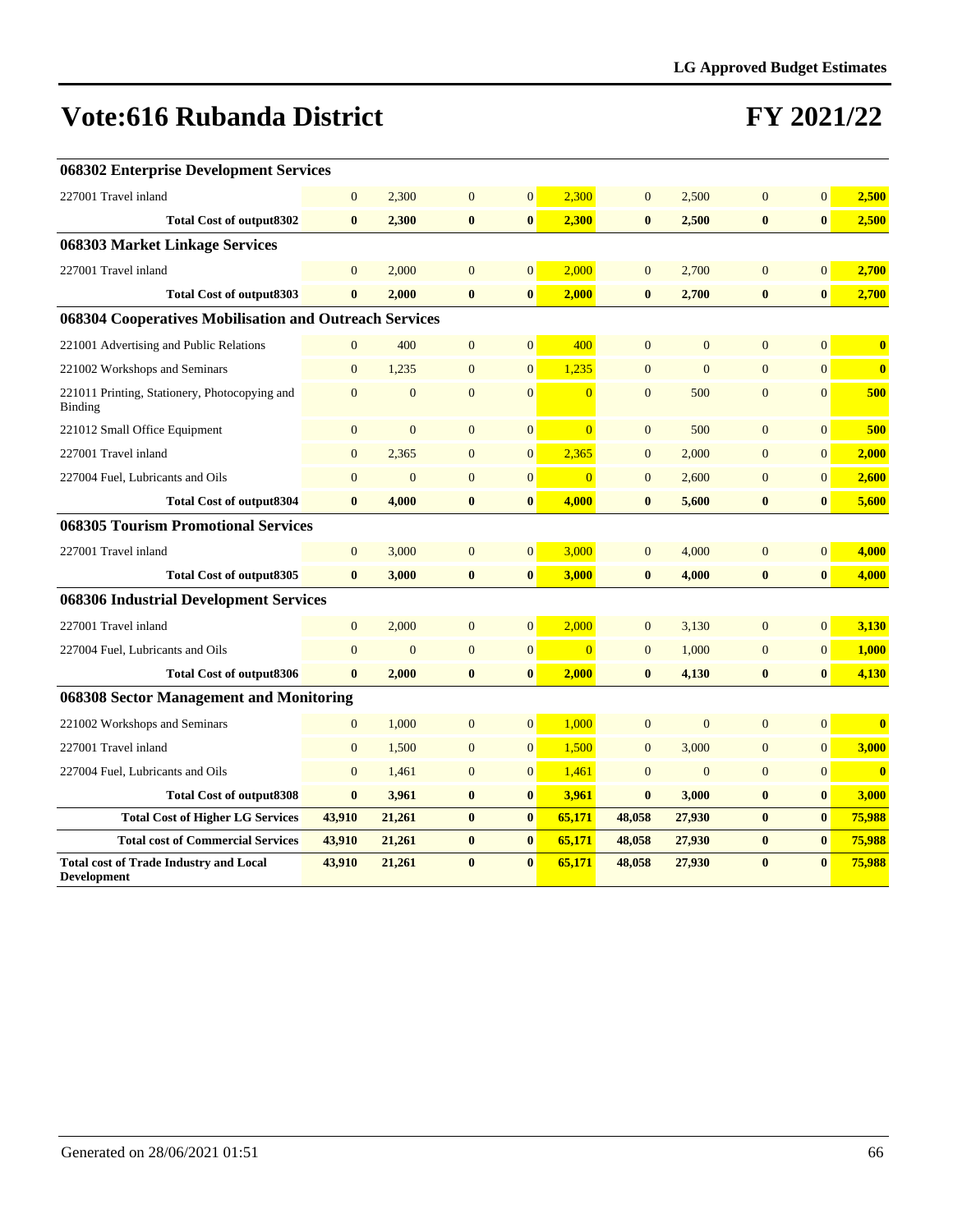# Vote:616 Rubanda District

# FY 2021/22

| | | | | | | | | | | |
|---|---|---|---|---|---|---|---|---|---|---|
| **068302 Enterprise Development Services** | | | | | | | | | | |
| 227001 Travel inland | 0 | 2,300 | 0 | 0 | 2,300 | 0 | 2,500 | 0 | 0 | **2,500** |
| **Total Cost of output8302** | **0** | **2,300** | **0** | **0** | **2,300** | **0** | **2,500** | **0** | **0** | **2,500** |
| **068303 Market Linkage Services** | | | | | | | | | | |
| 227001 Travel inland | 0 | 2,000 | 0 | 0 | 2,000 | 0 | 2,700 | 0 | 0 | **2,700** |
| **Total Cost of output8303** | **0** | **2,000** | **0** | **0** | **2,000** | **0** | **2,700** | **0** | **0** | **2,700** |
| **068304 Cooperatives Mobilisation and Outreach Services** | | | | | | | | | | |
| 221001 Advertising and Public Relations | 0 | 400 | 0 | 0 | 400 | 0 | 0 | 0 | 0 | **0** |
| 221002 Workshops and Seminars | 0 | 1,235 | 0 | 0 | 1,235 | 0 | 0 | 0 | 0 | **0** |
| 221011 Printing, Stationery, Photocopying and Binding | 0 | 0 | 0 | 0 | 0 | 0 | 500 | 0 | 0 | **500** |
| 221012 Small Office Equipment | 0 | 0 | 0 | 0 | 0 | 0 | 500 | 0 | 0 | **500** |
| 227001 Travel inland | 0 | 2,365 | 0 | 0 | 2,365 | 0 | 2,000 | 0 | 0 | **2,000** |
| 227004 Fuel, Lubricants and Oils | 0 | 0 | 0 | 0 | 0 | 0 | 2,600 | 0 | 0 | **2,600** |
| **Total Cost of output8304** | **0** | **4,000** | **0** | **0** | **4,000** | **0** | **5,600** | **0** | **0** | **5,600** |
| **068305 Tourism Promotional Services** | | | | | | | | | | |
| 227001 Travel inland | 0 | 3,000 | 0 | 0 | 3,000 | 0 | 4,000 | 0 | 0 | **4,000** |
| **Total Cost of output8305** | **0** | **3,000** | **0** | **0** | **3,000** | **0** | **4,000** | **0** | **0** | **4,000** |
| **068306 Industrial Development Services** | | | | | | | | | | |
| 227001 Travel inland | 0 | 2,000 | 0 | 0 | 2,000 | 0 | 3,130 | 0 | 0 | **3,130** |
| 227004 Fuel, Lubricants and Oils | 0 | 0 | 0 | 0 | 0 | 0 | 1,000 | 0 | 0 | **1,000** |
| **Total Cost of output8306** | **0** | **2,000** | **0** | **0** | **2,000** | **0** | **4,130** | **0** | **0** | **4,130** |
| **068308 Sector Management and Monitoring** | | | | | | | | | | |
| 221002 Workshops and Seminars | 0 | 1,000 | 0 | 0 | 1,000 | 0 | 0 | 0 | 0 | **0** |
| 227001 Travel inland | 0 | 1,500 | 0 | 0 | 1,500 | 0 | 3,000 | 0 | 0 | **3,000** |
| 227004 Fuel, Lubricants and Oils | 0 | 1,461 | 0 | 0 | 1,461 | 0 | 0 | 0 | 0 | **0** |
| **Total Cost of output8308** | **0** | **3,961** | **0** | **0** | **3,961** | **0** | **3,000** | **0** | **0** | **3,000** |
| **Total Cost of Higher LG Services** | **43,910** | **21,261** | **0** | **0** | **65,171** | **48,058** | **27,930** | **0** | **0** | **75,988** |
| **Total cost of Commercial Services** | **43,910** | **21,261** | **0** | **0** | **65,171** | **48,058** | **27,930** | **0** | **0** | **75,988** |
| **Total cost of Trade Industry and Local Development** | **43,910** | **21,261** | **0** | **0** | **65,171** | **48,058** | **27,930** | **0** | **0** | **75,988** |

Generated on 28/06/2021 01:51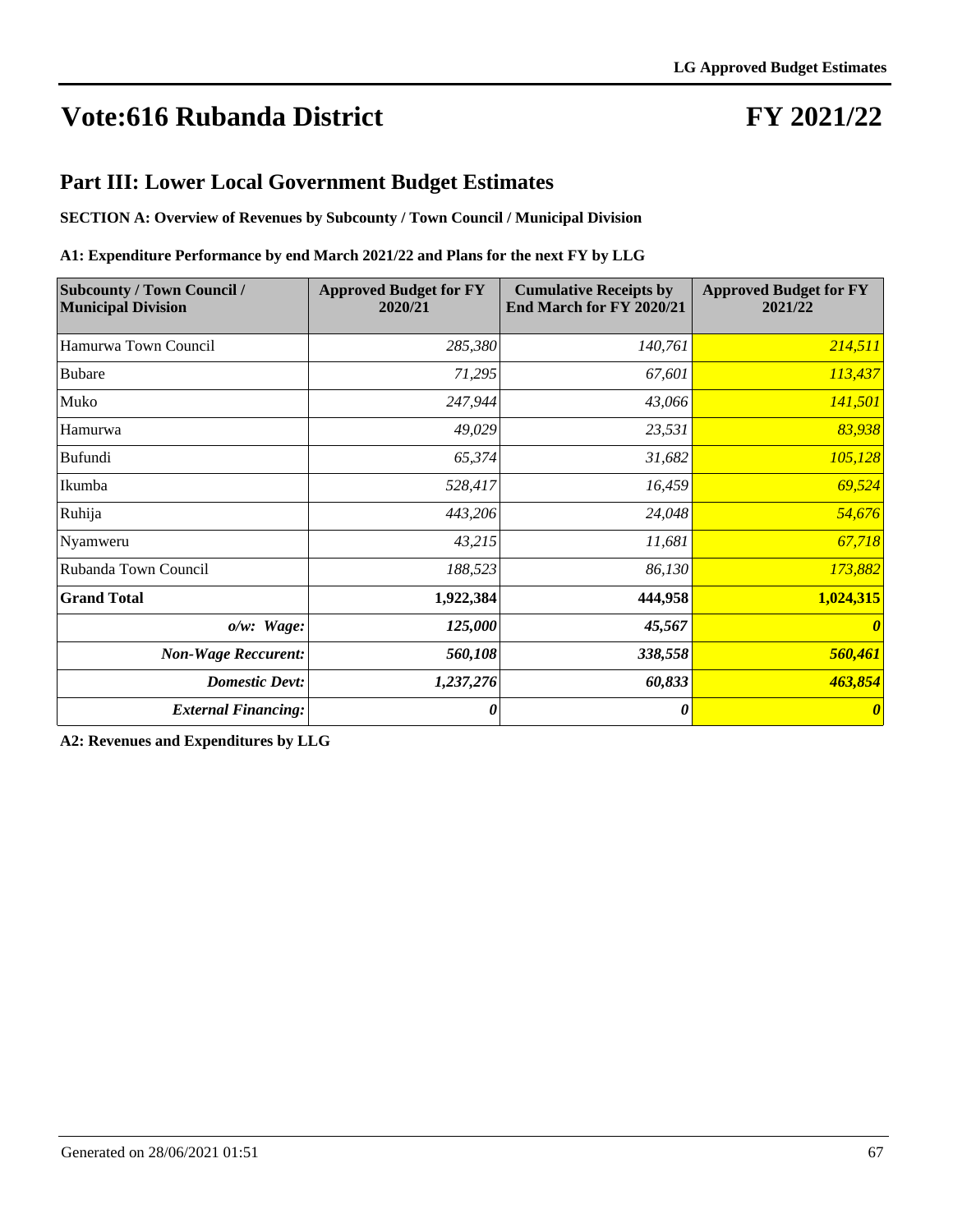# Vote:616 Rubanda District

# FY 2021/22

## Part III: Lower Local Government Budget Estimates

**SECTION A: Overview of Revenues by Subcounty / Town Council / Municipal Division**

**A1: Expenditure Performance by end March 2021/22 and Plans for the next FY by LLG**

| Subcounty / Town Council / Municipal Division | Approved Budget for FY 2020/21 | Cumulative Receipts by End March for FY 2020/21 | Approved Budget for FY 2021/22 |
|---|---|---|---|
| Hamurwa Town Council | *285,380* | *140,761* | *214,511* |
| Bubare | *71,295* | *67,601* | *113,437* |
| Muko | *247,944* | *43,066* | *141,501* |
| Hamurwa | *49,029* | *23,531* | *83,938* |
| Bufundi | *65,374* | *31,682* | *105,128* |
| Ikumba | *528,417* | *16,459* | *69,524* |
| Ruhija | *443,206* | *24,048* | *54,676* |
| Nyamweru | *43,215* | *11,681* | *67,718* |
| Rubanda Town Council | *188,523* | *86,130* | *173,882* |
| **Grand Total** | **1,922,384** | **444,958** | **1,024,315** |
| ***o/w: Wage:*** | ***125,000*** | ***45,567*** | ***0*** |
| ***Non-Wage Reccurent:*** | ***560,108*** | ***338,558*** | ***560,461*** |
| ***Domestic Devt:*** | ***1,237,276*** | ***60,833*** | ***463,854*** |
| ***External Financing:*** | ***0*** | ***0*** | ***0*** |

**A2: Revenues and Expenditures by LLG**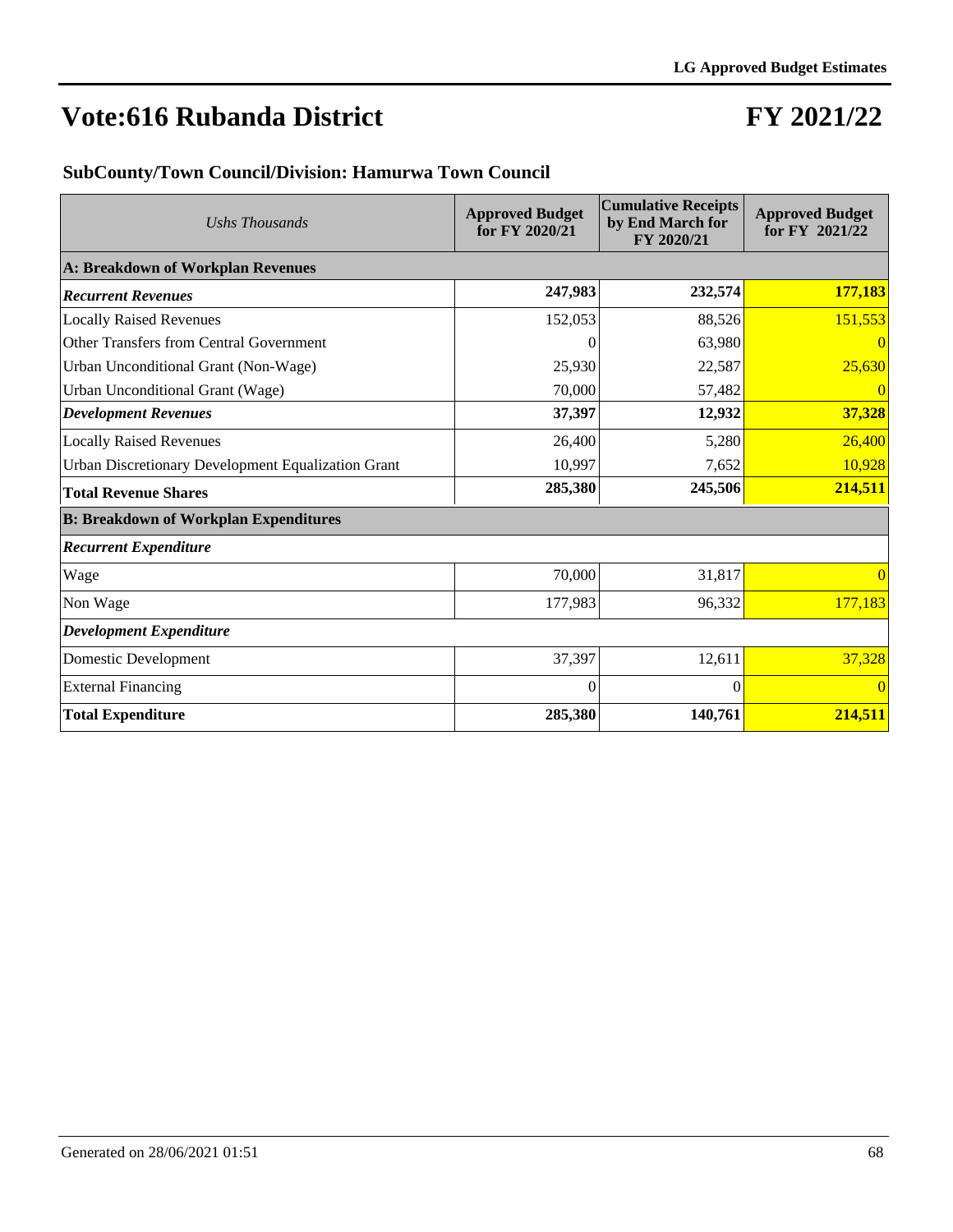# Vote:616 Rubanda District

# FY 2021/22

## SubCounty/Town Council/Division: Hamurwa Town Council

| *Ushs Thousands* | Approved Budget for FY 2020/21 | Cumulative Receipts by End March for FY 2020/21 | Approved Budget for FY 2021/22 |
|---|---|---|---|
| **A: Breakdown of Workplan Revenues** | | | |
| ***Recurrent Revenues*** | **247,983** | **232,574** | **177,183** |
| Locally Raised Revenues | 152,053 | 88,526 | 151,553 |
| Other Transfers from Central Government | 0 | 63,980 | 0 |
| Urban Unconditional Grant (Non-Wage) | 25,930 | 22,587 | 25,630 |
| Urban Unconditional Grant (Wage) | 70,000 | 57,482 | 0 |
| ***Development Revenues*** | **37,397** | **12,932** | **37,328** |
| Locally Raised Revenues | 26,400 | 5,280 | 26,400 |
| Urban Discretionary Development Equalization Grant | 10,997 | 7,652 | 10,928 |
| **Total Revenue Shares** | **285,380** | **245,506** | **214,511** |
| **B: Breakdown of Workplan Expenditures** | | | |
| ***Recurrent Expenditure*** | | | |
| Wage | 70,000 | 31,817 | 0 |
| Non Wage | 177,983 | 96,332 | 177,183 |
| ***Development Expenditure*** | | | |
| Domestic Development | 37,397 | 12,611 | 37,328 |
| External Financing | 0 | 0 | 0 |
| **Total Expenditure** | **285,380** | **140,761** | **214,511** |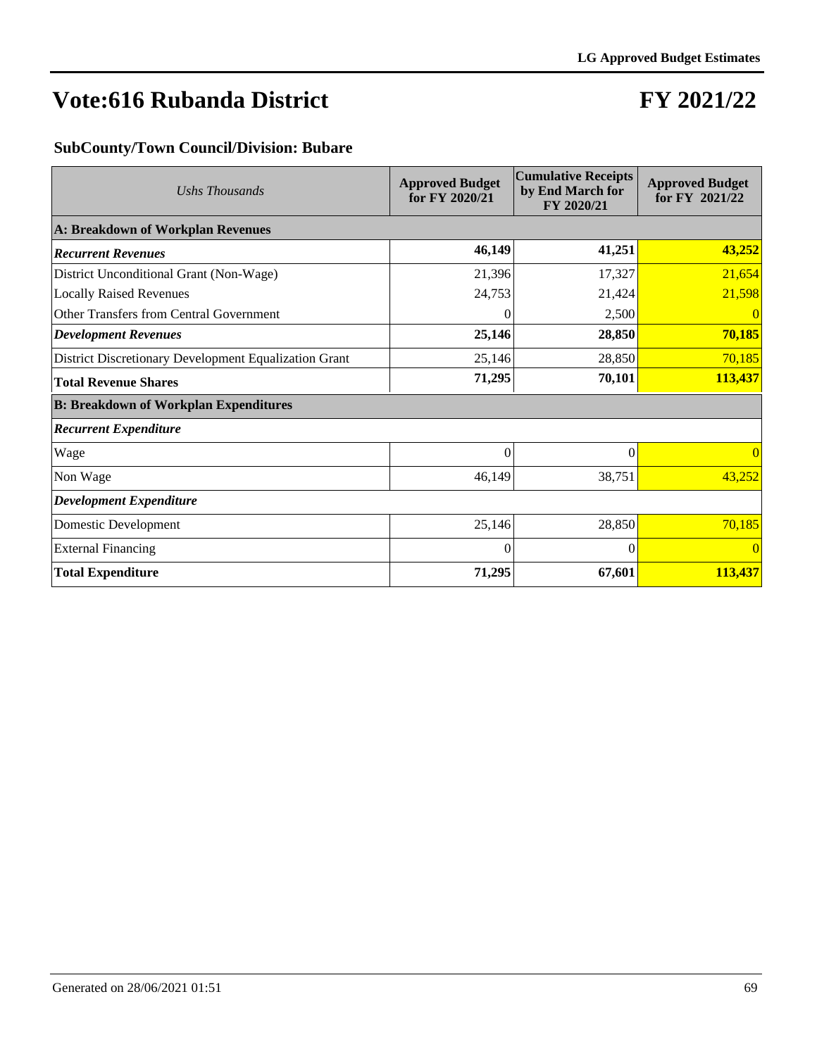# Vote:616 Rubanda District

# FY 2021/22

### SubCounty/Town Council/Division: Bubare

| *Ushs Thousands* | Approved Budget for FY 2020/21 | Cumulative Receipts by End March for FY 2020/21 | Approved Budget for FY 2021/22 |
|---|---|---|---|
| **A: Breakdown of Workplan Revenues** | | | |
| ***Recurrent Revenues*** | **46,149** | **41,251** | **43,252** |
| District Unconditional Grant (Non-Wage) | 21,396 | 17,327 | 21,654 |
| Locally Raised Revenues | 24,753 | 21,424 | 21,598 |
| Other Transfers from Central Government | 0 | 2,500 | 0 |
| ***Development Revenues*** | **25,146** | **28,850** | **70,185** |
| District Discretionary Development Equalization Grant | 25,146 | 28,850 | 70,185 |
| **Total Revenue Shares** | **71,295** | **70,101** | **113,437** |
| **B: Breakdown of Workplan Expenditures** | | | |
| ***Recurrent Expenditure*** | | | |
| Wage | 0 | 0 | 0 |
| Non Wage | 46,149 | 38,751 | 43,252 |
| ***Development Expenditure*** | | | |
| Domestic Development | 25,146 | 28,850 | 70,185 |
| External Financing | 0 | 0 | 0 |
| **Total Expenditure** | **71,295** | **67,601** | **113,437** |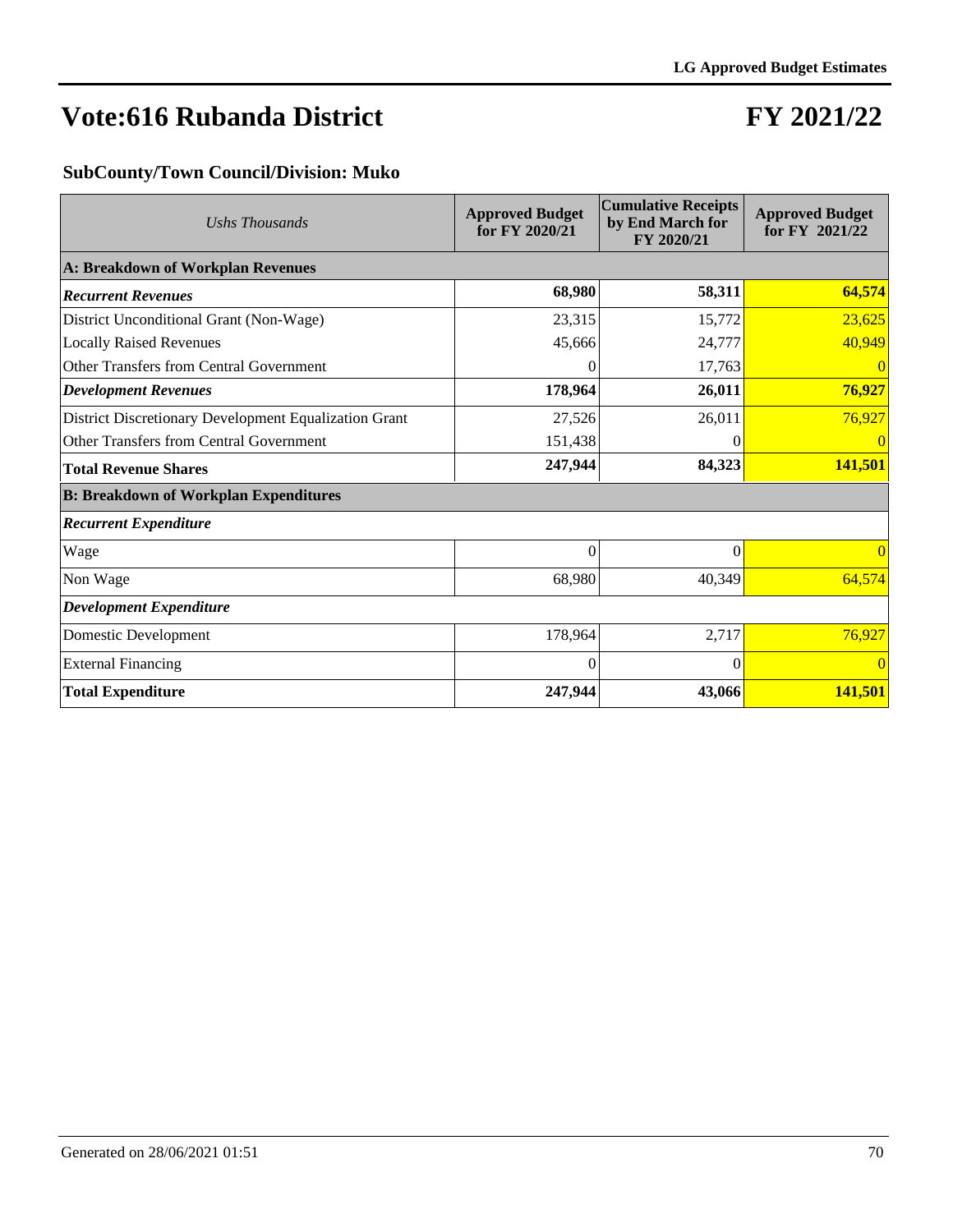# Vote:616 Rubanda District

# FY 2021/22

### SubCounty/Town Council/Division: Muko

| *Ushs Thousands* | Approved Budget for FY 2020/21 | Cumulative Receipts by End March for FY 2020/21 | Approved Budget for FY 2021/22 |
|---|---|---|---|
| **A: Breakdown of Workplan Revenues** | | | |
| ***Recurrent Revenues*** | **68,980** | **58,311** | **64,574** |
| District Unconditional Grant (Non-Wage) | 23,315 | 15,772 | 23,625 |
| Locally Raised Revenues | 45,666 | 24,777 | 40,949 |
| Other Transfers from Central Government | 0 | 17,763 | 0 |
| ***Development Revenues*** | **178,964** | **26,011** | **76,927** |
| District Discretionary Development Equalization Grant | 27,526 | 26,011 | 76,927 |
| Other Transfers from Central Government | 151,438 | 0 | 0 |
| **Total Revenue Shares** | **247,944** | **84,323** | **141,501** |
| **B: Breakdown of Workplan Expenditures** | | | |
| ***Recurrent Expenditure*** | | | |
| Wage | 0 | 0 | 0 |
| Non Wage | 68,980 | 40,349 | 64,574 |
| ***Development Expenditure*** | | | |
| Domestic Development | 178,964 | 2,717 | 76,927 |
| External Financing | 0 | 0 | 0 |
| **Total Expenditure** | **247,944** | **43,066** | **141,501** |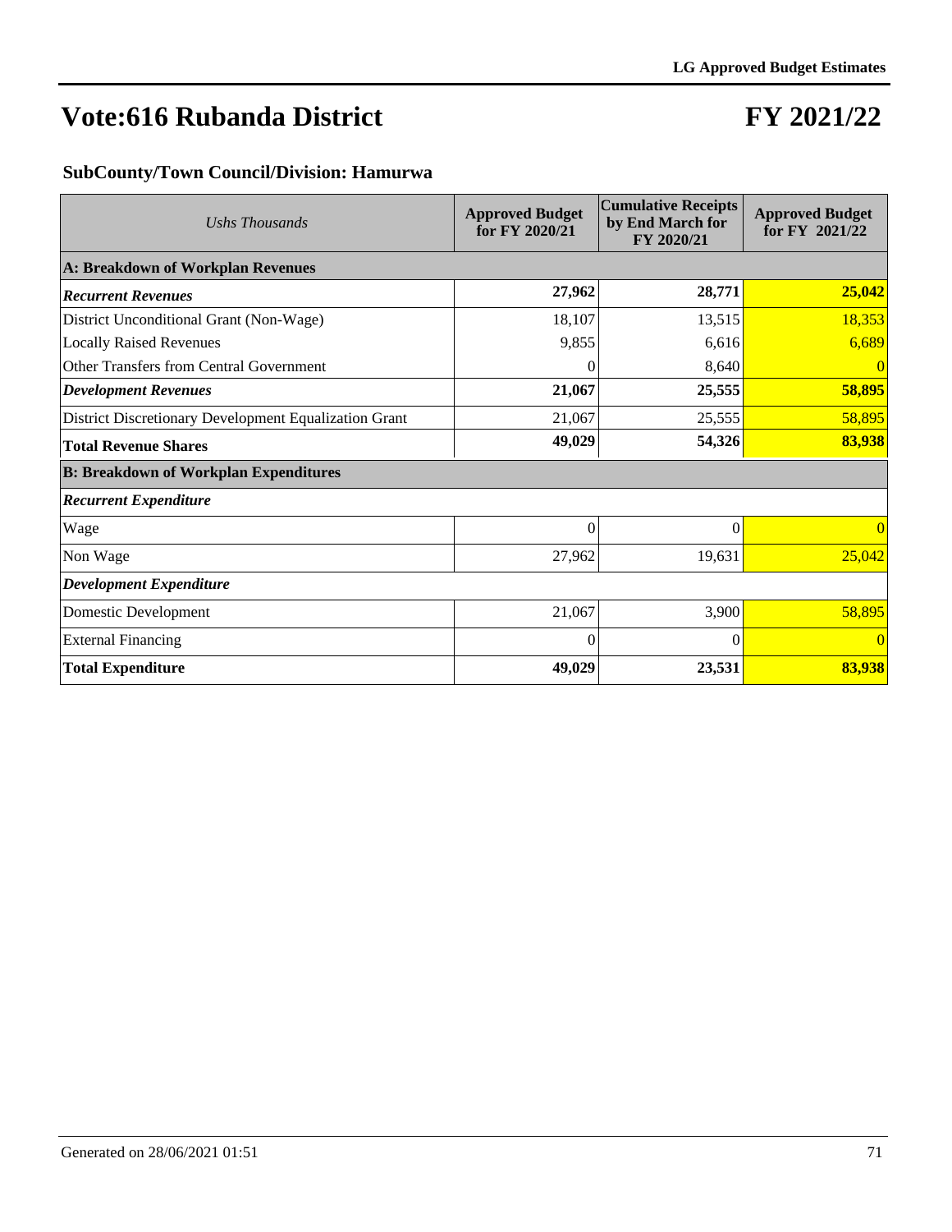# Vote:616 Rubanda District

# FY 2021/22

### SubCounty/Town Council/Division: Hamurwa

| *Ushs Thousands* | Approved Budget for FY 2020/21 | Cumulative Receipts by End March for FY 2020/21 | Approved Budget for FY 2021/22 |
|---|---|---|---|
| **A: Breakdown of Workplan Revenues** | | | |
| ***Recurrent Revenues*** | **27,962** | **28,771** | **25,042** |
| District Unconditional Grant (Non-Wage) | 18,107 | 13,515 | 18,353 |
| Locally Raised Revenues | 9,855 | 6,616 | 6,689 |
| Other Transfers from Central Government | 0 | 8,640 | 0 |
| ***Development Revenues*** | **21,067** | **25,555** | **58,895** |
| District Discretionary Development Equalization Grant | 21,067 | 25,555 | 58,895 |
| **Total Revenue Shares** | **49,029** | **54,326** | **83,938** |
| **B: Breakdown of Workplan Expenditures** | | | |
| ***Recurrent Expenditure*** | | | |
| Wage | 0 | 0 | 0 |
| Non Wage | 27,962 | 19,631 | 25,042 |
| ***Development Expenditure*** | | | |
| Domestic Development | 21,067 | 3,900 | 58,895 |
| External Financing | 0 | 0 | 0 |
| **Total Expenditure** | **49,029** | **23,531** | **83,938** |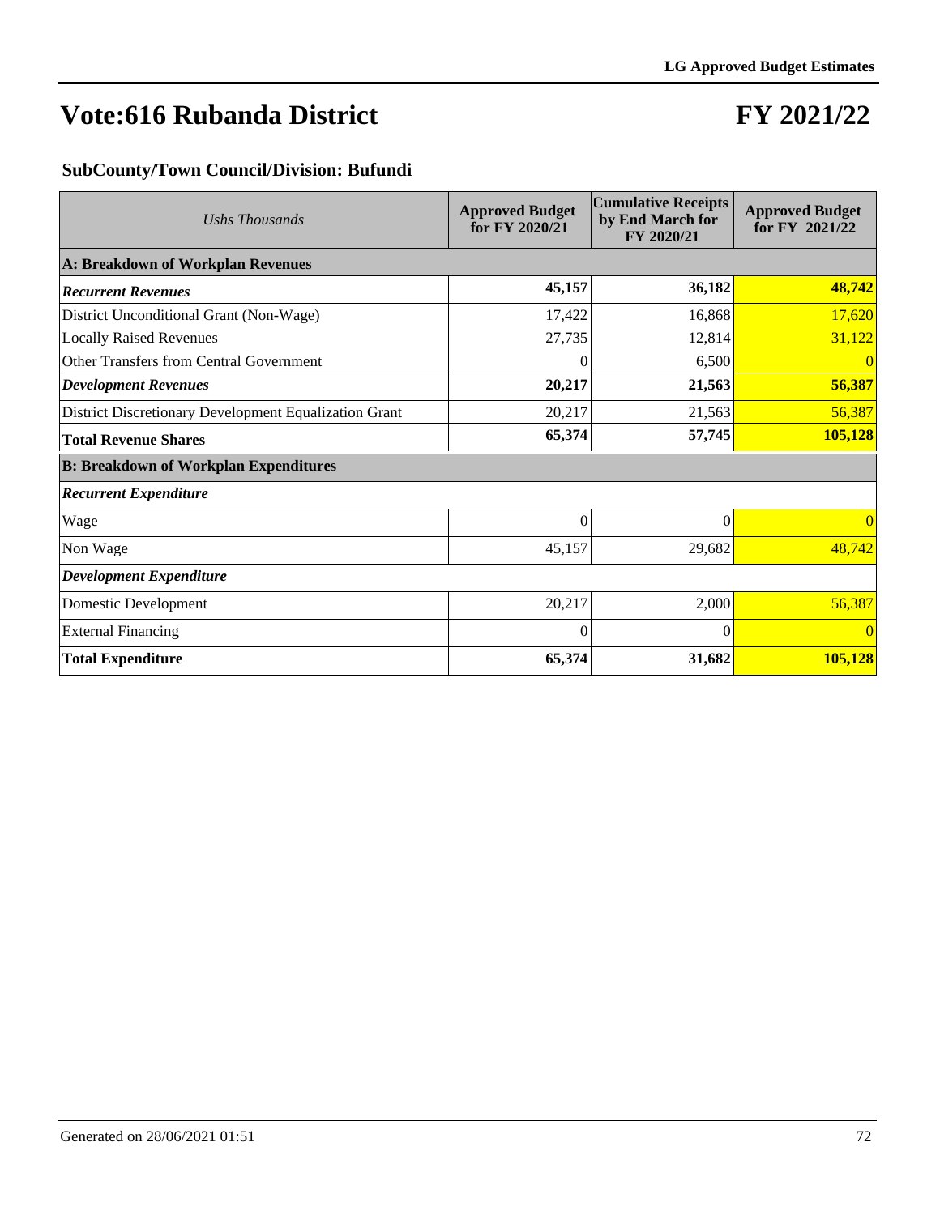# Vote:616 Rubanda District

# FY 2021/22

### SubCounty/Town Council/Division: Bufundi

| *Ushs Thousands* | Approved Budget for FY 2020/21 | Cumulative Receipts by End March for FY 2020/21 | Approved Budget for FY 2021/22 |
|---|---|---|---|
| **A: Breakdown of Workplan Revenues** | | | |
| ***Recurrent Revenues*** | **45,157** | **36,182** | **48,742** |
| District Unconditional Grant (Non-Wage) | 17,422 | 16,868 | 17,620 |
| Locally Raised Revenues | 27,735 | 12,814 | 31,122 |
| Other Transfers from Central Government | 0 | 6,500 | 0 |
| ***Development Revenues*** | **20,217** | **21,563** | **56,387** |
| District Discretionary Development Equalization Grant | 20,217 | 21,563 | 56,387 |
| **Total Revenue Shares** | **65,374** | **57,745** | **105,128** |
| **B: Breakdown of Workplan Expenditures** | | | |
| ***Recurrent Expenditure*** | | | |
| Wage | 0 | 0 | 0 |
| Non Wage | 45,157 | 29,682 | 48,742 |
| ***Development Expenditure*** | | | |
| Domestic Development | 20,217 | 2,000 | 56,387 |
| External Financing | 0 | 0 | 0 |
| **Total Expenditure** | **65,374** | **31,682** | **105,128** |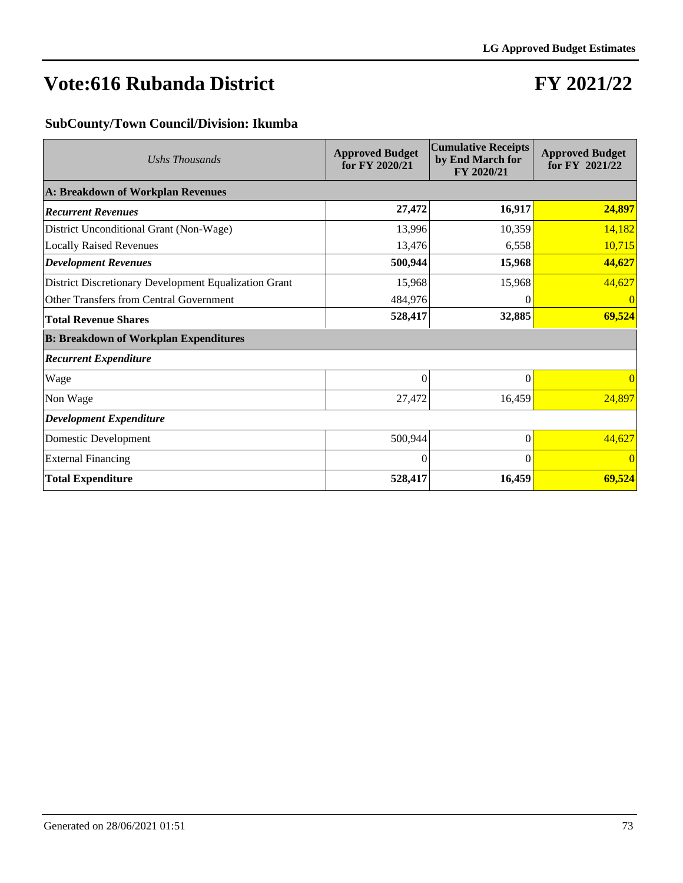# Vote:616 Rubanda District

# FY 2021/22

### SubCounty/Town Council/Division: Ikumba

| *Ushs Thousands* | Approved Budget for FY 2020/21 | Cumulative Receipts by End March for FY 2020/21 | Approved Budget for FY 2021/22 |
|---|---|---|---|
| **A: Breakdown of Workplan Revenues** | | | |
| ***Recurrent Revenues*** | **27,472** | **16,917** | **24,897** |
| District Unconditional Grant (Non-Wage) | 13,996 | 10,359 | 14,182 |
| Locally Raised Revenues | 13,476 | 6,558 | 10,715 |
| ***Development Revenues*** | **500,944** | **15,968** | **44,627** |
| District Discretionary Development Equalization Grant | 15,968 | 15,968 | 44,627 |
| Other Transfers from Central Government | 484,976 | 0 | 0 |
| **Total Revenue Shares** | **528,417** | **32,885** | **69,524** |
| **B: Breakdown of Workplan Expenditures** | | | |
| ***Recurrent Expenditure*** | | | |
| Wage | 0 | 0 | 0 |
| Non Wage | 27,472 | 16,459 | 24,897 |
| ***Development Expenditure*** | | | |
| Domestic Development | 500,944 | 0 | 44,627 |
| External Financing | 0 | 0 | 0 |
| **Total Expenditure** | **528,417** | **16,459** | **69,524** |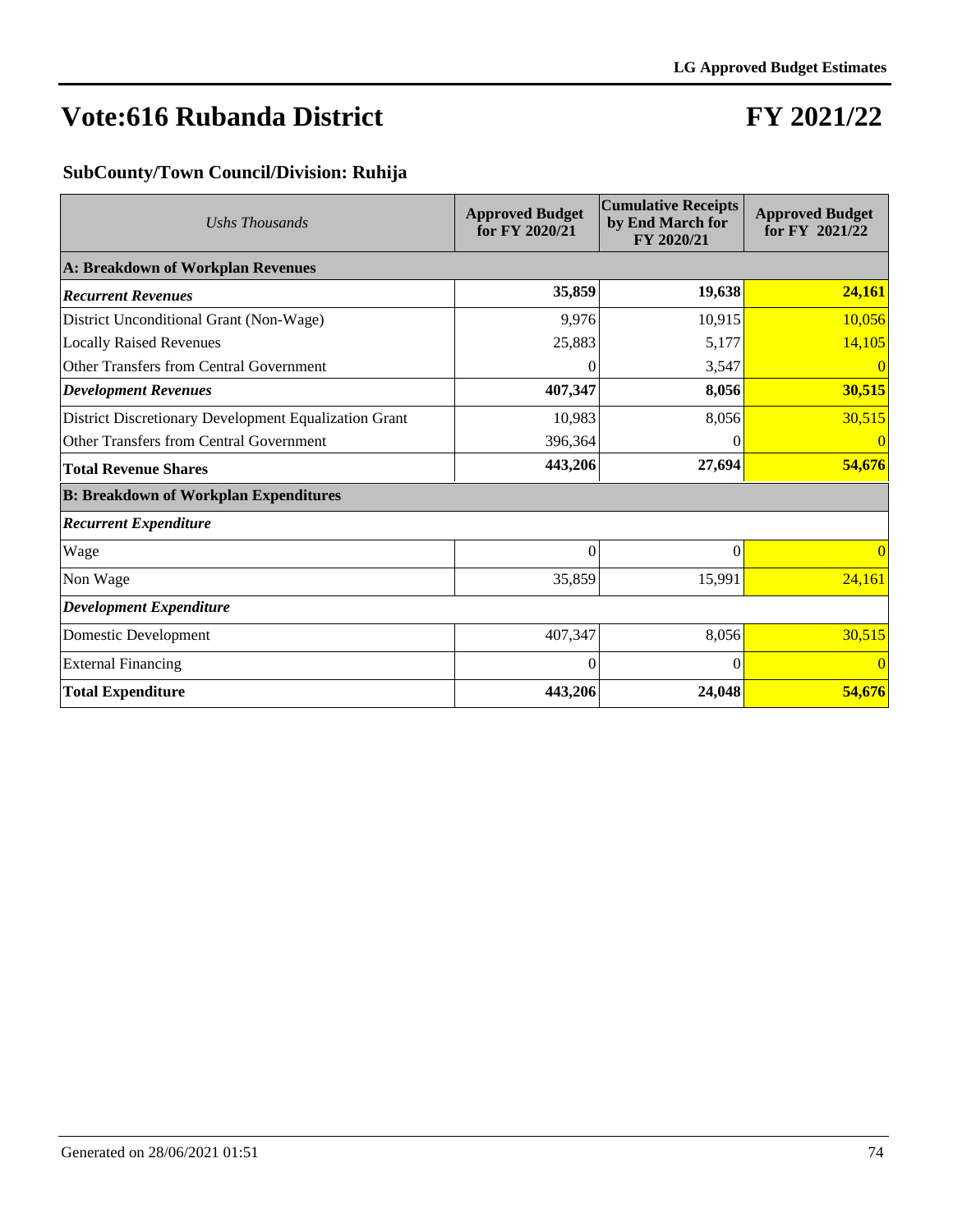# Vote:616 Rubanda District

# FY 2021/22

### SubCounty/Town Council/Division: Ruhija

| *Ushs Thousands* | Approved Budget for FY 2020/21 | Cumulative Receipts by End March for FY 2020/21 | Approved Budget for FY 2021/22 |
|---|---|---|---|
| **A: Breakdown of Workplan Revenues** | | | |
| ***Recurrent Revenues*** | **35,859** | **19,638** | **24,161** |
| District Unconditional Grant (Non-Wage) | 9,976 | 10,915 | 10,056 |
| Locally Raised Revenues | 25,883 | 5,177 | 14,105 |
| Other Transfers from Central Government | 0 | 3,547 | 0 |
| ***Development Revenues*** | **407,347** | **8,056** | **30,515** |
| District Discretionary Development Equalization Grant | 10,983 | 8,056 | 30,515 |
| Other Transfers from Central Government | 396,364 | 0 | 0 |
| **Total Revenue Shares** | **443,206** | **27,694** | **54,676** |
| **B: Breakdown of Workplan Expenditures** | | | |
| ***Recurrent Expenditure*** | | | |
| Wage | 0 | 0 | 0 |
| Non Wage | 35,859 | 15,991 | 24,161 |
| ***Development Expenditure*** | | | |
| Domestic Development | 407,347 | 8,056 | 30,515 |
| External Financing | 0 | 0 | 0 |
| **Total Expenditure** | **443,206** | **24,048** | **54,676** |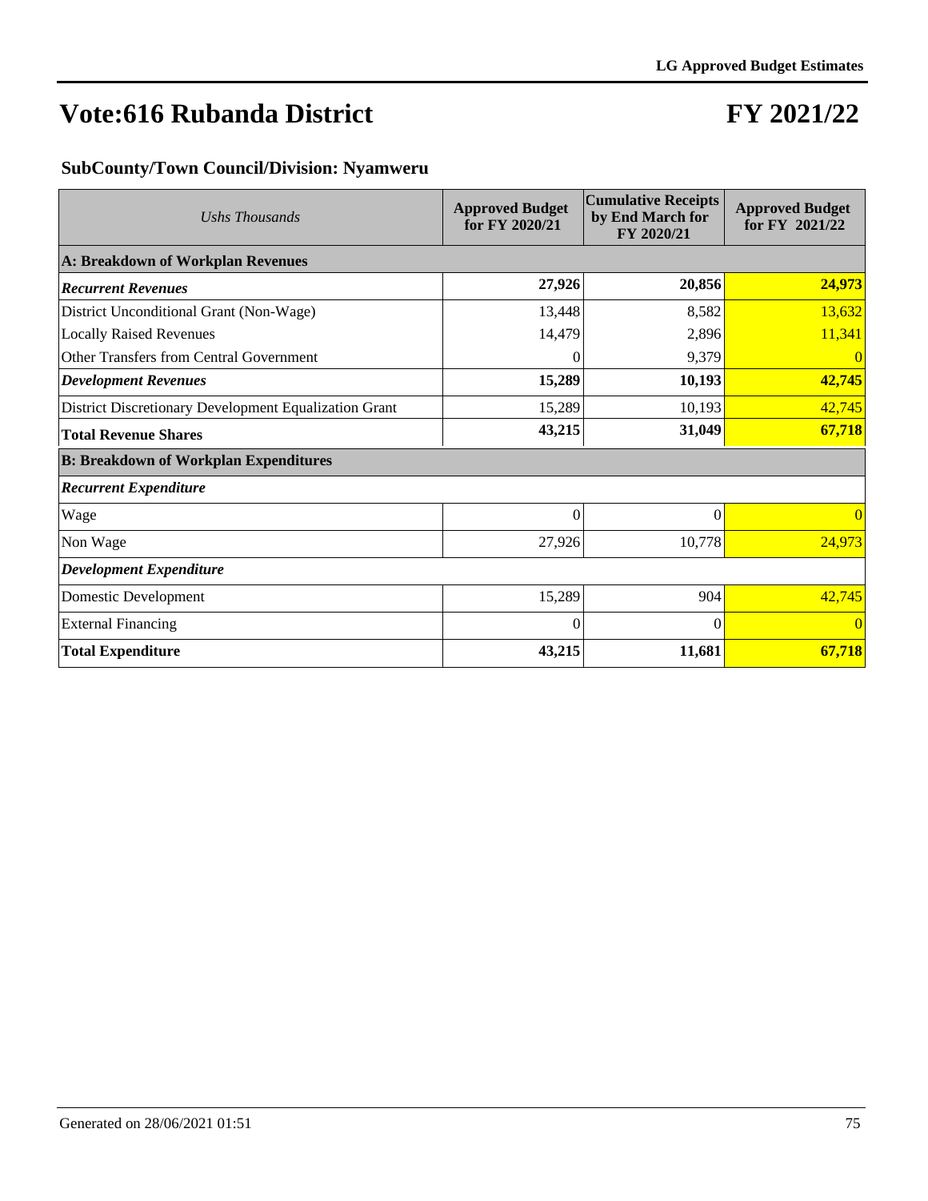# Vote:616 Rubanda District

# FY 2021/22

### SubCounty/Town Council/Division: Nyamweru

| *Ushs Thousands* | Approved Budget for FY 2020/21 | Cumulative Receipts by End March for FY 2020/21 | Approved Budget for FY 2021/22 |
|---|---|---|---|
| **A: Breakdown of Workplan Revenues** | | | |
| ***Recurrent Revenues*** | **27,926** | **20,856** | **24,973** |
| District Unconditional Grant (Non-Wage) | 13,448 | 8,582 | 13,632 |
| Locally Raised Revenues | 14,479 | 2,896 | 11,341 |
| Other Transfers from Central Government | 0 | 9,379 | 0 |
| ***Development Revenues*** | **15,289** | **10,193** | **42,745** |
| District Discretionary Development Equalization Grant | 15,289 | 10,193 | 42,745 |
| **Total Revenue Shares** | **43,215** | **31,049** | **67,718** |
| **B: Breakdown of Workplan Expenditures** | | | |
| ***Recurrent Expenditure*** | | | |
| Wage | 0 | 0 | 0 |
| Non Wage | 27,926 | 10,778 | 24,973 |
| ***Development Expenditure*** | | | |
| Domestic Development | 15,289 | 904 | 42,745 |
| External Financing | 0 | 0 | 0 |
| **Total Expenditure** | **43,215** | **11,681** | **67,718** |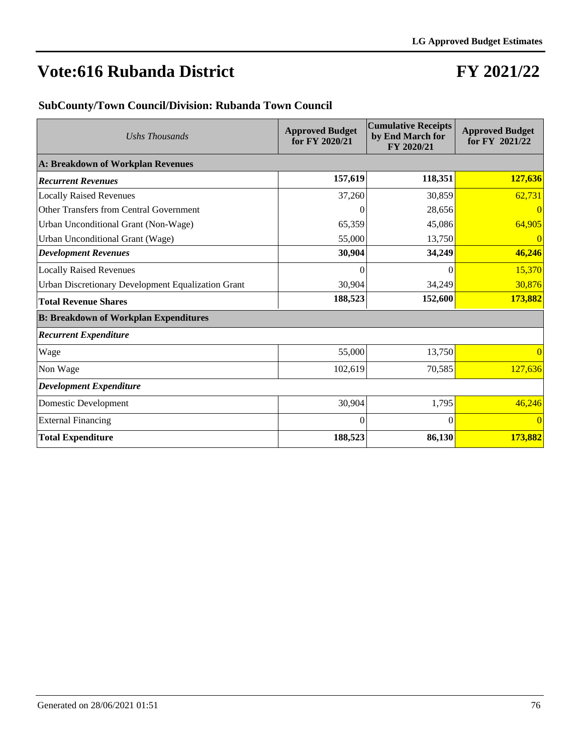# Vote:616 Rubanda District

# FY 2021/22

### SubCounty/Town Council/Division: Rubanda Town Council

| *Ushs Thousands* | Approved Budget for FY 2020/21 | Cumulative Receipts by End March for FY 2020/21 | Approved Budget for FY 2021/22 |
|---|---|---|---|
| **A: Breakdown of Workplan Revenues** | | | |
| ***Recurrent Revenues*** | **157,619** | **118,351** | **127,636** |
| Locally Raised Revenues | 37,260 | 30,859 | 62,731 |
| Other Transfers from Central Government | 0 | 28,656 | 0 |
| Urban Unconditional Grant (Non-Wage) | 65,359 | 45,086 | 64,905 |
| Urban Unconditional Grant (Wage) | 55,000 | 13,750 | 0 |
| ***Development Revenues*** | **30,904** | **34,249** | **46,246** |
| Locally Raised Revenues | 0 | 0 | 15,370 |
| Urban Discretionary Development Equalization Grant | 30,904 | 34,249 | 30,876 |
| **Total Revenue Shares** | **188,523** | **152,600** | **173,882** |
| **B: Breakdown of Workplan Expenditures** | | | |
| ***Recurrent Expenditure*** | | | |
| Wage | 55,000 | 13,750 | 0 |
| Non Wage | 102,619 | 70,585 | 127,636 |
| ***Development Expenditure*** | | | |
| Domestic Development | 30,904 | 1,795 | 46,246 |
| External Financing | 0 | 0 | 0 |
| **Total Expenditure** | **188,523** | **86,130** | **173,882** |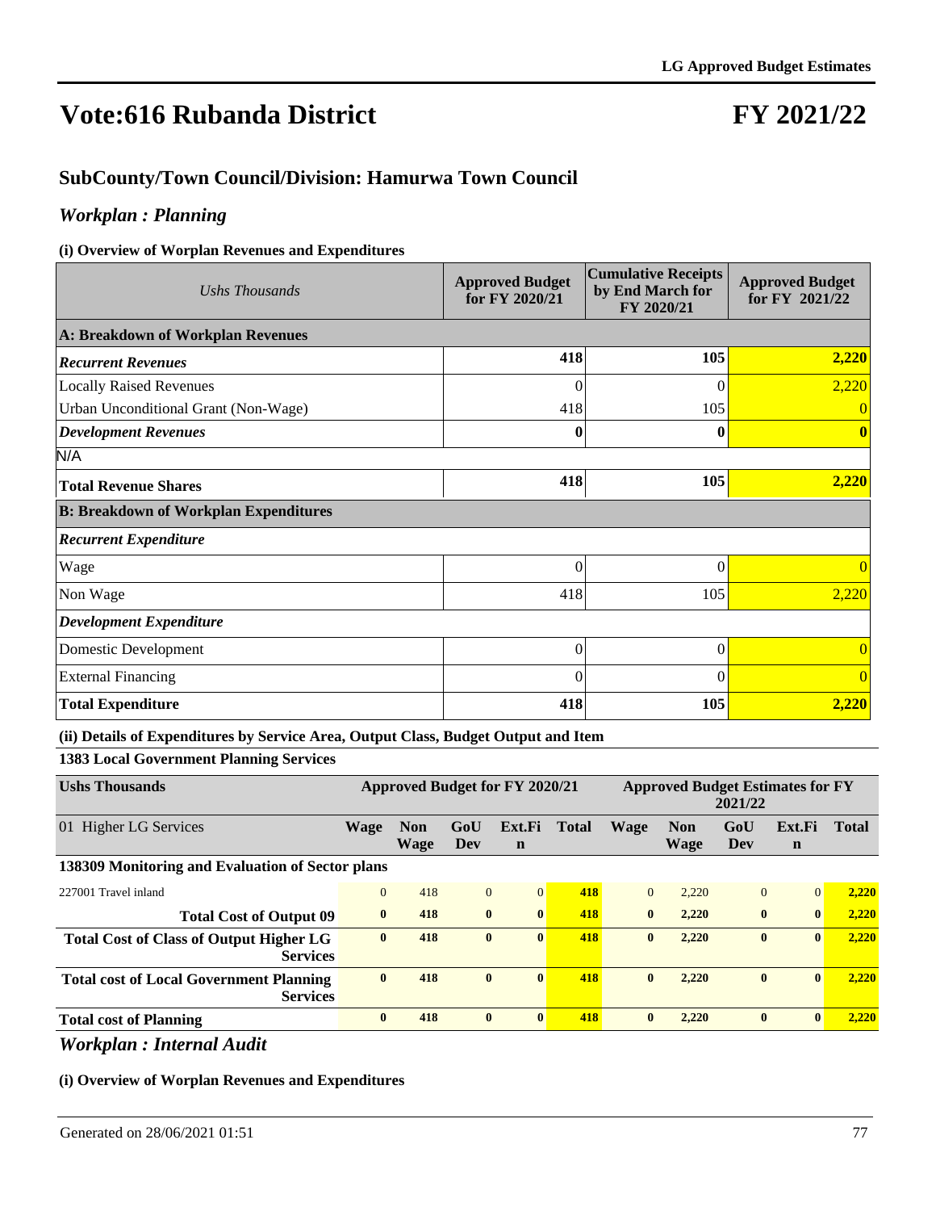# Vote:616 Rubanda District

# FY 2021/22

## SubCounty/Town Council/Division: Hamurwa Town Council

### *Workplan : Planning*

**(i) Overview of Worplan Revenues and Expenditures**

| *Ushs Thousands* | Approved Budget for FY 2020/21 | Cumulative Receipts by End March for FY 2020/21 | Approved Budget for FY 2021/22 |
|---|---|---|---|
| **A: Breakdown of Workplan Revenues** | | | |
| ***Recurrent Revenues*** | **418** | **105** | **2,220** |
| Locally Raised Revenues | 0 | 0 | 2,220 |
| Urban Unconditional Grant (Non-Wage) | 418 | 105 | 0 |
| ***Development Revenues*** | **0** | **0** | **0** |
| N/A | | | |
| **Total Revenue Shares** | **418** | **105** | **2,220** |
| **B: Breakdown of Workplan Expenditures** | | | |
| ***Recurrent Expenditure*** | | | |
| Wage | 0 | 0 | 0 |
| Non Wage | 418 | 105 | 2,220 |
| ***Development Expenditure*** | | | |
| Domestic Development | 0 | 0 | 0 |
| External Financing | 0 | 0 | 0 |
| **Total Expenditure** | **418** | **105** | **2,220** |

**(ii) Details of Expenditures by Service Area, Output Class, Budget Output and Item**

**1383 Local Government Planning Services**

| **Ushs Thousands** | **Approved Budget for FY 2020/21** | | | | | **Approved Budget Estimates for FY 2021/22** | | | | |
|---|---|---|---|---|---|---|---|---|---|---|
| 01 Higher LG Services | **Wage** | **Non Wage** | **GoU Dev** | **Ext.Fin** | **Total** | **Wage** | **Non Wage** | **GoU Dev** | **Ext.Fin** | **Total** |
| **138309 Monitoring and Evaluation of Sector plans** | | | | | | | | | | |
| 227001 Travel inland | 0 | 418 | 0 | 0 | **418** | 0 | 2,220 | 0 | 0 | **2,220** |
| **Total Cost of Output 09** | **0** | **418** | **0** | **0** | **418** | **0** | **2,220** | **0** | **0** | **2,220** |
| **Total Cost of Class of Output Higher LG Services** | **0** | **418** | **0** | **0** | **418** | **0** | **2,220** | **0** | **0** | **2,220** |
| **Total cost of Local Government Planning Services** | **0** | **418** | **0** | **0** | **418** | **0** | **2,220** | **0** | **0** | **2,220** |
| **Total cost of Planning** | **0** | **418** | **0** | **0** | **418** | **0** | **2,220** | **0** | **0** | **2,220** |

### *Workplan : Internal Audit*

**(i) Overview of Worplan Revenues and Expenditures**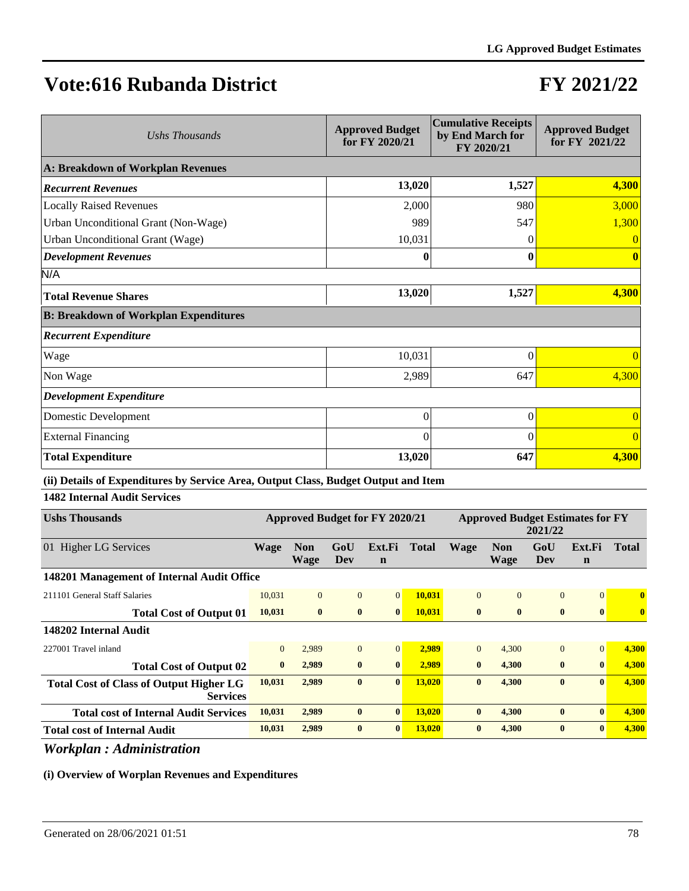# Vote:616 Rubanda District

# FY 2021/22

| Ushs Thousands | Approved Budget for FY 2020/21 | Cumulative Receipts by End March for FY 2020/21 | Approved Budget for FY 2021/22 |
|---|---|---|---|
| **A: Breakdown of Workplan Revenues** | | | |
| ***Recurrent Revenues*** | **13,020** | **1,527** | **4,300** |
| Locally Raised Revenues | 2,000 | 980 | 3,000 |
| Urban Unconditional Grant (Non-Wage) | 989 | 547 | 1,300 |
| Urban Unconditional Grant (Wage) | 10,031 | 0 | 0 |
| ***Development Revenues*** | **0** | **0** | **0** |
| N/A | | | |
| **Total Revenue Shares** | **13,020** | **1,527** | **4,300** |
| **B: Breakdown of Workplan Expenditures** | | | |
| ***Recurrent Expenditure*** | | | |
| Wage | 10,031 | 0 | 0 |
| Non Wage | 2,989 | 647 | 4,300 |
| ***Development Expenditure*** | | | |
| Domestic Development | 0 | 0 | 0 |
| External Financing | 0 | 0 | 0 |
| **Total Expenditure** | **13,020** | **647** | **4,300** |

**(ii) Details of Expenditures by Service Area, Output Class, Budget Output and Item**

**1482 Internal Audit Services**

| Ushs Thousands | Approved Budget for FY 2020/21 | | | | | Approved Budget Estimates for FY 2021/22 | | | | |
|---|---|---|---|---|---|---|---|---|---|---|
| 01 Higher LG Services | **Wage** | **Non Wage** | **GoU Dev** | **Ext.Fin** | **Total** | **Wage** | **Non Wage** | **GoU Dev** | **Ext.Fin** | **Total** |
| **148201 Management of Internal Audit Office** | | | | | | | | | | |
| 211101 General Staff Salaries | 10,031 | 0 | 0 | 0 | **10,031** | 0 | 0 | 0 | 0 | **0** |
| **Total Cost of Output 01** | **10,031** | **0** | **0** | **0** | **10,031** | **0** | **0** | **0** | **0** | **0** |
| **148202 Internal Audit** | | | | | | | | | | |
| 227001 Travel inland | 0 | 2,989 | 0 | 0 | **2,989** | 0 | 4,300 | 0 | 0 | **4,300** |
| **Total Cost of Output 02** | **0** | **2,989** | **0** | **0** | **2,989** | **0** | **4,300** | **0** | **0** | **4,300** |
| **Total Cost of Class of Output Higher LG Services** | **10,031** | **2,989** | **0** | **0** | **13,020** | **0** | **4,300** | **0** | **0** | **4,300** |
| **Total cost of Internal Audit Services** | **10,031** | **2,989** | **0** | **0** | **13,020** | **0** | **4,300** | **0** | **0** | **4,300** |
| **Total cost of Internal Audit** | **10,031** | **2,989** | **0** | **0** | **13,020** | **0** | **4,300** | **0** | **0** | **4,300** |

## *Workplan : Administration*

**(i) Overview of Worplan Revenues and Expenditures**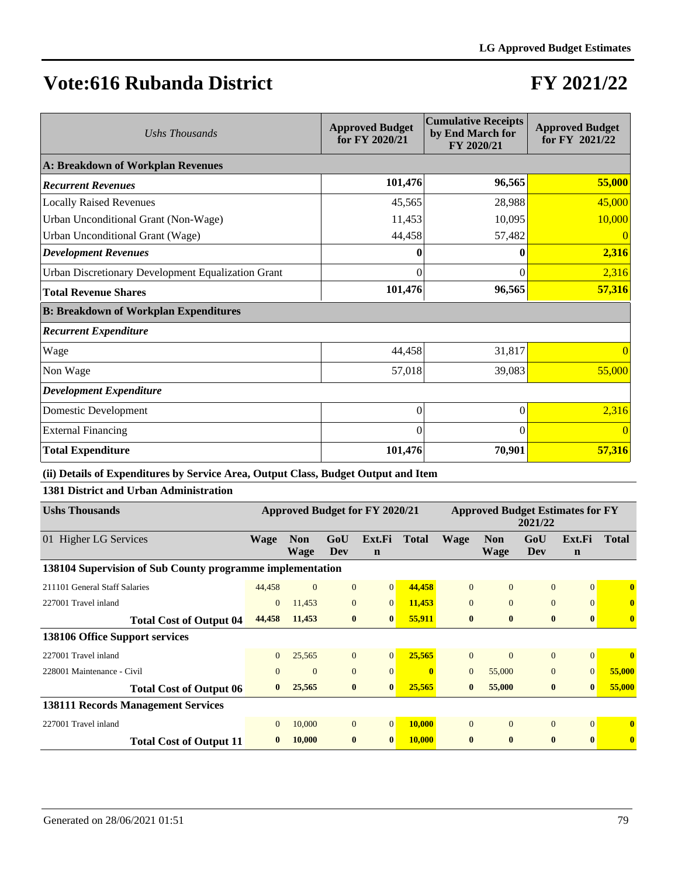# Vote:616 Rubanda District

# FY 2021/22

| Ushs Thousands | Approved Budget for FY 2020/21 | Cumulative Receipts by End March for FY 2020/21 | Approved Budget for FY 2021/22 |
|---|---|---|---|
| **A: Breakdown of Workplan Revenues** | | | |
| ***Recurrent Revenues*** | **101,476** | **96,565** | **55,000** |
| Locally Raised Revenues | 45,565 | 28,988 | 45,000 |
| Urban Unconditional Grant (Non-Wage) | 11,453 | 10,095 | 10,000 |
| Urban Unconditional Grant (Wage) | 44,458 | 57,482 | 0 |
| ***Development Revenues*** | **0** | **0** | **2,316** |
| Urban Discretionary Development Equalization Grant | 0 | 0 | 2,316 |
| **Total Revenue Shares** | **101,476** | **96,565** | **57,316** |
| **B: Breakdown of Workplan Expenditures** | | | |
| ***Recurrent Expenditure*** | | | |
| Wage | 44,458 | 31,817 | 0 |
| Non Wage | 57,018 | 39,083 | 55,000 |
| ***Development Expenditure*** | | | |
| Domestic Development | 0 | 0 | 2,316 |
| External Financing | 0 | 0 | 0 |
| **Total Expenditure** | **101,476** | **70,901** | **57,316** |

**(ii) Details of Expenditures by Service Area, Output Class, Budget Output and Item**

**1381 District and Urban Administration**

| Ushs Thousands | Approved Budget for FY 2020/21 | | | | | Approved Budget Estimates for FY 2021/22 | | | | |
|---|---|---|---|---|---|---|---|---|---|---|
| 01 Higher LG Services | **Wage** | **Non Wage** | **GoU Dev** | **Ext.Fin** | **Total** | **Wage** | **Non Wage** | **GoU Dev** | **Ext.Fin** | **Total** |
| **138104 Supervision of Sub County programme implementation** | | | | | | | | | | |
| 211101 General Staff Salaries | 44,458 | 0 | 0 | 0 | **44,458** | 0 | 0 | 0 | 0 | **0** |
| 227001 Travel inland | 0 | 11,453 | 0 | 0 | **11,453** | 0 | 0 | 0 | 0 | **0** |
| **Total Cost of Output 04** | **44,458** | **11,453** | **0** | **0** | **55,911** | **0** | **0** | **0** | **0** | **0** |
| **138106 Office Support services** | | | | | | | | | | |
| 227001 Travel inland | 0 | 25,565 | 0 | 0 | **25,565** | 0 | 0 | 0 | 0 | **0** |
| 228001 Maintenance - Civil | 0 | 0 | 0 | 0 | **0** | 0 | 55,000 | 0 | 0 | **55,000** |
| **Total Cost of Output 06** | **0** | **25,565** | **0** | **0** | **25,565** | **0** | **55,000** | **0** | **0** | **55,000** |
| **138111 Records Management Services** | | | | | | | | | | |
| 227001 Travel inland | 0 | 10,000 | 0 | 0 | **10,000** | 0 | 0 | 0 | 0 | **0** |
| **Total Cost of Output 11** | **0** | **10,000** | **0** | **0** | **10,000** | **0** | **0** | **0** | **0** | **0** |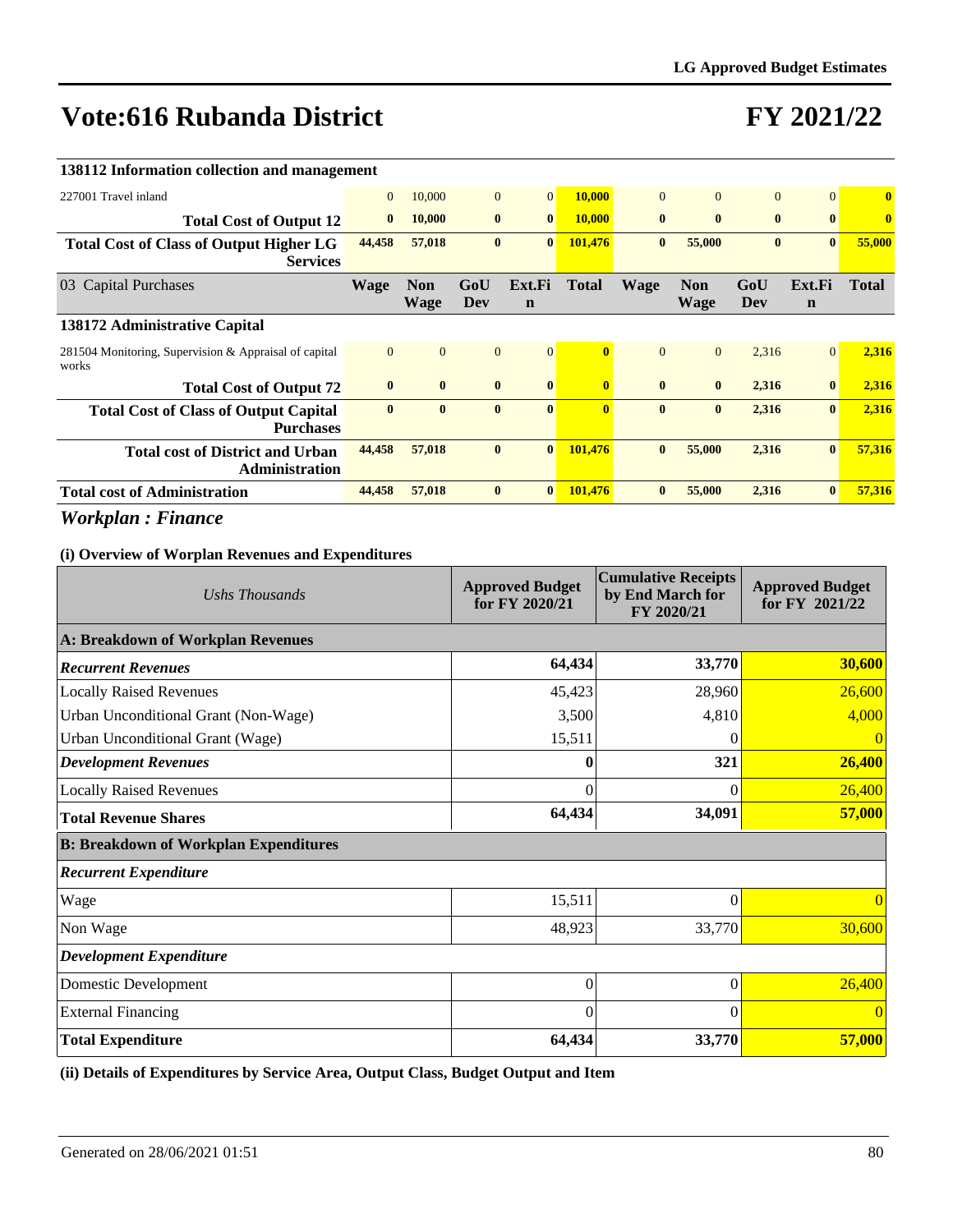# Vote:616 Rubanda District

# FY 2021/22

| | Wage | Non Wage | GoU Dev | Ext.Fin | Total | Wage | Non Wage | GoU Dev | Ext.Fin | Total |
|---|---|---|---|---|---|---|---|---|---|---|
| **138112 Information collection and management** | | | | | | | | | | |
| 227001 Travel inland | 0 | 10,000 | 0 | 0 | **10,000** | 0 | 0 | 0 | 0 | **0** |
| **Total Cost of Output 12** | **0** | **10,000** | **0** | **0** | **10,000** | **0** | **0** | **0** | **0** | **0** |
| **Total Cost of Class of Output Higher LG Services** | **44,458** | **57,018** | **0** | **0** | **101,476** | **0** | **55,000** | **0** | **0** | **55,000** |
| 03 Capital Purchases | **Wage** | **Non Wage** | **GoU Dev** | **Ext.Fin** | **Total** | **Wage** | **Non Wage** | **GoU Dev** | **Ext.Fin** | **Total** |
| **138172 Administrative Capital** | | | | | | | | | | |
| 281504 Monitoring, Supervision & Appraisal of capital works | 0 | 0 | 0 | 0 | **0** | 0 | 0 | 2,316 | 0 | **2,316** |
| **Total Cost of Output 72** | **0** | **0** | **0** | **0** | **0** | **0** | **0** | **2,316** | **0** | **2,316** |
| **Total Cost of Class of Output Capital Purchases** | **0** | **0** | **0** | **0** | **0** | **0** | **0** | **2,316** | **0** | **2,316** |
| **Total cost of District and Urban Administration** | **44,458** | **57,018** | **0** | **0** | **101,476** | **0** | **55,000** | **2,316** | **0** | **57,316** |
| **Total cost of Administration** | **44,458** | **57,018** | **0** | **0** | **101,476** | **0** | **55,000** | **2,316** | **0** | **57,316** |

## *Workplan : Finance*

### (i) Overview of Worplan Revenues and Expenditures

| *Ushs Thousands* | Approved Budget for FY 2020/21 | Cumulative Receipts by End March for FY 2020/21 | Approved Budget for FY 2021/22 |
|---|---|---|---|
| **A: Breakdown of Workplan Revenues** | | | |
| ***Recurrent Revenues*** | **64,434** | **33,770** | **30,600** |
| Locally Raised Revenues | 45,423 | 28,960 | 26,600 |
| Urban Unconditional Grant (Non-Wage) | 3,500 | 4,810 | 4,000 |
| Urban Unconditional Grant (Wage) | 15,511 | 0 | 0 |
| ***Development Revenues*** | **0** | **321** | **26,400** |
| Locally Raised Revenues | 0 | 0 | 26,400 |
| **Total Revenue Shares** | **64,434** | **34,091** | **57,000** |
| **B: Breakdown of Workplan Expenditures** | | | |
| ***Recurrent Expenditure*** | | | |
| Wage | 15,511 | 0 | 0 |
| Non Wage | 48,923 | 33,770 | 30,600 |
| ***Development Expenditure*** | | | |
| Domestic Development | 0 | 0 | 26,400 |
| External Financing | 0 | 0 | 0 |
| **Total Expenditure** | **64,434** | **33,770** | **57,000** |

### (ii) Details of Expenditures by Service Area, Output Class, Budget Output and Item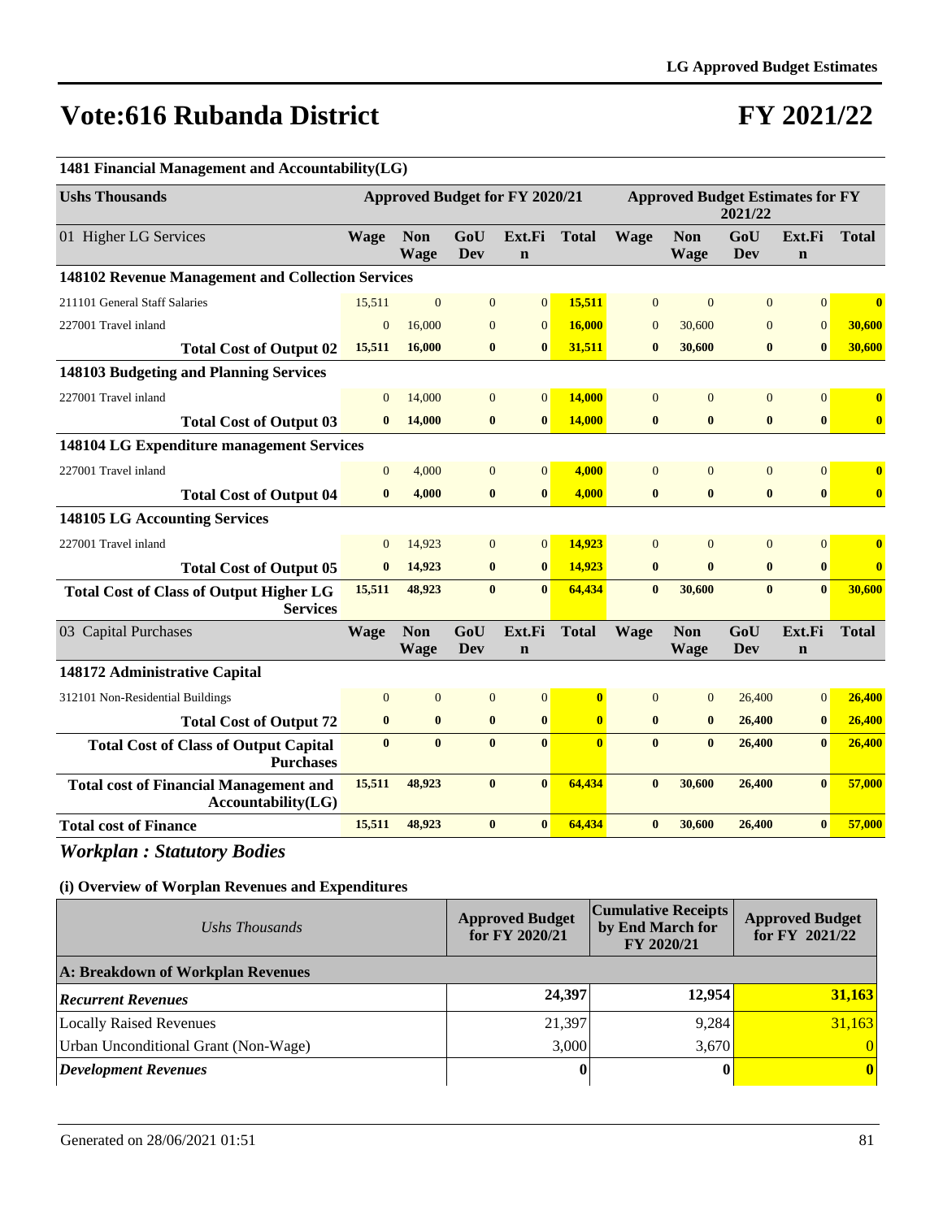# Vote:616 Rubanda District

# FY 2021/22

**1481 Financial Management and Accountability(LG)**

| Ushs Thousands | Approved Budget for FY 2020/21 | | | | | Approved Budget Estimates for FY 2021/22 | | | | |
|---|---|---|---|---|---|---|---|---|---|---|
| 01 Higher LG Services | Wage | Non Wage | GoU Dev | Ext.Fin | Total | Wage | Non Wage | GoU Dev | Ext.Fin | Total |
| **148102 Revenue Management and Collection Services** | | | | | | | | | | |
| 211101 General Staff Salaries | 15,511 | 0 | 0 | 0 | 15,511 | 0 | 0 | 0 | 0 | 0 |
| 227001 Travel inland | 0 | 16,000 | 0 | 0 | 16,000 | 0 | 30,600 | 0 | 0 | 30,600 |
| **Total Cost of Output 02** | **15,511** | **16,000** | **0** | **0** | **31,511** | **0** | **30,600** | **0** | **0** | **30,600** |
| **148103 Budgeting and Planning Services** | | | | | | | | | | |
| 227001 Travel inland | 0 | 14,000 | 0 | 0 | 14,000 | 0 | 0 | 0 | 0 | 0 |
| **Total Cost of Output 03** | **0** | **14,000** | **0** | **0** | **14,000** | **0** | **0** | **0** | **0** | **0** |
| **148104 LG Expenditure management Services** | | | | | | | | | | |
| 227001 Travel inland | 0 | 4,000 | 0 | 0 | 4,000 | 0 | 0 | 0 | 0 | 0 |
| **Total Cost of Output 04** | **0** | **4,000** | **0** | **0** | **4,000** | **0** | **0** | **0** | **0** | **0** |
| **148105 LG Accounting Services** | | | | | | | | | | |
| 227001 Travel inland | 0 | 14,923 | 0 | 0 | 14,923 | 0 | 0 | 0 | 0 | 0 |
| **Total Cost of Output 05** | **0** | **14,923** | **0** | **0** | **14,923** | **0** | **0** | **0** | **0** | **0** |
| **Total Cost of Class of Output Higher LG Services** | **15,511** | **48,923** | **0** | **0** | **64,434** | **0** | **30,600** | **0** | **0** | **30,600** |
| 03 Capital Purchases | Wage | Non Wage | GoU Dev | Ext.Fin | Total | Wage | Non Wage | GoU Dev | Ext.Fin | Total |
| **148172 Administrative Capital** | | | | | | | | | | |
| 312101 Non-Residential Buildings | 0 | 0 | 0 | 0 | 0 | 0 | 0 | 26,400 | 0 | 26,400 |
| **Total Cost of Output 72** | **0** | **0** | **0** | **0** | **0** | **0** | **0** | **26,400** | **0** | **26,400** |
| **Total Cost of Class of Output Capital Purchases** | **0** | **0** | **0** | **0** | **0** | **0** | **0** | **26,400** | **0** | **26,400** |
| **Total cost of Financial Management and Accountability(LG)** | **15,511** | **48,923** | **0** | **0** | **64,434** | **0** | **30,600** | **26,400** | **0** | **57,000** |
| **Total cost of Finance** | **15,511** | **48,923** | **0** | **0** | **64,434** | **0** | **30,600** | **26,400** | **0** | **57,000** |

## *Workplan : Statutory Bodies*

### (i) Overview of Worplan Revenues and Expenditures

| *Ushs Thousands* | Approved Budget for FY 2020/21 | Cumulative Receipts by End March for FY 2020/21 | Approved Budget for FY 2021/22 |
|---|---|---|---|
| **A: Breakdown of Workplan Revenues** | | | |
| ***Recurrent Revenues*** | **24,397** | **12,954** | **31,163** |
| Locally Raised Revenues | 21,397 | 9,284 | 31,163 |
| Urban Unconditional Grant (Non-Wage) | 3,000 | 3,670 | 0 |
| ***Development Revenues*** | **0** | **0** | **0** |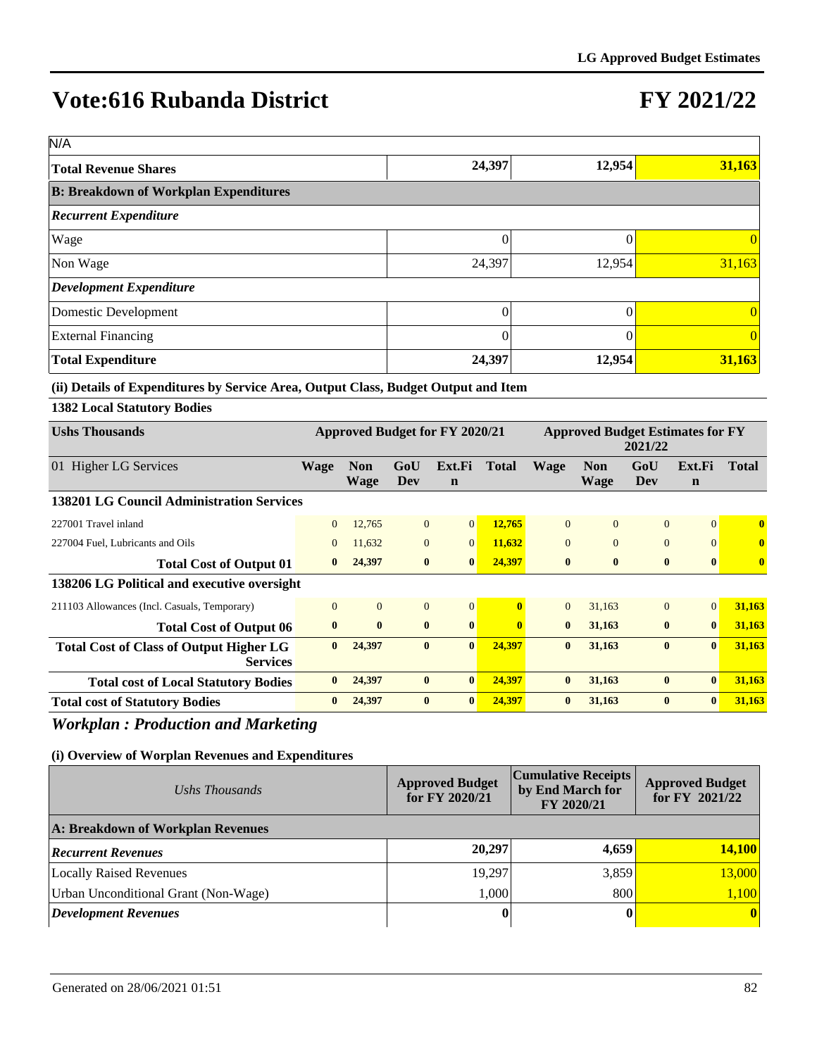# Vote:616 Rubanda District

# FY 2021/22

| N/A | | | |
|---|---|---|---|
| **Total Revenue Shares** | **24,397** | **12,954** | **31,163** |
| **B: Breakdown of Workplan Expenditures** | | | |
| ***Recurrent Expenditure*** | | | |
| Wage | 0 | 0 | 0 |
| Non Wage | 24,397 | 12,954 | 31,163 |
| ***Development Expenditure*** | | | |
| Domestic Development | 0 | 0 | 0 |
| External Financing | 0 | 0 | 0 |
| **Total Expenditure** | **24,397** | **12,954** | **31,163** |

**(ii) Details of Expenditures by Service Area, Output Class, Budget Output and Item**

**1382 Local Statutory Bodies**

| Ushs Thousands | Approved Budget for FY 2020/21 | | | | | Approved Budget Estimates for FY 2021/22 | | | | |
|---|---|---|---|---|---|---|---|---|---|---|
| 01 Higher LG Services | Wage | Non Wage | GoU Dev | Ext.Fin | Total | Wage | Non Wage | GoU Dev | Ext.Fin | Total |
| **138201 LG Council Administration Services** | | | | | | | | | | |
| 227001 Travel inland | 0 | 12,765 | 0 | 0 | 12,765 | 0 | 0 | 0 | 0 | 0 |
| 227004 Fuel, Lubricants and Oils | 0 | 11,632 | 0 | 0 | 11,632 | 0 | 0 | 0 | 0 | 0 |
| **Total Cost of Output 01** | **0** | **24,397** | **0** | **0** | **24,397** | **0** | **0** | **0** | **0** | **0** |
| **138206 LG Political and executive oversight** | | | | | | | | | | |
| 211103 Allowances (Incl. Casuals, Temporary) | 0 | 0 | 0 | 0 | 0 | 0 | 31,163 | 0 | 0 | 31,163 |
| **Total Cost of Output 06** | **0** | **0** | **0** | **0** | **0** | **0** | **31,163** | **0** | **0** | **31,163** |
| **Total Cost of Class of Output Higher LG Services** | **0** | **24,397** | **0** | **0** | **24,397** | **0** | **31,163** | **0** | **0** | **31,163** |
| **Total cost of Local Statutory Bodies** | **0** | **24,397** | **0** | **0** | **24,397** | **0** | **31,163** | **0** | **0** | **31,163** |
| **Total cost of Statutory Bodies** | **0** | **24,397** | **0** | **0** | **24,397** | **0** | **31,163** | **0** | **0** | **31,163** |

## *Workplan : Production and Marketing*

**(i) Overview of Worplan Revenues and Expenditures**

| *Ushs Thousands* | Approved Budget for FY 2020/21 | Cumulative Receipts by End March for FY 2020/21 | Approved Budget for FY 2021/22 |
|---|---|---|---|
| **A: Breakdown of Workplan Revenues** | | | |
| ***Recurrent Revenues*** | **20,297** | **4,659** | **14,100** |
| Locally Raised Revenues | 19,297 | 3,859 | 13,000 |
| Urban Unconditional Grant (Non-Wage) | 1,000 | 800 | 1,100 |
| ***Development Revenues*** | **0** | **0** | **0** |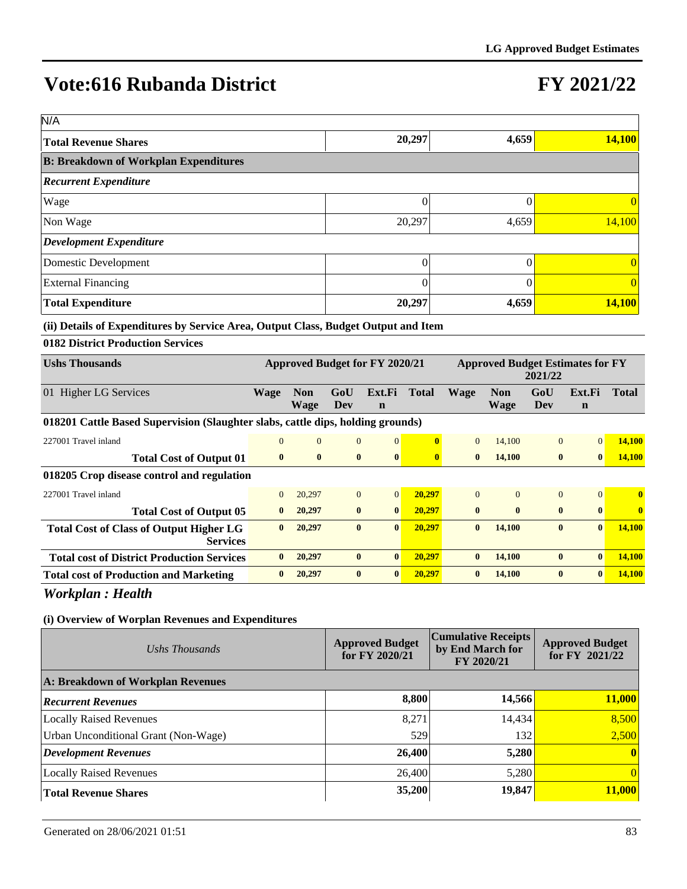# Vote:616 Rubanda District

# FY 2021/22

| N/A | | | |
|---|---|---|---|
| **Total Revenue Shares** | **20,297** | **4,659** | **14,100** |
| **B: Breakdown of Workplan Expenditures** | | | |
| ***Recurrent Expenditure*** | | | |
| Wage | 0 | 0 | 0 |
| Non Wage | 20,297 | 4,659 | 14,100 |
| ***Development Expenditure*** | | | |
| Domestic Development | 0 | 0 | 0 |
| External Financing | 0 | 0 | 0 |
| **Total Expenditure** | **20,297** | **4,659** | **14,100** |

**(ii) Details of Expenditures by Service Area, Output Class, Budget Output and Item**

**0182 District Production Services**

| Ushs Thousands | Approved Budget for FY 2020/21 | | | | | Approved Budget Estimates for FY 2021/22 | | | | |
|---|---|---|---|---|---|---|---|---|---|---|
| 01 Higher LG Services | Wage | Non Wage | GoU Dev | Ext.Fin | Total | Wage | Non Wage | GoU Dev | Ext.Fin | Total |
| **018201 Cattle Based Supervision (Slaughter slabs, cattle dips, holding grounds)** | | | | | | | | | | |
| 227001 Travel inland | 0 | 0 | 0 | 0 | **0** | 0 | 14,100 | 0 | 0 | **14,100** |
| **Total Cost of Output 01** | **0** | **0** | **0** | **0** | **0** | **0** | **14,100** | **0** | **0** | **14,100** |
| **018205 Crop disease control and regulation** | | | | | | | | | | |
| 227001 Travel inland | 0 | 20,297 | 0 | 0 | **20,297** | 0 | 0 | 0 | 0 | **0** |
| **Total Cost of Output 05** | **0** | **20,297** | **0** | **0** | **20,297** | **0** | **0** | **0** | **0** | **0** |
| **Total Cost of Class of Output Higher LG Services** | **0** | **20,297** | **0** | **0** | **20,297** | **0** | **14,100** | **0** | **0** | **14,100** |
| **Total cost of District Production Services** | **0** | **20,297** | **0** | **0** | **20,297** | **0** | **14,100** | **0** | **0** | **14,100** |
| **Total cost of Production and Marketing** | **0** | **20,297** | **0** | **0** | **20,297** | **0** | **14,100** | **0** | **0** | **14,100** |

## *Workplan : Health*

**(i) Overview of Worplan Revenues and Expenditures**

| *Ushs Thousands* | Approved Budget for FY 2020/21 | Cumulative Receipts by End March for FY 2020/21 | Approved Budget for FY 2021/22 |
|---|---|---|---|
| **A: Breakdown of Workplan Revenues** | | | |
| ***Recurrent Revenues*** | **8,800** | **14,566** | **11,000** |
| Locally Raised Revenues | 8,271 | 14,434 | 8,500 |
| Urban Unconditional Grant (Non-Wage) | 529 | 132 | 2,500 |
| ***Development Revenues*** | **26,400** | **5,280** | **0** |
| Locally Raised Revenues | 26,400 | 5,280 | 0 |
| **Total Revenue Shares** | **35,200** | **19,847** | **11,000** |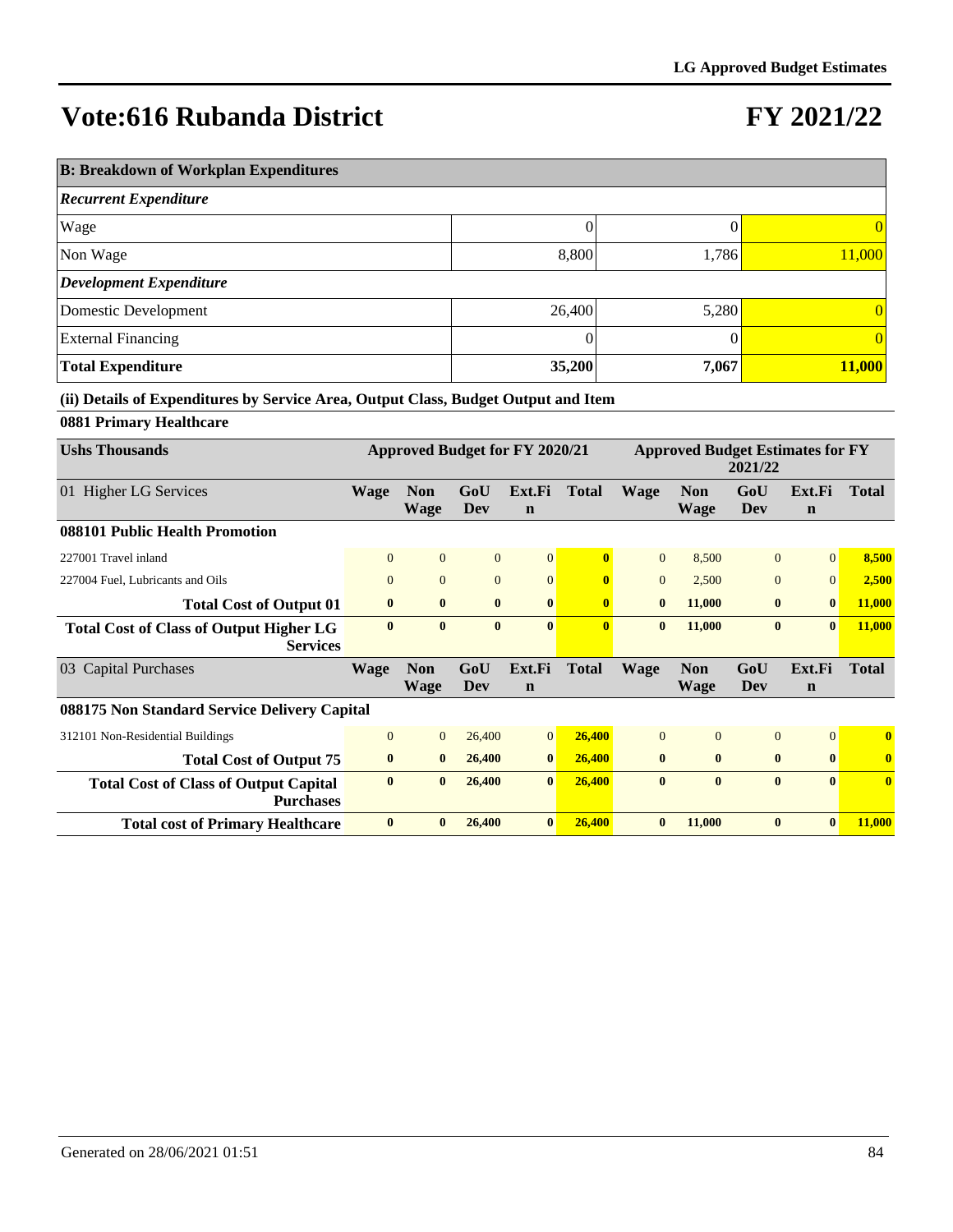# Vote:616 Rubanda District

# FY 2021/22

| B: Breakdown of Workplan Expenditures | | | |
|---|---|---|---|
| ***Recurrent Expenditure*** | | | |
| Wage | 0 | 0 | 0 |
| Non Wage | 8,800 | 1,786 | 11,000 |
| ***Development Expenditure*** | | | |
| Domestic Development | 26,400 | 5,280 | 0 |
| External Financing | 0 | 0 | 0 |
| **Total Expenditure** | **35,200** | **7,067** | **11,000** |

**(ii) Details of Expenditures by Service Area, Output Class, Budget Output and Item**

**0881 Primary Healthcare**

| Ushs Thousands | Approved Budget for FY 2020/21 | | | | | Approved Budget Estimates for FY 2021/22 | | | | |
|---|---|---|---|---|---|---|---|---|---|---|
| 01 Higher LG Services | **Wage** | **Non Wage** | **GoU Dev** | **Ext.Fin** | **Total** | **Wage** | **Non Wage** | **GoU Dev** | **Ext.Fin** | **Total** |
| **088101 Public Health Promotion** | | | | | | | | | | |
| 227001 Travel inland | 0 | 0 | 0 | 0 | **0** | 0 | 8,500 | 0 | 0 | **8,500** |
| 227004 Fuel, Lubricants and Oils | 0 | 0 | 0 | 0 | **0** | 0 | 2,500 | 0 | 0 | **2,500** |
| **Total Cost of Output 01** | **0** | **0** | **0** | **0** | **0** | **0** | **11,000** | **0** | **0** | **11,000** |
| **Total Cost of Class of Output Higher LG Services** | **0** | **0** | **0** | **0** | **0** | **0** | **11,000** | **0** | **0** | **11,000** |
| 03 Capital Purchases | **Wage** | **Non Wage** | **GoU Dev** | **Ext.Fin** | **Total** | **Wage** | **Non Wage** | **GoU Dev** | **Ext.Fin** | **Total** |
| **088175 Non Standard Service Delivery Capital** | | | | | | | | | | |
| 312101 Non-Residential Buildings | 0 | 0 | 26,400 | 0 | **26,400** | 0 | 0 | 0 | 0 | **0** |
| **Total Cost of Output 75** | **0** | **0** | **26,400** | **0** | **26,400** | **0** | **0** | **0** | **0** | **0** |
| **Total Cost of Class of Output Capital Purchases** | **0** | **0** | **26,400** | **0** | **26,400** | **0** | **0** | **0** | **0** | **0** |
| **Total cost of Primary Healthcare** | **0** | **0** | **26,400** | **0** | **26,400** | **0** | **11,000** | **0** | **0** | **11,000** |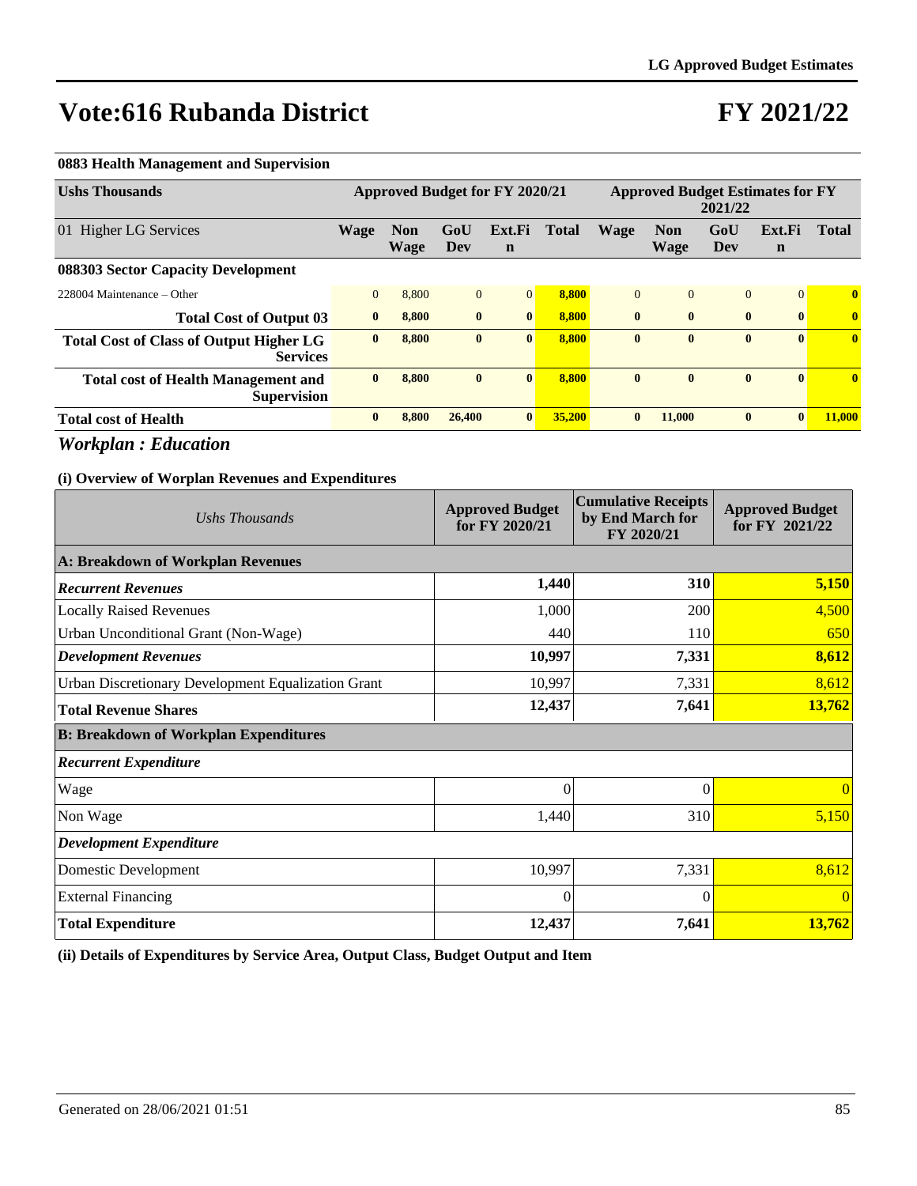# Vote:616 Rubanda District

# FY 2021/22

### 0883 Health Management and Supervision

| Ushs Thousands | Approved Budget for FY 2020/21 | | | | | Approved Budget Estimates for FY 2021/22 | | | | |
|---|---|---|---|---|---|---|---|---|---|---|
| 01 Higher LG Services | Wage | Non Wage | GoU Dev | Ext.Fin | Total | Wage | Non Wage | GoU Dev | Ext.Fin | Total |
| **088303 Sector Capacity Development** | | | | | | | | | | |
| 228004 Maintenance – Other | 0 | 8,800 | 0 | 0 | **8,800** | 0 | 0 | 0 | 0 | **0** |
| **Total Cost of Output 03** | **0** | **8,800** | **0** | **0** | **8,800** | **0** | **0** | **0** | **0** | **0** |
| **Total Cost of Class of Output Higher LG Services** | **0** | **8,800** | **0** | **0** | **8,800** | **0** | **0** | **0** | **0** | **0** |
| **Total cost of Health Management and Supervision** | **0** | **8,800** | **0** | **0** | **8,800** | **0** | **0** | **0** | **0** | **0** |
| **Total cost of Health** | **0** | **8,800** | **26,400** | **0** | **35,200** | **0** | **11,000** | **0** | **0** | **11,000** |

## *Workplan : Education*

### (i) Overview of Worplan Revenues and Expenditures

| *Ushs Thousands* | Approved Budget for FY 2020/21 | Cumulative Receipts by End March for FY 2020/21 | Approved Budget for FY 2021/22 |
|---|---|---|---|
| **A: Breakdown of Workplan Revenues** | | | |
| ***Recurrent Revenues*** | **1,440** | **310** | **5,150** |
| Locally Raised Revenues | 1,000 | 200 | 4,500 |
| Urban Unconditional Grant (Non-Wage) | 440 | 110 | 650 |
| ***Development Revenues*** | **10,997** | **7,331** | **8,612** |
| Urban Discretionary Development Equalization Grant | 10,997 | 7,331 | 8,612 |
| **Total Revenue Shares** | **12,437** | **7,641** | **13,762** |
| **B: Breakdown of Workplan Expenditures** | | | |
| ***Recurrent Expenditure*** | | | |
| Wage | 0 | 0 | 0 |
| Non Wage | 1,440 | 310 | 5,150 |
| ***Development Expenditure*** | | | |
| Domestic Development | 10,997 | 7,331 | 8,612 |
| External Financing | 0 | 0 | 0 |
| **Total Expenditure** | **12,437** | **7,641** | **13,762** |

### (ii) Details of Expenditures by Service Area, Output Class, Budget Output and Item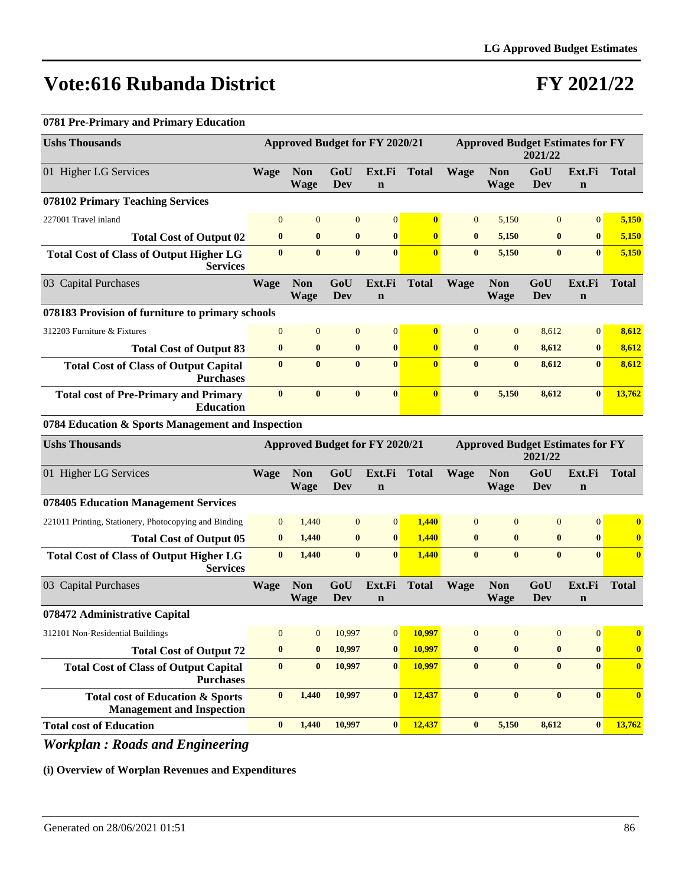# Vote:616 Rubanda District

# FY 2021/22

**0781 Pre-Primary and Primary Education**

| Ushs Thousands | Approved Budget for FY 2020/21 | | | | | Approved Budget Estimates for FY 2021/22 | | | | |
|---|---|---|---|---|---|---|---|---|---|---|
| 01 Higher LG Services | Wage | Non Wage | GoU Dev | Ext.Fin | Total | Wage | Non Wage | GoU Dev | Ext.Fin | Total |
| **078102 Primary Teaching Services** | | | | | | | | | | |
| 227001 Travel inland | 0 | 0 | 0 | 0 | **0** | 0 | 5,150 | 0 | 0 | **5,150** |
| **Total Cost of Output 02** | **0** | **0** | **0** | **0** | **0** | **0** | **5,150** | **0** | **0** | **5,150** |
| **Total Cost of Class of Output Higher LG Services** | **0** | **0** | **0** | **0** | **0** | **0** | **5,150** | **0** | **0** | **5,150** |
| 03 Capital Purchases | Wage | Non Wage | GoU Dev | Ext.Fin | Total | Wage | Non Wage | GoU Dev | Ext.Fin | Total |
| **078183 Provision of furniture to primary schools** | | | | | | | | | | |
| 312203 Furniture & Fixtures | 0 | 0 | 0 | 0 | **0** | 0 | 0 | 8,612 | 0 | **8,612** |
| **Total Cost of Output 83** | **0** | **0** | **0** | **0** | **0** | **0** | **0** | **8,612** | **0** | **8,612** |
| **Total Cost of Class of Output Capital Purchases** | **0** | **0** | **0** | **0** | **0** | **0** | **0** | **8,612** | **0** | **8,612** |
| **Total cost of Pre-Primary and Primary Education** | **0** | **0** | **0** | **0** | **0** | **0** | **5,150** | **8,612** | **0** | **13,762** |

**0784 Education & Sports Management and Inspection**

| Ushs Thousands | Approved Budget for FY 2020/21 | | | | | Approved Budget Estimates for FY 2021/22 | | | | |
|---|---|---|---|---|---|---|---|---|---|---|
| 01 Higher LG Services | Wage | Non Wage | GoU Dev | Ext.Fin | Total | Wage | Non Wage | GoU Dev | Ext.Fin | Total |
| **078405 Education Management Services** | | | | | | | | | | |
| 221011 Printing, Stationery, Photocopying and Binding | 0 | 1,440 | 0 | 0 | **1,440** | 0 | 0 | 0 | 0 | **0** |
| **Total Cost of Output 05** | **0** | **1,440** | **0** | **0** | **1,440** | **0** | **0** | **0** | **0** | **0** |
| **Total Cost of Class of Output Higher LG Services** | **0** | **1,440** | **0** | **0** | **1,440** | **0** | **0** | **0** | **0** | **0** |
| 03 Capital Purchases | Wage | Non Wage | GoU Dev | Ext.Fin | Total | Wage | Non Wage | GoU Dev | Ext.Fin | Total |
| **078472 Administrative Capital** | | | | | | | | | | |
| 312101 Non-Residential Buildings | 0 | 0 | 10,997 | 0 | **10,997** | 0 | 0 | 0 | 0 | **0** |
| **Total Cost of Output 72** | **0** | **0** | **10,997** | **0** | **10,997** | **0** | **0** | **0** | **0** | **0** |
| **Total Cost of Class of Output Capital Purchases** | **0** | **0** | **10,997** | **0** | **10,997** | **0** | **0** | **0** | **0** | **0** |
| **Total cost of Education & Sports Management and Inspection** | **0** | **1,440** | **10,997** | **0** | **12,437** | **0** | **0** | **0** | **0** | **0** |
| **Total cost of Education** | **0** | **1,440** | **10,997** | **0** | **12,437** | **0** | **5,150** | **8,612** | **0** | **13,762** |

## *Workplan : Roads and Engineering*

**(i) Overview of Worplan Revenues and Expenditures**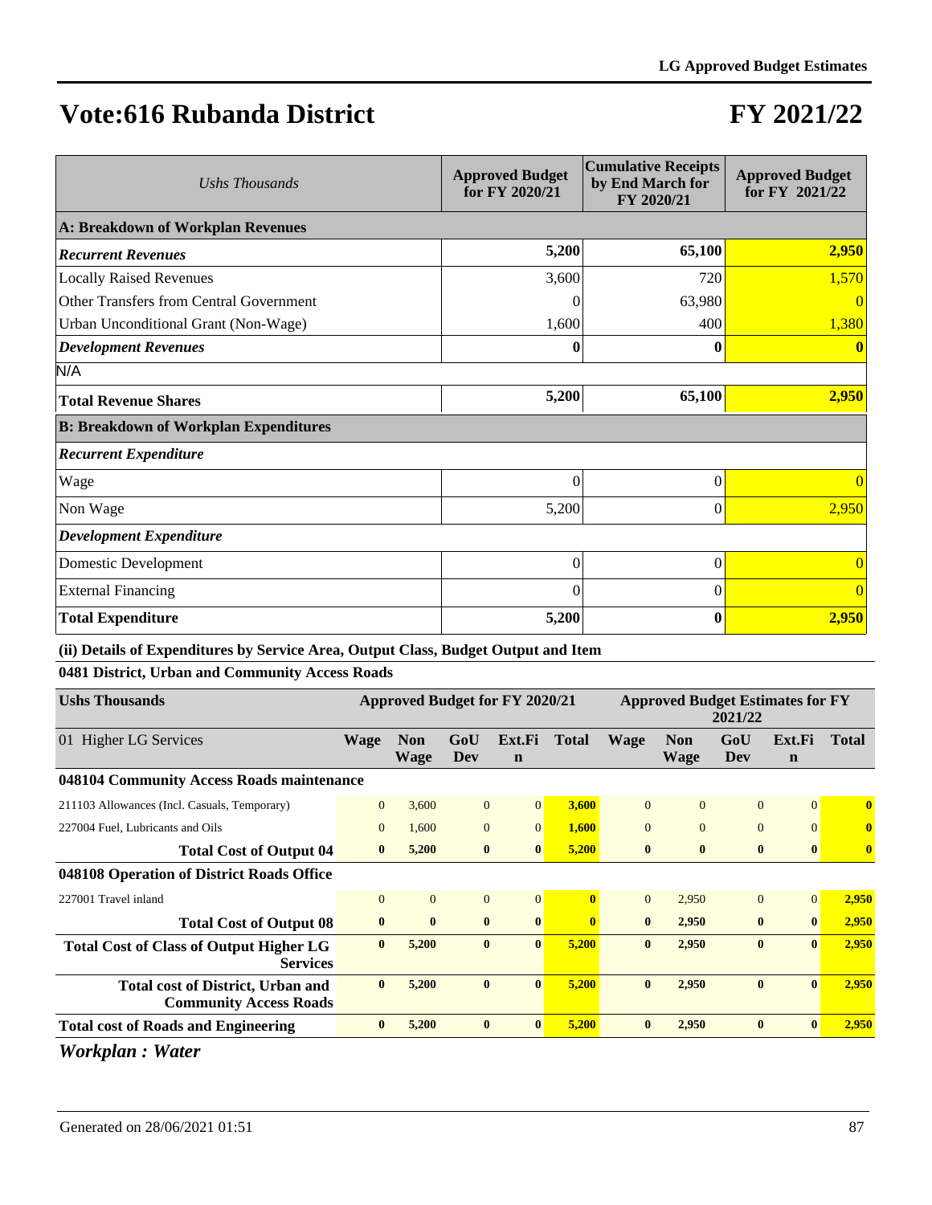# Vote:616 Rubanda District

# FY 2021/22

| *Ushs Thousands* | Approved Budget for FY 2020/21 | Cumulative Receipts by End March for FY 2020/21 | Approved Budget for FY 2021/22 |
|---|---|---|---|
| **A: Breakdown of Workplan Revenues** | | | |
| ***Recurrent Revenues*** | **5,200** | **65,100** | **2,950** |
| Locally Raised Revenues | 3,600 | 720 | 1,570 |
| Other Transfers from Central Government | 0 | 63,980 | 0 |
| Urban Unconditional Grant (Non-Wage) | 1,600 | 400 | 1,380 |
| ***Development Revenues*** | **0** | **0** | **0** |
| N/A | | | |
| **Total Revenue Shares** | **5,200** | **65,100** | **2,950** |
| **B: Breakdown of Workplan Expenditures** | | | |
| ***Recurrent Expenditure*** | | | |
| Wage | 0 | 0 | 0 |
| Non Wage | 5,200 | 0 | 2,950 |
| ***Development Expenditure*** | | | |
| Domestic Development | 0 | 0 | 0 |
| External Financing | 0 | 0 | 0 |
| **Total Expenditure** | **5,200** | **0** | **2,950** |

**(ii) Details of Expenditures by Service Area, Output Class, Budget Output and Item**

**0481 District, Urban and Community Access Roads**

| **Ushs Thousands** | **Approved Budget for FY 2020/21** | | | | | **Approved Budget Estimates for FY 2021/22** | | | | |
|---|---|---|---|---|---|---|---|---|---|---|
| 01 Higher LG Services | **Wage** | **Non Wage** | **GoU Dev** | **Ext.Fin** | **Total** | **Wage** | **Non Wage** | **GoU Dev** | **Ext.Fin** | **Total** |
| **048104 Community Access Roads maintenance** | | | | | | | | | | |
| 211103 Allowances (Incl. Casuals, Temporary) | 0 | 3,600 | 0 | 0 | **3,600** | 0 | 0 | 0 | 0 | **0** |
| 227004 Fuel, Lubricants and Oils | 0 | 1,600 | 0 | 0 | **1,600** | 0 | 0 | 0 | 0 | **0** |
| **Total Cost of Output 04** | **0** | **5,200** | **0** | **0** | **5,200** | **0** | **0** | **0** | **0** | **0** |
| **048108 Operation of District Roads Office** | | | | | | | | | | |
| 227001 Travel inland | 0 | 0 | 0 | 0 | **0** | 0 | 2,950 | 0 | 0 | **2,950** |
| **Total Cost of Output 08** | **0** | **0** | **0** | **0** | **0** | **0** | **2,950** | **0** | **0** | **2,950** |
| **Total Cost of Class of Output Higher LG Services** | **0** | **5,200** | **0** | **0** | **5,200** | **0** | **2,950** | **0** | **0** | **2,950** |
| **Total cost of District, Urban and Community Access Roads** | **0** | **5,200** | **0** | **0** | **5,200** | **0** | **2,950** | **0** | **0** | **2,950** |
| **Total cost of Roads and Engineering** | **0** | **5,200** | **0** | **0** | **5,200** | **0** | **2,950** | **0** | **0** | **2,950** |

***Workplan : Water***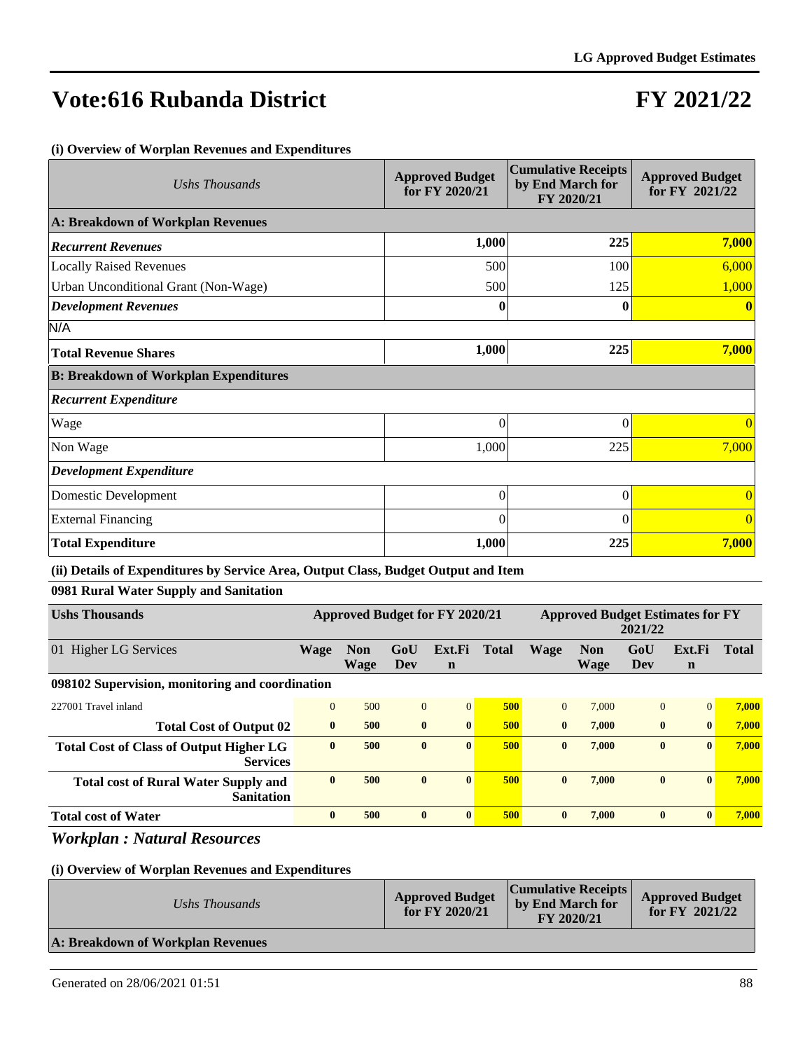# Vote:616 Rubanda District

# FY 2021/22

**(i) Overview of Worplan Revenues and Expenditures**

| *Ushs Thousands* | Approved Budget for FY 2020/21 | Cumulative Receipts by End March for FY 2020/21 | Approved Budget for FY 2021/22 |
|---|---|---|---|
| **A: Breakdown of Workplan Revenues** | | | |
| ***Recurrent Revenues*** | **1,000** | **225** | **7,000** |
| Locally Raised Revenues | 500 | 100 | 6,000 |
| Urban Unconditional Grant (Non-Wage) | 500 | 125 | 1,000 |
| ***Development Revenues*** | **0** | **0** | **0** |
| N/A | | | |
| **Total Revenue Shares** | **1,000** | **225** | **7,000** |
| **B: Breakdown of Workplan Expenditures** | | | |
| ***Recurrent Expenditure*** | | | |
| Wage | 0 | 0 | 0 |
| Non Wage | 1,000 | 225 | 7,000 |
| ***Development Expenditure*** | | | |
| Domestic Development | 0 | 0 | 0 |
| External Financing | 0 | 0 | 0 |
| **Total Expenditure** | **1,000** | **225** | **7,000** |

**(ii) Details of Expenditures by Service Area, Output Class, Budget Output and Item**

**0981 Rural Water Supply and Sanitation**

| **Ushs Thousands** | **Approved Budget for FY 2020/21** | | | | | **Approved Budget Estimates for FY 2021/22** | | | | |
|---|---|---|---|---|---|---|---|---|---|---|
| 01 Higher LG Services | **Wage** | **Non Wage** | **GoU Dev** | **Ext.Fin** | **Total** | **Wage** | **Non Wage** | **GoU Dev** | **Ext.Fin** | **Total** |
| **098102 Supervision, monitoring and coordination** | | | | | | | | | | |
| 227001 Travel inland | 0 | 500 | 0 | 0 | **500** | 0 | 7,000 | 0 | 0 | **7,000** |
| **Total Cost of Output 02** | **0** | **500** | **0** | **0** | **500** | **0** | **7,000** | **0** | **0** | **7,000** |
| **Total Cost of Class of Output Higher LG Services** | **0** | **500** | **0** | **0** | **500** | **0** | **7,000** | **0** | **0** | **7,000** |
| **Total cost of Rural Water Supply and Sanitation** | **0** | **500** | **0** | **0** | **500** | **0** | **7,000** | **0** | **0** | **7,000** |
| **Total cost of Water** | **0** | **500** | **0** | **0** | **500** | **0** | **7,000** | **0** | **0** | **7,000** |

## *Workplan : Natural Resources*

**(i) Overview of Worplan Revenues and Expenditures**

| *Ushs Thousands* | Approved Budget for FY 2020/21 | Cumulative Receipts by End March for FY 2020/21 | Approved Budget for FY 2021/22 |
|---|---|---|---|
| **A: Breakdown of Workplan Revenues** | | | |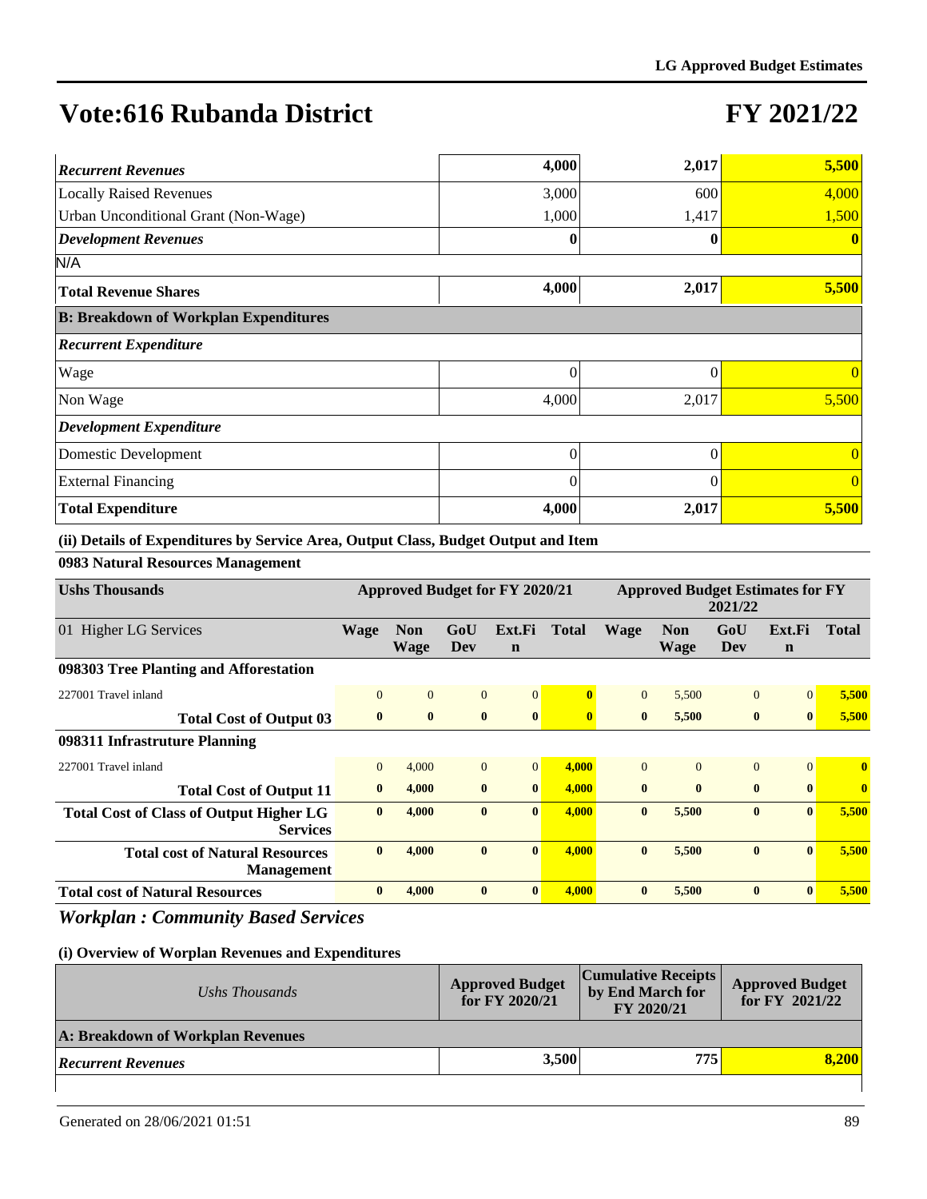# Vote:616 Rubanda District

# FY 2021/22

| | | | |
|---|---|---|---|
| ***Recurrent Revenues*** | **4,000** | **2,017** | **5,500** |
| Locally Raised Revenues | 3,000 | 600 | 4,000 |
| Urban Unconditional Grant (Non-Wage) | 1,000 | 1,417 | 1,500 |
| ***Development Revenues*** | **0** | **0** | **0** |
| N/A | | | |
| **Total Revenue Shares** | **4,000** | **2,017** | **5,500** |
| **B: Breakdown of Workplan Expenditures** | | | |
| ***Recurrent Expenditure*** | | | |
| Wage | 0 | 0 | 0 |
| Non Wage | 4,000 | 2,017 | 5,500 |
| ***Development Expenditure*** | | | |
| Domestic Development | 0 | 0 | 0 |
| External Financing | 0 | 0 | 0 |
| **Total Expenditure** | **4,000** | **2,017** | **5,500** |

**(ii) Details of Expenditures by Service Area, Output Class, Budget Output and Item**

**0983 Natural Resources Management**

| **Ushs Thousands** | **Approved Budget for FY 2020/21** | | | | | **Approved Budget Estimates for FY 2021/22** | | | | |
|---|---|---|---|---|---|---|---|---|---|---|
| 01 Higher LG Services | **Wage** | **Non Wage** | **GoU Dev** | **Ext.Fin** | **Total** | **Wage** | **Non Wage** | **GoU Dev** | **Ext.Fin** | **Total** |
| **098303 Tree Planting and Afforestation** | | | | | | | | | | |
| 227001 Travel inland | 0 | 0 | 0 | 0 | **0** | 0 | 5,500 | 0 | 0 | **5,500** |
| **Total Cost of Output 03** | **0** | **0** | **0** | **0** | **0** | **0** | **5,500** | **0** | **0** | **5,500** |
| **098311 Infrastruture Planning** | | | | | | | | | | |
| 227001 Travel inland | 0 | 4,000 | 0 | 0 | **4,000** | 0 | 0 | 0 | 0 | **0** |
| **Total Cost of Output 11** | **0** | **4,000** | **0** | **0** | **4,000** | **0** | **0** | **0** | **0** | **0** |
| **Total Cost of Class of Output Higher LG Services** | **0** | **4,000** | **0** | **0** | **4,000** | **0** | **5,500** | **0** | **0** | **5,500** |
| **Total cost of Natural Resources Management** | **0** | **4,000** | **0** | **0** | **4,000** | **0** | **5,500** | **0** | **0** | **5,500** |
| **Total cost of Natural Resources** | **0** | **4,000** | **0** | **0** | **4,000** | **0** | **5,500** | **0** | **0** | **5,500** |

## *Workplan : Community Based Services*

**(i) Overview of Worplan Revenues and Expenditures**

| *Ushs Thousands* | **Approved Budget for FY 2020/21** | **Cumulative Receipts by End March for FY 2020/21** | **Approved Budget for FY 2021/22** |
|---|---|---|---|
| **A: Breakdown of Workplan Revenues** | | | |
| ***Recurrent Revenues*** | **3,500** | **775** | **8,200** |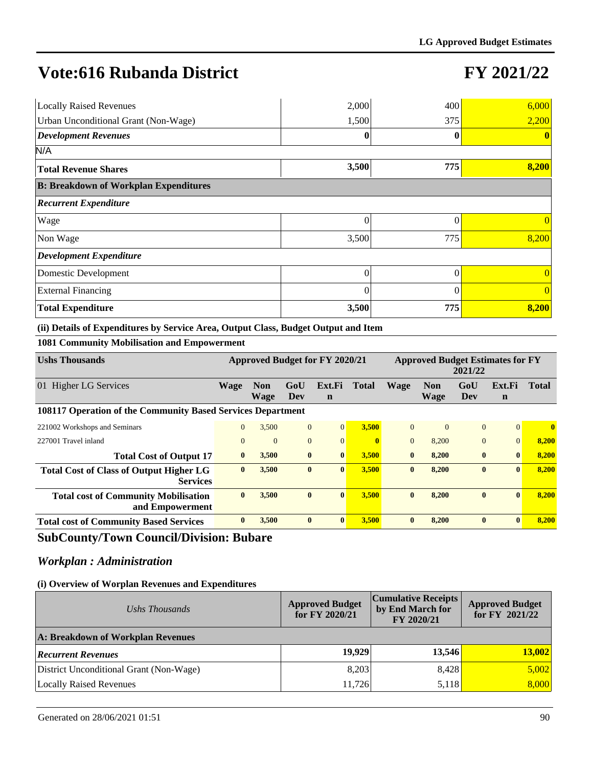# Vote:616 Rubanda District

# FY 2021/22

| | | | |
|---|---|---|---|
| Locally Raised Revenues | 2,000 | 400 | 6,000 |
| Urban Unconditional Grant (Non-Wage) | 1,500 | 375 | 2,200 |
| ***Development Revenues*** | **0** | **0** | **0** |
| N/A | | | |
| **Total Revenue Shares** | **3,500** | **775** | **8,200** |
| **B: Breakdown of Workplan Expenditures** | | | |
| ***Recurrent Expenditure*** | | | |
| Wage | 0 | 0 | 0 |
| Non Wage | 3,500 | 775 | 8,200 |
| ***Development Expenditure*** | | | |
| Domestic Development | 0 | 0 | 0 |
| External Financing | 0 | 0 | 0 |
| **Total Expenditure** | **3,500** | **775** | **8,200** |

**(ii) Details of Expenditures by Service Area, Output Class, Budget Output and Item**

**1081 Community Mobilisation and Empowerment**

| Ushs Thousands | Approved Budget for FY 2020/21 | | | | | Approved Budget Estimates for FY 2021/22 | | | | |
|---|---|---|---|---|---|---|---|---|---|---|
| 01 Higher LG Services | Wage | Non Wage | GoU Dev | Ext.Fin | Total | Wage | Non Wage | GoU Dev | Ext.Fin | Total |
| **108117 Operation of the Community Based Services Department** | | | | | | | | | | |
| 221002 Workshops and Seminars | 0 | 3,500 | 0 | 0 | **3,500** | 0 | 0 | 0 | 0 | **0** |
| 227001 Travel inland | 0 | 0 | 0 | 0 | **0** | 0 | 8,200 | 0 | 0 | **8,200** |
| **Total Cost of Output 17** | **0** | **3,500** | **0** | **0** | **3,500** | **0** | **8,200** | **0** | **0** | **8,200** |
| **Total Cost of Class of Output Higher LG Services** | **0** | **3,500** | **0** | **0** | **3,500** | **0** | **8,200** | **0** | **0** | **8,200** |
| **Total cost of Community Mobilisation and Empowerment** | **0** | **3,500** | **0** | **0** | **3,500** | **0** | **8,200** | **0** | **0** | **8,200** |
| **Total cost of Community Based Services** | **0** | **3,500** | **0** | **0** | **3,500** | **0** | **8,200** | **0** | **0** | **8,200** |

## SubCounty/Town Council/Division: Bubare

### *Workplan : Administration*

**(i) Overview of Worplan Revenues and Expenditures**

| *Ushs Thousands* | Approved Budget for FY 2020/21 | Cumulative Receipts by End March for FY 2020/21 | Approved Budget for FY 2021/22 |
|---|---|---|---|
| **A: Breakdown of Workplan Revenues** | | | |
| ***Recurrent Revenues*** | **19,929** | **13,546** | **13,002** |
| District Unconditional Grant (Non-Wage) | 8,203 | 8,428 | 5,002 |
| Locally Raised Revenues | 11,726 | 5,118 | 8,000 |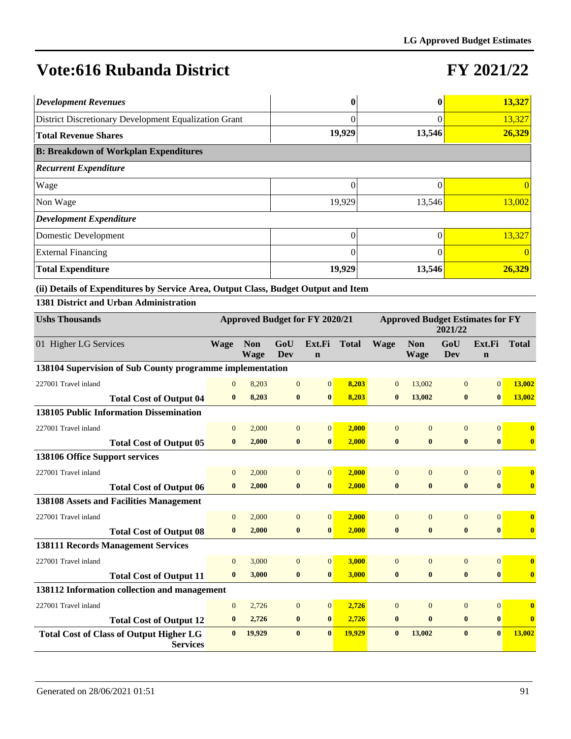# Vote:616 Rubanda District

# FY 2021/22

| | | | |
|---|---|---|---|
| ***Development Revenues*** | **0** | **0** | **13,327** |
| District Discretionary Development Equalization Grant | 0 | 0 | 13,327 |
| **Total Revenue Shares** | **19,929** | **13,546** | **26,329** |
| **B: Breakdown of Workplan Expenditures** | | | |
| ***Recurrent Expenditure*** | | | |
| Wage | 0 | 0 | 0 |
| Non Wage | 19,929 | 13,546 | 13,002 |
| ***Development Expenditure*** | | | |
| Domestic Development | 0 | 0 | 13,327 |
| External Financing | 0 | 0 | 0 |
| **Total Expenditure** | **19,929** | **13,546** | **26,329** |

**(ii) Details of Expenditures by Service Area, Output Class, Budget Output and Item**

**1381 District and Urban Administration**

| Ushs Thousands | Approved Budget for FY 2020/21 | | | | | Approved Budget Estimates for FY 2021/22 | | | | |
|---|---|---|---|---|---|---|---|---|---|---|
| 01 Higher LG Services | Wage | Non Wage | GoU Dev | Ext.Fin | Total | Wage | Non Wage | GoU Dev | Ext.Fin | Total |
| **138104 Supervision of Sub County programme implementation** | | | | | | | | | | |
| 227001 Travel inland | 0 | 8,203 | 0 | 0 | 8,203 | 0 | 13,002 | 0 | 0 | 13,002 |
| **Total Cost of Output 04** | **0** | **8,203** | **0** | **0** | **8,203** | **0** | **13,002** | **0** | **0** | **13,002** |
| **138105 Public Information Dissemination** | | | | | | | | | | |
| 227001 Travel inland | 0 | 2,000 | 0 | 0 | 2,000 | 0 | 0 | 0 | 0 | 0 |
| **Total Cost of Output 05** | **0** | **2,000** | **0** | **0** | **2,000** | **0** | **0** | **0** | **0** | **0** |
| **138106 Office Support services** | | | | | | | | | | |
| 227001 Travel inland | 0 | 2,000 | 0 | 0 | 2,000 | 0 | 0 | 0 | 0 | 0 |
| **Total Cost of Output 06** | **0** | **2,000** | **0** | **0** | **2,000** | **0** | **0** | **0** | **0** | **0** |
| **138108 Assets and Facilities Management** | | | | | | | | | | |
| 227001 Travel inland | 0 | 2,000 | 0 | 0 | 2,000 | 0 | 0 | 0 | 0 | 0 |
| **Total Cost of Output 08** | **0** | **2,000** | **0** | **0** | **2,000** | **0** | **0** | **0** | **0** | **0** |
| **138111 Records Management Services** | | | | | | | | | | |
| 227001 Travel inland | 0 | 3,000 | 0 | 0 | 3,000 | 0 | 0 | 0 | 0 | 0 |
| **Total Cost of Output 11** | **0** | **3,000** | **0** | **0** | **3,000** | **0** | **0** | **0** | **0** | **0** |
| **138112 Information collection and management** | | | | | | | | | | |
| 227001 Travel inland | 0 | 2,726 | 0 | 0 | 2,726 | 0 | 0 | 0 | 0 | 0 |
| **Total Cost of Output 12** | **0** | **2,726** | **0** | **0** | **2,726** | **0** | **0** | **0** | **0** | **0** |
| **Total Cost of Class of Output Higher LG Services** | **0** | **19,929** | **0** | **0** | **19,929** | **0** | **13,002** | **0** | **0** | **13,002** |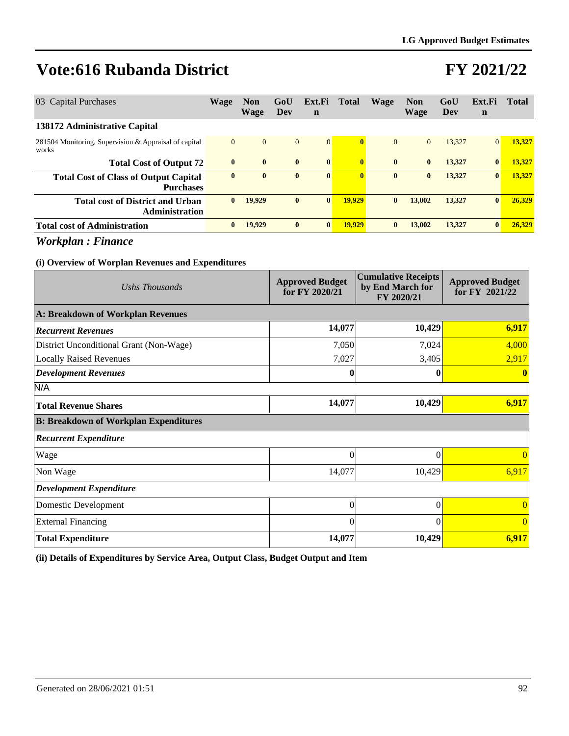# Vote:616 Rubanda District

# FY 2021/22

| 03 Capital Purchases | Wage | Non Wage | GoU Dev | Ext.Fin | Total | Wage | Non Wage | GoU Dev | Ext.Fin | Total |
|---|---|---|---|---|---|---|---|---|---|---|
| **138172 Administrative Capital** | | | | | | | | | | |
| 281504 Monitoring, Supervision & Appraisal of capital works | 0 | 0 | 0 | 0 | **0** | 0 | 0 | 13,327 | 0 | **13,327** |
| **Total Cost of Output 72** | **0** | **0** | **0** | **0** | **0** | **0** | **0** | **13,327** | **0** | **13,327** |
| **Total Cost of Class of Output Capital Purchases** | **0** | **0** | **0** | **0** | **0** | **0** | **0** | **13,327** | **0** | **13,327** |
| **Total cost of District and Urban Administration** | **0** | **19,929** | **0** | **0** | **19,929** | **0** | **13,002** | **13,327** | **0** | **26,329** |
| **Total cost of Administration** | **0** | **19,929** | **0** | **0** | **19,929** | **0** | **13,002** | **13,327** | **0** | **26,329** |

## *Workplan : Finance*

### (i) Overview of Worplan Revenues and Expenditures

| *Ushs Thousands* | Approved Budget for FY 2020/21 | Cumulative Receipts by End March for FY 2020/21 | Approved Budget for FY 2021/22 |
|---|---|---|---|
| **A: Breakdown of Workplan Revenues** | | | |
| ***Recurrent Revenues*** | **14,077** | **10,429** | **6,917** |
| District Unconditional Grant (Non-Wage) | 7,050 | 7,024 | 4,000 |
| Locally Raised Revenues | 7,027 | 3,405 | 2,917 |
| ***Development Revenues*** | **0** | **0** | **0** |
| N/A | | | |
| **Total Revenue Shares** | **14,077** | **10,429** | **6,917** |
| **B: Breakdown of Workplan Expenditures** | | | |
| ***Recurrent Expenditure*** | | | |
| Wage | 0 | 0 | 0 |
| Non Wage | 14,077 | 10,429 | 6,917 |
| ***Development Expenditure*** | | | |
| Domestic Development | 0 | 0 | 0 |
| External Financing | 0 | 0 | 0 |
| **Total Expenditure** | **14,077** | **10,429** | **6,917** |

### (ii) Details of Expenditures by Service Area, Output Class, Budget Output and Item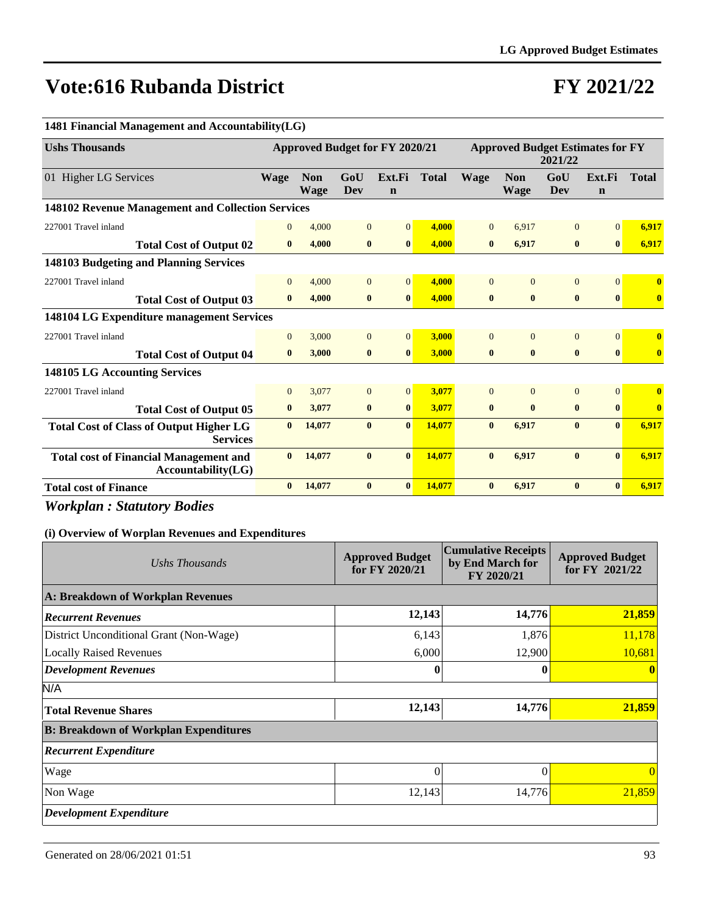# Vote:616 Rubanda District

# FY 2021/22

**1481 Financial Management and Accountability(LG)**

| Ushs Thousands | Approved Budget for FY 2020/21 | | | | | Approved Budget Estimates for FY 2021/22 | | | | |
|---|---|---|---|---|---|---|---|---|---|---|
| 01 Higher LG Services | Wage | Non Wage | GoU Dev | Ext.Fin | Total | Wage | Non Wage | GoU Dev | Ext.Fin | Total |
| **148102 Revenue Management and Collection Services** | | | | | | | | | | |
| 227001 Travel inland | 0 | 4,000 | 0 | 0 | 4,000 | 0 | 6,917 | 0 | 0 | 6,917 |
| **Total Cost of Output 02** | **0** | **4,000** | **0** | **0** | **4,000** | **0** | **6,917** | **0** | **0** | **6,917** |
| **148103 Budgeting and Planning Services** | | | | | | | | | | |
| 227001 Travel inland | 0 | 4,000 | 0 | 0 | 4,000 | 0 | 0 | 0 | 0 | 0 |
| **Total Cost of Output 03** | **0** | **4,000** | **0** | **0** | **4,000** | **0** | **0** | **0** | **0** | **0** |
| **148104 LG Expenditure management Services** | | | | | | | | | | |
| 227001 Travel inland | 0 | 3,000 | 0 | 0 | 3,000 | 0 | 0 | 0 | 0 | 0 |
| **Total Cost of Output 04** | **0** | **3,000** | **0** | **0** | **3,000** | **0** | **0** | **0** | **0** | **0** |
| **148105 LG Accounting Services** | | | | | | | | | | |
| 227001 Travel inland | 0 | 3,077 | 0 | 0 | 3,077 | 0 | 0 | 0 | 0 | 0 |
| **Total Cost of Output 05** | **0** | **3,077** | **0** | **0** | **3,077** | **0** | **0** | **0** | **0** | **0** |
| **Total Cost of Class of Output Higher LG Services** | **0** | **14,077** | **0** | **0** | **14,077** | **0** | **6,917** | **0** | **0** | **6,917** |
| **Total cost of Financial Management and Accountability(LG)** | **0** | **14,077** | **0** | **0** | **14,077** | **0** | **6,917** | **0** | **0** | **6,917** |
| **Total cost of Finance** | **0** | **14,077** | **0** | **0** | **14,077** | **0** | **6,917** | **0** | **0** | **6,917** |

## *Workplan : Statutory Bodies*

### (i) Overview of Worplan Revenues and Expenditures

| *Ushs Thousands* | Approved Budget for FY 2020/21 | Cumulative Receipts by End March for FY 2020/21 | Approved Budget for FY 2021/22 |
|---|---|---|---|
| **A: Breakdown of Workplan Revenues** | | | |
| ***Recurrent Revenues*** | **12,143** | **14,776** | **21,859** |
| District Unconditional Grant (Non-Wage) | 6,143 | 1,876 | 11,178 |
| Locally Raised Revenues | 6,000 | 12,900 | 10,681 |
| ***Development Revenues*** | **0** | **0** | **0** |
| N/A | | | |
| **Total Revenue Shares** | **12,143** | **14,776** | **21,859** |
| **B: Breakdown of Workplan Expenditures** | | | |
| ***Recurrent Expenditure*** | | | |
| Wage | 0 | 0 | 0 |
| Non Wage | 12,143 | 14,776 | 21,859 |
| ***Development Expenditure*** | | | |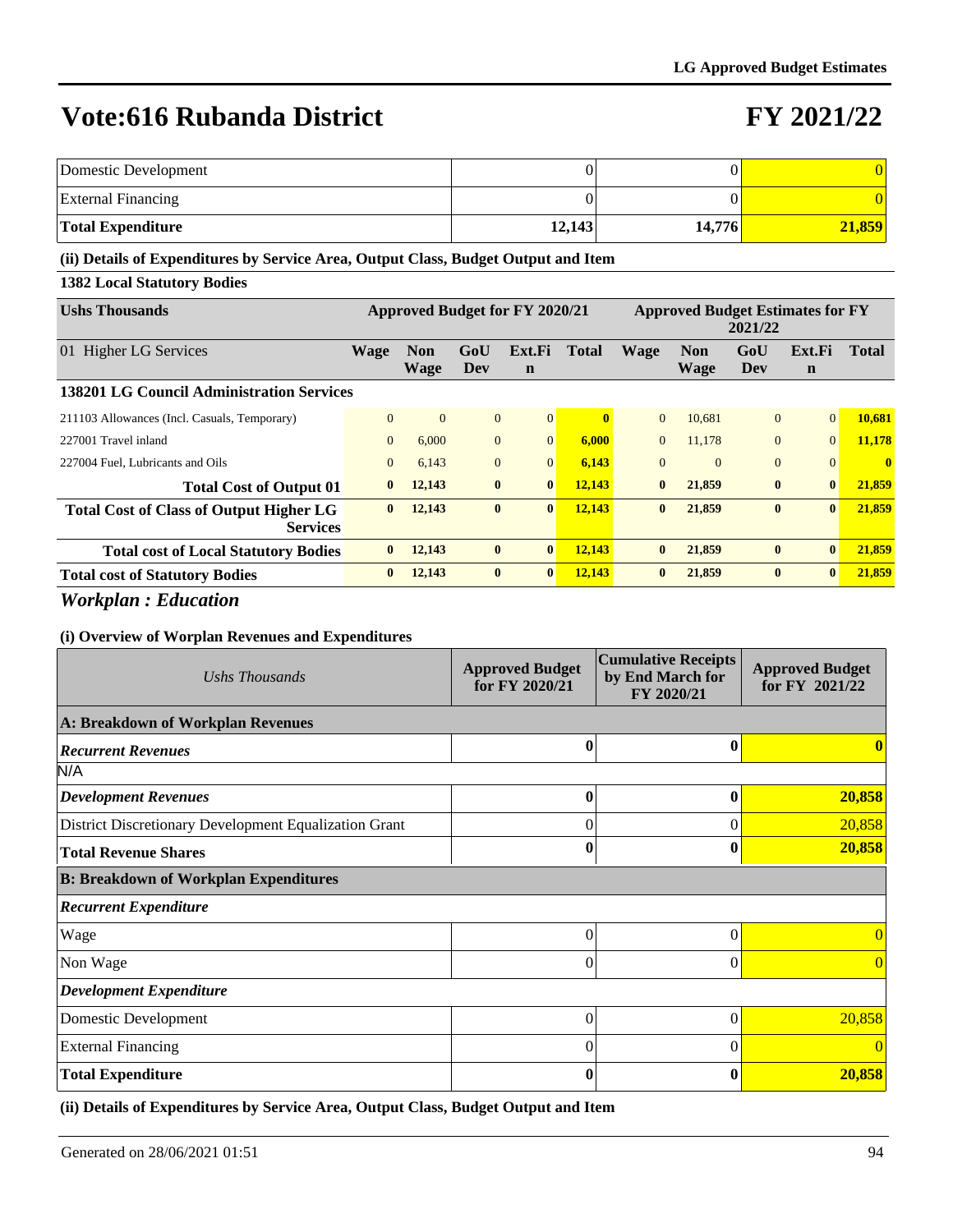# Vote:616 Rubanda District

# FY 2021/22

| | | | |
|---|---|---|---|
| Domestic Development | 0 | 0 | 0 |
| External Financing | 0 | 0 | 0 |
| **Total Expenditure** | **12,143** | **14,776** | **21,859** |

**(ii) Details of Expenditures by Service Area, Output Class, Budget Output and Item**

**1382 Local Statutory Bodies**

| Ushs Thousands | Approved Budget for FY 2020/21 | | | | | Approved Budget Estimates for FY 2021/22 | | | | |
|---|---|---|---|---|---|---|---|---|---|---|
| 01 Higher LG Services | Wage | Non Wage | GoU Dev | Ext.Fin | Total | Wage | Non Wage | GoU Dev | Ext.Fin | Total |
| **138201 LG Council Administration Services** | | | | | | | | | | |
| 211103 Allowances (Incl. Casuals, Temporary) | 0 | 0 | 0 | 0 | **0** | 0 | 10,681 | 0 | 0 | **10,681** |
| 227001 Travel inland | 0 | 6,000 | 0 | 0 | **6,000** | 0 | 11,178 | 0 | 0 | **11,178** |
| 227004 Fuel, Lubricants and Oils | 0 | 6,143 | 0 | 0 | **6,143** | 0 | 0 | 0 | 0 | **0** |
| **Total Cost of Output 01** | **0** | **12,143** | **0** | **0** | **12,143** | **0** | **21,859** | **0** | **0** | **21,859** |
| **Total Cost of Class of Output Higher LG Services** | **0** | **12,143** | **0** | **0** | **12,143** | **0** | **21,859** | **0** | **0** | **21,859** |
| **Total cost of Local Statutory Bodies** | **0** | **12,143** | **0** | **0** | **12,143** | **0** | **21,859** | **0** | **0** | **21,859** |
| **Total cost of Statutory Bodies** | **0** | **12,143** | **0** | **0** | **12,143** | **0** | **21,859** | **0** | **0** | **21,859** |

## *Workplan : Education*

**(i) Overview of Worplan Revenues and Expenditures**

| *Ushs Thousands* | Approved Budget for FY 2020/21 | Cumulative Receipts by End March for FY 2020/21 | Approved Budget for FY 2021/22 |
|---|---|---|---|
| **A: Breakdown of Workplan Revenues** | | | |
| ***Recurrent Revenues*** | **0** | **0** | **0** |
| N/A | | | |
| ***Development Revenues*** | **0** | **0** | **20,858** |
| District Discretionary Development Equalization Grant | 0 | 0 | 20,858 |
| **Total Revenue Shares** | **0** | **0** | **20,858** |
| **B: Breakdown of Workplan Expenditures** | | | |
| ***Recurrent Expenditure*** | | | |
| Wage | 0 | 0 | 0 |
| Non Wage | 0 | 0 | 0 |
| ***Development Expenditure*** | | | |
| Domestic Development | 0 | 0 | 20,858 |
| External Financing | 0 | 0 | 0 |
| **Total Expenditure** | **0** | **0** | **20,858** |

**(ii) Details of Expenditures by Service Area, Output Class, Budget Output and Item**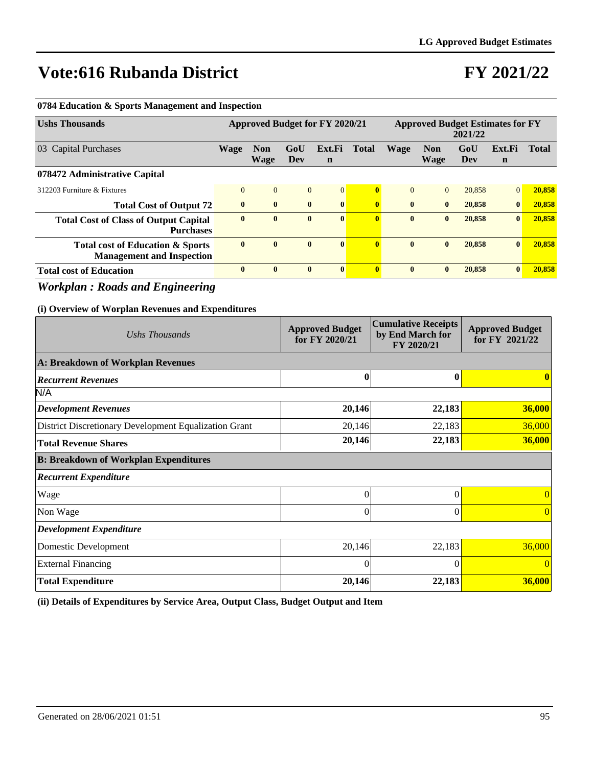# Vote:616 Rubanda District

# FY 2021/22

**0784 Education & Sports Management and Inspection**

| Ushs Thousands | Approved Budget for FY 2020/21 | | | | | Approved Budget Estimates for FY 2021/22 | | | | |
|---|---|---|---|---|---|---|---|---|---|---|
| 03 Capital Purchases | Wage | Non Wage | GoU Dev | Ext.Fin | Total | Wage | Non Wage | GoU Dev | Ext.Fin | Total |
| **078472 Administrative Capital** | | | | | | | | | | |
| 312203 Furniture & Fixtures | 0 | 0 | 0 | 0 | **0** | 0 | 0 | 20,858 | 0 | **20,858** |
| **Total Cost of Output 72** | **0** | **0** | **0** | **0** | **0** | **0** | **0** | **20,858** | **0** | **20,858** |
| **Total Cost of Class of Output Capital Purchases** | **0** | **0** | **0** | **0** | **0** | **0** | **0** | **20,858** | **0** | **20,858** |
| **Total cost of Education & Sports Management and Inspection** | **0** | **0** | **0** | **0** | **0** | **0** | **0** | **20,858** | **0** | **20,858** |
| **Total cost of Education** | **0** | **0** | **0** | **0** | **0** | **0** | **0** | **20,858** | **0** | **20,858** |

## *Workplan : Roads and Engineering*

**(i) Overview of Worplan Revenues and Expenditures**

| *Ushs Thousands* | Approved Budget for FY 2020/21 | Cumulative Receipts by End March for FY 2020/21 | Approved Budget for FY 2021/22 |
|---|---|---|---|
| **A: Breakdown of Workplan Revenues** | | | |
| ***Recurrent Revenues*** | **0** | **0** | **0** |
| N/A | | | |
| ***Development Revenues*** | **20,146** | **22,183** | **36,000** |
| District Discretionary Development Equalization Grant | 20,146 | 22,183 | 36,000 |
| **Total Revenue Shares** | **20,146** | **22,183** | **36,000** |
| **B: Breakdown of Workplan Expenditures** | | | |
| ***Recurrent Expenditure*** | | | |
| Wage | 0 | 0 | 0 |
| Non Wage | 0 | 0 | 0 |
| ***Development Expenditure*** | | | |
| Domestic Development | 20,146 | 22,183 | 36,000 |
| External Financing | 0 | 0 | 0 |
| **Total Expenditure** | **20,146** | **22,183** | **36,000** |

**(ii) Details of Expenditures by Service Area, Output Class, Budget Output and Item**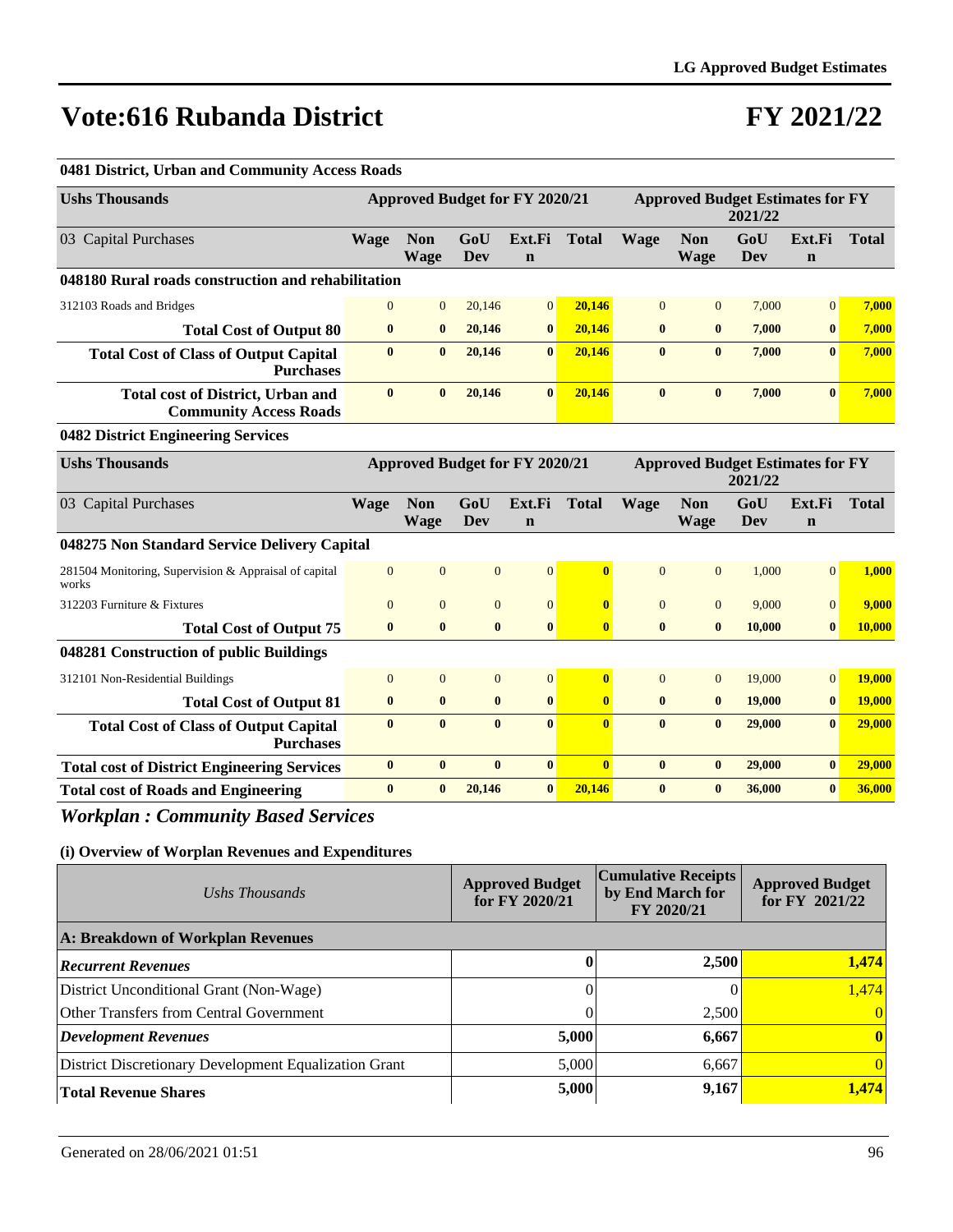# Vote:616 Rubanda District

# FY 2021/22

**0481 District, Urban and Community Access Roads**

| Ushs Thousands | Approved Budget for FY 2020/21 | | | | | Approved Budget Estimates for FY 2021/22 | | | | |
|---|---|---|---|---|---|---|---|---|---|---|
| 03 Capital Purchases | Wage | Non Wage | GoU Dev | Ext.Fin | Total | Wage | Non Wage | GoU Dev | Ext.Fin | Total |
| **048180 Rural roads construction and rehabilitation** | | | | | | | | | | |
| 312103 Roads and Bridges | 0 | 0 | 20,146 | 0 | 20,146 | 0 | 0 | 7,000 | 0 | 7,000 |
| **Total Cost of Output 80** | **0** | **0** | **20,146** | **0** | **20,146** | **0** | **0** | **7,000** | **0** | **7,000** |
| **Total Cost of Class of Output Capital Purchases** | **0** | **0** | **20,146** | **0** | **20,146** | **0** | **0** | **7,000** | **0** | **7,000** |
| **Total cost of District, Urban and Community Access Roads** | **0** | **0** | **20,146** | **0** | **20,146** | **0** | **0** | **7,000** | **0** | **7,000** |

**0482 District Engineering Services**

| Ushs Thousands | Approved Budget for FY 2020/21 | | | | | Approved Budget Estimates for FY 2021/22 | | | | |
|---|---|---|---|---|---|---|---|---|---|---|
| 03 Capital Purchases | Wage | Non Wage | GoU Dev | Ext.Fin | Total | Wage | Non Wage | GoU Dev | Ext.Fin | Total |
| **048275 Non Standard Service Delivery Capital** | | | | | | | | | | |
| 281504 Monitoring, Supervision & Appraisal of capital works | 0 | 0 | 0 | 0 | 0 | 0 | 0 | 1,000 | 0 | 1,000 |
| 312203 Furniture & Fixtures | 0 | 0 | 0 | 0 | 0 | 0 | 0 | 9,000 | 0 | 9,000 |
| **Total Cost of Output 75** | **0** | **0** | **0** | **0** | **0** | **0** | **0** | **10,000** | **0** | **10,000** |
| **048281 Construction of public Buildings** | | | | | | | | | | |
| 312101 Non-Residential Buildings | 0 | 0 | 0 | 0 | 0 | 0 | 0 | 19,000 | 0 | 19,000 |
| **Total Cost of Output 81** | **0** | **0** | **0** | **0** | **0** | **0** | **0** | **19,000** | **0** | **19,000** |
| **Total Cost of Class of Output Capital Purchases** | **0** | **0** | **0** | **0** | **0** | **0** | **0** | **29,000** | **0** | **29,000** |
| **Total cost of District Engineering Services** | **0** | **0** | **0** | **0** | **0** | **0** | **0** | **29,000** | **0** | **29,000** |
| **Total cost of Roads and Engineering** | **0** | **0** | **20,146** | **0** | **20,146** | **0** | **0** | **36,000** | **0** | **36,000** |

## *Workplan : Community Based Services*

### (i) Overview of Worplan Revenues and Expenditures

| *Ushs Thousands* | Approved Budget for FY 2020/21 | Cumulative Receipts by End March for FY 2020/21 | Approved Budget for FY 2021/22 |
|---|---|---|---|
| **A: Breakdown of Workplan Revenues** | | | |
| ***Recurrent Revenues*** | **0** | **2,500** | **1,474** |
| District Unconditional Grant (Non-Wage) | 0 | 0 | 1,474 |
| Other Transfers from Central Government | 0 | 2,500 | 0 |
| ***Development Revenues*** | **5,000** | **6,667** | **0** |
| District Discretionary Development Equalization Grant | 5,000 | 6,667 | 0 |
| **Total Revenue Shares** | **5,000** | **9,167** | **1,474** |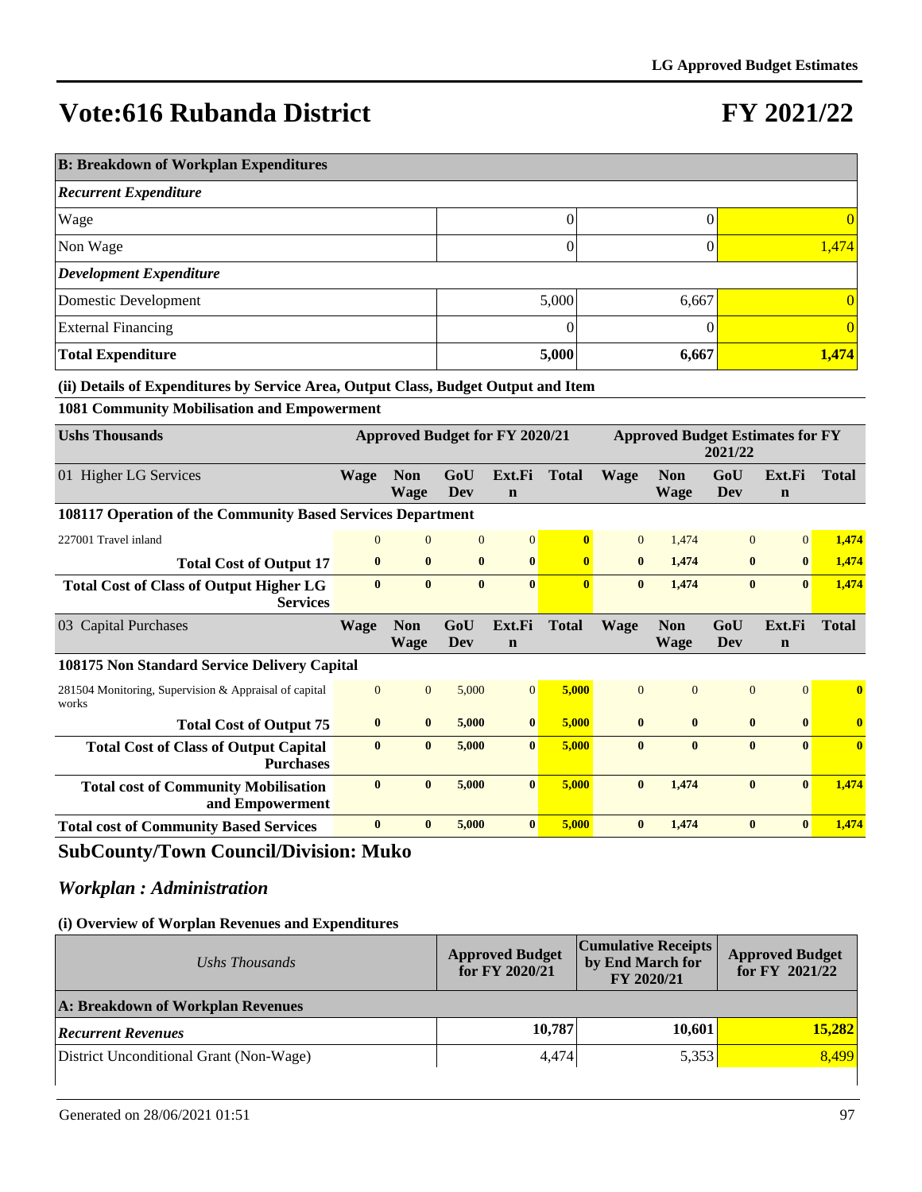# Vote:616 Rubanda District

# FY 2021/22

| B: Breakdown of Workplan Expenditures | | | |
|---|---|---|---|
| *Recurrent Expenditure* | | | |
| Wage | 0 | 0 | 0 |
| Non Wage | 0 | 0 | 1,474 |
| *Development Expenditure* | | | |
| Domestic Development | 5,000 | 6,667 | 0 |
| External Financing | 0 | 0 | 0 |
| **Total Expenditure** | **5,000** | **6,667** | **1,474** |

**(ii) Details of Expenditures by Service Area, Output Class, Budget Output and Item**

**1081 Community Mobilisation and Empowerment**

| Ushs Thousands | Approved Budget for FY 2020/21 | | | | | Approved Budget Estimates for FY 2021/22 | | | | |
|---|---|---|---|---|---|---|---|---|---|---|
| 01 Higher LG Services | Wage | Non Wage | GoU Dev | Ext.Fin | Total | Wage | Non Wage | GoU Dev | Ext.Fin | Total |
| **108117 Operation of the Community Based Services Department** | | | | | | | | | | |
| 227001 Travel inland | 0 | 0 | 0 | 0 | **0** | 0 | 1,474 | 0 | 0 | **1,474** |
| **Total Cost of Output 17** | **0** | **0** | **0** | **0** | **0** | **0** | **1,474** | **0** | **0** | **1,474** |
| **Total Cost of Class of Output Higher LG Services** | **0** | **0** | **0** | **0** | **0** | **0** | **1,474** | **0** | **0** | **1,474** |
| 03 Capital Purchases | Wage | Non Wage | GoU Dev | Ext.Fin | Total | Wage | Non Wage | GoU Dev | Ext.Fin | Total |
| **108175 Non Standard Service Delivery Capital** | | | | | | | | | | |
| 281504 Monitoring, Supervision & Appraisal of capital works | 0 | 0 | 5,000 | 0 | **5,000** | 0 | 0 | 0 | 0 | **0** |
| **Total Cost of Output 75** | **0** | **0** | **5,000** | **0** | **5,000** | **0** | **0** | **0** | **0** | **0** |
| **Total Cost of Class of Output Capital Purchases** | **0** | **0** | **5,000** | **0** | **5,000** | **0** | **0** | **0** | **0** | **0** |
| **Total cost of Community Mobilisation and Empowerment** | **0** | **0** | **5,000** | **0** | **5,000** | **0** | **1,474** | **0** | **0** | **1,474** |
| **Total cost of Community Based Services** | **0** | **0** | **5,000** | **0** | **5,000** | **0** | **1,474** | **0** | **0** | **1,474** |

## SubCounty/Town Council/Division: Muko

### *Workplan : Administration*

**(i) Overview of Worplan Revenues and Expenditures**

| *Ushs Thousands* | Approved Budget for FY 2020/21 | Cumulative Receipts by End March for FY 2020/21 | Approved Budget for FY 2021/22 |
|---|---|---|---|
| **A: Breakdown of Workplan Revenues** | | | |
| ***Recurrent Revenues*** | **10,787** | **10,601** | **15,282** |
| District Unconditional Grant (Non-Wage) | 4,474 | 5,353 | 8,499 |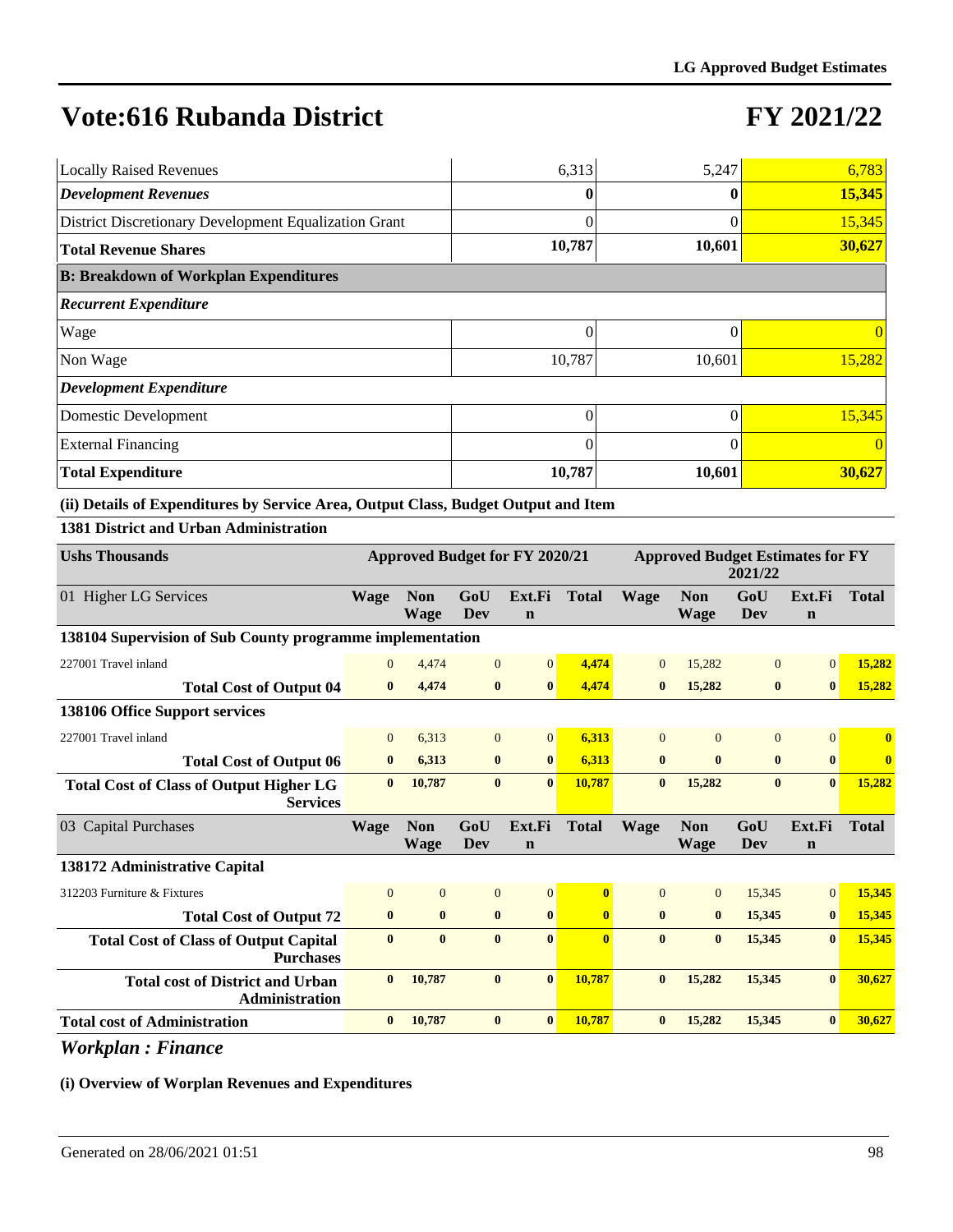# Vote:616 Rubanda District

# FY 2021/22

| | | | |
|---|---|---|---|
| Locally Raised Revenues | 6,313 | 5,247 | 6,783 |
| ***Development Revenues*** | **0** | **0** | **15,345** |
| District Discretionary Development Equalization Grant | 0 | 0 | 15,345 |
| **Total Revenue Shares** | **10,787** | **10,601** | **30,627** |
| **B: Breakdown of Workplan Expenditures** | | | |
| ***Recurrent Expenditure*** | | | |
| Wage | 0 | 0 | 0 |
| Non Wage | 10,787 | 10,601 | 15,282 |
| ***Development Expenditure*** | | | |
| Domestic Development | 0 | 0 | 15,345 |
| External Financing | 0 | 0 | 0 |
| **Total Expenditure** | **10,787** | **10,601** | **30,627** |

**(ii) Details of Expenditures by Service Area, Output Class, Budget Output and Item**

**1381 District and Urban Administration**

| Ushs Thousands | Approved Budget for FY 2020/21 | | | | | Approved Budget Estimates for FY 2021/22 | | | | |
|---|---|---|---|---|---|---|---|---|---|---|
| 01 Higher LG Services | **Wage** | **Non Wage** | **GoU Dev** | **Ext.Fin** | **Total** | **Wage** | **Non Wage** | **GoU Dev** | **Ext.Fin** | **Total** |
| **138104 Supervision of Sub County programme implementation** | | | | | | | | | | |
| 227001 Travel inland | 0 | 4,474 | 0 | 0 | 4,474 | 0 | 15,282 | 0 | 0 | 15,282 |
| **Total Cost of Output 04** | **0** | **4,474** | **0** | **0** | **4,474** | **0** | **15,282** | **0** | **0** | **15,282** |
| **138106 Office Support services** | | | | | | | | | | |
| 227001 Travel inland | 0 | 6,313 | 0 | 0 | 6,313 | 0 | 0 | 0 | 0 | 0 |
| **Total Cost of Output 06** | **0** | **6,313** | **0** | **0** | **6,313** | **0** | **0** | **0** | **0** | **0** |
| **Total Cost of Class of Output Higher LG Services** | **0** | **10,787** | **0** | **0** | **10,787** | **0** | **15,282** | **0** | **0** | **15,282** |
| 03 Capital Purchases | **Wage** | **Non Wage** | **GoU Dev** | **Ext.Fin** | **Total** | **Wage** | **Non Wage** | **GoU Dev** | **Ext.Fin** | **Total** |
| **138172 Administrative Capital** | | | | | | | | | | |
| 312203 Furniture & Fixtures | 0 | 0 | 0 | 0 | 0 | 0 | 0 | 15,345 | 0 | 15,345 |
| **Total Cost of Output 72** | **0** | **0** | **0** | **0** | **0** | **0** | **0** | **15,345** | **0** | **15,345** |
| **Total Cost of Class of Output Capital Purchases** | **0** | **0** | **0** | **0** | **0** | **0** | **0** | **15,345** | **0** | **15,345** |
| **Total cost of District and Urban Administration** | **0** | **10,787** | **0** | **0** | **10,787** | **0** | **15,282** | **15,345** | **0** | **30,627** |
| **Total cost of Administration** | **0** | **10,787** | **0** | **0** | **10,787** | **0** | **15,282** | **15,345** | **0** | **30,627** |

## *Workplan : Finance*

**(i) Overview of Worplan Revenues and Expenditures**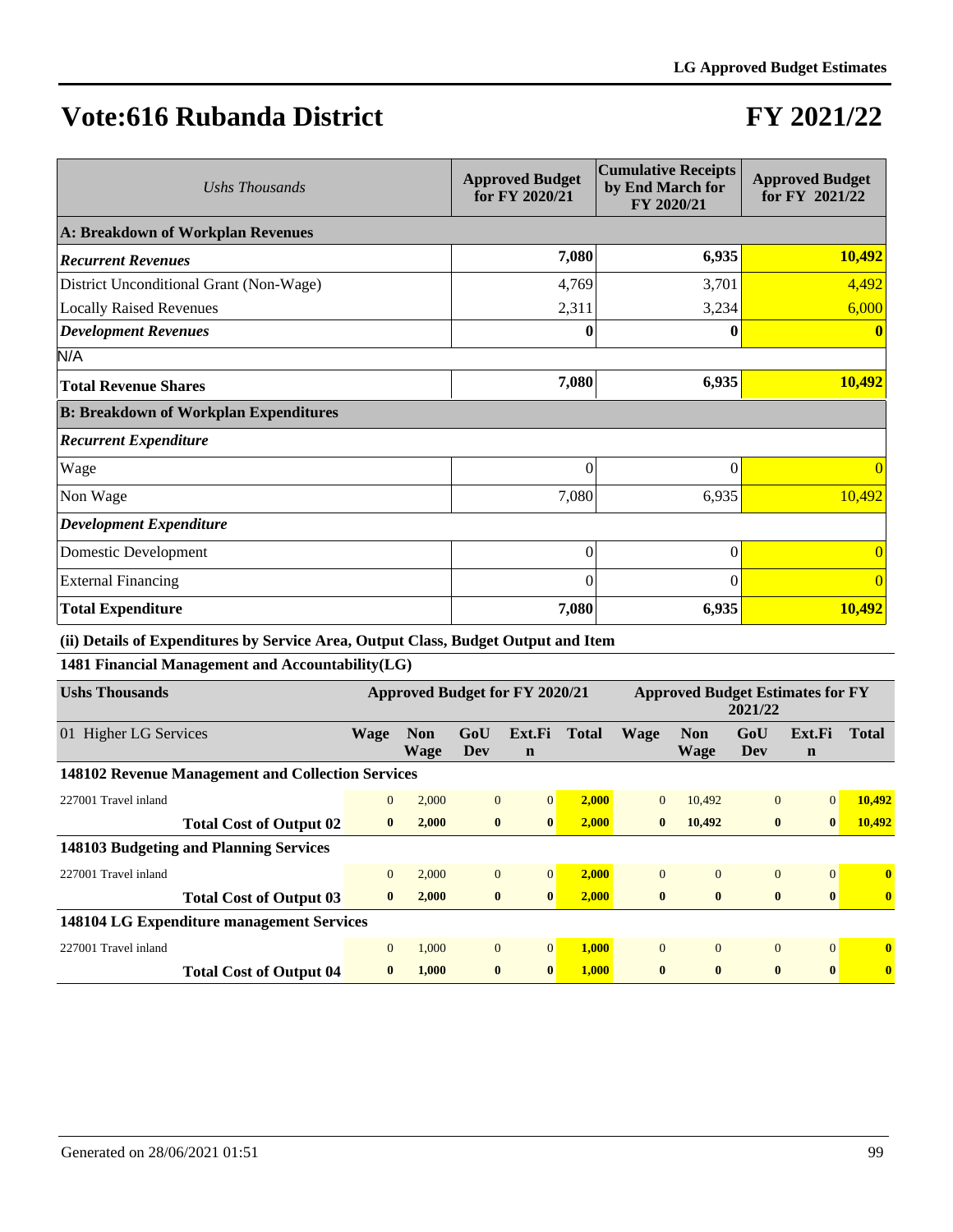# Vote:616 Rubanda District

# FY 2021/22

| Ushs Thousands | Approved Budget for FY 2020/21 | Cumulative Receipts by End March for FY 2020/21 | Approved Budget for FY 2021/22 |
|---|---|---|---|
| **A: Breakdown of Workplan Revenues** | | | |
| ***Recurrent Revenues*** | **7,080** | **6,935** | **10,492** |
| District Unconditional Grant (Non-Wage) | 4,769 | 3,701 | 4,492 |
| Locally Raised Revenues | 2,311 | 3,234 | 6,000 |
| ***Development Revenues*** | **0** | **0** | **0** |
| N/A | | | |
| **Total Revenue Shares** | **7,080** | **6,935** | **10,492** |
| **B: Breakdown of Workplan Expenditures** | | | |
| ***Recurrent Expenditure*** | | | |
| Wage | 0 | 0 | 0 |
| Non Wage | 7,080 | 6,935 | 10,492 |
| ***Development Expenditure*** | | | |
| Domestic Development | 0 | 0 | 0 |
| External Financing | 0 | 0 | 0 |
| **Total Expenditure** | **7,080** | **6,935** | **10,492** |

**(ii) Details of Expenditures by Service Area, Output Class, Budget Output and Item**

**1481 Financial Management and Accountability(LG)**

| Ushs Thousands | Approved Budget for FY 2020/21 | | | | | Approved Budget Estimates for FY 2021/22 | | | | |
|---|---|---|---|---|---|---|---|---|---|---|
| 01 Higher LG Services | Wage | Non Wage | GoU Dev | Ext.Fin | Total | Wage | Non Wage | GoU Dev | Ext.Fin | Total |
| **148102 Revenue Management and Collection Services** | | | | | | | | | | |
| 227001 Travel inland | 0 | 2,000 | 0 | 0 | 2,000 | 0 | 10,492 | 0 | 0 | 10,492 |
| **Total Cost of Output 02** | **0** | **2,000** | **0** | **0** | **2,000** | **0** | **10,492** | **0** | **0** | **10,492** |
| **148103 Budgeting and Planning Services** | | | | | | | | | | |
| 227001 Travel inland | 0 | 2,000 | 0 | 0 | 2,000 | 0 | 0 | 0 | 0 | 0 |
| **Total Cost of Output 03** | **0** | **2,000** | **0** | **0** | **2,000** | **0** | **0** | **0** | **0** | **0** |
| **148104 LG Expenditure management Services** | | | | | | | | | | |
| 227001 Travel inland | 0 | 1,000 | 0 | 0 | 1,000 | 0 | 0 | 0 | 0 | 0 |
| **Total Cost of Output 04** | **0** | **1,000** | **0** | **0** | **1,000** | **0** | **0** | **0** | **0** | **0** |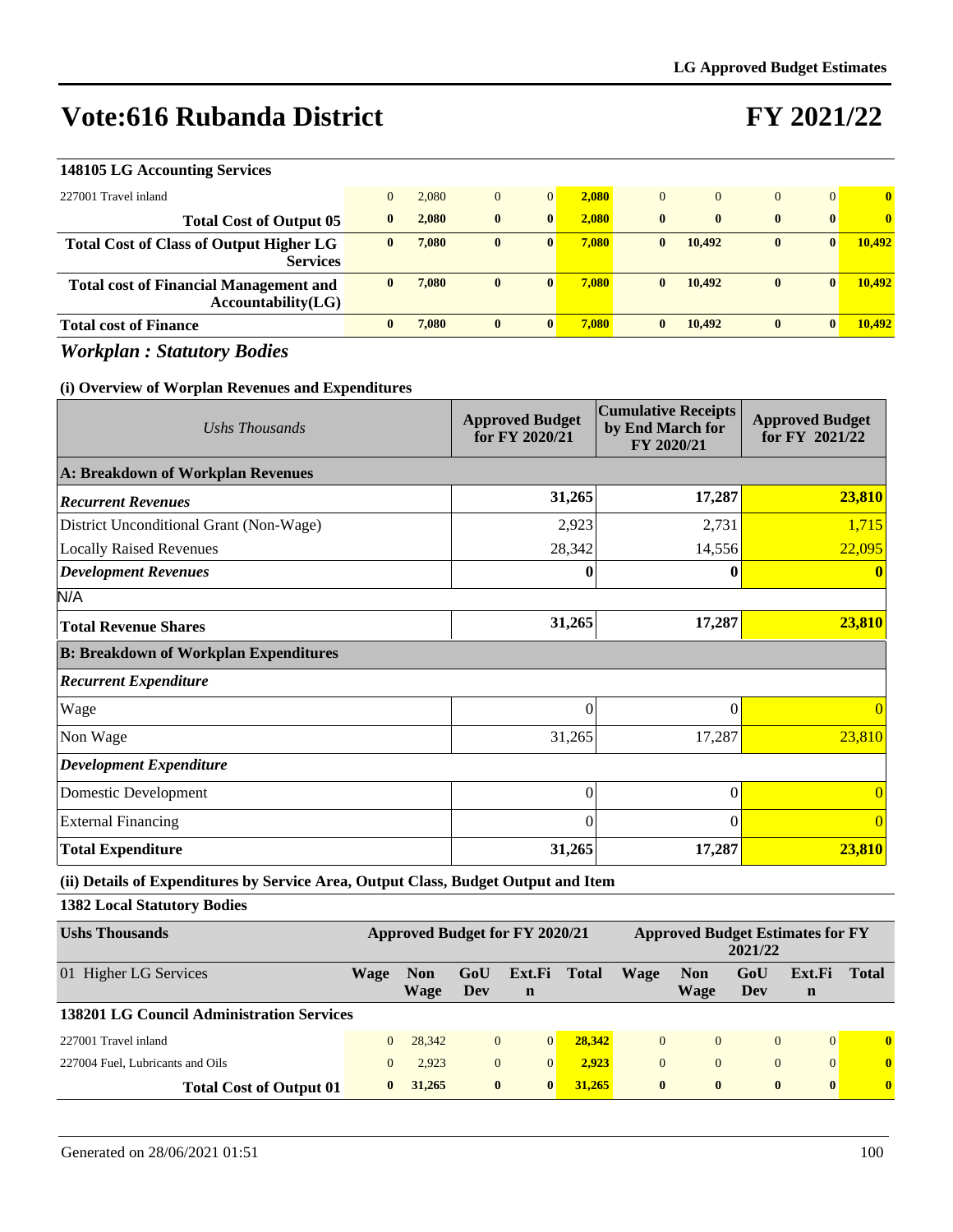# Vote:616 Rubanda District

# FY 2021/22

| 148105 LG Accounting Services | | | | | | | | | | |
|---|---|---|---|---|---|---|---|---|---|---|
| 227001 Travel inland | 0 | 2,080 | 0 | 0 | 2,080 | 0 | 0 | 0 | 0 | 0 |
| **Total Cost of Output 05** | **0** | **2,080** | **0** | **0** | **2,080** | **0** | **0** | **0** | **0** | **0** |
| **Total Cost of Class of Output Higher LG Services** | **0** | **7,080** | **0** | **0** | **7,080** | **0** | **10,492** | **0** | **0** | **10,492** |
| **Total cost of Financial Management and Accountability(LG)** | **0** | **7,080** | **0** | **0** | **7,080** | **0** | **10,492** | **0** | **0** | **10,492** |
| **Total cost of Finance** | **0** | **7,080** | **0** | **0** | **7,080** | **0** | **10,492** | **0** | **0** | **10,492** |

## *Workplan : Statutory Bodies*

### (i) Overview of Worplan Revenues and Expenditures

| *Ushs Thousands* | Approved Budget for FY 2020/21 | Cumulative Receipts by End March for FY 2020/21 | Approved Budget for FY 2021/22 |
|---|---|---|---|
| **A: Breakdown of Workplan Revenues** | | | |
| ***Recurrent Revenues*** | **31,265** | **17,287** | **23,810** |
| District Unconditional Grant (Non-Wage) | 2,923 | 2,731 | 1,715 |
| Locally Raised Revenues | 28,342 | 14,556 | 22,095 |
| ***Development Revenues*** | **0** | **0** | **0** |
| N/A | | | |
| **Total Revenue Shares** | **31,265** | **17,287** | **23,810** |
| **B: Breakdown of Workplan Expenditures** | | | |
| ***Recurrent Expenditure*** | | | |
| Wage | 0 | 0 | 0 |
| Non Wage | 31,265 | 17,287 | 23,810 |
| ***Development Expenditure*** | | | |
| Domestic Development | 0 | 0 | 0 |
| External Financing | 0 | 0 | 0 |
| **Total Expenditure** | **31,265** | **17,287** | **23,810** |

### (ii) Details of Expenditures by Service Area, Output Class, Budget Output and Item

**1382 Local Statutory Bodies**

| Ushs Thousands | Approved Budget for FY 2020/21 | | | | | Approved Budget Estimates for FY 2021/22 | | | | |
|---|---|---|---|---|---|---|---|---|---|---|
| 01 Higher LG Services | Wage | Non Wage | GoU Dev | Ext.Fin | Total | Wage | Non Wage | GoU Dev | Ext.Fin | Total |
| **138201 LG Council Administration Services** | | | | | | | | | | |
| 227001 Travel inland | 0 | 28,342 | 0 | 0 | 28,342 | 0 | 0 | 0 | 0 | 0 |
| 227004 Fuel, Lubricants and Oils | 0 | 2,923 | 0 | 0 | 2,923 | 0 | 0 | 0 | 0 | 0 |
| **Total Cost of Output 01** | **0** | **31,265** | **0** | **0** | **31,265** | **0** | **0** | **0** | **0** | **0** |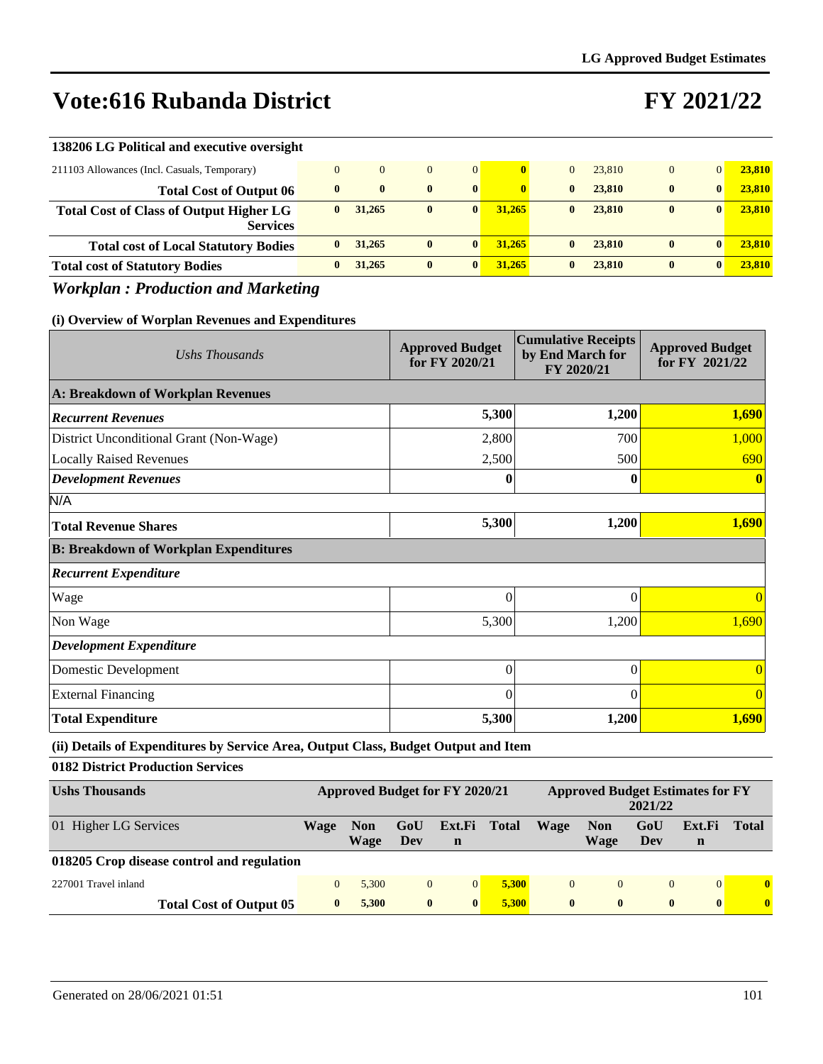# Vote:616 Rubanda District

# FY 2021/22

| 138206 LG Political and executive oversight | | | | | | | | | | |
|---|---|---|---|---|---|---|---|---|---|---|
| 211103 Allowances (Incl. Casuals, Temporary) | 0 | 0 | 0 | 0 | 0 | 0 | 23,810 | 0 | 0 | 23,810 |
| **Total Cost of Output 06** | **0** | **0** | **0** | **0** | **0** | **0** | **23,810** | **0** | **0** | **23,810** |
| **Total Cost of Class of Output Higher LG Services** | **0** | **31,265** | **0** | **0** | **31,265** | **0** | **23,810** | **0** | **0** | **23,810** |
| **Total cost of Local Statutory Bodies** | **0** | **31,265** | **0** | **0** | **31,265** | **0** | **23,810** | **0** | **0** | **23,810** |
| **Total cost of Statutory Bodies** | **0** | **31,265** | **0** | **0** | **31,265** | **0** | **23,810** | **0** | **0** | **23,810** |

## *Workplan : Production and Marketing*

### (i) Overview of Worplan Revenues and Expenditures

| *Ushs Thousands* | Approved Budget for FY 2020/21 | Cumulative Receipts by End March for FY 2020/21 | Approved Budget for FY 2021/22 |
|---|---|---|---|
| **A: Breakdown of Workplan Revenues** | | | |
| ***Recurrent Revenues*** | **5,300** | **1,200** | **1,690** |
| District Unconditional Grant (Non-Wage) | 2,800 | 700 | 1,000 |
| Locally Raised Revenues | 2,500 | 500 | 690 |
| ***Development Revenues*** | **0** | **0** | **0** |
| N/A | | | |
| **Total Revenue Shares** | **5,300** | **1,200** | **1,690** |
| **B: Breakdown of Workplan Expenditures** | | | |
| ***Recurrent Expenditure*** | | | |
| Wage | 0 | 0 | 0 |
| Non Wage | 5,300 | 1,200 | 1,690 |
| ***Development Expenditure*** | | | |
| Domestic Development | 0 | 0 | 0 |
| External Financing | 0 | 0 | 0 |
| **Total Expenditure** | **5,300** | **1,200** | **1,690** |

### (ii) Details of Expenditures by Service Area, Output Class, Budget Output and Item

**0182 District Production Services**

| **Ushs Thousands** | Approved Budget for FY 2020/21 | | | | | Approved Budget Estimates for FY 2021/22 | | | | |
|---|---|---|---|---|---|---|---|---|---|---|
| 01 Higher LG Services | **Wage** | **Non Wage** | **GoU Dev** | **Ext.Fin** | **Total** | **Wage** | **Non Wage** | **GoU Dev** | **Ext.Fin** | **Total** |
| **018205 Crop disease control and regulation** | | | | | | | | | | |
| 227001 Travel inland | 0 | 5,300 | 0 | 0 | 5,300 | 0 | 0 | 0 | 0 | 0 |
| **Total Cost of Output 05** | **0** | **5,300** | **0** | **0** | **5,300** | **0** | **0** | **0** | **0** | **0** |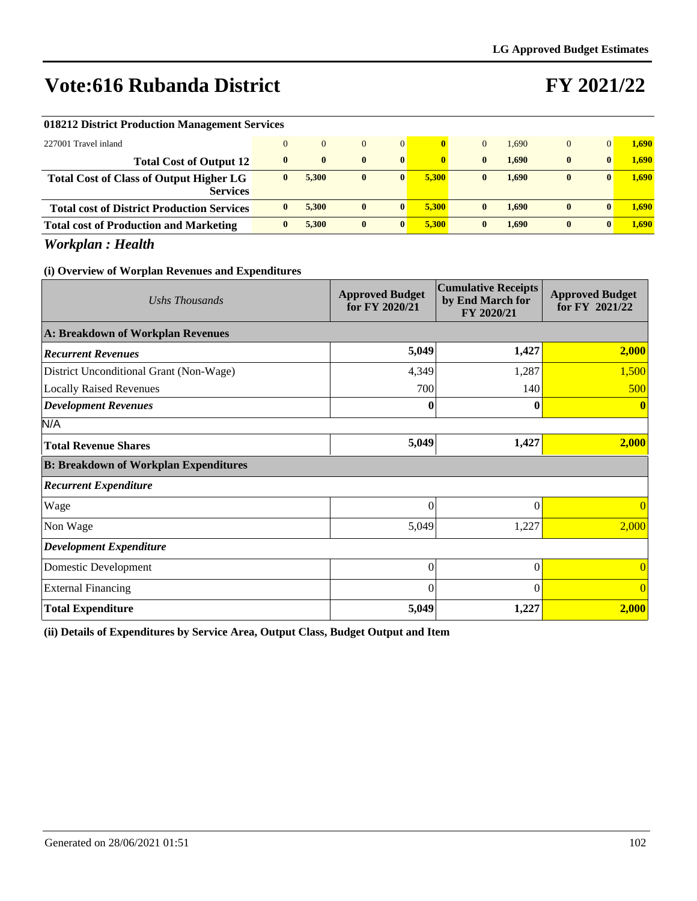# Vote:616 Rubanda District

# FY 2021/22

| 018212 District Production Management Services | | | | | | | | | | |
|---|---|---|---|---|---|---|---|---|---|---|
| 227001 Travel inland | 0 | 0 | 0 | 0 | 0 | 0 | 1,690 | 0 | 0 | 1,690 |
| **Total Cost of Output 12** | **0** | **0** | **0** | **0** | **0** | **0** | **1,690** | **0** | **0** | **1,690** |
| **Total Cost of Class of Output Higher LG Services** | **0** | **5,300** | **0** | **0** | **5,300** | **0** | **1,690** | **0** | **0** | **1,690** |
| **Total cost of District Production Services** | **0** | **5,300** | **0** | **0** | **5,300** | **0** | **1,690** | **0** | **0** | **1,690** |
| **Total cost of Production and Marketing** | **0** | **5,300** | **0** | **0** | **5,300** | **0** | **1,690** | **0** | **0** | **1,690** |

## *Workplan : Health*

### (i) Overview of Worplan Revenues and Expenditures

| *Ushs Thousands* | Approved Budget for FY 2020/21 | Cumulative Receipts by End March for FY 2020/21 | Approved Budget for FY 2021/22 |
|---|---|---|---|
| **A: Breakdown of Workplan Revenues** | | | |
| ***Recurrent Revenues*** | **5,049** | **1,427** | **2,000** |
| District Unconditional Grant (Non-Wage) | 4,349 | 1,287 | 1,500 |
| Locally Raised Revenues | 700 | 140 | 500 |
| ***Development Revenues*** | **0** | **0** | **0** |
| N/A | | | |
| **Total Revenue Shares** | **5,049** | **1,427** | **2,000** |
| **B: Breakdown of Workplan Expenditures** | | | |
| ***Recurrent Expenditure*** | | | |
| Wage | 0 | 0 | 0 |
| Non Wage | 5,049 | 1,227 | 2,000 |
| ***Development Expenditure*** | | | |
| Domestic Development | 0 | 0 | 0 |
| External Financing | 0 | 0 | 0 |
| **Total Expenditure** | **5,049** | **1,227** | **2,000** |

**(ii) Details of Expenditures by Service Area, Output Class, Budget Output and Item**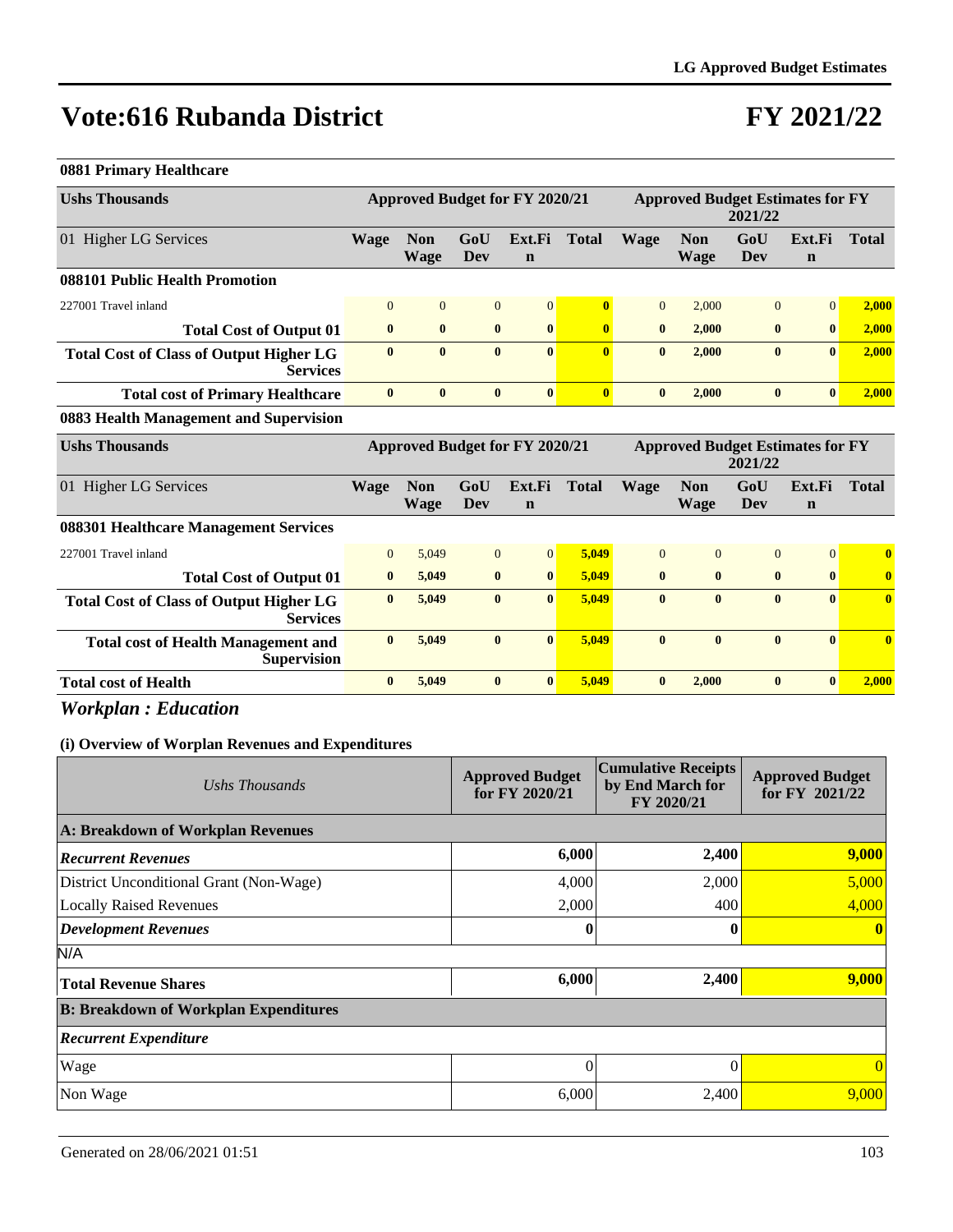# Vote:616 Rubanda District

# FY 2021/22

**0881 Primary Healthcare**

| Ushs Thousands | Approved Budget for FY 2020/21 | | | | | Approved Budget Estimates for FY 2021/22 | | | | |
|---|---|---|---|---|---|---|---|---|---|---|
| 01 Higher LG Services | Wage | Non Wage | GoU Dev | Ext.Fin | Total | Wage | Non Wage | GoU Dev | Ext.Fin | Total |
| **088101 Public Health Promotion** | | | | | | | | | | |
| 227001 Travel inland | 0 | 0 | 0 | 0 | **0** | 0 | 2,000 | 0 | 0 | **2,000** |
| **Total Cost of Output 01** | **0** | **0** | **0** | **0** | **0** | **0** | **2,000** | **0** | **0** | **2,000** |
| **Total Cost of Class of Output Higher LG Services** | **0** | **0** | **0** | **0** | **0** | **0** | **2,000** | **0** | **0** | **2,000** |
| **Total cost of Primary Healthcare** | **0** | **0** | **0** | **0** | **0** | **0** | **2,000** | **0** | **0** | **2,000** |

**0883 Health Management and Supervision**

| Ushs Thousands | Approved Budget for FY 2020/21 | | | | | Approved Budget Estimates for FY 2021/22 | | | | |
|---|---|---|---|---|---|---|---|---|---|---|
| 01 Higher LG Services | Wage | Non Wage | GoU Dev | Ext.Fin | Total | Wage | Non Wage | GoU Dev | Ext.Fin | Total |
| **088301 Healthcare Management Services** | | | | | | | | | | |
| 227001 Travel inland | 0 | 5,049 | 0 | 0 | **5,049** | 0 | 0 | 0 | 0 | **0** |
| **Total Cost of Output 01** | **0** | **5,049** | **0** | **0** | **5,049** | **0** | **0** | **0** | **0** | **0** |
| **Total Cost of Class of Output Higher LG Services** | **0** | **5,049** | **0** | **0** | **5,049** | **0** | **0** | **0** | **0** | **0** |
| **Total cost of Health Management and Supervision** | **0** | **5,049** | **0** | **0** | **5,049** | **0** | **0** | **0** | **0** | **0** |
| **Total cost of Health** | **0** | **5,049** | **0** | **0** | **5,049** | **0** | **2,000** | **0** | **0** | **2,000** |

## *Workplan : Education*

### (i) Overview of Worplan Revenues and Expenditures

| *Ushs Thousands* | Approved Budget for FY 2020/21 | Cumulative Receipts by End March for FY 2020/21 | Approved Budget for FY 2021/22 |
|---|---|---|---|
| **A: Breakdown of Workplan Revenues** | | | |
| ***Recurrent Revenues*** | **6,000** | **2,400** | **9,000** |
| District Unconditional Grant (Non-Wage) | 4,000 | 2,000 | 5,000 |
| Locally Raised Revenues | 2,000 | 400 | 4,000 |
| ***Development Revenues*** | **0** | **0** | **0** |
| N/A | | | |
| **Total Revenue Shares** | **6,000** | **2,400** | **9,000** |
| **B: Breakdown of Workplan Expenditures** | | | |
| ***Recurrent Expenditure*** | | | |
| Wage | 0 | 0 | 0 |
| Non Wage | 6,000 | 2,400 | 9,000 |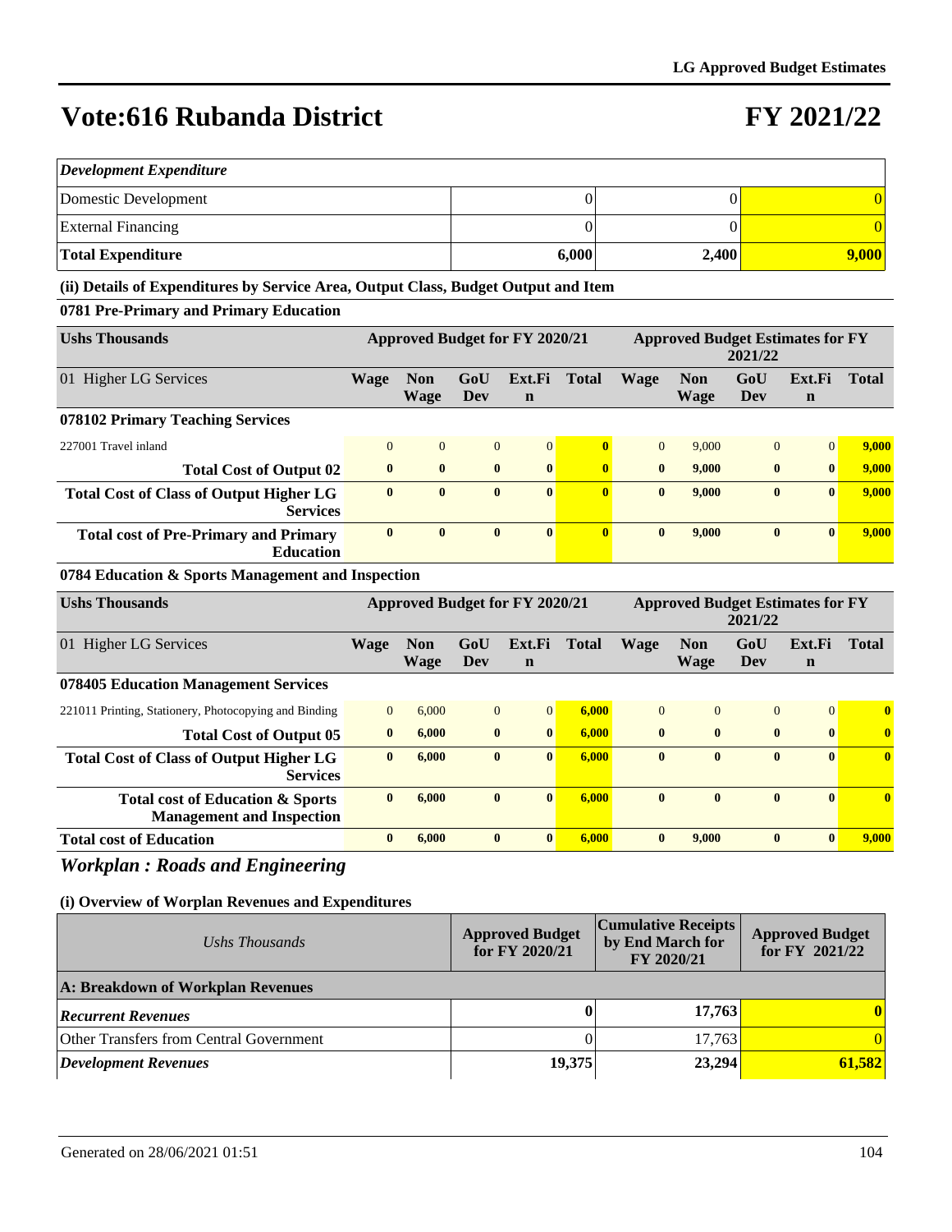# Vote:616 Rubanda District

# FY 2021/22

| *Development Expenditure* | | | |
|---|---|---|---|
| Domestic Development | 0 | 0 | 0 |
| External Financing | 0 | 0 | 0 |
| **Total Expenditure** | **6,000** | **2,400** | **9,000** |

**(ii) Details of Expenditures by Service Area, Output Class, Budget Output and Item**

**0781 Pre-Primary and Primary Education**

| Ushs Thousands | Approved Budget for FY 2020/21 | | | | | Approved Budget Estimates for FY 2021/22 | | | | |
|---|---|---|---|---|---|---|---|---|---|---|
| 01 Higher LG Services | Wage | Non Wage | GoU Dev | Ext.Fin | Total | Wage | Non Wage | GoU Dev | Ext.Fin | Total |
| **078102 Primary Teaching Services** | | | | | | | | | | |
| 227001 Travel inland | 0 | 0 | 0 | 0 | **0** | 0 | 9,000 | 0 | 0 | **9,000** |
| **Total Cost of Output 02** | **0** | **0** | **0** | **0** | **0** | **0** | **9,000** | **0** | **0** | **9,000** |
| **Total Cost of Class of Output Higher LG Services** | **0** | **0** | **0** | **0** | **0** | **0** | **9,000** | **0** | **0** | **9,000** |
| **Total cost of Pre-Primary and Primary Education** | **0** | **0** | **0** | **0** | **0** | **0** | **9,000** | **0** | **0** | **9,000** |

**0784 Education & Sports Management and Inspection**

| Ushs Thousands | Approved Budget for FY 2020/21 | | | | | Approved Budget Estimates for FY 2021/22 | | | | |
|---|---|---|---|---|---|---|---|---|---|---|
| 01 Higher LG Services | Wage | Non Wage | GoU Dev | Ext.Fin | Total | Wage | Non Wage | GoU Dev | Ext.Fin | Total |
| **078405 Education Management Services** | | | | | | | | | | |
| 221011 Printing, Stationery, Photocopying and Binding | 0 | 6,000 | 0 | 0 | **6,000** | 0 | 0 | 0 | 0 | **0** |
| **Total Cost of Output 05** | **0** | **6,000** | **0** | **0** | **6,000** | **0** | **0** | **0** | **0** | **0** |
| **Total Cost of Class of Output Higher LG Services** | **0** | **6,000** | **0** | **0** | **6,000** | **0** | **0** | **0** | **0** | **0** |
| **Total cost of Education & Sports Management and Inspection** | **0** | **6,000** | **0** | **0** | **6,000** | **0** | **0** | **0** | **0** | **0** |
| **Total cost of Education** | **0** | **6,000** | **0** | **0** | **6,000** | **0** | **9,000** | **0** | **0** | **9,000** |

## *Workplan : Roads and Engineering*

**(i) Overview of Worplan Revenues and Expenditures**

| *Ushs Thousands* | Approved Budget for FY 2020/21 | Cumulative Receipts by End March for FY 2020/21 | Approved Budget for FY 2021/22 |
|---|---|---|---|
| **A: Breakdown of Workplan Revenues** | | | |
| ***Recurrent Revenues*** | **0** | **17,763** | **0** |
| Other Transfers from Central Government | 0 | 17,763 | 0 |
| ***Development Revenues*** | **19,375** | **23,294** | **61,582** |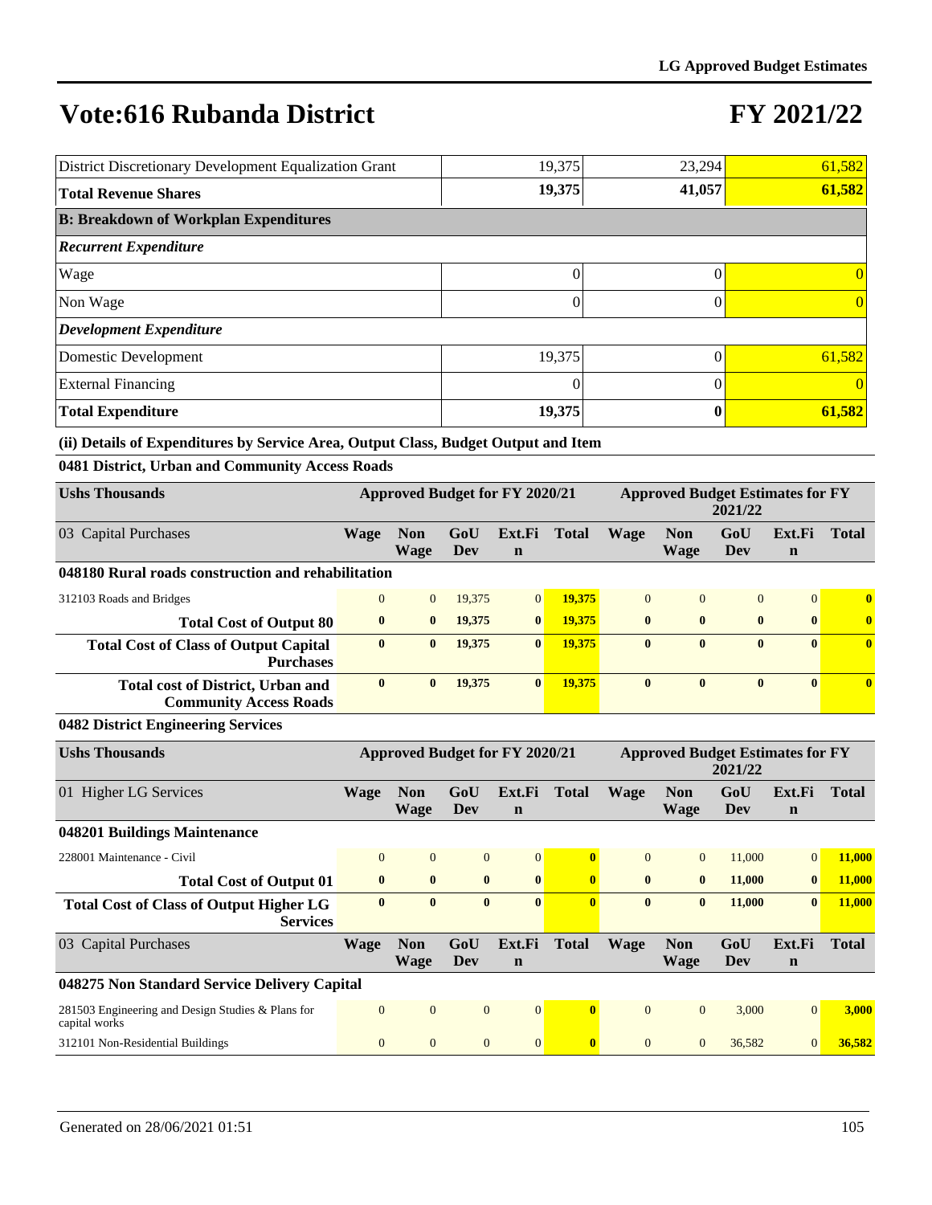# Vote:616 Rubanda District

# FY 2021/22

| | | | |
|---|---|---|---|
| District Discretionary Development Equalization Grant | 19,375 | 23,294 | 61,582 |
| **Total Revenue Shares** | **19,375** | **41,057** | **61,582** |
| **B: Breakdown of Workplan Expenditures** | | | |
| ***Recurrent Expenditure*** | | | |
| Wage | 0 | 0 | 0 |
| Non Wage | 0 | 0 | 0 |
| ***Development Expenditure*** | | | |
| Domestic Development | 19,375 | 0 | 61,582 |
| External Financing | 0 | 0 | 0 |
| **Total Expenditure** | **19,375** | **0** | **61,582** |

**(ii) Details of Expenditures by Service Area, Output Class, Budget Output and Item**

**0481 District, Urban and Community Access Roads**

| Ushs Thousands | Approved Budget for FY 2020/21 | | | | | Approved Budget Estimates for FY 2021/22 | | | | |
|---|---|---|---|---|---|---|---|---|---|---|
| 03 Capital Purchases | Wage | Non Wage | GoU Dev | Ext.Fin | Total | Wage | Non Wage | GoU Dev | Ext.Fin | Total |
| **048180 Rural roads construction and rehabilitation** | | | | | | | | | | |
| 312103 Roads and Bridges | 0 | 0 | 19,375 | 0 | 19,375 | 0 | 0 | 0 | 0 | 0 |
| **Total Cost of Output 80** | **0** | **0** | **19,375** | **0** | **19,375** | **0** | **0** | **0** | **0** | **0** |
| **Total Cost of Class of Output Capital Purchases** | **0** | **0** | **19,375** | **0** | **19,375** | **0** | **0** | **0** | **0** | **0** |
| **Total cost of District, Urban and Community Access Roads** | **0** | **0** | **19,375** | **0** | **19,375** | **0** | **0** | **0** | **0** | **0** |

**0482 District Engineering Services**

| Ushs Thousands | Approved Budget for FY 2020/21 | | | | | Approved Budget Estimates for FY 2021/22 | | | | |
|---|---|---|---|---|---|---|---|---|---|---|
| 01 Higher LG Services | Wage | Non Wage | GoU Dev | Ext.Fin | Total | Wage | Non Wage | GoU Dev | Ext.Fin | Total |
| **048201 Buildings Maintenance** | | | | | | | | | | |
| 228001 Maintenance - Civil | 0 | 0 | 0 | 0 | 0 | 0 | 0 | 11,000 | 0 | 11,000 |
| **Total Cost of Output 01** | **0** | **0** | **0** | **0** | **0** | **0** | **0** | **11,000** | **0** | **11,000** |
| **Total Cost of Class of Output Higher LG Services** | **0** | **0** | **0** | **0** | **0** | **0** | **0** | **11,000** | **0** | **11,000** |
| 03 Capital Purchases | Wage | Non Wage | GoU Dev | Ext.Fin | Total | Wage | Non Wage | GoU Dev | Ext.Fin | Total |
| **048275 Non Standard Service Delivery Capital** | | | | | | | | | | |
| 281503 Engineering and Design Studies & Plans for capital works | 0 | 0 | 0 | 0 | 0 | 0 | 0 | 3,000 | 0 | 3,000 |
| 312101 Non-Residential Buildings | 0 | 0 | 0 | 0 | 0 | 0 | 0 | 36,582 | 0 | 36,582 |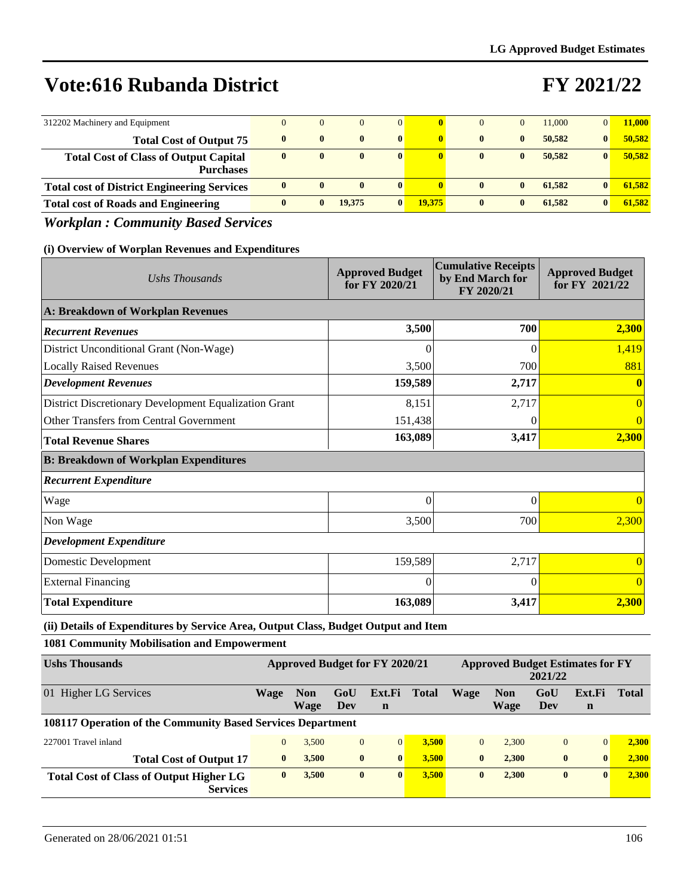# Vote:616 Rubanda District

# FY 2021/22

| | | | | | | | | | | |
|---|---|---|---|---|---|---|---|---|---|---|
| 312202 Machinery and Equipment | 0 | 0 | 0 | 0 | 0 | 0 | 0 | 11,000 | 0 | 11,000 |
| **Total Cost of Output 75** | **0** | **0** | **0** | **0** | **0** | **0** | **0** | **50,582** | **0** | **50,582** |
| **Total Cost of Class of Output Capital Purchases** | **0** | **0** | **0** | **0** | **0** | **0** | **0** | **50,582** | **0** | **50,582** |
| **Total cost of District Engineering Services** | **0** | **0** | **0** | **0** | **0** | **0** | **0** | **61,582** | **0** | **61,582** |
| **Total cost of Roads and Engineering** | **0** | **0** | **19,375** | **0** | **19,375** | **0** | **0** | **61,582** | **0** | **61,582** |

## *Workplan : Community Based Services*

### (i) Overview of Worplan Revenues and Expenditures

| *Ushs Thousands* | Approved Budget for FY 2020/21 | Cumulative Receipts by End March for FY 2020/21 | Approved Budget for FY 2021/22 |
|---|---|---|---|
| **A: Breakdown of Workplan Revenues** | | | |
| ***Recurrent Revenues*** | **3,500** | **700** | **2,300** |
| District Unconditional Grant (Non-Wage) | 0 | 0 | 1,419 |
| Locally Raised Revenues | 3,500 | 700 | 881 |
| ***Development Revenues*** | **159,589** | **2,717** | **0** |
| District Discretionary Development Equalization Grant | 8,151 | 2,717 | 0 |
| Other Transfers from Central Government | 151,438 | 0 | 0 |
| **Total Revenue Shares** | **163,089** | **3,417** | **2,300** |
| **B: Breakdown of Workplan Expenditures** | | | |
| ***Recurrent Expenditure*** | | | |
| Wage | 0 | 0 | 0 |
| Non Wage | 3,500 | 700 | 2,300 |
| ***Development Expenditure*** | | | |
| Domestic Development | 159,589 | 2,717 | 0 |
| External Financing | 0 | 0 | 0 |
| **Total Expenditure** | **163,089** | **3,417** | **2,300** |

### (ii) Details of Expenditures by Service Area, Output Class, Budget Output and Item

**1081 Community Mobilisation and Empowerment**

| **Ushs Thousands** | Approved Budget for FY 2020/21 | | | | | Approved Budget Estimates for FY 2021/22 | | | | |
|---|---|---|---|---|---|---|---|---|---|---|
| 01 Higher LG Services | **Wage** | **Non Wage** | **GoU Dev** | **Ext.Fin** | **Total** | **Wage** | **Non Wage** | **GoU Dev** | **Ext.Fin** | **Total** |
| **108117 Operation of the Community Based Services Department** | | | | | | | | | | |
| 227001 Travel inland | 0 | 3,500 | 0 | 0 | 3,500 | 0 | 2,300 | 0 | 0 | 2,300 |
| **Total Cost of Output 17** | **0** | **3,500** | **0** | **0** | **3,500** | **0** | **2,300** | **0** | **0** | **2,300** |
| **Total Cost of Class of Output Higher LG Services** | **0** | **3,500** | **0** | **0** | **3,500** | **0** | **2,300** | **0** | **0** | **2,300** |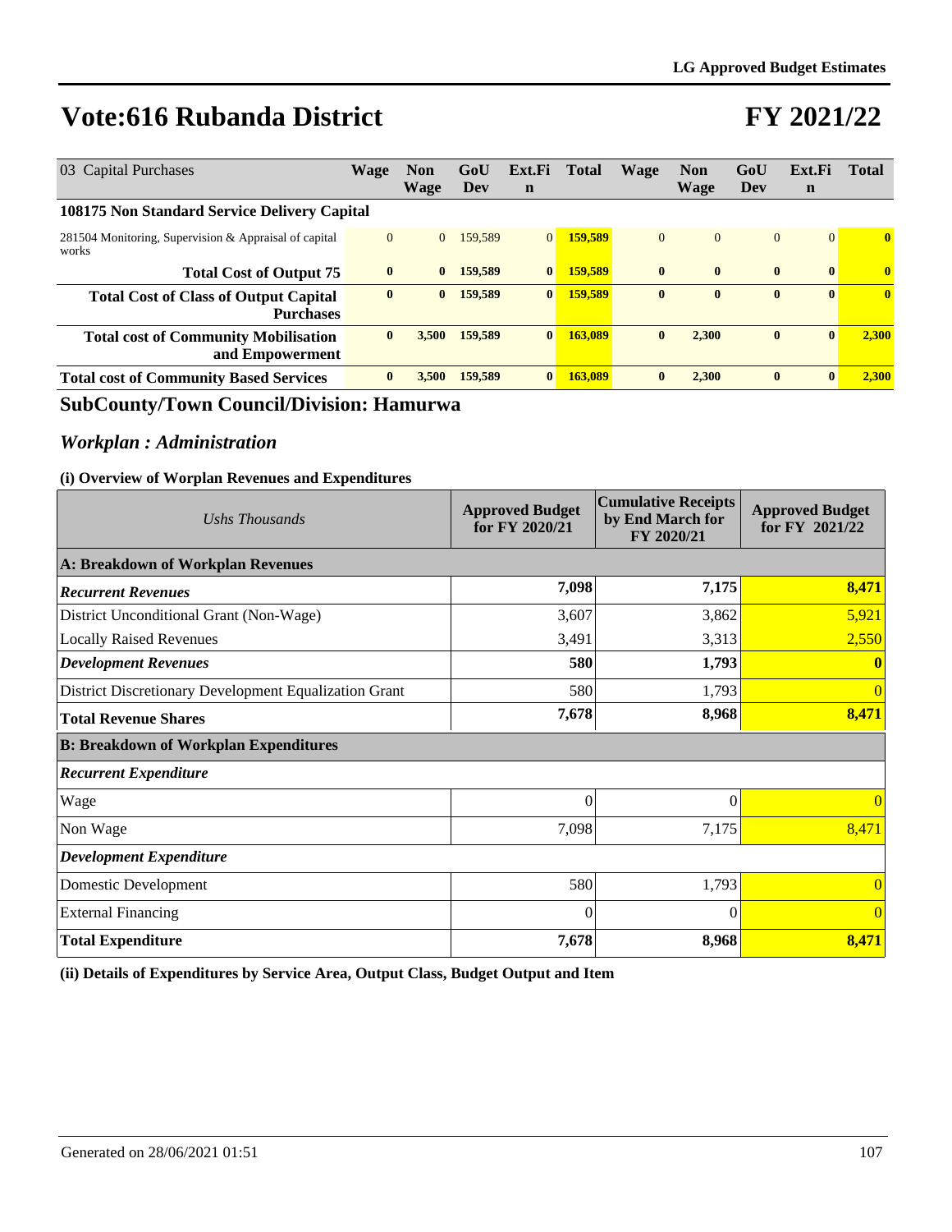# Vote:616 Rubanda District

# FY 2021/22

| 03 Capital Purchases | Wage | Non Wage | GoU Dev | Ext.Fin | Total | Wage | Non Wage | GoU Dev | Ext.Fin | Total |
|---|---|---|---|---|---|---|---|---|---|---|
| **108175 Non Standard Service Delivery Capital** | | | | | | | | | | |
| 281504 Monitoring, Supervision & Appraisal of capital works | 0 | 0 | 159,589 | 0 | 159,589 | 0 | 0 | 0 | 0 | 0 |
| **Total Cost of Output 75** | **0** | **0** | **159,589** | **0** | **159,589** | **0** | **0** | **0** | **0** | **0** |
| **Total Cost of Class of Output Capital Purchases** | **0** | **0** | **159,589** | **0** | **159,589** | **0** | **0** | **0** | **0** | **0** |
| **Total cost of Community Mobilisation and Empowerment** | **0** | **3,500** | **159,589** | **0** | **163,089** | **0** | **2,300** | **0** | **0** | **2,300** |
| **Total cost of Community Based Services** | **0** | **3,500** | **159,589** | **0** | **163,089** | **0** | **2,300** | **0** | **0** | **2,300** |

## SubCounty/Town Council/Division: Hamurwa

### *Workplan : Administration*

**(i) Overview of Worplan Revenues and Expenditures**

| *Ushs Thousands* | Approved Budget for FY 2020/21 | Cumulative Receipts by End March for FY 2020/21 | Approved Budget for FY 2021/22 |
|---|---|---|---|
| **A: Breakdown of Workplan Revenues** | | | |
| ***Recurrent Revenues*** | **7,098** | **7,175** | **8,471** |
| District Unconditional Grant (Non-Wage) | 3,607 | 3,862 | 5,921 |
| Locally Raised Revenues | 3,491 | 3,313 | 2,550 |
| ***Development Revenues*** | **580** | **1,793** | **0** |
| District Discretionary Development Equalization Grant | 580 | 1,793 | 0 |
| **Total Revenue Shares** | **7,678** | **8,968** | **8,471** |
| **B: Breakdown of Workplan Expenditures** | | | |
| ***Recurrent Expenditure*** | | | |
| Wage | 0 | 0 | 0 |
| Non Wage | 7,098 | 7,175 | 8,471 |
| ***Development Expenditure*** | | | |
| Domestic Development | 580 | 1,793 | 0 |
| External Financing | 0 | 0 | 0 |
| **Total Expenditure** | **7,678** | **8,968** | **8,471** |

**(ii) Details of Expenditures by Service Area, Output Class, Budget Output and Item**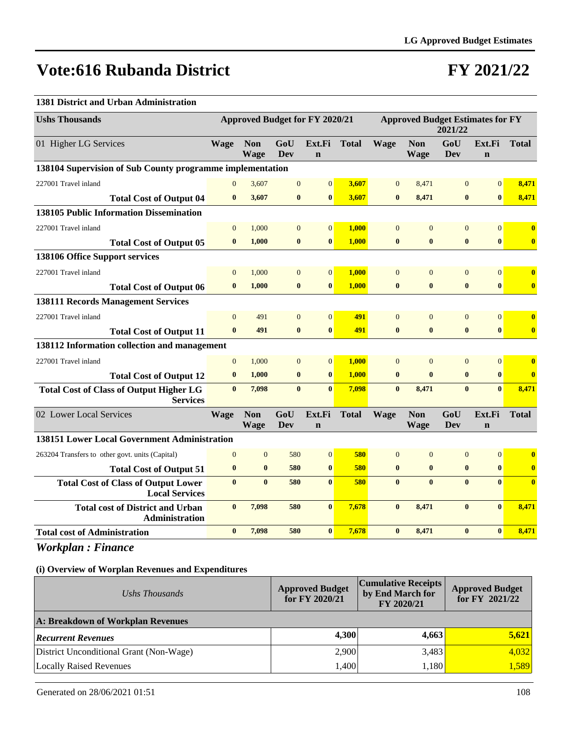# Vote:616 Rubanda District

# FY 2021/22

**1381 District and Urban Administration**

| Ushs Thousands | Approved Budget for FY 2020/21 | | | | | Approved Budget Estimates for FY 2021/22 | | | | |
|---|---|---|---|---|---|---|---|---|---|---|
| 01 Higher LG Services | Wage | Non Wage | GoU Dev | Ext.Fin | Total | Wage | Non Wage | GoU Dev | Ext.Fin | Total |
| **138104 Supervision of Sub County programme implementation** | | | | | | | | | | |
| 227001 Travel inland | 0 | 3,607 | 0 | 0 | 3,607 | 0 | 8,471 | 0 | 0 | 8,471 |
| **Total Cost of Output 04** | **0** | **3,607** | **0** | **0** | **3,607** | **0** | **8,471** | **0** | **0** | **8,471** |
| **138105 Public Information Dissemination** | | | | | | | | | | |
| 227001 Travel inland | 0 | 1,000 | 0 | 0 | 1,000 | 0 | 0 | 0 | 0 | 0 |
| **Total Cost of Output 05** | **0** | **1,000** | **0** | **0** | **1,000** | **0** | **0** | **0** | **0** | **0** |
| **138106 Office Support services** | | | | | | | | | | |
| 227001 Travel inland | 0 | 1,000 | 0 | 0 | 1,000 | 0 | 0 | 0 | 0 | 0 |
| **Total Cost of Output 06** | **0** | **1,000** | **0** | **0** | **1,000** | **0** | **0** | **0** | **0** | **0** |
| **138111 Records Management Services** | | | | | | | | | | |
| 227001 Travel inland | 0 | 491 | 0 | 0 | 491 | 0 | 0 | 0 | 0 | 0 |
| **Total Cost of Output 11** | **0** | **491** | **0** | **0** | **491** | **0** | **0** | **0** | **0** | **0** |
| **138112 Information collection and management** | | | | | | | | | | |
| 227001 Travel inland | 0 | 1,000 | 0 | 0 | 1,000 | 0 | 0 | 0 | 0 | 0 |
| **Total Cost of Output 12** | **0** | **1,000** | **0** | **0** | **1,000** | **0** | **0** | **0** | **0** | **0** |
| **Total Cost of Class of Output Higher LG Services** | **0** | **7,098** | **0** | **0** | **7,098** | **0** | **8,471** | **0** | **0** | **8,471** |
| 02 Lower Local Services | Wage | Non Wage | GoU Dev | Ext.Fin | Total | Wage | Non Wage | GoU Dev | Ext.Fin | Total |
| **138151 Lower Local Government Administration** | | | | | | | | | | |
| 263204 Transfers to other govt. units (Capital) | 0 | 0 | 580 | 0 | 580 | 0 | 0 | 0 | 0 | 0 |
| **Total Cost of Output 51** | **0** | **0** | **580** | **0** | **580** | **0** | **0** | **0** | **0** | **0** |
| **Total Cost of Class of Output Lower Local Services** | **0** | **0** | **580** | **0** | **580** | **0** | **0** | **0** | **0** | **0** |
| **Total cost of District and Urban Administration** | **0** | **7,098** | **580** | **0** | **7,678** | **0** | **8,471** | **0** | **0** | **8,471** |
| **Total cost of Administration** | **0** | **7,098** | **580** | **0** | **7,678** | **0** | **8,471** | **0** | **0** | **8,471** |

## *Workplan : Finance*

**(i) Overview of Worplan Revenues and Expenditures**

| *Ushs Thousands* | Approved Budget for FY 2020/21 | Cumulative Receipts by End March for FY 2020/21 | Approved Budget for FY 2021/22 |
|---|---|---|---|
| **A: Breakdown of Workplan Revenues** | | | |
| ***Recurrent Revenues*** | **4,300** | **4,663** | **5,621** |
| District Unconditional Grant (Non-Wage) | 2,900 | 3,483 | 4,032 |
| Locally Raised Revenues | 1,400 | 1,180 | 1,589 |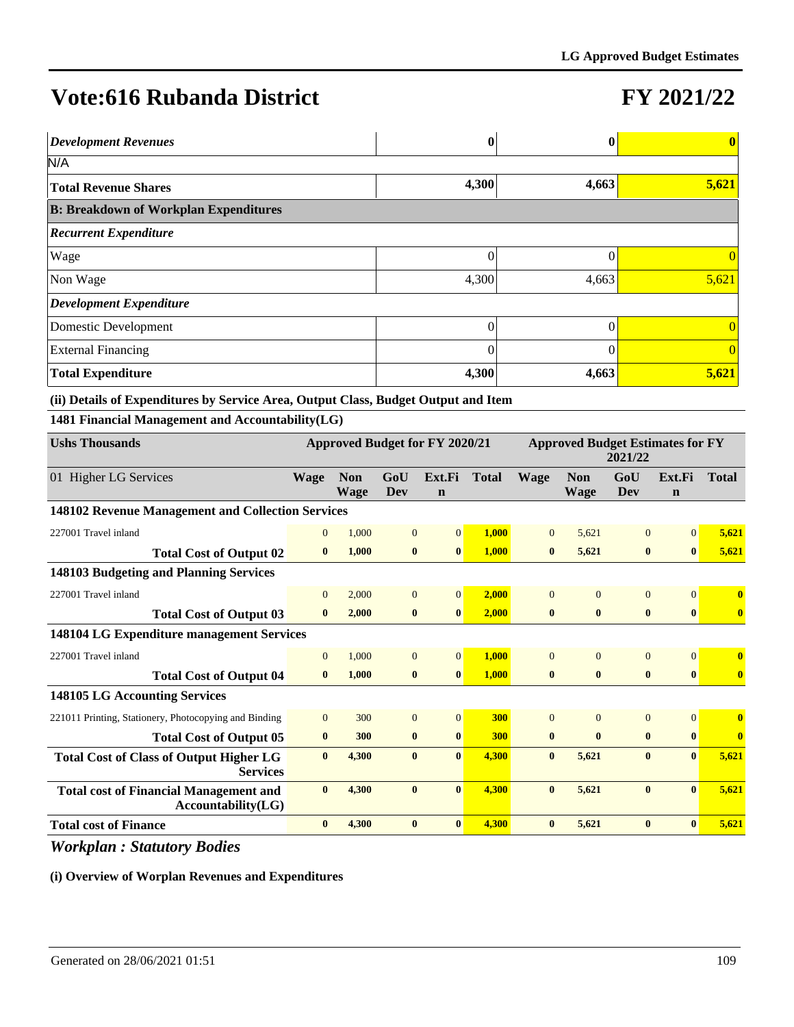# Vote:616 Rubanda District

# FY 2021/22

| | | | |
|---|---|---|---|
| ***Development Revenues*** | **0** | **0** | **0** |
| N/A | | | |
| **Total Revenue Shares** | **4,300** | **4,663** | **5,621** |
| **B: Breakdown of Workplan Expenditures** | | | |
| ***Recurrent Expenditure*** | | | |
| Wage | 0 | 0 | 0 |
| Non Wage | 4,300 | 4,663 | 5,621 |
| ***Development Expenditure*** | | | |
| Domestic Development | 0 | 0 | 0 |
| External Financing | 0 | 0 | 0 |
| **Total Expenditure** | **4,300** | **4,663** | **5,621** |

**(ii) Details of Expenditures by Service Area, Output Class, Budget Output and Item**

**1481 Financial Management and Accountability(LG)**

| Ushs Thousands | Approved Budget for FY 2020/21 | | | | | Approved Budget Estimates for FY 2021/22 | | | | |
|---|---|---|---|---|---|---|---|---|---|---|
| 01 Higher LG Services | Wage | Non Wage | GoU Dev | Ext.Fin | Total | Wage | Non Wage | GoU Dev | Ext.Fin | Total |
| **148102 Revenue Management and Collection Services** | | | | | | | | | | |
| 227001 Travel inland | 0 | 1,000 | 0 | 0 | 1,000 | 0 | 5,621 | 0 | 0 | 5,621 |
| **Total Cost of Output 02** | **0** | **1,000** | **0** | **0** | **1,000** | **0** | **5,621** | **0** | **0** | **5,621** |
| **148103 Budgeting and Planning Services** | | | | | | | | | | |
| 227001 Travel inland | 0 | 2,000 | 0 | 0 | 2,000 | 0 | 0 | 0 | 0 | 0 |
| **Total Cost of Output 03** | **0** | **2,000** | **0** | **0** | **2,000** | **0** | **0** | **0** | **0** | **0** |
| **148104 LG Expenditure management Services** | | | | | | | | | | |
| 227001 Travel inland | 0 | 1,000 | 0 | 0 | 1,000 | 0 | 0 | 0 | 0 | 0 |
| **Total Cost of Output 04** | **0** | **1,000** | **0** | **0** | **1,000** | **0** | **0** | **0** | **0** | **0** |
| **148105 LG Accounting Services** | | | | | | | | | | |
| 221011 Printing, Stationery, Photocopying and Binding | 0 | 300 | 0 | 0 | 300 | 0 | 0 | 0 | 0 | 0 |
| **Total Cost of Output 05** | **0** | **300** | **0** | **0** | **300** | **0** | **0** | **0** | **0** | **0** |
| **Total Cost of Class of Output Higher LG Services** | **0** | **4,300** | **0** | **0** | **4,300** | **0** | **5,621** | **0** | **0** | **5,621** |
| **Total cost of Financial Management and Accountability(LG)** | **0** | **4,300** | **0** | **0** | **4,300** | **0** | **5,621** | **0** | **0** | **5,621** |
| **Total cost of Finance** | **0** | **4,300** | **0** | **0** | **4,300** | **0** | **5,621** | **0** | **0** | **5,621** |

## *Workplan : Statutory Bodies*

**(i) Overview of Worplan Revenues and Expenditures**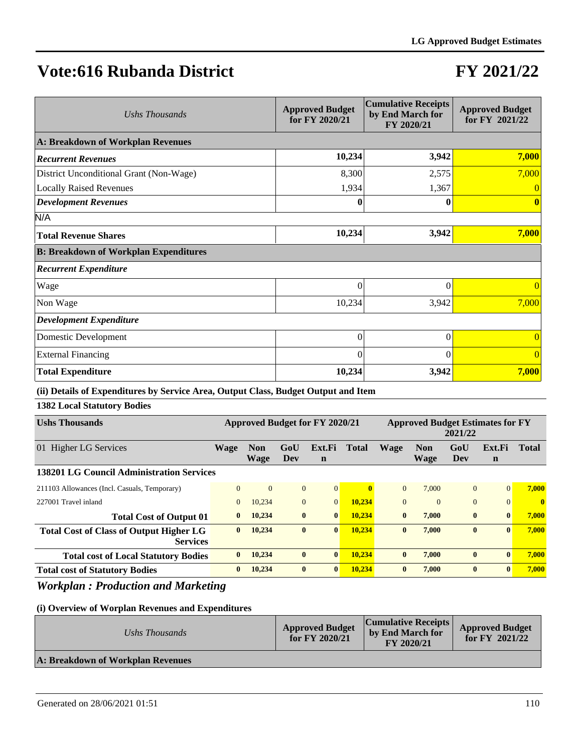# Vote:616 Rubanda District

# FY 2021/22

| Ushs Thousands | Approved Budget for FY 2020/21 | Cumulative Receipts by End March for FY 2020/21 | Approved Budget for FY 2021/22 |
|---|---|---|---|
| **A: Breakdown of Workplan Revenues** | | | |
| ***Recurrent Revenues*** | **10,234** | **3,942** | **7,000** |
| District Unconditional Grant (Non-Wage) | 8,300 | 2,575 | 7,000 |
| Locally Raised Revenues | 1,934 | 1,367 | 0 |
| ***Development Revenues*** | **0** | **0** | **0** |
| N/A | | | |
| **Total Revenue Shares** | **10,234** | **3,942** | **7,000** |
| **B: Breakdown of Workplan Expenditures** | | | |
| ***Recurrent Expenditure*** | | | |
| Wage | 0 | 0 | 0 |
| Non Wage | 10,234 | 3,942 | 7,000 |
| ***Development Expenditure*** | | | |
| Domestic Development | 0 | 0 | 0 |
| External Financing | 0 | 0 | 0 |
| **Total Expenditure** | **10,234** | **3,942** | **7,000** |

**(ii) Details of Expenditures by Service Area, Output Class, Budget Output and Item**

**1382 Local Statutory Bodies**

| Ushs Thousands | Approved Budget for FY 2020/21 | | | | | Approved Budget Estimates for FY 2021/22 | | | | |
|---|---|---|---|---|---|---|---|---|---|---|
| 01 Higher LG Services | Wage | Non Wage | GoU Dev | Ext.Fin | Total | Wage | Non Wage | GoU Dev | Ext.Fin | Total |
| **138201 LG Council Administration Services** | | | | | | | | | | |
| 211103 Allowances (Incl. Casuals, Temporary) | 0 | 0 | 0 | 0 | **0** | 0 | 7,000 | 0 | 0 | **7,000** |
| 227001 Travel inland | 0 | 10,234 | 0 | 0 | **10,234** | 0 | 0 | 0 | 0 | **0** |
| **Total Cost of Output 01** | **0** | **10,234** | **0** | **0** | **10,234** | **0** | **7,000** | **0** | **0** | **7,000** |
| **Total Cost of Class of Output Higher LG Services** | **0** | **10,234** | **0** | **0** | **10,234** | **0** | **7,000** | **0** | **0** | **7,000** |
| **Total cost of Local Statutory Bodies** | **0** | **10,234** | **0** | **0** | **10,234** | **0** | **7,000** | **0** | **0** | **7,000** |
| **Total cost of Statutory Bodies** | **0** | **10,234** | **0** | **0** | **10,234** | **0** | **7,000** | **0** | **0** | **7,000** |

## *Workplan : Production and Marketing*

**(i) Overview of Worplan Revenues and Expenditures**

| Ushs Thousands | Approved Budget for FY 2020/21 | Cumulative Receipts by End March for FY 2020/21 | Approved Budget for FY 2021/22 |
|---|---|---|---|
| **A: Breakdown of Workplan Revenues** | | | |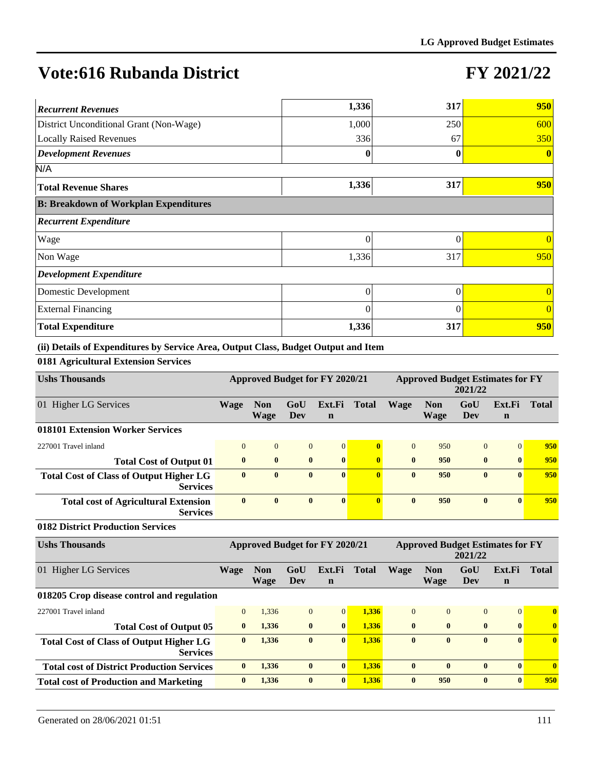# Vote:616 Rubanda District

# FY 2021/22

| | | | |
|---|---|---|---|
| ***Recurrent Revenues*** | **1,336** | **317** | **950** |
| District Unconditional Grant (Non-Wage) | 1,000 | 250 | 600 |
| Locally Raised Revenues | 336 | 67 | 350 |
| ***Development Revenues*** | **0** | **0** | **0** |
| N/A | | | |
| **Total Revenue Shares** | **1,336** | **317** | **950** |
| **B: Breakdown of Workplan Expenditures** | | | |
| ***Recurrent Expenditure*** | | | |
| Wage | 0 | 0 | 0 |
| Non Wage | 1,336 | 317 | 950 |
| ***Development Expenditure*** | | | |
| Domestic Development | 0 | 0 | 0 |
| External Financing | 0 | 0 | 0 |
| **Total Expenditure** | **1,336** | **317** | **950** |

**(ii) Details of Expenditures by Service Area, Output Class, Budget Output and Item**

**0181 Agricultural Extension Services**

| Ushs Thousands | Approved Budget for FY 2020/21 | | | | | Approved Budget Estimates for FY 2021/22 | | | | |
|---|---|---|---|---|---|---|---|---|---|---|
| 01 Higher LG Services | Wage | Non Wage | GoU Dev | Ext.Fin | Total | Wage | Non Wage | GoU Dev | Ext.Fin | Total |
| **018101 Extension Worker Services** | | | | | | | | | | |
| 227001 Travel inland | 0 | 0 | 0 | 0 | **0** | 0 | 950 | 0 | 0 | **950** |
| **Total Cost of Output 01** | **0** | **0** | **0** | **0** | **0** | **0** | **950** | **0** | **0** | **950** |
| **Total Cost of Class of Output Higher LG Services** | **0** | **0** | **0** | **0** | **0** | **0** | **950** | **0** | **0** | **950** |
| **Total cost of Agricultural Extension Services** | **0** | **0** | **0** | **0** | **0** | **0** | **950** | **0** | **0** | **950** |

**0182 District Production Services**

| Ushs Thousands | Approved Budget for FY 2020/21 | | | | | Approved Budget Estimates for FY 2021/22 | | | | |
|---|---|---|---|---|---|---|---|---|---|---|
| 01 Higher LG Services | Wage | Non Wage | GoU Dev | Ext.Fin | Total | Wage | Non Wage | GoU Dev | Ext.Fin | Total |
| **018205 Crop disease control and regulation** | | | | | | | | | | |
| 227001 Travel inland | 0 | 1,336 | 0 | 0 | **1,336** | 0 | 0 | 0 | 0 | **0** |
| **Total Cost of Output 05** | **0** | **1,336** | **0** | **0** | **1,336** | **0** | **0** | **0** | **0** | **0** |
| **Total Cost of Class of Output Higher LG Services** | **0** | **1,336** | **0** | **0** | **1,336** | **0** | **0** | **0** | **0** | **0** |
| **Total cost of District Production Services** | **0** | **1,336** | **0** | **0** | **1,336** | **0** | **0** | **0** | **0** | **0** |
| **Total cost of Production and Marketing** | **0** | **1,336** | **0** | **0** | **1,336** | **0** | **950** | **0** | **0** | **950** |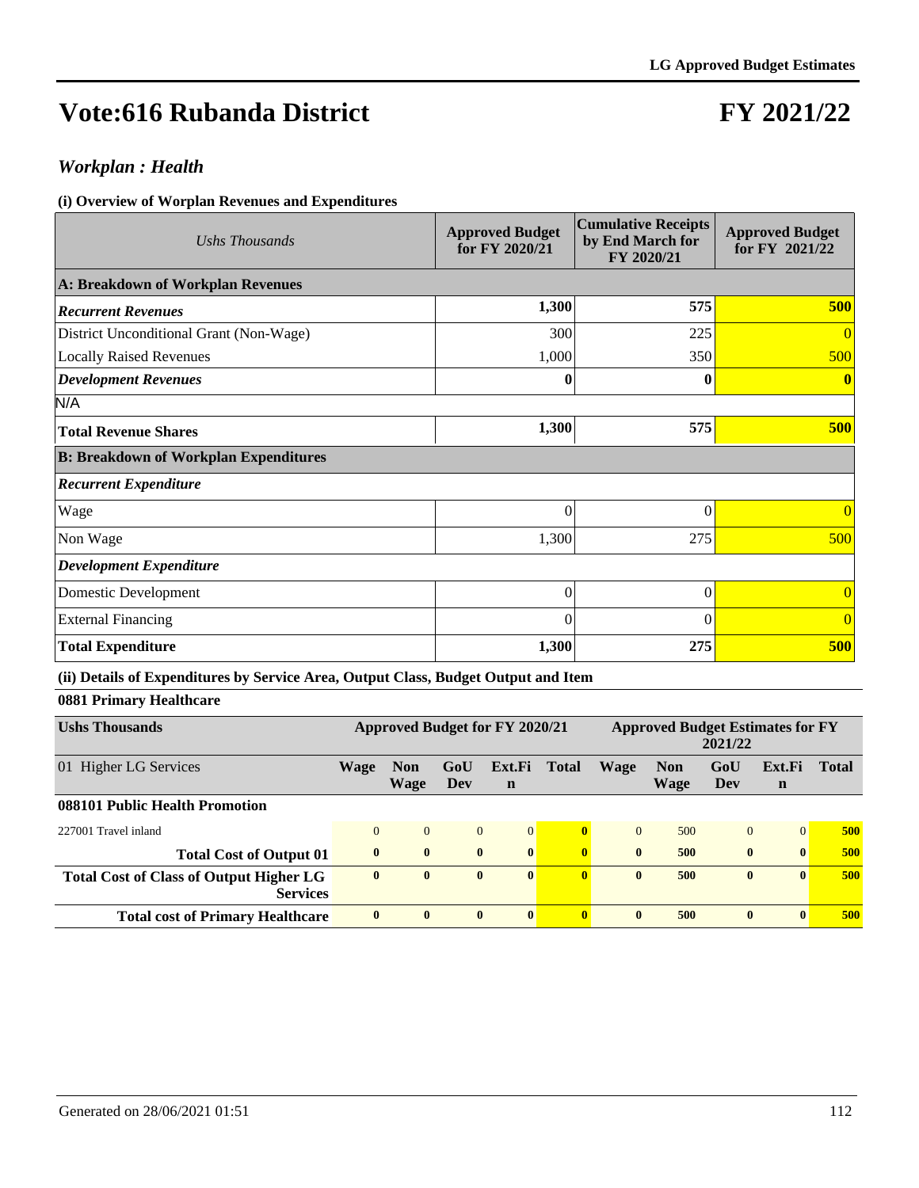# Vote:616 Rubanda District

# FY 2021/22

## *Workplan : Health*

### (i) Overview of Worplan Revenues and Expenditures

| *Ushs Thousands* | Approved Budget for FY 2020/21 | Cumulative Receipts by End March for FY 2020/21 | Approved Budget for FY 2021/22 |
|---|---|---|---|
| **A: Breakdown of Workplan Revenues** | | | |
| ***Recurrent Revenues*** | **1,300** | **575** | **500** |
| District Unconditional Grant (Non-Wage) | 300 | 225 | 0 |
| Locally Raised Revenues | 1,000 | 350 | 500 |
| ***Development Revenues*** | **0** | **0** | **0** |
| N/A | | | |
| **Total Revenue Shares** | **1,300** | **575** | **500** |
| **B: Breakdown of Workplan Expenditures** | | | |
| ***Recurrent Expenditure*** | | | |
| Wage | 0 | 0 | 0 |
| Non Wage | 1,300 | 275 | 500 |
| ***Development Expenditure*** | | | |
| Domestic Development | 0 | 0 | 0 |
| External Financing | 0 | 0 | 0 |
| **Total Expenditure** | **1,300** | **275** | **500** |

### (ii) Details of Expenditures by Service Area, Output Class, Budget Output and Item

**0881 Primary Healthcare**

| **Ushs Thousands** | **Approved Budget for FY 2020/21** | | | | | **Approved Budget Estimates for FY 2021/22** | | | | |
|---|---|---|---|---|---|---|---|---|---|---|
| 01 Higher LG Services | **Wage** | **Non Wage** | **GoU Dev** | **Ext.Fin** | **Total** | **Wage** | **Non Wage** | **GoU Dev** | **Ext.Fin** | **Total** |
| **088101 Public Health Promotion** | | | | | | | | | | |
| 227001 Travel inland | 0 | 0 | 0 | 0 | **0** | 0 | 500 | 0 | 0 | **500** |
| **Total Cost of Output 01** | **0** | **0** | **0** | **0** | **0** | **0** | **500** | **0** | **0** | **500** |
| **Total Cost of Class of Output Higher LG Services** | **0** | **0** | **0** | **0** | **0** | **0** | **500** | **0** | **0** | **500** |
| **Total cost of Primary Healthcare** | **0** | **0** | **0** | **0** | **0** | **0** | **500** | **0** | **0** | **500** |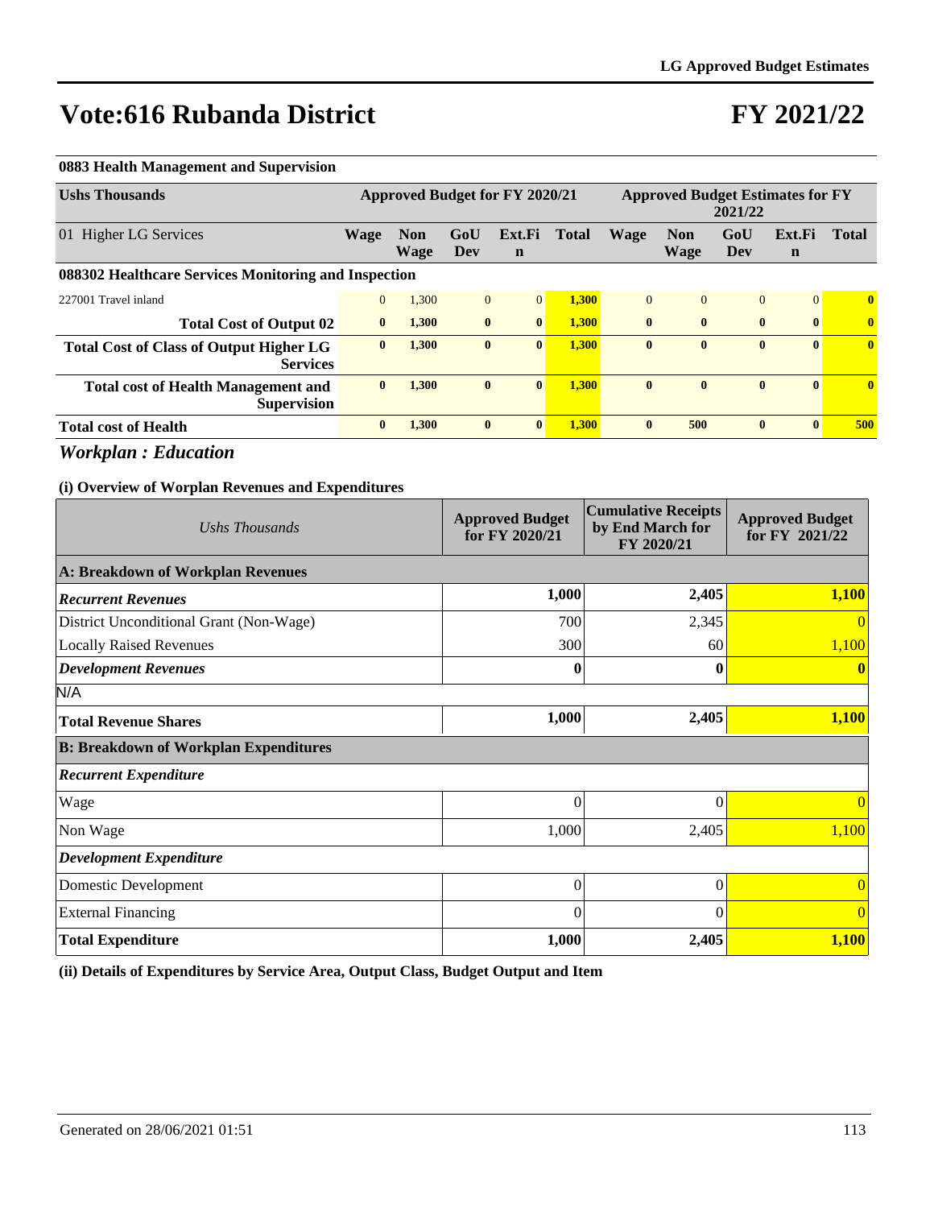# Vote:616 Rubanda District

# FY 2021/22

**0883 Health Management and Supervision**

| Ushs Thousands | Approved Budget for FY 2020/21 | | | | | Approved Budget Estimates for FY 2021/22 | | | | |
|---|---|---|---|---|---|---|---|---|---|---|
| 01 Higher LG Services | Wage | Non Wage | GoU Dev | Ext.Fin | Total | Wage | Non Wage | GoU Dev | Ext.Fin | Total |
| **088302 Healthcare Services Monitoring and Inspection** | | | | | | | | | | |
| 227001 Travel inland | 0 | 1,300 | 0 | 0 | 1,300 | 0 | 0 | 0 | 0 | 0 |
| **Total Cost of Output 02** | **0** | **1,300** | **0** | **0** | **1,300** | **0** | **0** | **0** | **0** | **0** |
| **Total Cost of Class of Output Higher LG Services** | **0** | **1,300** | **0** | **0** | **1,300** | **0** | **0** | **0** | **0** | **0** |
| **Total cost of Health Management and Supervision** | **0** | **1,300** | **0** | **0** | **1,300** | **0** | **0** | **0** | **0** | **0** |
| **Total cost of Health** | **0** | **1,300** | **0** | **0** | **1,300** | **0** | **500** | **0** | **0** | **500** |

## *Workplan : Education*

### (i) Overview of Worplan Revenues and Expenditures

| *Ushs Thousands* | Approved Budget for FY 2020/21 | Cumulative Receipts by End March for FY 2020/21 | Approved Budget for FY 2021/22 |
|---|---|---|---|
| **A: Breakdown of Workplan Revenues** | | | |
| ***Recurrent Revenues*** | **1,000** | **2,405** | **1,100** |
| District Unconditional Grant (Non-Wage) | 700 | 2,345 | 0 |
| Locally Raised Revenues | 300 | 60 | 1,100 |
| ***Development Revenues*** | **0** | **0** | **0** |
| N/A | | | |
| **Total Revenue Shares** | **1,000** | **2,405** | **1,100** |
| **B: Breakdown of Workplan Expenditures** | | | |
| ***Recurrent Expenditure*** | | | |
| Wage | 0 | 0 | 0 |
| Non Wage | 1,000 | 2,405 | 1,100 |
| ***Development Expenditure*** | | | |
| Domestic Development | 0 | 0 | 0 |
| External Financing | 0 | 0 | 0 |
| **Total Expenditure** | **1,000** | **2,405** | **1,100** |

### (ii) Details of Expenditures by Service Area, Output Class, Budget Output and Item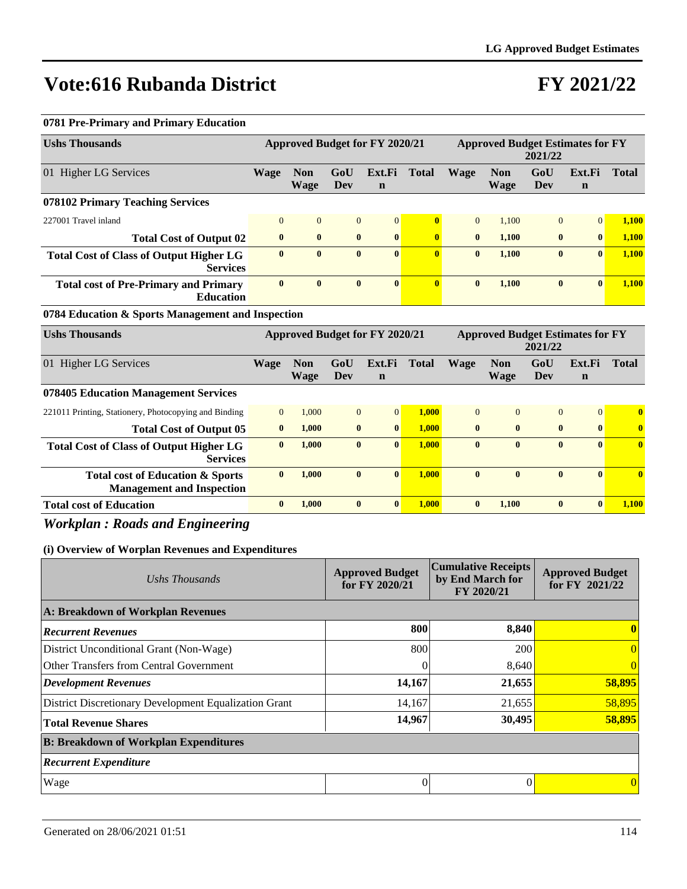# Vote:616 Rubanda District

# FY 2021/22

### 0781 Pre-Primary and Primary Education

| Ushs Thousands | Approved Budget for FY 2020/21 | | | | | Approved Budget Estimates for FY 2021/22 | | | | |
|---|---|---|---|---|---|---|---|---|---|---|
| 01 Higher LG Services | Wage | Non Wage | GoU Dev | Ext.Fin | Total | Wage | Non Wage | GoU Dev | Ext.Fin | Total |
| **078102 Primary Teaching Services** | | | | | | | | | | |
| 227001 Travel inland | 0 | 0 | 0 | 0 | **0** | 0 | 1,100 | 0 | 0 | **1,100** |
| **Total Cost of Output 02** | **0** | **0** | **0** | **0** | **0** | **0** | **1,100** | **0** | **0** | **1,100** |
| **Total Cost of Class of Output Higher LG Services** | **0** | **0** | **0** | **0** | **0** | **0** | **1,100** | **0** | **0** | **1,100** |
| **Total cost of Pre-Primary and Primary Education** | **0** | **0** | **0** | **0** | **0** | **0** | **1,100** | **0** | **0** | **1,100** |

### 0784 Education & Sports Management and Inspection

| Ushs Thousands | Approved Budget for FY 2020/21 | | | | | Approved Budget Estimates for FY 2021/22 | | | | |
|---|---|---|---|---|---|---|---|---|---|---|
| 01 Higher LG Services | Wage | Non Wage | GoU Dev | Ext.Fin | Total | Wage | Non Wage | GoU Dev | Ext.Fin | Total |
| **078405 Education Management Services** | | | | | | | | | | |
| 221011 Printing, Stationery, Photocopying and Binding | 0 | 1,000 | 0 | 0 | **1,000** | 0 | 0 | 0 | 0 | **0** |
| **Total Cost of Output 05** | **0** | **1,000** | **0** | **0** | **1,000** | **0** | **0** | **0** | **0** | **0** |
| **Total Cost of Class of Output Higher LG Services** | **0** | **1,000** | **0** | **0** | **1,000** | **0** | **0** | **0** | **0** | **0** |
| **Total cost of Education & Sports Management and Inspection** | **0** | **1,000** | **0** | **0** | **1,000** | **0** | **0** | **0** | **0** | **0** |
| **Total cost of Education** | **0** | **1,000** | **0** | **0** | **1,000** | **0** | **1,100** | **0** | **0** | **1,100** |

## *Workplan : Roads and Engineering*

### (i) Overview of Worplan Revenues and Expenditures

| *Ushs Thousands* | Approved Budget for FY 2020/21 | Cumulative Receipts by End March for FY 2020/21 | Approved Budget for FY 2021/22 |
|---|---|---|---|
| **A: Breakdown of Workplan Revenues** | | | |
| ***Recurrent Revenues*** | **800** | **8,840** | **0** |
| District Unconditional Grant (Non-Wage) | 800 | 200 | 0 |
| Other Transfers from Central Government | 0 | 8,640 | 0 |
| ***Development Revenues*** | **14,167** | **21,655** | **58,895** |
| District Discretionary Development Equalization Grant | 14,167 | 21,655 | 58,895 |
| **Total Revenue Shares** | **14,967** | **30,495** | **58,895** |
| **B: Breakdown of Workplan Expenditures** | | | |
| ***Recurrent Expenditure*** | | | |
| Wage | 0 | 0 | 0 |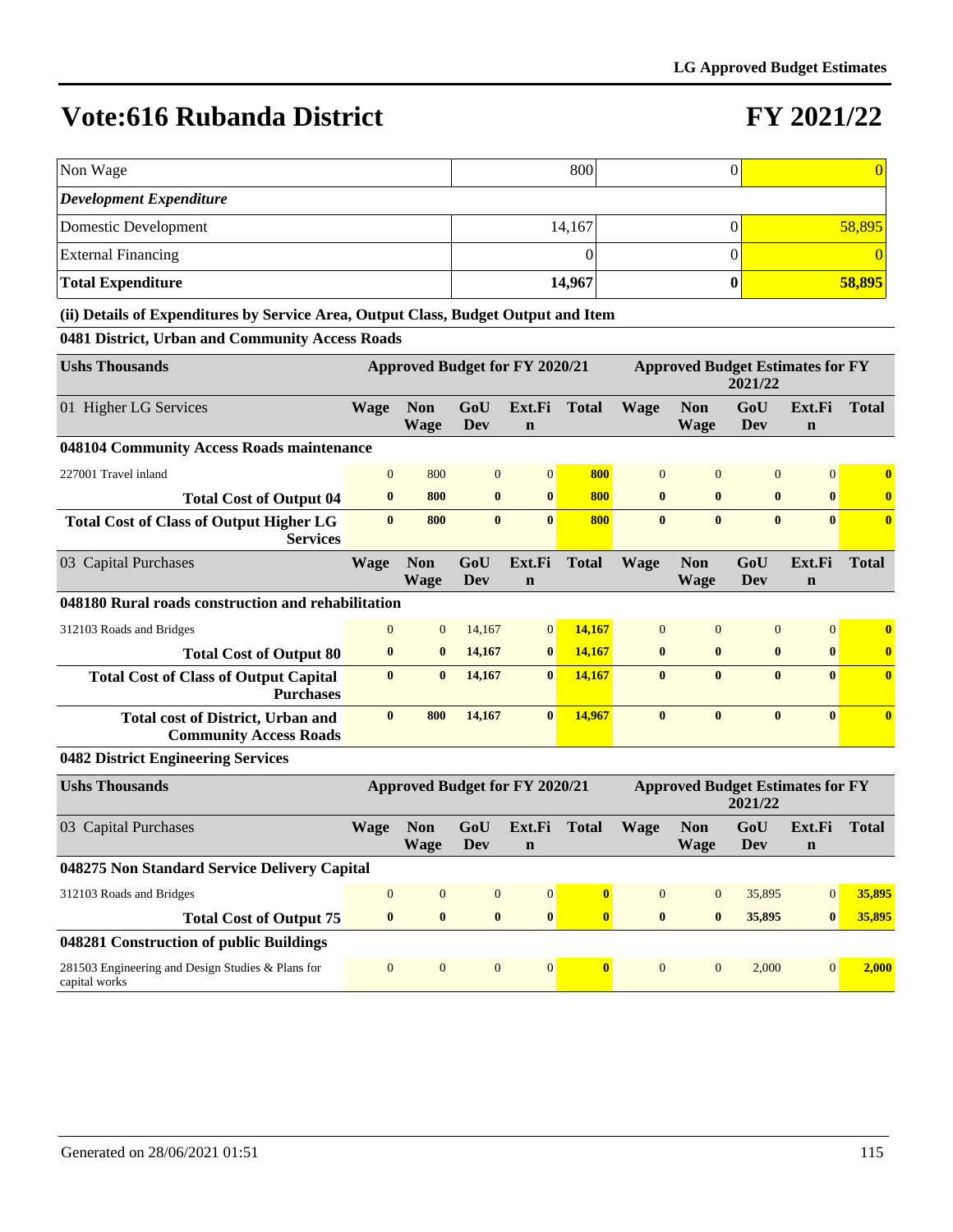# Vote:616 Rubanda District

# FY 2021/22

| | | | |
|---|---|---|---|
| Non Wage | 800 | 0 | 0 |
| ***Development Expenditure*** | | | |
| Domestic Development | 14,167 | 0 | 58,895 |
| External Financing | 0 | 0 | 0 |
| **Total Expenditure** | **14,967** | **0** | **58,895** |

**(ii) Details of Expenditures by Service Area, Output Class, Budget Output and Item**

**0481 District, Urban and Community Access Roads**

| Ushs Thousands | Approved Budget for FY 2020/21 | | | | | Approved Budget Estimates for FY 2021/22 | | | | |
|---|---|---|---|---|---|---|---|---|---|---|
| 01 Higher LG Services | Wage | Non Wage | GoU Dev | Ext.Fin | Total | Wage | Non Wage | GoU Dev | Ext.Fin | Total |
| **048104 Community Access Roads maintenance** | | | | | | | | | | |
| 227001 Travel inland | 0 | 800 | 0 | 0 | **800** | 0 | 0 | 0 | 0 | **0** |
| **Total Cost of Output 04** | **0** | **800** | **0** | **0** | **800** | **0** | **0** | **0** | **0** | **0** |
| **Total Cost of Class of Output Higher LG Services** | **0** | **800** | **0** | **0** | **800** | **0** | **0** | **0** | **0** | **0** |
| 03 Capital Purchases | Wage | Non Wage | GoU Dev | Ext.Fin | Total | Wage | Non Wage | GoU Dev | Ext.Fin | Total |
| **048180 Rural roads construction and rehabilitation** | | | | | | | | | | |
| 312103 Roads and Bridges | 0 | 0 | 14,167 | 0 | **14,167** | 0 | 0 | 0 | 0 | **0** |
| **Total Cost of Output 80** | **0** | **0** | **14,167** | **0** | **14,167** | **0** | **0** | **0** | **0** | **0** |
| **Total Cost of Class of Output Capital Purchases** | **0** | **0** | **14,167** | **0** | **14,167** | **0** | **0** | **0** | **0** | **0** |
| **Total cost of District, Urban and Community Access Roads** | **0** | **800** | **14,167** | **0** | **14,967** | **0** | **0** | **0** | **0** | **0** |

**0482 District Engineering Services**

| Ushs Thousands | Approved Budget for FY 2020/21 | | | | | Approved Budget Estimates for FY 2021/22 | | | | |
|---|---|---|---|---|---|---|---|---|---|---|
| 03 Capital Purchases | Wage | Non Wage | GoU Dev | Ext.Fin | Total | Wage | Non Wage | GoU Dev | Ext.Fin | Total |
| **048275 Non Standard Service Delivery Capital** | | | | | | | | | | |
| 312103 Roads and Bridges | 0 | 0 | 0 | 0 | **0** | 0 | 0 | 35,895 | 0 | **35,895** |
| **Total Cost of Output 75** | **0** | **0** | **0** | **0** | **0** | **0** | **0** | **35,895** | **0** | **35,895** |
| **048281 Construction of public Buildings** | | | | | | | | | | |
| 281503 Engineering and Design Studies & Plans for capital works | 0 | 0 | 0 | 0 | **0** | 0 | 0 | 2,000 | 0 | **2,000** |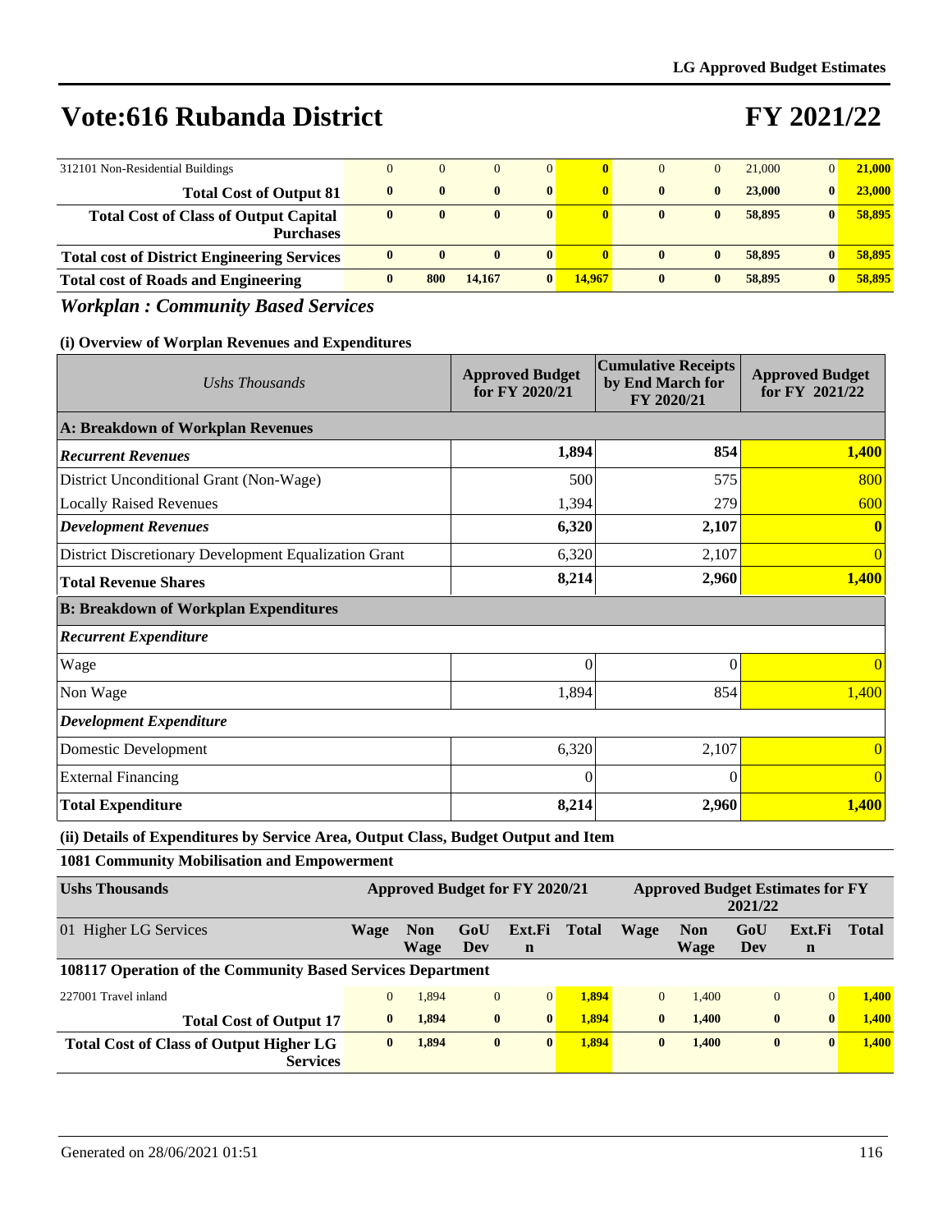# Vote:616 Rubanda District

# FY 2021/22

| | | | | | | | | | | |
|---|---|---|---|---|---|---|---|---|---|---|
| 312101 Non-Residential Buildings | 0 | 0 | 0 | 0 | **0** | 0 | 0 | 21,000 | 0 | **21,000** |
| **Total Cost of Output 81** | **0** | **0** | **0** | **0** | **0** | **0** | **0** | **23,000** | **0** | **23,000** |
| **Total Cost of Class of Output Capital Purchases** | **0** | **0** | **0** | **0** | **0** | **0** | **0** | **58,895** | **0** | **58,895** |
| **Total cost of District Engineering Services** | **0** | **0** | **0** | **0** | **0** | **0** | **0** | **58,895** | **0** | **58,895** |
| **Total cost of Roads and Engineering** | **0** | **800** | **14,167** | **0** | **14,967** | **0** | **0** | **58,895** | **0** | **58,895** |

## *Workplan : Community Based Services*

### (i) Overview of Worplan Revenues and Expenditures

| *Ushs Thousands* | Approved Budget for FY 2020/21 | Cumulative Receipts by End March for FY 2020/21 | Approved Budget for FY 2021/22 |
|---|---|---|---|
| **A: Breakdown of Workplan Revenues** | | | |
| ***Recurrent Revenues*** | **1,894** | **854** | **1,400** |
| District Unconditional Grant (Non-Wage) | 500 | 575 | 800 |
| Locally Raised Revenues | 1,394 | 279 | 600 |
| ***Development Revenues*** | **6,320** | **2,107** | **0** |
| District Discretionary Development Equalization Grant | 6,320 | 2,107 | 0 |
| **Total Revenue Shares** | **8,214** | **2,960** | **1,400** |
| **B: Breakdown of Workplan Expenditures** | | | |
| ***Recurrent Expenditure*** | | | |
| Wage | 0 | 0 | 0 |
| Non Wage | 1,894 | 854 | 1,400 |
| ***Development Expenditure*** | | | |
| Domestic Development | 6,320 | 2,107 | 0 |
| External Financing | 0 | 0 | 0 |
| **Total Expenditure** | **8,214** | **2,960** | **1,400** |

### (ii) Details of Expenditures by Service Area, Output Class, Budget Output and Item

**1081 Community Mobilisation and Empowerment**

| **Ushs Thousands** | **Approved Budget for FY 2020/21** | | | | | **Approved Budget Estimates for FY 2021/22** | | | | |
|---|---|---|---|---|---|---|---|---|---|---|
| 01 Higher LG Services | **Wage** | **Non Wage** | **GoU Dev** | **Ext.Fin** | **Total** | **Wage** | **Non Wage** | **GoU Dev** | **Ext.Fin** | **Total** |
| **108117 Operation of the Community Based Services Department** | | | | | | | | | | |
| 227001 Travel inland | 0 | 1,894 | 0 | 0 | **1,894** | 0 | 1,400 | 0 | 0 | **1,400** |
| **Total Cost of Output 17** | **0** | **1,894** | **0** | **0** | **1,894** | **0** | **1,400** | **0** | **0** | **1,400** |
| **Total Cost of Class of Output Higher LG Services** | **0** | **1,894** | **0** | **0** | **1,894** | **0** | **1,400** | **0** | **0** | **1,400** |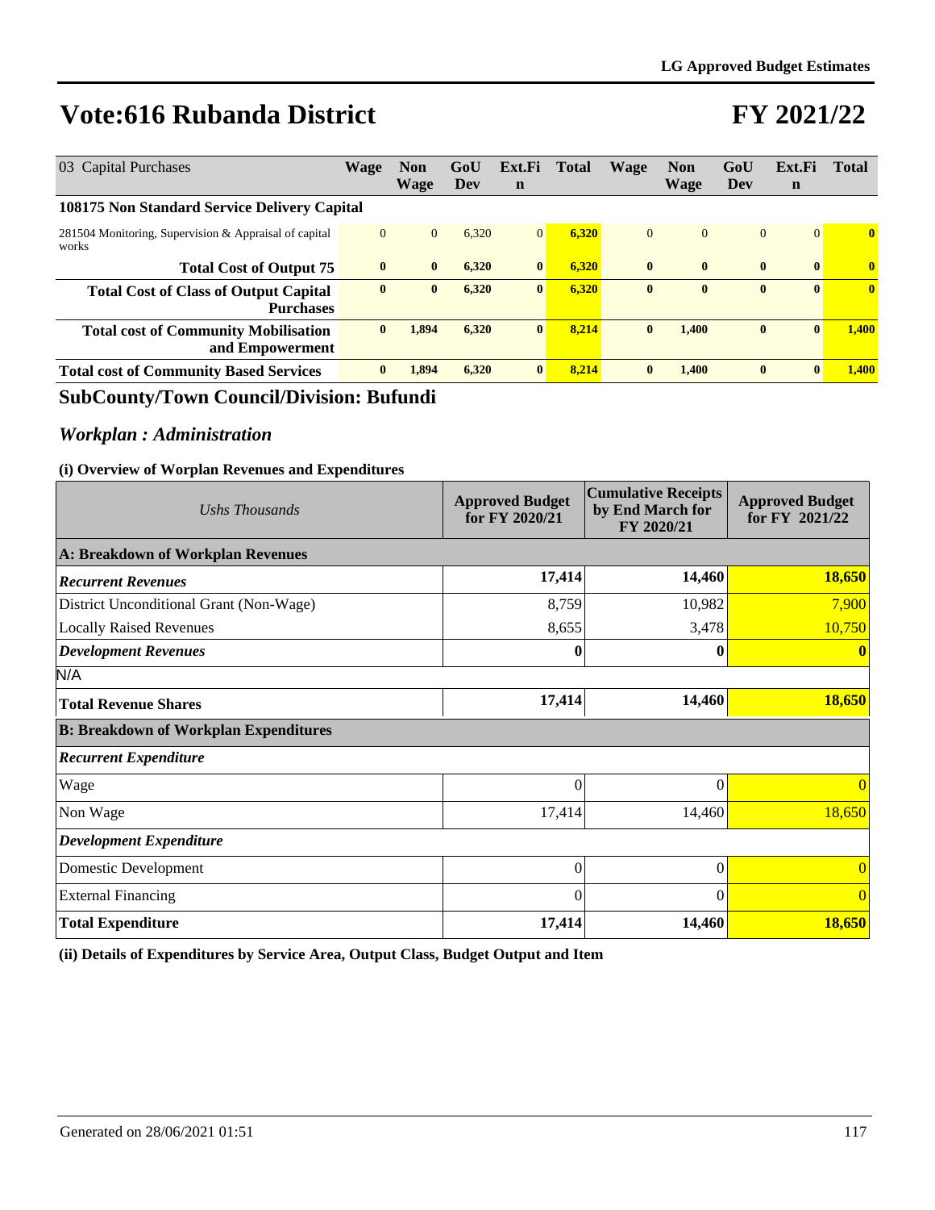# Vote:616 Rubanda District

# FY 2021/22

| 03 Capital Purchases | Wage | Non Wage | GoU Dev | Ext.Fin | Total | Wage | Non Wage | GoU Dev | Ext.Fin | Total |
|---|---|---|---|---|---|---|---|---|---|---|
| **108175 Non Standard Service Delivery Capital** | | | | | | | | | | |
| 281504 Monitoring, Supervision & Appraisal of capital works | 0 | 0 | 6,320 | 0 | **6,320** | 0 | 0 | 0 | 0 | **0** |
| **Total Cost of Output 75** | **0** | **0** | **6,320** | **0** | **6,320** | **0** | **0** | **0** | **0** | **0** |
| **Total Cost of Class of Output Capital Purchases** | **0** | **0** | **6,320** | **0** | **6,320** | **0** | **0** | **0** | **0** | **0** |
| **Total cost of Community Mobilisation and Empowerment** | **0** | **1,894** | **6,320** | **0** | **8,214** | **0** | **1,400** | **0** | **0** | **1,400** |
| **Total cost of Community Based Services** | **0** | **1,894** | **6,320** | **0** | **8,214** | **0** | **1,400** | **0** | **0** | **1,400** |

## SubCounty/Town Council/Division: Bufundi

### *Workplan : Administration*

**(i) Overview of Worplan Revenues and Expenditures**

| *Ushs Thousands* | Approved Budget for FY 2020/21 | Cumulative Receipts by End March for FY 2020/21 | Approved Budget for FY 2021/22 |
|---|---|---|---|
| **A: Breakdown of Workplan Revenues** | | | |
| ***Recurrent Revenues*** | **17,414** | **14,460** | **18,650** |
| District Unconditional Grant (Non-Wage) | 8,759 | 10,982 | 7,900 |
| Locally Raised Revenues | 8,655 | 3,478 | 10,750 |
| ***Development Revenues*** | **0** | **0** | **0** |
| N/A | | | |
| **Total Revenue Shares** | **17,414** | **14,460** | **18,650** |
| **B: Breakdown of Workplan Expenditures** | | | |
| ***Recurrent Expenditure*** | | | |
| Wage | 0 | 0 | 0 |
| Non Wage | 17,414 | 14,460 | 18,650 |
| ***Development Expenditure*** | | | |
| Domestic Development | 0 | 0 | 0 |
| External Financing | 0 | 0 | 0 |
| **Total Expenditure** | **17,414** | **14,460** | **18,650** |

**(ii) Details of Expenditures by Service Area, Output Class, Budget Output and Item**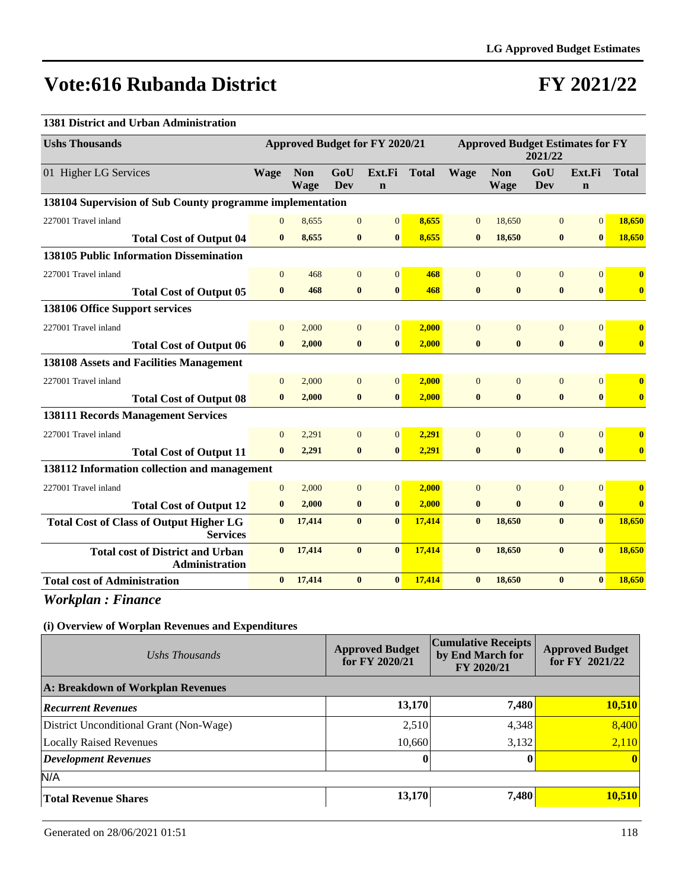# Vote:616 Rubanda District

# FY 2021/22

**1381 District and Urban Administration**

| Ushs Thousands | Approved Budget for FY 2020/21 | | | | | Approved Budget Estimates for FY 2021/22 | | | | |
|---|---|---|---|---|---|---|---|---|---|---|
| 01 Higher LG Services | Wage | Non Wage | GoU Dev | Ext.Fin | Total | Wage | Non Wage | GoU Dev | Ext.Fin | Total |
| **138104 Supervision of Sub County programme implementation** | | | | | | | | | | |
| 227001 Travel inland | 0 | 8,655 | 0 | 0 | **8,655** | 0 | 18,650 | 0 | 0 | **18,650** |
| **Total Cost of Output 04** | **0** | **8,655** | **0** | **0** | **8,655** | **0** | **18,650** | **0** | **0** | **18,650** |
| **138105 Public Information Dissemination** | | | | | | | | | | |
| 227001 Travel inland | 0 | 468 | 0 | 0 | **468** | 0 | 0 | 0 | 0 | **0** |
| **Total Cost of Output 05** | **0** | **468** | **0** | **0** | **468** | **0** | **0** | **0** | **0** | **0** |
| **138106 Office Support services** | | | | | | | | | | |
| 227001 Travel inland | 0 | 2,000 | 0 | 0 | **2,000** | 0 | 0 | 0 | 0 | **0** |
| **Total Cost of Output 06** | **0** | **2,000** | **0** | **0** | **2,000** | **0** | **0** | **0** | **0** | **0** |
| **138108 Assets and Facilities Management** | | | | | | | | | | |
| 227001 Travel inland | 0 | 2,000 | 0 | 0 | **2,000** | 0 | 0 | 0 | 0 | **0** |
| **Total Cost of Output 08** | **0** | **2,000** | **0** | **0** | **2,000** | **0** | **0** | **0** | **0** | **0** |
| **138111 Records Management Services** | | | | | | | | | | |
| 227001 Travel inland | 0 | 2,291 | 0 | 0 | **2,291** | 0 | 0 | 0 | 0 | **0** |
| **Total Cost of Output 11** | **0** | **2,291** | **0** | **0** | **2,291** | **0** | **0** | **0** | **0** | **0** |
| **138112 Information collection and management** | | | | | | | | | | |
| 227001 Travel inland | 0 | 2,000 | 0 | 0 | **2,000** | 0 | 0 | 0 | 0 | **0** |
| **Total Cost of Output 12** | **0** | **2,000** | **0** | **0** | **2,000** | **0** | **0** | **0** | **0** | **0** |
| **Total Cost of Class of Output Higher LG Services** | **0** | **17,414** | **0** | **0** | **17,414** | **0** | **18,650** | **0** | **0** | **18,650** |
| **Total cost of District and Urban Administration** | **0** | **17,414** | **0** | **0** | **17,414** | **0** | **18,650** | **0** | **0** | **18,650** |
| **Total cost of Administration** | **0** | **17,414** | **0** | **0** | **17,414** | **0** | **18,650** | **0** | **0** | **18,650** |

## *Workplan : Finance*

### (i) Overview of Worplan Revenues and Expenditures

| *Ushs Thousands* | Approved Budget for FY 2020/21 | Cumulative Receipts by End March for FY 2020/21 | Approved Budget for FY 2021/22 |
|---|---|---|---|
| **A: Breakdown of Workplan Revenues** | | | |
| ***Recurrent Revenues*** | **13,170** | **7,480** | **10,510** |
| District Unconditional Grant (Non-Wage) | 2,510 | 4,348 | 8,400 |
| Locally Raised Revenues | 10,660 | 3,132 | 2,110 |
| ***Development Revenues*** | **0** | **0** | **0** |
| N/A | | | |
| **Total Revenue Shares** | **13,170** | **7,480** | **10,510** |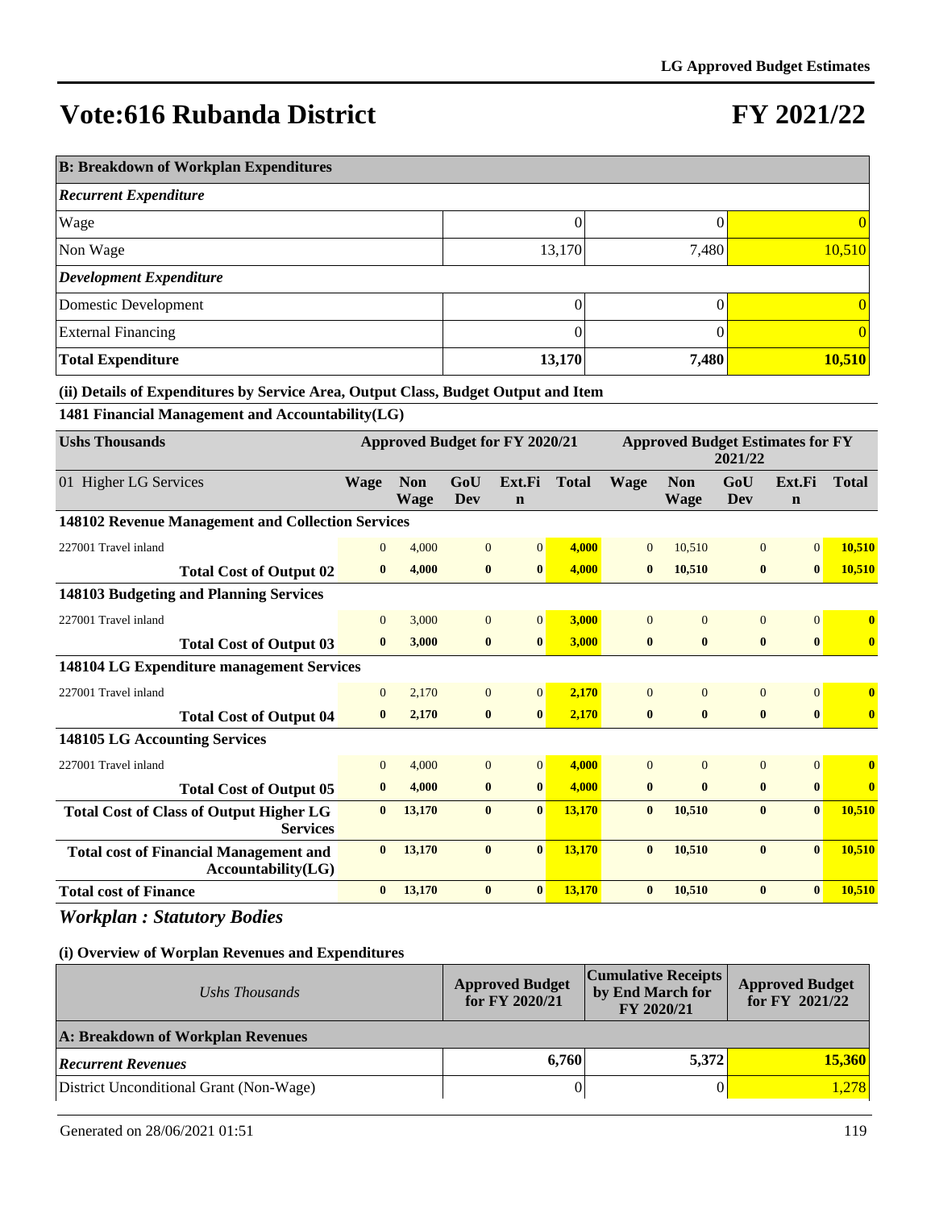## Vote:616 Rubanda District

## FY 2021/22

| B: Breakdown of Workplan Expenditures | | | |
|---|---|---|---|
| *Recurrent Expenditure* | | | |
| Wage | 0 | 0 | 0 |
| Non Wage | 13,170 | 7,480 | 10,510 |
| *Development Expenditure* | | | |
| Domestic Development | 0 | 0 | 0 |
| External Financing | 0 | 0 | 0 |
| **Total Expenditure** | **13,170** | **7,480** | **10,510** |

**(ii) Details of Expenditures by Service Area, Output Class, Budget Output and Item**

**1481 Financial Management and Accountability(LG)**

| Ushs Thousands | Approved Budget for FY 2020/21 | | | | | Approved Budget Estimates for FY 2021/22 | | | | |
|---|---|---|---|---|---|---|---|---|---|---|
| 01 Higher LG Services | Wage | Non Wage | GoU Dev | Ext.Fin | Total | Wage | Non Wage | GoU Dev | Ext.Fin | Total |
| **148102 Revenue Management and Collection Services** | | | | | | | | | | |
| 227001 Travel inland | 0 | 4,000 | 0 | 0 | 4,000 | 0 | 10,510 | 0 | 0 | 10,510 |
| **Total Cost of Output 02** | **0** | **4,000** | **0** | **0** | **4,000** | **0** | **10,510** | **0** | **0** | **10,510** |
| **148103 Budgeting and Planning Services** | | | | | | | | | | |
| 227001 Travel inland | 0 | 3,000 | 0 | 0 | 3,000 | 0 | 0 | 0 | 0 | 0 |
| **Total Cost of Output 03** | **0** | **3,000** | **0** | **0** | **3,000** | **0** | **0** | **0** | **0** | **0** |
| **148104 LG Expenditure management Services** | | | | | | | | | | |
| 227001 Travel inland | 0 | 2,170 | 0 | 0 | 2,170 | 0 | 0 | 0 | 0 | 0 |
| **Total Cost of Output 04** | **0** | **2,170** | **0** | **0** | **2,170** | **0** | **0** | **0** | **0** | **0** |
| **148105 LG Accounting Services** | | | | | | | | | | |
| 227001 Travel inland | 0 | 4,000 | 0 | 0 | 4,000 | 0 | 0 | 0 | 0 | 0 |
| **Total Cost of Output 05** | **0** | **4,000** | **0** | **0** | **4,000** | **0** | **0** | **0** | **0** | **0** |
| **Total Cost of Class of Output Higher LG Services** | **0** | **13,170** | **0** | **0** | **13,170** | **0** | **10,510** | **0** | **0** | **10,510** |
| **Total cost of Financial Management and Accountability(LG)** | **0** | **13,170** | **0** | **0** | **13,170** | **0** | **10,510** | **0** | **0** | **10,510** |
| **Total cost of Finance** | **0** | **13,170** | **0** | **0** | **13,170** | **0** | **10,510** | **0** | **0** | **10,510** |

## *Workplan : Statutory Bodies*

**(i) Overview of Worplan Revenues and Expenditures**

| *Ushs Thousands* | Approved Budget for FY 2020/21 | Cumulative Receipts by End March for FY 2020/21 | Approved Budget for FY 2021/22 |
|---|---|---|---|
| **A: Breakdown of Workplan Revenues** | | | |
| ***Recurrent Revenues*** | **6,760** | **5,372** | **15,360** |
| District Unconditional Grant (Non-Wage) | 0 | 0 | 1,278 |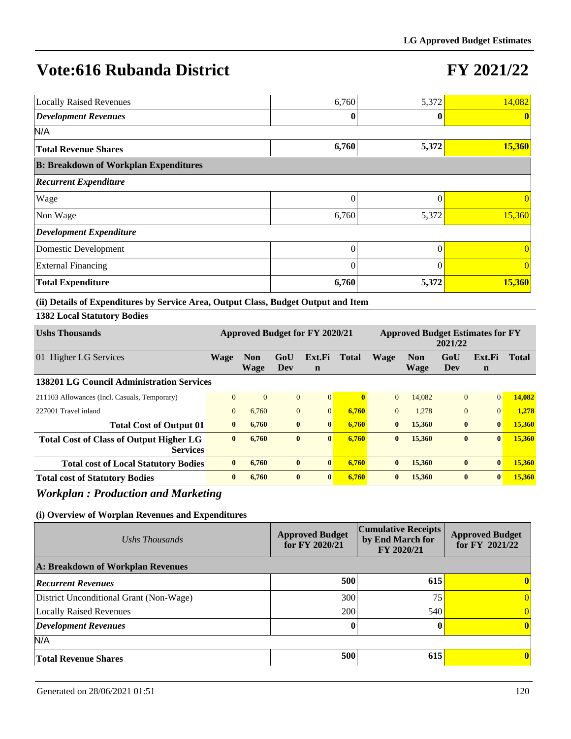# Vote:616 Rubanda District

# FY 2021/22

| | | | |
|---|---|---|---|
| Locally Raised Revenues | 6,760 | 5,372 | 14,082 |
| ***Development Revenues*** | **0** | **0** | **0** |
| N/A | | | |
| **Total Revenue Shares** | **6,760** | **5,372** | **15,360** |
| **B: Breakdown of Workplan Expenditures** | | | |
| ***Recurrent Expenditure*** | | | |
| Wage | 0 | 0 | 0 |
| Non Wage | 6,760 | 5,372 | 15,360 |
| ***Development Expenditure*** | | | |
| Domestic Development | 0 | 0 | 0 |
| External Financing | 0 | 0 | 0 |
| **Total Expenditure** | **6,760** | **5,372** | **15,360** |

**(ii) Details of Expenditures by Service Area, Output Class, Budget Output and Item**

**1382 Local Statutory Bodies**

| Ushs Thousands | Approved Budget for FY 2020/21 | | | | | Approved Budget Estimates for FY 2021/22 | | | | |
|---|---|---|---|---|---|---|---|---|---|---|
| 01 Higher LG Services | Wage | Non Wage | GoU Dev | Ext.Fin | Total | Wage | Non Wage | GoU Dev | Ext.Fin | Total |
| **138201 LG Council Administration Services** | | | | | | | | | | |
| 211103 Allowances (Incl. Casuals, Temporary) | 0 | 0 | 0 | 0 | **0** | 0 | 14,082 | 0 | 0 | **14,082** |
| 227001 Travel inland | 0 | 6,760 | 0 | 0 | **6,760** | 0 | 1,278 | 0 | 0 | **1,278** |
| **Total Cost of Output 01** | **0** | **6,760** | **0** | **0** | **6,760** | **0** | **15,360** | **0** | **0** | **15,360** |
| **Total Cost of Class of Output Higher LG Services** | **0** | **6,760** | **0** | **0** | **6,760** | **0** | **15,360** | **0** | **0** | **15,360** |
| **Total cost of Local Statutory Bodies** | **0** | **6,760** | **0** | **0** | **6,760** | **0** | **15,360** | **0** | **0** | **15,360** |
| **Total cost of Statutory Bodies** | **0** | **6,760** | **0** | **0** | **6,760** | **0** | **15,360** | **0** | **0** | **15,360** |

## *Workplan : Production and Marketing*

**(i) Overview of Worplan Revenues and Expenditures**

| *Ushs Thousands* | Approved Budget for FY 2020/21 | Cumulative Receipts by End March for FY 2020/21 | Approved Budget for FY 2021/22 |
|---|---|---|---|
| **A: Breakdown of Workplan Revenues** | | | |
| ***Recurrent Revenues*** | **500** | **615** | **0** |
| District Unconditional Grant (Non-Wage) | 300 | 75 | 0 |
| Locally Raised Revenues | 200 | 540 | 0 |
| ***Development Revenues*** | **0** | **0** | **0** |
| N/A | | | |
| **Total Revenue Shares** | **500** | **615** | **0** |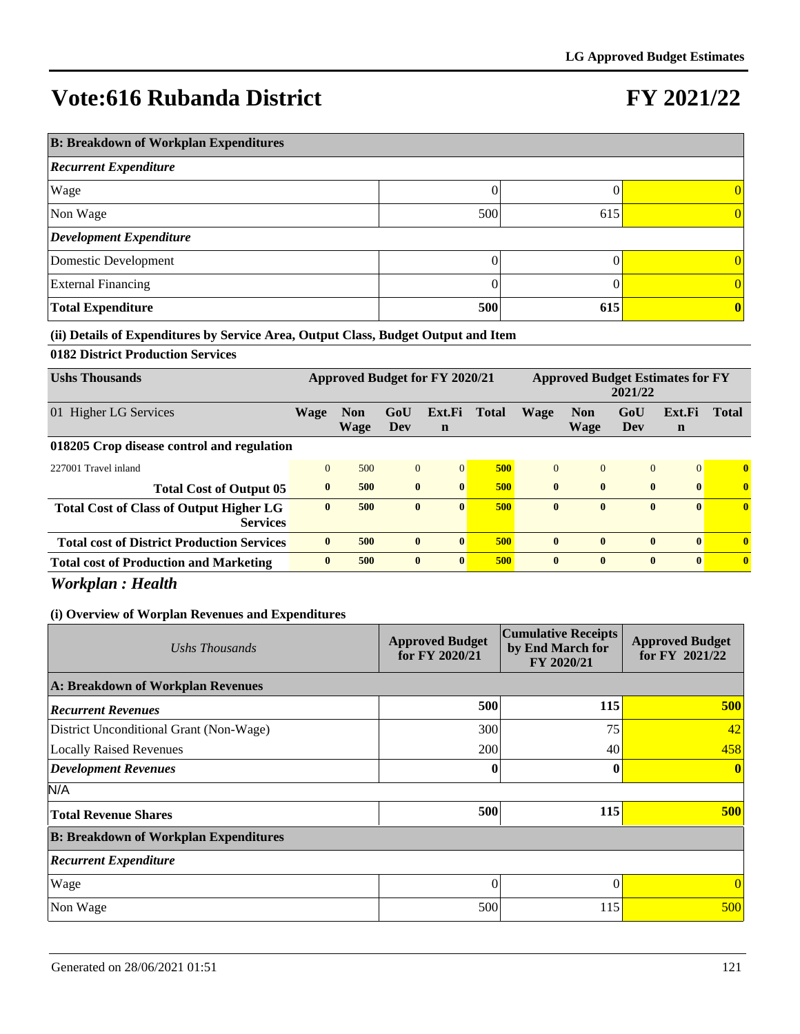# Vote:616 Rubanda District

# FY 2021/22

| B: Breakdown of Workplan Expenditures | | | |
|---|---|---|---|
| ***Recurrent Expenditure*** | | | |
| Wage | 0 | 0 | 0 |
| Non Wage | 500 | 615 | 0 |
| ***Development Expenditure*** | | | |
| Domestic Development | 0 | 0 | 0 |
| External Financing | 0 | 0 | 0 |
| **Total Expenditure** | **500** | **615** | **0** |

**(ii) Details of Expenditures by Service Area, Output Class, Budget Output and Item**

**0182 District Production Services**

| Ushs Thousands | Approved Budget for FY 2020/21 | | | | | Approved Budget Estimates for FY 2021/22 | | | | |
|---|---|---|---|---|---|---|---|---|---|---|
| 01 Higher LG Services | Wage | Non Wage | GoU Dev | Ext.Fin | Total | Wage | Non Wage | GoU Dev | Ext.Fin | Total |
| **018205 Crop disease control and regulation** | | | | | | | | | | |
| 227001 Travel inland | 0 | 500 | 0 | 0 | 500 | 0 | 0 | 0 | 0 | 0 |
| **Total Cost of Output 05** | **0** | **500** | **0** | **0** | **500** | **0** | **0** | **0** | **0** | **0** |
| **Total Cost of Class of Output Higher LG Services** | **0** | **500** | **0** | **0** | **500** | **0** | **0** | **0** | **0** | **0** |
| **Total cost of District Production Services** | **0** | **500** | **0** | **0** | **500** | **0** | **0** | **0** | **0** | **0** |
| **Total cost of Production and Marketing** | **0** | **500** | **0** | **0** | **500** | **0** | **0** | **0** | **0** | **0** |

## *Workplan : Health*

**(i) Overview of Worplan Revenues and Expenditures**

| *Ushs Thousands* | Approved Budget for FY 2020/21 | Cumulative Receipts by End March for FY 2020/21 | Approved Budget for FY 2021/22 |
|---|---|---|---|
| **A: Breakdown of Workplan Revenues** | | | |
| ***Recurrent Revenues*** | **500** | **115** | **500** |
| District Unconditional Grant (Non-Wage) | 300 | 75 | 42 |
| Locally Raised Revenues | 200 | 40 | 458 |
| ***Development Revenues*** | **0** | **0** | **0** |
| N/A | | | |
| **Total Revenue Shares** | **500** | **115** | **500** |
| **B: Breakdown of Workplan Expenditures** | | | |
| ***Recurrent Expenditure*** | | | |
| Wage | 0 | 0 | 0 |
| Non Wage | 500 | 115 | 500 |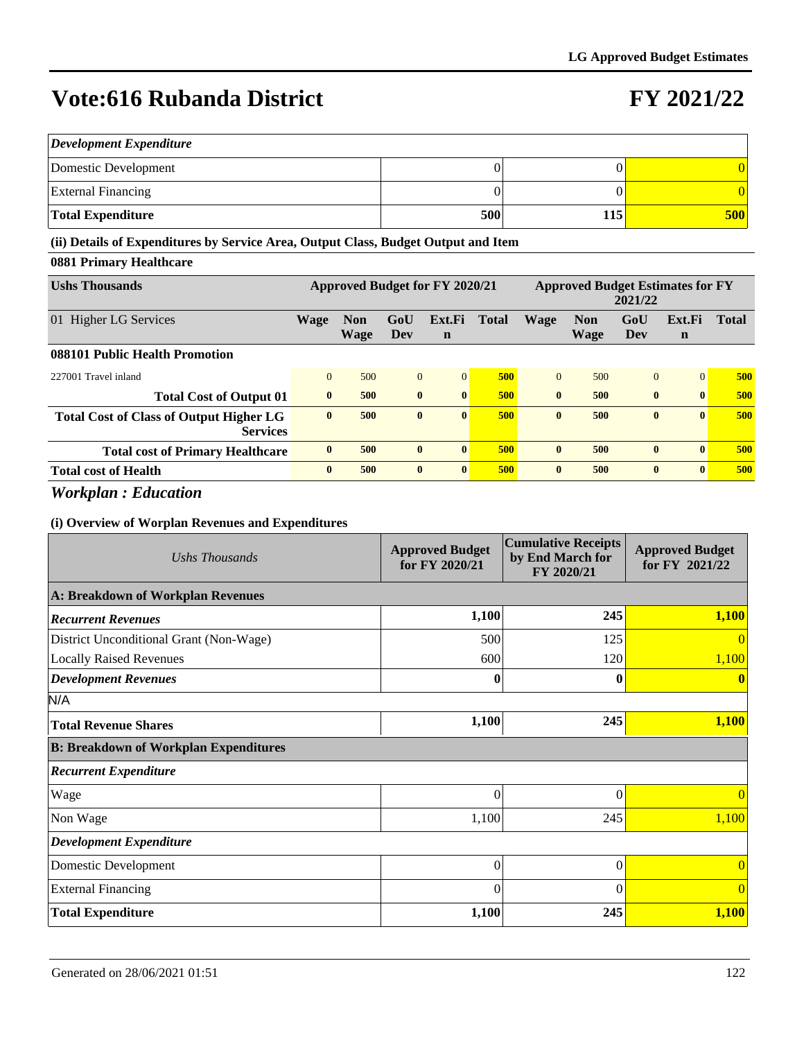# Vote:616 Rubanda District

# FY 2021/22

| | | | |
|---|---|---|---|
| ***Development Expenditure*** | | | |
| Domestic Development | 0 | 0 | 0 |
| External Financing | 0 | 0 | 0 |
| **Total Expenditure** | **500** | **115** | **500** |

**(ii) Details of Expenditures by Service Area, Output Class, Budget Output and Item**

**0881 Primary Healthcare**

| Ushs Thousands | Approved Budget for FY 2020/21 | | | | | Approved Budget Estimates for FY 2021/22 | | | | |
|---|---|---|---|---|---|---|---|---|---|---|
| 01 Higher LG Services | Wage | Non Wage | GoU Dev | Ext.Fin | Total | Wage | Non Wage | GoU Dev | Ext.Fin | Total |
| **088101 Public Health Promotion** | | | | | | | | | | |
| 227001 Travel inland | 0 | 500 | 0 | 0 | 500 | 0 | 500 | 0 | 0 | 500 |
| **Total Cost of Output 01** | **0** | **500** | **0** | **0** | **500** | **0** | **500** | **0** | **0** | **500** |
| **Total Cost of Class of Output Higher LG Services** | **0** | **500** | **0** | **0** | **500** | **0** | **500** | **0** | **0** | **500** |
| **Total cost of Primary Healthcare** | **0** | **500** | **0** | **0** | **500** | **0** | **500** | **0** | **0** | **500** |
| **Total cost of Health** | **0** | **500** | **0** | **0** | **500** | **0** | **500** | **0** | **0** | **500** |

## *Workplan : Education*

**(i) Overview of Worplan Revenues and Expenditures**

| *Ushs Thousands* | Approved Budget for FY 2020/21 | Cumulative Receipts by End March for FY 2020/21 | Approved Budget for FY 2021/22 |
|---|---|---|---|
| **A: Breakdown of Workplan Revenues** | | | |
| ***Recurrent Revenues*** | **1,100** | **245** | **1,100** |
| District Unconditional Grant (Non-Wage) | 500 | 125 | 0 |
| Locally Raised Revenues | 600 | 120 | 1,100 |
| ***Development Revenues*** | **0** | **0** | **0** |
| N/A | | | |
| **Total Revenue Shares** | **1,100** | **245** | **1,100** |
| **B: Breakdown of Workplan Expenditures** | | | |
| ***Recurrent Expenditure*** | | | |
| Wage | 0 | 0 | 0 |
| Non Wage | 1,100 | 245 | 1,100 |
| ***Development Expenditure*** | | | |
| Domestic Development | 0 | 0 | 0 |
| External Financing | 0 | 0 | 0 |
| **Total Expenditure** | **1,100** | **245** | **1,100** |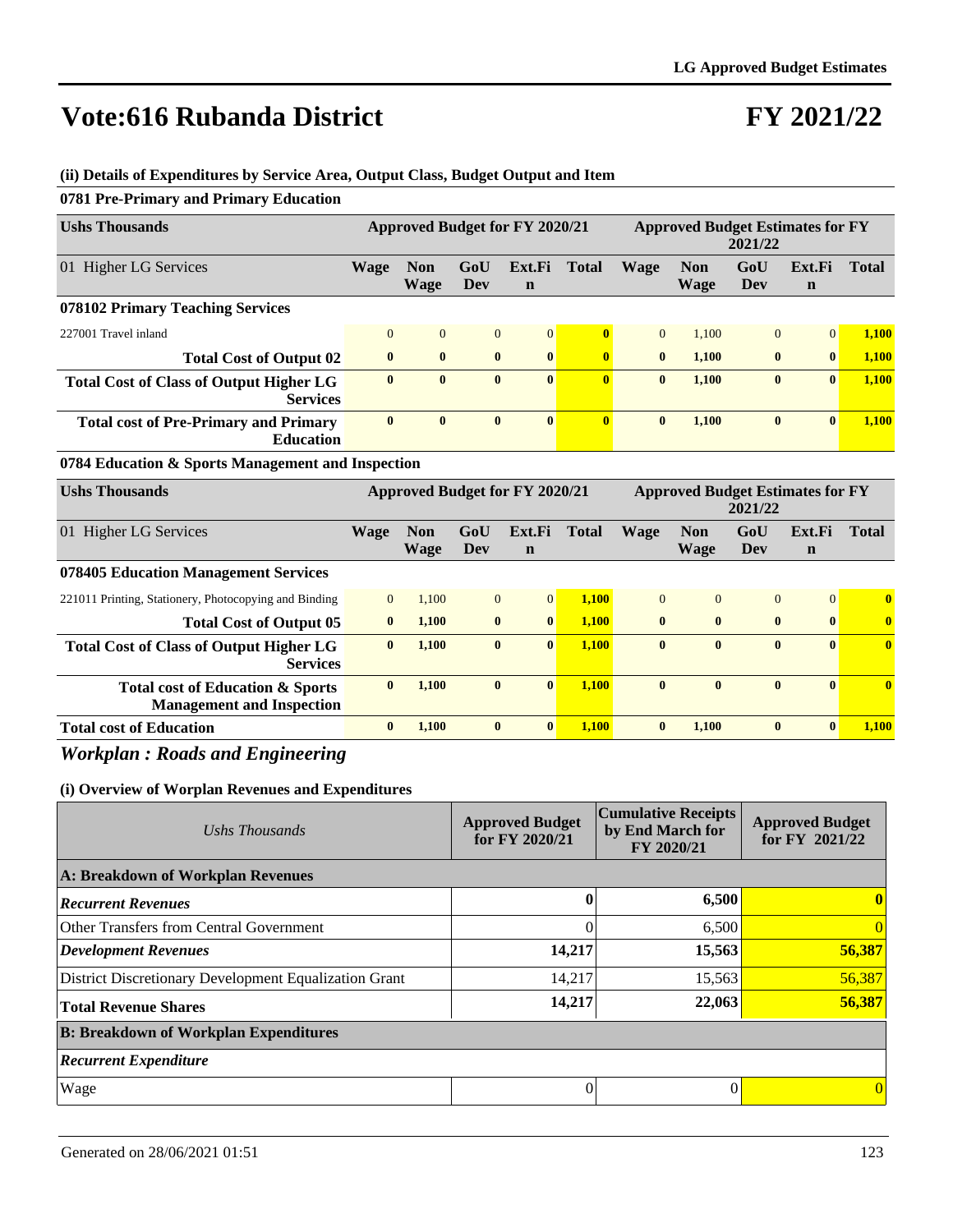# Vote:616 Rubanda District

# FY 2021/22

**(ii) Details of Expenditures by Service Area, Output Class, Budget Output and Item**

**0781 Pre-Primary and Primary Education**

| Ushs Thousands | Approved Budget for FY 2020/21 | | | | | Approved Budget Estimates for FY 2021/22 | | | | |
|---|---|---|---|---|---|---|---|---|---|---|
| 01 Higher LG Services | Wage | Non Wage | GoU Dev | Ext.Fin | Total | Wage | Non Wage | GoU Dev | Ext.Fin | Total |
| **078102 Primary Teaching Services** | | | | | | | | | | |
| 227001 Travel inland | 0 | 0 | 0 | 0 | **0** | 0 | 1,100 | 0 | 0 | **1,100** |
| **Total Cost of Output 02** | **0** | **0** | **0** | **0** | **0** | **0** | **1,100** | **0** | **0** | **1,100** |
| **Total Cost of Class of Output Higher LG Services** | **0** | **0** | **0** | **0** | **0** | **0** | **1,100** | **0** | **0** | **1,100** |
| **Total cost of Pre-Primary and Primary Education** | **0** | **0** | **0** | **0** | **0** | **0** | **1,100** | **0** | **0** | **1,100** |

**0784 Education & Sports Management and Inspection**

| Ushs Thousands | Approved Budget for FY 2020/21 | | | | | Approved Budget Estimates for FY 2021/22 | | | | |
|---|---|---|---|---|---|---|---|---|---|---|
| 01 Higher LG Services | Wage | Non Wage | GoU Dev | Ext.Fin | Total | Wage | Non Wage | GoU Dev | Ext.Fin | Total |
| **078405 Education Management Services** | | | | | | | | | | |
| 221011 Printing, Stationery, Photocopying and Binding | 0 | 1,100 | 0 | 0 | **1,100** | 0 | 0 | 0 | 0 | **0** |
| **Total Cost of Output 05** | **0** | **1,100** | **0** | **0** | **1,100** | **0** | **0** | **0** | **0** | **0** |
| **Total Cost of Class of Output Higher LG Services** | **0** | **1,100** | **0** | **0** | **1,100** | **0** | **0** | **0** | **0** | **0** |
| **Total cost of Education & Sports Management and Inspection** | **0** | **1,100** | **0** | **0** | **1,100** | **0** | **0** | **0** | **0** | **0** |
| **Total cost of Education** | **0** | **1,100** | **0** | **0** | **1,100** | **0** | **1,100** | **0** | **0** | **1,100** |

## *Workplan : Roads and Engineering*

**(i) Overview of Worplan Revenues and Expenditures**

| *Ushs Thousands* | Approved Budget for FY 2020/21 | Cumulative Receipts by End March for FY 2020/21 | Approved Budget for FY 2021/22 |
|---|---|---|---|
| **A: Breakdown of Workplan Revenues** | | | |
| ***Recurrent Revenues*** | **0** | **6,500** | **0** |
| Other Transfers from Central Government | 0 | 6,500 | 0 |
| ***Development Revenues*** | **14,217** | **15,563** | **56,387** |
| District Discretionary Development Equalization Grant | 14,217 | 15,563 | 56,387 |
| **Total Revenue Shares** | **14,217** | **22,063** | **56,387** |
| **B: Breakdown of Workplan Expenditures** | | | |
| ***Recurrent Expenditure*** | | | |
| Wage | 0 | 0 | 0 |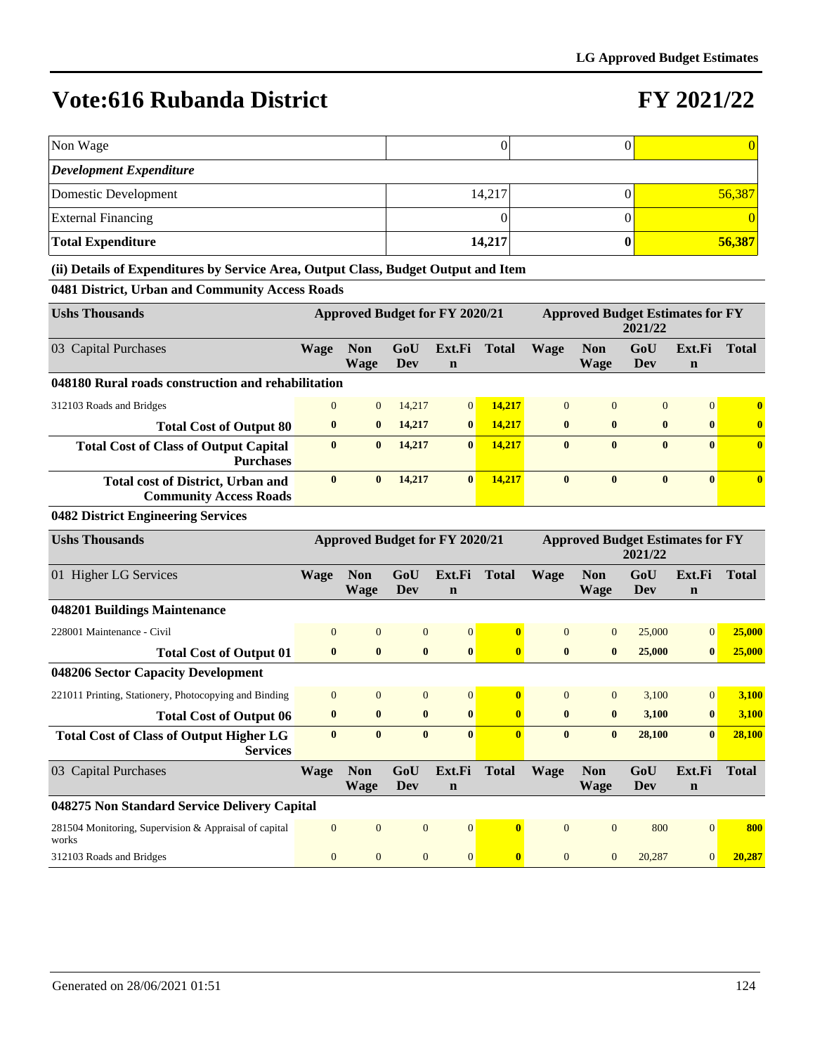# Vote:616 Rubanda District

# FY 2021/22

| | | | |
|---|---|---|---|
| Non Wage | 0 | 0 | 0 |
| ***Development Expenditure*** | | | |
| Domestic Development | 14,217 | 0 | 56,387 |
| External Financing | 0 | 0 | 0 |
| **Total Expenditure** | **14,217** | **0** | **56,387** |

**(ii) Details of Expenditures by Service Area, Output Class, Budget Output and Item**

**0481 District, Urban and Community Access Roads**

| Ushs Thousands | Approved Budget for FY 2020/21 | | | | | Approved Budget Estimates for FY 2021/22 | | | | |
|---|---|---|---|---|---|---|---|---|---|---|
| 03 Capital Purchases | Wage | Non Wage | GoU Dev | Ext.Fin | Total | Wage | Non Wage | GoU Dev | Ext.Fin | Total |
| **048180 Rural roads construction and rehabilitation** | | | | | | | | | | |
| 312103 Roads and Bridges | 0 | 0 | 14,217 | 0 | 14,217 | 0 | 0 | 0 | 0 | 0 |
| **Total Cost of Output 80** | **0** | **0** | **14,217** | **0** | **14,217** | **0** | **0** | **0** | **0** | **0** |
| **Total Cost of Class of Output Capital Purchases** | **0** | **0** | **14,217** | **0** | **14,217** | **0** | **0** | **0** | **0** | **0** |
| **Total cost of District, Urban and Community Access Roads** | **0** | **0** | **14,217** | **0** | **14,217** | **0** | **0** | **0** | **0** | **0** |

**0482 District Engineering Services**

| Ushs Thousands | Approved Budget for FY 2020/21 | | | | | Approved Budget Estimates for FY 2021/22 | | | | |
|---|---|---|---|---|---|---|---|---|---|---|
| 01 Higher LG Services | Wage | Non Wage | GoU Dev | Ext.Fin | Total | Wage | Non Wage | GoU Dev | Ext.Fin | Total |
| **048201 Buildings Maintenance** | | | | | | | | | | |
| 228001 Maintenance - Civil | 0 | 0 | 0 | 0 | 0 | 0 | 0 | 25,000 | 0 | 25,000 |
| **Total Cost of Output 01** | **0** | **0** | **0** | **0** | **0** | **0** | **0** | **25,000** | **0** | **25,000** |
| **048206 Sector Capacity Development** | | | | | | | | | | |
| 221011 Printing, Stationery, Photocopying and Binding | 0 | 0 | 0 | 0 | 0 | 0 | 0 | 3,100 | 0 | 3,100 |
| **Total Cost of Output 06** | **0** | **0** | **0** | **0** | **0** | **0** | **0** | **3,100** | **0** | **3,100** |
| **Total Cost of Class of Output Higher LG Services** | **0** | **0** | **0** | **0** | **0** | **0** | **0** | **28,100** | **0** | **28,100** |
| 03 Capital Purchases | Wage | Non Wage | GoU Dev | Ext.Fin | Total | Wage | Non Wage | GoU Dev | Ext.Fin | Total |
| **048275 Non Standard Service Delivery Capital** | | | | | | | | | | |
| 281504 Monitoring, Supervision & Appraisal of capital works | 0 | 0 | 0 | 0 | 0 | 0 | 0 | 800 | 0 | 800 |
| 312103 Roads and Bridges | 0 | 0 | 0 | 0 | 0 | 0 | 0 | 20,287 | 0 | 20,287 |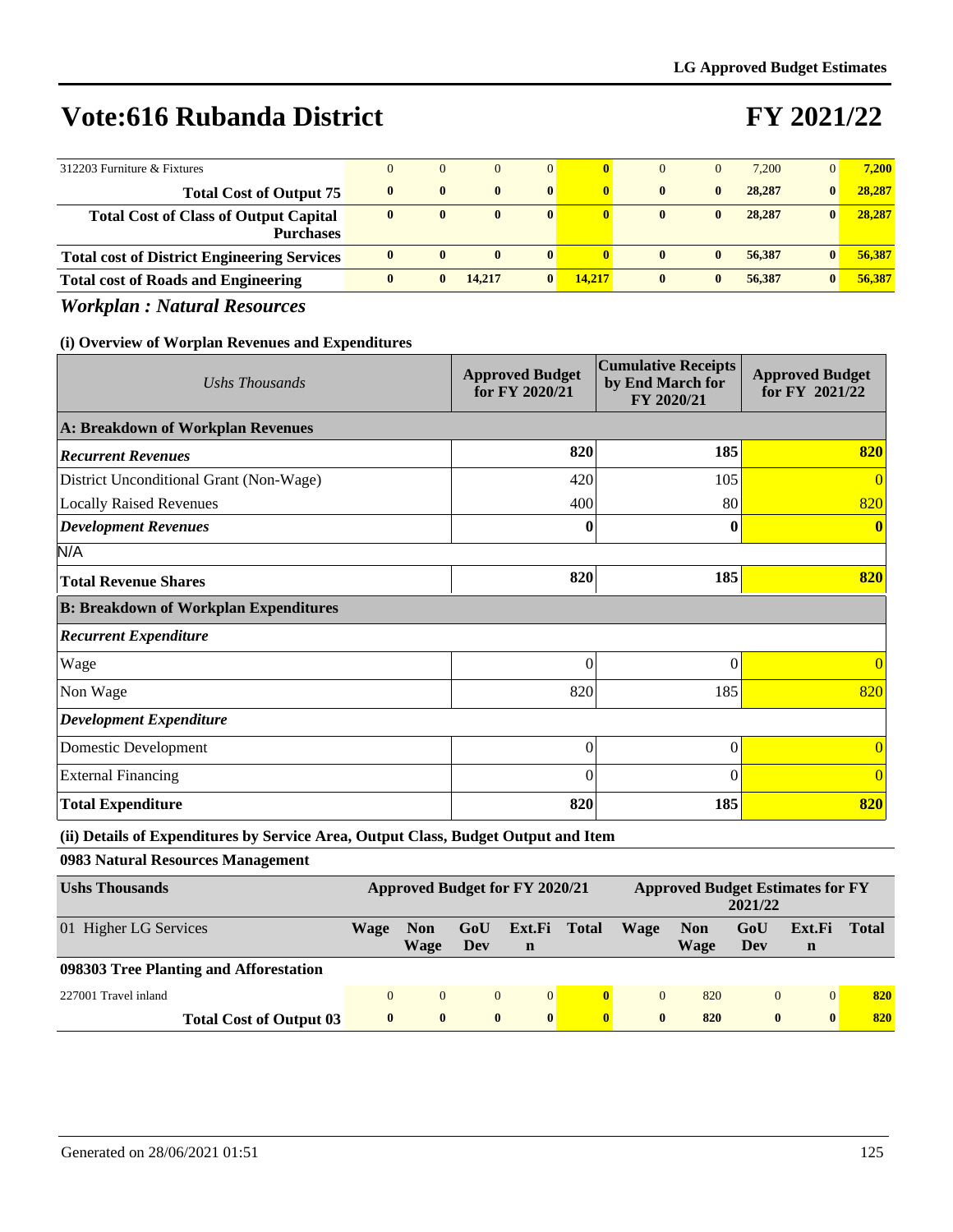# Vote:616 Rubanda District

# FY 2021/22

| | | | | | | | | | | |
|---|---|---|---|---|---|---|---|---|---|---|
| 312203 Furniture & Fixtures | 0 | 0 | 0 | 0 | **0** | 0 | 0 | 7,200 | 0 | **7,200** |
| **Total Cost of Output 75** | **0** | **0** | **0** | **0** | **0** | **0** | **0** | **28,287** | **0** | **28,287** |
| **Total Cost of Class of Output Capital Purchases** | **0** | **0** | **0** | **0** | **0** | **0** | **0** | **28,287** | **0** | **28,287** |
| **Total cost of District Engineering Services** | **0** | **0** | **0** | **0** | **0** | **0** | **0** | **56,387** | **0** | **56,387** |
| **Total cost of Roads and Engineering** | **0** | **0** | **14,217** | **0** | **14,217** | **0** | **0** | **56,387** | **0** | **56,387** |

## *Workplan : Natural Resources*

### (i) Overview of Worplan Revenues and Expenditures

| *Ushs Thousands* | Approved Budget for FY 2020/21 | Cumulative Receipts by End March for FY 2020/21 | Approved Budget for FY 2021/22 |
|---|---|---|---|
| **A: Breakdown of Workplan Revenues** | | | |
| ***Recurrent Revenues*** | **820** | **185** | **820** |
| District Unconditional Grant (Non-Wage) | 420 | 105 | 0 |
| Locally Raised Revenues | 400 | 80 | 820 |
| ***Development Revenues*** | **0** | **0** | **0** |
| N/A | | | |
| **Total Revenue Shares** | **820** | **185** | **820** |
| **B: Breakdown of Workplan Expenditures** | | | |
| ***Recurrent Expenditure*** | | | |
| Wage | 0 | 0 | 0 |
| Non Wage | 820 | 185 | 820 |
| ***Development Expenditure*** | | | |
| Domestic Development | 0 | 0 | 0 |
| External Financing | 0 | 0 | 0 |
| **Total Expenditure** | **820** | **185** | **820** |

### (ii) Details of Expenditures by Service Area, Output Class, Budget Output and Item

**0983 Natural Resources Management**

| **Ushs Thousands** | Approved Budget for FY 2020/21 | | | | | Approved Budget Estimates for FY 2021/22 | | | | |
|---|---|---|---|---|---|---|---|---|---|---|
| 01 Higher LG Services | **Wage** | **Non Wage** | **GoU Dev** | **Ext.Fin** | **Total** | **Wage** | **Non Wage** | **GoU Dev** | **Ext.Fin** | **Total** |
| **098303 Tree Planting and Afforestation** | | | | | | | | | | |
| 227001 Travel inland | 0 | 0 | 0 | 0 | **0** | 0 | 820 | 0 | 0 | **820** |
| **Total Cost of Output 03** | **0** | **0** | **0** | **0** | **0** | **0** | **820** | **0** | **0** | **820** |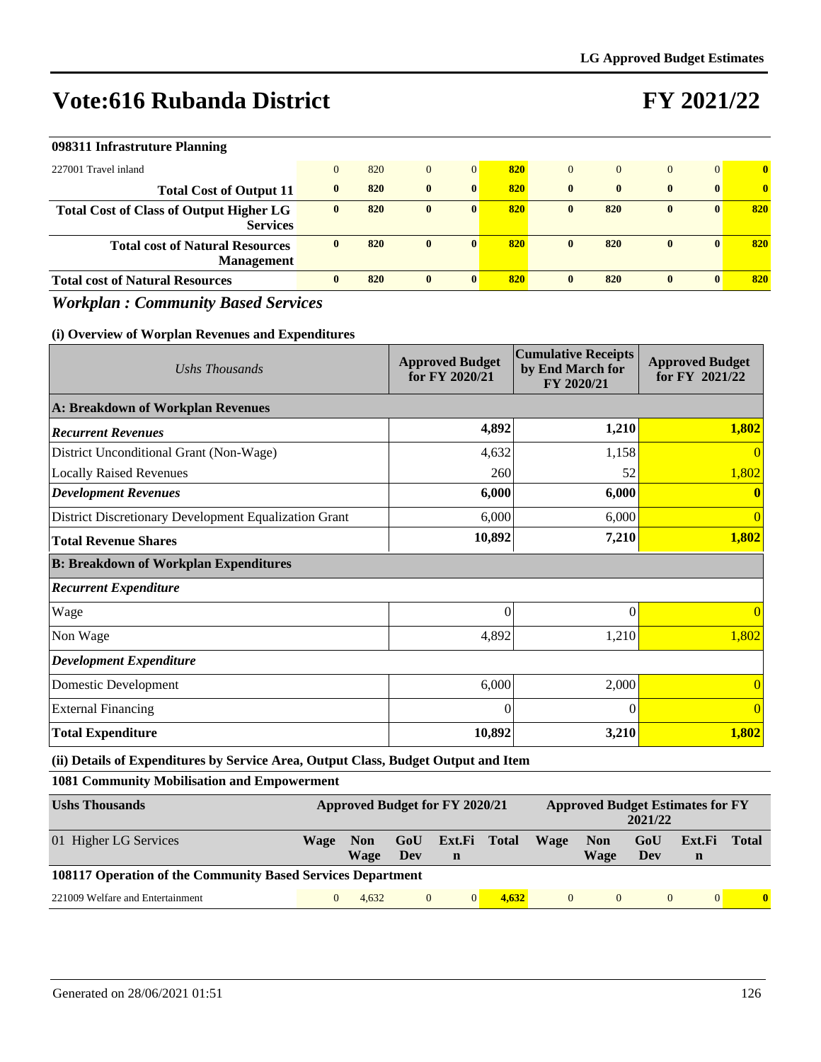# Vote:616 Rubanda District

# FY 2021/22

| 098311 Infrastruture Planning | | | | | | | | | | |
|---|---|---|---|---|---|---|---|---|---|---|
| 227001 Travel inland | 0 | 820 | 0 | 0 | 820 | 0 | 0 | 0 | 0 | 0 |
| **Total Cost of Output 11** | **0** | **820** | **0** | **0** | **820** | **0** | **0** | **0** | **0** | **0** |
| **Total Cost of Class of Output Higher LG Services** | **0** | **820** | **0** | **0** | **820** | **0** | **820** | **0** | **0** | **820** |
| **Total cost of Natural Resources Management** | **0** | **820** | **0** | **0** | **820** | **0** | **820** | **0** | **0** | **820** |
| **Total cost of Natural Resources** | **0** | **820** | **0** | **0** | **820** | **0** | **820** | **0** | **0** | **820** |

## *Workplan : Community Based Services*

### (i) Overview of Worplan Revenues and Expenditures

| *Ushs Thousands* | Approved Budget for FY 2020/21 | Cumulative Receipts by End March for FY 2020/21 | Approved Budget for FY 2021/22 |
|---|---|---|---|
| **A: Breakdown of Workplan Revenues** | | | |
| ***Recurrent Revenues*** | **4,892** | **1,210** | **1,802** |
| District Unconditional Grant (Non-Wage) | 4,632 | 1,158 | 0 |
| Locally Raised Revenues | 260 | 52 | 1,802 |
| ***Development Revenues*** | **6,000** | **6,000** | **0** |
| District Discretionary Development Equalization Grant | 6,000 | 6,000 | 0 |
| **Total Revenue Shares** | **10,892** | **7,210** | **1,802** |
| **B: Breakdown of Workplan Expenditures** | | | |
| ***Recurrent Expenditure*** | | | |
| Wage | 0 | 0 | 0 |
| Non Wage | 4,892 | 1,210 | 1,802 |
| ***Development Expenditure*** | | | |
| Domestic Development | 6,000 | 2,000 | 0 |
| External Financing | 0 | 0 | 0 |
| **Total Expenditure** | **10,892** | **3,210** | **1,802** |

### (ii) Details of Expenditures by Service Area, Output Class, Budget Output and Item

**1081 Community Mobilisation and Empowerment**

| Ushs Thousands | Approved Budget for FY 2020/21 | | | | | Approved Budget Estimates for FY 2021/22 | | | | |
|---|---|---|---|---|---|---|---|---|---|---|
| 01 Higher LG Services | Wage | Non Wage | GoU Dev | Ext.Fin | Total | Wage | Non Wage | GoU Dev | Ext.Fin | Total |
| **108117 Operation of the Community Based Services Department** | | | | | | | | | | |
| 221009 Welfare and Entertainment | 0 | 4,632 | 0 | 0 | 4,632 | 0 | 0 | 0 | 0 | 0 |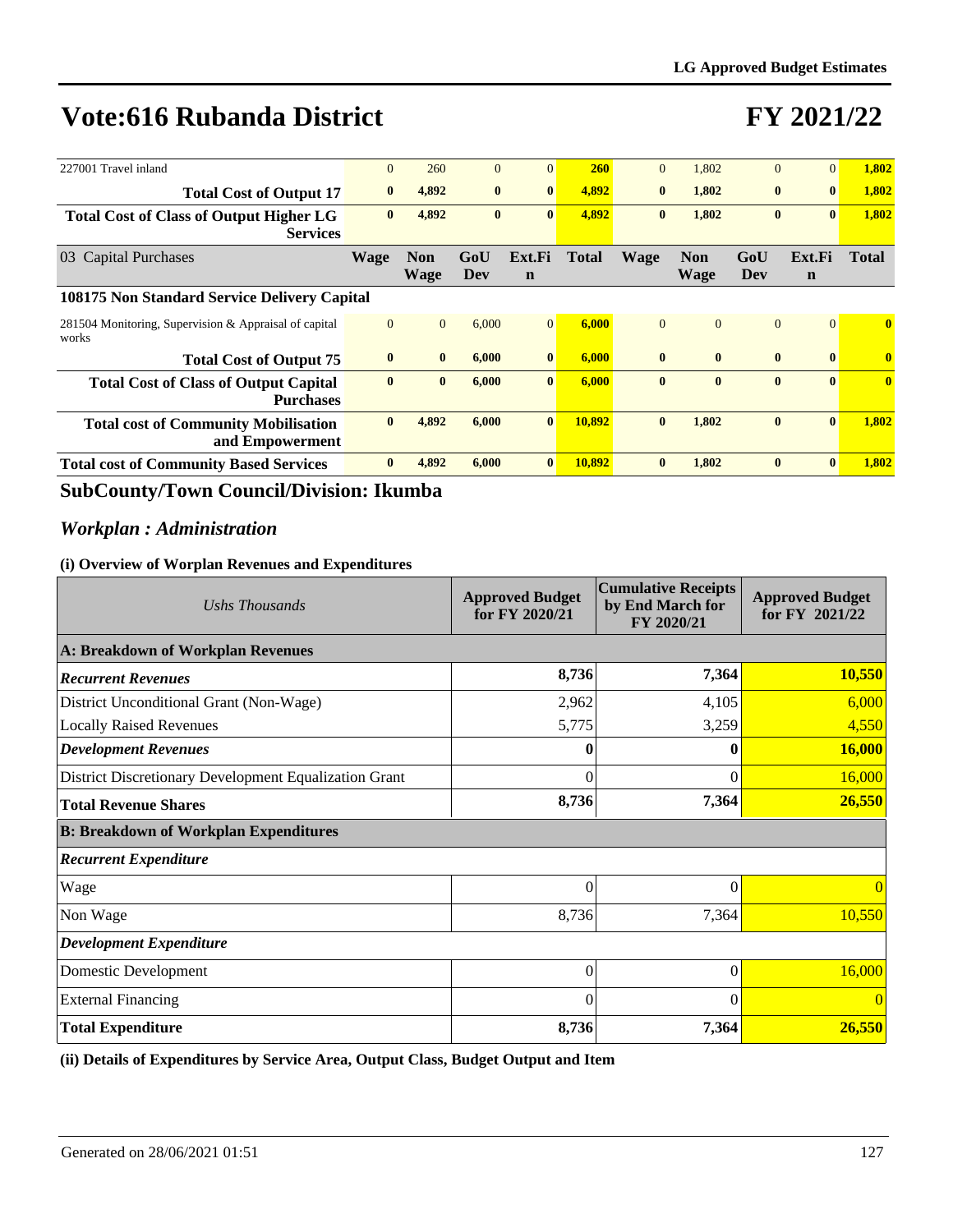# Vote:616 Rubanda District

# FY 2021/22

| | Wage | Non Wage | GoU Dev | Ext.Fin | Total | Wage | Non Wage | GoU Dev | Ext.Fin | Total |
|---|---|---|---|---|---|---|---|---|---|---|
| 227001 Travel inland | 0 | 260 | 0 | 0 | **260** | 0 | 1,802 | 0 | 0 | **1,802** |
| **Total Cost of Output 17** | **0** | **4,892** | **0** | **0** | **4,892** | **0** | **1,802** | **0** | **0** | **1,802** |
| **Total Cost of Class of Output Higher LG Services** | **0** | **4,892** | **0** | **0** | **4,892** | **0** | **1,802** | **0** | **0** | **1,802** |
| 03 Capital Purchases | **Wage** | **Non Wage** | **GoU Dev** | **Ext.Fin** | **Total** | **Wage** | **Non Wage** | **GoU Dev** | **Ext.Fin** | **Total** |
| **108175 Non Standard Service Delivery Capital** | | | | | | | | | | |
| 281504 Monitoring, Supervision & Appraisal of capital works | 0 | 0 | 6,000 | 0 | **6,000** | 0 | 0 | 0 | 0 | **0** |
| **Total Cost of Output 75** | **0** | **0** | **6,000** | **0** | **6,000** | **0** | **0** | **0** | **0** | **0** |
| **Total Cost of Class of Output Capital Purchases** | **0** | **0** | **6,000** | **0** | **6,000** | **0** | **0** | **0** | **0** | **0** |
| **Total cost of Community Mobilisation and Empowerment** | **0** | **4,892** | **6,000** | **0** | **10,892** | **0** | **1,802** | **0** | **0** | **1,802** |
| **Total cost of Community Based Services** | **0** | **4,892** | **6,000** | **0** | **10,892** | **0** | **1,802** | **0** | **0** | **1,802** |

## SubCounty/Town Council/Division: Ikumba

### *Workplan : Administration*

**(i) Overview of Worplan Revenues and Expenditures**

| *Ushs Thousands* | Approved Budget for FY 2020/21 | Cumulative Receipts by End March for FY 2020/21 | Approved Budget for FY 2021/22 |
|---|---|---|---|
| **A: Breakdown of Workplan Revenues** | | | |
| ***Recurrent Revenues*** | **8,736** | **7,364** | **10,550** |
| District Unconditional Grant (Non-Wage) | 2,962 | 4,105 | 6,000 |
| Locally Raised Revenues | 5,775 | 3,259 | 4,550 |
| ***Development Revenues*** | **0** | **0** | **16,000** |
| District Discretionary Development Equalization Grant | 0 | 0 | 16,000 |
| **Total Revenue Shares** | **8,736** | **7,364** | **26,550** |
| **B: Breakdown of Workplan Expenditures** | | | |
| ***Recurrent Expenditure*** | | | |
| Wage | 0 | 0 | 0 |
| Non Wage | 8,736 | 7,364 | 10,550 |
| ***Development Expenditure*** | | | |
| Domestic Development | 0 | 0 | 16,000 |
| External Financing | 0 | 0 | 0 |
| **Total Expenditure** | **8,736** | **7,364** | **26,550** |

**(ii) Details of Expenditures by Service Area, Output Class, Budget Output and Item**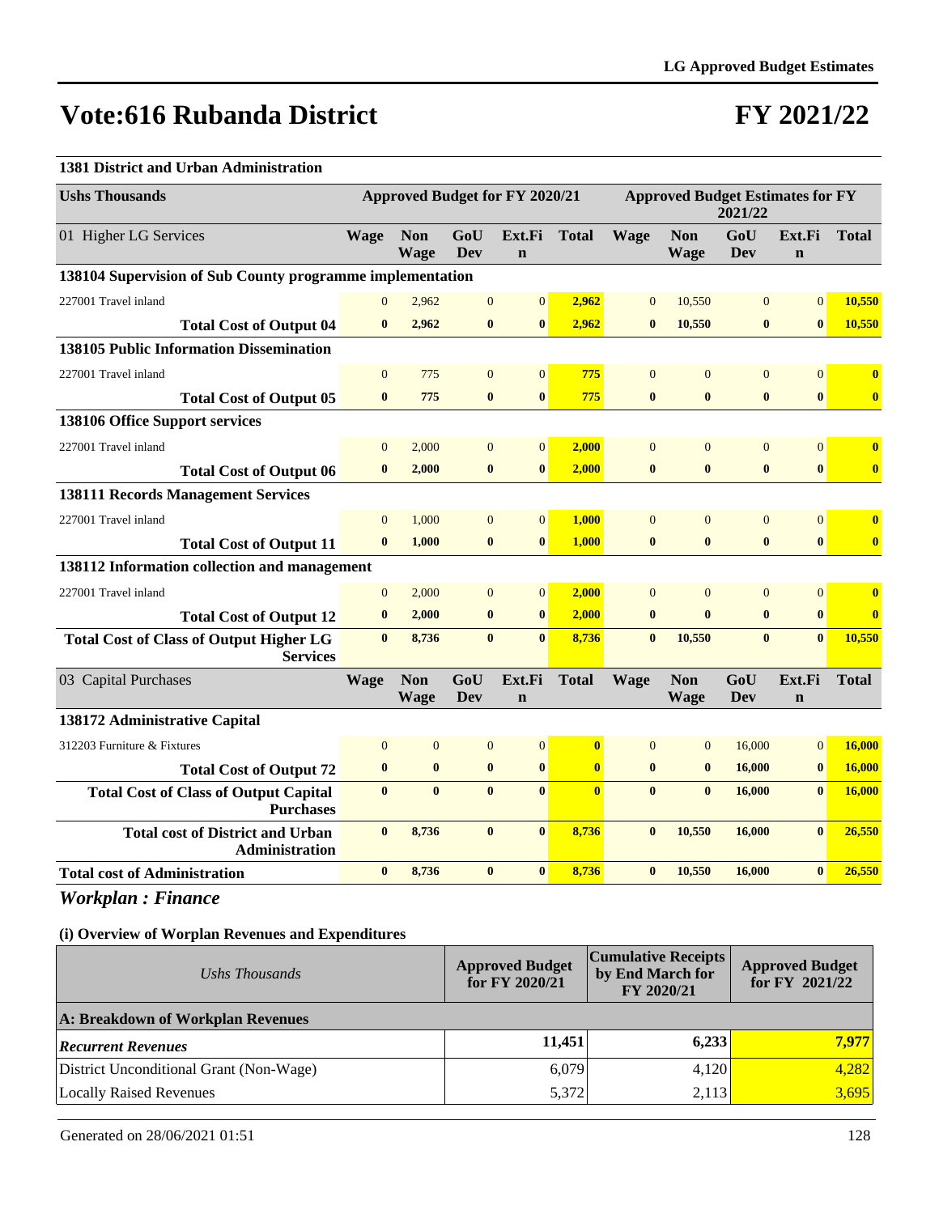# Vote:616 Rubanda District

# FY 2021/22

**1381 District and Urban Administration**

| Ushs Thousands | Approved Budget for FY 2020/21 | | | | | Approved Budget Estimates for FY 2021/22 | | | | |
|---|---|---|---|---|---|---|---|---|---|---|
| 01 Higher LG Services | Wage | Non Wage | GoU Dev | Ext.Fin | Total | Wage | Non Wage | GoU Dev | Ext.Fin | Total |
| **138104 Supervision of Sub County programme implementation** | | | | | | | | | | |
| 227001 Travel inland | 0 | 2,962 | 0 | 0 | 2,962 | 0 | 10,550 | 0 | 0 | 10,550 |
| **Total Cost of Output 04** | **0** | **2,962** | **0** | **0** | **2,962** | **0** | **10,550** | **0** | **0** | **10,550** |
| **138105 Public Information Dissemination** | | | | | | | | | | |
| 227001 Travel inland | 0 | 775 | 0 | 0 | 775 | 0 | 0 | 0 | 0 | 0 |
| **Total Cost of Output 05** | **0** | **775** | **0** | **0** | **775** | **0** | **0** | **0** | **0** | **0** |
| **138106 Office Support services** | | | | | | | | | | |
| 227001 Travel inland | 0 | 2,000 | 0 | 0 | 2,000 | 0 | 0 | 0 | 0 | 0 |
| **Total Cost of Output 06** | **0** | **2,000** | **0** | **0** | **2,000** | **0** | **0** | **0** | **0** | **0** |
| **138111 Records Management Services** | | | | | | | | | | |
| 227001 Travel inland | 0 | 1,000 | 0 | 0 | 1,000 | 0 | 0 | 0 | 0 | 0 |
| **Total Cost of Output 11** | **0** | **1,000** | **0** | **0** | **1,000** | **0** | **0** | **0** | **0** | **0** |
| **138112 Information collection and management** | | | | | | | | | | |
| 227001 Travel inland | 0 | 2,000 | 0 | 0 | 2,000 | 0 | 0 | 0 | 0 | 0 |
| **Total Cost of Output 12** | **0** | **2,000** | **0** | **0** | **2,000** | **0** | **0** | **0** | **0** | **0** |
| **Total Cost of Class of Output Higher LG Services** | **0** | **8,736** | **0** | **0** | **8,736** | **0** | **10,550** | **0** | **0** | **10,550** |
| 03 Capital Purchases | Wage | Non Wage | GoU Dev | Ext.Fin | Total | Wage | Non Wage | GoU Dev | Ext.Fin | Total |
| **138172 Administrative Capital** | | | | | | | | | | |
| 312203 Furniture & Fixtures | 0 | 0 | 0 | 0 | 0 | 0 | 0 | 16,000 | 0 | 16,000 |
| **Total Cost of Output 72** | **0** | **0** | **0** | **0** | **0** | **0** | **0** | **16,000** | **0** | **16,000** |
| **Total Cost of Class of Output Capital Purchases** | **0** | **0** | **0** | **0** | **0** | **0** | **0** | **16,000** | **0** | **16,000** |
| **Total cost of District and Urban Administration** | **0** | **8,736** | **0** | **0** | **8,736** | **0** | **10,550** | **16,000** | **0** | **26,550** |
| **Total cost of Administration** | **0** | **8,736** | **0** | **0** | **8,736** | **0** | **10,550** | **16,000** | **0** | **26,550** |

## *Workplan : Finance*

### (i) Overview of Worplan Revenues and Expenditures

| *Ushs Thousands* | Approved Budget for FY 2020/21 | Cumulative Receipts by End March for FY 2020/21 | Approved Budget for FY 2021/22 |
|---|---|---|---|
| **A: Breakdown of Workplan Revenues** | | | |
| ***Recurrent Revenues*** | **11,451** | **6,233** | **7,977** |
| District Unconditional Grant (Non-Wage) | 6,079 | 4,120 | 4,282 |
| Locally Raised Revenues | 5,372 | 2,113 | 3,695 |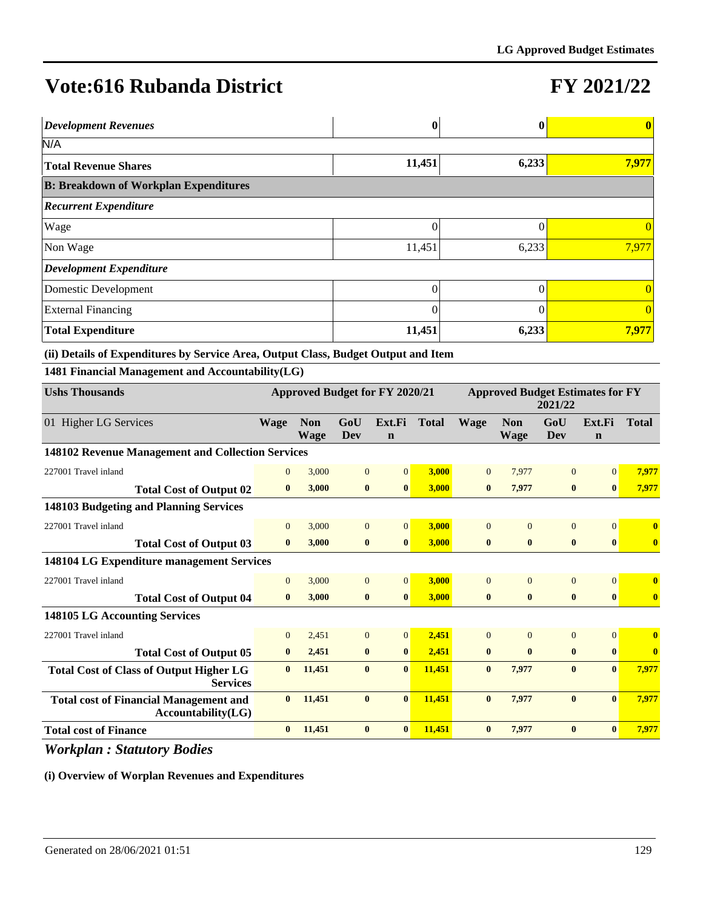# Vote:616 Rubanda District

# FY 2021/22

| | | | |
|---|---|---|---|
| ***Development Revenues*** | **0** | **0** | **0** |
| N/A | | | |
| **Total Revenue Shares** | **11,451** | **6,233** | **7,977** |
| **B: Breakdown of Workplan Expenditures** | | | |
| ***Recurrent Expenditure*** | | | |
| Wage | 0 | 0 | 0 |
| Non Wage | 11,451 | 6,233 | 7,977 |
| ***Development Expenditure*** | | | |
| Domestic Development | 0 | 0 | 0 |
| External Financing | 0 | 0 | 0 |
| **Total Expenditure** | **11,451** | **6,233** | **7,977** |

**(ii) Details of Expenditures by Service Area, Output Class, Budget Output and Item**

**1481 Financial Management and Accountability(LG)**

| Ushs Thousands | Approved Budget for FY 2020/21 | | | | | Approved Budget Estimates for FY 2021/22 | | | | |
|---|---|---|---|---|---|---|---|---|---|---|
| 01 Higher LG Services | Wage | Non Wage | GoU Dev | Ext.Fin | Total | Wage | Non Wage | GoU Dev | Ext.Fin | Total |
| **148102 Revenue Management and Collection Services** | | | | | | | | | | |
| 227001 Travel inland | 0 | 3,000 | 0 | 0 | 3,000 | 0 | 7,977 | 0 | 0 | 7,977 |
| **Total Cost of Output 02** | **0** | **3,000** | **0** | **0** | **3,000** | **0** | **7,977** | **0** | **0** | **7,977** |
| **148103 Budgeting and Planning Services** | | | | | | | | | | |
| 227001 Travel inland | 0 | 3,000 | 0 | 0 | 3,000 | 0 | 0 | 0 | 0 | 0 |
| **Total Cost of Output 03** | **0** | **3,000** | **0** | **0** | **3,000** | **0** | **0** | **0** | **0** | **0** |
| **148104 LG Expenditure management Services** | | | | | | | | | | |
| 227001 Travel inland | 0 | 3,000 | 0 | 0 | 3,000 | 0 | 0 | 0 | 0 | 0 |
| **Total Cost of Output 04** | **0** | **3,000** | **0** | **0** | **3,000** | **0** | **0** | **0** | **0** | **0** |
| **148105 LG Accounting Services** | | | | | | | | | | |
| 227001 Travel inland | 0 | 2,451 | 0 | 0 | 2,451 | 0 | 0 | 0 | 0 | 0 |
| **Total Cost of Output 05** | **0** | **2,451** | **0** | **0** | **2,451** | **0** | **0** | **0** | **0** | **0** |
| **Total Cost of Class of Output Higher LG Services** | **0** | **11,451** | **0** | **0** | **11,451** | **0** | **7,977** | **0** | **0** | **7,977** |
| **Total cost of Financial Management and Accountability(LG)** | **0** | **11,451** | **0** | **0** | **11,451** | **0** | **7,977** | **0** | **0** | **7,977** |
| **Total cost of Finance** | **0** | **11,451** | **0** | **0** | **11,451** | **0** | **7,977** | **0** | **0** | **7,977** |

## *Workplan : Statutory Bodies*

**(i) Overview of Worplan Revenues and Expenditures**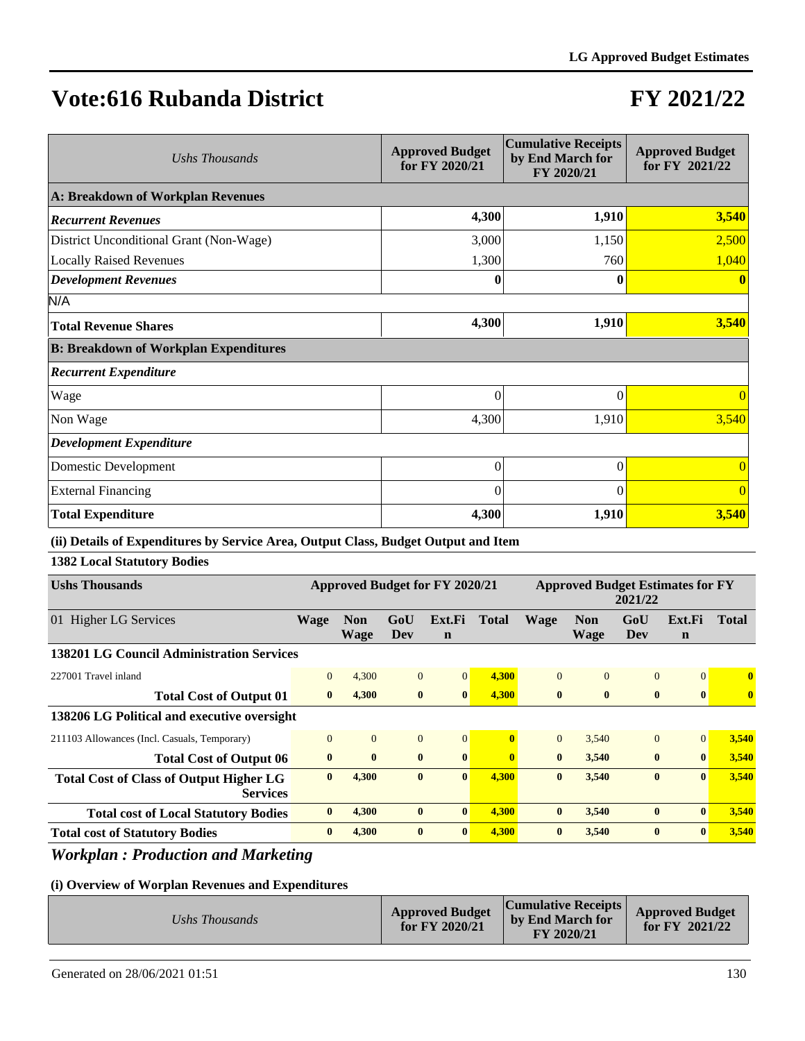# Vote:616 Rubanda District

# FY 2021/22

| Ushs Thousands | Approved Budget for FY 2020/21 | Cumulative Receipts by End March for FY 2020/21 | Approved Budget for FY 2021/22 |
|---|---|---|---|
| **A: Breakdown of Workplan Revenues** | | | |
| ***Recurrent Revenues*** | **4,300** | **1,910** | **3,540** |
| District Unconditional Grant (Non-Wage) | 3,000 | 1,150 | 2,500 |
| Locally Raised Revenues | 1,300 | 760 | 1,040 |
| ***Development Revenues*** | **0** | **0** | **0** |
| N/A | | | |
| **Total Revenue Shares** | **4,300** | **1,910** | **3,540** |
| **B: Breakdown of Workplan Expenditures** | | | |
| ***Recurrent Expenditure*** | | | |
| Wage | 0 | 0 | 0 |
| Non Wage | 4,300 | 1,910 | 3,540 |
| ***Development Expenditure*** | | | |
| Domestic Development | 0 | 0 | 0 |
| External Financing | 0 | 0 | 0 |
| **Total Expenditure** | **4,300** | **1,910** | **3,540** |

**(ii) Details of Expenditures by Service Area, Output Class, Budget Output and Item**

**1382 Local Statutory Bodies**

| Ushs Thousands | Approved Budget for FY 2020/21 | | | | | Approved Budget Estimates for FY 2021/22 | | | | |
|---|---|---|---|---|---|---|---|---|---|---|
| 01 Higher LG Services | Wage | Non Wage | GoU Dev | Ext.Fin | Total | Wage | Non Wage | GoU Dev | Ext.Fin | Total |
| **138201 LG Council Administration Services** | | | | | | | | | | |
| 227001 Travel inland | 0 | 4,300 | 0 | 0 | **4,300** | 0 | 0 | 0 | 0 | **0** |
| **Total Cost of Output 01** | **0** | **4,300** | **0** | **0** | **4,300** | **0** | **0** | **0** | **0** | **0** |
| **138206 LG Political and executive oversight** | | | | | | | | | | |
| 211103 Allowances (Incl. Casuals, Temporary) | 0 | 0 | 0 | 0 | **0** | 0 | 3,540 | 0 | 0 | **3,540** |
| **Total Cost of Output 06** | **0** | **0** | **0** | **0** | **0** | **0** | **3,540** | **0** | **0** | **3,540** |
| **Total Cost of Class of Output Higher LG Services** | **0** | **4,300** | **0** | **0** | **4,300** | **0** | **3,540** | **0** | **0** | **3,540** |
| **Total cost of Local Statutory Bodies** | **0** | **4,300** | **0** | **0** | **4,300** | **0** | **3,540** | **0** | **0** | **3,540** |
| **Total cost of Statutory Bodies** | **0** | **4,300** | **0** | **0** | **4,300** | **0** | **3,540** | **0** | **0** | **3,540** |

## *Workplan : Production and Marketing*

**(i) Overview of Worplan Revenues and Expenditures**

| Ushs Thousands | Approved Budget for FY 2020/21 | Cumulative Receipts by End March for FY 2020/21 | Approved Budget for FY 2021/22 |
|---|---|---|---|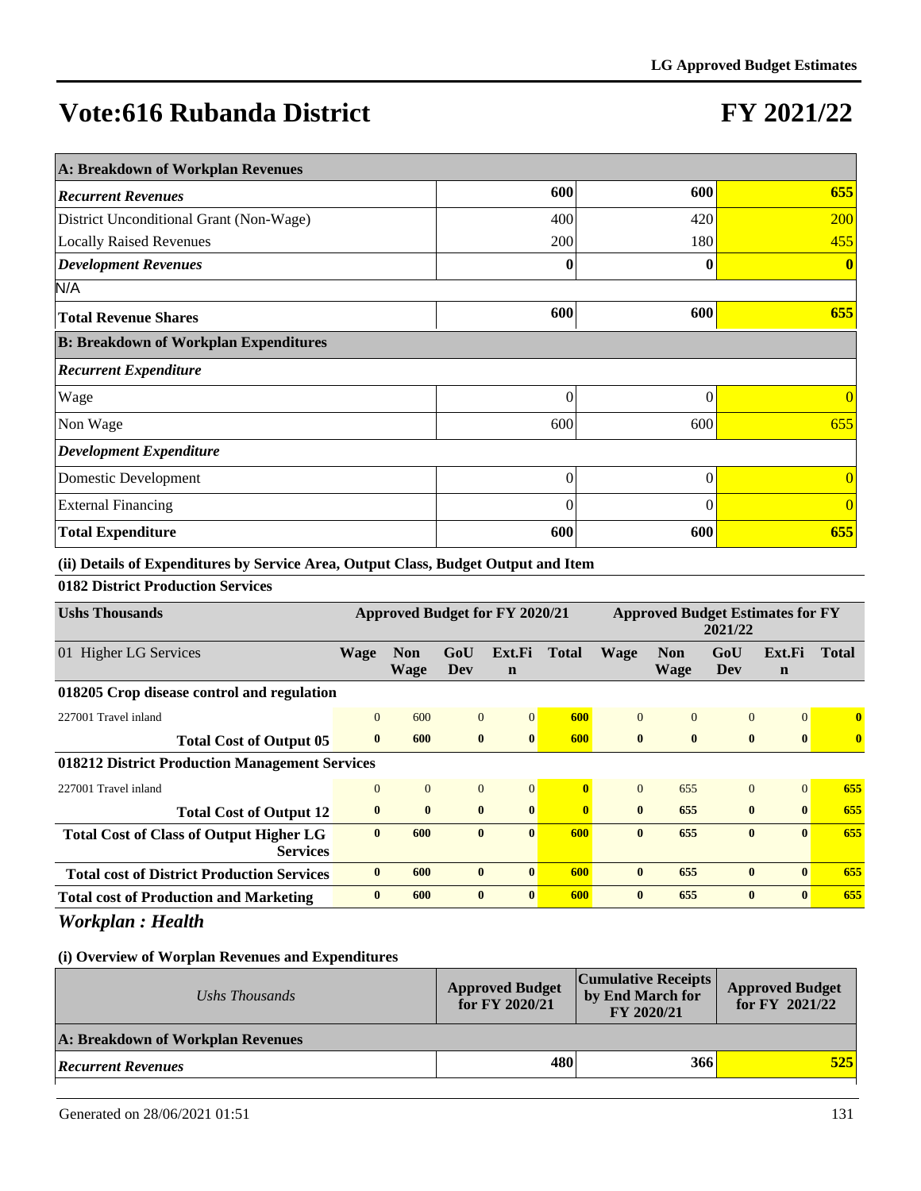# Vote:616 Rubanda District

# FY 2021/22

| A: Breakdown of Workplan Revenues | | | |
|---|---|---|---|
| ***Recurrent Revenues*** | **600** | **600** | **655** |
| District Unconditional Grant (Non-Wage) | 400 | 420 | 200 |
| Locally Raised Revenues | 200 | 180 | 455 |
| ***Development Revenues*** | **0** | **0** | **0** |
| N/A | | | |
| **Total Revenue Shares** | **600** | **600** | **655** |
| **B: Breakdown of Workplan Expenditures** | | | |
| ***Recurrent Expenditure*** | | | |
| Wage | 0 | 0 | 0 |
| Non Wage | 600 | 600 | 655 |
| ***Development Expenditure*** | | | |
| Domestic Development | 0 | 0 | 0 |
| External Financing | 0 | 0 | 0 |
| **Total Expenditure** | **600** | **600** | **655** |

**(ii) Details of Expenditures by Service Area, Output Class, Budget Output and Item**

**0182 District Production Services**

| Ushs Thousands | Approved Budget for FY 2020/21 | | | | | Approved Budget Estimates for FY 2021/22 | | | | |
|---|---|---|---|---|---|---|---|---|---|---|
| 01 Higher LG Services | Wage | Non Wage | GoU Dev | Ext.Fin | Total | Wage | Non Wage | GoU Dev | Ext.Fin | Total |
| **018205 Crop disease control and regulation** | | | | | | | | | | |
| 227001 Travel inland | 0 | 600 | 0 | 0 | 600 | 0 | 0 | 0 | 0 | 0 |
| **Total Cost of Output 05** | **0** | **600** | **0** | **0** | **600** | **0** | **0** | **0** | **0** | **0** |
| **018212 District Production Management Services** | | | | | | | | | | |
| 227001 Travel inland | 0 | 0 | 0 | 0 | 0 | 0 | 655 | 0 | 0 | 655 |
| **Total Cost of Output 12** | **0** | **0** | **0** | **0** | **0** | **0** | **655** | **0** | **0** | **655** |
| **Total Cost of Class of Output Higher LG Services** | **0** | **600** | **0** | **0** | **600** | **0** | **655** | **0** | **0** | **655** |
| **Total cost of District Production Services** | **0** | **600** | **0** | **0** | **600** | **0** | **655** | **0** | **0** | **655** |
| **Total cost of Production and Marketing** | **0** | **600** | **0** | **0** | **600** | **0** | **655** | **0** | **0** | **655** |

## *Workplan : Health*

**(i) Overview of Worplan Revenues and Expenditures**

| *Ushs Thousands* | Approved Budget for FY 2020/21 | Cumulative Receipts by End March for FY 2020/21 | Approved Budget for FY 2021/22 |
|---|---|---|---|
| **A: Breakdown of Workplan Revenues** | | | |
| ***Recurrent Revenues*** | **480** | **366** | **525** |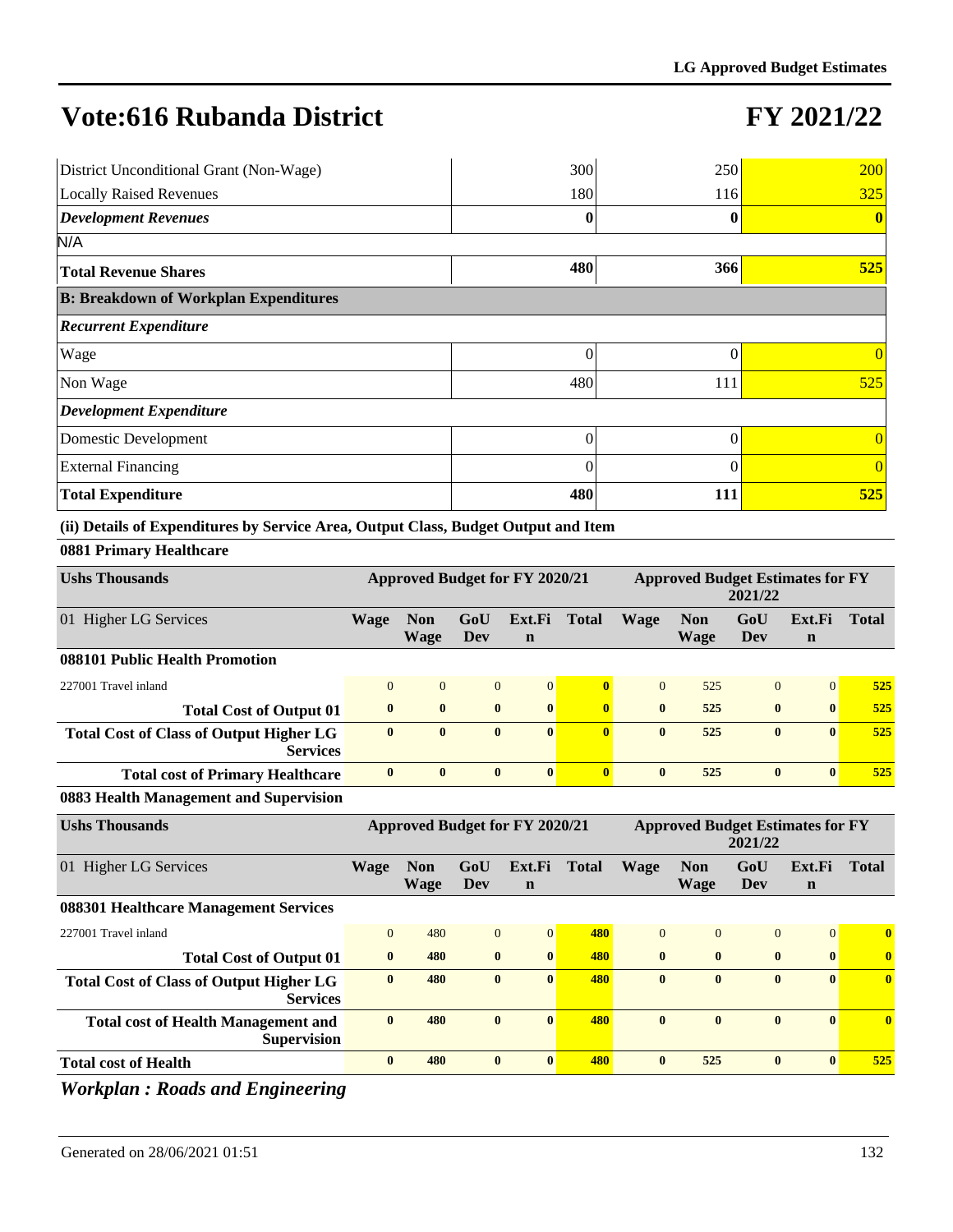# Vote:616 Rubanda District

# FY 2021/22

| | | | |
|---|---|---|---|
| District Unconditional Grant (Non-Wage) | 300 | 250 | 200 |
| Locally Raised Revenues | 180 | 116 | 325 |
| ***Development Revenues*** | **0** | **0** | **0** |
| N/A | | | |
| **Total Revenue Shares** | **480** | **366** | **525** |
| **B: Breakdown of Workplan Expenditures** | | | |
| ***Recurrent Expenditure*** | | | |
| Wage | 0 | 0 | 0 |
| Non Wage | 480 | 111 | 525 |
| ***Development Expenditure*** | | | |
| Domestic Development | 0 | 0 | 0 |
| External Financing | 0 | 0 | 0 |
| **Total Expenditure** | **480** | **111** | **525** |

**(ii) Details of Expenditures by Service Area, Output Class, Budget Output and Item**

**0881 Primary Healthcare**

| Ushs Thousands | Approved Budget for FY 2020/21 | | | | | Approved Budget Estimates for FY 2021/22 | | | | |
|---|---|---|---|---|---|---|---|---|---|---|
| 01 Higher LG Services | Wage | Non Wage | GoU Dev | Ext.Fin | Total | Wage | Non Wage | GoU Dev | Ext.Fin | Total |
| **088101 Public Health Promotion** | | | | | | | | | | |
| 227001 Travel inland | 0 | 0 | 0 | 0 | **0** | 0 | 525 | 0 | 0 | **525** |
| **Total Cost of Output 01** | **0** | **0** | **0** | **0** | **0** | **0** | **525** | **0** | **0** | **525** |
| **Total Cost of Class of Output Higher LG Services** | **0** | **0** | **0** | **0** | **0** | **0** | **525** | **0** | **0** | **525** |
| **Total cost of Primary Healthcare** | **0** | **0** | **0** | **0** | **0** | **0** | **525** | **0** | **0** | **525** |

**0883 Health Management and Supervision**

| Ushs Thousands | Approved Budget for FY 2020/21 | | | | | Approved Budget Estimates for FY 2021/22 | | | | |
|---|---|---|---|---|---|---|---|---|---|---|
| 01 Higher LG Services | Wage | Non Wage | GoU Dev | Ext.Fin | Total | Wage | Non Wage | GoU Dev | Ext.Fin | Total |
| **088301 Healthcare Management Services** | | | | | | | | | | |
| 227001 Travel inland | 0 | 480 | 0 | 0 | **480** | 0 | 0 | 0 | 0 | **0** |
| **Total Cost of Output 01** | **0** | **480** | **0** | **0** | **480** | **0** | **0** | **0** | **0** | **0** |
| **Total Cost of Class of Output Higher LG Services** | **0** | **480** | **0** | **0** | **480** | **0** | **0** | **0** | **0** | **0** |
| **Total cost of Health Management and Supervision** | **0** | **480** | **0** | **0** | **480** | **0** | **0** | **0** | **0** | **0** |
| **Total cost of Health** | **0** | **480** | **0** | **0** | **480** | **0** | **525** | **0** | **0** | **525** |

***Workplan : Roads and Engineering***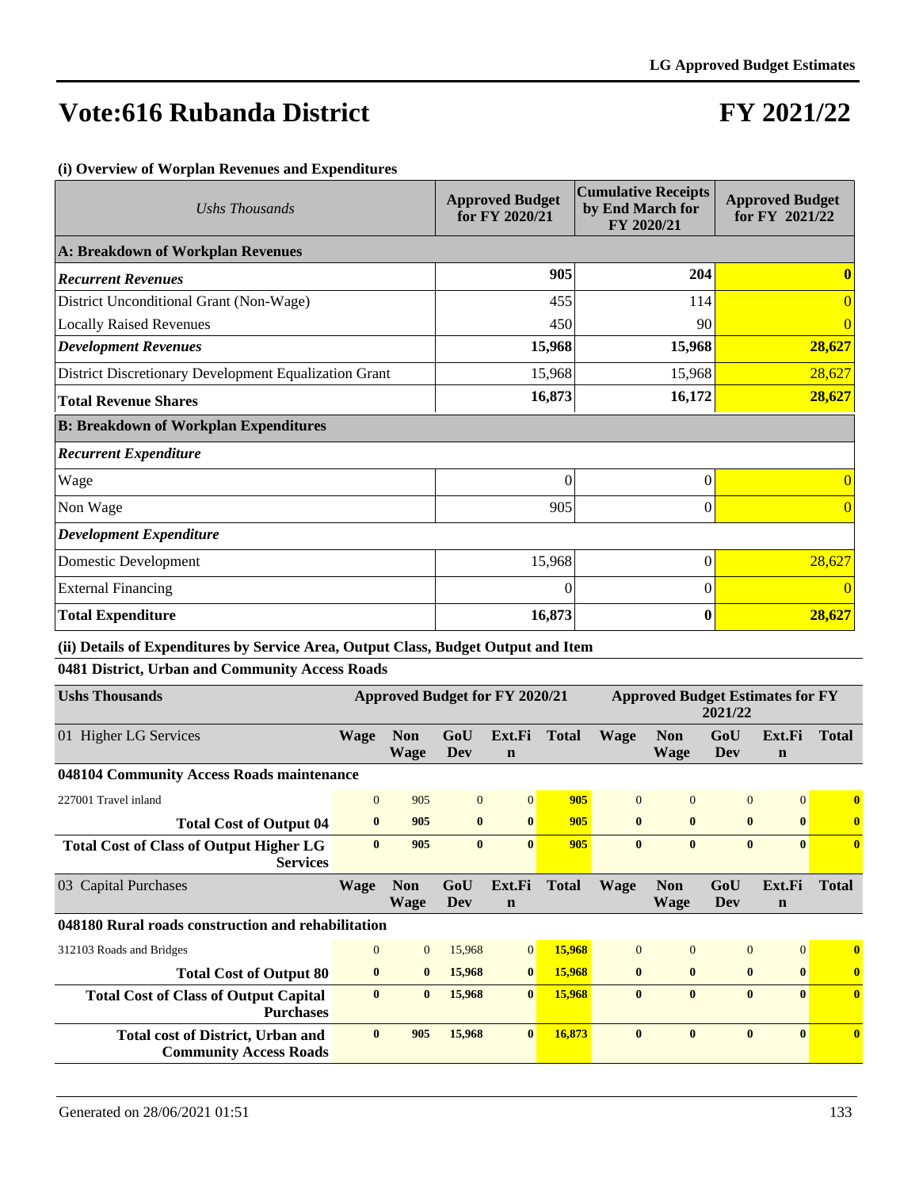# Vote:616 Rubanda District

# FY 2021/22

**(i) Overview of Worplan Revenues and Expenditures**

| *Ushs Thousands* | Approved Budget for FY 2020/21 | Cumulative Receipts by End March for FY 2020/21 | Approved Budget for FY 2021/22 |
|---|---|---|---|
| **A: Breakdown of Workplan Revenues** | | | |
| ***Recurrent Revenues*** | **905** | **204** | **0** |
| District Unconditional Grant (Non-Wage) | 455 | 114 | 0 |
| Locally Raised Revenues | 450 | 90 | 0 |
| ***Development Revenues*** | **15,968** | **15,968** | **28,627** |
| District Discretionary Development Equalization Grant | 15,968 | 15,968 | 28,627 |
| **Total Revenue Shares** | **16,873** | **16,172** | **28,627** |
| **B: Breakdown of Workplan Expenditures** | | | |
| ***Recurrent Expenditure*** | | | |
| Wage | 0 | 0 | 0 |
| Non Wage | 905 | 0 | 0 |
| ***Development Expenditure*** | | | |
| Domestic Development | 15,968 | 0 | 28,627 |
| External Financing | 0 | 0 | 0 |
| **Total Expenditure** | **16,873** | **0** | **28,627** |

**(ii) Details of Expenditures by Service Area, Output Class, Budget Output and Item**

**0481 District, Urban and Community Access Roads**

| **Ushs Thousands** | **Approved Budget for FY 2020/21** | | | | | **Approved Budget Estimates for FY 2021/22** | | | | |
|---|---|---|---|---|---|---|---|---|---|---|
| 01 Higher LG Services | **Wage** | **Non Wage** | **GoU Dev** | **Ext.Fin** | **Total** | **Wage** | **Non Wage** | **GoU Dev** | **Ext.Fin** | **Total** |
| **048104 Community Access Roads maintenance** | | | | | | | | | | |
| 227001 Travel inland | 0 | 905 | 0 | 0 | **905** | 0 | 0 | 0 | 0 | **0** |
| **Total Cost of Output 04** | **0** | **905** | **0** | **0** | **905** | **0** | **0** | **0** | **0** | **0** |
| **Total Cost of Class of Output Higher LG Services** | **0** | **905** | **0** | **0** | **905** | **0** | **0** | **0** | **0** | **0** |
| 03 Capital Purchases | **Wage** | **Non Wage** | **GoU Dev** | **Ext.Fin** | **Total** | **Wage** | **Non Wage** | **GoU Dev** | **Ext.Fin** | **Total** |
| **048180 Rural roads construction and rehabilitation** | | | | | | | | | | |
| 312103 Roads and Bridges | 0 | 0 | 15,968 | 0 | **15,968** | 0 | 0 | 0 | 0 | **0** |
| **Total Cost of Output 80** | **0** | **0** | **15,968** | **0** | **15,968** | **0** | **0** | **0** | **0** | **0** |
| **Total Cost of Class of Output Capital Purchases** | **0** | **0** | **15,968** | **0** | **15,968** | **0** | **0** | **0** | **0** | **0** |
| **Total cost of District, Urban and Community Access Roads** | **0** | **905** | **15,968** | **0** | **16,873** | **0** | **0** | **0** | **0** | **0** |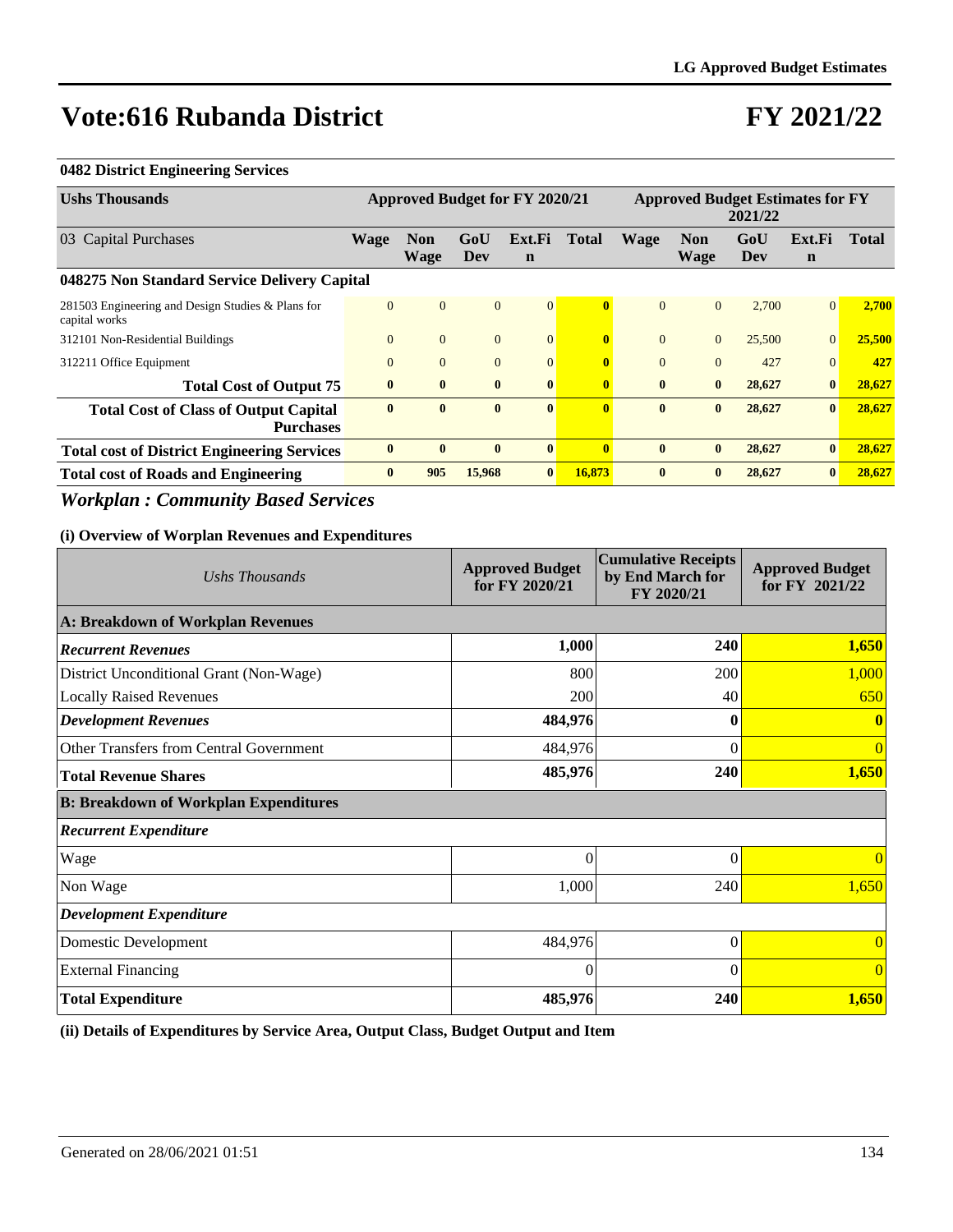# Vote:616 Rubanda District

# FY 2021/22

**0482 District Engineering Services**

| Ushs Thousands | Approved Budget for FY 2020/21 | | | | | Approved Budget Estimates for FY 2021/22 | | | | |
|---|---|---|---|---|---|---|---|---|---|---|
| 03 Capital Purchases | Wage | Non Wage | GoU Dev | Ext.Fin | Total | Wage | Non Wage | GoU Dev | Ext.Fin | Total |
| **048275 Non Standard Service Delivery Capital** | | | | | | | | | | |
| 281503 Engineering and Design Studies & Plans for capital works | 0 | 0 | 0 | 0 | **0** | 0 | 0 | 2,700 | 0 | **2,700** |
| 312101 Non-Residential Buildings | 0 | 0 | 0 | 0 | **0** | 0 | 0 | 25,500 | 0 | **25,500** |
| 312211 Office Equipment | 0 | 0 | 0 | 0 | **0** | 0 | 0 | 427 | 0 | **427** |
| **Total Cost of Output 75** | **0** | **0** | **0** | **0** | **0** | **0** | **0** | **28,627** | **0** | **28,627** |
| **Total Cost of Class of Output Capital Purchases** | **0** | **0** | **0** | **0** | **0** | **0** | **0** | **28,627** | **0** | **28,627** |
| **Total cost of District Engineering Services** | **0** | **0** | **0** | **0** | **0** | **0** | **0** | **28,627** | **0** | **28,627** |
| **Total cost of Roads and Engineering** | **0** | **905** | **15,968** | **0** | **16,873** | **0** | **0** | **28,627** | **0** | **28,627** |

## *Workplan : Community Based Services*

**(i) Overview of Worplan Revenues and Expenditures**

| *Ushs Thousands* | Approved Budget for FY 2020/21 | Cumulative Receipts by End March for FY 2020/21 | Approved Budget for FY 2021/22 |
|---|---|---|---|
| **A: Breakdown of Workplan Revenues** | | | |
| ***Recurrent Revenues*** | **1,000** | **240** | **1,650** |
| District Unconditional Grant (Non-Wage) | 800 | 200 | 1,000 |
| Locally Raised Revenues | 200 | 40 | 650 |
| ***Development Revenues*** | **484,976** | **0** | **0** |
| Other Transfers from Central Government | 484,976 | 0 | 0 |
| **Total Revenue Shares** | **485,976** | **240** | **1,650** |
| **B: Breakdown of Workplan Expenditures** | | | |
| ***Recurrent Expenditure*** | | | |
| Wage | 0 | 0 | 0 |
| Non Wage | 1,000 | 240 | 1,650 |
| ***Development Expenditure*** | | | |
| Domestic Development | 484,976 | 0 | 0 |
| External Financing | 0 | 0 | 0 |
| **Total Expenditure** | **485,976** | **240** | **1,650** |

**(ii) Details of Expenditures by Service Area, Output Class, Budget Output and Item**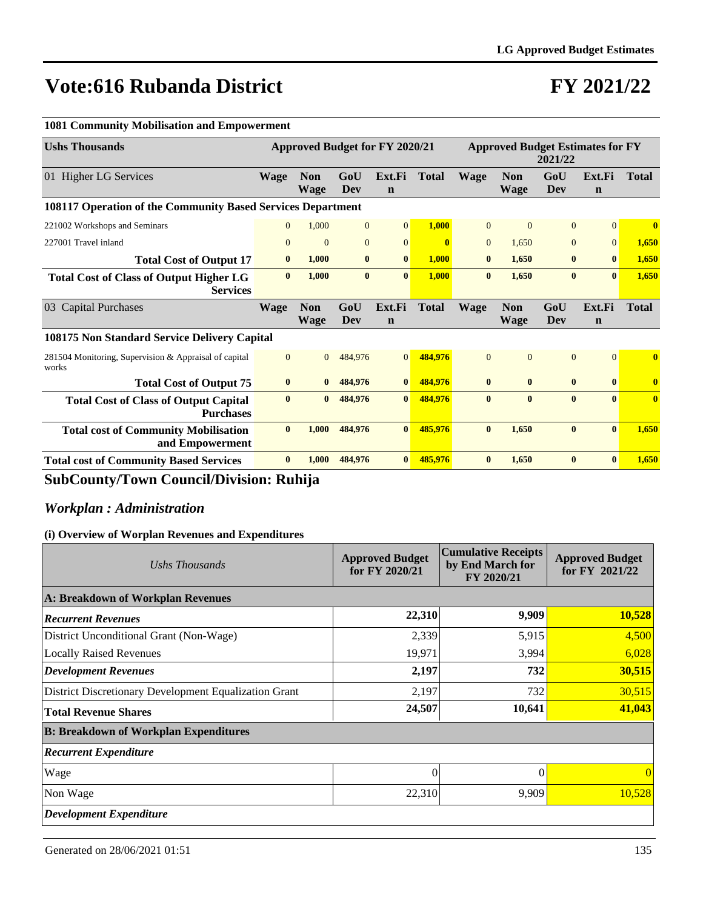# Vote:616 Rubanda District

# FY 2021/22

**1081 Community Mobilisation and Empowerment**

| Ushs Thousands | Approved Budget for FY 2020/21 | | | | | Approved Budget Estimates for FY 2021/22 | | | | |
|---|---|---|---|---|---|---|---|---|---|---|
| 01 Higher LG Services | Wage | Non Wage | GoU Dev | Ext.Fin | Total | Wage | Non Wage | GoU Dev | Ext.Fin | Total |
| **108117 Operation of the Community Based Services Department** | | | | | | | | | | |
| 221002 Workshops and Seminars | 0 | 1,000 | 0 | 0 | **1,000** | 0 | 0 | 0 | 0 | **0** |
| 227001 Travel inland | 0 | 0 | 0 | 0 | **0** | 0 | 1,650 | 0 | 0 | **1,650** |
| **Total Cost of Output 17** | **0** | **1,000** | **0** | **0** | **1,000** | **0** | **1,650** | **0** | **0** | **1,650** |
| **Total Cost of Class of Output Higher LG Services** | **0** | **1,000** | **0** | **0** | **1,000** | **0** | **1,650** | **0** | **0** | **1,650** |
| 03 Capital Purchases | Wage | Non Wage | GoU Dev | Ext.Fin | Total | Wage | Non Wage | GoU Dev | Ext.Fin | Total |
| **108175 Non Standard Service Delivery Capital** | | | | | | | | | | |
| 281504 Monitoring, Supervision & Appraisal of capital works | 0 | 0 | 484,976 | 0 | **484,976** | 0 | 0 | 0 | 0 | **0** |
| **Total Cost of Output 75** | **0** | **0** | **484,976** | **0** | **484,976** | **0** | **0** | **0** | **0** | **0** |
| **Total Cost of Class of Output Capital Purchases** | **0** | **0** | **484,976** | **0** | **484,976** | **0** | **0** | **0** | **0** | **0** |
| **Total cost of Community Mobilisation and Empowerment** | **0** | **1,000** | **484,976** | **0** | **485,976** | **0** | **1,650** | **0** | **0** | **1,650** |
| **Total cost of Community Based Services** | **0** | **1,000** | **484,976** | **0** | **485,976** | **0** | **1,650** | **0** | **0** | **1,650** |

## SubCounty/Town Council/Division: Ruhija

### *Workplan : Administration*

**(i) Overview of Worplan Revenues and Expenditures**

| *Ushs Thousands* | Approved Budget for FY 2020/21 | Cumulative Receipts by End March for FY 2020/21 | Approved Budget for FY 2021/22 |
|---|---|---|---|
| **A: Breakdown of Workplan Revenues** | | | |
| ***Recurrent Revenues*** | **22,310** | **9,909** | **10,528** |
| District Unconditional Grant (Non-Wage) | 2,339 | 5,915 | 4,500 |
| Locally Raised Revenues | 19,971 | 3,994 | 6,028 |
| ***Development Revenues*** | **2,197** | **732** | **30,515** |
| District Discretionary Development Equalization Grant | 2,197 | 732 | 30,515 |
| **Total Revenue Shares** | **24,507** | **10,641** | **41,043** |
| **B: Breakdown of Workplan Expenditures** | | | |
| ***Recurrent Expenditure*** | | | |
| Wage | 0 | 0 | 0 |
| Non Wage | 22,310 | 9,909 | 10,528 |
| ***Development Expenditure*** | | | |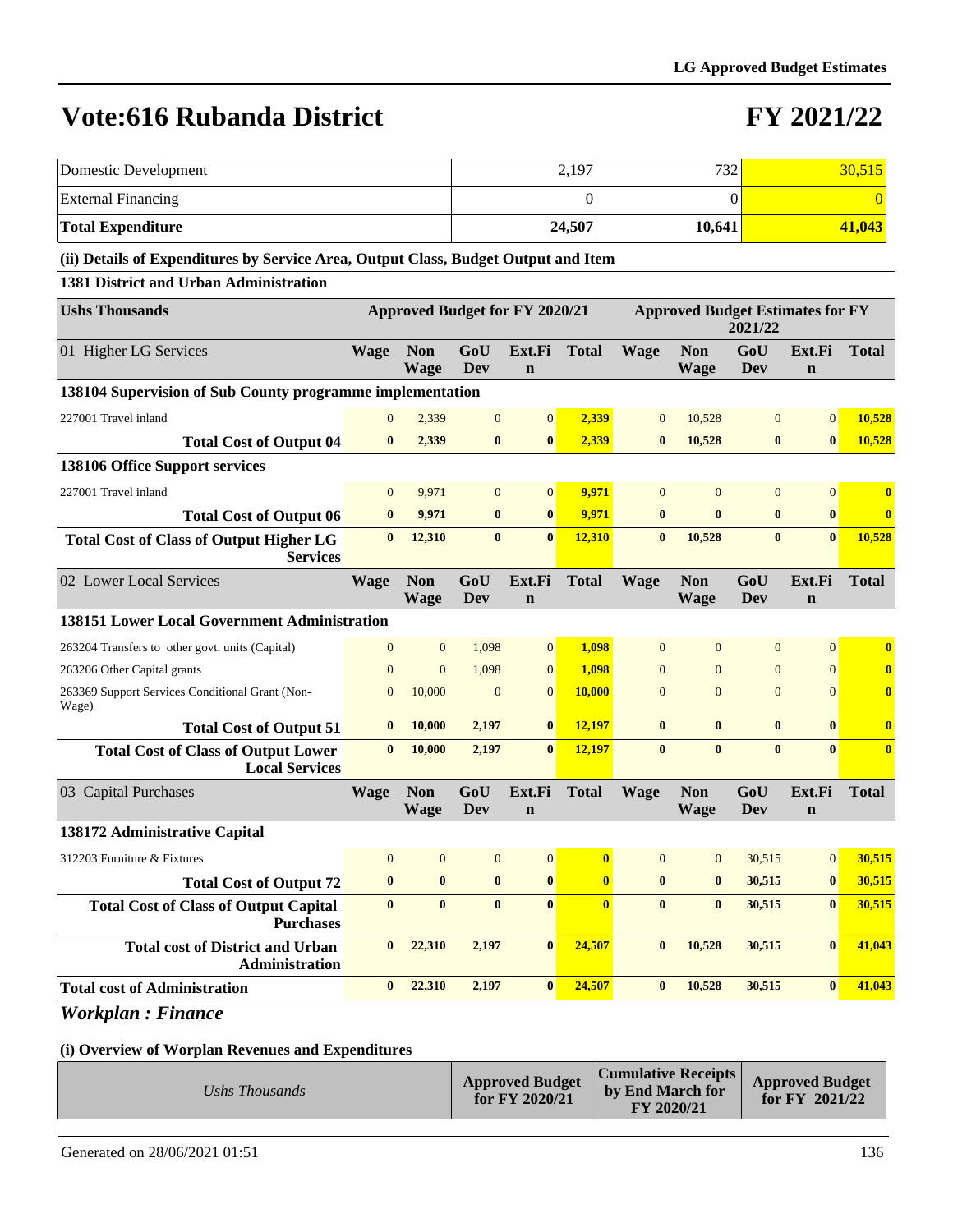# Vote:616 Rubanda District

# FY 2021/22

| | | | |
|---|---|---|---|
| Domestic Development | 2,197 | 732 | 30,515 |
| External Financing | 0 | 0 | 0 |
| **Total Expenditure** | **24,507** | **10,641** | **41,043** |

**(ii) Details of Expenditures by Service Area, Output Class, Budget Output and Item**

**1381 District and Urban Administration**

| Ushs Thousands | Approved Budget for FY 2020/21 | | | | | Approved Budget Estimates for FY 2021/22 | | | | |
|---|---|---|---|---|---|---|---|---|---|---|
| 01 Higher LG Services | Wage | Non Wage | GoU Dev | Ext.Fin | Total | Wage | Non Wage | GoU Dev | Ext.Fin | Total |
| **138104 Supervision of Sub County programme implementation** | | | | | | | | | | |
| 227001 Travel inland | 0 | 2,339 | 0 | 0 | 2,339 | 0 | 10,528 | 0 | 0 | 10,528 |
| **Total Cost of Output 04** | **0** | **2,339** | **0** | **0** | **2,339** | **0** | **10,528** | **0** | **0** | **10,528** |
| **138106 Office Support services** | | | | | | | | | | |
| 227001 Travel inland | 0 | 9,971 | 0 | 0 | 9,971 | 0 | 0 | 0 | 0 | 0 |
| **Total Cost of Output 06** | **0** | **9,971** | **0** | **0** | **9,971** | **0** | **0** | **0** | **0** | **0** |
| **Total Cost of Class of Output Higher LG Services** | **0** | **12,310** | **0** | **0** | **12,310** | **0** | **10,528** | **0** | **0** | **10,528** |
| 02 Lower Local Services | Wage | Non Wage | GoU Dev | Ext.Fin | Total | Wage | Non Wage | GoU Dev | Ext.Fin | Total |
| **138151 Lower Local Government Administration** | | | | | | | | | | |
| 263204 Transfers to other govt. units (Capital) | 0 | 0 | 1,098 | 0 | 1,098 | 0 | 0 | 0 | 0 | 0 |
| 263206 Other Capital grants | 0 | 0 | 1,098 | 0 | 1,098 | 0 | 0 | 0 | 0 | 0 |
| 263369 Support Services Conditional Grant (Non-Wage) | 0 | 10,000 | 0 | 0 | 10,000 | 0 | 0 | 0 | 0 | 0 |
| **Total Cost of Output 51** | **0** | **10,000** | **2,197** | **0** | **12,197** | **0** | **0** | **0** | **0** | **0** |
| **Total Cost of Class of Output Lower Local Services** | **0** | **10,000** | **2,197** | **0** | **12,197** | **0** | **0** | **0** | **0** | **0** |
| 03 Capital Purchases | Wage | Non Wage | GoU Dev | Ext.Fin | Total | Wage | Non Wage | GoU Dev | Ext.Fin | Total |
| **138172 Administrative Capital** | | | | | | | | | | |
| 312203 Furniture & Fixtures | 0 | 0 | 0 | 0 | 0 | 0 | 0 | 30,515 | 0 | 30,515 |
| **Total Cost of Output 72** | **0** | **0** | **0** | **0** | **0** | **0** | **0** | **30,515** | **0** | **30,515** |
| **Total Cost of Class of Output Capital Purchases** | **0** | **0** | **0** | **0** | **0** | **0** | **0** | **30,515** | **0** | **30,515** |
| **Total cost of District and Urban Administration** | **0** | **22,310** | **2,197** | **0** | **24,507** | **0** | **10,528** | **30,515** | **0** | **41,043** |
| **Total cost of Administration** | **0** | **22,310** | **2,197** | **0** | **24,507** | **0** | **10,528** | **30,515** | **0** | **41,043** |

## *Workplan : Finance*

**(i) Overview of Worplan Revenues and Expenditures**

| *Ushs Thousands* | Approved Budget for FY 2020/21 | Cumulative Receipts by End March for FY 2020/21 | Approved Budget for FY 2021/22 |
|---|---|---|---|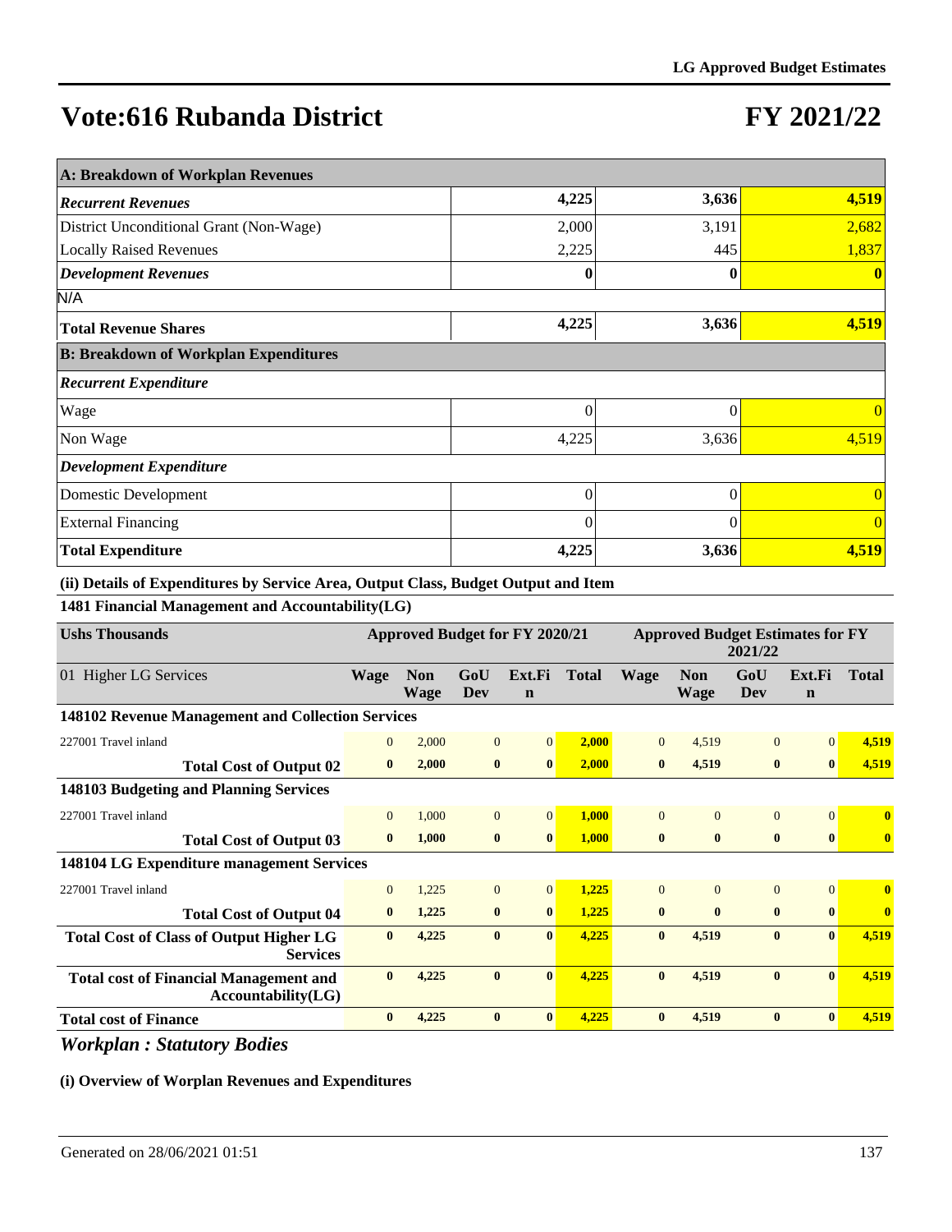# Vote:616 Rubanda District

# FY 2021/22

| A: Breakdown of Workplan Revenues | | | |
|---|---|---|---|
| ***Recurrent Revenues*** | **4,225** | **3,636** | **4,519** |
| District Unconditional Grant (Non-Wage) | 2,000 | 3,191 | 2,682 |
| Locally Raised Revenues | 2,225 | 445 | 1,837 |
| ***Development Revenues*** | **0** | **0** | **0** |
| N/A | | | |
| **Total Revenue Shares** | **4,225** | **3,636** | **4,519** |
| **B: Breakdown of Workplan Expenditures** | | | |
| ***Recurrent Expenditure*** | | | |
| Wage | 0 | 0 | 0 |
| Non Wage | 4,225 | 3,636 | 4,519 |
| ***Development Expenditure*** | | | |
| Domestic Development | 0 | 0 | 0 |
| External Financing | 0 | 0 | 0 |
| **Total Expenditure** | **4,225** | **3,636** | **4,519** |

**(ii) Details of Expenditures by Service Area, Output Class, Budget Output and Item**

**1481 Financial Management and Accountability(LG)**

| Ushs Thousands | Approved Budget for FY 2020/21 | | | | | Approved Budget Estimates for FY 2021/22 | | | | |
|---|---|---|---|---|---|---|---|---|---|---|
| 01 Higher LG Services | Wage | Non Wage | GoU Dev | Ext.Fin | Total | Wage | Non Wage | GoU Dev | Ext.Fin | Total |
| **148102 Revenue Management and Collection Services** | | | | | | | | | | |
| 227001 Travel inland | 0 | 2,000 | 0 | 0 | **2,000** | 0 | 4,519 | 0 | 0 | **4,519** |
| **Total Cost of Output 02** | **0** | **2,000** | **0** | **0** | **2,000** | **0** | **4,519** | **0** | **0** | **4,519** |
| **148103 Budgeting and Planning Services** | | | | | | | | | | |
| 227001 Travel inland | 0 | 1,000 | 0 | 0 | **1,000** | 0 | 0 | 0 | 0 | **0** |
| **Total Cost of Output 03** | **0** | **1,000** | **0** | **0** | **1,000** | **0** | **0** | **0** | **0** | **0** |
| **148104 LG Expenditure management Services** | | | | | | | | | | |
| 227001 Travel inland | 0 | 1,225 | 0 | 0 | **1,225** | 0 | 0 | 0 | 0 | **0** |
| **Total Cost of Output 04** | **0** | **1,225** | **0** | **0** | **1,225** | **0** | **0** | **0** | **0** | **0** |
| **Total Cost of Class of Output Higher LG Services** | **0** | **4,225** | **0** | **0** | **4,225** | **0** | **4,519** | **0** | **0** | **4,519** |
| **Total cost of Financial Management and Accountability(LG)** | **0** | **4,225** | **0** | **0** | **4,225** | **0** | **4,519** | **0** | **0** | **4,519** |
| **Total cost of Finance** | **0** | **4,225** | **0** | **0** | **4,225** | **0** | **4,519** | **0** | **0** | **4,519** |

## *Workplan : Statutory Bodies*

**(i) Overview of Worplan Revenues and Expenditures**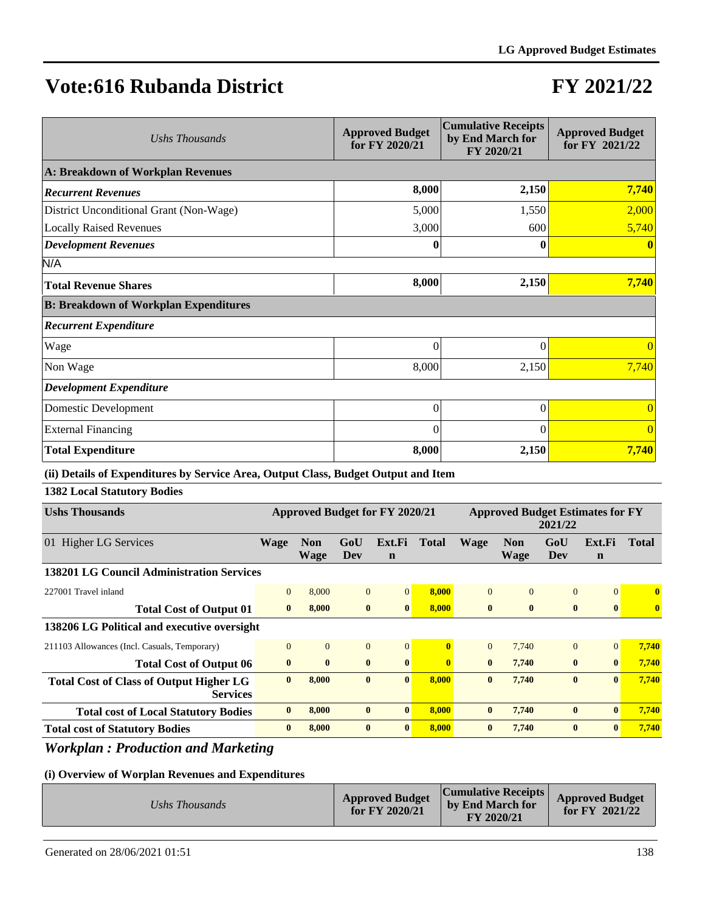# Vote:616 Rubanda District

# FY 2021/22

| *Ushs Thousands* | Approved Budget for FY 2020/21 | Cumulative Receipts by End March for FY 2020/21 | Approved Budget for FY 2021/22 |
|---|---|---|---|
| **A: Breakdown of Workplan Revenues** | | | |
| ***Recurrent Revenues*** | **8,000** | **2,150** | **7,740** |
| District Unconditional Grant (Non-Wage) | 5,000 | 1,550 | 2,000 |
| Locally Raised Revenues | 3,000 | 600 | 5,740 |
| ***Development Revenues*** | **0** | **0** | **0** |
| N/A | | | |
| **Total Revenue Shares** | **8,000** | **2,150** | **7,740** |
| **B: Breakdown of Workplan Expenditures** | | | |
| ***Recurrent Expenditure*** | | | |
| Wage | 0 | 0 | 0 |
| Non Wage | 8,000 | 2,150 | 7,740 |
| ***Development Expenditure*** | | | |
| Domestic Development | 0 | 0 | 0 |
| External Financing | 0 | 0 | 0 |
| **Total Expenditure** | **8,000** | **2,150** | **7,740** |

**(ii) Details of Expenditures by Service Area, Output Class, Budget Output and Item**

**1382 Local Statutory Bodies**

| Ushs Thousands | Approved Budget for FY 2020/21 | | | | | Approved Budget Estimates for FY 2021/22 | | | | |
|---|---|---|---|---|---|---|---|---|---|---|
| 01 Higher LG Services | Wage | Non Wage | GoU Dev | Ext.Fin | Total | Wage | Non Wage | GoU Dev | Ext.Fin | Total |
| **138201 LG Council Administration Services** | | | | | | | | | | |
| 227001 Travel inland | 0 | 8,000 | 0 | 0 | 8,000 | 0 | 0 | 0 | 0 | 0 |
| **Total Cost of Output 01** | **0** | **8,000** | **0** | **0** | **8,000** | **0** | **0** | **0** | **0** | **0** |
| **138206 LG Political and executive oversight** | | | | | | | | | | |
| 211103 Allowances (Incl. Casuals, Temporary) | 0 | 0 | 0 | 0 | 0 | 0 | 7,740 | 0 | 0 | 7,740 |
| **Total Cost of Output 06** | **0** | **0** | **0** | **0** | **0** | **0** | **7,740** | **0** | **0** | **7,740** |
| **Total Cost of Class of Output Higher LG Services** | **0** | **8,000** | **0** | **0** | **8,000** | **0** | **7,740** | **0** | **0** | **7,740** |
| **Total cost of Local Statutory Bodies** | **0** | **8,000** | **0** | **0** | **8,000** | **0** | **7,740** | **0** | **0** | **7,740** |
| **Total cost of Statutory Bodies** | **0** | **8,000** | **0** | **0** | **8,000** | **0** | **7,740** | **0** | **0** | **7,740** |

## *Workplan : Production and Marketing*

**(i) Overview of Worplan Revenues and Expenditures**

| *Ushs Thousands* | Approved Budget for FY 2020/21 | Cumulative Receipts by End March for FY 2020/21 | Approved Budget for FY 2021/22 |
|---|---|---|---|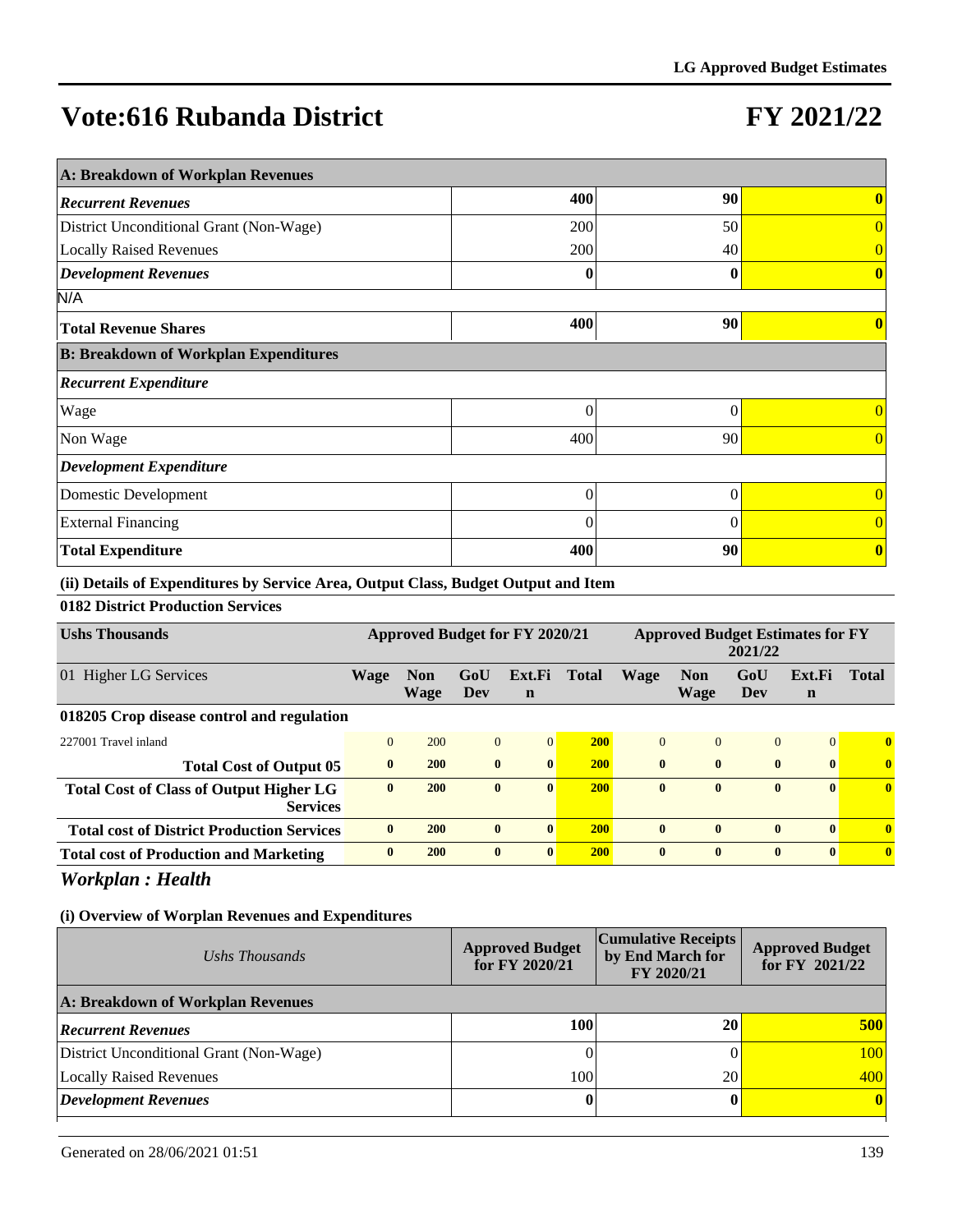# Vote:616 Rubanda District

# FY 2021/22

| A: Breakdown of Workplan Revenues | | | |
|---|---|---|---|
| ***Recurrent Revenues*** | **400** | **90** | **0** |
| District Unconditional Grant (Non-Wage) | 200 | 50 | 0 |
| Locally Raised Revenues | 200 | 40 | 0 |
| ***Development Revenues*** | **0** | **0** | **0** |
| N/A | | | |
| **Total Revenue Shares** | **400** | **90** | **0** |
| **B: Breakdown of Workplan Expenditures** | | | |
| ***Recurrent Expenditure*** | | | |
| Wage | 0 | 0 | 0 |
| Non Wage | 400 | 90 | 0 |
| ***Development Expenditure*** | | | |
| Domestic Development | 0 | 0 | 0 |
| External Financing | 0 | 0 | 0 |
| **Total Expenditure** | **400** | **90** | **0** |

**(ii) Details of Expenditures by Service Area, Output Class, Budget Output and Item**

**0182 District Production Services**

| Ushs Thousands | Approved Budget for FY 2020/21 | | | | | Approved Budget Estimates for FY 2021/22 | | | | |
|---|---|---|---|---|---|---|---|---|---|---|
| 01 Higher LG Services | Wage | Non Wage | GoU Dev | Ext.Fin | Total | Wage | Non Wage | GoU Dev | Ext.Fin | Total |
| **018205 Crop disease control and regulation** | | | | | | | | | | |
| 227001 Travel inland | 0 | 200 | 0 | 0 | **200** | 0 | 0 | 0 | 0 | **0** |
| **Total Cost of Output 05** | **0** | **200** | **0** | **0** | **200** | **0** | **0** | **0** | **0** | **0** |
| **Total Cost of Class of Output Higher LG Services** | **0** | **200** | **0** | **0** | **200** | **0** | **0** | **0** | **0** | **0** |
| **Total cost of District Production Services** | **0** | **200** | **0** | **0** | **200** | **0** | **0** | **0** | **0** | **0** |
| **Total cost of Production and Marketing** | **0** | **200** | **0** | **0** | **200** | **0** | **0** | **0** | **0** | **0** |

## *Workplan : Health*

**(i) Overview of Worplan Revenues and Expenditures**

| *Ushs Thousands* | Approved Budget for FY 2020/21 | Cumulative Receipts by End March for FY 2020/21 | Approved Budget for FY 2021/22 |
|---|---|---|---|
| **A: Breakdown of Workplan Revenues** | | | |
| ***Recurrent Revenues*** | **100** | **20** | **500** |
| District Unconditional Grant (Non-Wage) | 0 | 0 | 100 |
| Locally Raised Revenues | 100 | 20 | 400 |
| ***Development Revenues*** | **0** | **0** | **0** |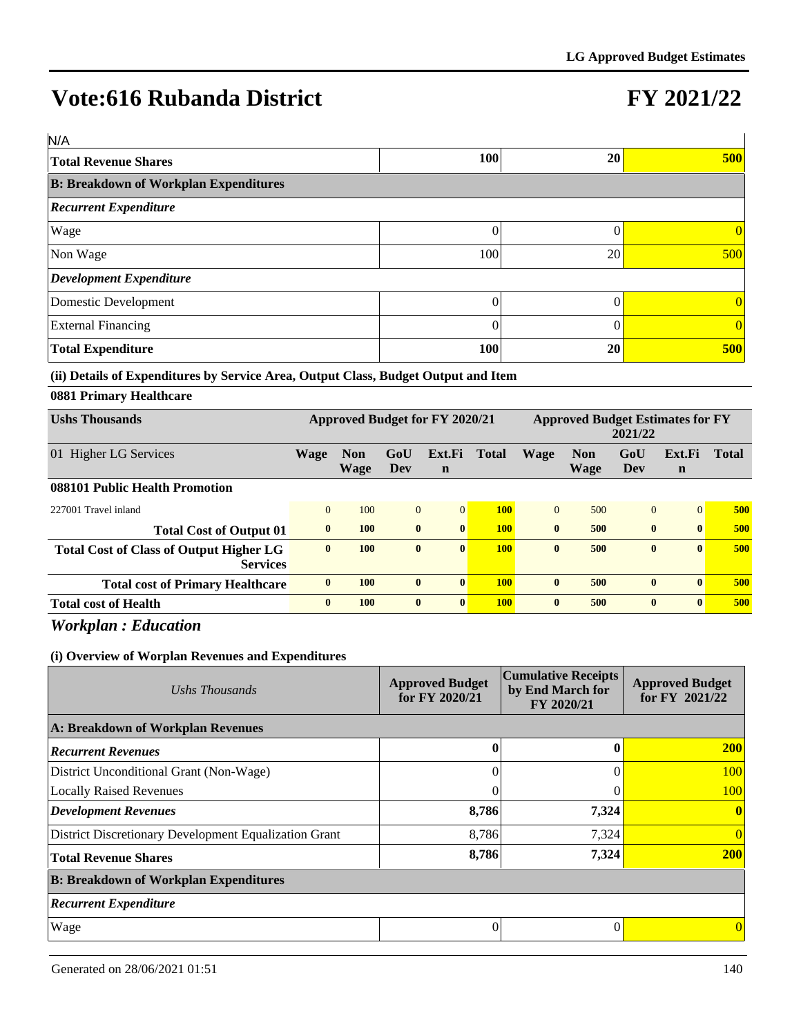# Vote:616 Rubanda District

# FY 2021/22

| | | | |
|---|---|---|---|
| N/A | | | |
| **Total Revenue Shares** | **100** | **20** | **500** |
| **B: Breakdown of Workplan Expenditures** | | | |
| ***Recurrent Expenditure*** | | | |
| Wage | 0 | 0 | 0 |
| Non Wage | 100 | 20 | 500 |
| ***Development Expenditure*** | | | |
| Domestic Development | 0 | 0 | 0 |
| External Financing | 0 | 0 | 0 |
| **Total Expenditure** | **100** | **20** | **500** |

**(ii) Details of Expenditures by Service Area, Output Class, Budget Output and Item**

**0881 Primary Healthcare**

| Ushs Thousands | Approved Budget for FY 2020/21 | | | | | Approved Budget Estimates for FY 2021/22 | | | | |
|---|---|---|---|---|---|---|---|---|---|---|
| 01 Higher LG Services | Wage | Non Wage | GoU Dev | Ext.Fin | Total | Wage | Non Wage | GoU Dev | Ext.Fin | Total |
| **088101 Public Health Promotion** | | | | | | | | | | |
| 227001 Travel inland | 0 | 100 | 0 | 0 | **100** | 0 | 500 | 0 | 0 | **500** |
| **Total Cost of Output 01** | **0** | **100** | **0** | **0** | **100** | **0** | **500** | **0** | **0** | **500** |
| **Total Cost of Class of Output Higher LG Services** | **0** | **100** | **0** | **0** | **100** | **0** | **500** | **0** | **0** | **500** |
| **Total cost of Primary Healthcare** | **0** | **100** | **0** | **0** | **100** | **0** | **500** | **0** | **0** | **500** |
| **Total cost of Health** | **0** | **100** | **0** | **0** | **100** | **0** | **500** | **0** | **0** | **500** |

## *Workplan : Education*

**(i) Overview of Worplan Revenues and Expenditures**

| *Ushs Thousands* | Approved Budget for FY 2020/21 | Cumulative Receipts by End March for FY 2020/21 | Approved Budget for FY 2021/22 |
|---|---|---|---|
| **A: Breakdown of Workplan Revenues** | | | |
| ***Recurrent Revenues*** | **0** | **0** | **200** |
| District Unconditional Grant (Non-Wage) | 0 | 0 | 100 |
| Locally Raised Revenues | 0 | 0 | 100 |
| ***Development Revenues*** | **8,786** | **7,324** | **0** |
| District Discretionary Development Equalization Grant | 8,786 | 7,324 | 0 |
| **Total Revenue Shares** | **8,786** | **7,324** | **200** |
| **B: Breakdown of Workplan Expenditures** | | | |
| ***Recurrent Expenditure*** | | | |
| Wage | 0 | 0 | 0 |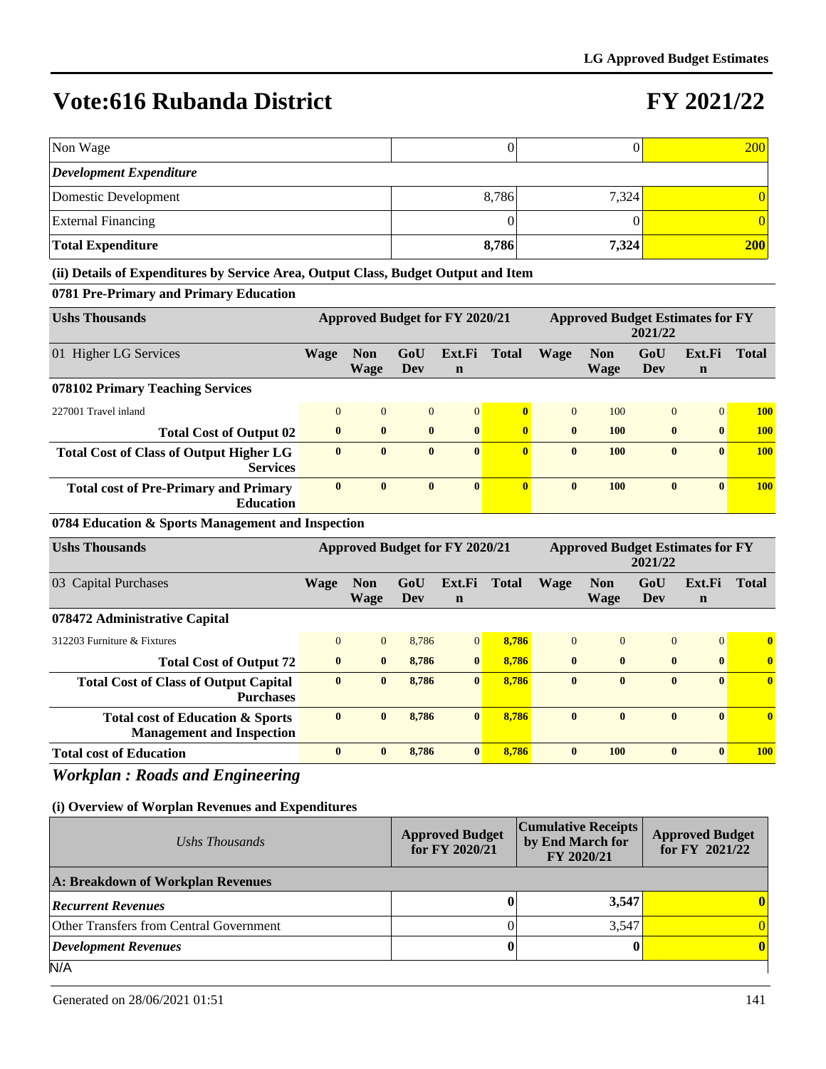# Vote:616 Rubanda District

# FY 2021/22

| | | | |
|---|---|---|---|
| Non Wage | 0 | 0 | 200 |
| ***Development Expenditure*** | | | |
| Domestic Development | 8,786 | 7,324 | 0 |
| External Financing | 0 | 0 | 0 |
| **Total Expenditure** | **8,786** | **7,324** | **200** |

**(ii) Details of Expenditures by Service Area, Output Class, Budget Output and Item**

**0781 Pre-Primary and Primary Education**

| Ushs Thousands | Approved Budget for FY 2020/21 | | | | | Approved Budget Estimates for FY 2021/22 | | | | |
|---|---|---|---|---|---|---|---|---|---|---|
| 01 Higher LG Services | Wage | Non Wage | GoU Dev | Ext.Fin | Total | Wage | Non Wage | GoU Dev | Ext.Fin | Total |
| **078102 Primary Teaching Services** | | | | | | | | | | |
| 227001 Travel inland | 0 | 0 | 0 | 0 | 0 | 0 | 100 | 0 | 0 | 100 |
| **Total Cost of Output 02** | **0** | **0** | **0** | **0** | **0** | **0** | **100** | **0** | **0** | **100** |
| **Total Cost of Class of Output Higher LG Services** | **0** | **0** | **0** | **0** | **0** | **0** | **100** | **0** | **0** | **100** |
| **Total cost of Pre-Primary and Primary Education** | **0** | **0** | **0** | **0** | **0** | **0** | **100** | **0** | **0** | **100** |

**0784 Education & Sports Management and Inspection**

| Ushs Thousands | Approved Budget for FY 2020/21 | | | | | Approved Budget Estimates for FY 2021/22 | | | | |
|---|---|---|---|---|---|---|---|---|---|---|
| 03 Capital Purchases | Wage | Non Wage | GoU Dev | Ext.Fin | Total | Wage | Non Wage | GoU Dev | Ext.Fin | Total |
| **078472 Administrative Capital** | | | | | | | | | | |
| 312203 Furniture & Fixtures | 0 | 0 | 8,786 | 0 | 8,786 | 0 | 0 | 0 | 0 | 0 |
| **Total Cost of Output 72** | **0** | **0** | **8,786** | **0** | **8,786** | **0** | **0** | **0** | **0** | **0** |
| **Total Cost of Class of Output Capital Purchases** | **0** | **0** | **8,786** | **0** | **8,786** | **0** | **0** | **0** | **0** | **0** |
| **Total cost of Education & Sports Management and Inspection** | **0** | **0** | **8,786** | **0** | **8,786** | **0** | **0** | **0** | **0** | **0** |
| **Total cost of Education** | **0** | **0** | **8,786** | **0** | **8,786** | **0** | **100** | **0** | **0** | **100** |

## *Workplan : Roads and Engineering*

**(i) Overview of Worplan Revenues and Expenditures**

| *Ushs Thousands* | Approved Budget for FY 2020/21 | Cumulative Receipts by End March for FY 2020/21 | Approved Budget for FY 2021/22 |
|---|---|---|---|
| **A: Breakdown of Workplan Revenues** | | | |
| ***Recurrent Revenues*** | **0** | **3,547** | **0** |
| Other Transfers from Central Government | 0 | 3,547 | 0 |
| ***Development Revenues*** | **0** | **0** | **0** |
| N/A | | | |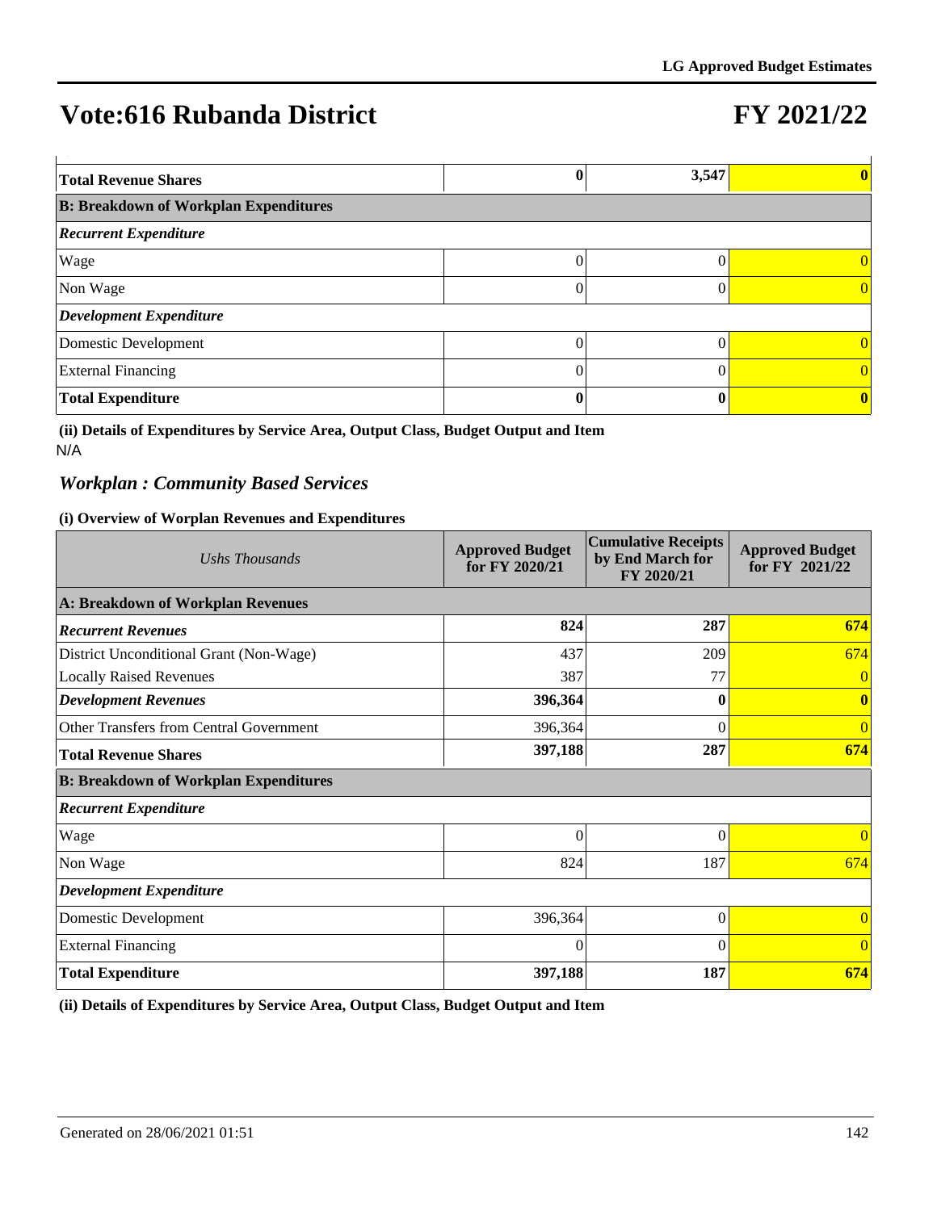# Vote:616 Rubanda District

# FY 2021/22

| | | | |
|---|---|---|---|
| **Total Revenue Shares** | **0** | **3,547** | **0** |
| **B: Breakdown of Workplan Expenditures** | | | |
| ***Recurrent Expenditure*** | | | |
| Wage | 0 | 0 | 0 |
| Non Wage | 0 | 0 | 0 |
| ***Development Expenditure*** | | | |
| Domestic Development | 0 | 0 | 0 |
| External Financing | 0 | 0 | 0 |
| **Total Expenditure** | **0** | **0** | **0** |

**(ii) Details of Expenditures by Service Area, Output Class, Budget Output and Item**

N/A

### *Workplan : Community Based Services*

**(i) Overview of Worplan Revenues and Expenditures**

| *Ushs Thousands* | **Approved Budget for FY 2020/21** | **Cumulative Receipts by End March for FY 2020/21** | **Approved Budget for FY 2021/22** |
|---|---|---|---|
| **A: Breakdown of Workplan Revenues** | | | |
| ***Recurrent Revenues*** | **824** | **287** | **674** |
| District Unconditional Grant (Non-Wage) | 437 | 209 | 674 |
| Locally Raised Revenues | 387 | 77 | 0 |
| ***Development Revenues*** | **396,364** | **0** | **0** |
| Other Transfers from Central Government | 396,364 | 0 | 0 |
| **Total Revenue Shares** | **397,188** | **287** | **674** |
| **B: Breakdown of Workplan Expenditures** | | | |
| ***Recurrent Expenditure*** | | | |
| Wage | 0 | 0 | 0 |
| Non Wage | 824 | 187 | 674 |
| ***Development Expenditure*** | | | |
| Domestic Development | 396,364 | 0 | 0 |
| External Financing | 0 | 0 | 0 |
| **Total Expenditure** | **397,188** | **187** | **674** |

**(ii) Details of Expenditures by Service Area, Output Class, Budget Output and Item**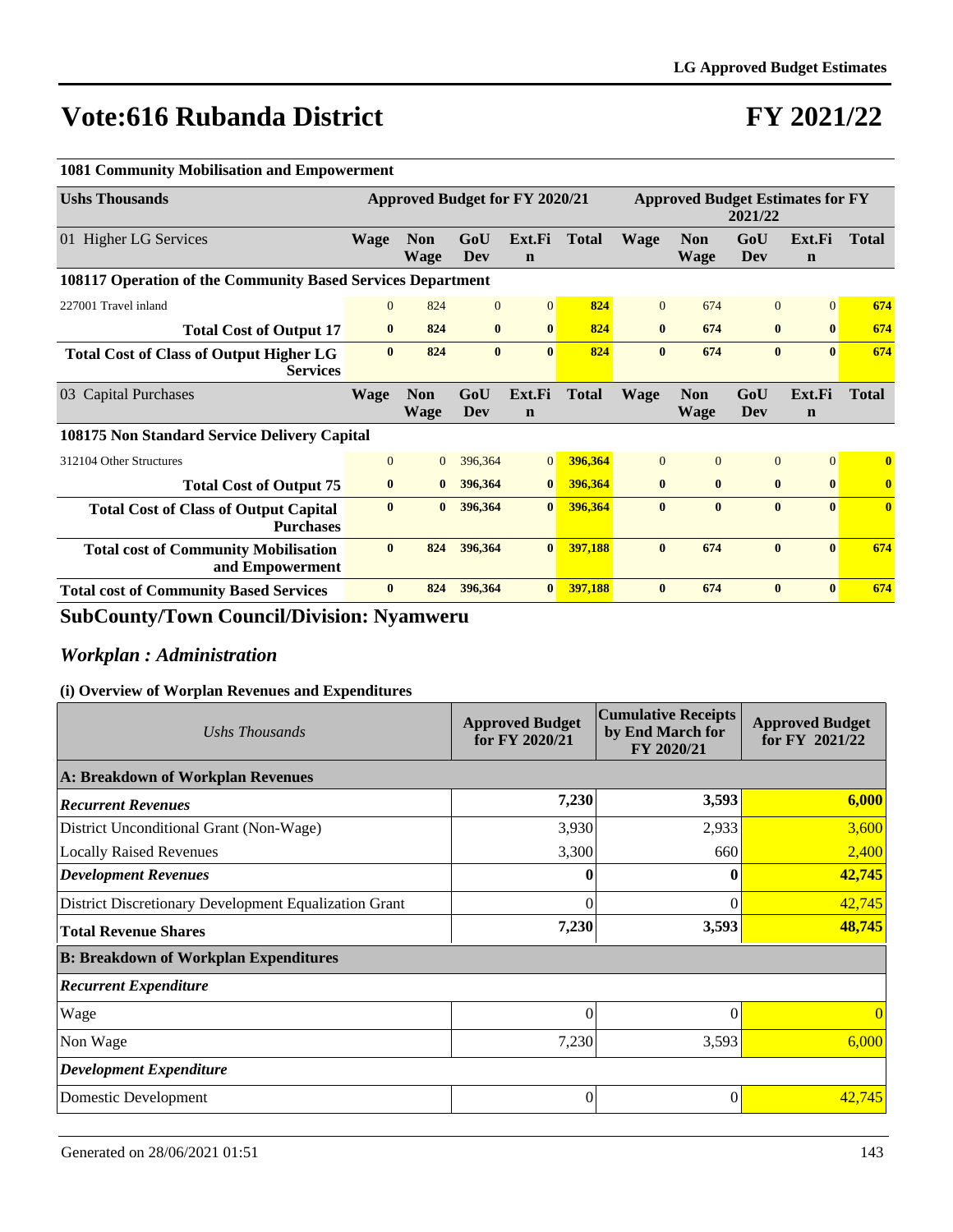# Vote:616 Rubanda District

# FY 2021/22

**1081 Community Mobilisation and Empowerment**

| Ushs Thousands | Approved Budget for FY 2020/21 | | | | | Approved Budget Estimates for FY 2021/22 | | | | |
|---|---|---|---|---|---|---|---|---|---|---|
| 01 Higher LG Services | Wage | Non Wage | GoU Dev | Ext.Fin | Total | Wage | Non Wage | GoU Dev | Ext.Fin | Total |
| **108117 Operation of the Community Based Services Department** | | | | | | | | | | |
| 227001 Travel inland | 0 | 824 | 0 | 0 | 824 | 0 | 674 | 0 | 0 | 674 |
| **Total Cost of Output 17** | **0** | **824** | **0** | **0** | **824** | **0** | **674** | **0** | **0** | **674** |
| **Total Cost of Class of Output Higher LG Services** | **0** | **824** | **0** | **0** | **824** | **0** | **674** | **0** | **0** | **674** |
| 03 Capital Purchases | Wage | Non Wage | GoU Dev | Ext.Fin | Total | Wage | Non Wage | GoU Dev | Ext.Fin | Total |
| **108175 Non Standard Service Delivery Capital** | | | | | | | | | | |
| 312104 Other Structures | 0 | 0 | 396,364 | 0 | 396,364 | 0 | 0 | 0 | 0 | 0 |
| **Total Cost of Output 75** | **0** | **0** | **396,364** | **0** | **396,364** | **0** | **0** | **0** | **0** | **0** |
| **Total Cost of Class of Output Capital Purchases** | **0** | **0** | **396,364** | **0** | **396,364** | **0** | **0** | **0** | **0** | **0** |
| **Total cost of Community Mobilisation and Empowerment** | **0** | **824** | **396,364** | **0** | **397,188** | **0** | **674** | **0** | **0** | **674** |
| **Total cost of Community Based Services** | **0** | **824** | **396,364** | **0** | **397,188** | **0** | **674** | **0** | **0** | **674** |

## SubCounty/Town Council/Division: Nyamweru

### *Workplan : Administration*

#### (i) Overview of Worplan Revenues and Expenditures

| *Ushs Thousands* | Approved Budget for FY 2020/21 | Cumulative Receipts by End March for FY 2020/21 | Approved Budget for FY 2021/22 |
|---|---|---|---|
| **A: Breakdown of Workplan Revenues** | | | |
| ***Recurrent Revenues*** | **7,230** | **3,593** | **6,000** |
| District Unconditional Grant (Non-Wage) | 3,930 | 2,933 | 3,600 |
| Locally Raised Revenues | 3,300 | 660 | 2,400 |
| ***Development Revenues*** | **0** | **0** | **42,745** |
| District Discretionary Development Equalization Grant | 0 | 0 | 42,745 |
| **Total Revenue Shares** | **7,230** | **3,593** | **48,745** |
| **B: Breakdown of Workplan Expenditures** | | | |
| ***Recurrent Expenditure*** | | | |
| Wage | 0 | 0 | 0 |
| Non Wage | 7,230 | 3,593 | 6,000 |
| ***Development Expenditure*** | | | |
| Domestic Development | 0 | 0 | 42,745 |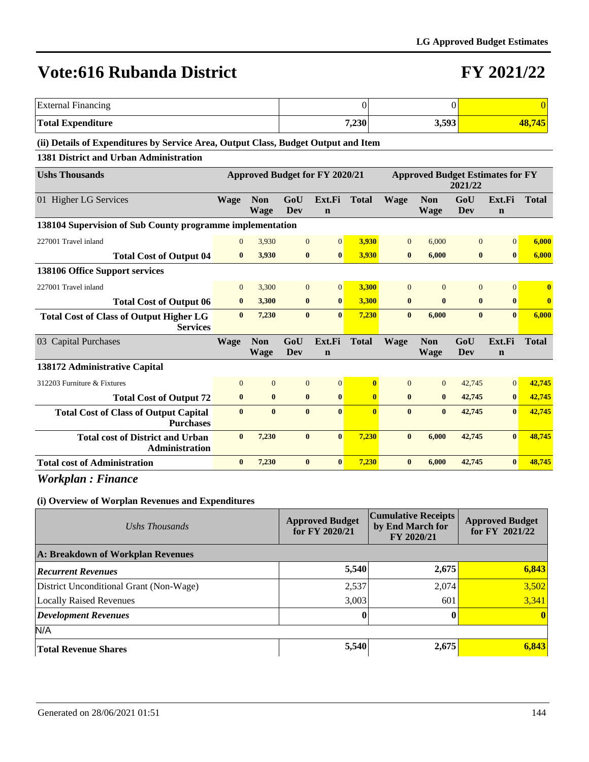# Vote:616 Rubanda District

# FY 2021/22

| | | | |
|---|---|---|---|
| External Financing | 0 | 0 | 0 |
| **Total Expenditure** | **7,230** | **3,593** | **48,745** |

**(ii) Details of Expenditures by Service Area, Output Class, Budget Output and Item**

**1381 District and Urban Administration**

| Ushs Thousands | Approved Budget for FY 2020/21 | | | | | Approved Budget Estimates for FY 2021/22 | | | | |
|---|---|---|---|---|---|---|---|---|---|---|
| 01 Higher LG Services | Wage | Non Wage | GoU Dev | Ext.Fin | Total | Wage | Non Wage | GoU Dev | Ext.Fin | Total |
| **138104 Supervision of Sub County programme implementation** | | | | | | | | | | |
| 227001 Travel inland | 0 | 3,930 | 0 | 0 | 3,930 | 0 | 6,000 | 0 | 0 | 6,000 |
| **Total Cost of Output 04** | **0** | **3,930** | **0** | **0** | **3,930** | **0** | **6,000** | **0** | **0** | **6,000** |
| **138106 Office Support services** | | | | | | | | | | |
| 227001 Travel inland | 0 | 3,300 | 0 | 0 | 3,300 | 0 | 0 | 0 | 0 | 0 |
| **Total Cost of Output 06** | **0** | **3,300** | **0** | **0** | **3,300** | **0** | **0** | **0** | **0** | **0** |
| **Total Cost of Class of Output Higher LG Services** | **0** | **7,230** | **0** | **0** | **7,230** | **0** | **6,000** | **0** | **0** | **6,000** |
| 03 Capital Purchases | Wage | Non Wage | GoU Dev | Ext.Fin | Total | Wage | Non Wage | GoU Dev | Ext.Fin | Total |
| **138172 Administrative Capital** | | | | | | | | | | |
| 312203 Furniture & Fixtures | 0 | 0 | 0 | 0 | 0 | 0 | 0 | 42,745 | 0 | 42,745 |
| **Total Cost of Output 72** | **0** | **0** | **0** | **0** | **0** | **0** | **0** | **42,745** | **0** | **42,745** |
| **Total Cost of Class of Output Capital Purchases** | **0** | **0** | **0** | **0** | **0** | **0** | **0** | **42,745** | **0** | **42,745** |
| **Total cost of District and Urban Administration** | **0** | **7,230** | **0** | **0** | **7,230** | **0** | **6,000** | **42,745** | **0** | **48,745** |
| **Total cost of Administration** | **0** | **7,230** | **0** | **0** | **7,230** | **0** | **6,000** | **42,745** | **0** | **48,745** |

## *Workplan : Finance*

**(i) Overview of Worplan Revenues and Expenditures**

| *Ushs Thousands* | Approved Budget for FY 2020/21 | Cumulative Receipts by End March for FY 2020/21 | Approved Budget for FY 2021/22 |
|---|---|---|---|
| **A: Breakdown of Workplan Revenues** | | | |
| ***Recurrent Revenues*** | **5,540** | **2,675** | **6,843** |
| District Unconditional Grant (Non-Wage) | 2,537 | 2,074 | 3,502 |
| Locally Raised Revenues | 3,003 | 601 | 3,341 |
| ***Development Revenues*** | **0** | **0** | **0** |
| N/A | | | |
| **Total Revenue Shares** | **5,540** | **2,675** | **6,843** |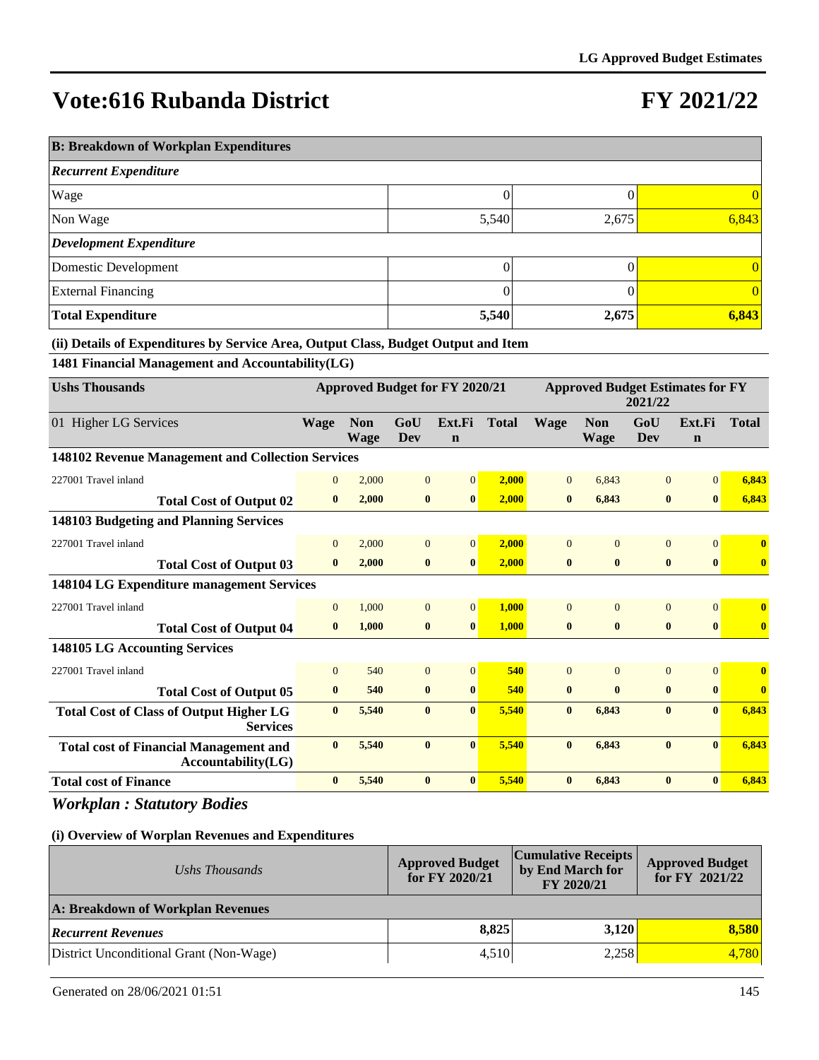# Vote:616 Rubanda District

# FY 2021/22

| B: Breakdown of Workplan Expenditures | | | |
|---|---|---|---|
| ***Recurrent Expenditure*** | | | |
| Wage | 0 | 0 | 0 |
| Non Wage | 5,540 | 2,675 | 6,843 |
| ***Development Expenditure*** | | | |
| Domestic Development | 0 | 0 | 0 |
| External Financing | 0 | 0 | 0 |
| **Total Expenditure** | **5,540** | **2,675** | **6,843** |

**(ii) Details of Expenditures by Service Area, Output Class, Budget Output and Item**

**1481 Financial Management and Accountability(LG)**

| Ushs Thousands | Approved Budget for FY 2020/21 | | | | | Approved Budget Estimates for FY 2021/22 | | | | |
|---|---|---|---|---|---|---|---|---|---|---|
| 01 Higher LG Services | Wage | Non Wage | GoU Dev | Ext.Fin | Total | Wage | Non Wage | GoU Dev | Ext.Fin | Total |
| **148102 Revenue Management and Collection Services** | | | | | | | | | | |
| 227001 Travel inland | 0 | 2,000 | 0 | 0 | 2,000 | 0 | 6,843 | 0 | 0 | 6,843 |
| **Total Cost of Output 02** | **0** | **2,000** | **0** | **0** | **2,000** | **0** | **6,843** | **0** | **0** | **6,843** |
| **148103 Budgeting and Planning Services** | | | | | | | | | | |
| 227001 Travel inland | 0 | 2,000 | 0 | 0 | 2,000 | 0 | 0 | 0 | 0 | 0 |
| **Total Cost of Output 03** | **0** | **2,000** | **0** | **0** | **2,000** | **0** | **0** | **0** | **0** | **0** |
| **148104 LG Expenditure management Services** | | | | | | | | | | |
| 227001 Travel inland | 0 | 1,000 | 0 | 0 | 1,000 | 0 | 0 | 0 | 0 | 0 |
| **Total Cost of Output 04** | **0** | **1,000** | **0** | **0** | **1,000** | **0** | **0** | **0** | **0** | **0** |
| **148105 LG Accounting Services** | | | | | | | | | | |
| 227001 Travel inland | 0 | 540 | 0 | 0 | 540 | 0 | 0 | 0 | 0 | 0 |
| **Total Cost of Output 05** | **0** | **540** | **0** | **0** | **540** | **0** | **0** | **0** | **0** | **0** |
| **Total Cost of Class of Output Higher LG Services** | **0** | **5,540** | **0** | **0** | **5,540** | **0** | **6,843** | **0** | **0** | **6,843** |
| **Total cost of Financial Management and Accountability(LG)** | **0** | **5,540** | **0** | **0** | **5,540** | **0** | **6,843** | **0** | **0** | **6,843** |
| **Total cost of Finance** | **0** | **5,540** | **0** | **0** | **5,540** | **0** | **6,843** | **0** | **0** | **6,843** |

## *Workplan : Statutory Bodies*

**(i) Overview of Worplan Revenues and Expenditures**

| *Ushs Thousands* | Approved Budget for FY 2020/21 | Cumulative Receipts by End March for FY 2020/21 | Approved Budget for FY 2021/22 |
|---|---|---|---|
| **A: Breakdown of Workplan Revenues** | | | |
| ***Recurrent Revenues*** | **8,825** | **3,120** | **8,580** |
| District Unconditional Grant (Non-Wage) | 4,510 | 2,258 | 4,780 |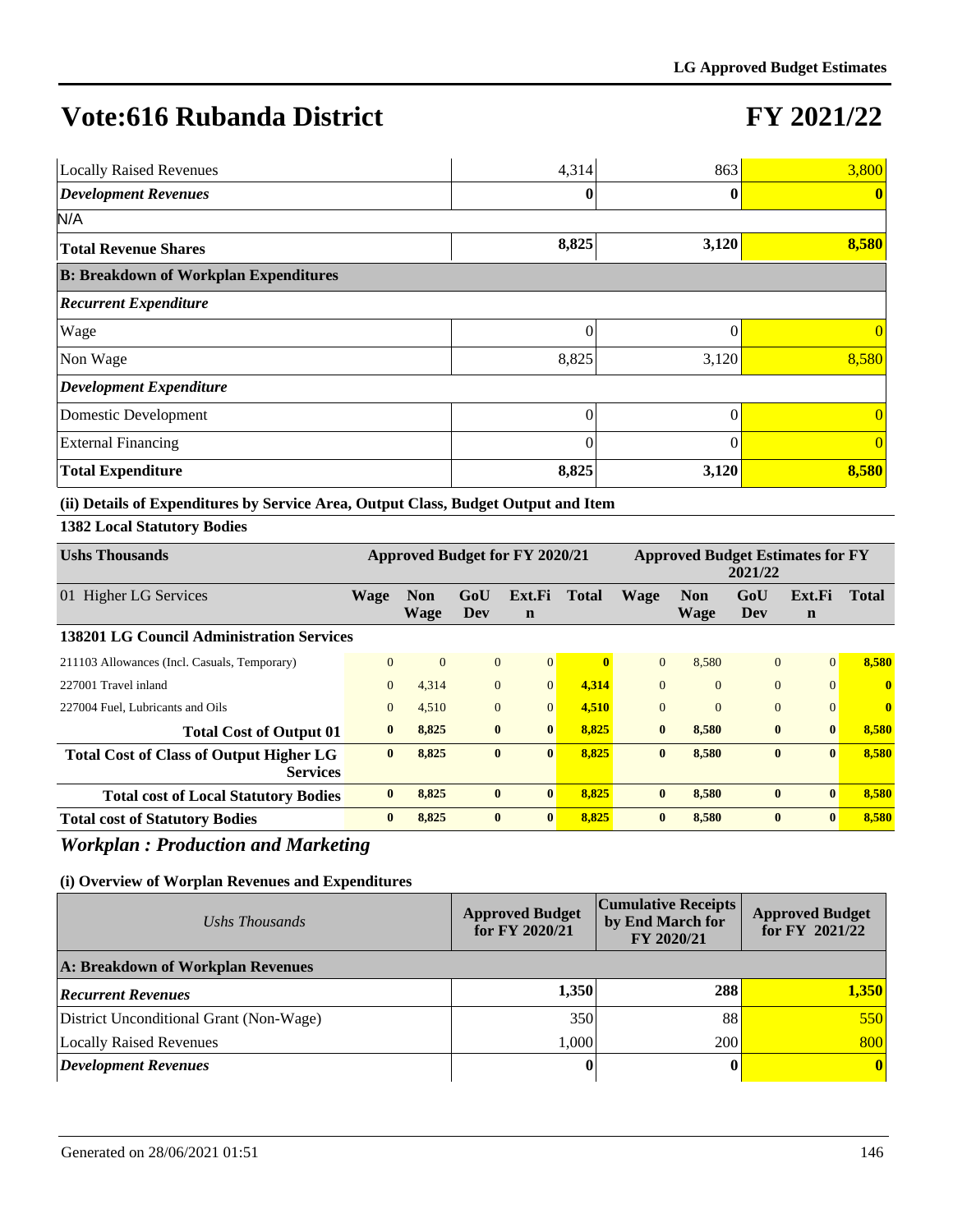# Vote:616 Rubanda District

# FY 2021/22

| | | | |
|---|---|---|---|
| Locally Raised Revenues | 4,314 | 863 | 3,800 |
| ***Development Revenues*** | **0** | **0** | **0** |
| N/A | | | |
| **Total Revenue Shares** | **8,825** | **3,120** | **8,580** |
| **B: Breakdown of Workplan Expenditures** | | | |
| ***Recurrent Expenditure*** | | | |
| Wage | 0 | 0 | 0 |
| Non Wage | 8,825 | 3,120 | 8,580 |
| ***Development Expenditure*** | | | |
| Domestic Development | 0 | 0 | 0 |
| External Financing | 0 | 0 | 0 |
| **Total Expenditure** | **8,825** | **3,120** | **8,580** |

**(ii) Details of Expenditures by Service Area, Output Class, Budget Output and Item**

**1382 Local Statutory Bodies**

| Ushs Thousands | Approved Budget for FY 2020/21 | | | | | Approved Budget Estimates for FY 2021/22 | | | | |
|---|---|---|---|---|---|---|---|---|---|---|
| 01 Higher LG Services | Wage | Non Wage | GoU Dev | Ext.Fin | Total | Wage | Non Wage | GoU Dev | Ext.Fin | Total |
| **138201 LG Council Administration Services** | | | | | | | | | | |
| 211103 Allowances (Incl. Casuals, Temporary) | 0 | 0 | 0 | 0 | **0** | 0 | 8,580 | 0 | 0 | **8,580** |
| 227001 Travel inland | 0 | 4,314 | 0 | 0 | **4,314** | 0 | 0 | 0 | 0 | **0** |
| 227004 Fuel, Lubricants and Oils | 0 | 4,510 | 0 | 0 | **4,510** | 0 | 0 | 0 | 0 | **0** |
| **Total Cost of Output 01** | **0** | **8,825** | **0** | **0** | **8,825** | **0** | **8,580** | **0** | **0** | **8,580** |
| **Total Cost of Class of Output Higher LG Services** | **0** | **8,825** | **0** | **0** | **8,825** | **0** | **8,580** | **0** | **0** | **8,580** |
| **Total cost of Local Statutory Bodies** | **0** | **8,825** | **0** | **0** | **8,825** | **0** | **8,580** | **0** | **0** | **8,580** |
| **Total cost of Statutory Bodies** | **0** | **8,825** | **0** | **0** | **8,825** | **0** | **8,580** | **0** | **0** | **8,580** |

## *Workplan : Production and Marketing*

**(i) Overview of Worplan Revenues and Expenditures**

| *Ushs Thousands* | Approved Budget for FY 2020/21 | Cumulative Receipts by End March for FY 2020/21 | Approved Budget for FY 2021/22 |
|---|---|---|---|
| **A: Breakdown of Workplan Revenues** | | | |
| ***Recurrent Revenues*** | **1,350** | **288** | **1,350** |
| District Unconditional Grant (Non-Wage) | 350 | 88 | 550 |
| Locally Raised Revenues | 1,000 | 200 | 800 |
| ***Development Revenues*** | **0** | **0** | **0** |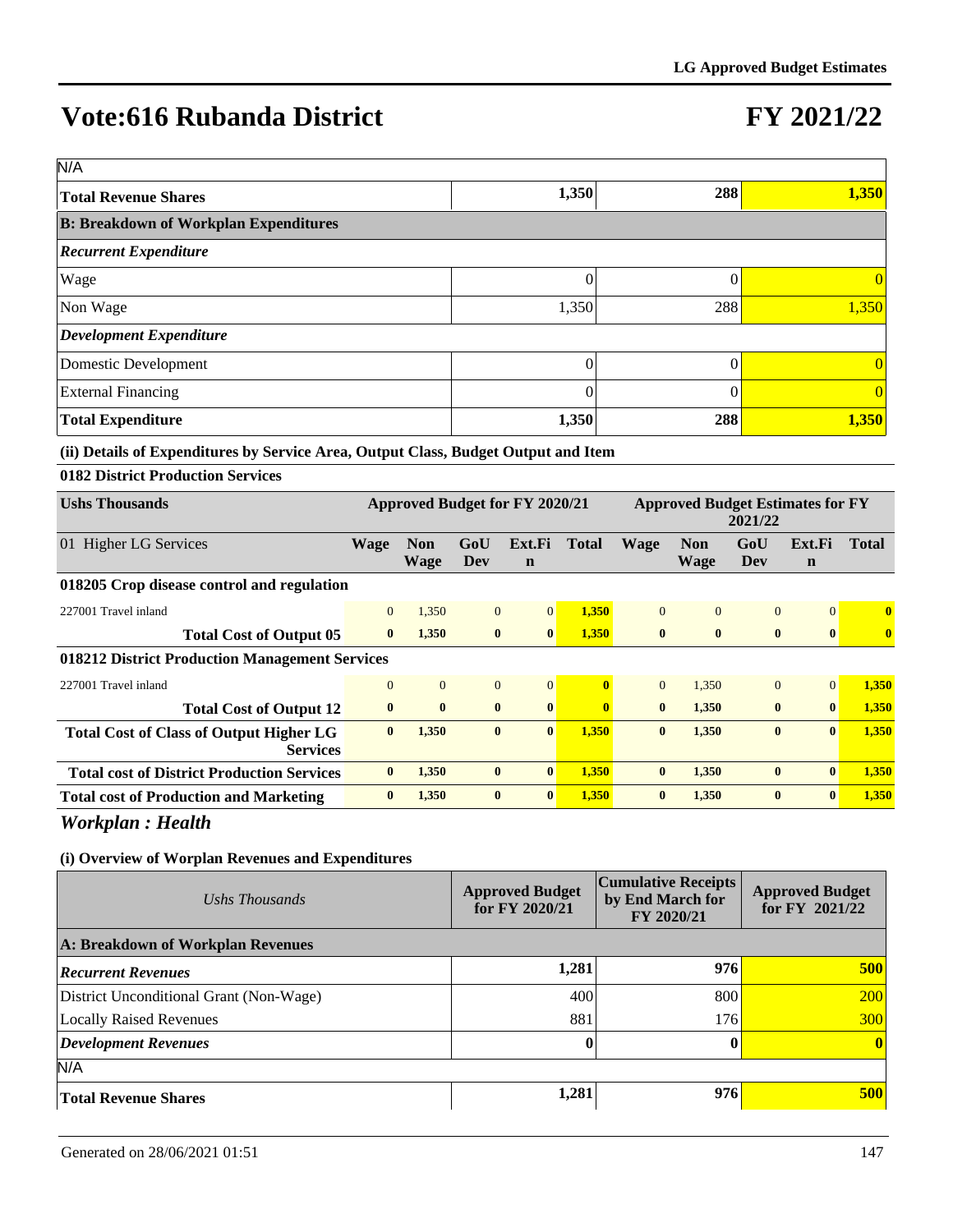# Vote:616 Rubanda District

# FY 2021/22

| | | | |
|---|---|---|---|
| N/A | | | |
| **Total Revenue Shares** | **1,350** | **288** | **1,350** |
| **B: Breakdown of Workplan Expenditures** | | | |
| ***Recurrent Expenditure*** | | | |
| Wage | 0 | 0 | 0 |
| Non Wage | 1,350 | 288 | 1,350 |
| ***Development Expenditure*** | | | |
| Domestic Development | 0 | 0 | 0 |
| External Financing | 0 | 0 | 0 |
| **Total Expenditure** | **1,350** | **288** | **1,350** |

**(ii) Details of Expenditures by Service Area, Output Class, Budget Output and Item**

**0182 District Production Services**

| Ushs Thousands | Approved Budget for FY 2020/21 | | | | | Approved Budget Estimates for FY 2021/22 | | | | |
|---|---|---|---|---|---|---|---|---|---|---|
| 01 Higher LG Services | Wage | Non Wage | GoU Dev | Ext.Fin | Total | Wage | Non Wage | GoU Dev | Ext.Fin | Total |
| **018205 Crop disease control and regulation** | | | | | | | | | | |
| 227001 Travel inland | 0 | 1,350 | 0 | 0 | 1,350 | 0 | 0 | 0 | 0 | 0 |
| **Total Cost of Output 05** | **0** | **1,350** | **0** | **0** | **1,350** | **0** | **0** | **0** | **0** | **0** |
| **018212 District Production Management Services** | | | | | | | | | | |
| 227001 Travel inland | 0 | 0 | 0 | 0 | 0 | 0 | 1,350 | 0 | 0 | 1,350 |
| **Total Cost of Output 12** | **0** | **0** | **0** | **0** | **0** | **0** | **1,350** | **0** | **0** | **1,350** |
| **Total Cost of Class of Output Higher LG Services** | **0** | **1,350** | **0** | **0** | **1,350** | **0** | **1,350** | **0** | **0** | **1,350** |
| **Total cost of District Production Services** | **0** | **1,350** | **0** | **0** | **1,350** | **0** | **1,350** | **0** | **0** | **1,350** |
| **Total cost of Production and Marketing** | **0** | **1,350** | **0** | **0** | **1,350** | **0** | **1,350** | **0** | **0** | **1,350** |

## *Workplan : Health*

**(i) Overview of Worplan Revenues and Expenditures**

| *Ushs Thousands* | Approved Budget for FY 2020/21 | Cumulative Receipts by End March for FY 2020/21 | Approved Budget for FY 2021/22 |
|---|---|---|---|
| **A: Breakdown of Workplan Revenues** | | | |
| ***Recurrent Revenues*** | **1,281** | **976** | **500** |
| District Unconditional Grant (Non-Wage) | 400 | 800 | 200 |
| Locally Raised Revenues | 881 | 176 | 300 |
| ***Development Revenues*** | **0** | **0** | **0** |
| N/A | | | |
| **Total Revenue Shares** | **1,281** | **976** | **500** |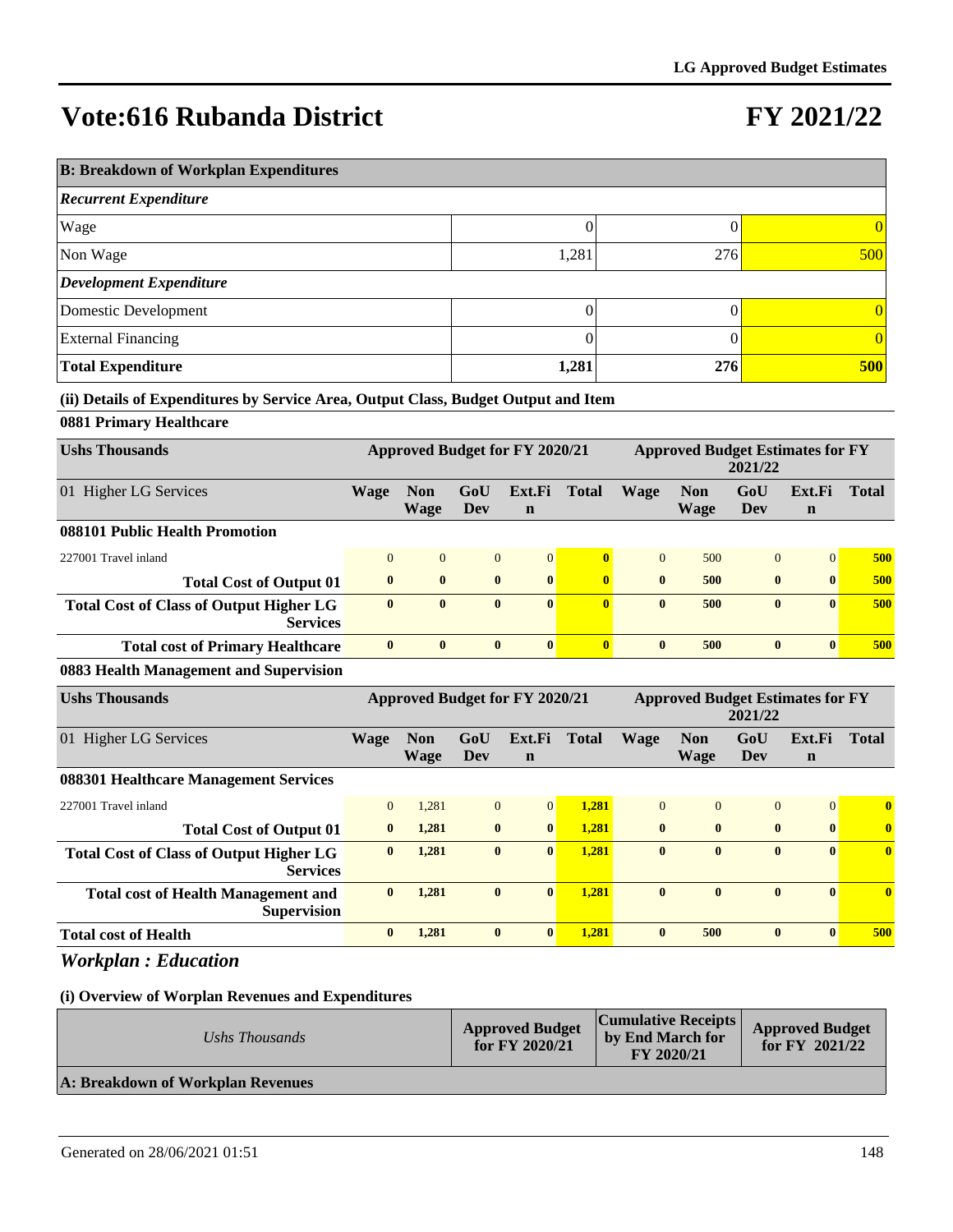# Vote:616 Rubanda District

# FY 2021/22

| B: Breakdown of Workplan Expenditures | | | |
|---|---|---|---|
| *Recurrent Expenditure* | | | |
| Wage | 0 | 0 | 0 |
| Non Wage | 1,281 | 276 | 500 |
| *Development Expenditure* | | | |
| Domestic Development | 0 | 0 | 0 |
| External Financing | 0 | 0 | 0 |
| **Total Expenditure** | **1,281** | **276** | **500** |

**(ii) Details of Expenditures by Service Area, Output Class, Budget Output and Item**

**0881 Primary Healthcare**

| Ushs Thousands | Approved Budget for FY 2020/21 | | | | | Approved Budget Estimates for FY 2021/22 | | | | |
|---|---|---|---|---|---|---|---|---|---|---|
| 01 Higher LG Services | Wage | Non Wage | GoU Dev | Ext.Fin | Total | Wage | Non Wage | GoU Dev | Ext.Fin | Total |
| **088101 Public Health Promotion** | | | | | | | | | | |
| 227001 Travel inland | 0 | 0 | 0 | 0 | **0** | 0 | 500 | 0 | 0 | **500** |
| **Total Cost of Output 01** | **0** | **0** | **0** | **0** | **0** | **0** | **500** | **0** | **0** | **500** |
| **Total Cost of Class of Output Higher LG Services** | **0** | **0** | **0** | **0** | **0** | **0** | **500** | **0** | **0** | **500** |
| **Total cost of Primary Healthcare** | **0** | **0** | **0** | **0** | **0** | **0** | **500** | **0** | **0** | **500** |

**0883 Health Management and Supervision**

| Ushs Thousands | Approved Budget for FY 2020/21 | | | | | Approved Budget Estimates for FY 2021/22 | | | | |
|---|---|---|---|---|---|---|---|---|---|---|
| 01 Higher LG Services | Wage | Non Wage | GoU Dev | Ext.Fin | Total | Wage | Non Wage | GoU Dev | Ext.Fin | Total |
| **088301 Healthcare Management Services** | | | | | | | | | | |
| 227001 Travel inland | 0 | 1,281 | 0 | 0 | **1,281** | 0 | 0 | 0 | 0 | **0** |
| **Total Cost of Output 01** | **0** | **1,281** | **0** | **0** | **1,281** | **0** | **0** | **0** | **0** | **0** |
| **Total Cost of Class of Output Higher LG Services** | **0** | **1,281** | **0** | **0** | **1,281** | **0** | **0** | **0** | **0** | **0** |
| **Total cost of Health Management and Supervision** | **0** | **1,281** | **0** | **0** | **1,281** | **0** | **0** | **0** | **0** | **0** |
| **Total cost of Health** | **0** | **1,281** | **0** | **0** | **1,281** | **0** | **500** | **0** | **0** | **500** |

## *Workplan : Education*

**(i) Overview of Worplan Revenues and Expenditures**

| *Ushs Thousands* | Approved Budget for FY 2020/21 | Cumulative Receipts by End March for FY 2020/21 | Approved Budget for FY 2021/22 |
|---|---|---|---|
| **A: Breakdown of Workplan Revenues** | | | |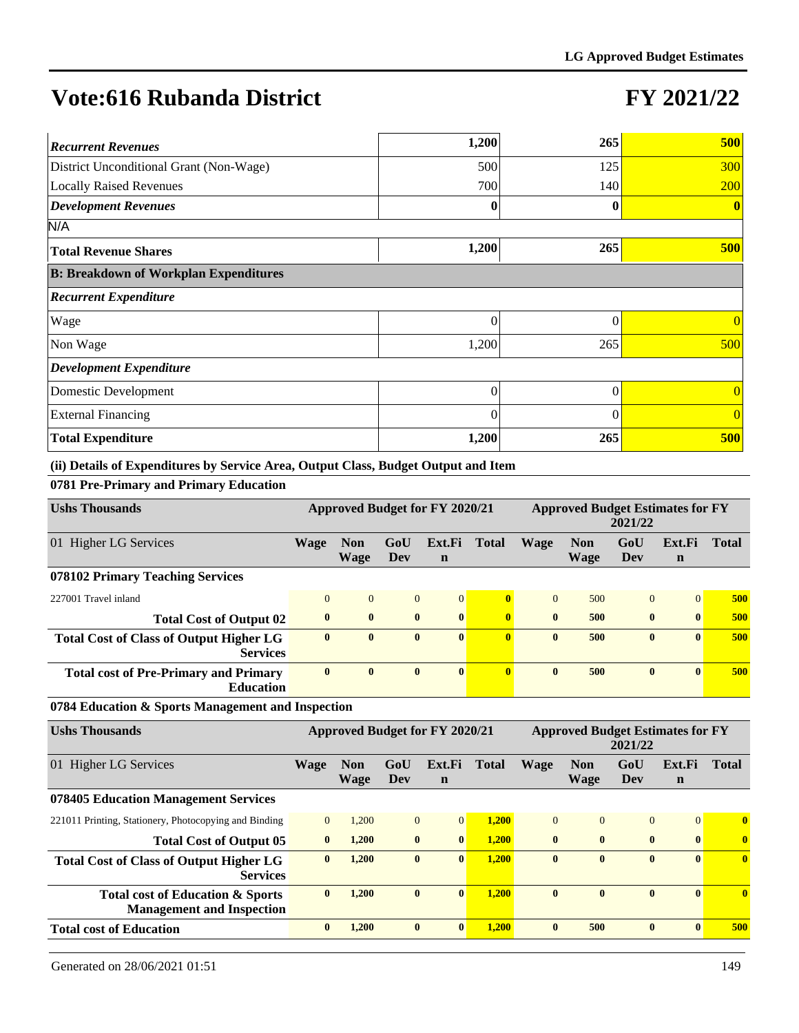# Vote:616 Rubanda District

# FY 2021/22

| | | | |
|---|---|---|---|
| ***Recurrent Revenues*** | **1,200** | **265** | **500** |
| District Unconditional Grant (Non-Wage) | 500 | 125 | 300 |
| Locally Raised Revenues | 700 | 140 | 200 |
| ***Development Revenues*** | **0** | **0** | **0** |
| N/A | | | |
| **Total Revenue Shares** | **1,200** | **265** | **500** |
| **B: Breakdown of Workplan Expenditures** | | | |
| ***Recurrent Expenditure*** | | | |
| Wage | 0 | 0 | 0 |
| Non Wage | 1,200 | 265 | 500 |
| ***Development Expenditure*** | | | |
| Domestic Development | 0 | 0 | 0 |
| External Financing | 0 | 0 | 0 |
| **Total Expenditure** | **1,200** | **265** | **500** |

**(ii) Details of Expenditures by Service Area, Output Class, Budget Output and Item**

**0781 Pre-Primary and Primary Education**

| **Ushs Thousands** | **Approved Budget for FY 2020/21** | | | | | **Approved Budget Estimates for FY 2021/22** | | | | |
|---|---|---|---|---|---|---|---|---|---|---|
| 01 Higher LG Services | **Wage** | **Non Wage** | **GoU Dev** | **Ext.Fin** | **Total** | **Wage** | **Non Wage** | **GoU Dev** | **Ext.Fin** | **Total** |
| **078102 Primary Teaching Services** | | | | | | | | | | |
| 227001 Travel inland | 0 | 0 | 0 | 0 | **0** | 0 | 500 | 0 | 0 | **500** |
| **Total Cost of Output 02** | **0** | **0** | **0** | **0** | **0** | **0** | **500** | **0** | **0** | **500** |
| **Total Cost of Class of Output Higher LG Services** | **0** | **0** | **0** | **0** | **0** | **0** | **500** | **0** | **0** | **500** |
| **Total cost of Pre-Primary and Primary Education** | **0** | **0** | **0** | **0** | **0** | **0** | **500** | **0** | **0** | **500** |

**0784 Education & Sports Management and Inspection**

| **Ushs Thousands** | **Approved Budget for FY 2020/21** | | | | | **Approved Budget Estimates for FY 2021/22** | | | | |
|---|---|---|---|---|---|---|---|---|---|---|
| 01 Higher LG Services | **Wage** | **Non Wage** | **GoU Dev** | **Ext.Fin** | **Total** | **Wage** | **Non Wage** | **GoU Dev** | **Ext.Fin** | **Total** |
| **078405 Education Management Services** | | | | | | | | | | |
| 221011 Printing, Stationery, Photocopying and Binding | 0 | 1,200 | 0 | 0 | **1,200** | 0 | 0 | 0 | 0 | **0** |
| **Total Cost of Output 05** | **0** | **1,200** | **0** | **0** | **1,200** | **0** | **0** | **0** | **0** | **0** |
| **Total Cost of Class of Output Higher LG Services** | **0** | **1,200** | **0** | **0** | **1,200** | **0** | **0** | **0** | **0** | **0** |
| **Total cost of Education & Sports Management and Inspection** | **0** | **1,200** | **0** | **0** | **1,200** | **0** | **0** | **0** | **0** | **0** |
| **Total cost of Education** | **0** | **1,200** | **0** | **0** | **1,200** | **0** | **500** | **0** | **0** | **500** |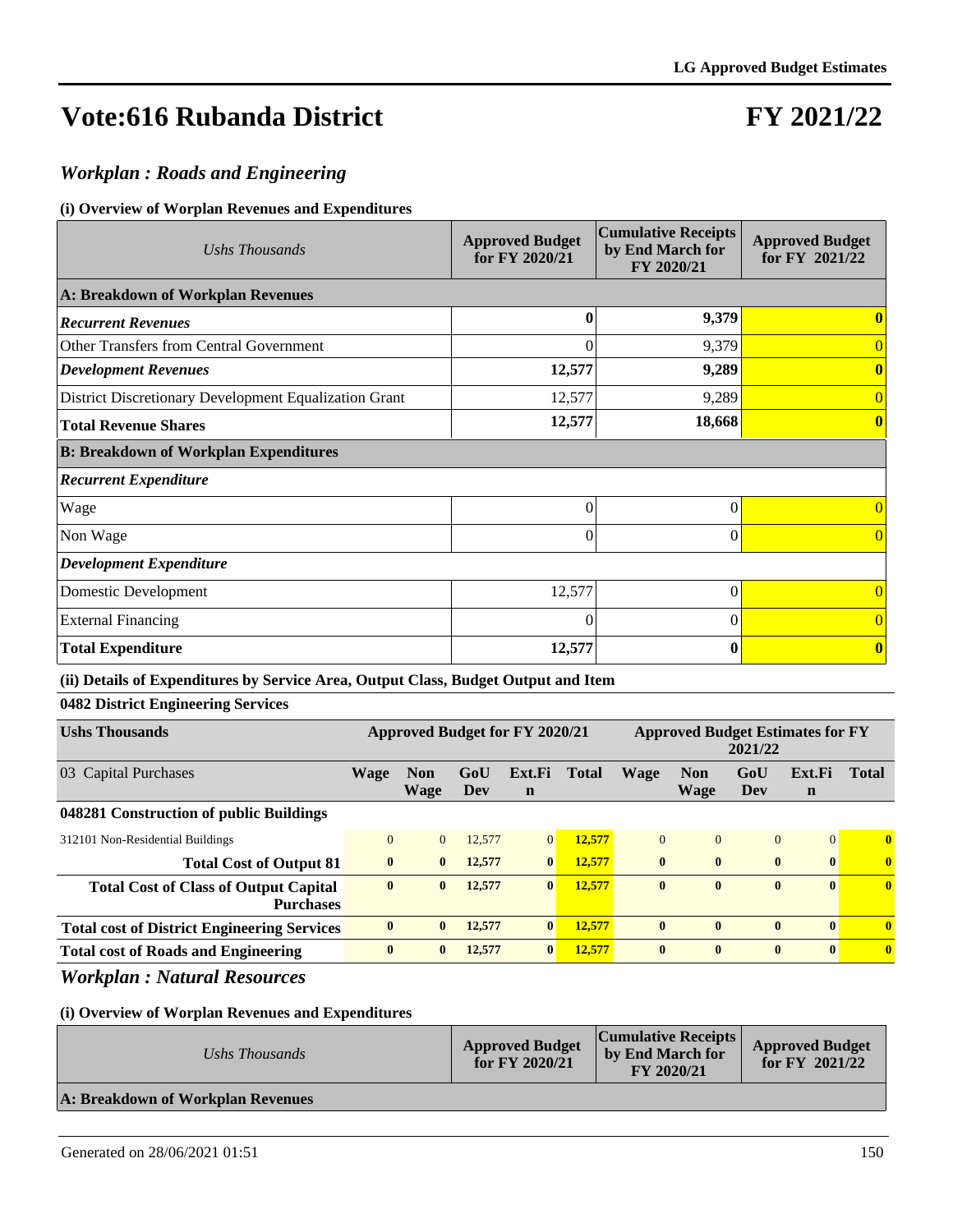# Vote:616 Rubanda District

# FY 2021/22

## *Workplan : Roads and Engineering*

### (i) Overview of Worplan Revenues and Expenditures

| *Ushs Thousands* | Approved Budget for FY 2020/21 | Cumulative Receipts by End March for FY 2020/21 | Approved Budget for FY 2021/22 |
|---|---|---|---|
| **A: Breakdown of Workplan Revenues** | | | |
| ***Recurrent Revenues*** | **0** | **9,379** | **0** |
| Other Transfers from Central Government | 0 | 9,379 | 0 |
| ***Development Revenues*** | **12,577** | **9,289** | **0** |
| District Discretionary Development Equalization Grant | 12,577 | 9,289 | 0 |
| **Total Revenue Shares** | **12,577** | **18,668** | **0** |
| **B: Breakdown of Workplan Expenditures** | | | |
| ***Recurrent Expenditure*** | | | |
| Wage | 0 | 0 | 0 |
| Non Wage | 0 | 0 | 0 |
| ***Development Expenditure*** | | | |
| Domestic Development | 12,577 | 0 | 0 |
| External Financing | 0 | 0 | 0 |
| **Total Expenditure** | **12,577** | **0** | **0** |

### (ii) Details of Expenditures by Service Area, Output Class, Budget Output and Item

**0482 District Engineering Services**

| **Ushs Thousands** | Approved Budget for FY 2020/21 | | | | | Approved Budget Estimates for FY 2021/22 | | | | |
|---|---|---|---|---|---|---|---|---|---|---|
| 03 Capital Purchases | **Wage** | **Non Wage** | **GoU Dev** | **Ext.Fin** | **Total** | **Wage** | **Non Wage** | **GoU Dev** | **Ext.Fin** | **Total** |
| **048281 Construction of public Buildings** | | | | | | | | | | |
| 312101 Non-Residential Buildings | 0 | 0 | 12,577 | 0 | **12,577** | 0 | 0 | 0 | 0 | **0** |
| **Total Cost of Output 81** | **0** | **0** | **12,577** | **0** | **12,577** | **0** | **0** | **0** | **0** | **0** |
| **Total Cost of Class of Output Capital Purchases** | **0** | **0** | **12,577** | **0** | **12,577** | **0** | **0** | **0** | **0** | **0** |
| **Total cost of District Engineering Services** | **0** | **0** | **12,577** | **0** | **12,577** | **0** | **0** | **0** | **0** | **0** |
| **Total cost of Roads and Engineering** | **0** | **0** | **12,577** | **0** | **12,577** | **0** | **0** | **0** | **0** | **0** |

## *Workplan : Natural Resources*

### (i) Overview of Worplan Revenues and Expenditures

| *Ushs Thousands* | Approved Budget for FY 2020/21 | Cumulative Receipts by End March for FY 2020/21 | Approved Budget for FY 2021/22 |
|---|---|---|---|
| **A: Breakdown of Workplan Revenues** | | | |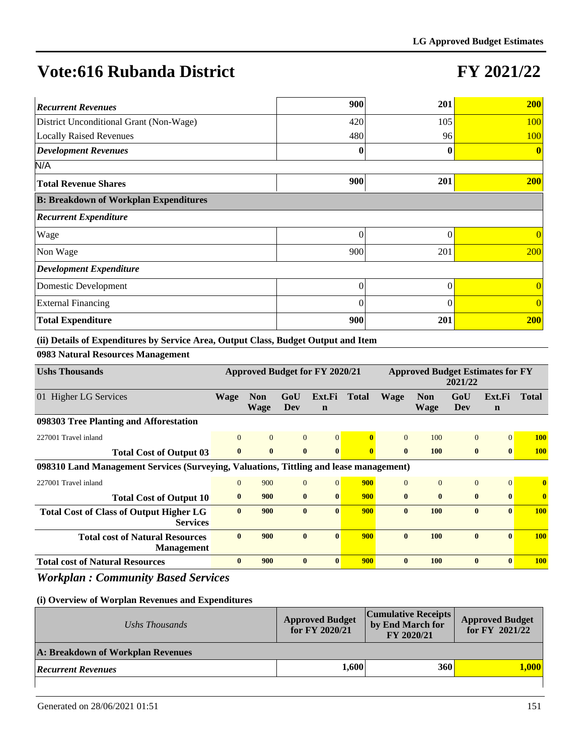# Vote:616 Rubanda District

# FY 2021/22

| | | | |
|---|---|---|---|
| ***Recurrent Revenues*** | **900** | **201** | **200** |
| District Unconditional Grant (Non-Wage) | 420 | 105 | 100 |
| Locally Raised Revenues | 480 | 96 | 100 |
| ***Development Revenues*** | **0** | **0** | **0** |
| N/A | | | |
| **Total Revenue Shares** | **900** | **201** | **200** |
| **B: Breakdown of Workplan Expenditures** | | | |
| ***Recurrent Expenditure*** | | | |
| Wage | 0 | 0 | 0 |
| Non Wage | 900 | 201 | 200 |
| ***Development Expenditure*** | | | |
| Domestic Development | 0 | 0 | 0 |
| External Financing | 0 | 0 | 0 |
| **Total Expenditure** | **900** | **201** | **200** |

**(ii) Details of Expenditures by Service Area, Output Class, Budget Output and Item**

**0983 Natural Resources Management**

| **Ushs Thousands** | **Approved Budget for FY 2020/21** | | | | | **Approved Budget Estimates for FY 2021/22** | | | | |
|---|---|---|---|---|---|---|---|---|---|---|
| 01 Higher LG Services | **Wage** | **Non Wage** | **GoU Dev** | **Ext.Fin** | **Total** | **Wage** | **Non Wage** | **GoU Dev** | **Ext.Fin** | **Total** |
| **098303 Tree Planting and Afforestation** | | | | | | | | | | |
| 227001 Travel inland | 0 | 0 | 0 | 0 | **0** | 0 | 100 | 0 | 0 | **100** |
| **Total Cost of Output 03** | **0** | **0** | **0** | **0** | **0** | **0** | **100** | **0** | **0** | **100** |
| **098310 Land Management Services (Surveying, Valuations, Tittling and lease management)** | | | | | | | | | | |
| 227001 Travel inland | 0 | 900 | 0 | 0 | **900** | 0 | 0 | 0 | 0 | **0** |
| **Total Cost of Output 10** | **0** | **900** | **0** | **0** | **900** | **0** | **0** | **0** | **0** | **0** |
| **Total Cost of Class of Output Higher LG Services** | **0** | **900** | **0** | **0** | **900** | **0** | **100** | **0** | **0** | **100** |
| **Total cost of Natural Resources Management** | **0** | **900** | **0** | **0** | **900** | **0** | **100** | **0** | **0** | **100** |
| **Total cost of Natural Resources** | **0** | **900** | **0** | **0** | **900** | **0** | **100** | **0** | **0** | **100** |

## *Workplan : Community Based Services*

**(i) Overview of Worplan Revenues and Expenditures**

| *Ushs Thousands* | **Approved Budget for FY 2020/21** | **Cumulative Receipts by End March for FY 2020/21** | **Approved Budget for FY 2021/22** |
|---|---|---|---|
| **A: Breakdown of Workplan Revenues** | | | |
| ***Recurrent Revenues*** | **1,600** | **360** | **1,000** |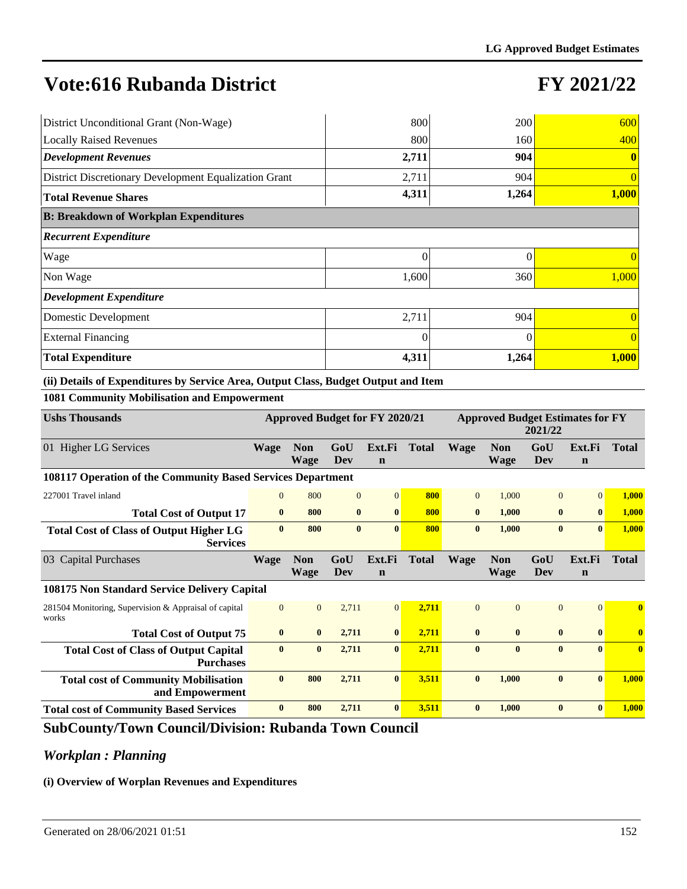# Vote:616 Rubanda District

# FY 2021/22

| | | | |
|---|---|---|---|
| District Unconditional Grant (Non-Wage) | 800 | 200 | 600 |
| Locally Raised Revenues | 800 | 160 | 400 |
| ***Development Revenues*** | **2,711** | **904** | **0** |
| District Discretionary Development Equalization Grant | 2,711 | 904 | 0 |
| **Total Revenue Shares** | **4,311** | **1,264** | **1,000** |
| **B: Breakdown of Workplan Expenditures** | | | |
| ***Recurrent Expenditure*** | | | |
| Wage | 0 | 0 | 0 |
| Non Wage | 1,600 | 360 | 1,000 |
| ***Development Expenditure*** | | | |
| Domestic Development | 2,711 | 904 | 0 |
| External Financing | 0 | 0 | 0 |
| **Total Expenditure** | **4,311** | **1,264** | **1,000** |

**(ii) Details of Expenditures by Service Area, Output Class, Budget Output and Item**

**1081 Community Mobilisation and Empowerment**

| Ushs Thousands | Approved Budget for FY 2020/21 | | | | | Approved Budget Estimates for FY 2021/22 | | | | |
|---|---|---|---|---|---|---|---|---|---|---|
| 01 Higher LG Services | Wage | Non Wage | GoU Dev | Ext.Fin | Total | Wage | Non Wage | GoU Dev | Ext.Fin | Total |
| **108117 Operation of the Community Based Services Department** | | | | | | | | | | |
| 227001 Travel inland | 0 | 800 | 0 | 0 | 800 | 0 | 1,000 | 0 | 0 | 1,000 |
| **Total Cost of Output 17** | **0** | **800** | **0** | **0** | **800** | **0** | **1,000** | **0** | **0** | **1,000** |
| **Total Cost of Class of Output Higher LG Services** | **0** | **800** | **0** | **0** | **800** | **0** | **1,000** | **0** | **0** | **1,000** |
| 03 Capital Purchases | Wage | Non Wage | GoU Dev | Ext.Fin | Total | Wage | Non Wage | GoU Dev | Ext.Fin | Total |
| **108175 Non Standard Service Delivery Capital** | | | | | | | | | | |
| 281504 Monitoring, Supervision & Appraisal of capital works | 0 | 0 | 2,711 | 0 | 2,711 | 0 | 0 | 0 | 0 | 0 |
| **Total Cost of Output 75** | **0** | **0** | **2,711** | **0** | **2,711** | **0** | **0** | **0** | **0** | **0** |
| **Total Cost of Class of Output Capital Purchases** | **0** | **0** | **2,711** | **0** | **2,711** | **0** | **0** | **0** | **0** | **0** |
| **Total cost of Community Mobilisation and Empowerment** | **0** | **800** | **2,711** | **0** | **3,511** | **0** | **1,000** | **0** | **0** | **1,000** |
| **Total cost of Community Based Services** | **0** | **800** | **2,711** | **0** | **3,511** | **0** | **1,000** | **0** | **0** | **1,000** |

## SubCounty/Town Council/Division: Rubanda Town Council

## *Workplan : Planning*

**(i) Overview of Worplan Revenues and Expenditures**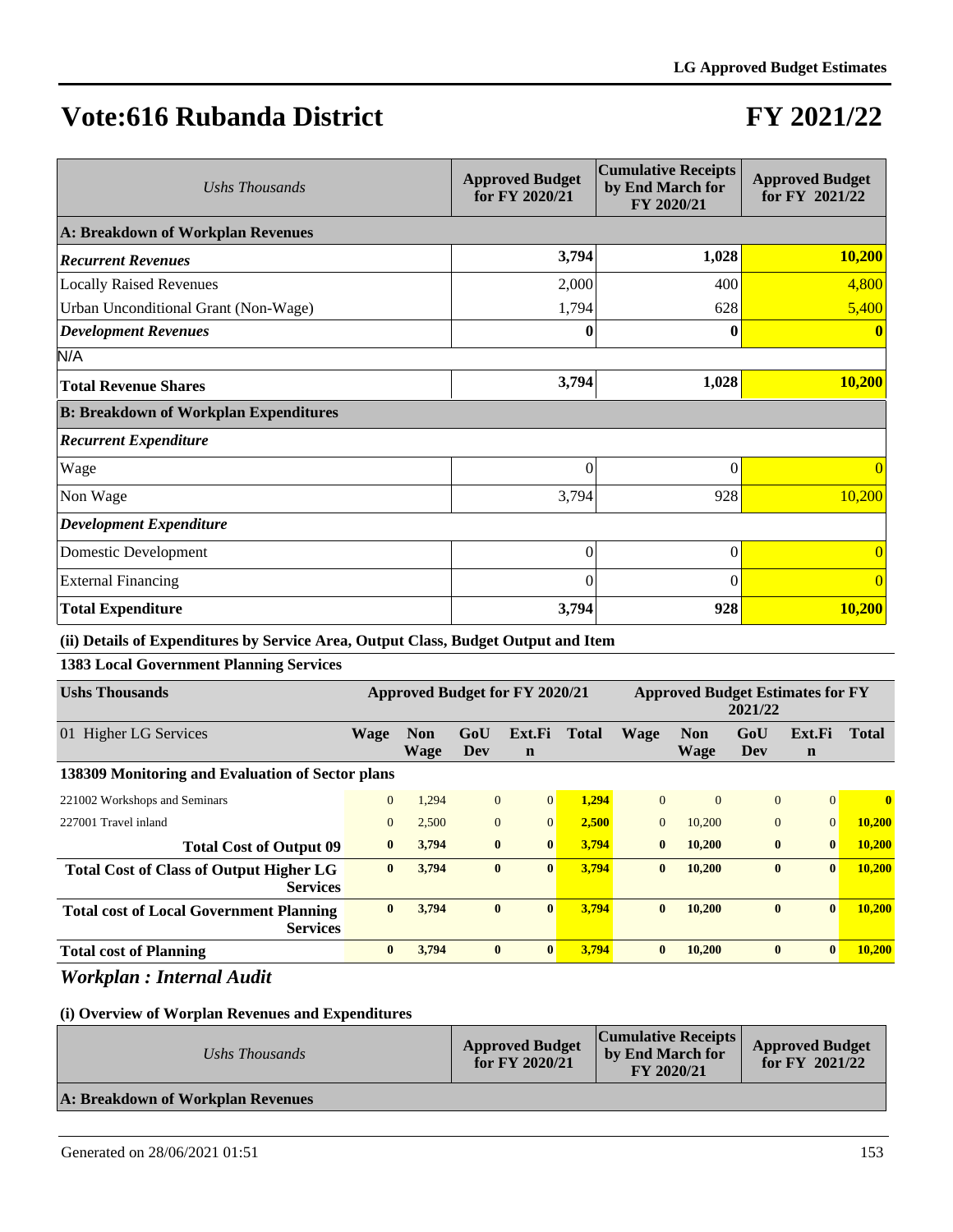# Vote:616 Rubanda District

# FY 2021/22

| Ushs Thousands | Approved Budget for FY 2020/21 | Cumulative Receipts by End March for FY 2020/21 | Approved Budget for FY 2021/22 |
|---|---|---|---|
| **A: Breakdown of Workplan Revenues** | | | |
| ***Recurrent Revenues*** | **3,794** | **1,028** | **10,200** |
| Locally Raised Revenues | 2,000 | 400 | 4,800 |
| Urban Unconditional Grant (Non-Wage) | 1,794 | 628 | 5,400 |
| ***Development Revenues*** | **0** | **0** | **0** |
| N/A | | | |
| **Total Revenue Shares** | **3,794** | **1,028** | **10,200** |
| **B: Breakdown of Workplan Expenditures** | | | |
| ***Recurrent Expenditure*** | | | |
| Wage | 0 | 0 | 0 |
| Non Wage | 3,794 | 928 | 10,200 |
| ***Development Expenditure*** | | | |
| Domestic Development | 0 | 0 | 0 |
| External Financing | 0 | 0 | 0 |
| **Total Expenditure** | **3,794** | **928** | **10,200** |

**(ii) Details of Expenditures by Service Area, Output Class, Budget Output and Item**

**1383 Local Government Planning Services**

| Ushs Thousands | Approved Budget for FY 2020/21 | | | | | Approved Budget Estimates for FY 2021/22 | | | | |
|---|---|---|---|---|---|---|---|---|---|---|
| 01 Higher LG Services | Wage | Non Wage | GoU Dev | Ext.Fin | Total | Wage | Non Wage | GoU Dev | Ext.Fin | Total |
| **138309 Monitoring and Evaluation of Sector plans** | | | | | | | | | | |
| 221002 Workshops and Seminars | 0 | 1,294 | 0 | 0 | **1,294** | 0 | 0 | 0 | 0 | **0** |
| 227001 Travel inland | 0 | 2,500 | 0 | 0 | **2,500** | 0 | 10,200 | 0 | 0 | **10,200** |
| **Total Cost of Output 09** | **0** | **3,794** | **0** | **0** | **3,794** | **0** | **10,200** | **0** | **0** | **10,200** |
| **Total Cost of Class of Output Higher LG Services** | **0** | **3,794** | **0** | **0** | **3,794** | **0** | **10,200** | **0** | **0** | **10,200** |
| **Total cost of Local Government Planning Services** | **0** | **3,794** | **0** | **0** | **3,794** | **0** | **10,200** | **0** | **0** | **10,200** |
| **Total cost of Planning** | **0** | **3,794** | **0** | **0** | **3,794** | **0** | **10,200** | **0** | **0** | **10,200** |

## *Workplan : Internal Audit*

**(i) Overview of Worplan Revenues and Expenditures**

| Ushs Thousands | Approved Budget for FY 2020/21 | Cumulative Receipts by End March for FY 2020/21 | Approved Budget for FY 2021/22 |
|---|---|---|---|
| **A: Breakdown of Workplan Revenues** | | | |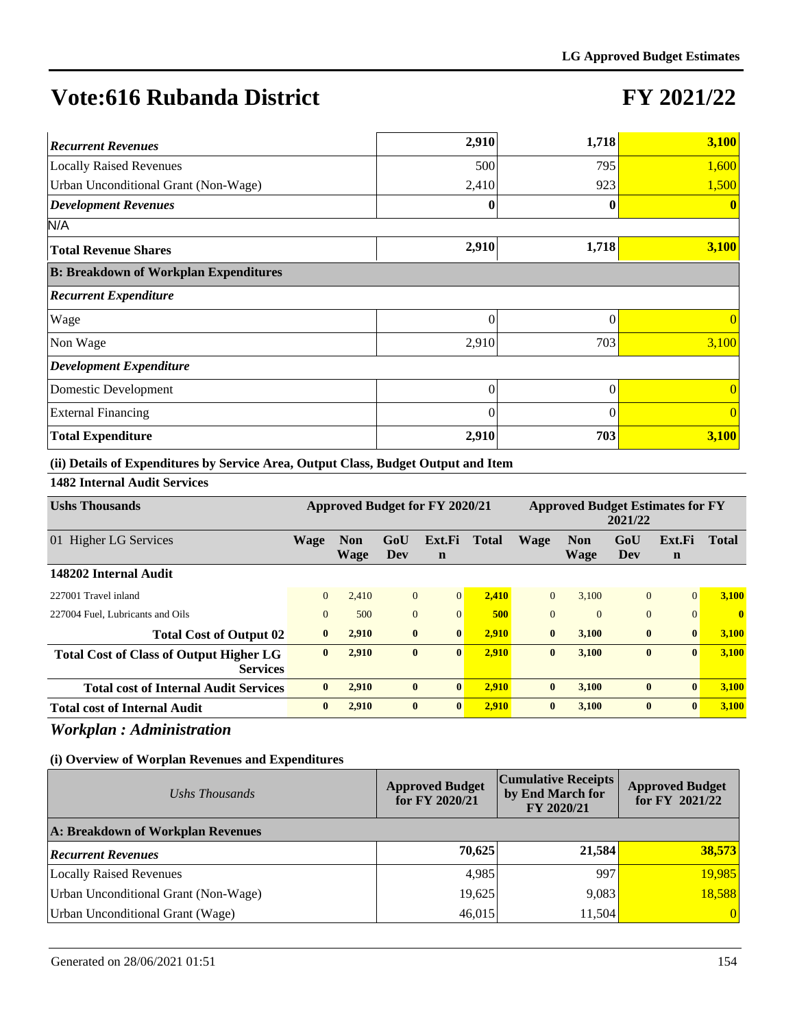# Vote:616 Rubanda District

# FY 2021/22

| | | | |
|---|---|---|---|
| ***Recurrent Revenues*** | **2,910** | **1,718** | **3,100** |
| Locally Raised Revenues | 500 | 795 | 1,600 |
| Urban Unconditional Grant (Non-Wage) | 2,410 | 923 | 1,500 |
| ***Development Revenues*** | **0** | **0** | **0** |
| N/A | | | |
| **Total Revenue Shares** | **2,910** | **1,718** | **3,100** |
| **B: Breakdown of Workplan Expenditures** | | | |
| ***Recurrent Expenditure*** | | | |
| Wage | 0 | 0 | 0 |
| Non Wage | 2,910 | 703 | 3,100 |
| ***Development Expenditure*** | | | |
| Domestic Development | 0 | 0 | 0 |
| External Financing | 0 | 0 | 0 |
| **Total Expenditure** | **2,910** | **703** | **3,100** |

**(ii) Details of Expenditures by Service Area, Output Class, Budget Output and Item**

**1482 Internal Audit Services**

| Ushs Thousands | Approved Budget for FY 2020/21 | | | | | Approved Budget Estimates for FY 2021/22 | | | | |
|---|---|---|---|---|---|---|---|---|---|---|
| 01 Higher LG Services | **Wage** | **Non Wage** | **GoU Dev** | **Ext.Fin** | **Total** | **Wage** | **Non Wage** | **GoU Dev** | **Ext.Fin** | **Total** |
| **148202 Internal Audit** | | | | | | | | | | |
| 227001 Travel inland | 0 | 2,410 | 0 | 0 | **2,410** | 0 | 3,100 | 0 | 0 | **3,100** |
| 227004 Fuel, Lubricants and Oils | 0 | 500 | 0 | 0 | **500** | 0 | 0 | 0 | 0 | **0** |
| **Total Cost of Output 02** | **0** | **2,910** | **0** | **0** | **2,910** | **0** | **3,100** | **0** | **0** | **3,100** |
| **Total Cost of Class of Output Higher LG Services** | **0** | **2,910** | **0** | **0** | **2,910** | **0** | **3,100** | **0** | **0** | **3,100** |
| **Total cost of Internal Audit Services** | **0** | **2,910** | **0** | **0** | **2,910** | **0** | **3,100** | **0** | **0** | **3,100** |
| **Total cost of Internal Audit** | **0** | **2,910** | **0** | **0** | **2,910** | **0** | **3,100** | **0** | **0** | **3,100** |

## *Workplan : Administration*

**(i) Overview of Worplan Revenues and Expenditures**

| *Ushs Thousands* | Approved Budget for FY 2020/21 | Cumulative Receipts by End March for FY 2020/21 | Approved Budget for FY 2021/22 |
|---|---|---|---|
| **A: Breakdown of Workplan Revenues** | | | |
| ***Recurrent Revenues*** | **70,625** | **21,584** | **38,573** |
| Locally Raised Revenues | 4,985 | 997 | 19,985 |
| Urban Unconditional Grant (Non-Wage) | 19,625 | 9,083 | 18,588 |
| Urban Unconditional Grant (Wage) | 46,015 | 11,504 | 0 |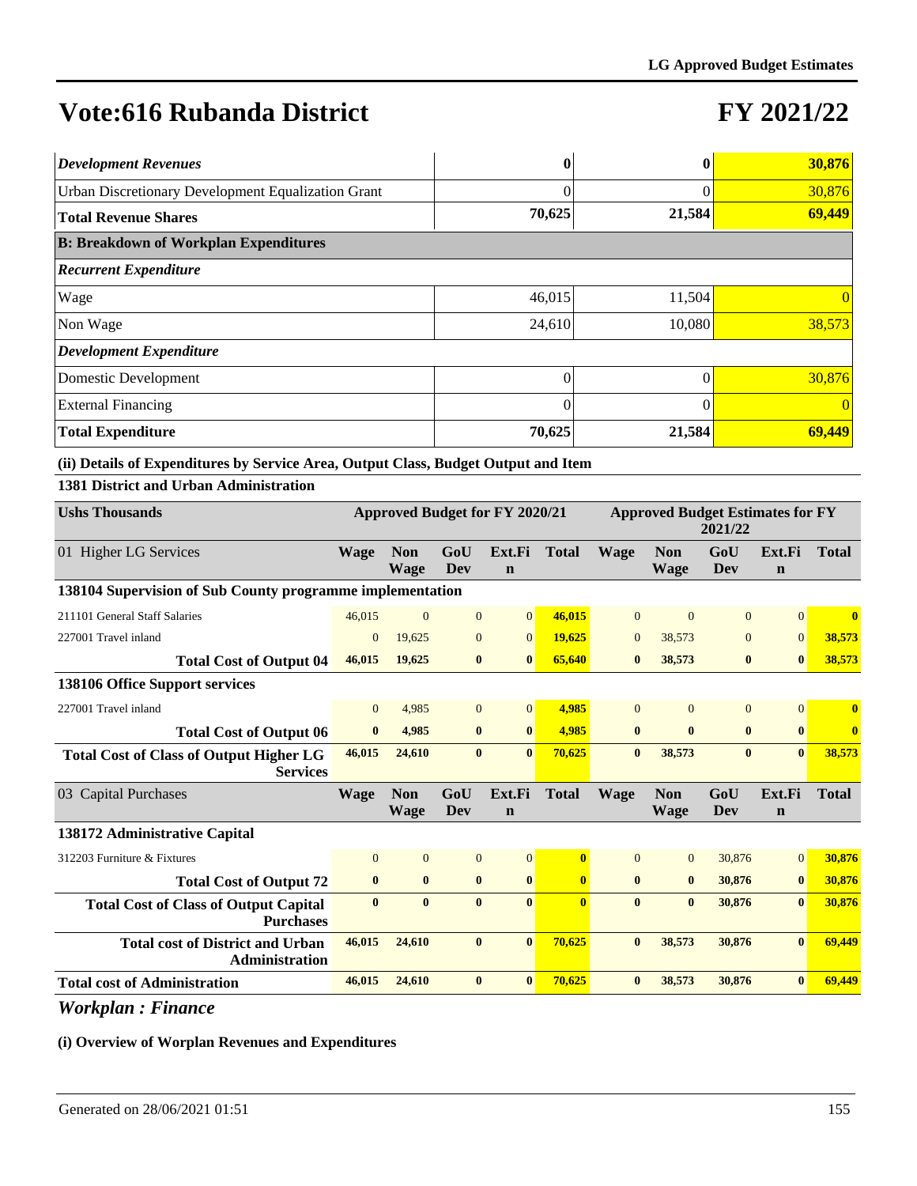# Vote:616 Rubanda District

# FY 2021/22

| | | | |
|---|---|---|---|
| ***Development Revenues*** | **0** | **0** | **30,876** |
| Urban Discretionary Development Equalization Grant | 0 | 0 | 30,876 |
| **Total Revenue Shares** | **70,625** | **21,584** | **69,449** |
| **B: Breakdown of Workplan Expenditures** | | | |
| ***Recurrent Expenditure*** | | | |
| Wage | 46,015 | 11,504 | 0 |
| Non Wage | 24,610 | 10,080 | 38,573 |
| ***Development Expenditure*** | | | |
| Domestic Development | 0 | 0 | 30,876 |
| External Financing | 0 | 0 | 0 |
| **Total Expenditure** | **70,625** | **21,584** | **69,449** |

**(ii) Details of Expenditures by Service Area, Output Class, Budget Output and Item**

**1381 District and Urban Administration**

| Ushs Thousands | Approved Budget for FY 2020/21 | | | | | Approved Budget Estimates for FY 2021/22 | | | | |
|---|---|---|---|---|---|---|---|---|---|---|
| 01 Higher LG Services | Wage | Non Wage | GoU Dev | Ext.Fin | Total | Wage | Non Wage | GoU Dev | Ext.Fin | Total |
| **138104 Supervision of Sub County programme implementation** | | | | | | | | | | |
| 211101 General Staff Salaries | 46,015 | 0 | 0 | 0 | 46,015 | 0 | 0 | 0 | 0 | 0 |
| 227001 Travel inland | 0 | 19,625 | 0 | 0 | 19,625 | 0 | 38,573 | 0 | 0 | 38,573 |
| **Total Cost of Output 04** | **46,015** | **19,625** | **0** | **0** | **65,640** | **0** | **38,573** | **0** | **0** | **38,573** |
| **138106 Office Support services** | | | | | | | | | | |
| 227001 Travel inland | 0 | 4,985 | 0 | 0 | 4,985 | 0 | 0 | 0 | 0 | 0 |
| **Total Cost of Output 06** | **0** | **4,985** | **0** | **0** | **4,985** | **0** | **0** | **0** | **0** | **0** |
| **Total Cost of Class of Output Higher LG Services** | **46,015** | **24,610** | **0** | **0** | **70,625** | **0** | **38,573** | **0** | **0** | **38,573** |
| 03 Capital Purchases | Wage | Non Wage | GoU Dev | Ext.Fin | Total | Wage | Non Wage | GoU Dev | Ext.Fin | Total |
| **138172 Administrative Capital** | | | | | | | | | | |
| 312203 Furniture & Fixtures | 0 | 0 | 0 | 0 | 0 | 0 | 0 | 30,876 | 0 | 30,876 |
| **Total Cost of Output 72** | **0** | **0** | **0** | **0** | **0** | **0** | **0** | **30,876** | **0** | **30,876** |
| **Total Cost of Class of Output Capital Purchases** | **0** | **0** | **0** | **0** | **0** | **0** | **0** | **30,876** | **0** | **30,876** |
| **Total cost of District and Urban Administration** | **46,015** | **24,610** | **0** | **0** | **70,625** | **0** | **38,573** | **30,876** | **0** | **69,449** |
| **Total cost of Administration** | **46,015** | **24,610** | **0** | **0** | **70,625** | **0** | **38,573** | **30,876** | **0** | **69,449** |

## *Workplan : Finance*

**(i) Overview of Worplan Revenues and Expenditures**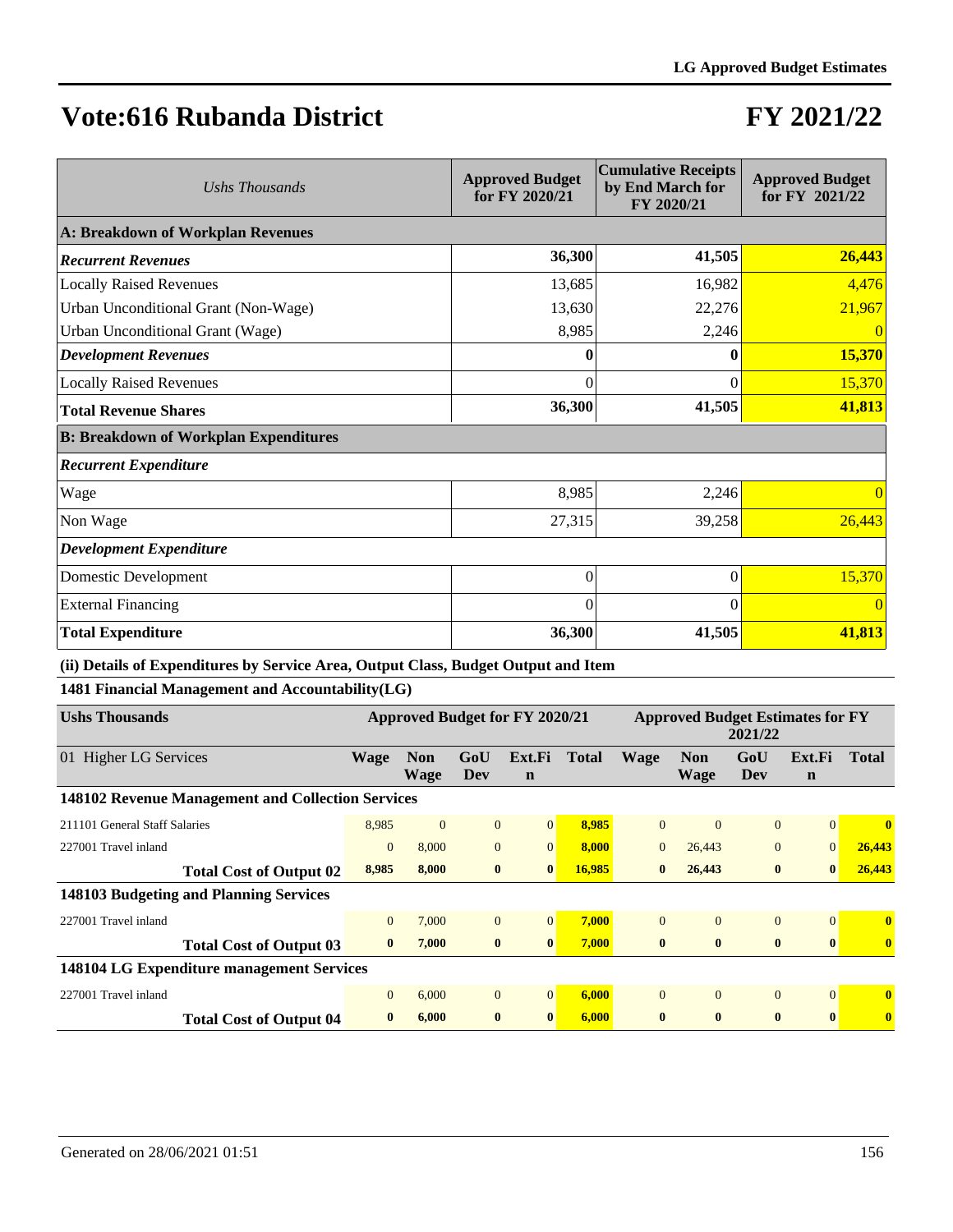# Vote:616 Rubanda District

# FY 2021/22

| *Ushs Thousands* | Approved Budget for FY 2020/21 | Cumulative Receipts by End March for FY 2020/21 | Approved Budget for FY 2021/22 |
|---|---|---|---|
| **A: Breakdown of Workplan Revenues** | | | |
| ***Recurrent Revenues*** | **36,300** | **41,505** | **26,443** |
| Locally Raised Revenues | 13,685 | 16,982 | 4,476 |
| Urban Unconditional Grant (Non-Wage) | 13,630 | 22,276 | 21,967 |
| Urban Unconditional Grant (Wage) | 8,985 | 2,246 | 0 |
| ***Development Revenues*** | **0** | **0** | **15,370** |
| Locally Raised Revenues | 0 | 0 | 15,370 |
| **Total Revenue Shares** | **36,300** | **41,505** | **41,813** |
| **B: Breakdown of Workplan Expenditures** | | | |
| ***Recurrent Expenditure*** | | | |
| Wage | 8,985 | 2,246 | 0 |
| Non Wage | 27,315 | 39,258 | 26,443 |
| ***Development Expenditure*** | | | |
| Domestic Development | 0 | 0 | 15,370 |
| External Financing | 0 | 0 | 0 |
| **Total Expenditure** | **36,300** | **41,505** | **41,813** |

**(ii) Details of Expenditures by Service Area, Output Class, Budget Output and Item**

**1481 Financial Management and Accountability(LG)**

| **Ushs Thousands** | Approved Budget for FY 2020/21 | | | | | Approved Budget Estimates for FY 2021/22 | | | | |
|---|---|---|---|---|---|---|---|---|---|---|
| 01 Higher LG Services | **Wage** | **Non Wage** | **GoU Dev** | **Ext.Fin** | **Total** | **Wage** | **Non Wage** | **GoU Dev** | **Ext.Fin** | **Total** |
| **148102 Revenue Management and Collection Services** | | | | | | | | | | |
| 211101 General Staff Salaries | 8,985 | 0 | 0 | 0 | **8,985** | 0 | 0 | 0 | 0 | **0** |
| 227001 Travel inland | 0 | 8,000 | 0 | 0 | **8,000** | 0 | 26,443 | 0 | 0 | **26,443** |
| **Total Cost of Output 02** | **8,985** | **8,000** | **0** | **0** | **16,985** | **0** | **26,443** | **0** | **0** | **26,443** |
| **148103 Budgeting and Planning Services** | | | | | | | | | | |
| 227001 Travel inland | 0 | 7,000 | 0 | 0 | **7,000** | 0 | 0 | 0 | 0 | **0** |
| **Total Cost of Output 03** | **0** | **7,000** | **0** | **0** | **7,000** | **0** | **0** | **0** | **0** | **0** |
| **148104 LG Expenditure management Services** | | | | | | | | | | |
| 227001 Travel inland | 0 | 6,000 | 0 | 0 | **6,000** | 0 | 0 | 0 | 0 | **0** |
| **Total Cost of Output 04** | **0** | **6,000** | **0** | **0** | **6,000** | **0** | **0** | **0** | **0** | **0** |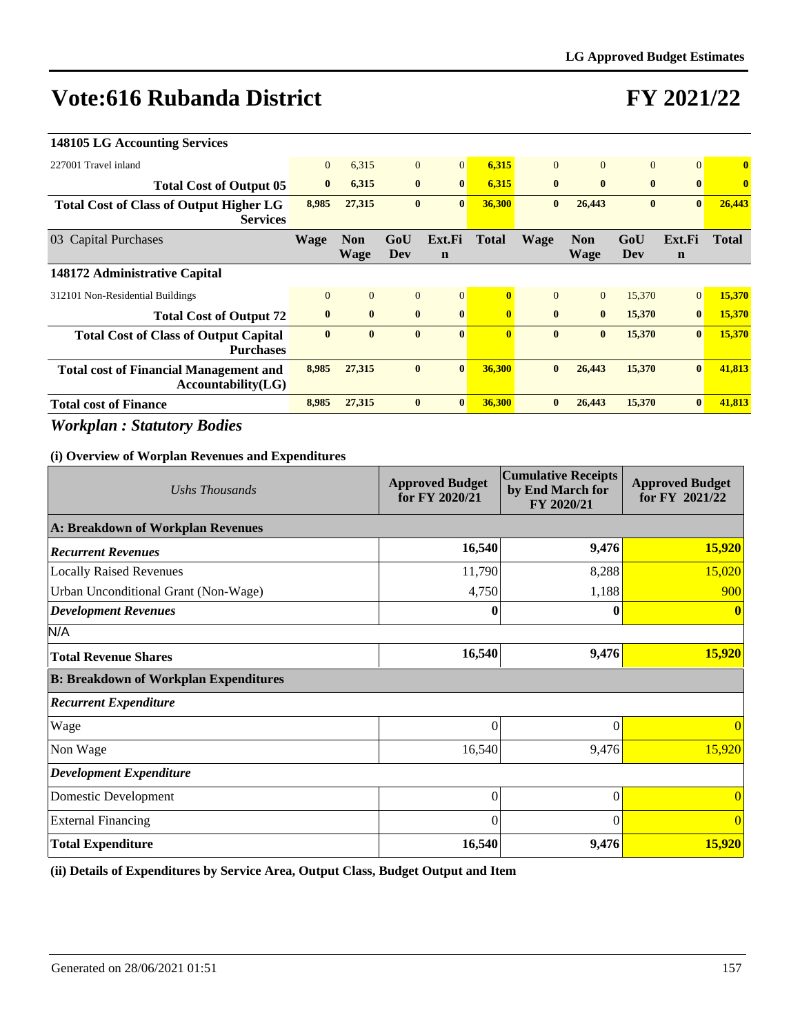# Vote:616 Rubanda District

# FY 2021/22

| 148105 LG Accounting Services | | | | | | | | | | |
|---|---|---|---|---|---|---|---|---|---|---|
| 227001 Travel inland | 0 | 6,315 | 0 | 0 | 6,315 | 0 | 0 | 0 | 0 | 0 |
| **Total Cost of Output 05** | **0** | **6,315** | **0** | **0** | **6,315** | **0** | **0** | **0** | **0** | **0** |
| **Total Cost of Class of Output Higher LG Services** | **8,985** | **27,315** | **0** | **0** | **36,300** | **0** | **26,443** | **0** | **0** | **26,443** |
| 03 Capital Purchases | **Wage** | **Non Wage** | **GoU Dev** | **Ext.Fin** | **Total** | **Wage** | **Non Wage** | **GoU Dev** | **Ext.Fin** | **Total** |
| **148172 Administrative Capital** | | | | | | | | | | |
| 312101 Non-Residential Buildings | 0 | 0 | 0 | 0 | 0 | 0 | 0 | 15,370 | 0 | 15,370 |
| **Total Cost of Output 72** | **0** | **0** | **0** | **0** | **0** | **0** | **0** | **15,370** | **0** | **15,370** |
| **Total Cost of Class of Output Capital Purchases** | **0** | **0** | **0** | **0** | **0** | **0** | **0** | **15,370** | **0** | **15,370** |
| **Total cost of Financial Management and Accountability(LG)** | **8,985** | **27,315** | **0** | **0** | **36,300** | **0** | **26,443** | **15,370** | **0** | **41,813** |
| **Total cost of Finance** | **8,985** | **27,315** | **0** | **0** | **36,300** | **0** | **26,443** | **15,370** | **0** | **41,813** |

## *Workplan : Statutory Bodies*

### (i) Overview of Worplan Revenues and Expenditures

| *Ushs Thousands* | Approved Budget for FY 2020/21 | Cumulative Receipts by End March for FY 2020/21 | Approved Budget for FY 2021/22 |
|---|---|---|---|
| **A: Breakdown of Workplan Revenues** | | | |
| ***Recurrent Revenues*** | **16,540** | **9,476** | **15,920** |
| Locally Raised Revenues | 11,790 | 8,288 | 15,020 |
| Urban Unconditional Grant (Non-Wage) | 4,750 | 1,188 | 900 |
| ***Development Revenues*** | **0** | **0** | **0** |
| N/A | | | |
| **Total Revenue Shares** | **16,540** | **9,476** | **15,920** |
| **B: Breakdown of Workplan Expenditures** | | | |
| ***Recurrent Expenditure*** | | | |
| Wage | 0 | 0 | 0 |
| Non Wage | 16,540 | 9,476 | 15,920 |
| ***Development Expenditure*** | | | |
| Domestic Development | 0 | 0 | 0 |
| External Financing | 0 | 0 | 0 |
| **Total Expenditure** | **16,540** | **9,476** | **15,920** |

### (ii) Details of Expenditures by Service Area, Output Class, Budget Output and Item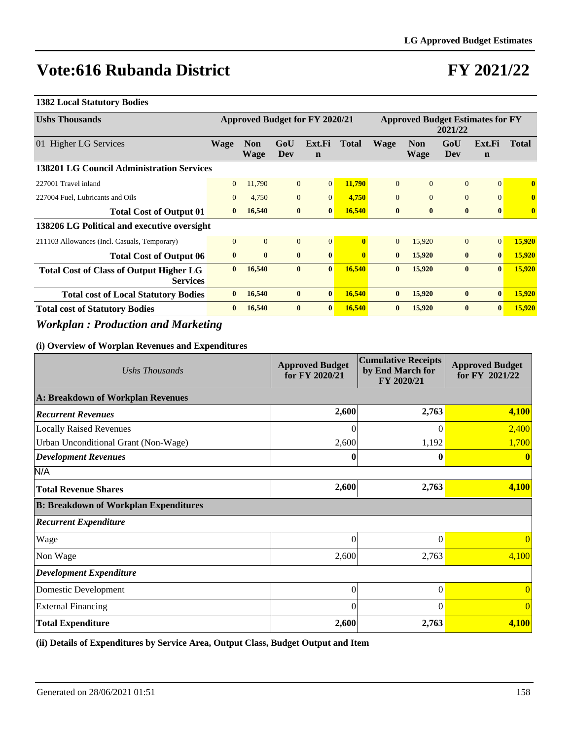# Vote:616 Rubanda District

# FY 2021/22

**1382 Local Statutory Bodies**

| Ushs Thousands | Approved Budget for FY 2020/21 | | | | | Approved Budget Estimates for FY 2021/22 | | | | |
|---|---|---|---|---|---|---|---|---|---|---|
| 01 Higher LG Services | Wage | Non Wage | GoU Dev | Ext.Fin | Total | Wage | Non Wage | GoU Dev | Ext.Fin | Total |
| **138201 LG Council Administration Services** | | | | | | | | | | |
| 227001 Travel inland | 0 | 11,790 | 0 | 0 | 11,790 | 0 | 0 | 0 | 0 | 0 |
| 227004 Fuel, Lubricants and Oils | 0 | 4,750 | 0 | 0 | 4,750 | 0 | 0 | 0 | 0 | 0 |
| **Total Cost of Output 01** | **0** | **16,540** | **0** | **0** | **16,540** | **0** | **0** | **0** | **0** | **0** |
| **138206 LG Political and executive oversight** | | | | | | | | | | |
| 211103 Allowances (Incl. Casuals, Temporary) | 0 | 0 | 0 | 0 | 0 | 0 | 15,920 | 0 | 0 | 15,920 |
| **Total Cost of Output 06** | **0** | **0** | **0** | **0** | **0** | **0** | **15,920** | **0** | **0** | **15,920** |
| **Total Cost of Class of Output Higher LG Services** | **0** | **16,540** | **0** | **0** | **16,540** | **0** | **15,920** | **0** | **0** | **15,920** |
| **Total cost of Local Statutory Bodies** | **0** | **16,540** | **0** | **0** | **16,540** | **0** | **15,920** | **0** | **0** | **15,920** |
| **Total cost of Statutory Bodies** | **0** | **16,540** | **0** | **0** | **16,540** | **0** | **15,920** | **0** | **0** | **15,920** |

## *Workplan : Production and Marketing*

**(i) Overview of Worplan Revenues and Expenditures**

| *Ushs Thousands* | Approved Budget for FY 2020/21 | Cumulative Receipts by End March for FY 2020/21 | Approved Budget for FY 2021/22 |
|---|---|---|---|
| **A: Breakdown of Workplan Revenues** | | | |
| ***Recurrent Revenues*** | **2,600** | **2,763** | **4,100** |
| Locally Raised Revenues | 0 | 0 | 2,400 |
| Urban Unconditional Grant (Non-Wage) | 2,600 | 1,192 | 1,700 |
| ***Development Revenues*** | **0** | **0** | **0** |
| N/A | | | |
| **Total Revenue Shares** | **2,600** | **2,763** | **4,100** |
| **B: Breakdown of Workplan Expenditures** | | | |
| ***Recurrent Expenditure*** | | | |
| Wage | 0 | 0 | 0 |
| Non Wage | 2,600 | 2,763 | 4,100 |
| ***Development Expenditure*** | | | |
| Domestic Development | 0 | 0 | 0 |
| External Financing | 0 | 0 | 0 |
| **Total Expenditure** | **2,600** | **2,763** | **4,100** |

**(ii) Details of Expenditures by Service Area, Output Class, Budget Output and Item**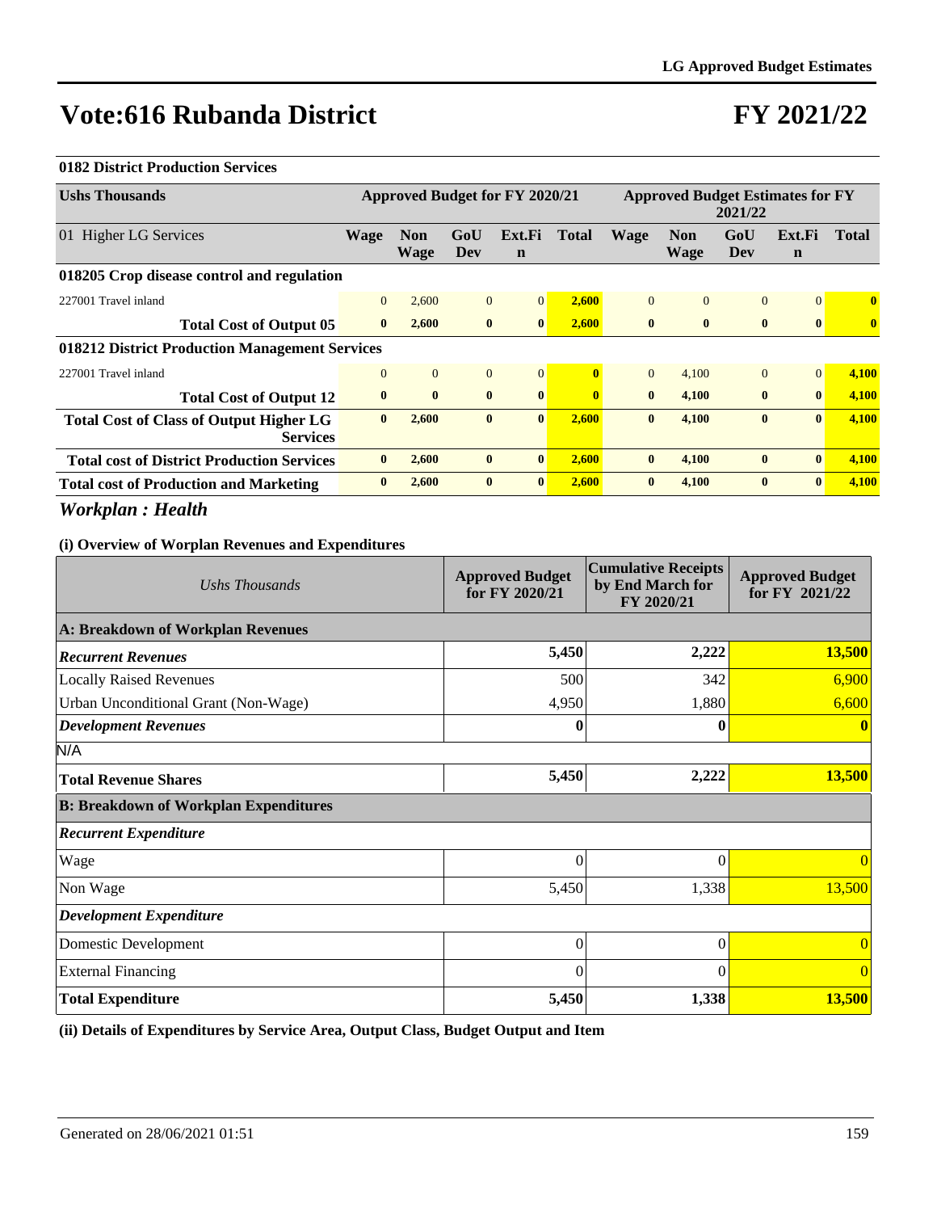# Vote:616 Rubanda District

# FY 2021/22

**0182 District Production Services**

| Ushs Thousands | Approved Budget for FY 2020/21 | | | | | Approved Budget Estimates for FY 2021/22 | | | | |
|---|---|---|---|---|---|---|---|---|---|---|
| 01 Higher LG Services | Wage | Non Wage | GoU Dev | Ext.Fin | Total | Wage | Non Wage | GoU Dev | Ext.Fin | Total |
| **018205 Crop disease control and regulation** | | | | | | | | | | |
| 227001 Travel inland | 0 | 2,600 | 0 | 0 | **2,600** | 0 | 0 | 0 | 0 | **0** |
| **Total Cost of Output 05** | **0** | **2,600** | **0** | **0** | **2,600** | **0** | **0** | **0** | **0** | **0** |
| **018212 District Production Management Services** | | | | | | | | | | |
| 227001 Travel inland | 0 | 0 | 0 | 0 | **0** | 0 | 4,100 | 0 | 0 | **4,100** |
| **Total Cost of Output 12** | **0** | **0** | **0** | **0** | **0** | **0** | **4,100** | **0** | **0** | **4,100** |
| **Total Cost of Class of Output Higher LG Services** | **0** | **2,600** | **0** | **0** | **2,600** | **0** | **4,100** | **0** | **0** | **4,100** |
| **Total cost of District Production Services** | **0** | **2,600** | **0** | **0** | **2,600** | **0** | **4,100** | **0** | **0** | **4,100** |
| **Total cost of Production and Marketing** | **0** | **2,600** | **0** | **0** | **2,600** | **0** | **4,100** | **0** | **0** | **4,100** |

## *Workplan : Health*

**(i) Overview of Worplan Revenues and Expenditures**

| *Ushs Thousands* | Approved Budget for FY 2020/21 | Cumulative Receipts by End March for FY 2020/21 | Approved Budget for FY 2021/22 |
|---|---|---|---|
| **A: Breakdown of Workplan Revenues** | | | |
| ***Recurrent Revenues*** | **5,450** | **2,222** | **13,500** |
| Locally Raised Revenues | 500 | 342 | 6,900 |
| Urban Unconditional Grant (Non-Wage) | 4,950 | 1,880 | 6,600 |
| ***Development Revenues*** | **0** | **0** | **0** |
| N/A | | | |
| **Total Revenue Shares** | **5,450** | **2,222** | **13,500** |
| **B: Breakdown of Workplan Expenditures** | | | |
| ***Recurrent Expenditure*** | | | |
| Wage | 0 | 0 | 0 |
| Non Wage | 5,450 | 1,338 | 13,500 |
| ***Development Expenditure*** | | | |
| Domestic Development | 0 | 0 | 0 |
| External Financing | 0 | 0 | 0 |
| **Total Expenditure** | **5,450** | **1,338** | **13,500** |

**(ii) Details of Expenditures by Service Area, Output Class, Budget Output and Item**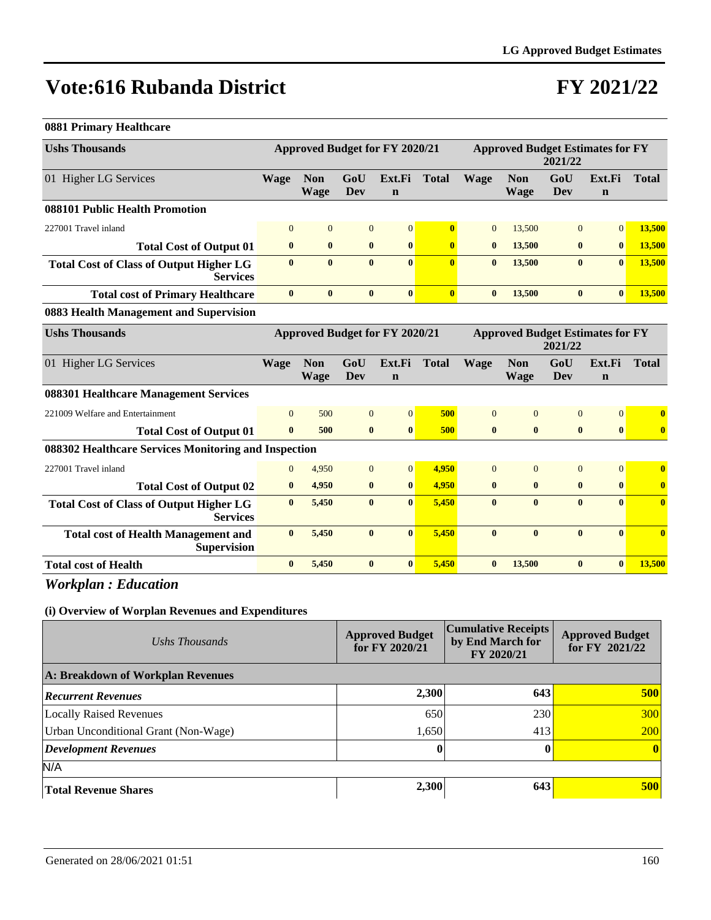# Vote:616 Rubanda District

# FY 2021/22

**0881 Primary Healthcare**

| Ushs Thousands | Approved Budget for FY 2020/21 | | | | | Approved Budget Estimates for FY 2021/22 | | | | |
|---|---|---|---|---|---|---|---|---|---|---|
| 01 Higher LG Services | Wage | Non Wage | GoU Dev | Ext.Fin | Total | Wage | Non Wage | GoU Dev | Ext.Fin | Total |
| **088101 Public Health Promotion** | | | | | | | | | | |
| 227001 Travel inland | 0 | 0 | 0 | 0 | **0** | 0 | 13,500 | 0 | 0 | **13,500** |
| **Total Cost of Output 01** | **0** | **0** | **0** | **0** | **0** | **0** | **13,500** | **0** | **0** | **13,500** |
| **Total Cost of Class of Output Higher LG Services** | **0** | **0** | **0** | **0** | **0** | **0** | **13,500** | **0** | **0** | **13,500** |
| **Total cost of Primary Healthcare** | **0** | **0** | **0** | **0** | **0** | **0** | **13,500** | **0** | **0** | **13,500** |

**0883 Health Management and Supervision**

| Ushs Thousands | Approved Budget for FY 2020/21 | | | | | Approved Budget Estimates for FY 2021/22 | | | | |
|---|---|---|---|---|---|---|---|---|---|---|
| 01 Higher LG Services | Wage | Non Wage | GoU Dev | Ext.Fin | Total | Wage | Non Wage | GoU Dev | Ext.Fin | Total |
| **088301 Healthcare Management Services** | | | | | | | | | | |
| 221009 Welfare and Entertainment | 0 | 500 | 0 | 0 | **500** | 0 | 0 | 0 | 0 | **0** |
| **Total Cost of Output 01** | **0** | **500** | **0** | **0** | **500** | **0** | **0** | **0** | **0** | **0** |
| **088302 Healthcare Services Monitoring and Inspection** | | | | | | | | | | |
| 227001 Travel inland | 0 | 4,950 | 0 | 0 | **4,950** | 0 | 0 | 0 | 0 | **0** |
| **Total Cost of Output 02** | **0** | **4,950** | **0** | **0** | **4,950** | **0** | **0** | **0** | **0** | **0** |
| **Total Cost of Class of Output Higher LG Services** | **0** | **5,450** | **0** | **0** | **5,450** | **0** | **0** | **0** | **0** | **0** |
| **Total cost of Health Management and Supervision** | **0** | **5,450** | **0** | **0** | **5,450** | **0** | **0** | **0** | **0** | **0** |
| **Total cost of Health** | **0** | **5,450** | **0** | **0** | **5,450** | **0** | **13,500** | **0** | **0** | **13,500** |

## *Workplan : Education*

**(i) Overview of Worplan Revenues and Expenditures**

| *Ushs Thousands* | Approved Budget for FY 2020/21 | Cumulative Receipts by End March for FY 2020/21 | Approved Budget for FY 2021/22 |
|---|---|---|---|
| **A: Breakdown of Workplan Revenues** | | | |
| ***Recurrent Revenues*** | **2,300** | **643** | **500** |
| Locally Raised Revenues | 650 | 230 | 300 |
| Urban Unconditional Grant (Non-Wage) | 1,650 | 413 | 200 |
| ***Development Revenues*** | **0** | **0** | **0** |
| N/A | | | |
| **Total Revenue Shares** | **2,300** | **643** | **500** |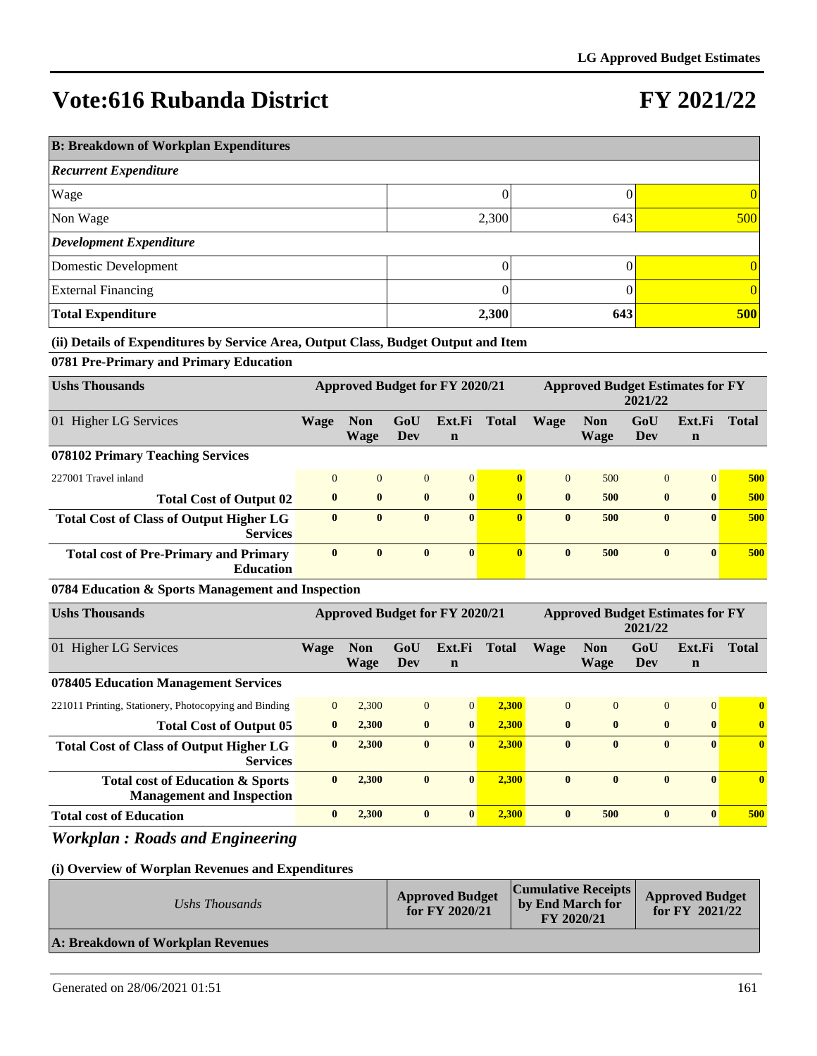# Vote:616 Rubanda District

# FY 2021/22

| B: Breakdown of Workplan Expenditures | | | |
|---|---|---|---|
| *Recurrent Expenditure* | | | |
| Wage | 0 | 0 | 0 |
| Non Wage | 2,300 | 643 | 500 |
| *Development Expenditure* | | | |
| Domestic Development | 0 | 0 | 0 |
| External Financing | 0 | 0 | 0 |
| **Total Expenditure** | **2,300** | **643** | **500** |

**(ii) Details of Expenditures by Service Area, Output Class, Budget Output and Item**

**0781 Pre-Primary and Primary Education**

| Ushs Thousands | Approved Budget for FY 2020/21 | | | | | Approved Budget Estimates for FY 2021/22 | | | | |
|---|---|---|---|---|---|---|---|---|---|---|
| 01 Higher LG Services | Wage | Non Wage | GoU Dev | Ext.Fin | Total | Wage | Non Wage | GoU Dev | Ext.Fin | Total |
| **078102 Primary Teaching Services** | | | | | | | | | | |
| 227001 Travel inland | 0 | 0 | 0 | 0 | **0** | 0 | 500 | 0 | 0 | **500** |
| **Total Cost of Output 02** | **0** | **0** | **0** | **0** | **0** | **0** | **500** | **0** | **0** | **500** |
| **Total Cost of Class of Output Higher LG Services** | **0** | **0** | **0** | **0** | **0** | **0** | **500** | **0** | **0** | **500** |
| **Total cost of Pre-Primary and Primary Education** | **0** | **0** | **0** | **0** | **0** | **0** | **500** | **0** | **0** | **500** |

**0784 Education & Sports Management and Inspection**

| Ushs Thousands | Approved Budget for FY 2020/21 | | | | | Approved Budget Estimates for FY 2021/22 | | | | |
|---|---|---|---|---|---|---|---|---|---|---|
| 01 Higher LG Services | Wage | Non Wage | GoU Dev | Ext.Fin | Total | Wage | Non Wage | GoU Dev | Ext.Fin | Total |
| **078405 Education Management Services** | | | | | | | | | | |
| 221011 Printing, Stationery, Photocopying and Binding | 0 | 2,300 | 0 | 0 | **2,300** | 0 | 0 | 0 | 0 | **0** |
| **Total Cost of Output 05** | **0** | **2,300** | **0** | **0** | **2,300** | **0** | **0** | **0** | **0** | **0** |
| **Total Cost of Class of Output Higher LG Services** | **0** | **2,300** | **0** | **0** | **2,300** | **0** | **0** | **0** | **0** | **0** |
| **Total cost of Education & Sports Management and Inspection** | **0** | **2,300** | **0** | **0** | **2,300** | **0** | **0** | **0** | **0** | **0** |
| **Total cost of Education** | **0** | **2,300** | **0** | **0** | **2,300** | **0** | **500** | **0** | **0** | **500** |

## *Workplan : Roads and Engineering*

**(i) Overview of Worplan Revenues and Expenditures**

| *Ushs Thousands* | Approved Budget for FY 2020/21 | Cumulative Receipts by End March for FY 2020/21 | Approved Budget for FY 2021/22 |
|---|---|---|---|
| **A: Breakdown of Workplan Revenues** | | | |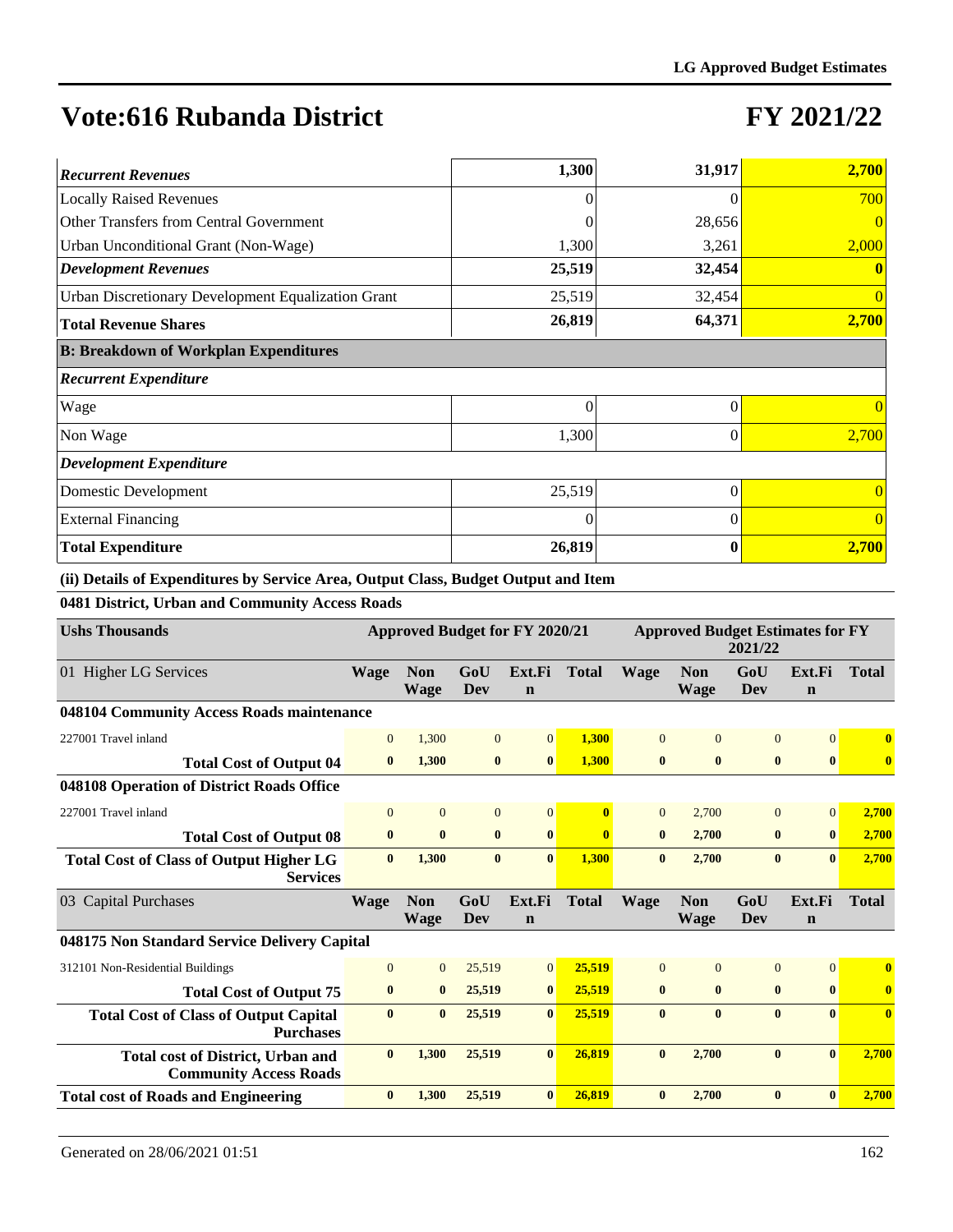# Vote:616 Rubanda District

# FY 2021/22

| | | | |
|---|---|---|---|
| ***Recurrent Revenues*** | **1,300** | **31,917** | **2,700** |
| Locally Raised Revenues | 0 | 0 | 700 |
| Other Transfers from Central Government | 0 | 28,656 | 0 |
| Urban Unconditional Grant (Non-Wage) | 1,300 | 3,261 | 2,000 |
| ***Development Revenues*** | **25,519** | **32,454** | **0** |
| Urban Discretionary Development Equalization Grant | 25,519 | 32,454 | 0 |
| **Total Revenue Shares** | **26,819** | **64,371** | **2,700** |
| **B: Breakdown of Workplan Expenditures** | | | |
| ***Recurrent Expenditure*** | | | |
| Wage | 0 | 0 | 0 |
| Non Wage | 1,300 | 0 | 2,700 |
| ***Development Expenditure*** | | | |
| Domestic Development | 25,519 | 0 | 0 |
| External Financing | 0 | 0 | 0 |
| **Total Expenditure** | **26,819** | **0** | **2,700** |

**(ii) Details of Expenditures by Service Area, Output Class, Budget Output and Item**

**0481 District, Urban and Community Access Roads**

| Ushs Thousands | Approved Budget for FY 2020/21 | | | | | Approved Budget Estimates for FY 2021/22 | | | | |
|---|---|---|---|---|---|---|---|---|---|---|
| 01 Higher LG Services | **Wage** | **Non Wage** | **GoU Dev** | **Ext.Fin** | **Total** | **Wage** | **Non Wage** | **GoU Dev** | **Ext.Fin** | **Total** |
| **048104 Community Access Roads maintenance** | | | | | | | | | | |
| 227001 Travel inland | 0 | 1,300 | 0 | 0 | 1,300 | 0 | 0 | 0 | 0 | 0 |
| **Total Cost of Output 04** | **0** | **1,300** | **0** | **0** | **1,300** | **0** | **0** | **0** | **0** | **0** |
| **048108 Operation of District Roads Office** | | | | | | | | | | |
| 227001 Travel inland | 0 | 0 | 0 | 0 | 0 | 0 | 2,700 | 0 | 0 | 2,700 |
| **Total Cost of Output 08** | **0** | **0** | **0** | **0** | **0** | **0** | **2,700** | **0** | **0** | **2,700** |
| **Total Cost of Class of Output Higher LG Services** | **0** | **1,300** | **0** | **0** | **1,300** | **0** | **2,700** | **0** | **0** | **2,700** |
| 03 Capital Purchases | **Wage** | **Non Wage** | **GoU Dev** | **Ext.Fin** | **Total** | **Wage** | **Non Wage** | **GoU Dev** | **Ext.Fin** | **Total** |
| **048175 Non Standard Service Delivery Capital** | | | | | | | | | | |
| 312101 Non-Residential Buildings | 0 | 0 | 25,519 | 0 | 25,519 | 0 | 0 | 0 | 0 | 0 |
| **Total Cost of Output 75** | **0** | **0** | **25,519** | **0** | **25,519** | **0** | **0** | **0** | **0** | **0** |
| **Total Cost of Class of Output Capital Purchases** | **0** | **0** | **25,519** | **0** | **25,519** | **0** | **0** | **0** | **0** | **0** |
| **Total cost of District, Urban and Community Access Roads** | **0** | **1,300** | **25,519** | **0** | **26,819** | **0** | **2,700** | **0** | **0** | **2,700** |
| **Total cost of Roads and Engineering** | **0** | **1,300** | **25,519** | **0** | **26,819** | **0** | **2,700** | **0** | **0** | **2,700** |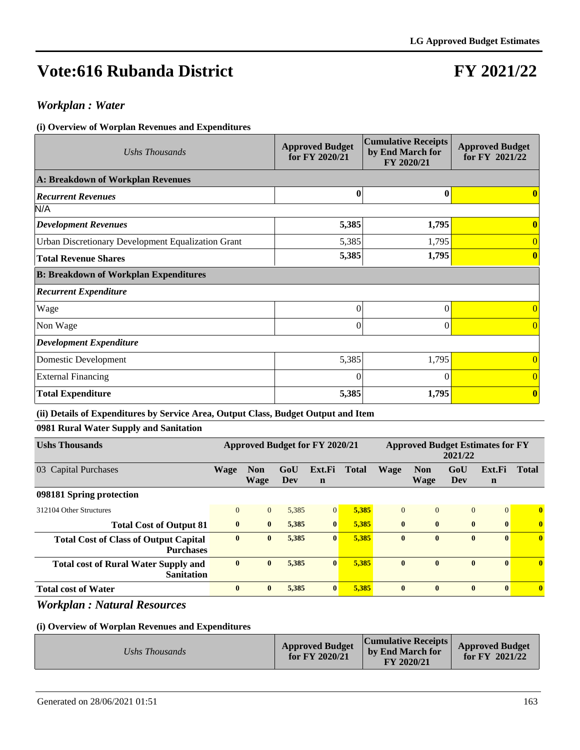# Vote:616 Rubanda District

# FY 2021/22

## *Workplan : Water*

### (i) Overview of Worplan Revenues and Expenditures

| *Ushs Thousands* | Approved Budget for FY 2020/21 | Cumulative Receipts by End March for FY 2020/21 | Approved Budget for FY 2021/22 |
|---|---|---|---|
| **A: Breakdown of Workplan Revenues** | | | |
| ***Recurrent Revenues*** | **0** | **0** | **0** |
| N/A | | | |
| ***Development Revenues*** | **5,385** | **1,795** | **0** |
| Urban Discretionary Development Equalization Grant | 5,385 | 1,795 | 0 |
| **Total Revenue Shares** | **5,385** | **1,795** | **0** |
| **B: Breakdown of Workplan Expenditures** | | | |
| ***Recurrent Expenditure*** | | | |
| Wage | 0 | 0 | 0 |
| Non Wage | 0 | 0 | 0 |
| ***Development Expenditure*** | | | |
| Domestic Development | 5,385 | 1,795 | 0 |
| External Financing | 0 | 0 | 0 |
| **Total Expenditure** | **5,385** | **1,795** | **0** |

### (ii) Details of Expenditures by Service Area, Output Class, Budget Output and Item

**0981 Rural Water Supply and Sanitation**

| **Ushs Thousands** | Approved Budget for FY 2020/21 | | | | | Approved Budget Estimates for FY 2021/22 | | | | |
|---|---|---|---|---|---|---|---|---|---|---|
| 03 Capital Purchases | **Wage** | **Non Wage** | **GoU Dev** | **Ext.Fin** | **Total** | **Wage** | **Non Wage** | **GoU Dev** | **Ext.Fin** | **Total** |
| **098181 Spring protection** | | | | | | | | | | |
| 312104 Other Structures | 0 | 0 | 5,385 | 0 | **5,385** | 0 | 0 | 0 | 0 | **0** |
| **Total Cost of Output 81** | **0** | **0** | **5,385** | **0** | **5,385** | **0** | **0** | **0** | **0** | **0** |
| **Total Cost of Class of Output Capital Purchases** | **0** | **0** | **5,385** | **0** | **5,385** | **0** | **0** | **0** | **0** | **0** |
| **Total cost of Rural Water Supply and Sanitation** | **0** | **0** | **5,385** | **0** | **5,385** | **0** | **0** | **0** | **0** | **0** |
| **Total cost of Water** | **0** | **0** | **5,385** | **0** | **5,385** | **0** | **0** | **0** | **0** | **0** |

## *Workplan : Natural Resources*

### (i) Overview of Worplan Revenues and Expenditures

| *Ushs Thousands* | Approved Budget for FY 2020/21 | Cumulative Receipts by End March for FY 2020/21 | Approved Budget for FY 2021/22 |
|---|---|---|---|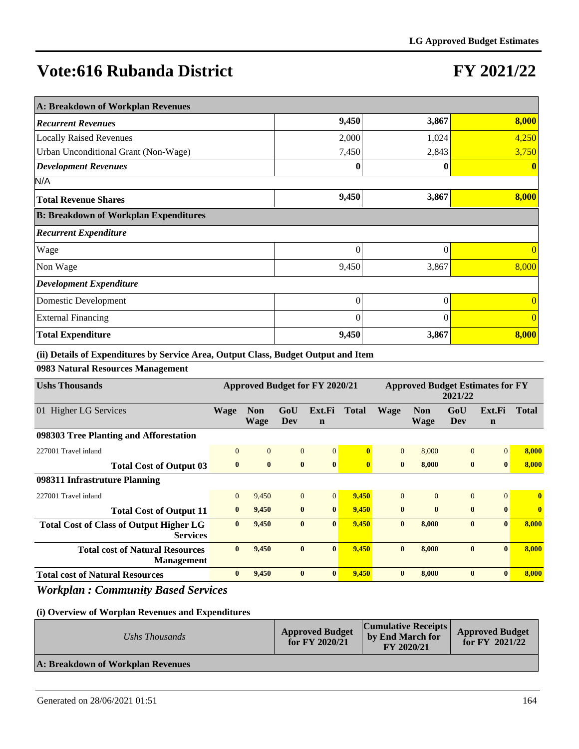# Vote:616 Rubanda District

# FY 2021/22

| A: Breakdown of Workplan Revenues | | | |
|---|---|---|---|
| ***Recurrent Revenues*** | **9,450** | **3,867** | **8,000** |
| Locally Raised Revenues | 2,000 | 1,024 | 4,250 |
| Urban Unconditional Grant (Non-Wage) | 7,450 | 2,843 | 3,750 |
| ***Development Revenues*** | **0** | **0** | **0** |
| N/A | | | |
| **Total Revenue Shares** | **9,450** | **3,867** | **8,000** |
| **B: Breakdown of Workplan Expenditures** | | | |
| ***Recurrent Expenditure*** | | | |
| Wage | 0 | 0 | 0 |
| Non Wage | 9,450 | 3,867 | 8,000 |
| ***Development Expenditure*** | | | |
| Domestic Development | 0 | 0 | 0 |
| External Financing | 0 | 0 | 0 |
| **Total Expenditure** | **9,450** | **3,867** | **8,000** |

**(ii) Details of Expenditures by Service Area, Output Class, Budget Output and Item**

**0983 Natural Resources Management**

| Ushs Thousands | Approved Budget for FY 2020/21 | | | | | Approved Budget Estimates for FY 2021/22 | | | | |
|---|---|---|---|---|---|---|---|---|---|---|
| 01 Higher LG Services | Wage | Non Wage | GoU Dev | Ext.Fin | Total | Wage | Non Wage | GoU Dev | Ext.Fin | Total |
| **098303 Tree Planting and Afforestation** | | | | | | | | | | |
| 227001 Travel inland | 0 | 0 | 0 | 0 | **0** | 0 | 8,000 | 0 | 0 | **8,000** |
| **Total Cost of Output 03** | **0** | **0** | **0** | **0** | **0** | **0** | **8,000** | **0** | **0** | **8,000** |
| **098311 Infrastruture Planning** | | | | | | | | | | |
| 227001 Travel inland | 0 | 9,450 | 0 | 0 | **9,450** | 0 | 0 | 0 | 0 | **0** |
| **Total Cost of Output 11** | **0** | **9,450** | **0** | **0** | **9,450** | **0** | **0** | **0** | **0** | **0** |
| **Total Cost of Class of Output Higher LG Services** | **0** | **9,450** | **0** | **0** | **9,450** | **0** | **8,000** | **0** | **0** | **8,000** |
| **Total cost of Natural Resources Management** | **0** | **9,450** | **0** | **0** | **9,450** | **0** | **8,000** | **0** | **0** | **8,000** |
| **Total cost of Natural Resources** | **0** | **9,450** | **0** | **0** | **9,450** | **0** | **8,000** | **0** | **0** | **8,000** |

## *Workplan : Community Based Services*

**(i) Overview of Worplan Revenues and Expenditures**

| *Ushs Thousands* | Approved Budget for FY 2020/21 | Cumulative Receipts by End March for FY 2020/21 | Approved Budget for FY 2021/22 |
|---|---|---|---|
| **A: Breakdown of Workplan Revenues** | | | |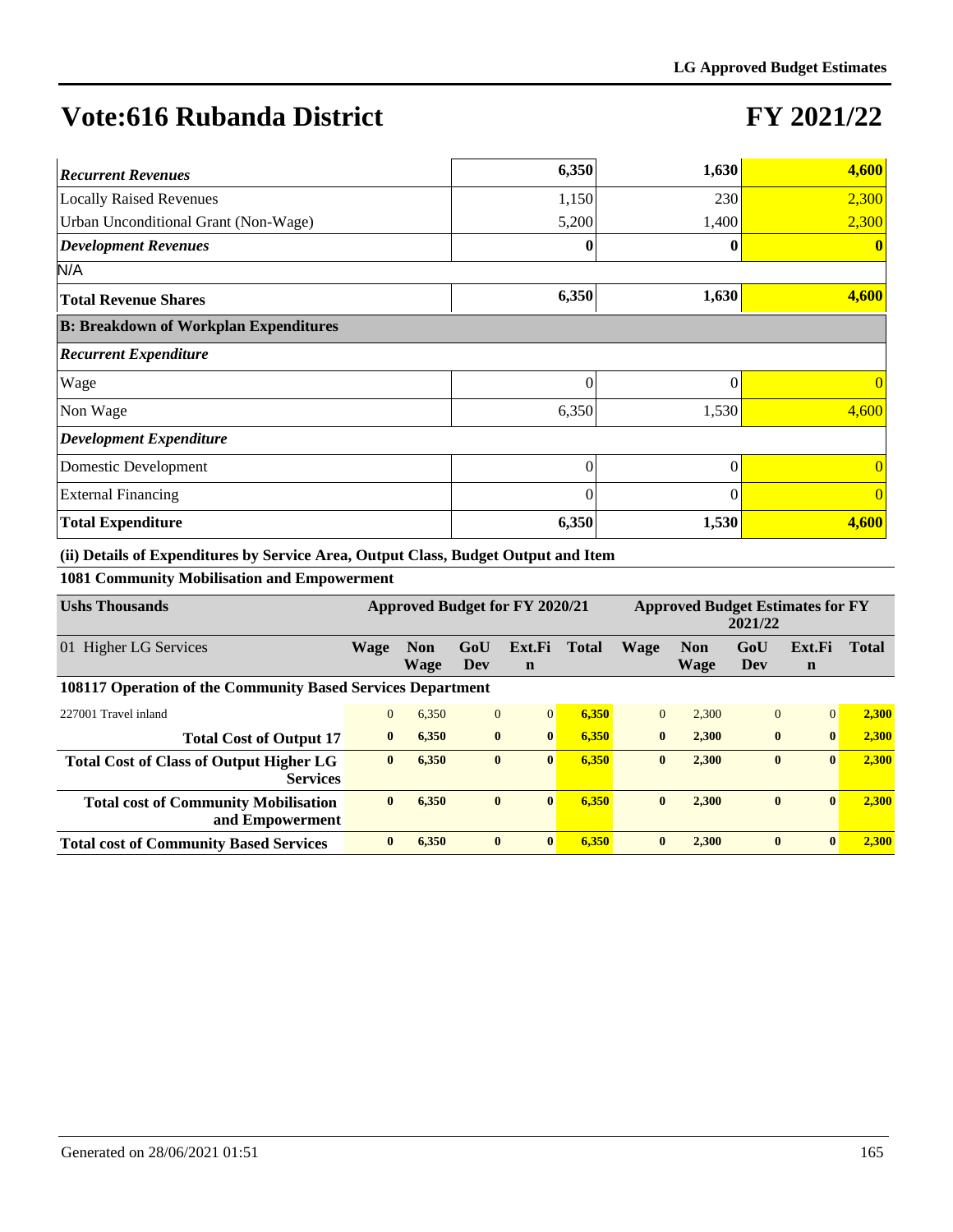# Vote:616 Rubanda District

# FY 2021/22

| | | | |
|---|---|---|---|
| *Recurrent Revenues* | 6,350 | 1,630 | 4,600 |
| Locally Raised Revenues | 1,150 | 230 | 2,300 |
| Urban Unconditional Grant (Non-Wage) | 5,200 | 1,400 | 2,300 |
| *Development Revenues* | 0 | 0 | 0 |
| N/A | | | |
| **Total Revenue Shares** | 6,350 | 1,630 | 4,600 |
| **B: Breakdown of Workplan Expenditures** | | | |
| *Recurrent Expenditure* | | | |
| Wage | 0 | 0 | 0 |
| Non Wage | 6,350 | 1,530 | 4,600 |
| *Development Expenditure* | | | |
| Domestic Development | 0 | 0 | 0 |
| External Financing | 0 | 0 | 0 |
| **Total Expenditure** | 6,350 | 1,530 | 4,600 |

**(ii) Details of Expenditures by Service Area, Output Class, Budget Output and Item**

**1081 Community Mobilisation and Empowerment**

| Ushs Thousands | Approved Budget for FY 2020/21 | | | | | Approved Budget Estimates for FY 2021/22 | | | | |
|---|---|---|---|---|---|---|---|---|---|---|
| 01 Higher LG Services | Wage | Non Wage | GoU Dev | Ext.Fin | Total | Wage | Non Wage | GoU Dev | Ext.Fin | Total |
| **108117 Operation of the Community Based Services Department** | | | | | | | | | | |
| 227001 Travel inland | 0 | 6,350 | 0 | 0 | 6,350 | 0 | 2,300 | 0 | 0 | 2,300 |
| **Total Cost of Output 17** | 0 | 6,350 | 0 | 0 | 6,350 | 0 | 2,300 | 0 | 0 | 2,300 |
| **Total Cost of Class of Output Higher LG Services** | 0 | 6,350 | 0 | 0 | 6,350 | 0 | 2,300 | 0 | 0 | 2,300 |
| **Total cost of Community Mobilisation and Empowerment** | 0 | 6,350 | 0 | 0 | 6,350 | 0 | 2,300 | 0 | 0 | 2,300 |
| **Total cost of Community Based Services** | 0 | 6,350 | 0 | 0 | 6,350 | 0 | 2,300 | 0 | 0 | 2,300 |

Generated on 28/06/2021 01:51